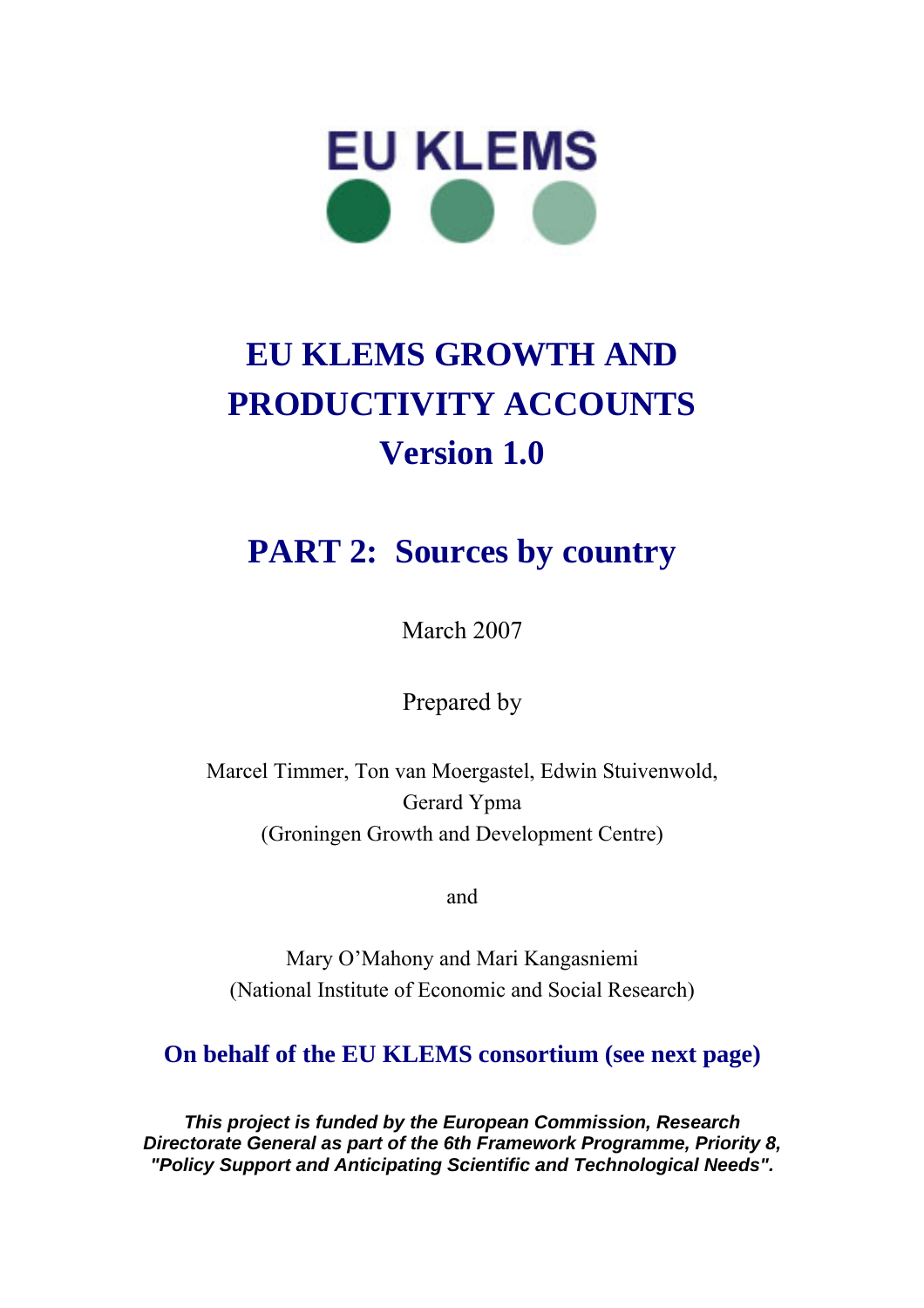EU KLEMS

# EU KLEMS GROWTH AND PRODUCTIVITY ACCOUNTS Version 1.0

## PART 2: Sources by country

March 2007

Prepared by

Marcel Timmer, Ton van Moergastel, Edwin Stuivenwold, Gerard Ypma
(Groningen Growth and Development Centre)

and

Mary O'Mahony and Mari Kangasniemi
(National Institute of Economic and Social Research)

**On behalf of the EU KLEMS consortium (see next page)**

***This project is funded by the European Commission, Research Directorate General as part of the 6th Framework Programme, Priority 8, "Policy Support and Anticipating Scientific and Technological Needs".***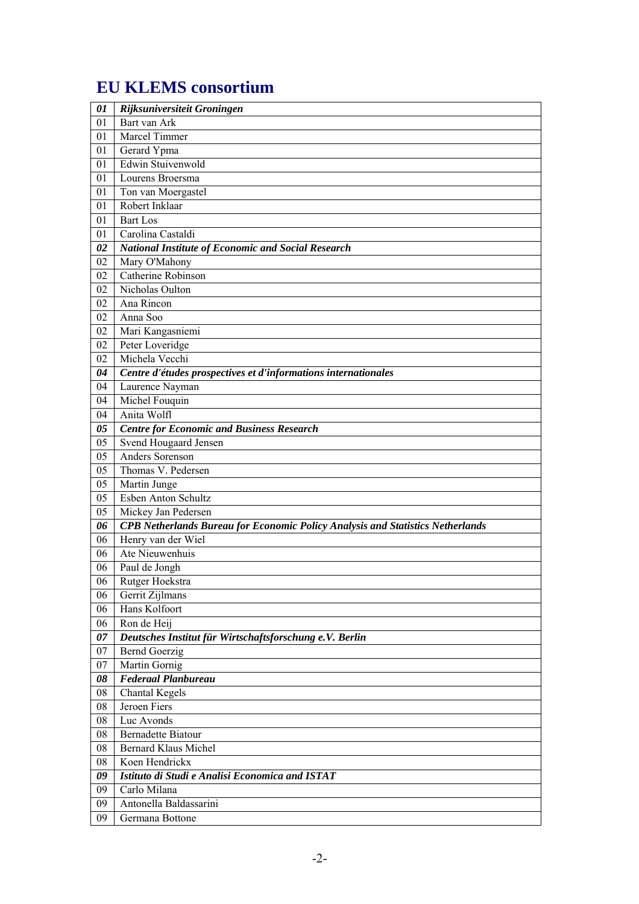## EU KLEMS consortium

| ***01*** | ***Rijksuniversiteit Groningen*** |
|---|---|
| 01 | Bart van Ark |
| 01 | Marcel Timmer |
| 01 | Gerard Ypma |
| 01 | Edwin Stuivenwold |
| 01 | Lourens Broersma |
| 01 | Ton van Moergastel |
| 01 | Robert Inklaar |
| 01 | Bart Los |
| 01 | Carolina Castaldi |
| ***02*** | ***National Institute of Economic and Social Research*** |
| 02 | Mary O'Mahony |
| 02 | Catherine Robinson |
| 02 | Nicholas Oulton |
| 02 | Ana Rincon |
| 02 | Anna Soo |
| 02 | Mari Kangasniemi |
| 02 | Peter Loveridge |
| 02 | Michela Vecchi |
| ***04*** | ***Centre d'études prospectives et d'informations internationales*** |
| 04 | Laurence Nayman |
| 04 | Michel Fouquin |
| 04 | Anita Wolfl |
| ***05*** | ***Centre for Economic and Business Research*** |
| 05 | Svend Hougaard Jensen |
| 05 | Anders Sorenson |
| 05 | Thomas V. Pedersen |
| 05 | Martin Junge |
| 05 | Esben Anton Schultz |
| 05 | Mickey Jan Pedersen |
| ***06*** | ***CPB Netherlands Bureau for Economic Policy Analysis and Statistics Netherlands*** |
| 06 | Henry van der Wiel |
| 06 | Ate Nieuwenhuis |
| 06 | Paul de Jongh |
| 06 | Rutger Hoekstra |
| 06 | Gerrit Zijlmans |
| 06 | Hans Kolfoort |
| 06 | Ron de Heij |
| ***07*** | ***Deutsches Institut für Wirtschaftsforschung e.V. Berlin*** |
| 07 | Bernd Goerzig |
| 07 | Martin Gornig |
| ***08*** | ***Federaal Planbureau*** |
| 08 | Chantal Kegels |
| 08 | Jeroen Fiers |
| 08 | Luc Avonds |
| 08 | Bernadette Biatour |
| 08 | Bernard Klaus Michel |
| 08 | Koen Hendrickx |
| ***09*** | ***Istituto di Studi e Analisi Economica and ISTAT*** |
| 09 | Carlo Milana |
| 09 | Antonella Baldassarini |
| 09 | Germana Bottone |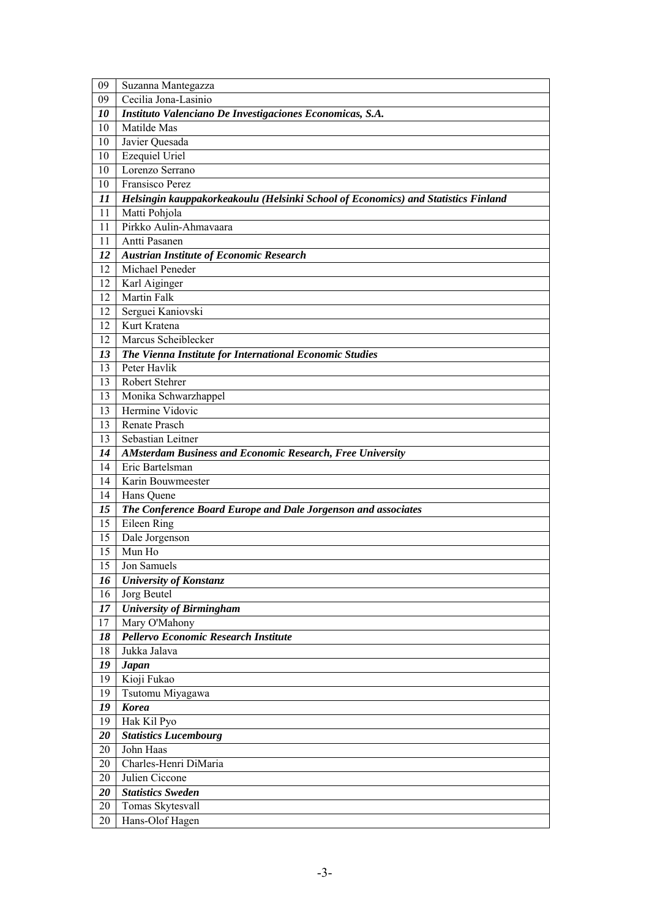| 09 | Suzanna Mantegazza |
|---|---|
| 09 | Cecilia Jona-Lasinio |
| ***10*** | ***Instituto Valenciano De Investigaciones Economicas, S.A.*** |
| 10 | Matilde Mas |
| 10 | Javier Quesada |
| 10 | Ezequiel Uriel |
| 10 | Lorenzo Serrano |
| 10 | Fransisco Perez |
| ***11*** | ***Helsingin kauppakorkeakoulu (Helsinki School of Economics) and Statistics Finland*** |
| 11 | Matti Pohjola |
| 11 | Pirkko Aulin-Ahmavaara |
| 11 | Antti Pasanen |
| ***12*** | ***Austrian Institute of Economic Research*** |
| 12 | Michael Peneder |
| 12 | Karl Aiginger |
| 12 | Martin Falk |
| 12 | Serguei Kaniovski |
| 12 | Kurt Kratena |
| 12 | Marcus Scheiblecker |
| ***13*** | ***The Vienna Institute for International Economic Studies*** |
| 13 | Peter Havlik |
| 13 | Robert Stehrer |
| 13 | Monika Schwarzhappel |
| 13 | Hermine Vidovic |
| 13 | Renate Prasch |
| 13 | Sebastian Leitner |
| ***14*** | ***AMsterdam Business and Economic Research, Free University*** |
| 14 | Eric Bartelsman |
| 14 | Karin Bouwmeester |
| 14 | Hans Quene |
| ***15*** | ***The Conference Board Europe and Dale Jorgenson and associates*** |
| 15 | Eileen Ring |
| 15 | Dale Jorgenson |
| 15 | Mun Ho |
| 15 | Jon Samuels |
| ***16*** | ***University of Konstanz*** |
| 16 | Jorg Beutel |
| ***17*** | ***University of Birmingham*** |
| 17 | Mary O'Mahony |
| ***18*** | ***Pellervo Economic Research Institute*** |
| 18 | Jukka Jalava |
| ***19*** | ***Japan*** |
| 19 | Kioji Fukao |
| 19 | Tsutomu Miyagawa |
| ***19*** | ***Korea*** |
| 19 | Hak Kil Pyo |
| ***20*** | ***Statistics Lucembourg*** |
| 20 | John Haas |
| 20 | Charles-Henri DiMaria |
| 20 | Julien Ciccone |
| ***20*** | ***Statistics Sweden*** |
| 20 | Tomas Skytesvall |
| 20 | Hans-Olof Hagen |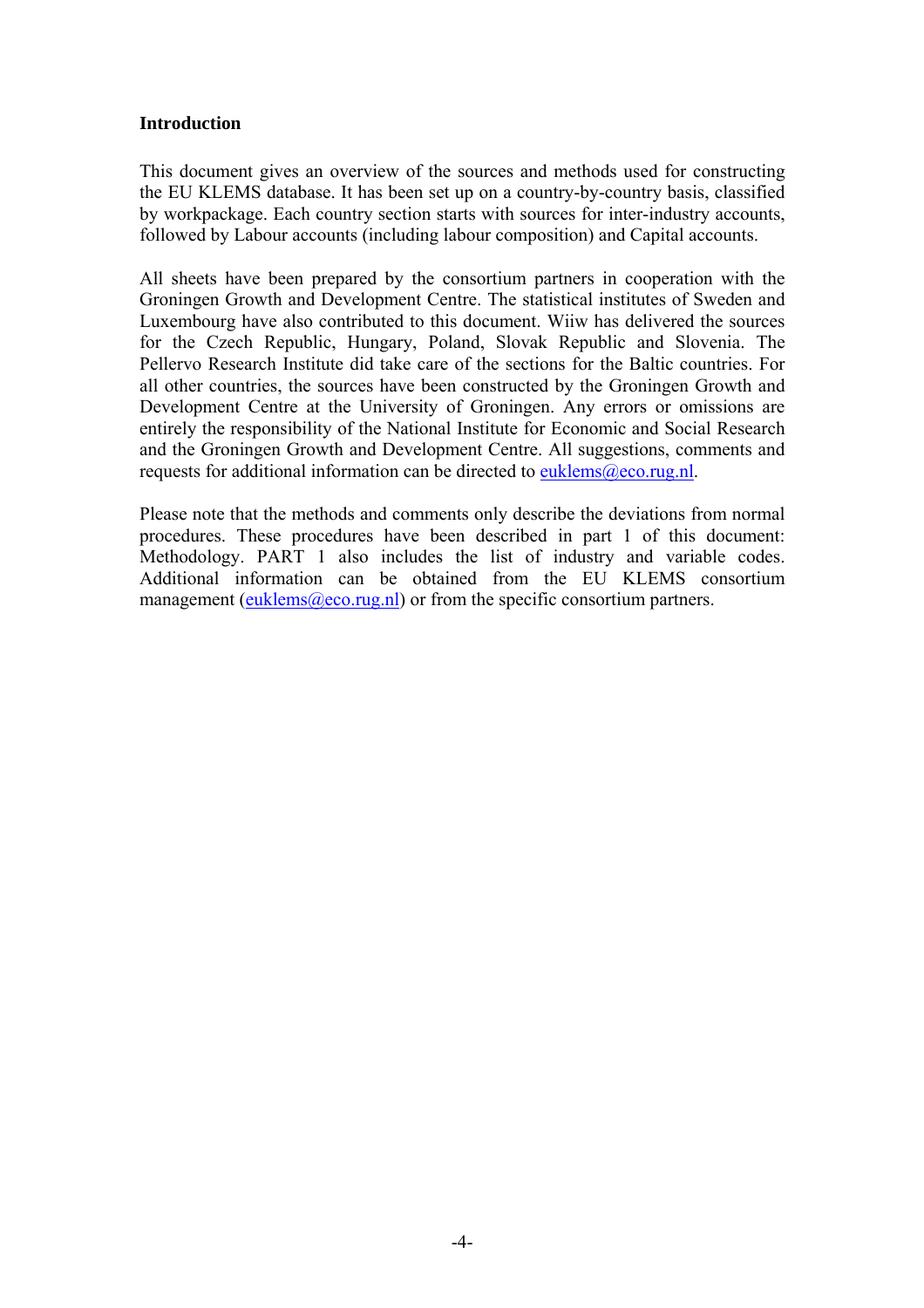## Introduction

This document gives an overview of the sources and methods used for constructing the EU KLEMS database. It has been set up on a country-by-country basis, classified by workpackage. Each country section starts with sources for inter-industry accounts, followed by Labour accounts (including labour composition) and Capital accounts.

All sheets have been prepared by the consortium partners in cooperation with the Groningen Growth and Development Centre. The statistical institutes of Sweden and Luxembourg have also contributed to this document. Wiiw has delivered the sources for the Czech Republic, Hungary, Poland, Slovak Republic and Slovenia. The Pellervo Research Institute did take care of the sections for the Baltic countries. For all other countries, the sources have been constructed by the Groningen Growth and Development Centre at the University of Groningen. Any errors or omissions are entirely the responsibility of the National Institute for Economic and Social Research and the Groningen Growth and Development Centre. All suggestions, comments and requests for additional information can be directed to euklems@eco.rug.nl.

Please note that the methods and comments only describe the deviations from normal procedures. These procedures have been described in part 1 of this document: Methodology. PART 1 also includes the list of industry and variable codes. Additional information can be obtained from the EU KLEMS consortium management (euklems@eco.rug.nl) or from the specific consortium partners.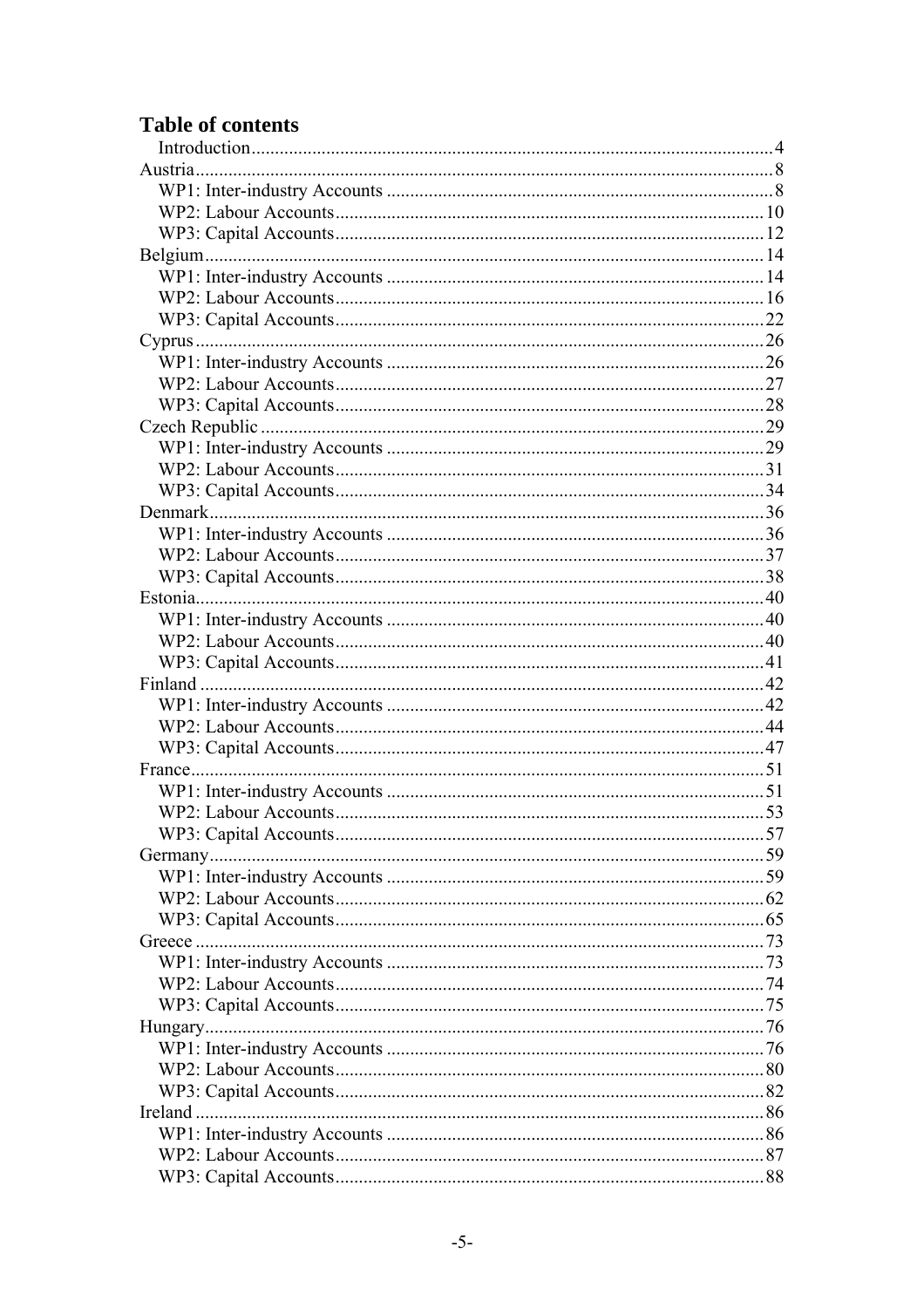## Table of contents

- Introduction 4
- Austria 8
  - WP1: Inter-industry Accounts 8
  - WP2: Labour Accounts 10
  - WP3: Capital Accounts 12
- Belgium 14
  - WP1: Inter-industry Accounts 14
  - WP2: Labour Accounts 16
  - WP3: Capital Accounts 22
- Cyprus 26
  - WP1: Inter-industry Accounts 26
  - WP2: Labour Accounts 27
  - WP3: Capital Accounts 28
- Czech Republic 29
  - WP1: Inter-industry Accounts 29
  - WP2: Labour Accounts 31
  - WP3: Capital Accounts 34
- Denmark 36
  - WP1: Inter-industry Accounts 36
  - WP2: Labour Accounts 37
  - WP3: Capital Accounts 38
- Estonia 40
  - WP1: Inter-industry Accounts 40
  - WP2: Labour Accounts 40
  - WP3: Capital Accounts 41
- Finland 42
  - WP1: Inter-industry Accounts 42
  - WP2: Labour Accounts 44
  - WP3: Capital Accounts 47
- France 51
  - WP1: Inter-industry Accounts 51
  - WP2: Labour Accounts 53
  - WP3: Capital Accounts 57
- Germany 59
  - WP1: Inter-industry Accounts 59
  - WP2: Labour Accounts 62
  - WP3: Capital Accounts 65
- Greece 73
  - WP1: Inter-industry Accounts 73
  - WP2: Labour Accounts 74
  - WP3: Capital Accounts 75
- Hungary 76
  - WP1: Inter-industry Accounts 76
  - WP2: Labour Accounts 80
  - WP3: Capital Accounts 82
- Ireland 86
  - WP1: Inter-industry Accounts 86
  - WP2: Labour Accounts 87
  - WP3: Capital Accounts 88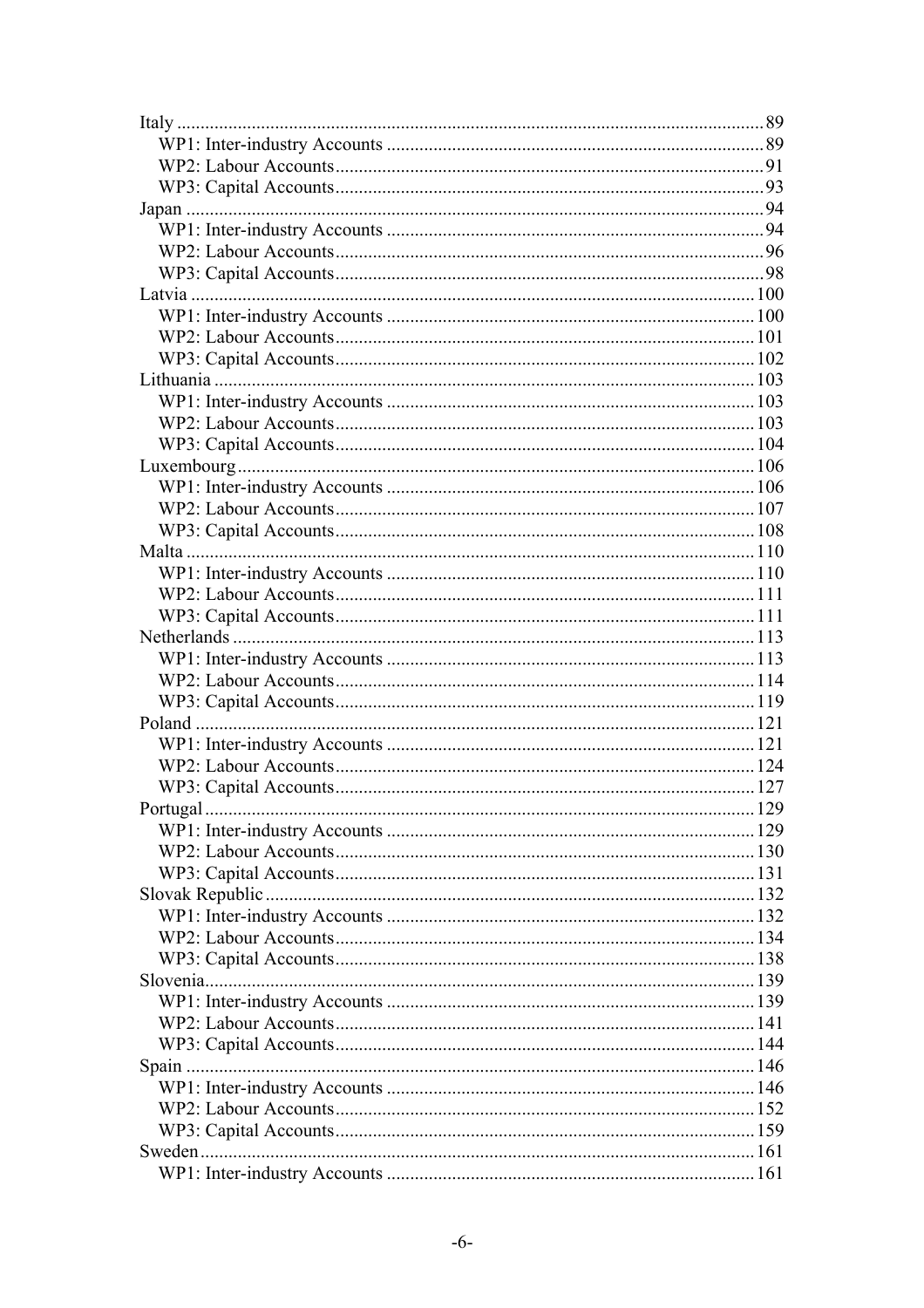Italy ........................................................................................................ 89
  WP1: Inter-industry Accounts ...................................................................... 89
  WP2: Labour Accounts ................................................................................ 91
  WP3: Capital Accounts ................................................................................ 93
Japan ........................................................................................................ 94
  WP1: Inter-industry Accounts ...................................................................... 94
  WP2: Labour Accounts ................................................................................ 96
  WP3: Capital Accounts ................................................................................ 98
Latvia ........................................................................................................ 100
  WP1: Inter-industry Accounts ...................................................................... 100
  WP2: Labour Accounts ................................................................................ 101
  WP3: Capital Accounts ................................................................................ 102
Lithuania ................................................................................................... 103
  WP1: Inter-industry Accounts ...................................................................... 103
  WP2: Labour Accounts ................................................................................ 103
  WP3: Capital Accounts ................................................................................ 104
Luxembourg ............................................................................................... 106
  WP1: Inter-industry Accounts ...................................................................... 106
  WP2: Labour Accounts ................................................................................ 107
  WP3: Capital Accounts ................................................................................ 108
Malta ......................................................................................................... 110
  WP1: Inter-industry Accounts ...................................................................... 110
  WP2: Labour Accounts ................................................................................ 111
  WP3: Capital Accounts ................................................................................ 111
Netherlands ............................................................................................... 113
  WP1: Inter-industry Accounts ...................................................................... 113
  WP2: Labour Accounts ................................................................................ 114
  WP3: Capital Accounts ................................................................................ 119
Poland ....................................................................................................... 121
  WP1: Inter-industry Accounts ...................................................................... 121
  WP2: Labour Accounts ................................................................................ 124
  WP3: Capital Accounts ................................................................................ 127
Portugal ..................................................................................................... 129
  WP1: Inter-industry Accounts ...................................................................... 129
  WP2: Labour Accounts ................................................................................ 130
  WP3: Capital Accounts ................................................................................ 131
Slovak Republic ......................................................................................... 132
  WP1: Inter-industry Accounts ...................................................................... 132
  WP2: Labour Accounts ................................................................................ 134
  WP3: Capital Accounts ................................................................................ 138
Slovenia ..................................................................................................... 139
  WP1: Inter-industry Accounts ...................................................................... 139
  WP2: Labour Accounts ................................................................................ 141
  WP3: Capital Accounts ................................................................................ 144
Spain ......................................................................................................... 146
  WP1: Inter-industry Accounts ...................................................................... 146
  WP2: Labour Accounts ................................................................................ 152
  WP3: Capital Accounts ................................................................................ 159
Sweden ...................................................................................................... 161
  WP1: Inter-industry Accounts ...................................................................... 161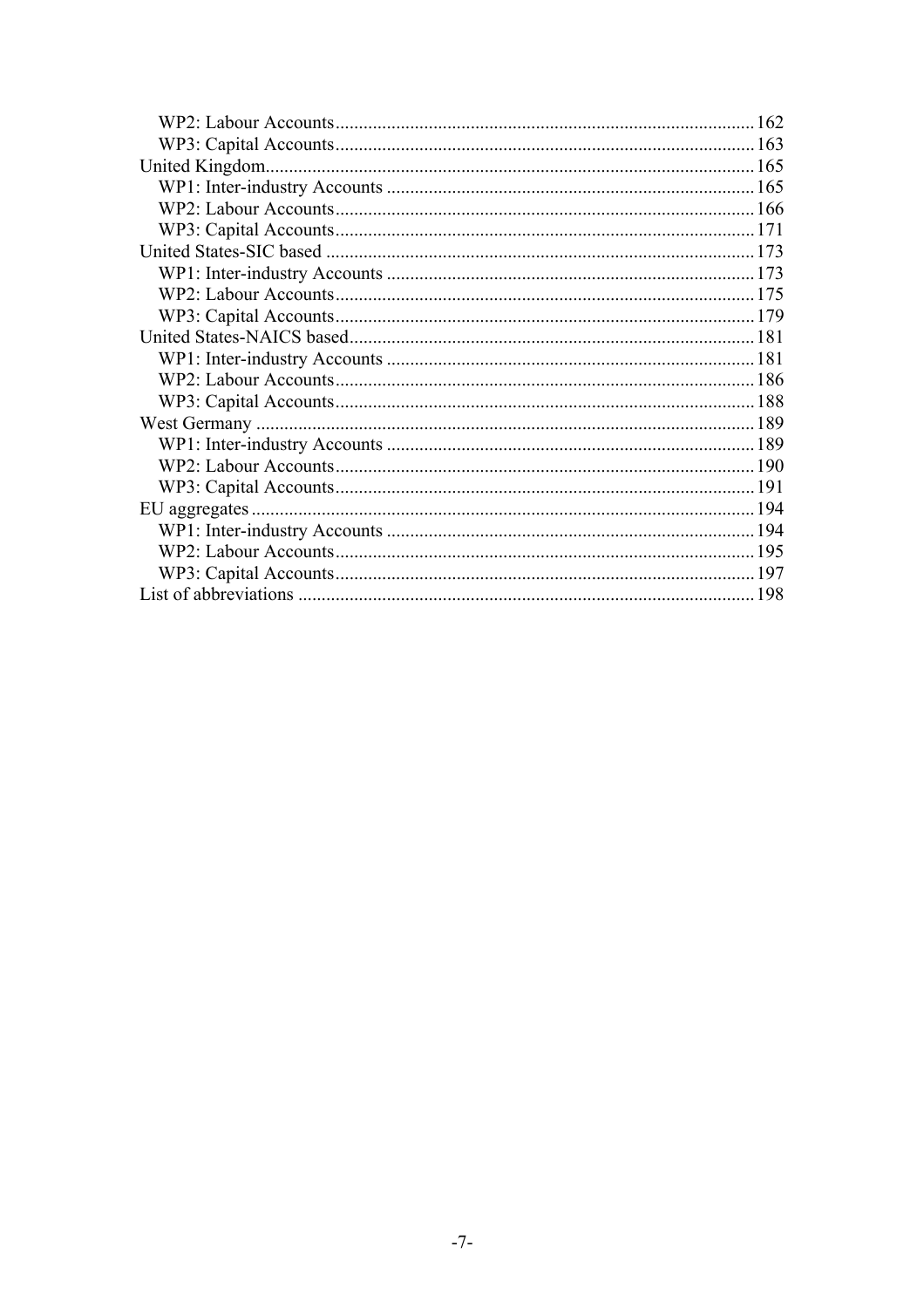- WP2: Labour Accounts ... 162
- WP3: Capital Accounts ... 163

United Kingdom ... 165

- WP1: Inter-industry Accounts ... 165
- WP2: Labour Accounts ... 166
- WP3: Capital Accounts ... 171

United States-SIC based ... 173

- WP1: Inter-industry Accounts ... 173
- WP2: Labour Accounts ... 175
- WP3: Capital Accounts ... 179

United States-NAICS based ... 181

- WP1: Inter-industry Accounts ... 181
- WP2: Labour Accounts ... 186
- WP3: Capital Accounts ... 188

West Germany ... 189

- WP1: Inter-industry Accounts ... 189
- WP2: Labour Accounts ... 190
- WP3: Capital Accounts ... 191

EU aggregates ... 194

- WP1: Inter-industry Accounts ... 194
- WP2: Labour Accounts ... 195
- WP3: Capital Accounts ... 197

List of abbreviations ... 198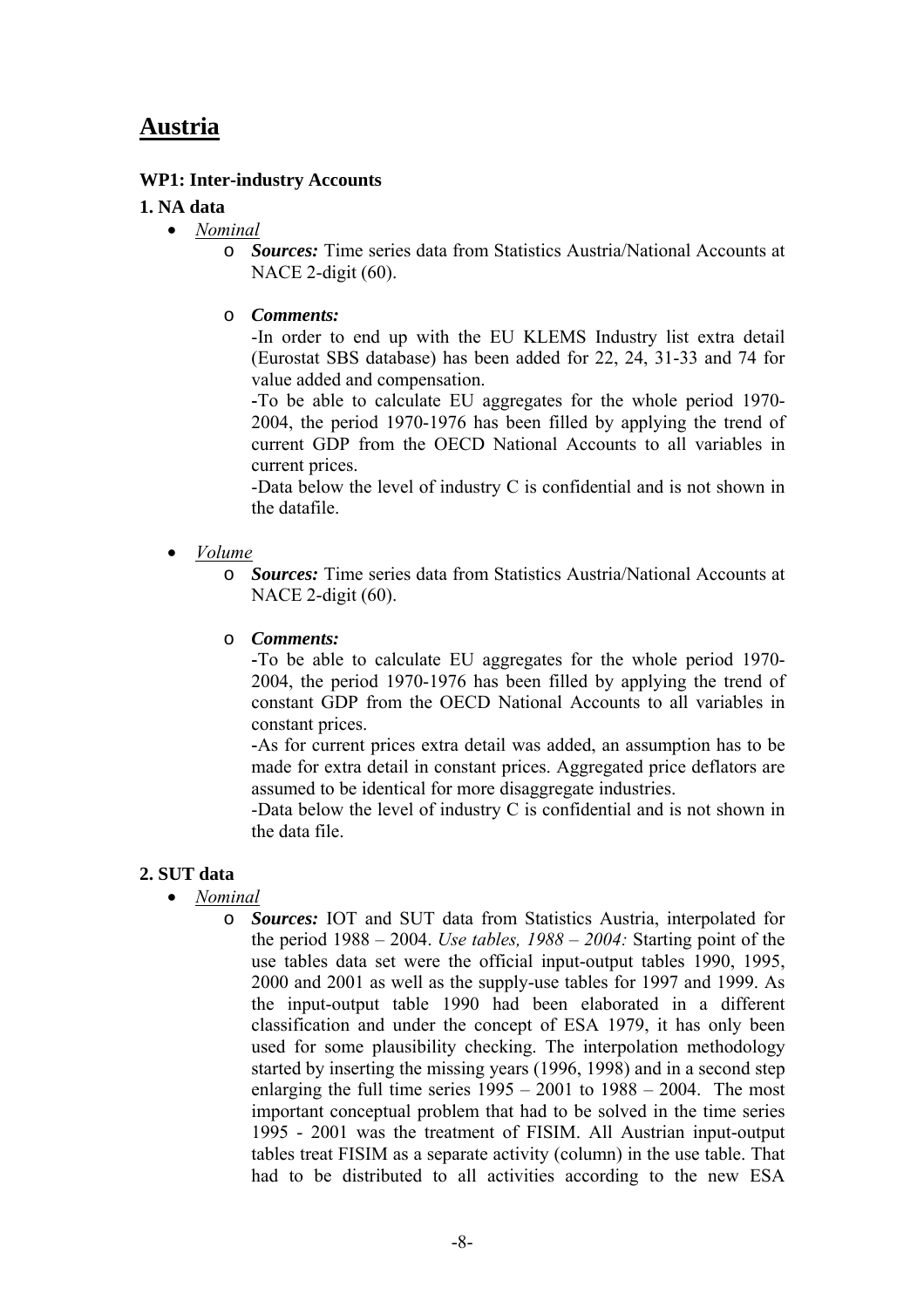# Austria

**WP1: Inter-industry Accounts**

**1. NA data**

- *Nominal*
    - ***Sources:*** Time series data from Statistics Austria/National Accounts at NACE 2-digit (60).
    - ***Comments:***
      -In order to end up with the EU KLEMS Industry list extra detail (Eurostat SBS database) has been added for 22, 24, 31-33 and 74 for value added and compensation.
      -To be able to calculate EU aggregates for the whole period 1970-2004, the period 1970-1976 has been filled by applying the trend of current GDP from the OECD National Accounts to all variables in current prices.
      -Data below the level of industry C is confidential and is not shown in the datafile.

- *Volume*
    - ***Sources:*** Time series data from Statistics Austria/National Accounts at NACE 2-digit (60).
    - ***Comments:***
      -To be able to calculate EU aggregates for the whole period 1970-2004, the period 1970-1976 has been filled by applying the trend of constant GDP from the OECD National Accounts to all variables in constant prices.
      -As for current prices extra detail was added, an assumption has to be made for extra detail in constant prices. Aggregated price deflators are assumed to be identical for more disaggregate industries.
      -Data below the level of industry C is confidential and is not shown in the data file.

**2. SUT data**

- *Nominal*
    - ***Sources:*** IOT and SUT data from Statistics Austria, interpolated for the period 1988 – 2004. *Use tables, 1988 – 2004:* Starting point of the use tables data set were the official input-output tables 1990, 1995, 2000 and 2001 as well as the supply-use tables for 1997 and 1999. As the input-output table 1990 had been elaborated in a different classification and under the concept of ESA 1979, it has only been used for some plausibility checking. The interpolation methodology started by inserting the missing years (1996, 1998) and in a second step enlarging the full time series 1995 – 2001 to 1988 – 2004. The most important conceptual problem that had to be solved in the time series 1995 - 2001 was the treatment of FISIM. All Austrian input-output tables treat FISIM as a separate activity (column) in the use table. That had to be distributed to all activities according to the new ESA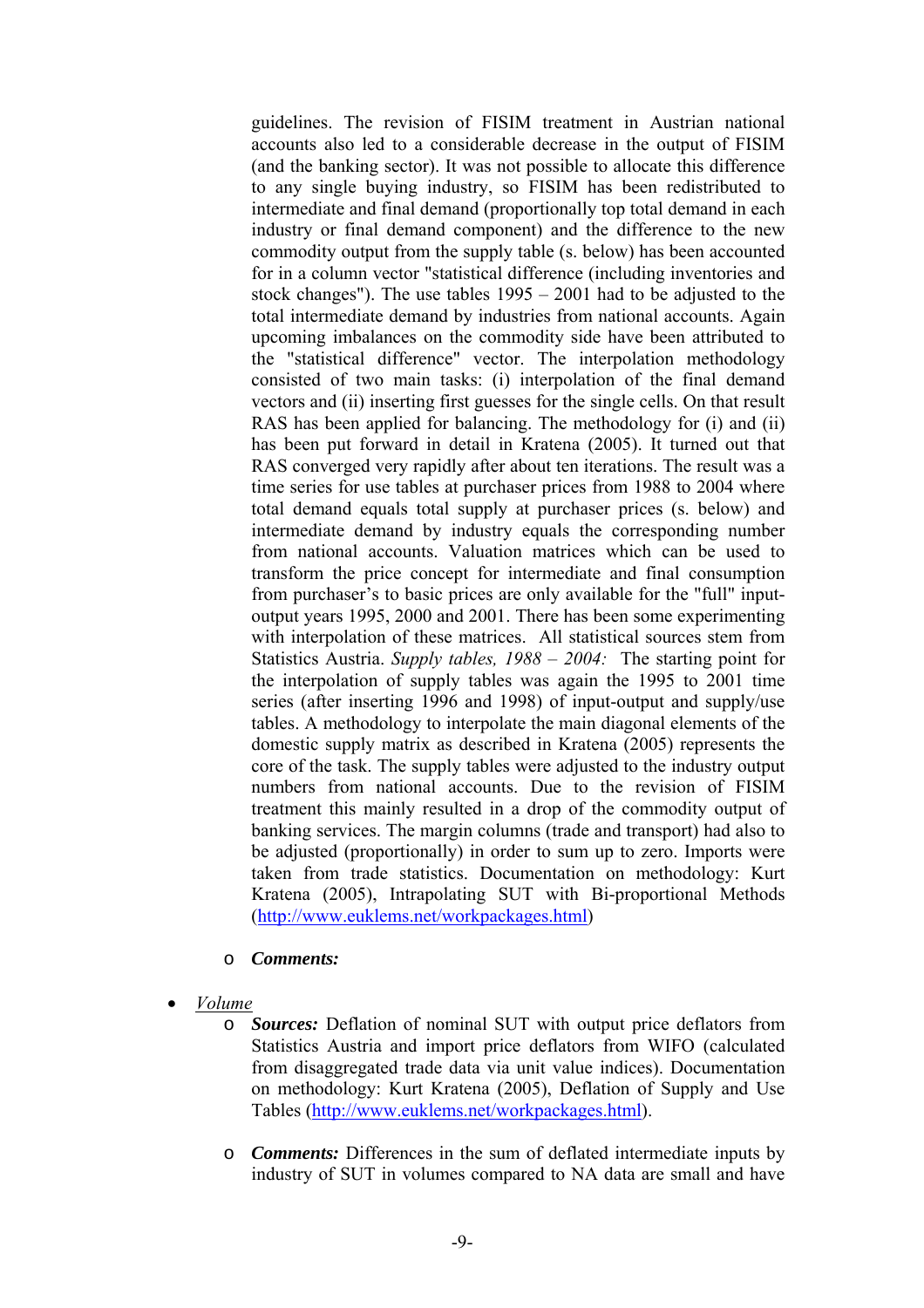guidelines. The revision of FISIM treatment in Austrian national accounts also led to a considerable decrease in the output of FISIM (and the banking sector). It was not possible to allocate this difference to any single buying industry, so FISIM has been redistributed to intermediate and final demand (proportionally top total demand in each industry or final demand component) and the difference to the new commodity output from the supply table (s. below) has been accounted for in a column vector "statistical difference (including inventories and stock changes"). The use tables 1995 – 2001 had to be adjusted to the total intermediate demand by industries from national accounts. Again upcoming imbalances on the commodity side have been attributed to the "statistical difference" vector. The interpolation methodology consisted of two main tasks: (i) interpolation of the final demand vectors and (ii) inserting first guesses for the single cells. On that result RAS has been applied for balancing. The methodology for (i) and (ii) has been put forward in detail in Kratena (2005). It turned out that RAS converged very rapidly after about ten iterations. The result was a time series for use tables at purchaser prices from 1988 to 2004 where total demand equals total supply at purchaser prices (s. below) and intermediate demand by industry equals the corresponding number from national accounts. Valuation matrices which can be used to transform the price concept for intermediate and final consumption from purchaser's to basic prices are only available for the "full" input-output years 1995, 2000 and 2001. There has been some experimenting with interpolation of these matrices. All statistical sources stem from Statistics Austria. *Supply tables, 1988 – 2004:* The starting point for the interpolation of supply tables was again the 1995 to 2001 time series (after inserting 1996 and 1998) of input-output and supply/use tables. A methodology to interpolate the main diagonal elements of the domestic supply matrix as described in Kratena (2005) represents the core of the task. The supply tables were adjusted to the industry output numbers from national accounts. Due to the revision of FISIM treatment this mainly resulted in a drop of the commodity output of banking services. The margin columns (trade and transport) had also to be adjusted (proportionally) in order to sum up to zero. Imports were taken from trade statistics. Documentation on methodology: Kurt Kratena (2005), Intrapolating SUT with Bi-proportional Methods (http://www.euklems.net/workpackages.html)

  - ***Comments:***

- *Volume*
  - ***Sources:*** Deflation of nominal SUT with output price deflators from Statistics Austria and import price deflators from WIFO (calculated from disaggregated trade data via unit value indices). Documentation on methodology: Kurt Kratena (2005), Deflation of Supply and Use Tables (http://www.euklems.net/workpackages.html).

  - ***Comments:*** Differences in the sum of deflated intermediate inputs by industry of SUT in volumes compared to NA data are small and have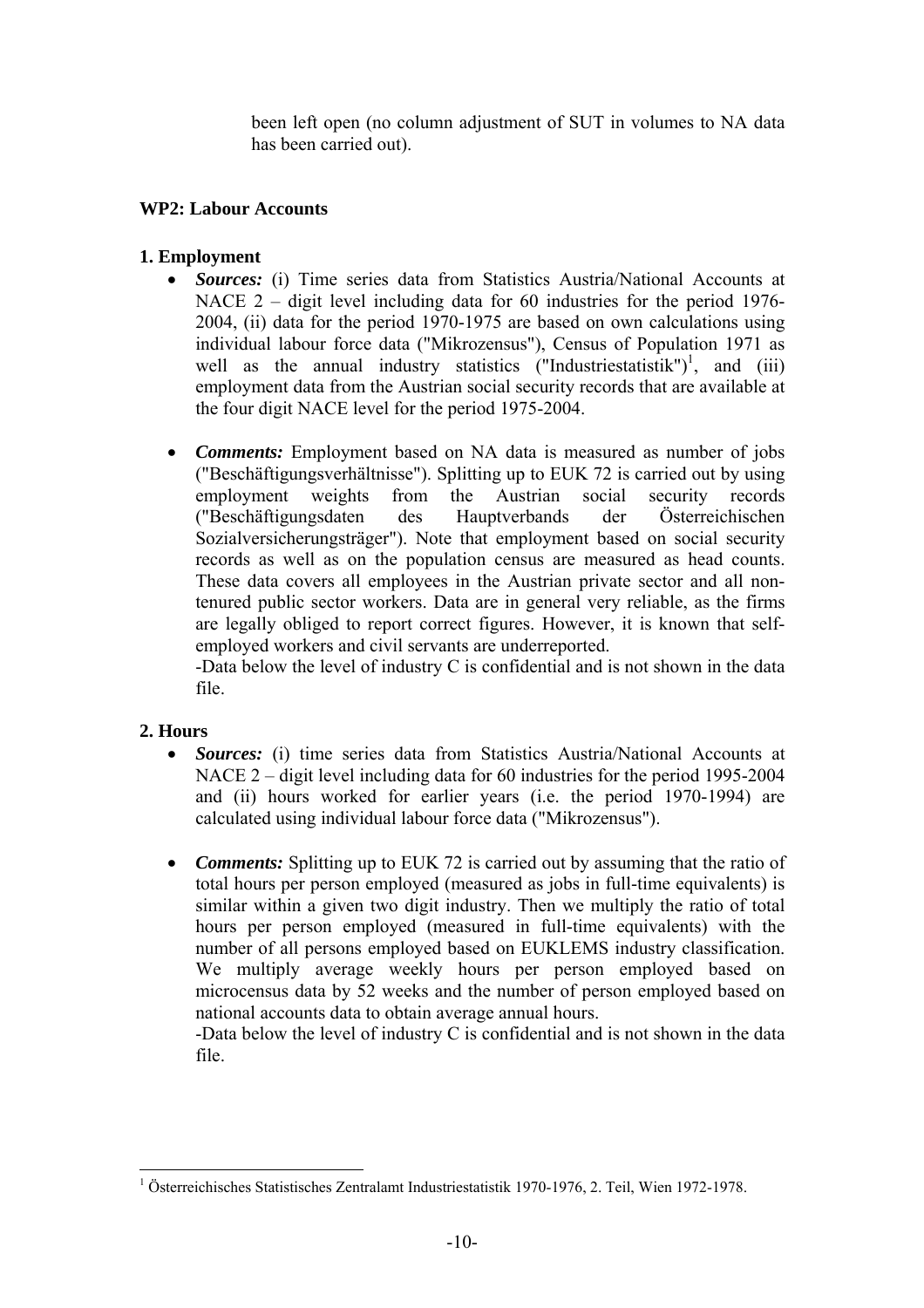been left open (no column adjustment of SUT in volumes to NA data has been carried out).

## WP2: Labour Accounts

### 1. Employment

- ***Sources:*** (i) Time series data from Statistics Austria/National Accounts at NACE 2 – digit level including data for 60 industries for the period 1976-2004, (ii) data for the period 1970-1975 are based on own calculations using individual labour force data ("Mikrozensus"), Census of Population 1971 as well as the annual industry statistics ("Industriestatistik")[1], and (iii) employment data from the Austrian social security records that are available at the four digit NACE level for the period 1975-2004.

- ***Comments:*** Employment based on NA data is measured as number of jobs ("Beschäftigungsverhältnisse"). Splitting up to EUK 72 is carried out by using employment weights from the Austrian social security records ("Beschäftigungsdaten des Hauptverbands der Österreichischen Sozialversicherungsträger"). Note that employment based on social security records as well as on the population census are measured as head counts. These data covers all employees in the Austrian private sector and all non-tenured public sector workers. Data are in general very reliable, as the firms are legally obliged to report correct figures. However, it is known that self-employed workers and civil servants are underreported.
  -Data below the level of industry C is confidential and is not shown in the data file.

### 2. Hours

- ***Sources:*** (i) time series data from Statistics Austria/National Accounts at NACE 2 – digit level including data for 60 industries for the period 1995-2004 and (ii) hours worked for earlier years (i.e. the period 1970-1994) are calculated using individual labour force data ("Mikrozensus").

- ***Comments:*** Splitting up to EUK 72 is carried out by assuming that the ratio of total hours per person employed (measured as jobs in full-time equivalents) is similar within a given two digit industry. Then we multiply the ratio of total hours per person employed (measured in full-time equivalents) with the number of all persons employed based on EUKLEMS industry classification. We multiply average weekly hours per person employed based on microcensus data by 52 weeks and the number of person employed based on national accounts data to obtain average annual hours.
  -Data below the level of industry C is confidential and is not shown in the data file.

---

[1] Österreichisches Statistisches Zentralamt Industriestatistik 1970-1976, 2. Teil, Wien 1972-1978.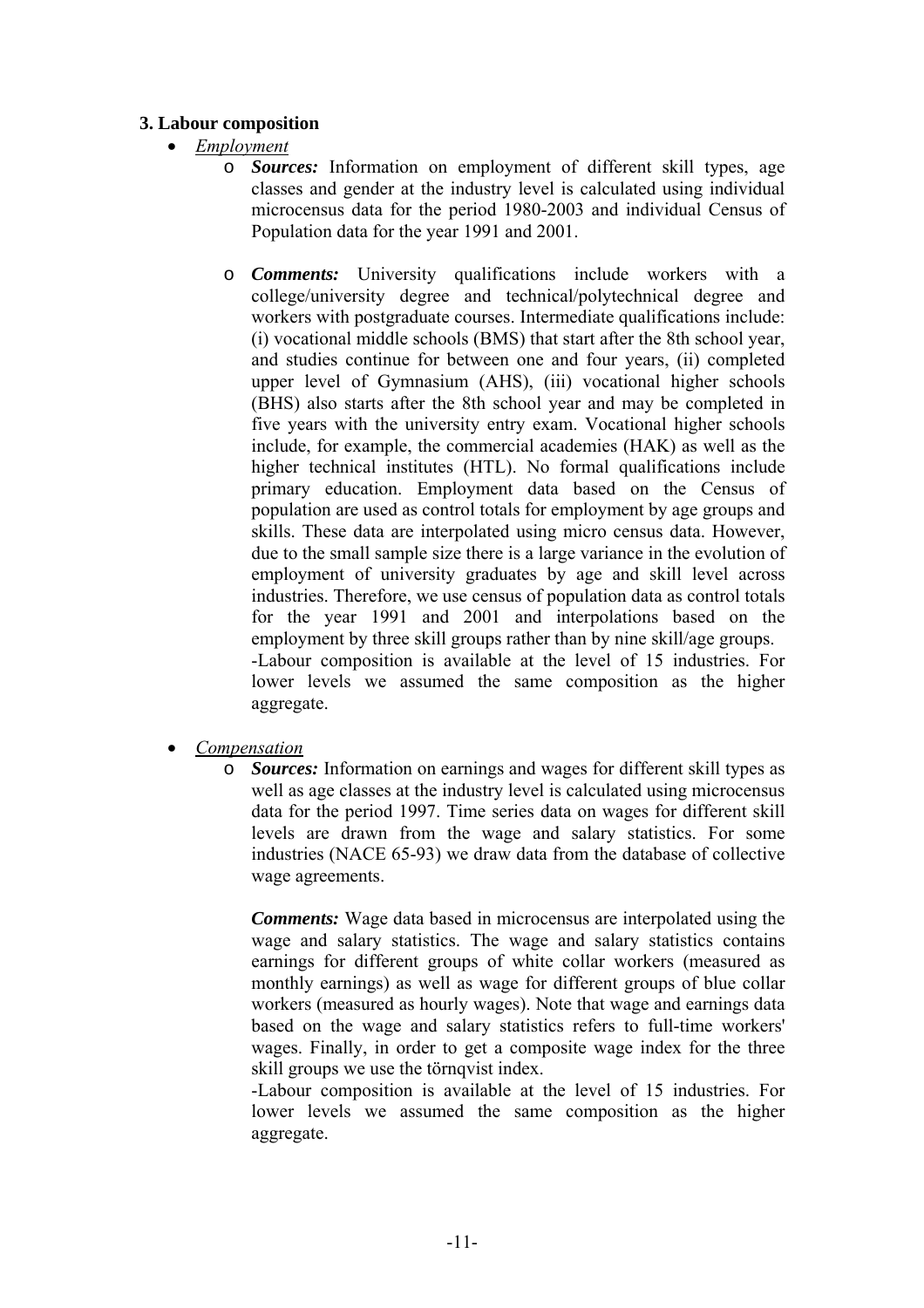### 3. Labour composition

- *Employment*
    - ***Sources:*** Information on employment of different skill types, age classes and gender at the industry level is calculated using individual microcensus data for the period 1980-2003 and individual Census of Population data for the year 1991 and 2001.

    - ***Comments:*** University qualifications include workers with a college/university degree and technical/polytechnical degree and workers with postgraduate courses. Intermediate qualifications include: (i) vocational middle schools (BMS) that start after the 8th school year, and studies continue for between one and four years, (ii) completed upper level of Gymnasium (AHS), (iii) vocational higher schools (BHS) also starts after the 8th school year and may be completed in five years with the university entry exam. Vocational higher schools include, for example, the commercial academies (HAK) as well as the higher technical institutes (HTL). No formal qualifications include primary education. Employment data based on the Census of population are used as control totals for employment by age groups and skills. These data are interpolated using micro census data. However, due to the small sample size there is a large variance in the evolution of employment of university graduates by age and skill level across industries. Therefore, we use census of population data as control totals for the year 1991 and 2001 and interpolations based on the employment by three skill groups rather than by nine skill/age groups.
      -Labour composition is available at the level of 15 industries. For lower levels we assumed the same composition as the higher aggregate.

- *Compensation*
    - ***Sources:*** Information on earnings and wages for different skill types as well as age classes at the industry level is calculated using microcensus data for the period 1997. Time series data on wages for different skill levels are drawn from the wage and salary statistics. For some industries (NACE 65-93) we draw data from the database of collective wage agreements.

      ***Comments:*** Wage data based in microcensus are interpolated using the wage and salary statistics. The wage and salary statistics contains earnings for different groups of white collar workers (measured as monthly earnings) as well as wage for different groups of blue collar workers (measured as hourly wages). Note that wage and earnings data based on the wage and salary statistics refers to full-time workers' wages. Finally, in order to get a composite wage index for the three skill groups we use the törnqvist index.
      -Labour composition is available at the level of 15 industries. For lower levels we assumed the same composition as the higher aggregate.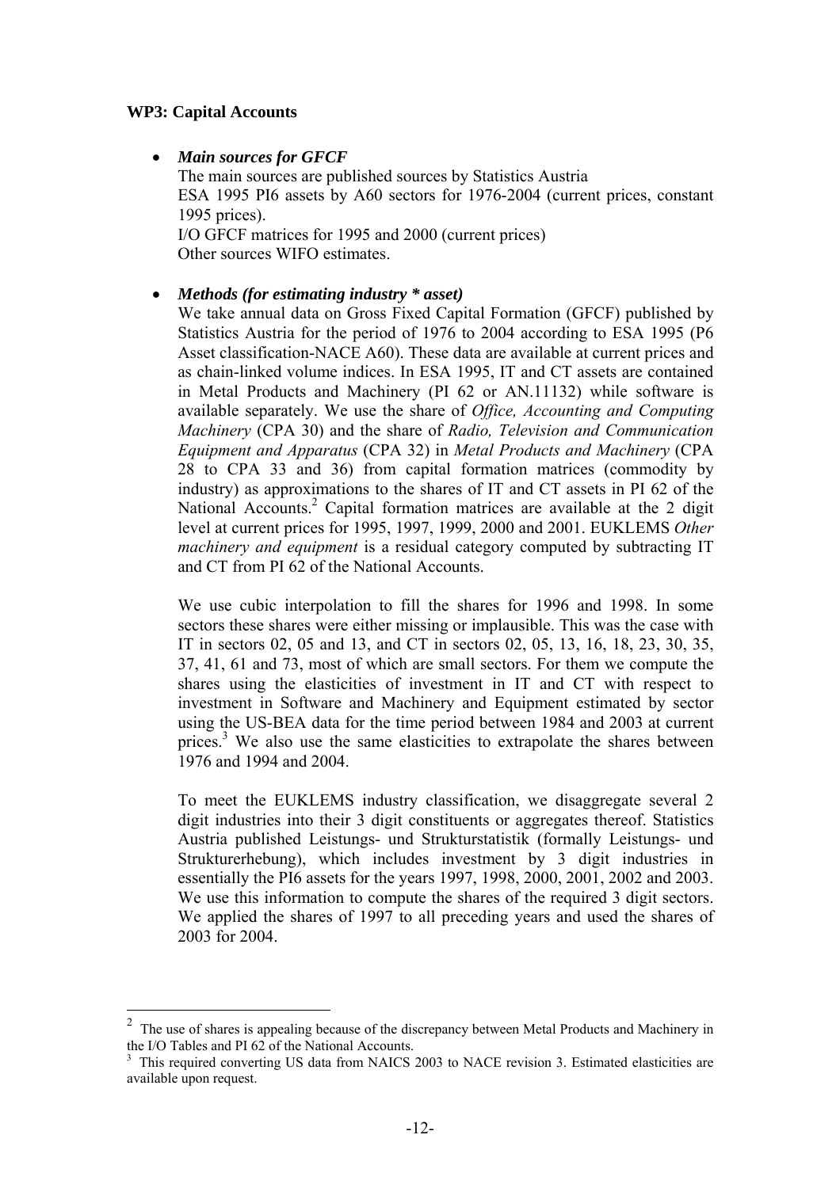**WP3: Capital Accounts**

- ***Main sources for GFCF***
  
  The main sources are published sources by Statistics Austria
  ESA 1995 PI6 assets by A60 sectors for 1976-2004 (current prices, constant 1995 prices).
  I/O GFCF matrices for 1995 and 2000 (current prices)
  Other sources WIFO estimates.

- ***Methods (for estimating industry * asset)***
  
  We take annual data on Gross Fixed Capital Formation (GFCF) published by Statistics Austria for the period of 1976 to 2004 according to ESA 1995 (P6 Asset classification-NACE A60). These data are available at current prices and as chain-linked volume indices. In ESA 1995, IT and CT assets are contained in Metal Products and Machinery (PI 62 or AN.11132) while software is available separately. We use the share of *Office, Accounting and Computing Machinery* (CPA 30) and the share of *Radio, Television and Communication Equipment and Apparatus* (CPA 32) in *Metal Products and Machinery* (CPA 28 to CPA 33 and 36) from capital formation matrices (commodity by industry) as approximations to the shares of IT and CT assets in PI 62 of the National Accounts.[2] Capital formation matrices are available at the 2 digit level at current prices for 1995, 1997, 1999, 2000 and 2001. EUKLEMS *Other machinery and equipment* is a residual category computed by subtracting IT and CT from PI 62 of the National Accounts.
  
  We use cubic interpolation to fill the shares for 1996 and 1998. In some sectors these shares were either missing or implausible. This was the case with IT in sectors 02, 05 and 13, and CT in sectors 02, 05, 13, 16, 18, 23, 30, 35, 37, 41, 61 and 73, most of which are small sectors. For them we compute the shares using the elasticities of investment in IT and CT with respect to investment in Software and Machinery and Equipment estimated by sector using the US-BEA data for the time period between 1984 and 2003 at current prices.[3] We also use the same elasticities to extrapolate the shares between 1976 and 1994 and 2004.
  
  To meet the EUKLEMS industry classification, we disaggregate several 2 digit industries into their 3 digit constituents or aggregates thereof. Statistics Austria published Leistungs- und Strukturstatistik (formally Leistungs- und Strukturerhebung), which includes investment by 3 digit industries in essentially the PI6 assets for the years 1997, 1998, 2000, 2001, 2002 and 2003. We use this information to compute the shares of the required 3 digit sectors. We applied the shares of 1997 to all preceding years and used the shares of 2003 for 2004.

---

[2] The use of shares is appealing because of the discrepancy between Metal Products and Machinery in the I/O Tables and PI 62 of the National Accounts.

[3] This required converting US data from NAICS 2003 to NACE revision 3. Estimated elasticities are available upon request.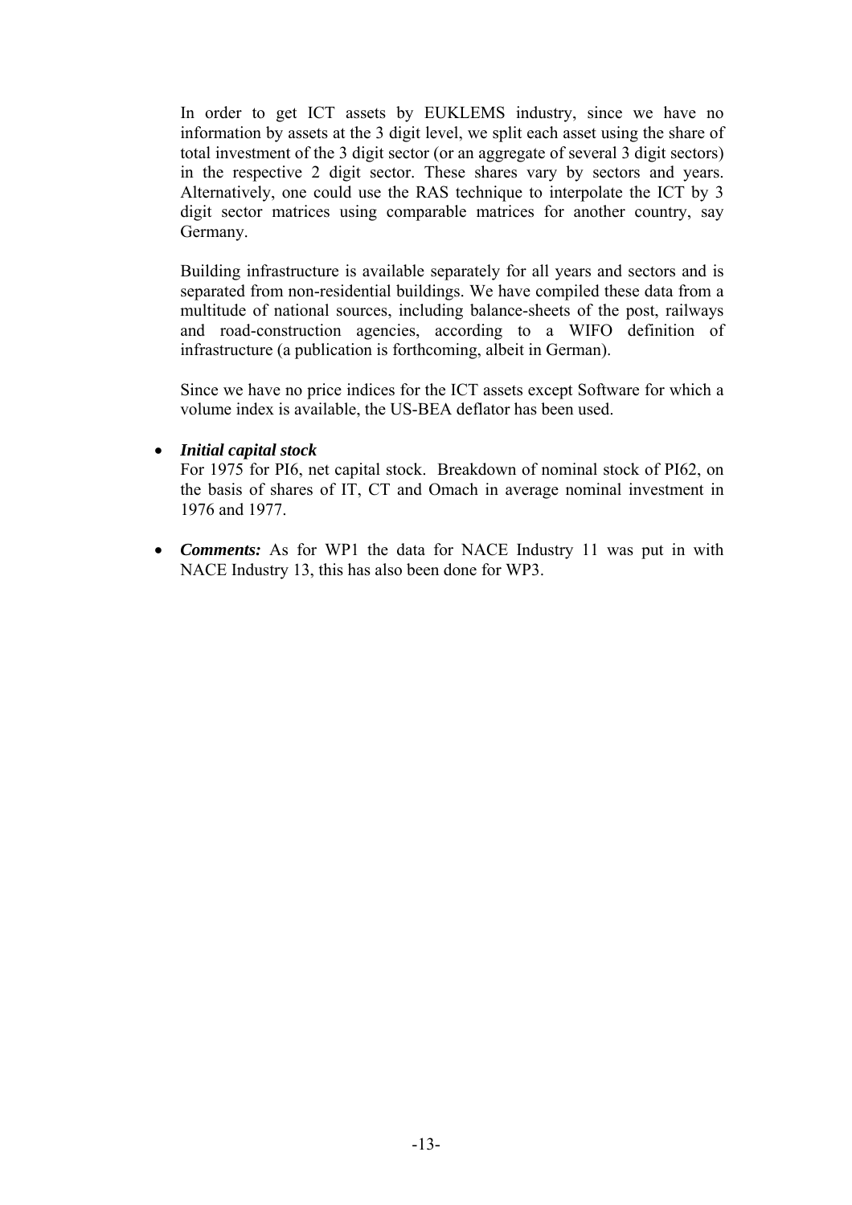In order to get ICT assets by EUKLEMS industry, since we have no information by assets at the 3 digit level, we split each asset using the share of total investment of the 3 digit sector (or an aggregate of several 3 digit sectors) in the respective 2 digit sector. These shares vary by sectors and years. Alternatively, one could use the RAS technique to interpolate the ICT by 3 digit sector matrices using comparable matrices for another country, say Germany.

Building infrastructure is available separately for all years and sectors and is separated from non-residential buildings. We have compiled these data from a multitude of national sources, including balance-sheets of the post, railways and road-construction agencies, according to a WIFO definition of infrastructure (a publication is forthcoming, albeit in German).

Since we have no price indices for the ICT assets except Software for which a volume index is available, the US-BEA deflator has been used.

- ***Initial capital stock***
  For 1975 for PI6, net capital stock. Breakdown of nominal stock of PI62, on the basis of shares of IT, CT and Omach in average nominal investment in 1976 and 1977.

- ***Comments:*** As for WP1 the data for NACE Industry 11 was put in with NACE Industry 13, this has also been done for WP3.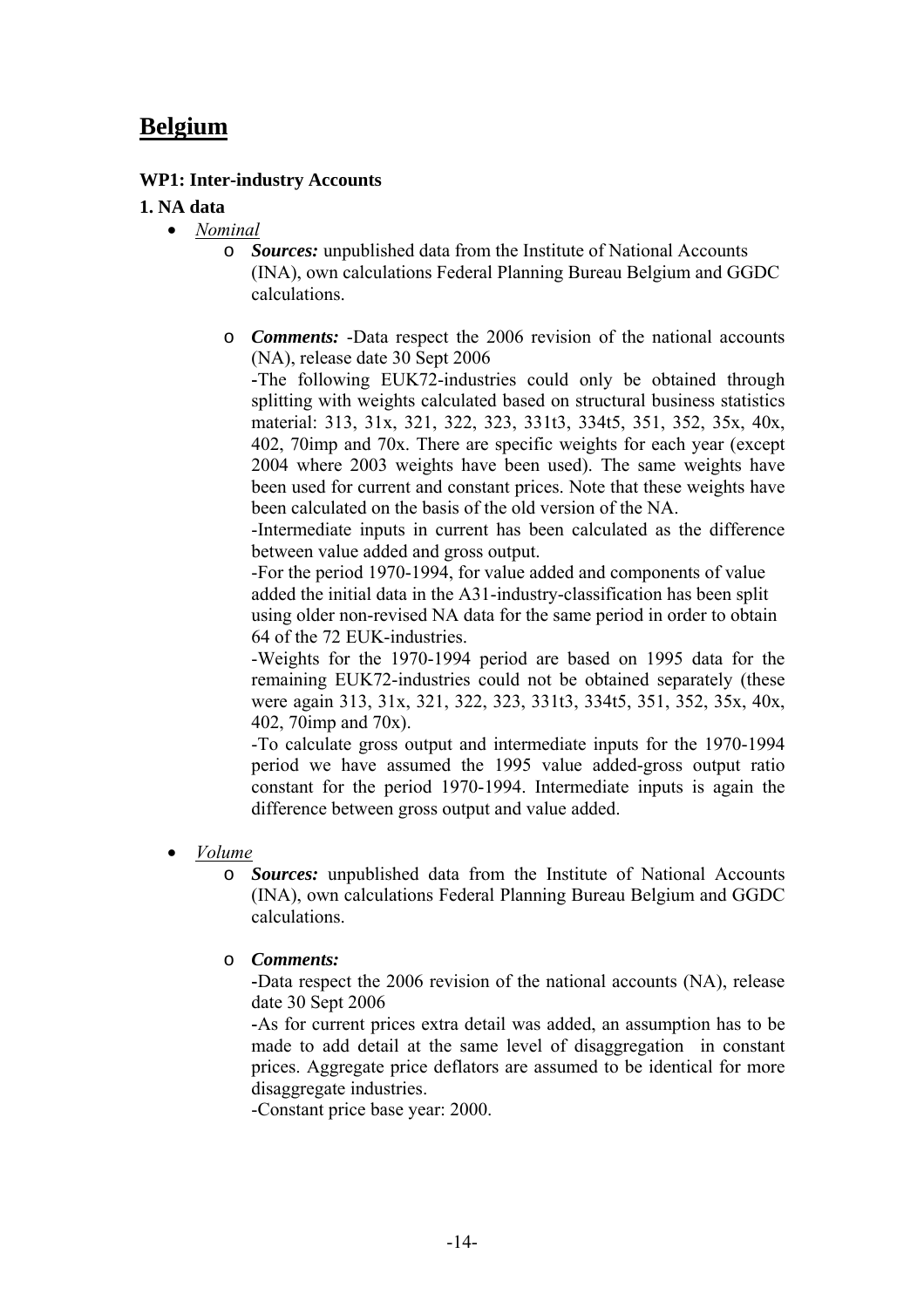# Belgium

**WP1: Inter-industry Accounts**

**1. NA data**

- *Nominal*
  - ***Sources:*** unpublished data from the Institute of National Accounts (INA), own calculations Federal Planning Bureau Belgium and GGDC calculations.

  - ***Comments:*** -Data respect the 2006 revision of the national accounts (NA), release date 30 Sept 2006

    -The following EUK72-industries could only be obtained through splitting with weights calculated based on structural business statistics material: 313, 31x, 321, 322, 323, 331t3, 334t5, 351, 352, 35x, 40x, 402, 70imp and 70x. There are specific weights for each year (except 2004 where 2003 weights have been used). The same weights have been used for current and constant prices. Note that these weights have been calculated on the basis of the old version of the NA.

    -Intermediate inputs in current has been calculated as the difference between value added and gross output.

    -For the period 1970-1994, for value added and components of value added the initial data in the A31-industry-classification has been split using older non-revised NA data for the same period in order to obtain 64 of the 72 EUK-industries.

    -Weights for the 1970-1994 period are based on 1995 data for the remaining EUK72-industries could not be obtained separately (these were again 313, 31x, 321, 322, 323, 331t3, 334t5, 351, 352, 35x, 40x, 402, 70imp and 70x).

    -To calculate gross output and intermediate inputs for the 1970-1994 period we have assumed the 1995 value added-gross output ratio constant for the period 1970-1994. Intermediate inputs is again the difference between gross output and value added.

- *Volume*
  - ***Sources:*** unpublished data from the Institute of National Accounts (INA), own calculations Federal Planning Bureau Belgium and GGDC calculations.

  - ***Comments:***

    -Data respect the 2006 revision of the national accounts (NA), release date 30 Sept 2006

    -As for current prices extra detail was added, an assumption has to be made to add detail at the same level of disaggregation in constant prices. Aggregate price deflators are assumed to be identical for more disaggregate industries.

    -Constant price base year: 2000.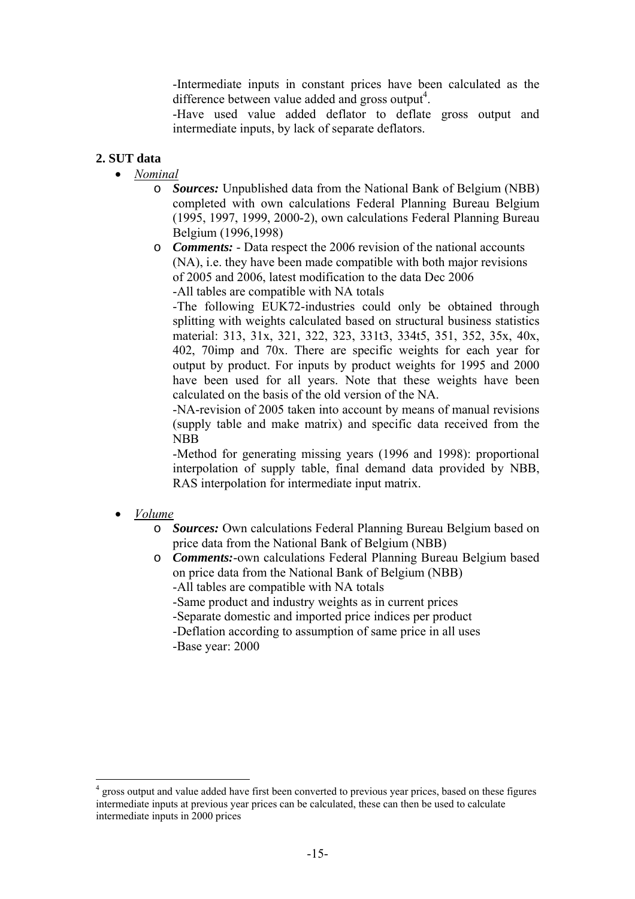-Intermediate inputs in constant prices have been calculated as the difference between value added and gross output[4].

-Have used value added deflator to deflate gross output and intermediate inputs, by lack of separate deflators.

## 2. SUT data

- *Nominal*
  - ***Sources:*** Unpublished data from the National Bank of Belgium (NBB) completed with own calculations Federal Planning Bureau Belgium (1995, 1997, 1999, 2000-2), own calculations Federal Planning Bureau Belgium (1996,1998)
  - ***Comments:*** - Data respect the 2006 revision of the national accounts (NA), i.e. they have been made compatible with both major revisions of 2005 and 2006, latest modification to the data Dec 2006

    -All tables are compatible with NA totals

    -The following EUK72-industries could only be obtained through splitting with weights calculated based on structural business statistics material: 313, 31x, 321, 322, 323, 331t3, 334t5, 351, 352, 35x, 40x, 402, 70imp and 70x. There are specific weights for each year for output by product. For inputs by product weights for 1995 and 2000 have been used for all years. Note that these weights have been calculated on the basis of the old version of the NA.

    -NA-revision of 2005 taken into account by means of manual revisions (supply table and make matrix) and specific data received from the NBB

    -Method for generating missing years (1996 and 1998): proportional interpolation of supply table, final demand data provided by NBB, RAS interpolation for intermediate input matrix.

- *Volume*
  - ***Sources:*** Own calculations Federal Planning Bureau Belgium based on price data from the National Bank of Belgium (NBB)
  - ***Comments:***-own calculations Federal Planning Bureau Belgium based on price data from the National Bank of Belgium (NBB)

    -All tables are compatible with NA totals

    -Same product and industry weights as in current prices

    -Separate domestic and imported price indices per product

    -Deflation according to assumption of same price in all uses

    -Base year: 2000

[4] gross output and value added have first been converted to previous year prices, based on these figures intermediate inputs at previous year prices can be calculated, these can then be used to calculate intermediate inputs in 2000 prices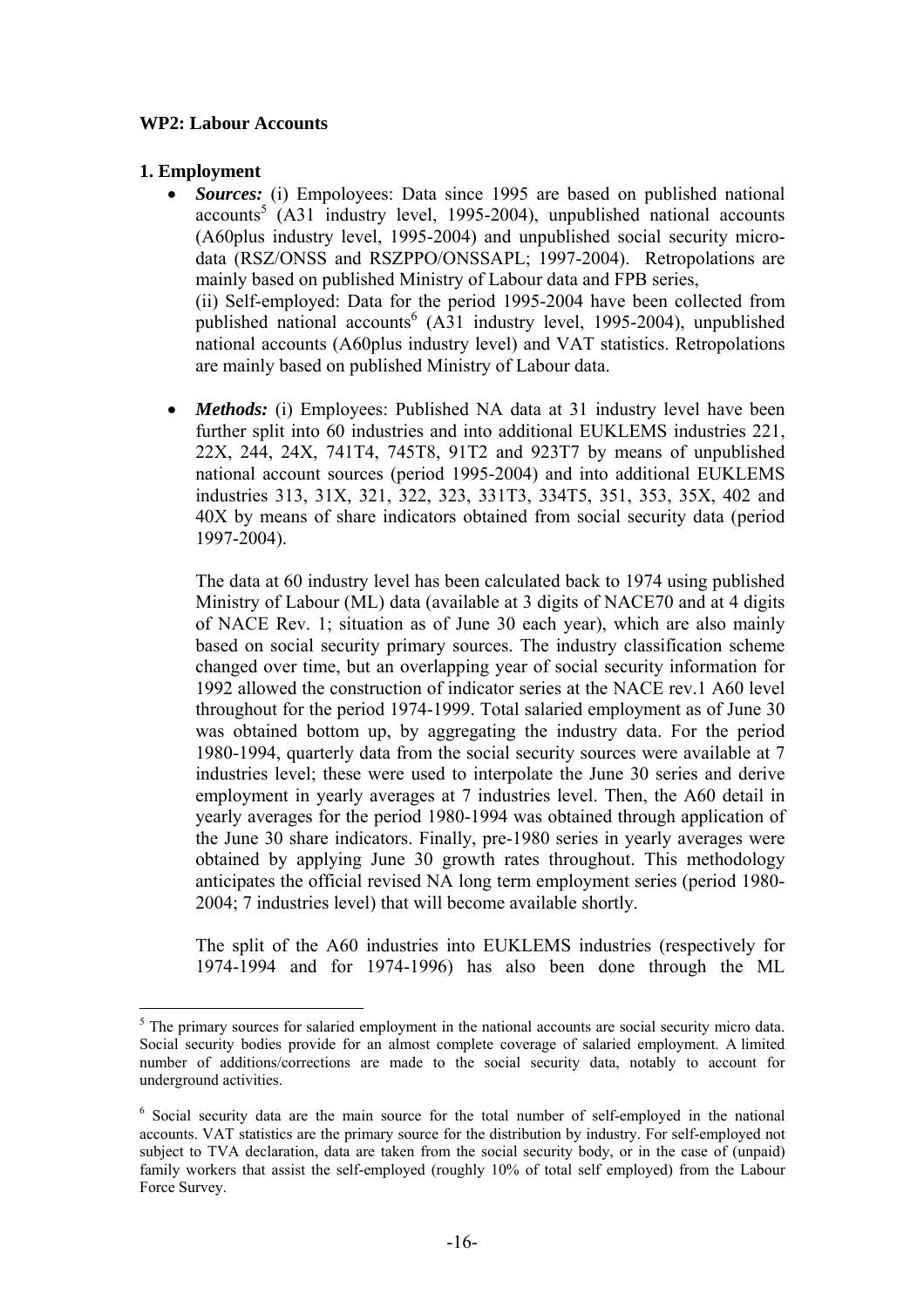**WP2: Labour Accounts**

**1. Employment**

- ***Sources:*** (i) Empoloyees: Data since 1995 are based on published national accounts[5] (A31 industry level, 1995-2004), unpublished national accounts (A60plus industry level, 1995-2004) and unpublished social security micro-data (RSZ/ONSS and RSZPPO/ONSSAPL; 1997-2004). Retropolations are mainly based on published Ministry of Labour data and FPB series,

  (ii) Self-employed: Data for the period 1995-2004 have been collected from published national accounts[6] (A31 industry level, 1995-2004), unpublished national accounts (A60plus industry level) and VAT statistics. Retropolations are mainly based on published Ministry of Labour data.

- ***Methods:*** (i) Employees: Published NA data at 31 industry level have been further split into 60 industries and into additional EUKLEMS industries 221, 22X, 244, 24X, 741T4, 745T8, 91T2 and 923T7 by means of unpublished national account sources (period 1995-2004) and into additional EUKLEMS industries 313, 31X, 321, 322, 323, 331T3, 334T5, 351, 353, 35X, 402 and 40X by means of share indicators obtained from social security data (period 1997-2004).

  The data at 60 industry level has been calculated back to 1974 using published Ministry of Labour (ML) data (available at 3 digits of NACE70 and at 4 digits of NACE Rev. 1; situation as of June 30 each year), which are also mainly based on social security primary sources. The industry classification scheme changed over time, but an overlapping year of social security information for 1992 allowed the construction of indicator series at the NACE rev.1 A60 level throughout for the period 1974-1999. Total salaried employment as of June 30 was obtained bottom up, by aggregating the industry data. For the period 1980-1994, quarterly data from the social security sources were available at 7 industries level; these were used to interpolate the June 30 series and derive employment in yearly averages at 7 industries level. Then, the A60 detail in yearly averages for the period 1980-1994 was obtained through application of the June 30 share indicators. Finally, pre-1980 series in yearly averages were obtained by applying June 30 growth rates throughout. This methodology anticipates the official revised NA long term employment series (period 1980-2004; 7 industries level) that will become available shortly.

  The split of the A60 industries into EUKLEMS industries (respectively for 1974-1994 and for 1974-1996) has also been done through the ML

---

[5] The primary sources for salaried employment in the national accounts are social security micro data. Social security bodies provide for an almost complete coverage of salaried employment. A limited number of additions/corrections are made to the social security data, notably to account for underground activities.

[6] Social security data are the main source for the total number of self-employed in the national accounts. VAT statistics are the primary source for the distribution by industry. For self-employed not subject to TVA declaration, data are taken from the social security body, or in the case of (unpaid) family workers that assist the self-employed (roughly 10% of total self employed) from the Labour Force Survey.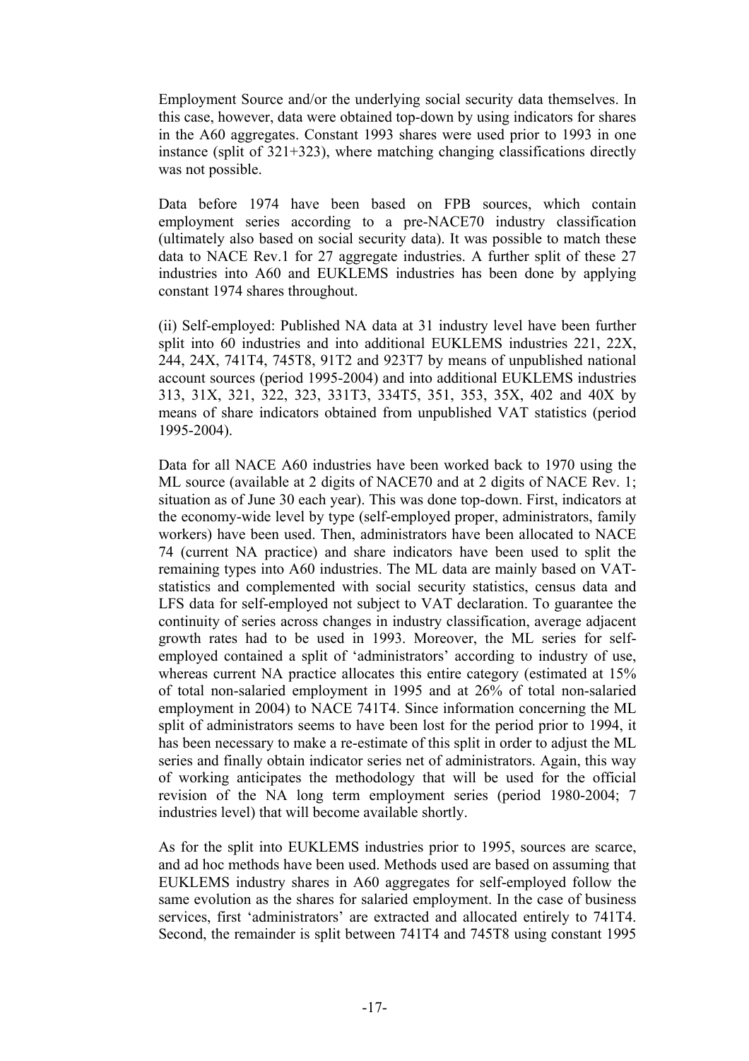Employment Source and/or the underlying social security data themselves. In this case, however, data were obtained top-down by using indicators for shares in the A60 aggregates. Constant 1993 shares were used prior to 1993 in one instance (split of 321+323), where matching changing classifications directly was not possible.

Data before 1974 have been based on FPB sources, which contain employment series according to a pre-NACE70 industry classification (ultimately also based on social security data). It was possible to match these data to NACE Rev.1 for 27 aggregate industries. A further split of these 27 industries into A60 and EUKLEMS industries has been done by applying constant 1974 shares throughout.

(ii) Self-employed: Published NA data at 31 industry level have been further split into 60 industries and into additional EUKLEMS industries 221, 22X, 244, 24X, 741T4, 745T8, 91T2 and 923T7 by means of unpublished national account sources (period 1995-2004) and into additional EUKLEMS industries 313, 31X, 321, 322, 323, 331T3, 334T5, 351, 353, 35X, 402 and 40X by means of share indicators obtained from unpublished VAT statistics (period 1995-2004).

Data for all NACE A60 industries have been worked back to 1970 using the ML source (available at 2 digits of NACE70 and at 2 digits of NACE Rev. 1; situation as of June 30 each year). This was done top-down. First, indicators at the economy-wide level by type (self-employed proper, administrators, family workers) have been used. Then, administrators have been allocated to NACE 74 (current NA practice) and share indicators have been used to split the remaining types into A60 industries. The ML data are mainly based on VAT-statistics and complemented with social security statistics, census data and LFS data for self-employed not subject to VAT declaration. To guarantee the continuity of series across changes in industry classification, average adjacent growth rates had to be used in 1993. Moreover, the ML series for self-employed contained a split of 'administrators' according to industry of use, whereas current NA practice allocates this entire category (estimated at 15% of total non-salaried employment in 1995 and at 26% of total non-salaried employment in 2004) to NACE 741T4. Since information concerning the ML split of administrators seems to have been lost for the period prior to 1994, it has been necessary to make a re-estimate of this split in order to adjust the ML series and finally obtain indicator series net of administrators. Again, this way of working anticipates the methodology that will be used for the official revision of the NA long term employment series (period 1980-2004; 7 industries level) that will become available shortly.

As for the split into EUKLEMS industries prior to 1995, sources are scarce, and ad hoc methods have been used. Methods used are based on assuming that EUKLEMS industry shares in A60 aggregates for self-employed follow the same evolution as the shares for salaried employment. In the case of business services, first 'administrators' are extracted and allocated entirely to 741T4. Second, the remainder is split between 741T4 and 745T8 using constant 1995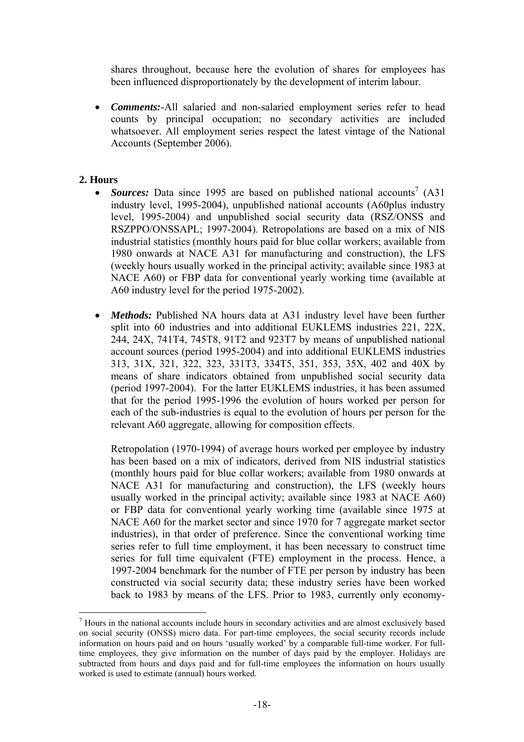shares throughout, because here the evolution of shares for employees has been influenced disproportionately by the development of interim labour.

- ***Comments:***-All salaried and non-salaried employment series refer to head counts by principal occupation; no secondary activities are included whatsoever. All employment series respect the latest vintage of the National Accounts (September 2006).

## 2. Hours

- ***Sources:*** Data since 1995 are based on published national accounts[7] (A31 industry level, 1995-2004), unpublished national accounts (A60plus industry level, 1995-2004) and unpublished social security data (RSZ/ONSS and RSZPPO/ONSSAPL; 1997-2004). Retropolations are based on a mix of NIS industrial statistics (monthly hours paid for blue collar workers; available from 1980 onwards at NACE A31 for manufacturing and construction), the LFS (weekly hours usually worked in the principal activity; available since 1983 at NACE A60) or FBP data for conventional yearly working time (available at A60 industry level for the period 1975-2002).

- ***Methods:*** Published NA hours data at A31 industry level have been further split into 60 industries and into additional EUKLEMS industries 221, 22X, 244, 24X, 741T4, 745T8, 91T2 and 923T7 by means of unpublished national account sources (period 1995-2004) and into additional EUKLEMS industries 313, 31X, 321, 322, 323, 331T3, 334T5, 351, 353, 35X, 402 and 40X by means of share indicators obtained from unpublished social security data (period 1997-2004). For the latter EUKLEMS industries, it has been assumed that for the period 1995-1996 the evolution of hours worked per person for each of the sub-industries is equal to the evolution of hours per person for the relevant A60 aggregate, allowing for composition effects.

  Retropolation (1970-1994) of average hours worked per employee by industry has been based on a mix of indicators, derived from NIS industrial statistics (monthly hours paid for blue collar workers; available from 1980 onwards at NACE A31 for manufacturing and construction), the LFS (weekly hours usually worked in the principal activity; available since 1983 at NACE A60) or FBP data for conventional yearly working time (available since 1975 at NACE A60 for the market sector and since 1970 for 7 aggregate market sector industries), in that order of preference. Since the conventional working time series refer to full time employment, it has been necessary to construct time series for full time equivalent (FTE) employment in the process. Hence, a 1997-2004 benchmark for the number of FTE per person by industry has been constructed via social security data; these industry series have been worked back to 1983 by means of the LFS. Prior to 1983, currently only economy-

[7] Hours in the national accounts include hours in secondary activities and are almost exclusively based on social security (ONSS) micro data. For part-time employees, the social security records include information on hours paid and on hours 'usually worked' by a comparable full-time worker. For full-time employees, they give information on the number of days paid by the employer. Holidays are subtracted from hours and days paid and for full-time employees the information on hours usually worked is used to estimate (annual) hours worked.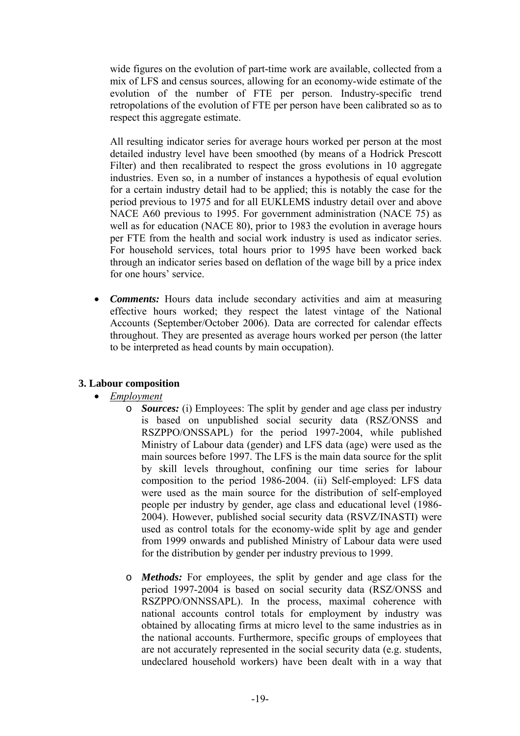wide figures on the evolution of part-time work are available, collected from a mix of LFS and census sources, allowing for an economy-wide estimate of the evolution of the number of FTE per person. Industry-specific trend retropolations of the evolution of FTE per person have been calibrated so as to respect this aggregate estimate.

All resulting indicator series for average hours worked per person at the most detailed industry level have been smoothed (by means of a Hodrick Prescott Filter) and then recalibrated to respect the gross evolutions in 10 aggregate industries. Even so, in a number of instances a hypothesis of equal evolution for a certain industry detail had to be applied; this is notably the case for the period previous to 1975 and for all EUKLEMS industry detail over and above NACE A60 previous to 1995. For government administration (NACE 75) as well as for education (NACE 80), prior to 1983 the evolution in average hours per FTE from the health and social work industry is used as indicator series. For household services, total hours prior to 1995 have been worked back through an indicator series based on deflation of the wage bill by a price index for one hours' service.

- ***Comments:*** Hours data include secondary activities and aim at measuring effective hours worked; they respect the latest vintage of the National Accounts (September/October 2006). Data are corrected for calendar effects throughout. They are presented as average hours worked per person (the latter to be interpreted as head counts by main occupation).

### 3. Labour composition

- *Employment*
  - ***Sources:*** (i) Employees: The split by gender and age class per industry is based on unpublished social security data (RSZ/ONSS and RSZPPO/ONSSAPL) for the period 1997-2004, while published Ministry of Labour data (gender) and LFS data (age) were used as the main sources before 1997. The LFS is the main data source for the split by skill levels throughout, confining our time series for labour composition to the period 1986-2004. (ii) Self-employed: LFS data were used as the main source for the distribution of self-employed people per industry by gender, age class and educational level (1986-2004). However, published social security data (RSVZ/INASTI) were used as control totals for the economy-wide split by age and gender from 1999 onwards and published Ministry of Labour data were used for the distribution by gender per industry previous to 1999.
  - ***Methods:*** For employees, the split by gender and age class for the period 1997-2004 is based on social security data (RSZ/ONSS and RSZPPO/ONNSSAPL). In the process, maximal coherence with national accounts control totals for employment by industry was obtained by allocating firms at micro level to the same industries as in the national accounts. Furthermore, specific groups of employees that are not accurately represented in the social security data (e.g. students, undeclared household workers) have been dealt with in a way that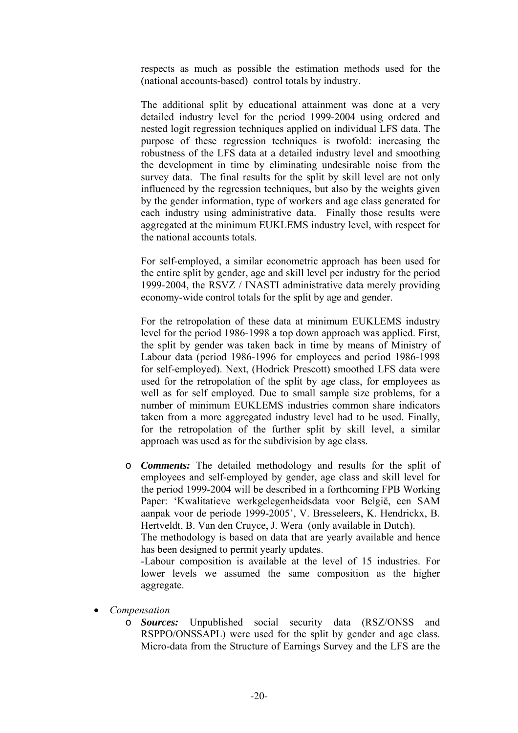respects as much as possible the estimation methods used for the (national accounts-based) control totals by industry.

The additional split by educational attainment was done at a very detailed industry level for the period 1999-2004 using ordered and nested logit regression techniques applied on individual LFS data. The purpose of these regression techniques is twofold: increasing the robustness of the LFS data at a detailed industry level and smoothing the development in time by eliminating undesirable noise from the survey data. The final results for the split by skill level are not only influenced by the regression techniques, but also by the weights given by the gender information, type of workers and age class generated for each industry using administrative data. Finally those results were aggregated at the minimum EUKLEMS industry level, with respect for the national accounts totals.

For self-employed, a similar econometric approach has been used for the entire split by gender, age and skill level per industry for the period 1999-2004, the RSVZ / INASTI administrative data merely providing economy-wide control totals for the split by age and gender.

For the retropolation of these data at minimum EUKLEMS industry level for the period 1986-1998 a top down approach was applied. First, the split by gender was taken back in time by means of Ministry of Labour data (period 1986-1996 for employees and period 1986-1998 for self-employed). Next, (Hodrick Prescott) smoothed LFS data were used for the retropolation of the split by age class, for employees as well as for self employed. Due to small sample size problems, for a number of minimum EUKLEMS industries common share indicators taken from a more aggregated industry level had to be used. Finally, for the retropolation of the further split by skill level, a similar approach was used as for the subdivision by age class.

- ***Comments:*** The detailed methodology and results for the split of employees and self-employed by gender, age class and skill level for the period 1999-2004 will be described in a forthcoming FPB Working Paper: 'Kwalitatieve werkgelegenheidsdata voor België, een SAM aanpak voor de periode 1999-2005', V. Bresseleers, K. Hendrickx, B. Hertveldt, B. Van den Cruyce, J. Wera (only available in Dutch).
  The methodology is based on data that are yearly available and hence has been designed to permit yearly updates.
  -Labour composition is available at the level of 15 industries. For lower levels we assumed the same composition as the higher aggregate.

- *Compensation*
  - ***Sources:*** Unpublished social security data (RSZ/ONSS and RSPPO/ONSSAPL) were used for the split by gender and age class. Micro-data from the Structure of Earnings Survey and the LFS are the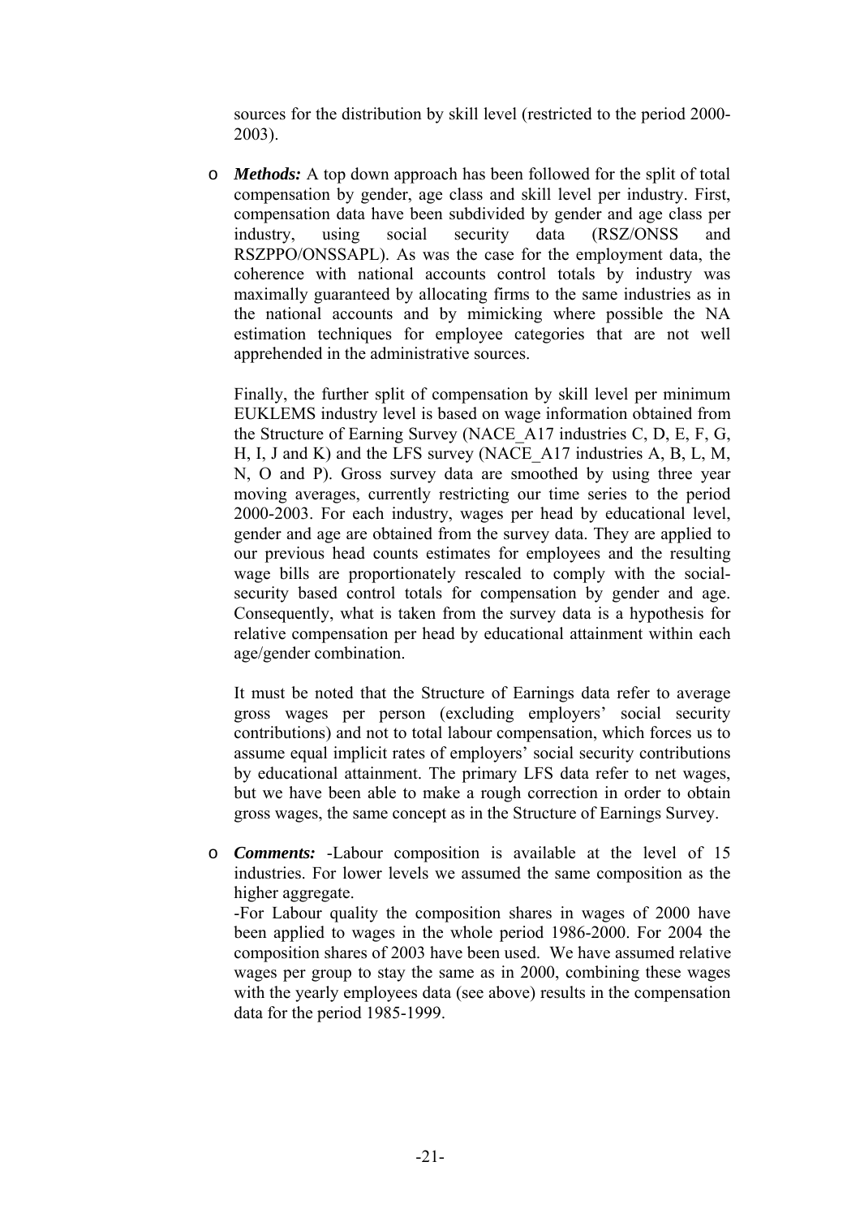sources for the distribution by skill level (restricted to the period 2000-2003).

- ***Methods:*** A top down approach has been followed for the split of total compensation by gender, age class and skill level per industry. First, compensation data have been subdivided by gender and age class per industry, using social security data (RSZ/ONSS and RSZPPO/ONSSAPL). As was the case for the employment data, the coherence with national accounts control totals by industry was maximally guaranteed by allocating firms to the same industries as in the national accounts and by mimicking where possible the NA estimation techniques for employee categories that are not well apprehended in the administrative sources.

  Finally, the further split of compensation by skill level per minimum EUKLEMS industry level is based on wage information obtained from the Structure of Earning Survey (NACE_A17 industries C, D, E, F, G, H, I, J and K) and the LFS survey (NACE_A17 industries A, B, L, M, N, O and P). Gross survey data are smoothed by using three year moving averages, currently restricting our time series to the period 2000-2003. For each industry, wages per head by educational level, gender and age are obtained from the survey data. They are applied to our previous head counts estimates for employees and the resulting wage bills are proportionately rescaled to comply with the social-security based control totals for compensation by gender and age. Consequently, what is taken from the survey data is a hypothesis for relative compensation per head by educational attainment within each age/gender combination.

  It must be noted that the Structure of Earnings data refer to average gross wages per person (excluding employers' social security contributions) and not to total labour compensation, which forces us to assume equal implicit rates of employers' social security contributions by educational attainment. The primary LFS data refer to net wages, but we have been able to make a rough correction in order to obtain gross wages, the same concept as in the Structure of Earnings Survey.

- ***Comments:*** -Labour composition is available at the level of 15 industries. For lower levels we assumed the same composition as the higher aggregate.
  -For Labour quality the composition shares in wages of 2000 have been applied to wages in the whole period 1986-2000. For 2004 the composition shares of 2003 have been used. We have assumed relative wages per group to stay the same as in 2000, combining these wages with the yearly employees data (see above) results in the compensation data for the period 1985-1999.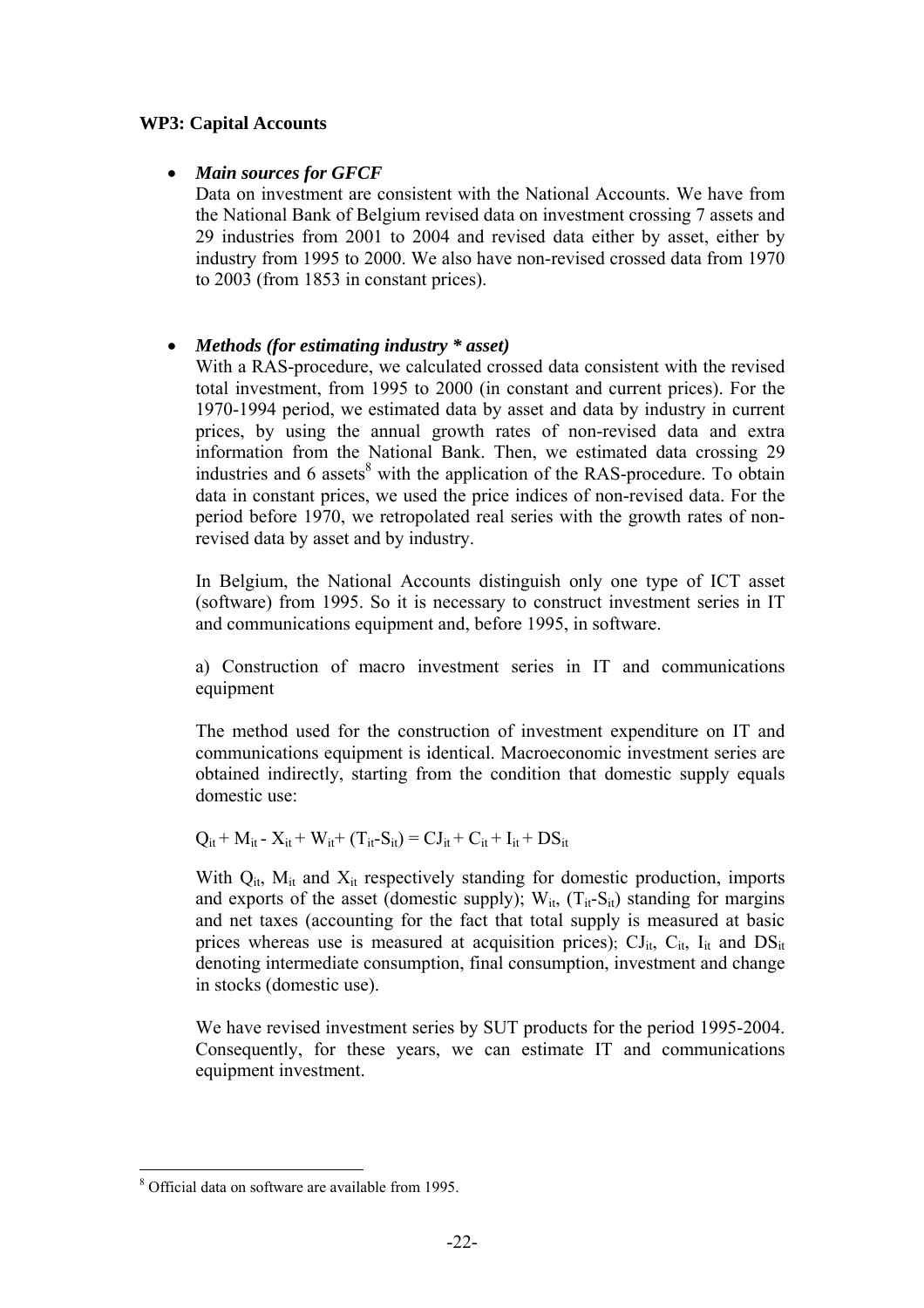**WP3: Capital Accounts**

- ***Main sources for GFCF***

  Data on investment are consistent with the National Accounts. We have from the National Bank of Belgium revised data on investment crossing 7 assets and 29 industries from 2001 to 2004 and revised data either by asset, either by industry from 1995 to 2000. We also have non-revised crossed data from 1970 to 2003 (from 1853 in constant prices).

- ***Methods (for estimating industry * asset)***

  With a RAS-procedure, we calculated crossed data consistent with the revised total investment, from 1995 to 2000 (in constant and current prices). For the 1970-1994 period, we estimated data by asset and data by industry in current prices, by using the annual growth rates of non-revised data and extra information from the National Bank. Then, we estimated data crossing 29 industries and 6 assets[8] with the application of the RAS-procedure. To obtain data in constant prices, we used the price indices of non-revised data. For the period before 1970, we retropolated real series with the growth rates of non-revised data by asset and by industry.

  In Belgium, the National Accounts distinguish only one type of ICT asset (software) from 1995. So it is necessary to construct investment series in IT and communications equipment and, before 1995, in software.

  a) Construction of macro investment series in IT and communications equipment

  The method used for the construction of investment expenditure on IT and communications equipment is identical. Macroeconomic investment series are obtained indirectly, starting from the condition that domestic supply equals domestic use:

  $$Q_{it} + M_{it} - X_{it} + W_{it} + (T_{it} - S_{it}) = CJ_{it} + C_{it} + I_{it} + DS_{it}$$

  With $Q_{it}$, $M_{it}$ and $X_{it}$ respectively standing for domestic production, imports and exports of the asset (domestic supply); $W_{it}$, $(T_{it}-S_{it})$ standing for margins and net taxes (accounting for the fact that total supply is measured at basic prices whereas use is measured at acquisition prices); $CJ_{it}$, $C_{it}$, $I_{it}$ and $DS_{it}$ denoting intermediate consumption, final consumption, investment and change in stocks (domestic use).

  We have revised investment series by SUT products for the period 1995-2004. Consequently, for these years, we can estimate IT and communications equipment investment.

---

[8] Official data on software are available from 1995.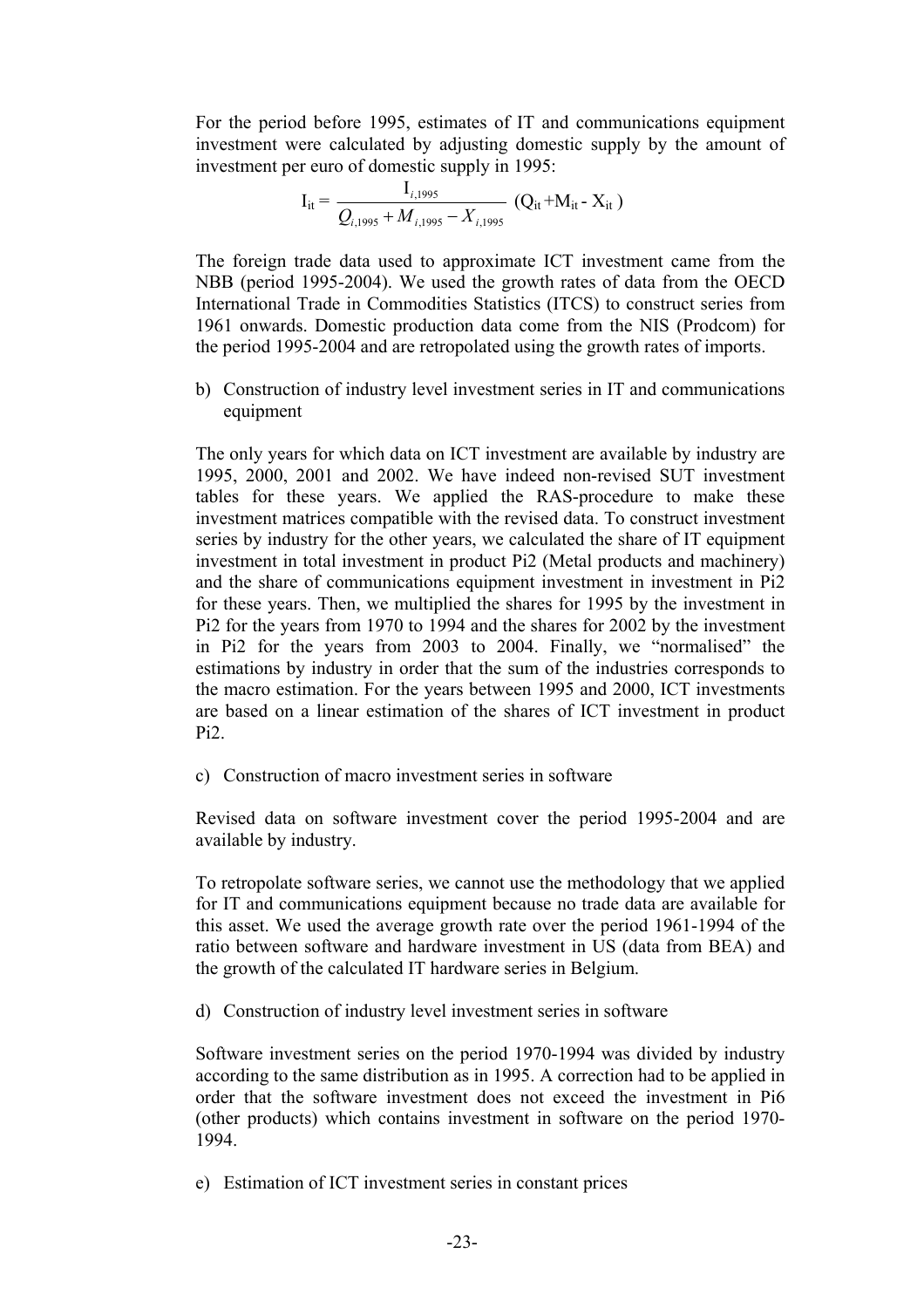For the period before 1995, estimates of IT and communications equipment investment were calculated by adjusting domestic supply by the amount of investment per euro of domestic supply in 1995:

$$I_{it} = \frac{I_{i,1995}}{Q_{i,1995} + M_{i,1995} - X_{i,1995}} \left(Q_{it} + M_{it} - X_{it}\right)$$

The foreign trade data used to approximate ICT investment came from the NBB (period 1995-2004). We used the growth rates of data from the OECD International Trade in Commodities Statistics (ITCS) to construct series from 1961 onwards. Domestic production data come from the NIS (Prodcom) for the period 1995-2004 and are retropolated using the growth rates of imports.

b) Construction of industry level investment series in IT and communications equipment

The only years for which data on ICT investment are available by industry are 1995, 2000, 2001 and 2002. We have indeed non-revised SUT investment tables for these years. We applied the RAS-procedure to make these investment matrices compatible with the revised data. To construct investment series by industry for the other years, we calculated the share of IT equipment investment in total investment in product Pi2 (Metal products and machinery) and the share of communications equipment investment in investment in Pi2 for these years. Then, we multiplied the shares for 1995 by the investment in Pi2 for the years from 1970 to 1994 and the shares for 2002 by the investment in Pi2 for the years from 2003 to 2004. Finally, we "normalised" the estimations by industry in order that the sum of the industries corresponds to the macro estimation. For the years between 1995 and 2000, ICT investments are based on a linear estimation of the shares of ICT investment in product Pi2.

c) Construction of macro investment series in software

Revised data on software investment cover the period 1995-2004 and are available by industry.

To retropolate software series, we cannot use the methodology that we applied for IT and communications equipment because no trade data are available for this asset. We used the average growth rate over the period 1961-1994 of the ratio between software and hardware investment in US (data from BEA) and the growth of the calculated IT hardware series in Belgium.

d) Construction of industry level investment series in software

Software investment series on the period 1970-1994 was divided by industry according to the same distribution as in 1995. A correction had to be applied in order that the software investment does not exceed the investment in Pi6 (other products) which contains investment in software on the period 1970-1994.

e) Estimation of ICT investment series in constant prices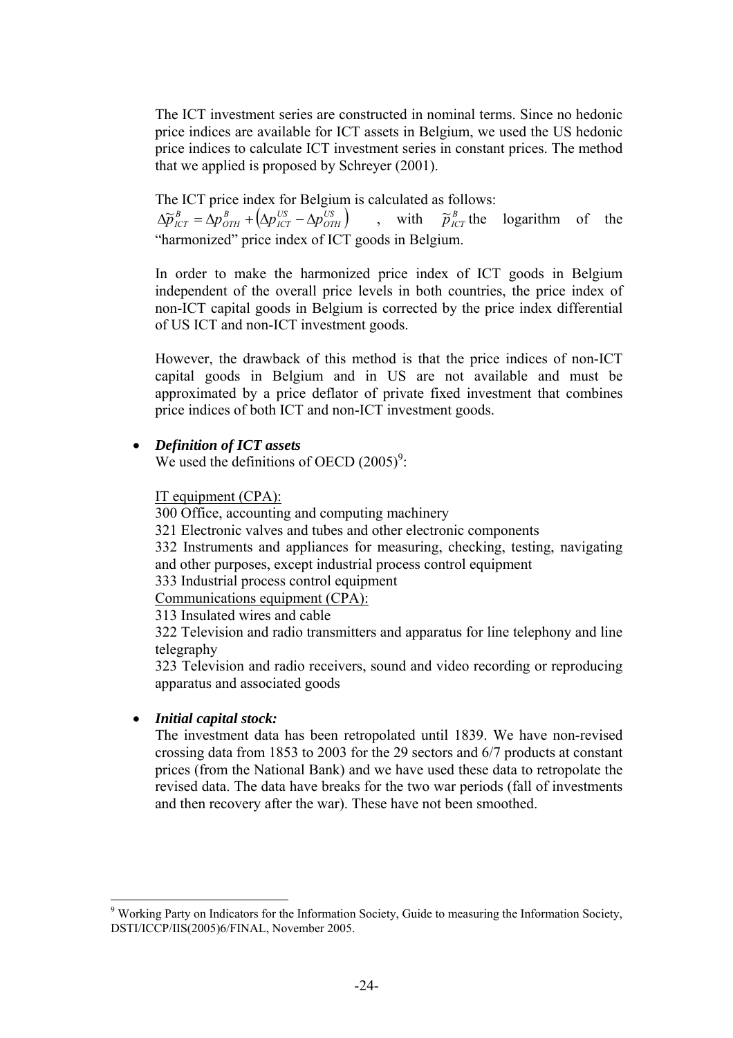The ICT investment series are constructed in nominal terms. Since no hedonic price indices are available for ICT assets in Belgium, we used the US hedonic price indices to calculate ICT investment series in constant prices. The method that we applied is proposed by Schreyer (2001).

The ICT price index for Belgium is calculated as follows: $\Delta\tilde{p}^{B}_{ICT} = \Delta p^{B}_{OTH} + \left(\Delta p^{US}_{ICT} - \Delta p^{US}_{OTH}\right)$, with $\tilde{p}^{B}_{ICT}$ the logarithm of the "harmonized" price index of ICT goods in Belgium.

In order to make the harmonized price index of ICT goods in Belgium independent of the overall price levels in both countries, the price index of non-ICT capital goods in Belgium is corrected by the price index differential of US ICT and non-ICT investment goods.

However, the drawback of this method is that the price indices of non-ICT capital goods in Belgium and in US are not available and must be approximated by a price deflator of private fixed investment that combines price indices of both ICT and non-ICT investment goods.

- ***Definition of ICT assets***

  We used the definitions of OECD (2005)[9]:

  IT equipment (CPA):
  300 Office, accounting and computing machinery
  321 Electronic valves and tubes and other electronic components
  332 Instruments and appliances for measuring, checking, testing, navigating and other purposes, except industrial process control equipment
  333 Industrial process control equipment
  Communications equipment (CPA):
  313 Insulated wires and cable
  322 Television and radio transmitters and apparatus for line telephony and line telegraphy
  323 Television and radio receivers, sound and video recording or reproducing apparatus and associated goods

- ***Initial capital stock:***

  The investment data has been retropolated until 1839. We have non-revised crossing data from 1853 to 2003 for the 29 sectors and 6/7 products at constant prices (from the National Bank) and we have used these data to retropolate the revised data. The data have breaks for the two war periods (fall of investments and then recovery after the war). These have not been smoothed.

[9] Working Party on Indicators for the Information Society, Guide to measuring the Information Society, DSTI/ICCP/IIS(2005)6/FINAL, November 2005.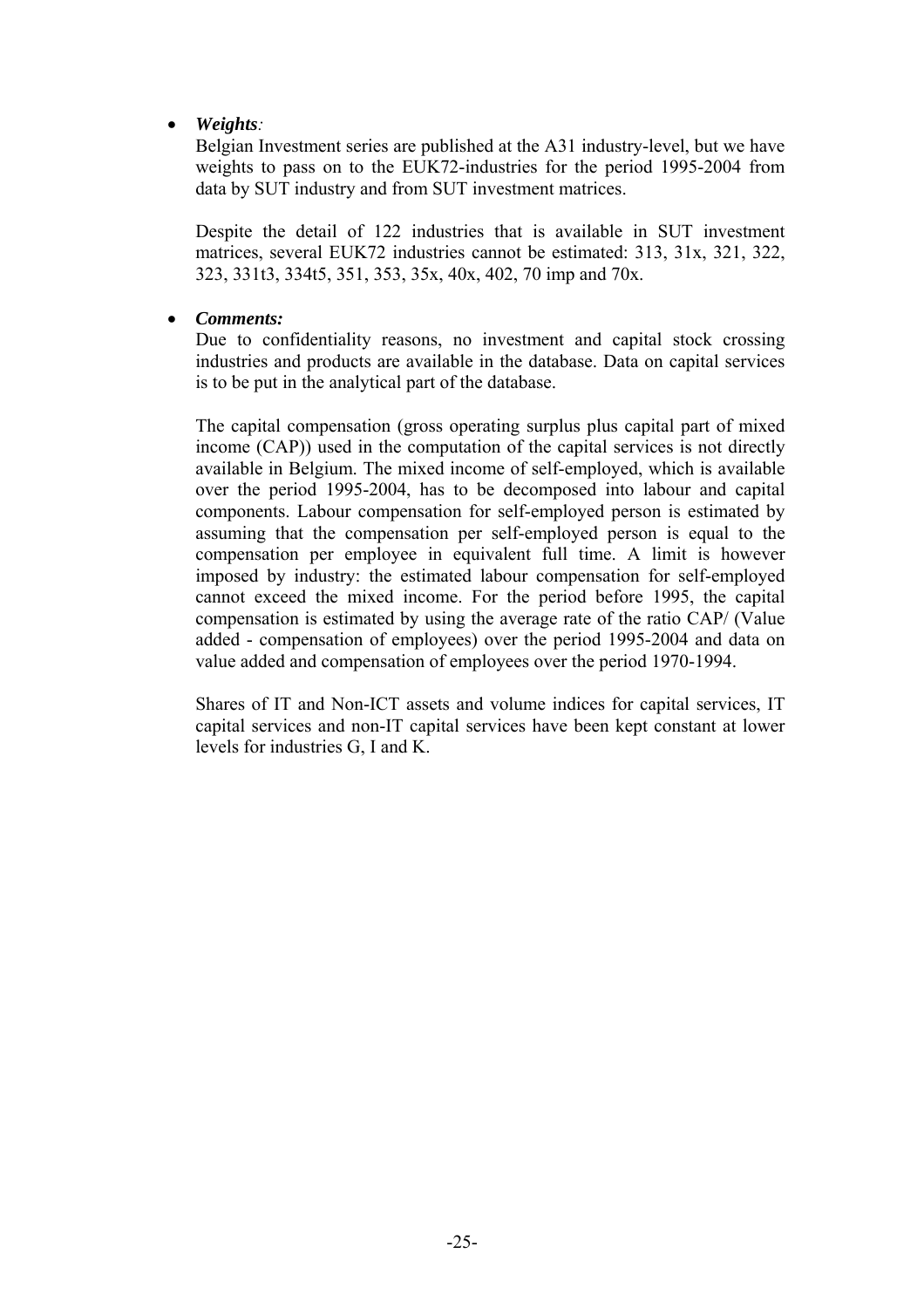- ***Weights***:

  Belgian Investment series are published at the A31 industry-level, but we have weights to pass on to the EUK72-industries for the period 1995-2004 from data by SUT industry and from SUT investment matrices.

  Despite the detail of 122 industries that is available in SUT investment matrices, several EUK72 industries cannot be estimated: 313, 31x, 321, 322, 323, 331t3, 334t5, 351, 353, 35x, 40x, 402, 70 imp and 70x.

- ***Comments:***

  Due to confidentiality reasons, no investment and capital stock crossing industries and products are available in the database. Data on capital services is to be put in the analytical part of the database.

  The capital compensation (gross operating surplus plus capital part of mixed income (CAP)) used in the computation of the capital services is not directly available in Belgium. The mixed income of self-employed, which is available over the period 1995-2004, has to be decomposed into labour and capital components. Labour compensation for self-employed person is estimated by assuming that the compensation per self-employed person is equal to the compensation per employee in equivalent full time. A limit is however imposed by industry: the estimated labour compensation for self-employed cannot exceed the mixed income. For the period before 1995, the capital compensation is estimated by using the average rate of the ratio CAP/ (Value added - compensation of employees) over the period 1995-2004 and data on value added and compensation of employees over the period 1970-1994.

  Shares of IT and Non-ICT assets and volume indices for capital services, IT capital services and non-IT capital services have been kept constant at lower levels for industries G, I and K.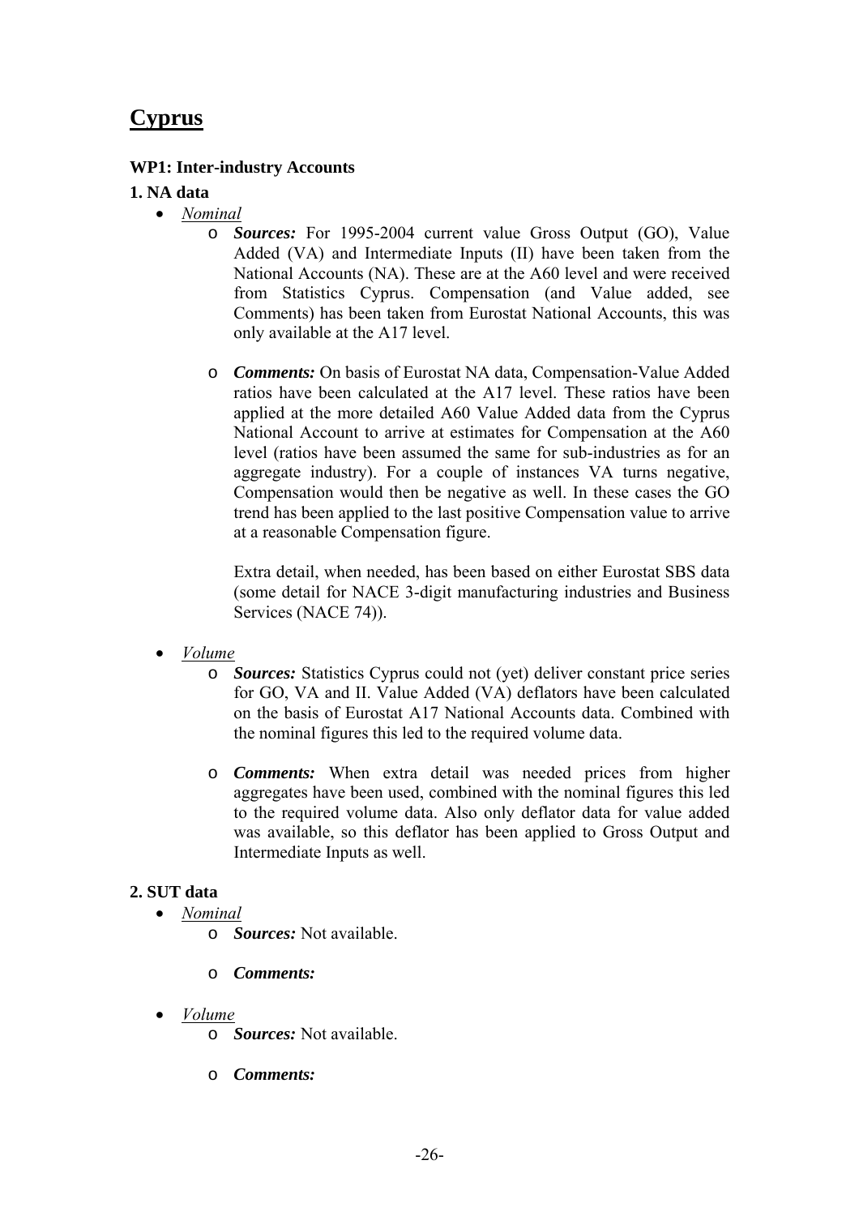# Cyprus

### WP1: Inter-industry Accounts

#### 1. NA data

- *Nominal*
    - ***Sources:*** For 1995-2004 current value Gross Output (GO), Value Added (VA) and Intermediate Inputs (II) have been taken from the National Accounts (NA). These are at the A60 level and were received from Statistics Cyprus. Compensation (and Value added, see Comments) has been taken from Eurostat National Accounts, this was only available at the A17 level.
    - ***Comments:*** On basis of Eurostat NA data, Compensation-Value Added ratios have been calculated at the A17 level. These ratios have been applied at the more detailed A60 Value Added data from the Cyprus National Account to arrive at estimates for Compensation at the A60 level (ratios have been assumed the same for sub-industries as for an aggregate industry). For a couple of instances VA turns negative, Compensation would then be negative as well. In these cases the GO trend has been applied to the last positive Compensation value to arrive at a reasonable Compensation figure.

      Extra detail, when needed, has been based on either Eurostat SBS data (some detail for NACE 3-digit manufacturing industries and Business Services (NACE 74)).

- *Volume*
    - ***Sources:*** Statistics Cyprus could not (yet) deliver constant price series for GO, VA and II. Value Added (VA) deflators have been calculated on the basis of Eurostat A17 National Accounts data. Combined with the nominal figures this led to the required volume data.
    - ***Comments:*** When extra detail was needed prices from higher aggregates have been used, combined with the nominal figures this led to the required volume data. Also only deflator data for value added was available, so this deflator has been applied to Gross Output and Intermediate Inputs as well.

#### 2. SUT data

- *Nominal*
    - ***Sources:*** Not available.
    - ***Comments:***

- *Volume*
    - ***Sources:*** Not available.
    - ***Comments:***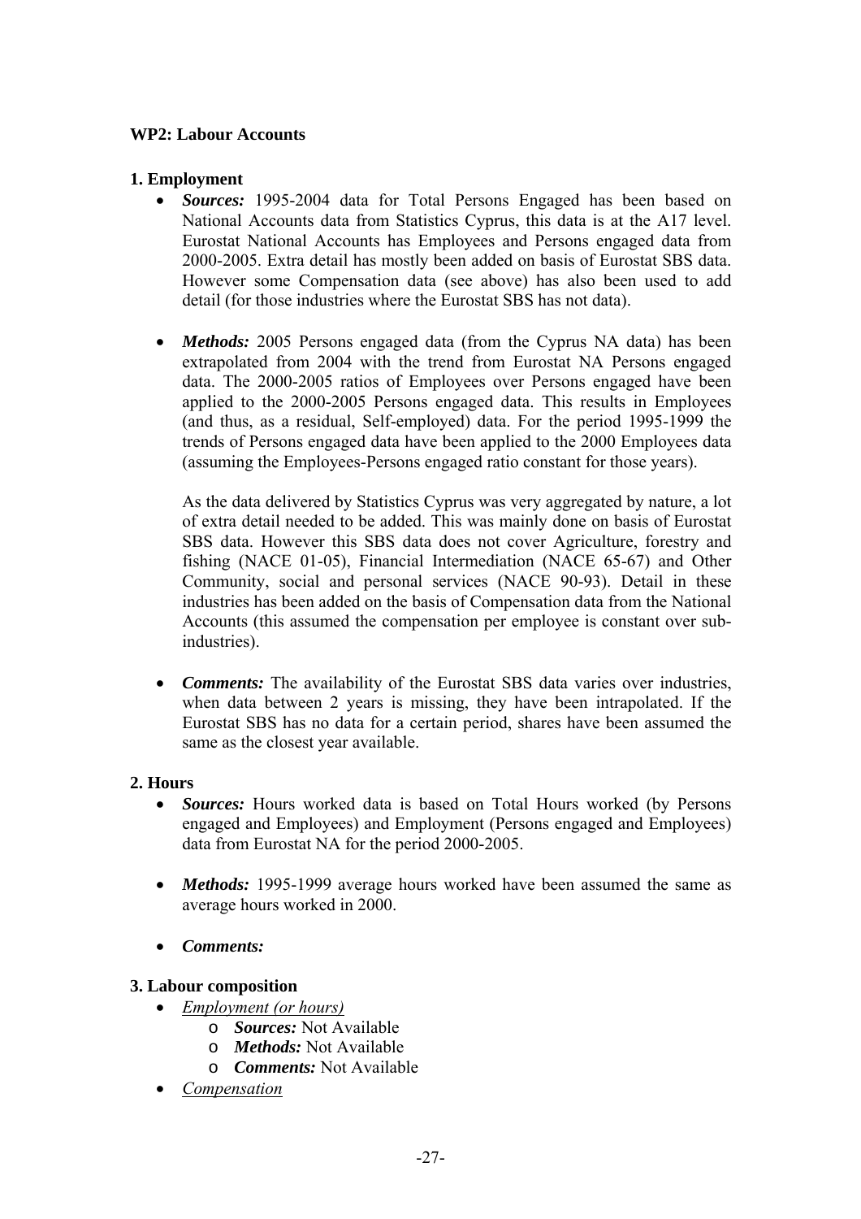**WP2: Labour Accounts**

**1. Employment**

- ***Sources:*** 1995-2004 data for Total Persons Engaged has been based on National Accounts data from Statistics Cyprus, this data is at the A17 level. Eurostat National Accounts has Employees and Persons engaged data from 2000-2005. Extra detail has mostly been added on basis of Eurostat SBS data. However some Compensation data (see above) has also been used to add detail (for those industries where the Eurostat SBS has not data).

- ***Methods:*** 2005 Persons engaged data (from the Cyprus NA data) has been extrapolated from 2004 with the trend from Eurostat NA Persons engaged data. The 2000-2005 ratios of Employees over Persons engaged have been applied to the 2000-2005 Persons engaged data. This results in Employees (and thus, as a residual, Self-employed) data. For the period 1995-1999 the trends of Persons engaged data have been applied to the 2000 Employees data (assuming the Employees-Persons engaged ratio constant for those years).

  As the data delivered by Statistics Cyprus was very aggregated by nature, a lot of extra detail needed to be added. This was mainly done on basis of Eurostat SBS data. However this SBS data does not cover Agriculture, forestry and fishing (NACE 01-05), Financial Intermediation (NACE 65-67) and Other Community, social and personal services (NACE 90-93). Detail in these industries has been added on the basis of Compensation data from the National Accounts (this assumed the compensation per employee is constant over sub-industries).

- ***Comments:*** The availability of the Eurostat SBS data varies over industries, when data between 2 years is missing, they have been intrapolated. If the Eurostat SBS has no data for a certain period, shares have been assumed the same as the closest year available.

**2. Hours**

- ***Sources:*** Hours worked data is based on Total Hours worked (by Persons engaged and Employees) and Employment (Persons engaged and Employees) data from Eurostat NA for the period 2000-2005.

- ***Methods:*** 1995-1999 average hours worked have been assumed the same as average hours worked in 2000.

- ***Comments:***

**3. Labour composition**

- _Employment (or hours)_
  - ***Sources:*** Not Available
  - ***Methods:*** Not Available
  - ***Comments:*** Not Available
- _Compensation_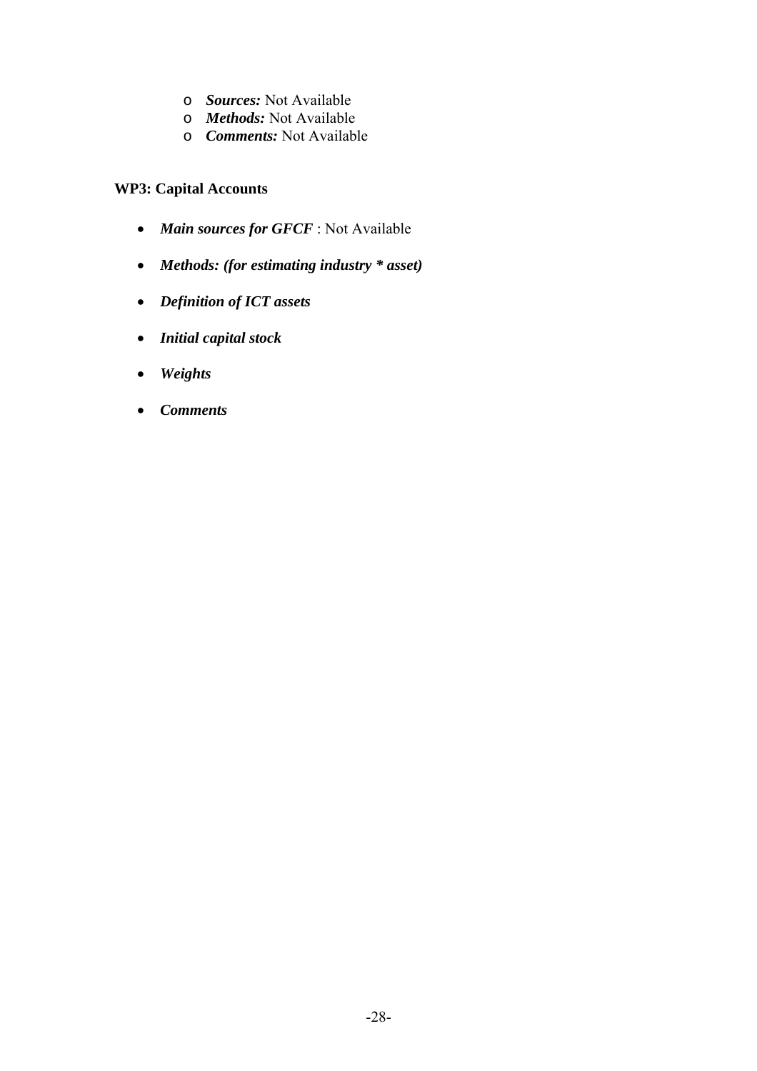- ***Sources:*** Not Available
- ***Methods:*** Not Available
- ***Comments:*** Not Available

**WP3: Capital Accounts**

- ***Main sources for GFCF*** : Not Available
- ***Methods: (for estimating industry * asset)***
- ***Definition of ICT assets***
- ***Initial capital stock***
- ***Weights***
- ***Comments***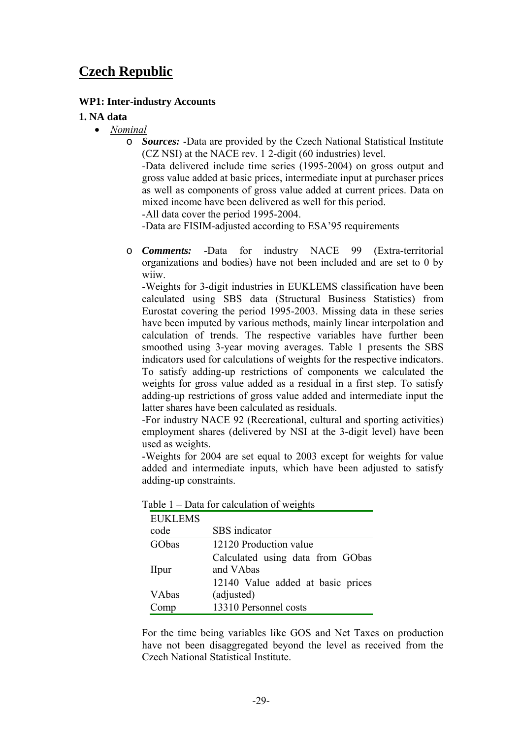# Czech Republic

### WP1: Inter-industry Accounts

### 1. NA data

- *Nominal*
  - ***Sources:*** -Data are provided by the Czech National Statistical Institute (CZ NSI) at the NACE rev. 1 2-digit (60 industries) level.
    -Data delivered include time series (1995-2004) on gross output and gross value added at basic prices, intermediate input at purchaser prices as well as components of gross value added at current prices. Data on mixed income have been delivered as well for this period.
    -All data cover the period 1995-2004.
    -Data are FISIM-adjusted according to ESA'95 requirements
  - ***Comments:*** -Data for industry NACE 99 (Extra-territorial organizations and bodies) have not been included and are set to 0 by wiiw.
    -Weights for 3-digit industries in EUKLEMS classification have been calculated using SBS data (Structural Business Statistics) from Eurostat covering the period 1995-2003. Missing data in these series have been imputed by various methods, mainly linear interpolation and calculation of trends. The respective variables have further been smoothed using 3-year moving averages. Table 1 presents the SBS indicators used for calculations of weights for the respective indicators. To satisfy adding-up restrictions of components we calculated the weights for gross value added as a residual in a first step. To satisfy adding-up restrictions of gross value added and intermediate input the latter shares have been calculated as residuals.
    -For industry NACE 92 (Recreational, cultural and sporting activities) employment shares (delivered by NSI at the 3-digit level) have been used as weights.
    -Weights for 2004 are set equal to 2003 except for weights for value added and intermediate inputs, which have been adjusted to satisfy adding-up constraints.

Table 1 – Data for calculation of weights

| EUKLEMS code | SBS indicator |
|---|---|
| GObas | 12120 Production value |
| IIpur | Calculated using data from GObas and VAbas |
| VAbas | 12140 Value added at basic prices (adjusted) |
| Comp | 13310 Personnel costs |

For the time being variables like GOS and Net Taxes on production have not been disaggregated beyond the level as received from the Czech National Statistical Institute.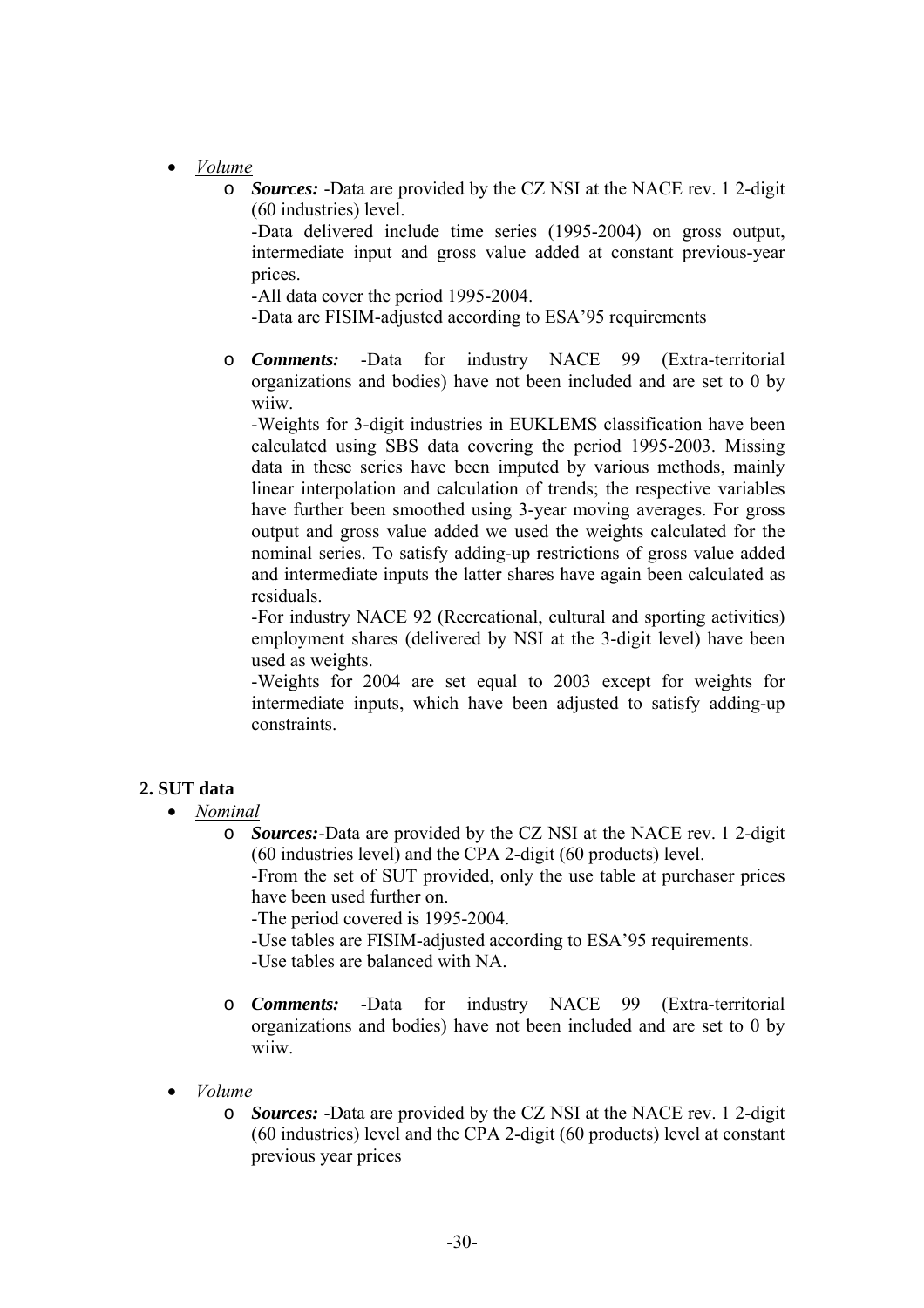- *Volume*
  - ***Sources:*** -Data are provided by the CZ NSI at the NACE rev. 1 2-digit (60 industries) level.
    -Data delivered include time series (1995-2004) on gross output, intermediate input and gross value added at constant previous-year prices.
    -All data cover the period 1995-2004.
    -Data are FISIM-adjusted according to ESA'95 requirements
  - ***Comments:*** -Data for industry NACE 99 (Extra-territorial organizations and bodies) have not been included and are set to 0 by wiiw.
    -Weights for 3-digit industries in EUKLEMS classification have been calculated using SBS data covering the period 1995-2003. Missing data in these series have been imputed by various methods, mainly linear interpolation and calculation of trends; the respective variables have further been smoothed using 3-year moving averages. For gross output and gross value added we used the weights calculated for the nominal series. To satisfy adding-up restrictions of gross value added and intermediate inputs the latter shares have again been calculated as residuals.
    -For industry NACE 92 (Recreational, cultural and sporting activities) employment shares (delivered by NSI at the 3-digit level) have been used as weights.
    -Weights for 2004 are set equal to 2003 except for weights for intermediate inputs, which have been adjusted to satisfy adding-up constraints.

**2. SUT data**

- *Nominal*
  - ***Sources:***-Data are provided by the CZ NSI at the NACE rev. 1 2-digit (60 industries level) and the CPA 2-digit (60 products) level.
    -From the set of SUT provided, only the use table at purchaser prices have been used further on.
    -The period covered is 1995-2004.
    -Use tables are FISIM-adjusted according to ESA'95 requirements.
    -Use tables are balanced with NA.
  - ***Comments:*** -Data for industry NACE 99 (Extra-territorial organizations and bodies) have not been included and are set to 0 by wiiw.
- *Volume*
  - ***Sources:*** -Data are provided by the CZ NSI at the NACE rev. 1 2-digit (60 industries) level and the CPA 2-digit (60 products) level at constant previous year prices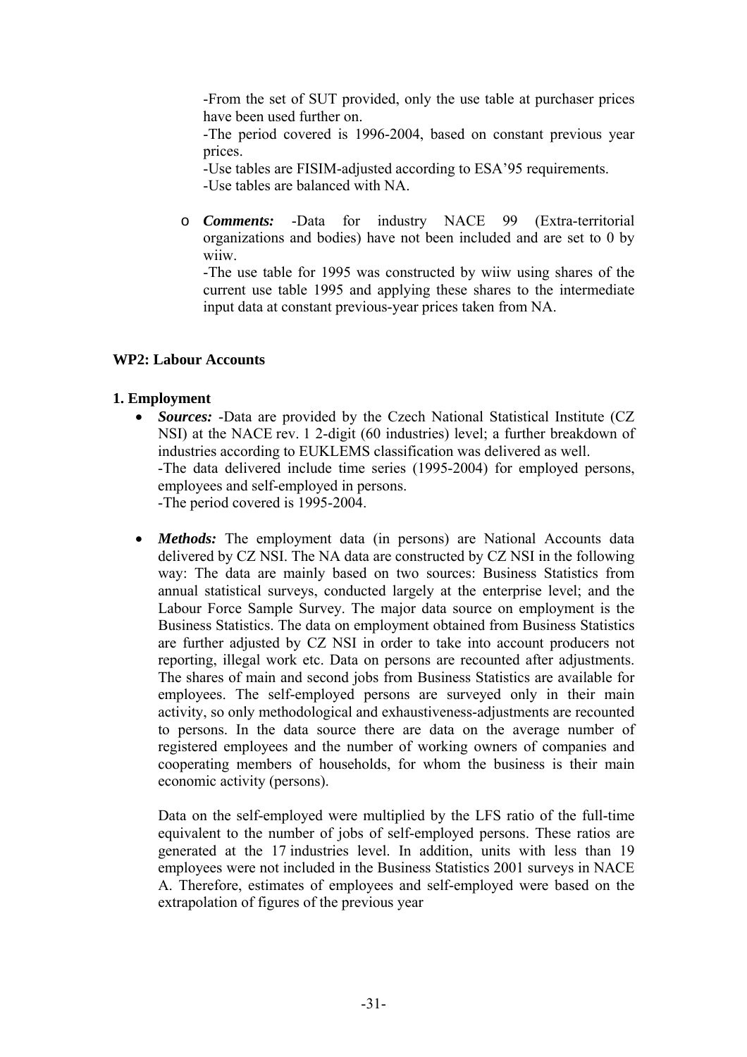-From the set of SUT provided, only the use table at purchaser prices have been used further on.

-The period covered is 1996-2004, based on constant previous year prices.

-Use tables are FISIM-adjusted according to ESA'95 requirements.

-Use tables are balanced with NA.

- ***Comments:*** -Data for industry NACE 99 (Extra-territorial organizations and bodies) have not been included and are set to 0 by wiiw.

  -The use table for 1995 was constructed by wiiw using shares of the current use table 1995 and applying these shares to the intermediate input data at constant previous-year prices taken from NA.

**WP2: Labour Accounts**

**1. Employment**

- ***Sources:*** -Data are provided by the Czech National Statistical Institute (CZ NSI) at the NACE rev. 1 2-digit (60 industries) level; a further breakdown of industries according to EUKLEMS classification was delivered as well.

  -The data delivered include time series (1995-2004) for employed persons, employees and self-employed in persons.

  -The period covered is 1995-2004.

- ***Methods:*** The employment data (in persons) are National Accounts data delivered by CZ NSI. The NA data are constructed by CZ NSI in the following way: The data are mainly based on two sources: Business Statistics from annual statistical surveys, conducted largely at the enterprise level; and the Labour Force Sample Survey. The major data source on employment is the Business Statistics. The data on employment obtained from Business Statistics are further adjusted by CZ NSI in order to take into account producers not reporting, illegal work etc. Data on persons are recounted after adjustments. The shares of main and second jobs from Business Statistics are available for employees. The self-employed persons are surveyed only in their main activity, so only methodological and exhaustiveness-adjustments are recounted to persons. In the data source there are data on the average number of registered employees and the number of working owners of companies and cooperating members of households, for whom the business is their main economic activity (persons).

  Data on the self-employed were multiplied by the LFS ratio of the full-time equivalent to the number of jobs of self-employed persons. These ratios are generated at the 17 industries level. In addition, units with less than 19 employees were not included in the Business Statistics 2001 surveys in NACE A. Therefore, estimates of employees and self-employed were based on the extrapolation of figures of the previous year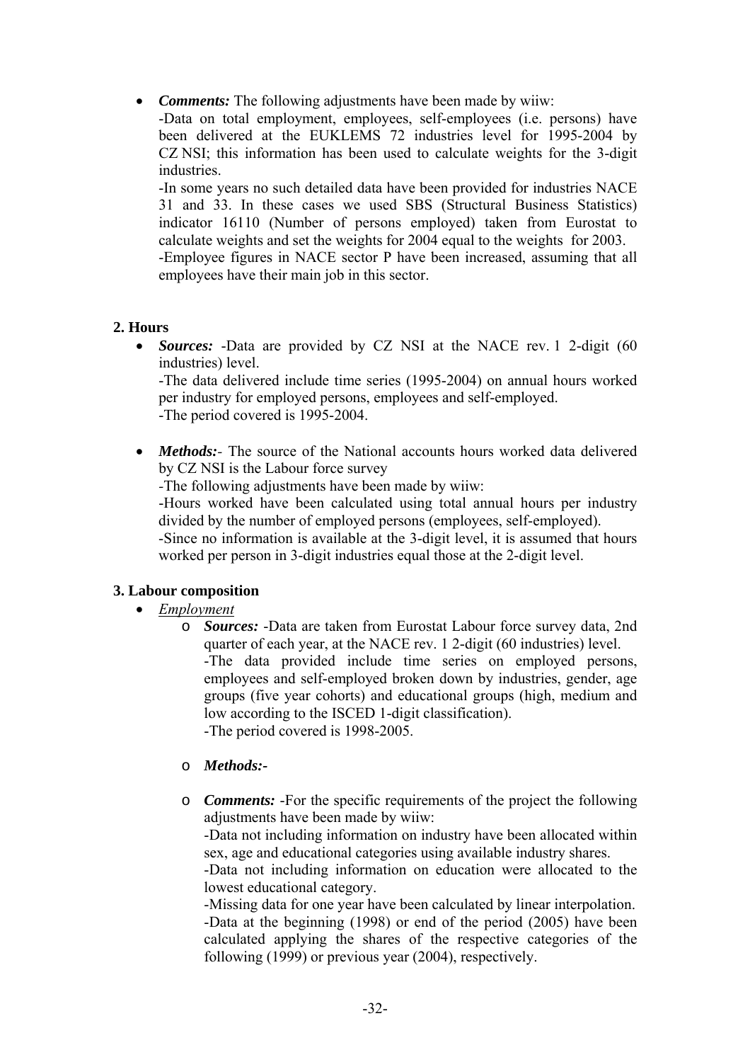- ***Comments:*** The following adjustments have been made by wiiw:
  -Data on total employment, employees, self-employees (i.e. persons) have been delivered at the EUKLEMS 72 industries level for 1995-2004 by CZ NSI; this information has been used to calculate weights for the 3-digit industries.
  -In some years no such detailed data have been provided for industries NACE 31 and 33. In these cases we used SBS (Structural Business Statistics) indicator 16110 (Number of persons employed) taken from Eurostat to calculate weights and set the weights for 2004 equal to the weights for 2003.
  -Employee figures in NACE sector P have been increased, assuming that all employees have their main job in this sector.

## 2. Hours

- ***Sources:*** -Data are provided by CZ NSI at the NACE rev. 1 2-digit (60 industries) level.
  -The data delivered include time series (1995-2004) on annual hours worked per industry for employed persons, employees and self-employed.
  -The period covered is 1995-2004.

- ***Methods:***- The source of the National accounts hours worked data delivered by CZ NSI is the Labour force survey
  -The following adjustments have been made by wiiw:
  -Hours worked have been calculated using total annual hours per industry divided by the number of employed persons (employees, self-employed).
  -Since no information is available at the 3-digit level, it is assumed that hours worked per person in 3-digit industries equal those at the 2-digit level.

## 3. Labour composition

- *Employment*
  - ***Sources:*** -Data are taken from Eurostat Labour force survey data, 2nd quarter of each year, at the NACE rev. 1 2-digit (60 industries) level.
    -The data provided include time series on employed persons, employees and self-employed broken down by industries, gender, age groups (five year cohorts) and educational groups (high, medium and low according to the ISCED 1-digit classification).
    -The period covered is 1998-2005.

  - ***Methods:***-

  - ***Comments:*** -For the specific requirements of the project the following adjustments have been made by wiiw:
    -Data not including information on industry have been allocated within sex, age and educational categories using available industry shares.
    -Data not including information on education were allocated to the lowest educational category.
    -Missing data for one year have been calculated by linear interpolation.
    -Data at the beginning (1998) or end of the period (2005) have been calculated applying the shares of the respective categories of the following (1999) or previous year (2004), respectively.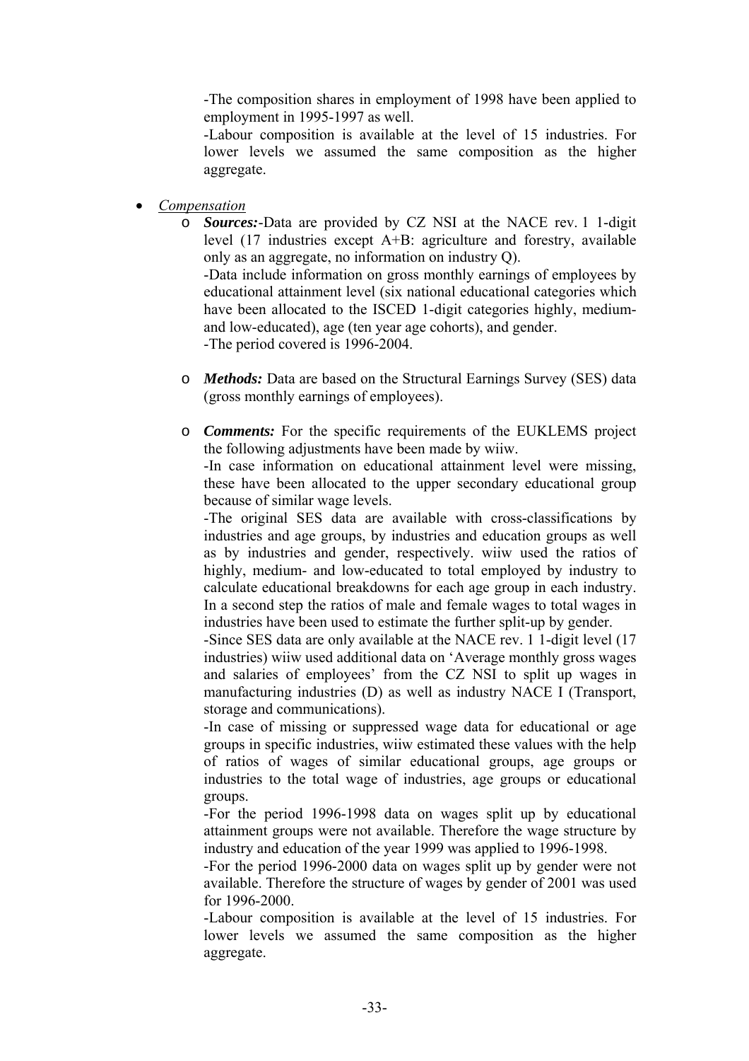-The composition shares in employment of 1998 have been applied to employment in 1995-1997 as well.
-Labour composition is available at the level of 15 industries. For lower levels we assumed the same composition as the higher aggregate.

- *Compensation*
    - ***Sources:***-Data are provided by CZ NSI at the NACE rev. 1 1-digit level (17 industries except A+B: agriculture and forestry, available only as an aggregate, no information on industry Q).
    -Data include information on gross monthly earnings of employees by educational attainment level (six national educational categories which have been allocated to the ISCED 1-digit categories highly, medium- and low-educated), age (ten year age cohorts), and gender.
    -The period covered is 1996-2004.

    - ***Methods:*** Data are based on the Structural Earnings Survey (SES) data (gross monthly earnings of employees).

    - ***Comments:*** For the specific requirements of the EUKLEMS project the following adjustments have been made by wiiw.
    -In case information on educational attainment level were missing, these have been allocated to the upper secondary educational group because of similar wage levels.
    -The original SES data are available with cross-classifications by industries and age groups, by industries and education groups as well as by industries and gender, respectively. wiiw used the ratios of highly, medium- and low-educated to total employed by industry to calculate educational breakdowns for each age group in each industry. In a second step the ratios of male and female wages to total wages in industries have been used to estimate the further split-up by gender.
    -Since SES data are only available at the NACE rev. 1 1-digit level (17 industries) wiiw used additional data on 'Average monthly gross wages and salaries of employees' from the CZ NSI to split up wages in manufacturing industries (D) as well as industry NACE I (Transport, storage and communications).
    -In case of missing or suppressed wage data for educational or age groups in specific industries, wiiw estimated these values with the help of ratios of wages of similar educational groups, age groups or industries to the total wage of industries, age groups or educational groups.
    -For the period 1996-1998 data on wages split up by educational attainment groups were not available. Therefore the wage structure by industry and education of the year 1999 was applied to 1996-1998.
    -For the period 1996-2000 data on wages split up by gender were not available. Therefore the structure of wages by gender of 2001 was used for 1996-2000.
    -Labour composition is available at the level of 15 industries. For lower levels we assumed the same composition as the higher aggregate.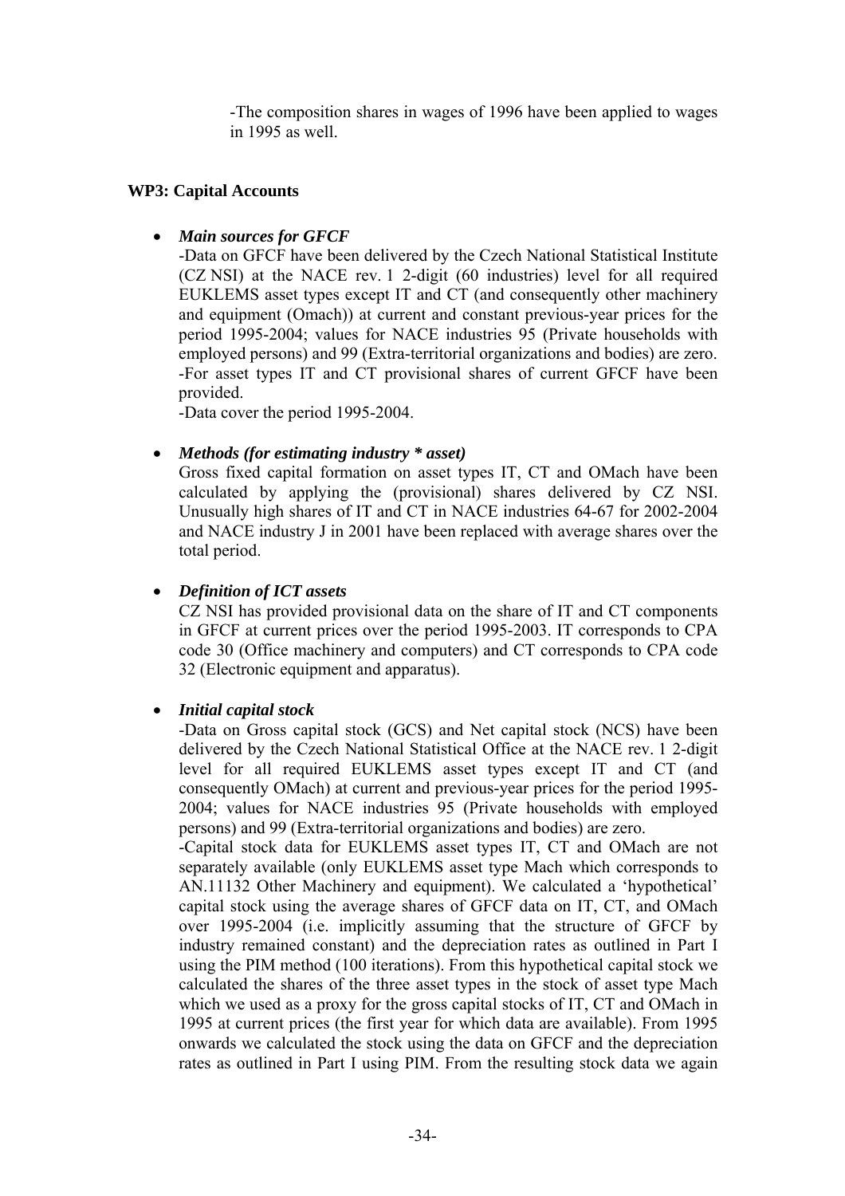-The composition shares in wages of 1996 have been applied to wages in 1995 as well.

## WP3: Capital Accounts

- ***Main sources for GFCF***

  -Data on GFCF have been delivered by the Czech National Statistical Institute (CZ NSI) at the NACE rev. 1 2-digit (60 industries) level for all required EUKLEMS asset types except IT and CT (and consequently other machinery and equipment (Omach)) at current and constant previous-year prices for the period 1995-2004; values for NACE industries 95 (Private households with employed persons) and 99 (Extra-territorial organizations and bodies) are zero.
  -For asset types IT and CT provisional shares of current GFCF have been provided.
  -Data cover the period 1995-2004.

- ***Methods (for estimating industry * asset)***

  Gross fixed capital formation on asset types IT, CT and OMach have been calculated by applying the (provisional) shares delivered by CZ NSI. Unusually high shares of IT and CT in NACE industries 64-67 for 2002-2004 and NACE industry J in 2001 have been replaced with average shares over the total period.

- ***Definition of ICT assets***

  CZ NSI has provided provisional data on the share of IT and CT components in GFCF at current prices over the period 1995-2003. IT corresponds to CPA code 30 (Office machinery and computers) and CT corresponds to CPA code 32 (Electronic equipment and apparatus).

- ***Initial capital stock***

  -Data on Gross capital stock (GCS) and Net capital stock (NCS) have been delivered by the Czech National Statistical Office at the NACE rev. 1 2-digit level for all required EUKLEMS asset types except IT and CT (and consequently OMach) at current and previous-year prices for the period 1995-2004; values for NACE industries 95 (Private households with employed persons) and 99 (Extra-territorial organizations and bodies) are zero.
  -Capital stock data for EUKLEMS asset types IT, CT and OMach are not separately available (only EUKLEMS asset type Mach which corresponds to AN.11132 Other Machinery and equipment). We calculated a 'hypothetical' capital stock using the average shares of GFCF data on IT, CT, and OMach over 1995-2004 (i.e. implicitly assuming that the structure of GFCF by industry remained constant) and the depreciation rates as outlined in Part I using the PIM method (100 iterations). From this hypothetical capital stock we calculated the shares of the three asset types in the stock of asset type Mach which we used as a proxy for the gross capital stocks of IT, CT and OMach in 1995 at current prices (the first year for which data are available). From 1995 onwards we calculated the stock using the data on GFCF and the depreciation rates as outlined in Part I using PIM. From the resulting stock data we again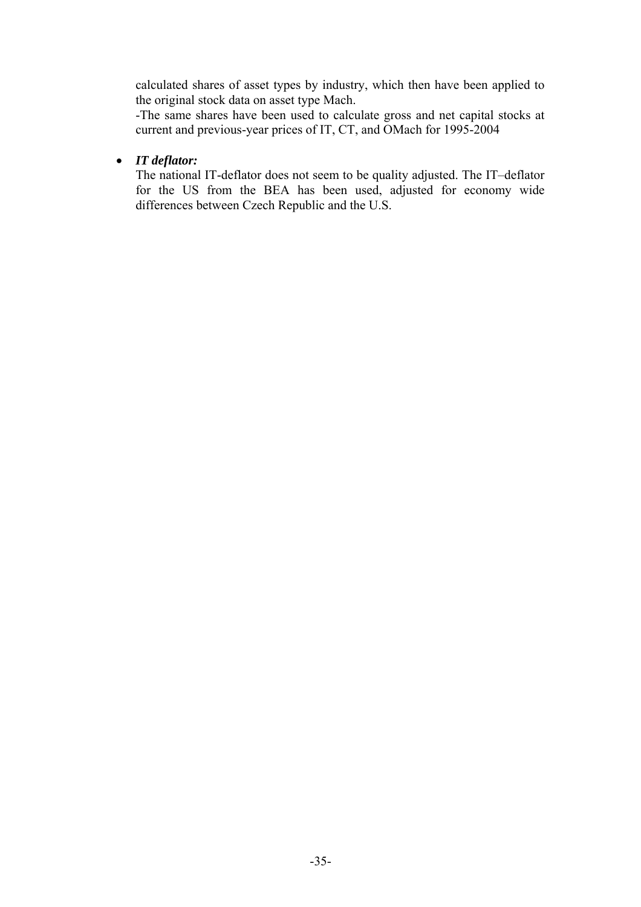calculated shares of asset types by industry, which then have been applied to the original stock data on asset type Mach.

-The same shares have been used to calculate gross and net capital stocks at current and previous-year prices of IT, CT, and OMach for 1995-2004

- ***IT deflator:***
  The national IT-deflator does not seem to be quality adjusted. The IT–deflator for the US from the BEA has been used, adjusted for economy wide differences between Czech Republic and the U.S.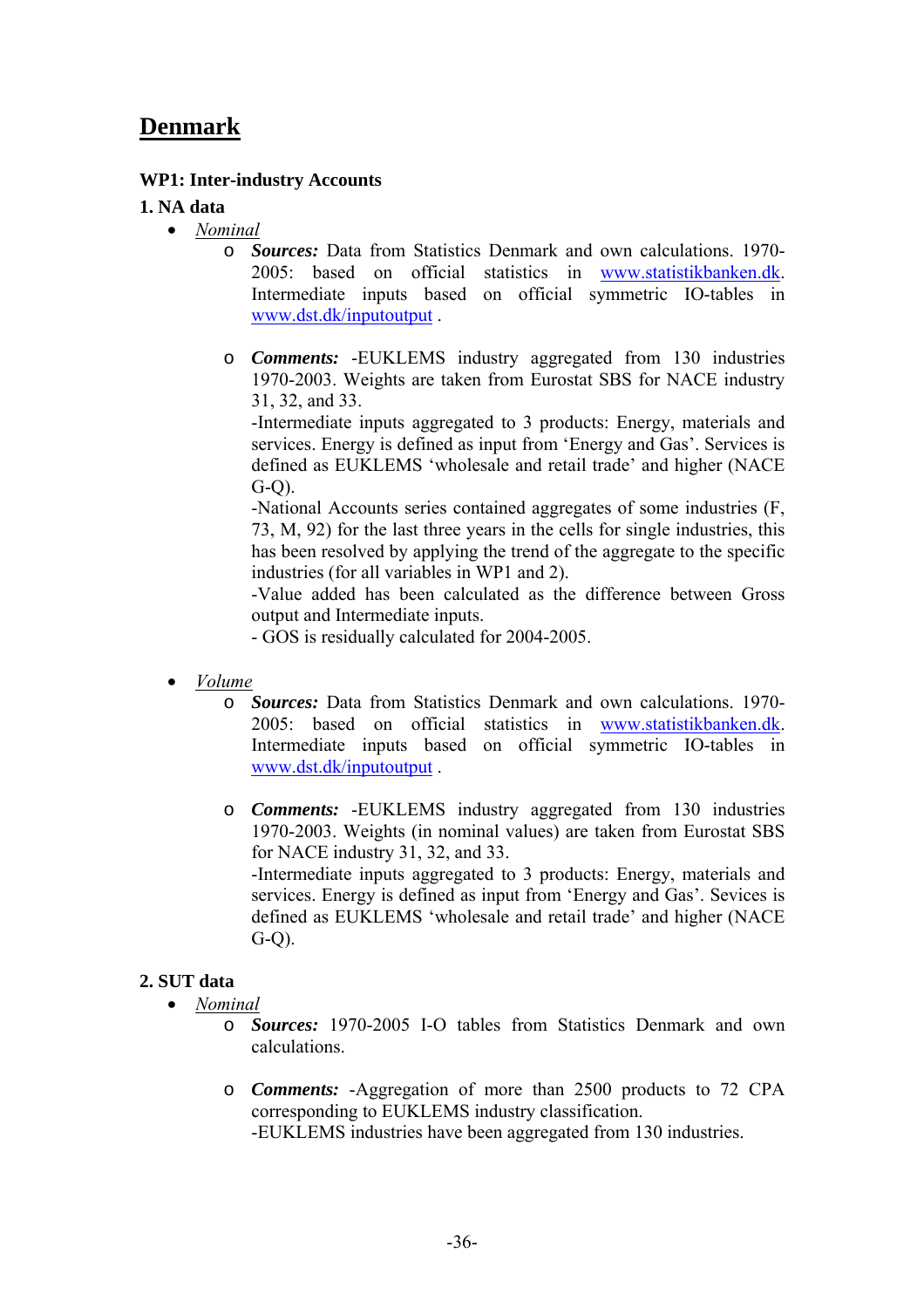# Denmark

**WP1: Inter-industry Accounts**

**1. NA data**

- *Nominal*
    - ***Sources:*** Data from Statistics Denmark and own calculations. 1970-2005: based on official statistics in www.statistikbanken.dk. Intermediate inputs based on official symmetric IO-tables in www.dst.dk/inputoutput .
    - ***Comments:*** -EUKLEMS industry aggregated from 130 industries 1970-2003. Weights are taken from Eurostat SBS for NACE industry 31, 32, and 33.
      -Intermediate inputs aggregated to 3 products: Energy, materials and services. Energy is defined as input from 'Energy and Gas'. Services is defined as EUKLEMS 'wholesale and retail trade' and higher (NACE G-Q).
      -National Accounts series contained aggregates of some industries (F, 73, M, 92) for the last three years in the cells for single industries, this has been resolved by applying the trend of the aggregate to the specific industries (for all variables in WP1 and 2).
      -Value added has been calculated as the difference between Gross output and Intermediate inputs.
      - GOS is residually calculated for 2004-2005.

- *Volume*
    - ***Sources:*** Data from Statistics Denmark and own calculations. 1970-2005: based on official statistics in www.statistikbanken.dk. Intermediate inputs based on official symmetric IO-tables in www.dst.dk/inputoutput .
    - ***Comments:*** -EUKLEMS industry aggregated from 130 industries 1970-2003. Weights (in nominal values) are taken from Eurostat SBS for NACE industry 31, 32, and 33.
      -Intermediate inputs aggregated to 3 products: Energy, materials and services. Energy is defined as input from 'Energy and Gas'. Sevices is defined as EUKLEMS 'wholesale and retail trade' and higher (NACE G-Q).

**2. SUT data**

- *Nominal*
    - ***Sources:*** 1970-2005 I-O tables from Statistics Denmark and own calculations.
    - ***Comments:*** -Aggregation of more than 2500 products to 72 CPA corresponding to EUKLEMS industry classification.
      -EUKLEMS industries have been aggregated from 130 industries.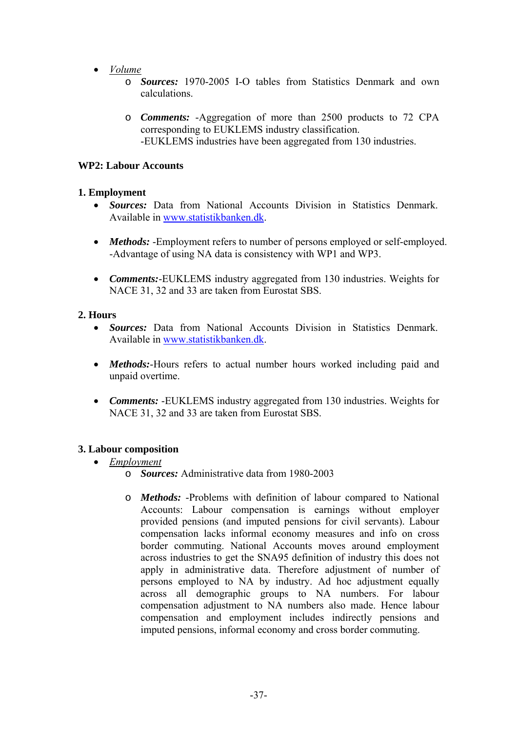- *Volume*
    - ***Sources:*** 1970-2005 I-O tables from Statistics Denmark and own calculations.

    - ***Comments:*** -Aggregation of more than 2500 products to 72 CPA corresponding to EUKLEMS industry classification.
      -EUKLEMS industries have been aggregated from 130 industries.

**WP2: Labour Accounts**

**1. Employment**

- ***Sources:*** Data from National Accounts Division in Statistics Denmark. Available in www.statistikbanken.dk.

- ***Methods:*** -Employment refers to number of persons employed or self-employed.
  -Advantage of using NA data is consistency with WP1 and WP3.

- ***Comments:***-EUKLEMS industry aggregated from 130 industries. Weights for NACE 31, 32 and 33 are taken from Eurostat SBS.

**2. Hours**

- ***Sources:*** Data from National Accounts Division in Statistics Denmark. Available in www.statistikbanken.dk.

- ***Methods:***-Hours refers to actual number hours worked including paid and unpaid overtime.

- ***Comments:*** -EUKLEMS industry aggregated from 130 industries. Weights for NACE 31, 32 and 33 are taken from Eurostat SBS.

**3. Labour composition**

- *Employment*
    - ***Sources:*** Administrative data from 1980-2003

    - ***Methods:*** -Problems with definition of labour compared to National Accounts: Labour compensation is earnings without employer provided pensions (and imputed pensions for civil servants). Labour compensation lacks informal economy measures and info on cross border commuting. National Accounts moves around employment across industries to get the SNA95 definition of industry this does not apply in administrative data. Therefore adjustment of number of persons employed to NA by industry. Ad hoc adjustment equally across all demographic groups to NA numbers. For labour compensation adjustment to NA numbers also made. Hence labour compensation and employment includes indirectly pensions and imputed pensions, informal economy and cross border commuting.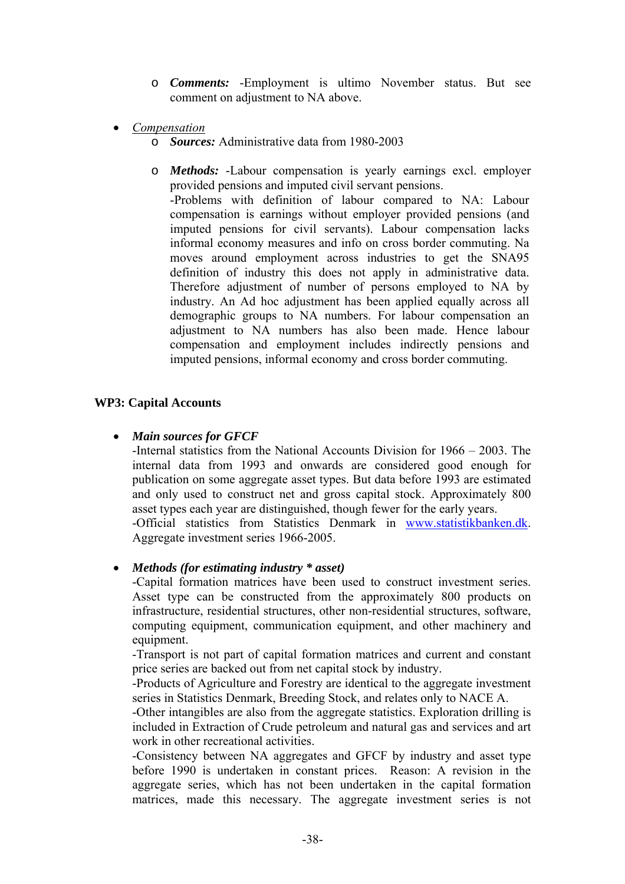- ***Comments:*** -Employment is ultimo November status. But see comment on adjustment to NA above.

- *Compensation*
  - ***Sources:*** Administrative data from 1980-2003

  - ***Methods:*** -Labour compensation is yearly earnings excl. employer provided pensions and imputed civil servant pensions.
    -Problems with definition of labour compared to NA: Labour compensation is earnings without employer provided pensions (and imputed pensions for civil servants). Labour compensation lacks informal economy measures and info on cross border commuting. Na moves around employment across industries to get the SNA95 definition of industry this does not apply in administrative data. Therefore adjustment of number of persons employed to NA by industry. An Ad hoc adjustment has been applied equally across all demographic groups to NA numbers. For labour compensation an adjustment to NA numbers has also been made. Hence labour compensation and employment includes indirectly pensions and imputed pensions, informal economy and cross border commuting.

**WP3: Capital Accounts**

- ***Main sources for GFCF***
  -Internal statistics from the National Accounts Division for 1966 – 2003. The internal data from 1993 and onwards are considered good enough for publication on some aggregate asset types. But data before 1993 are estimated and only used to construct net and gross capital stock. Approximately 800 asset types each year are distinguished, though fewer for the early years.
  -Official statistics from Statistics Denmark in www.statistikbanken.dk. Aggregate investment series 1966-2005.

- ***Methods (for estimating industry * asset)***
  -Capital formation matrices have been used to construct investment series. Asset type can be constructed from the approximately 800 products on infrastructure, residential structures, other non-residential structures, software, computing equipment, communication equipment, and other machinery and equipment.
  -Transport is not part of capital formation matrices and current and constant price series are backed out from net capital stock by industry.
  -Products of Agriculture and Forestry are identical to the aggregate investment series in Statistics Denmark, Breeding Stock, and relates only to NACE A.
  -Other intangibles are also from the aggregate statistics. Exploration drilling is included in Extraction of Crude petroleum and natural gas and services and art work in other recreational activities.
  -Consistency between NA aggregates and GFCF by industry and asset type before 1990 is undertaken in constant prices. Reason: A revision in the aggregate series, which has not been undertaken in the capital formation matrices, made this necessary. The aggregate investment series is not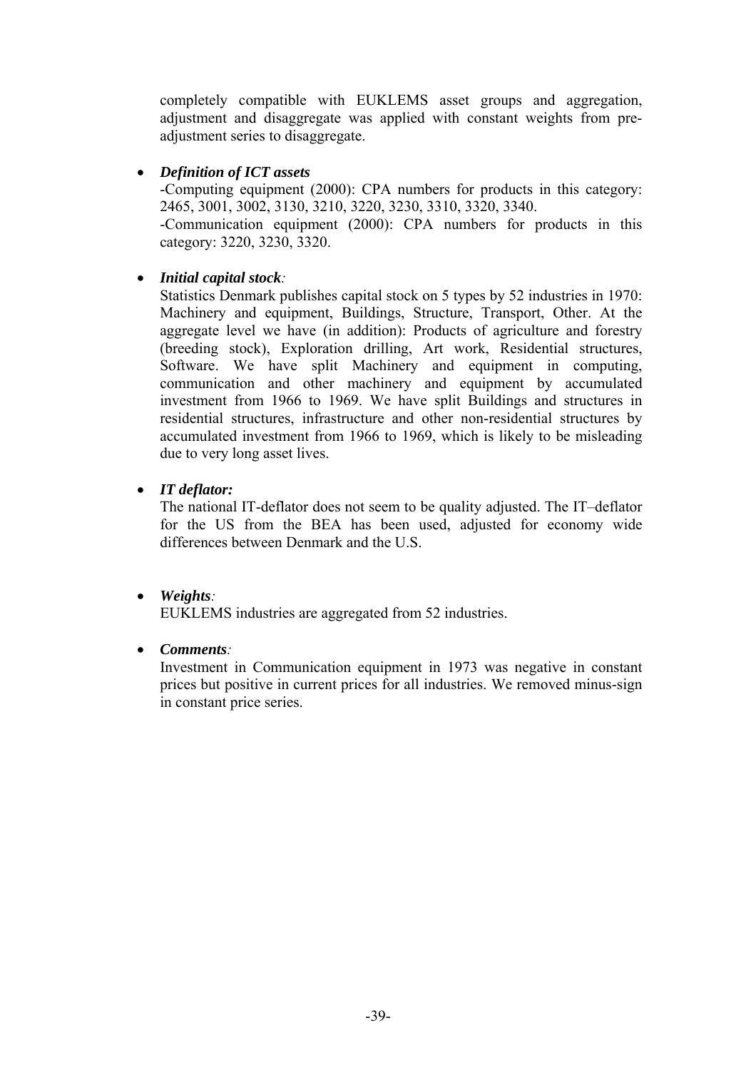completely compatible with EUKLEMS asset groups and aggregation, adjustment and disaggregate was applied with constant weights from pre-adjustment series to disaggregate.

- ***Definition of ICT assets***
  -Computing equipment (2000): CPA numbers for products in this category: 2465, 3001, 3002, 3130, 3210, 3220, 3230, 3310, 3320, 3340.
  -Communication equipment (2000): CPA numbers for products in this category: 3220, 3230, 3320.

- ***Initial capital stock**:*
  Statistics Denmark publishes capital stock on 5 types by 52 industries in 1970: Machinery and equipment, Buildings, Structure, Transport, Other. At the aggregate level we have (in addition): Products of agriculture and forestry (breeding stock), Exploration drilling, Art work, Residential structures, Software. We have split Machinery and equipment in computing, communication and other machinery and equipment by accumulated investment from 1966 to 1969. We have split Buildings and structures in residential structures, infrastructure and other non-residential structures by accumulated investment from 1966 to 1969, which is likely to be misleading due to very long asset lives.

- ***IT deflator:***
  The national IT-deflator does not seem to be quality adjusted. The IT–deflator for the US from the BEA has been used, adjusted for economy wide differences between Denmark and the U.S.

- ***Weights**:*
  EUKLEMS industries are aggregated from 52 industries.

- ***Comments**:*
  Investment in Communication equipment in 1973 was negative in constant prices but positive in current prices for all industries. We removed minus-sign in constant price series.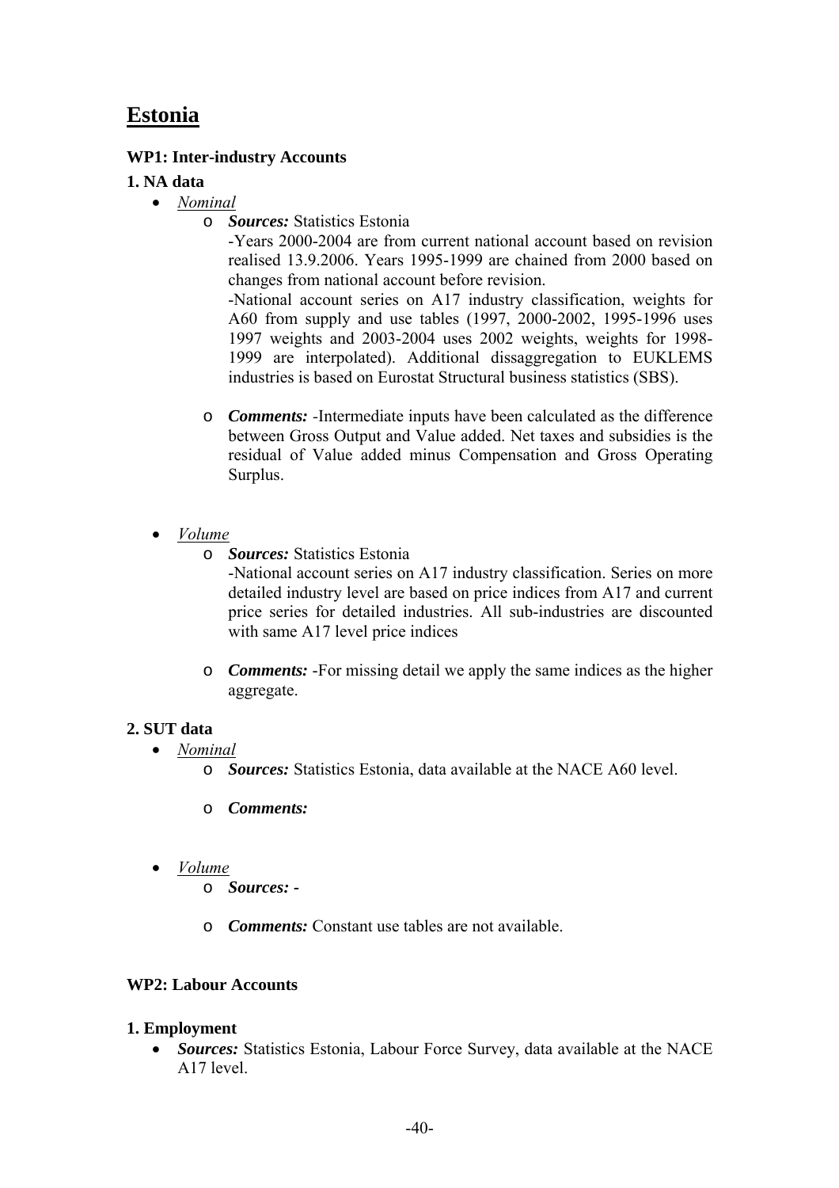# Estonia

### WP1: Inter-industry Accounts

#### 1. NA data

- *Nominal*
  - ***Sources:*** Statistics Estonia
    -Years 2000-2004 are from current national account based on revision realised 13.9.2006. Years 1995-1999 are chained from 2000 based on changes from national account before revision.
    -National account series on A17 industry classification, weights for A60 from supply and use tables (1997, 2000-2002, 1995-1996 uses 1997 weights and 2003-2004 uses 2002 weights, weights for 1998-1999 are interpolated). Additional dissaggregation to EUKLEMS industries is based on Eurostat Structural business statistics (SBS).
  - ***Comments:*** -Intermediate inputs have been calculated as the difference between Gross Output and Value added. Net taxes and subsidies is the residual of Value added minus Compensation and Gross Operating Surplus.

- *Volume*
  - ***Sources:*** Statistics Estonia
    -National account series on A17 industry classification. Series on more detailed industry level are based on price indices from A17 and current price series for detailed industries. All sub-industries are discounted with same A17 level price indices
  - ***Comments:*** -For missing detail we apply the same indices as the higher aggregate.

#### 2. SUT data

- *Nominal*
  - ***Sources:*** Statistics Estonia, data available at the NACE A60 level.
  - ***Comments:***

- *Volume*
  - ***Sources:*** -
  - ***Comments:*** Constant use tables are not available.

### WP2: Labour Accounts

#### 1. Employment

- ***Sources:*** Statistics Estonia, Labour Force Survey, data available at the NACE A17 level.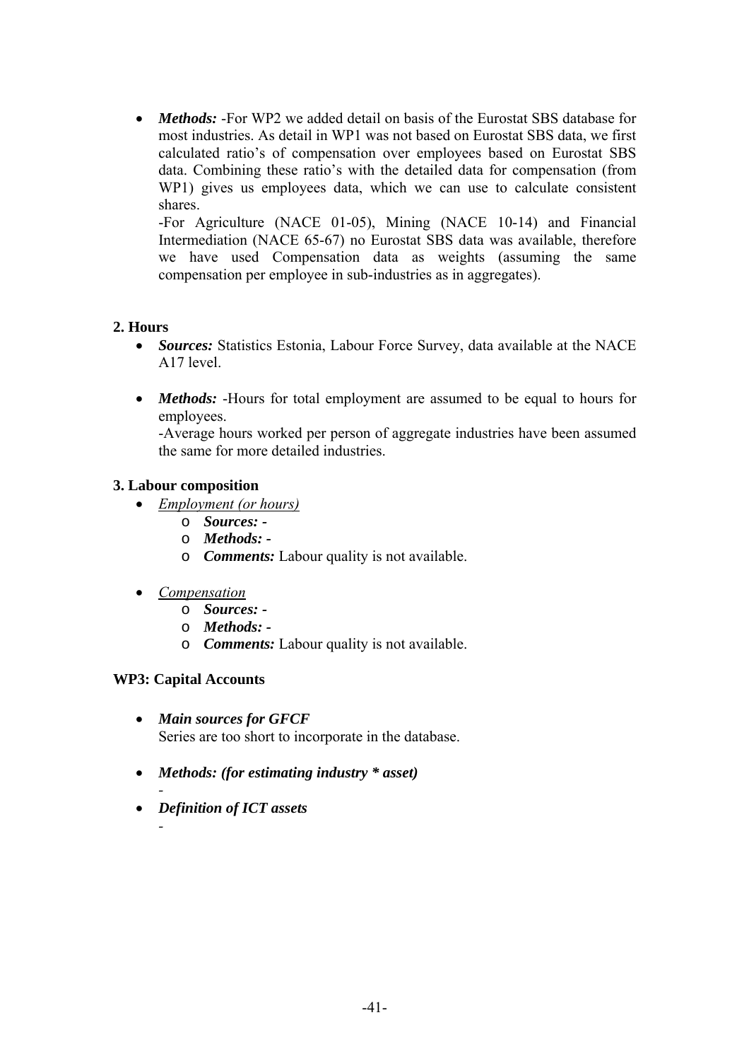- ***Methods:*** -For WP2 we added detail on basis of the Eurostat SBS database for most industries. As detail in WP1 was not based on Eurostat SBS data, we first calculated ratio's of compensation over employees based on Eurostat SBS data. Combining these ratio's with the detailed data for compensation (from WP1) gives us employees data, which we can use to calculate consistent shares.
  -For Agriculture (NACE 01-05), Mining (NACE 10-14) and Financial Intermediation (NACE 65-67) no Eurostat SBS data was available, therefore we have used Compensation data as weights (assuming the same compensation per employee in sub-industries as in aggregates).

**2. Hours**

- ***Sources:*** Statistics Estonia, Labour Force Survey, data available at the NACE A17 level.

- ***Methods:*** -Hours for total employment are assumed to be equal to hours for employees.
  -Average hours worked per person of aggregate industries have been assumed the same for more detailed industries.

**3. Labour composition**

- *Employment (or hours)*
  - ***Sources: -***
  - ***Methods: -***
  - ***Comments:*** Labour quality is not available.

- *Compensation*
  - ***Sources: -***
  - ***Methods: -***
  - ***Comments:*** Labour quality is not available.

**WP3: Capital Accounts**

- ***Main sources for GFCF***
  Series are too short to incorporate in the database.

- ***Methods: (for estimating industry * asset)***
  -
- ***Definition of ICT assets***
  -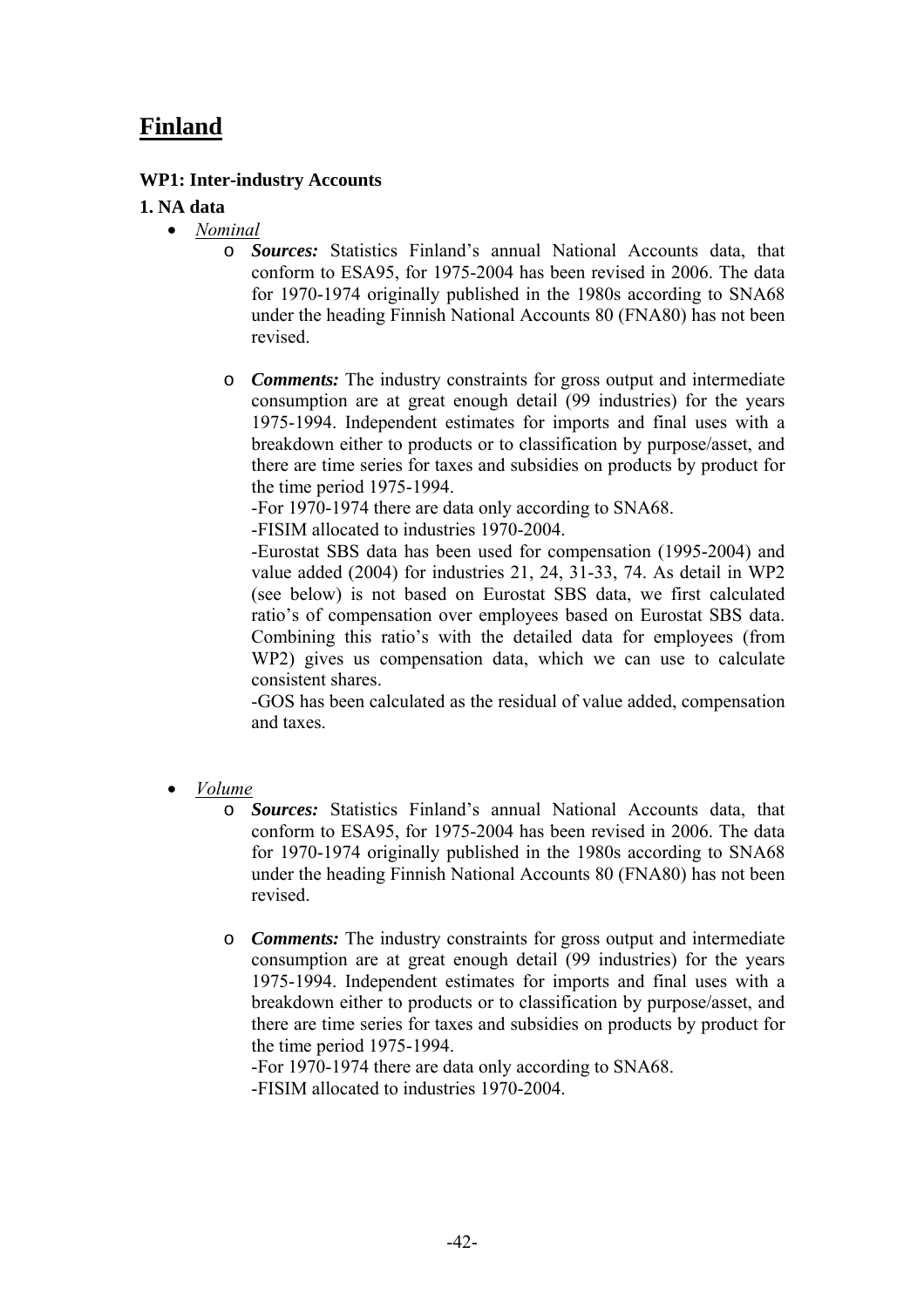# Finland

**WP1: Inter-industry Accounts**

**1. NA data**

- *Nominal*
  - ***Sources:*** Statistics Finland's annual National Accounts data, that conform to ESA95, for 1975-2004 has been revised in 2006. The data for 1970-1974 originally published in the 1980s according to SNA68 under the heading Finnish National Accounts 80 (FNA80) has not been revised.
  - ***Comments:*** The industry constraints for gross output and intermediate consumption are at great enough detail (99 industries) for the years 1975-1994. Independent estimates for imports and final uses with a breakdown either to products or to classification by purpose/asset, and there are time series for taxes and subsidies on products by product for the time period 1975-1994.
    -For 1970-1974 there are data only according to SNA68.
    -FISIM allocated to industries 1970-2004.
    -Eurostat SBS data has been used for compensation (1995-2004) and value added (2004) for industries 21, 24, 31-33, 74. As detail in WP2 (see below) is not based on Eurostat SBS data, we first calculated ratio's of compensation over employees based on Eurostat SBS data. Combining this ratio's with the detailed data for employees (from WP2) gives us compensation data, which we can use to calculate consistent shares.
    -GOS has been calculated as the residual of value added, compensation and taxes.

- *Volume*
  - ***Sources:*** Statistics Finland's annual National Accounts data, that conform to ESA95, for 1975-2004 has been revised in 2006. The data for 1970-1974 originally published in the 1980s according to SNA68 under the heading Finnish National Accounts 80 (FNA80) has not been revised.
  - ***Comments:*** The industry constraints for gross output and intermediate consumption are at great enough detail (99 industries) for the years 1975-1994. Independent estimates for imports and final uses with a breakdown either to products or to classification by purpose/asset, and there are time series for taxes and subsidies on products by product for the time period 1975-1994.
    -For 1970-1974 there are data only according to SNA68.
    -FISIM allocated to industries 1970-2004.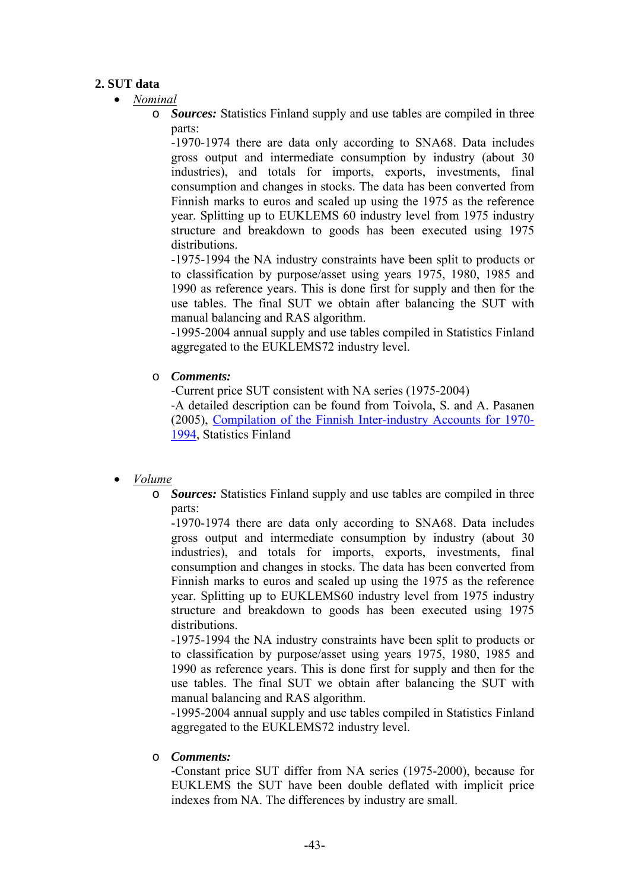## 2. SUT data

- *Nominal*
  - ***Sources:*** Statistics Finland supply and use tables are compiled in three parts:
    -1970-1974 there are data only according to SNA68. Data includes gross output and intermediate consumption by industry (about 30 industries), and totals for imports, exports, investments, final consumption and changes in stocks. The data has been converted from Finnish marks to euros and scaled up using the 1975 as the reference year. Splitting up to EUKLEMS 60 industry level from 1975 industry structure and breakdown to goods has been executed using 1975 distributions.
    -1975-1994 the NA industry constraints have been split to products or to classification by purpose/asset using years 1975, 1980, 1985 and 1990 as reference years. This is done first for supply and then for the use tables. The final SUT we obtain after balancing the SUT with manual balancing and RAS algorithm.
    -1995-2004 annual supply and use tables compiled in Statistics Finland aggregated to the EUKLEMS72 industry level.

  - ***Comments:***
    -Current price SUT consistent with NA series (1975-2004)
    -A detailed description can be found from Toivola, S. and A. Pasanen (2005), Compilation of the Finnish Inter-industry Accounts for 1970-1994, Statistics Finland

- *Volume*
  - ***Sources:*** Statistics Finland supply and use tables are compiled in three parts:
    -1970-1974 there are data only according to SNA68. Data includes gross output and intermediate consumption by industry (about 30 industries), and totals for imports, exports, investments, final consumption and changes in stocks. The data has been converted from Finnish marks to euros and scaled up using the 1975 as the reference year. Splitting up to EUKLEMS60 industry level from 1975 industry structure and breakdown to goods has been executed using 1975 distributions.
    -1975-1994 the NA industry constraints have been split to products or to classification by purpose/asset using years 1975, 1980, 1985 and 1990 as reference years. This is done first for supply and then for the use tables. The final SUT we obtain after balancing the SUT with manual balancing and RAS algorithm.
    -1995-2004 annual supply and use tables compiled in Statistics Finland aggregated to the EUKLEMS72 industry level.

  - ***Comments:***
    -Constant price SUT differ from NA series (1975-2000), because for EUKLEMS the SUT have been double deflated with implicit price indexes from NA. The differences by industry are small.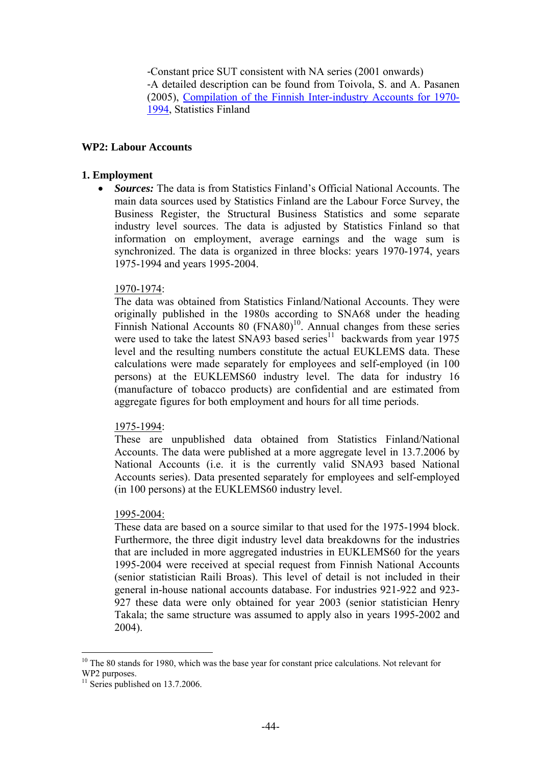-Constant price SUT consistent with NA series (2001 onwards)
-A detailed description can be found from Toivola, S. and A. Pasanen (2005), [Compilation of the Finnish Inter-industry Accounts for 1970-1994](), Statistics Finland

## WP2: Labour Accounts

### 1. Employment

- ***Sources:*** The data is from Statistics Finland's Official National Accounts. The main data sources used by Statistics Finland are the Labour Force Survey, the Business Register, the Structural Business Statistics and some separate industry level sources. The data is adjusted by Statistics Finland so that information on employment, average earnings and the wage sum is synchronized. The data is organized in three blocks: years 1970-1974, years 1975-1994 and years 1995-2004.

  <u>1970-1974</u>:
  The data was obtained from Statistics Finland/National Accounts. They were originally published in the 1980s according to SNA68 under the heading Finnish National Accounts 80 (FNA80)[10]. Annual changes from these series were used to take the latest SNA93 based series[11] backwards from year 1975 level and the resulting numbers constitute the actual EUKLEMS data. These calculations were made separately for employees and self-employed (in 100 persons) at the EUKLEMS60 industry level. The data for industry 16 (manufacture of tobacco products) are confidential and are estimated from aggregate figures for both employment and hours for all time periods.

  <u>1975-1994</u>:
  These are unpublished data obtained from Statistics Finland/National Accounts. The data were published at a more aggregate level in 13.7.2006 by National Accounts (i.e. it is the currently valid SNA93 based National Accounts series). Data presented separately for employees and self-employed (in 100 persons) at the EUKLEMS60 industry level.

  <u>1995-2004</u>:
  These data are based on a source similar to that used for the 1975-1994 block. Furthermore, the three digit industry level data breakdowns for the industries that are included in more aggregated industries in EUKLEMS60 for the years 1995-2004 were received at special request from Finnish National Accounts (senior statistician Raili Broas). This level of detail is not included in their general in-house national accounts database. For industries 921-922 and 923-927 these data were only obtained for year 2003 (senior statistician Henry Takala; the same structure was assumed to apply also in years 1995-2002 and 2004).

---

[10] The 80 stands for 1980, which was the base year for constant price calculations. Not relevant for WP2 purposes.
[11] Series published on 13.7.2006.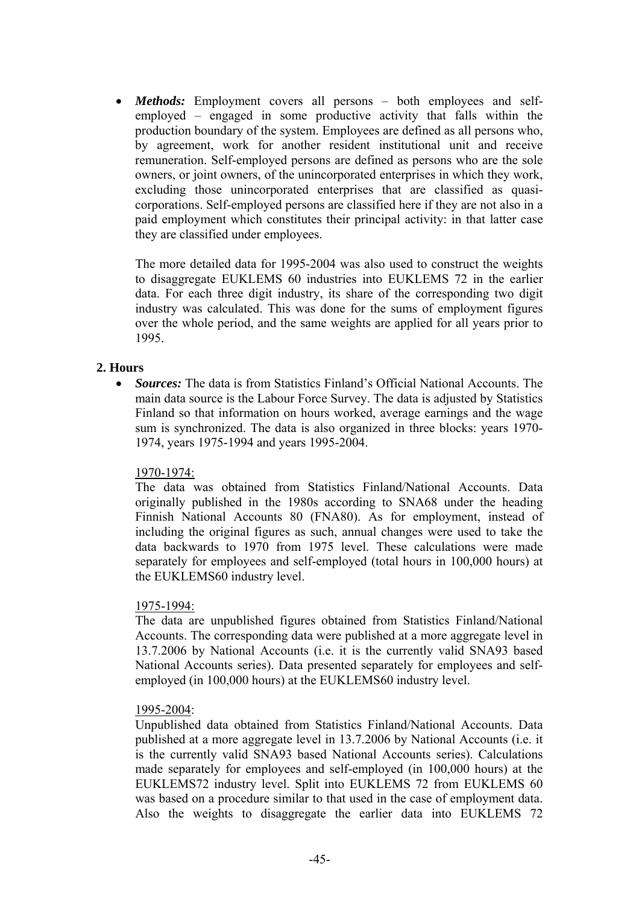- ***Methods:*** Employment covers all persons – both employees and self-employed – engaged in some productive activity that falls within the production boundary of the system. Employees are defined as all persons who, by agreement, work for another resident institutional unit and receive remuneration. Self-employed persons are defined as persons who are the sole owners, or joint owners, of the unincorporated enterprises in which they work, excluding those unincorporated enterprises that are classified as quasi-corporations. Self-employed persons are classified here if they are not also in a paid employment which constitutes their principal activity: in that latter case they are classified under employees.

  The more detailed data for 1995-2004 was also used to construct the weights to disaggregate EUKLEMS 60 industries into EUKLEMS 72 in the earlier data. For each three digit industry, its share of the corresponding two digit industry was calculated. This was done for the sums of employment figures over the whole period, and the same weights are applied for all years prior to 1995.

**2. Hours**

- ***Sources:*** The data is from Statistics Finland's Official National Accounts. The main data source is the Labour Force Survey. The data is adjusted by Statistics Finland so that information on hours worked, average earnings and the wage sum is synchronized. The data is also organized in three blocks: years 1970-1974, years 1975-1994 and years 1995-2004.

  <u>1970-1974:</u>
  The data was obtained from Statistics Finland/National Accounts. Data originally published in the 1980s according to SNA68 under the heading Finnish National Accounts 80 (FNA80). As for employment, instead of including the original figures as such, annual changes were used to take the data backwards to 1970 from 1975 level. These calculations were made separately for employees and self-employed (total hours in 100,000 hours) at the EUKLEMS60 industry level.

  <u>1975-1994:</u>
  The data are unpublished figures obtained from Statistics Finland/National Accounts. The corresponding data were published at a more aggregate level in 13.7.2006 by National Accounts (i.e. it is the currently valid SNA93 based National Accounts series). Data presented separately for employees and self-employed (in 100,000 hours) at the EUKLEMS60 industry level.

  <u>1995-2004</u>:
  Unpublished data obtained from Statistics Finland/National Accounts. Data published at a more aggregate level in 13.7.2006 by National Accounts (i.e. it is the currently valid SNA93 based National Accounts series). Calculations made separately for employees and self-employed (in 100,000 hours) at the EUKLEMS72 industry level. Split into EUKLEMS 72 from EUKLEMS 60 was based on a procedure similar to that used in the case of employment data. Also the weights to disaggregate the earlier data into EUKLEMS 72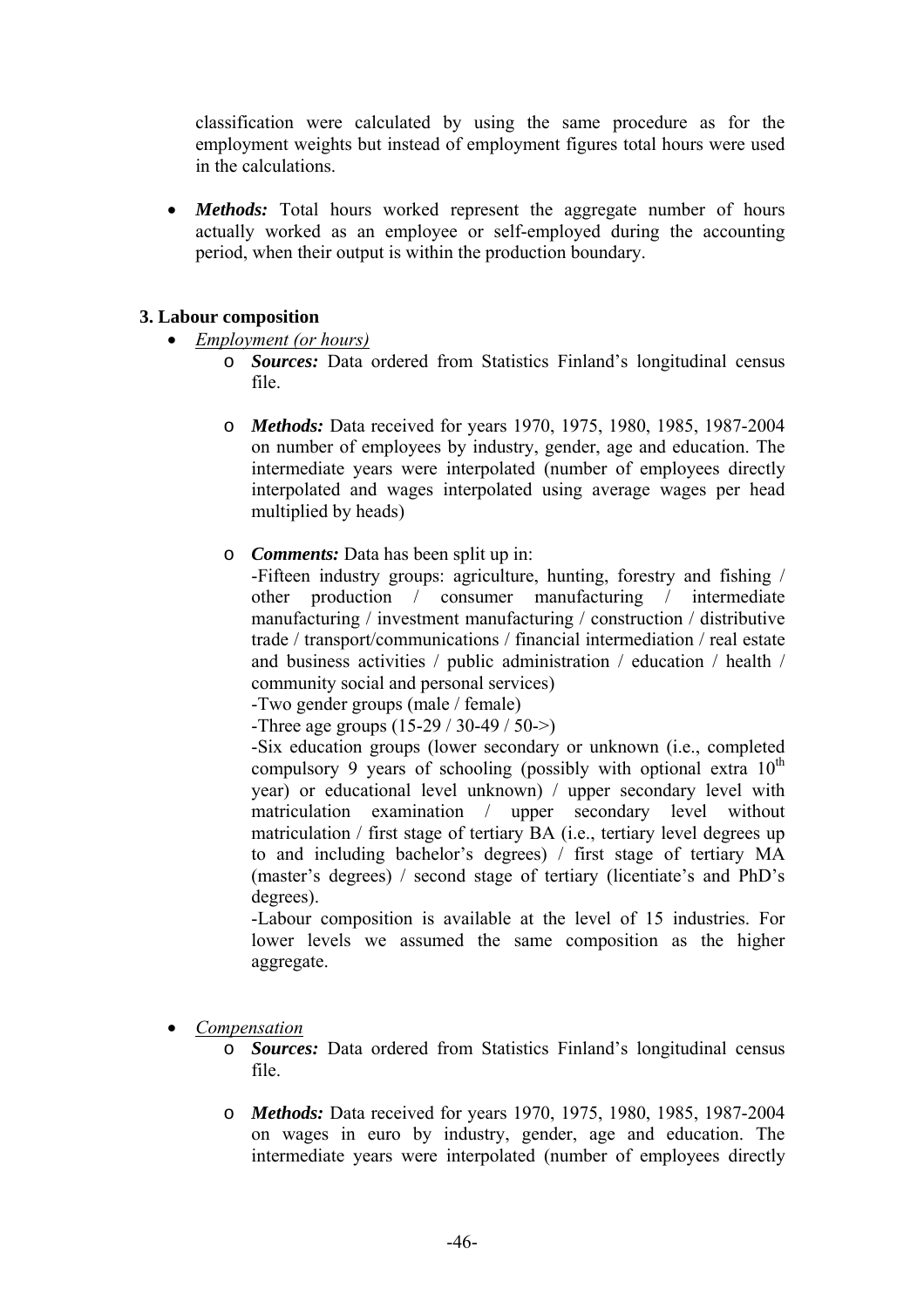classification were calculated by using the same procedure as for the employment weights but instead of employment figures total hours were used in the calculations.

- ***Methods:*** Total hours worked represent the aggregate number of hours actually worked as an employee or self-employed during the accounting period, when their output is within the production boundary.

### 3. Labour composition

- *Employment (or hours)*
  - ***Sources:*** Data ordered from Statistics Finland's longitudinal census file.
  - ***Methods:*** Data received for years 1970, 1975, 1980, 1985, 1987-2004 on number of employees by industry, gender, age and education. The intermediate years were interpolated (number of employees directly interpolated and wages interpolated using average wages per head multiplied by heads)
  - ***Comments:*** Data has been split up in:

    -Fifteen industry groups: agriculture, hunting, forestry and fishing / other production / consumer manufacturing / intermediate manufacturing / investment manufacturing / construction / distributive trade / transport/communications / financial intermediation / real estate and business activities / public administration / education / health / community social and personal services)

    -Two gender groups (male / female)

    -Three age groups (15-29 / 30-49 / 50->)

    -Six education groups (lower secondary or unknown (i.e., completed compulsory 9 years of schooling (possibly with optional extra 10$^{th}$ year) or educational level unknown) / upper secondary level with matriculation examination / upper secondary level without matriculation / first stage of tertiary BA (i.e., tertiary level degrees up to and including bachelor's degrees) / first stage of tertiary MA (master's degrees) / second stage of tertiary (licentiate's and PhD's degrees).

    -Labour composition is available at the level of 15 industries. For lower levels we assumed the same composition as the higher aggregate.

- *Compensation*
  - ***Sources:*** Data ordered from Statistics Finland's longitudinal census file.
  - ***Methods:*** Data received for years 1970, 1975, 1980, 1985, 1987-2004 on wages in euro by industry, gender, age and education. The intermediate years were interpolated (number of employees directly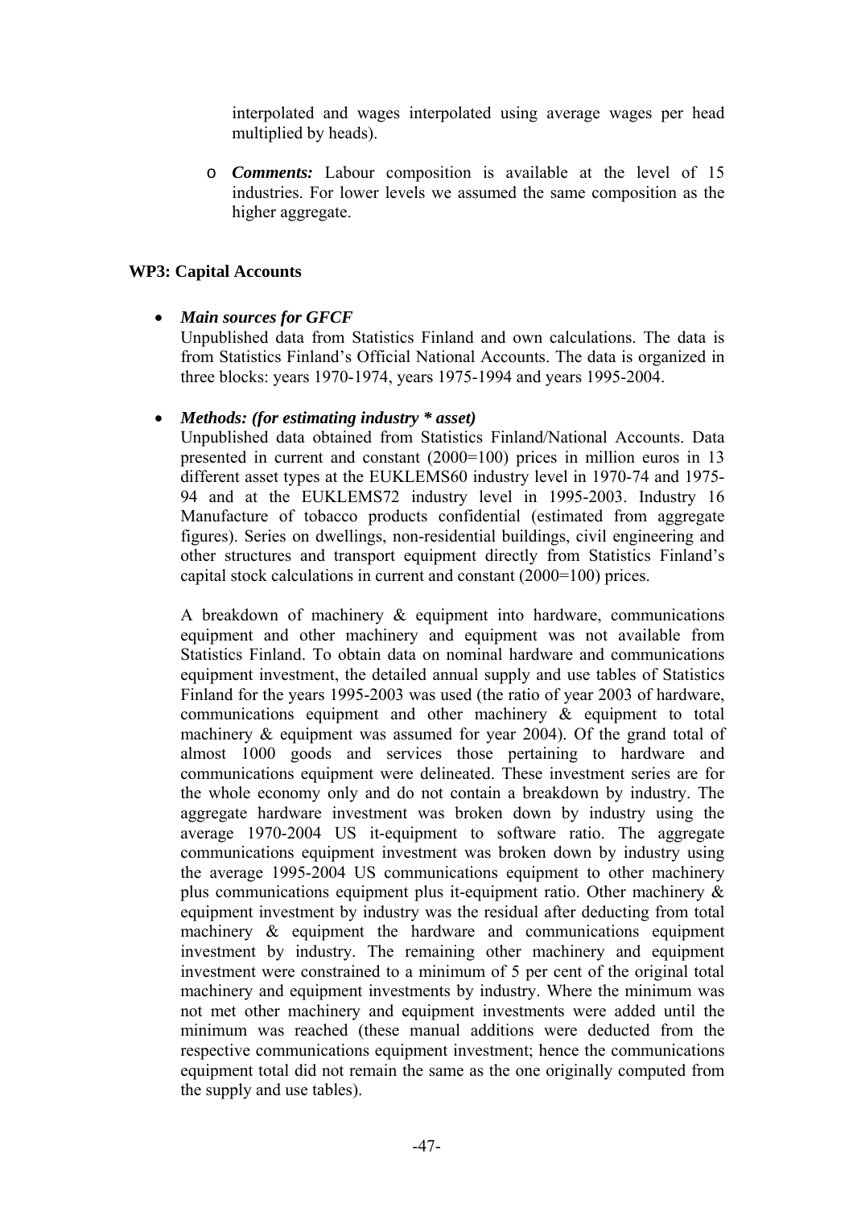interpolated and wages interpolated using average wages per head multiplied by heads).

- ***Comments:*** Labour composition is available at the level of 15 industries. For lower levels we assumed the same composition as the higher aggregate.

**WP3: Capital Accounts**

- ***Main sources for GFCF***
  Unpublished data from Statistics Finland and own calculations. The data is from Statistics Finland's Official National Accounts. The data is organized in three blocks: years 1970-1974, years 1975-1994 and years 1995-2004.

- ***Methods: (for estimating industry * asset)***
  Unpublished data obtained from Statistics Finland/National Accounts. Data presented in current and constant (2000=100) prices in million euros in 13 different asset types at the EUKLEMS60 industry level in 1970-74 and 1975-94 and at the EUKLEMS72 industry level in 1995-2003. Industry 16 Manufacture of tobacco products confidential (estimated from aggregate figures). Series on dwellings, non-residential buildings, civil engineering and other structures and transport equipment directly from Statistics Finland's capital stock calculations in current and constant (2000=100) prices.

  A breakdown of machinery & equipment into hardware, communications equipment and other machinery and equipment was not available from Statistics Finland. To obtain data on nominal hardware and communications equipment investment, the detailed annual supply and use tables of Statistics Finland for the years 1995-2003 was used (the ratio of year 2003 of hardware, communications equipment and other machinery & equipment to total machinery & equipment was assumed for year 2004). Of the grand total of almost 1000 goods and services those pertaining to hardware and communications equipment were delineated. These investment series are for the whole economy only and do not contain a breakdown by industry. The aggregate hardware investment was broken down by industry using the average 1970-2004 US it-equipment to software ratio. The aggregate communications equipment investment was broken down by industry using the average 1995-2004 US communications equipment to other machinery plus communications equipment plus it-equipment ratio. Other machinery & equipment investment by industry was the residual after deducting from total machinery & equipment the hardware and communications equipment investment by industry. The remaining other machinery and equipment investment were constrained to a minimum of 5 per cent of the original total machinery and equipment investments by industry. Where the minimum was not met other machinery and equipment investments were added until the minimum was reached (these manual additions were deducted from the respective communications equipment investment; hence the communications equipment total did not remain the same as the one originally computed from the supply and use tables).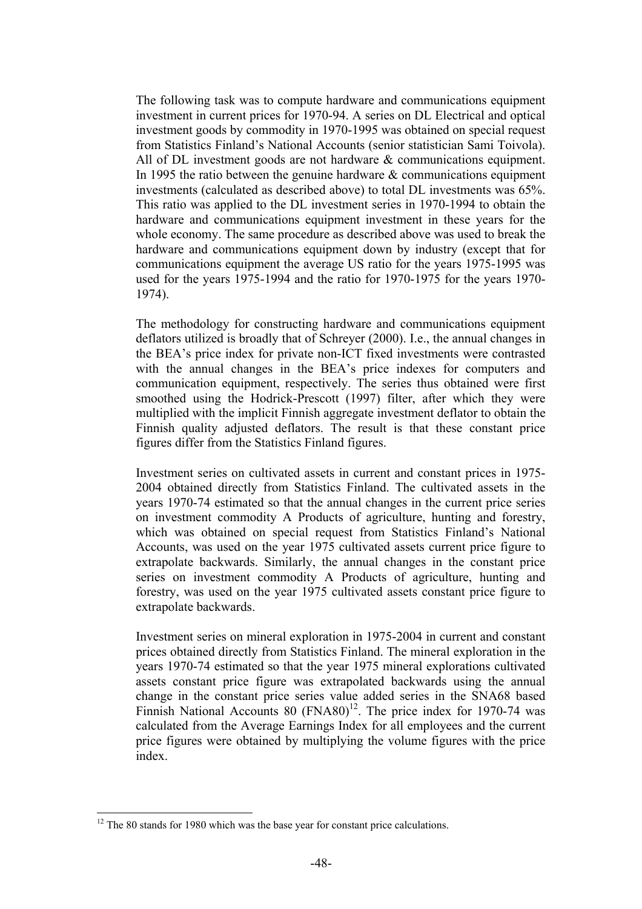The following task was to compute hardware and communications equipment investment in current prices for 1970-94. A series on DL Electrical and optical investment goods by commodity in 1970-1995 was obtained on special request from Statistics Finland's National Accounts (senior statistician Sami Toivola). All of DL investment goods are not hardware & communications equipment. In 1995 the ratio between the genuine hardware & communications equipment investments (calculated as described above) to total DL investments was 65%. This ratio was applied to the DL investment series in 1970-1994 to obtain the hardware and communications equipment investment in these years for the whole economy. The same procedure as described above was used to break the hardware and communications equipment down by industry (except that for communications equipment the average US ratio for the years 1975-1995 was used for the years 1975-1994 and the ratio for 1970-1975 for the years 1970-1974).

The methodology for constructing hardware and communications equipment deflators utilized is broadly that of Schreyer (2000). I.e., the annual changes in the BEA's price index for private non-ICT fixed investments were contrasted with the annual changes in the BEA's price indexes for computers and communication equipment, respectively. The series thus obtained were first smoothed using the Hodrick-Prescott (1997) filter, after which they were multiplied with the implicit Finnish aggregate investment deflator to obtain the Finnish quality adjusted deflators. The result is that these constant price figures differ from the Statistics Finland figures.

Investment series on cultivated assets in current and constant prices in 1975-2004 obtained directly from Statistics Finland. The cultivated assets in the years 1970-74 estimated so that the annual changes in the current price series on investment commodity A Products of agriculture, hunting and forestry, which was obtained on special request from Statistics Finland's National Accounts, was used on the year 1975 cultivated assets current price figure to extrapolate backwards. Similarly, the annual changes in the constant price series on investment commodity A Products of agriculture, hunting and forestry, was used on the year 1975 cultivated assets constant price figure to extrapolate backwards.

Investment series on mineral exploration in 1975-2004 in current and constant prices obtained directly from Statistics Finland. The mineral exploration in the years 1970-74 estimated so that the year 1975 mineral explorations cultivated assets constant price figure was extrapolated backwards using the annual change in the constant price series value added series in the SNA68 based Finnish National Accounts 80 (FNA80)[12]. The price index for 1970-74 was calculated from the Average Earnings Index for all employees and the current price figures were obtained by multiplying the volume figures with the price index.

[12] The 80 stands for 1980 which was the base year for constant price calculations.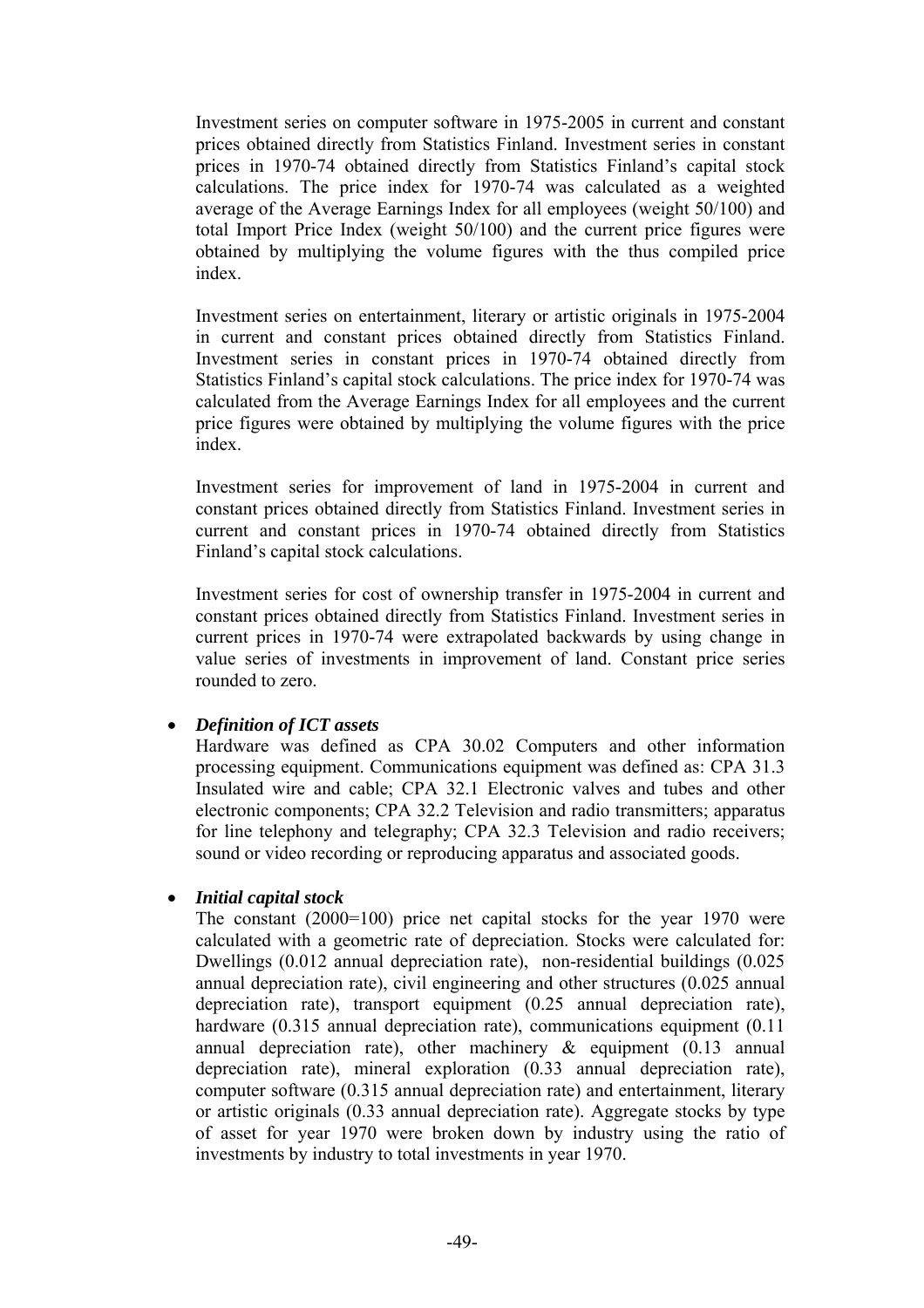Investment series on computer software in 1975-2005 in current and constant prices obtained directly from Statistics Finland. Investment series in constant prices in 1970-74 obtained directly from Statistics Finland's capital stock calculations. The price index for 1970-74 was calculated as a weighted average of the Average Earnings Index for all employees (weight 50/100) and total Import Price Index (weight 50/100) and the current price figures were obtained by multiplying the volume figures with the thus compiled price index.

Investment series on entertainment, literary or artistic originals in 1975-2004 in current and constant prices obtained directly from Statistics Finland. Investment series in constant prices in 1970-74 obtained directly from Statistics Finland's capital stock calculations. The price index for 1970-74 was calculated from the Average Earnings Index for all employees and the current price figures were obtained by multiplying the volume figures with the price index.

Investment series for improvement of land in 1975-2004 in current and constant prices obtained directly from Statistics Finland. Investment series in current and constant prices in 1970-74 obtained directly from Statistics Finland's capital stock calculations.

Investment series for cost of ownership transfer in 1975-2004 in current and constant prices obtained directly from Statistics Finland. Investment series in current prices in 1970-74 were extrapolated backwards by using change in value series of investments in improvement of land. Constant price series rounded to zero.

- ***Definition of ICT assets***
  Hardware was defined as CPA 30.02 Computers and other information processing equipment. Communications equipment was defined as: CPA 31.3 Insulated wire and cable; CPA 32.1 Electronic valves and tubes and other electronic components; CPA 32.2 Television and radio transmitters; apparatus for line telephony and telegraphy; CPA 32.3 Television and radio receivers; sound or video recording or reproducing apparatus and associated goods.

- ***Initial capital stock***
  The constant (2000=100) price net capital stocks for the year 1970 were calculated with a geometric rate of depreciation. Stocks were calculated for: Dwellings (0.012 annual depreciation rate), non-residential buildings (0.025 annual depreciation rate), civil engineering and other structures (0.025 annual depreciation rate), transport equipment (0.25 annual depreciation rate), hardware (0.315 annual depreciation rate), communications equipment (0.11 annual depreciation rate), other machinery & equipment (0.13 annual depreciation rate), mineral exploration (0.33 annual depreciation rate), computer software (0.315 annual depreciation rate) and entertainment, literary or artistic originals (0.33 annual depreciation rate). Aggregate stocks by type of asset for year 1970 were broken down by industry using the ratio of investments by industry to total investments in year 1970.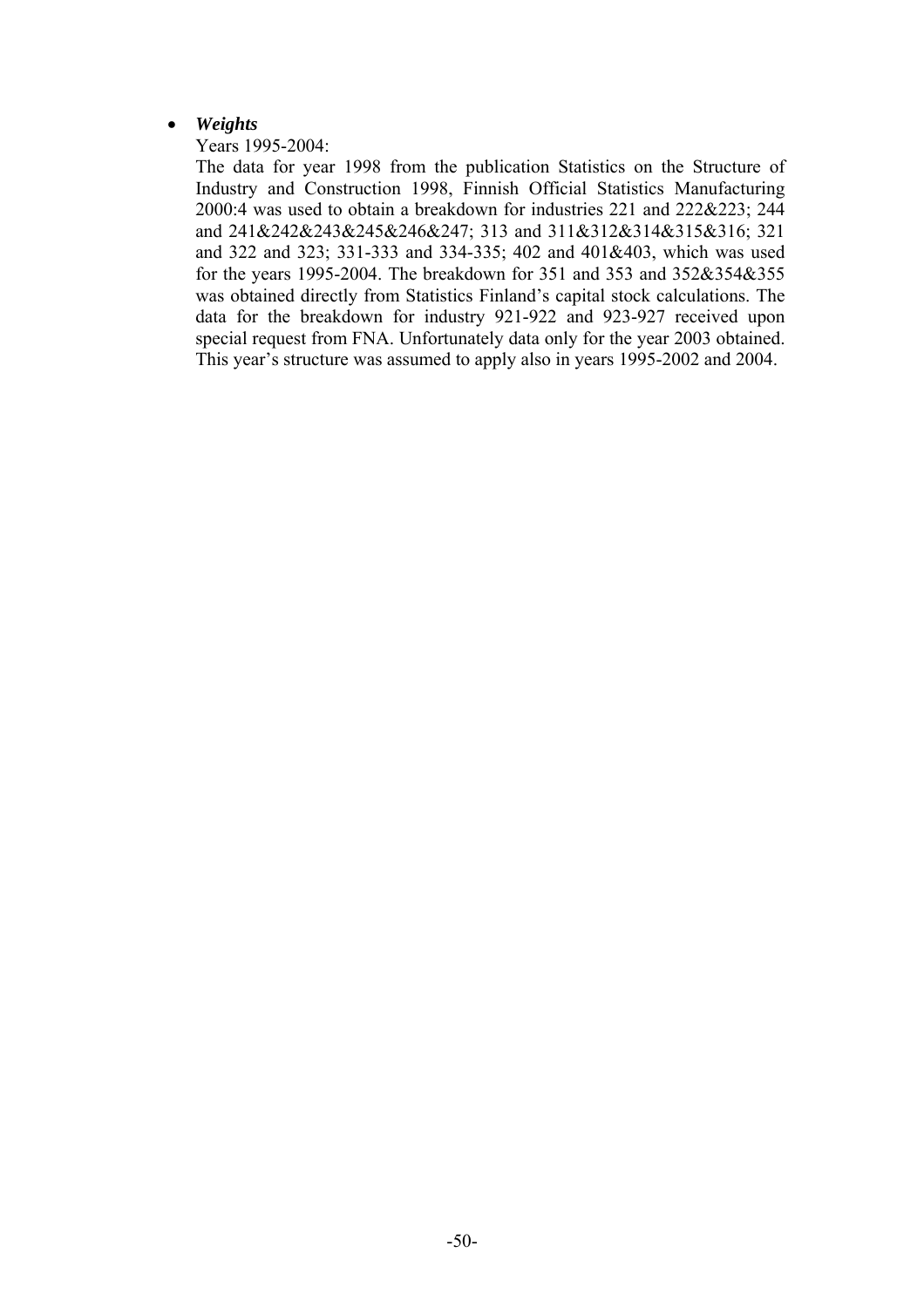- ***Weights***

  Years 1995-2004:

  The data for year 1998 from the publication Statistics on the Structure of Industry and Construction 1998, Finnish Official Statistics Manufacturing 2000:4 was used to obtain a breakdown for industries 221 and 222&223; 244 and 241&242&243&245&246&247; 313 and 311&312&314&315&316; 321 and 322 and 323; 331-333 and 334-335; 402 and 401&403, which was used for the years 1995-2004. The breakdown for 351 and 353 and 352&354&355 was obtained directly from Statistics Finland's capital stock calculations. The data for the breakdown for industry 921-922 and 923-927 received upon special request from FNA. Unfortunately data only for the year 2003 obtained. This year's structure was assumed to apply also in years 1995-2002 and 2004.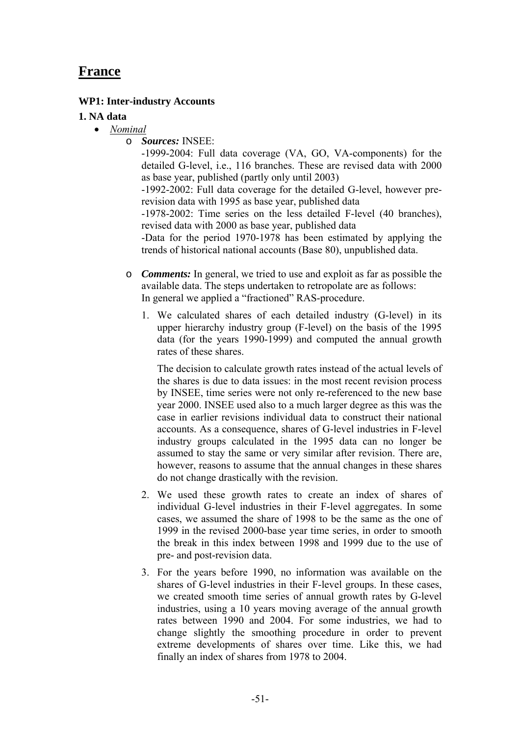# France

### WP1: Inter-industry Accounts

### 1. NA data

- *Nominal*
  - ***Sources:*** INSEE:

    -1999-2004: Full data coverage (VA, GO, VA-components) for the detailed G-level, i.e., 116 branches. These are revised data with 2000 as base year, published (partly only until 2003)

    -1992-2002: Full data coverage for the detailed G-level, however pre-revision data with 1995 as base year, published data

    -1978-2002: Time series on the less detailed F-level (40 branches), revised data with 2000 as base year, published data

    -Data for the period 1970-1978 has been estimated by applying the trends of historical national accounts (Base 80), unpublished data.

  - ***Comments:*** In general, we tried to use and exploit as far as possible the available data. The steps undertaken to retropolate are as follows: In general we applied a "fractioned" RAS-procedure.

    1. We calculated shares of each detailed industry (G-level) in its upper hierarchy industry group (F-level) on the basis of the 1995 data (for the years 1990-1999) and computed the annual growth rates of these shares.

       The decision to calculate growth rates instead of the actual levels of the shares is due to data issues: in the most recent revision process by INSEE, time series were not only re-referenced to the new base year 2000. INSEE used also to a much larger degree as this was the case in earlier revisions individual data to construct their national accounts. As a consequence, shares of G-level industries in F-level industry groups calculated in the 1995 data can no longer be assumed to stay the same or very similar after revision. There are, however, reasons to assume that the annual changes in these shares do not change drastically with the revision.

    2. We used these growth rates to create an index of shares of individual G-level industries in their F-level aggregates. In some cases, we assumed the share of 1998 to be the same as the one of 1999 in the revised 2000-base year time series, in order to smooth the break in this index between 1998 and 1999 due to the use of pre- and post-revision data.

    3. For the years before 1990, no information was available on the shares of G-level industries in their F-level groups. In these cases, we created smooth time series of annual growth rates by G-level industries, using a 10 years moving average of the annual growth rates between 1990 and 2004. For some industries, we had to change slightly the smoothing procedure in order to prevent extreme developments of shares over time. Like this, we had finally an index of shares from 1978 to 2004.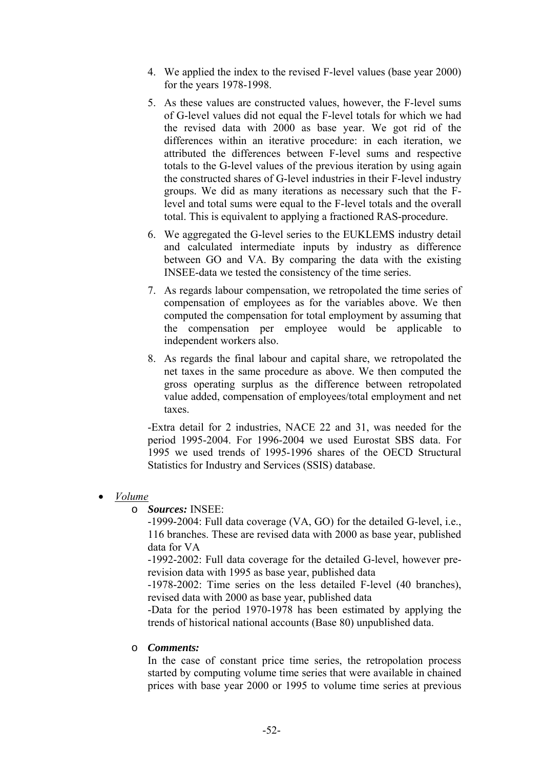4. We applied the index to the revised F-level values (base year 2000) for the years 1978-1998.
5. As these values are constructed values, however, the F-level sums of G-level values did not equal the F-level totals for which we had the revised data with 2000 as base year. We got rid of the differences within an iterative procedure: in each iteration, we attributed the differences between F-level sums and respective totals to the G-level values of the previous iteration by using again the constructed shares of G-level industries in their F-level industry groups. We did as many iterations as necessary such that the F-level and total sums were equal to the F-level totals and the overall total. This is equivalent to applying a fractioned RAS-procedure.
6. We aggregated the G-level series to the EUKLEMS industry detail and calculated intermediate inputs by industry as difference between GO and VA. By comparing the data with the existing INSEE-data we tested the consistency of the time series.
7. As regards labour compensation, we retropolated the time series of compensation of employees as for the variables above. We then computed the compensation for total employment by assuming that the compensation per employee would be applicable to independent workers also.
8. As regards the final labour and capital share, we retropolated the net taxes in the same procedure as above. We then computed the gross operating surplus as the difference between retropolated value added, compensation of employees/total employment and net taxes.

-Extra detail for 2 industries, NACE 22 and 31, was needed for the period 1995-2004. For 1996-2004 we used Eurostat SBS data. For 1995 we used trends of 1995-1996 shares of the OECD Structural Statistics for Industry and Services (SSIS) database.

- *Volume*
  - ***Sources:*** INSEE:

    -1999-2004: Full data coverage (VA, GO) for the detailed G-level, i.e., 116 branches. These are revised data with 2000 as base year, published data for VA

    -1992-2002: Full data coverage for the detailed G-level, however pre-revision data with 1995 as base year, published data

    -1978-2002: Time series on the less detailed F-level (40 branches), revised data with 2000 as base year, published data

    -Data for the period 1970-1978 has been estimated by applying the trends of historical national accounts (Base 80) unpublished data.

  - ***Comments:***

    In the case of constant price time series, the retropolation process started by computing volume time series that were available in chained prices with base year 2000 or 1995 to volume time series at previous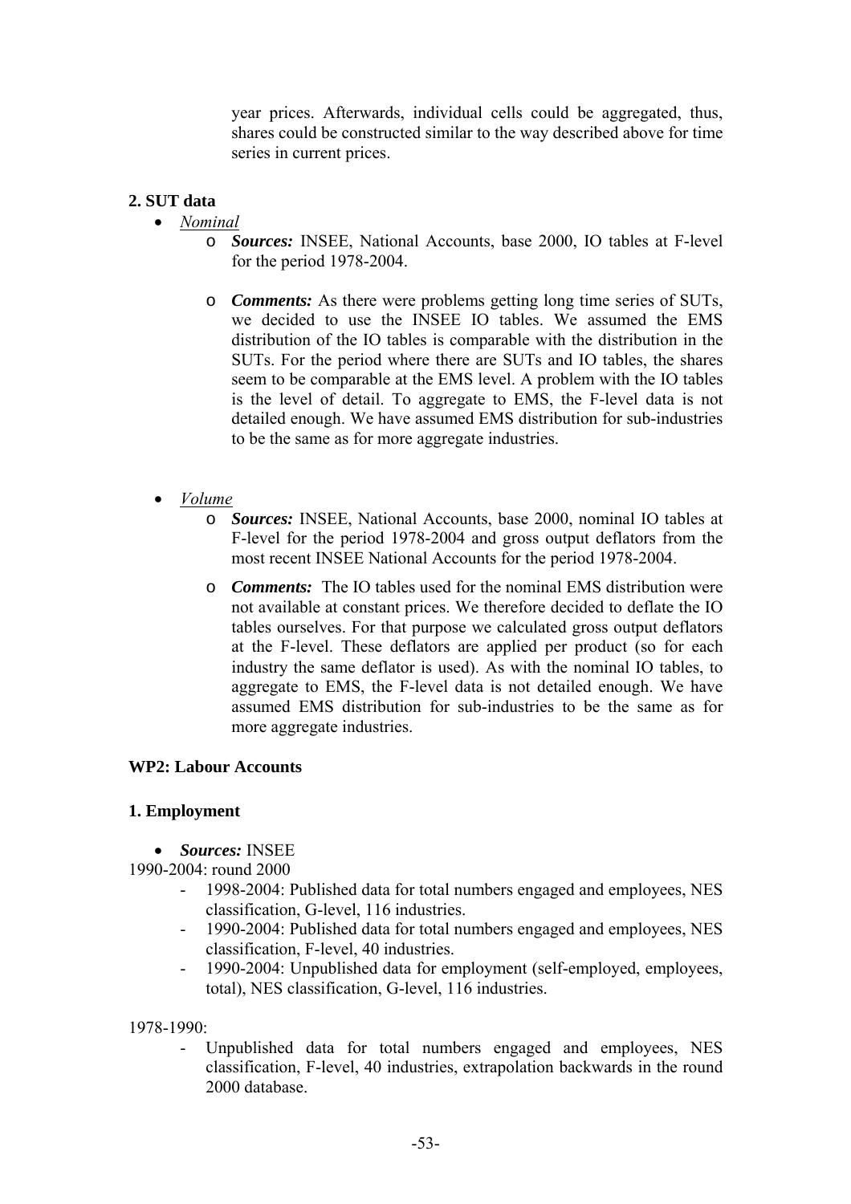year prices. Afterwards, individual cells could be aggregated, thus, shares could be constructed similar to the way described above for time series in current prices.

**2. SUT data**

- *Nominal*
    - ***Sources:*** INSEE, National Accounts, base 2000, IO tables at F-level for the period 1978-2004.
    - ***Comments:*** As there were problems getting long time series of SUTs, we decided to use the INSEE IO tables. We assumed the EMS distribution of the IO tables is comparable with the distribution in the SUTs. For the period where there are SUTs and IO tables, the shares seem to be comparable at the EMS level. A problem with the IO tables is the level of detail. To aggregate to EMS, the F-level data is not detailed enough. We have assumed EMS distribution for sub-industries to be the same as for more aggregate industries.

- *Volume*
    - ***Sources:*** INSEE, National Accounts, base 2000, nominal IO tables at F-level for the period 1978-2004 and gross output deflators from the most recent INSEE National Accounts for the period 1978-2004.
    - ***Comments:*** The IO tables used for the nominal EMS distribution were not available at constant prices. We therefore decided to deflate the IO tables ourselves. For that purpose we calculated gross output deflators at the F-level. These deflators are applied per product (so for each industry the same deflator is used). As with the nominal IO tables, to aggregate to EMS, the F-level data is not detailed enough. We have assumed EMS distribution for sub-industries to be the same as for more aggregate industries.

**WP2: Labour Accounts**

**1. Employment**

- ***Sources:*** INSEE

1990-2004: round 2000

- 1998-2004: Published data for total numbers engaged and employees, NES classification, G-level, 116 industries.
- 1990-2004: Published data for total numbers engaged and employees, NES classification, F-level, 40 industries.
- 1990-2004: Unpublished data for employment (self-employed, employees, total), NES classification, G-level, 116 industries.

1978-1990:

- Unpublished data for total numbers engaged and employees, NES classification, F-level, 40 industries, extrapolation backwards in the round 2000 database.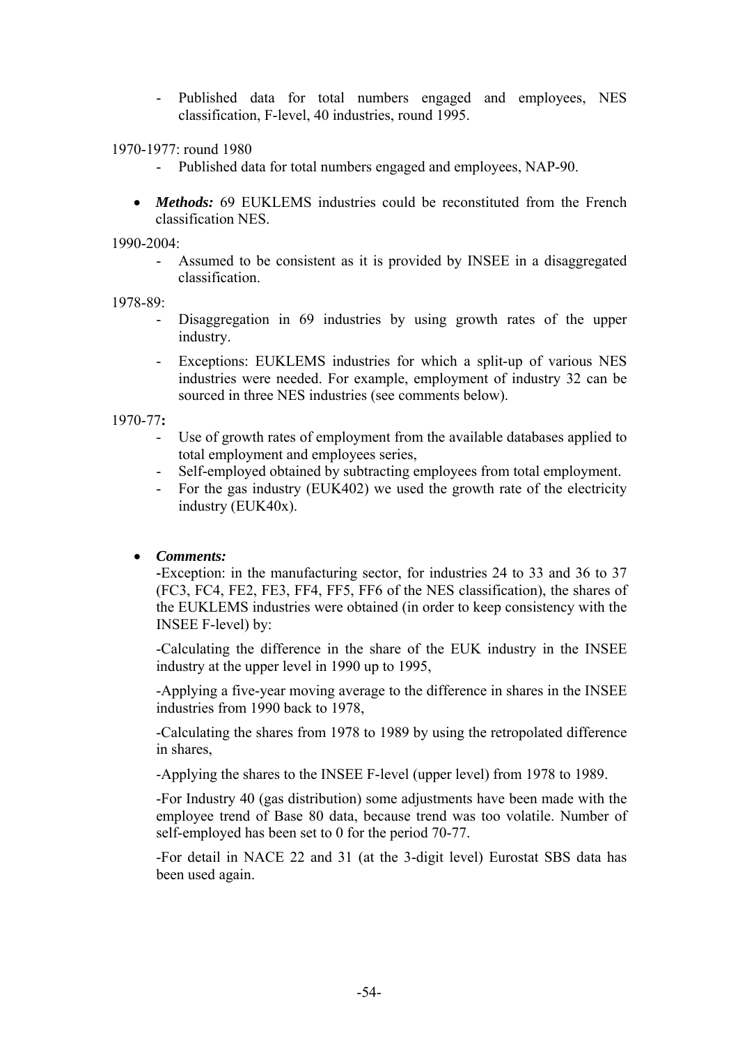- Published data for total numbers engaged and employees, NES classification, F-level, 40 industries, round 1995.

1970-1977: round 1980

- Published data for total numbers engaged and employees, NAP-90.

- ***Methods:*** 69 EUKLEMS industries could be reconstituted from the French classification NES.

1990-2004:

- Assumed to be consistent as it is provided by INSEE in a disaggregated classification.

1978-89:

- Disaggregation in 69 industries by using growth rates of the upper industry.
- Exceptions: EUKLEMS industries for which a split-up of various NES industries were needed. For example, employment of industry 32 can be sourced in three NES industries (see comments below).

1970-77**:**

- Use of growth rates of employment from the available databases applied to total employment and employees series,
- Self-employed obtained by subtracting employees from total employment.
- For the gas industry (EUK402) we used the growth rate of the electricity industry (EUK40x).

- ***Comments:***

  -Exception: in the manufacturing sector, for industries 24 to 33 and 36 to 37 (FC3, FC4, FE2, FE3, FF4, FF5, FF6 of the NES classification), the shares of the EUKLEMS industries were obtained (in order to keep consistency with the INSEE F-level) by:

  -Calculating the difference in the share of the EUK industry in the INSEE industry at the upper level in 1990 up to 1995,

  -Applying a five-year moving average to the difference in shares in the INSEE industries from 1990 back to 1978,

  -Calculating the shares from 1978 to 1989 by using the retropolated difference in shares,

  -Applying the shares to the INSEE F-level (upper level) from 1978 to 1989.

  -For Industry 40 (gas distribution) some adjustments have been made with the employee trend of Base 80 data, because trend was too volatile. Number of self-employed has been set to 0 for the period 70-77.

  -For detail in NACE 22 and 31 (at the 3-digit level) Eurostat SBS data has been used again.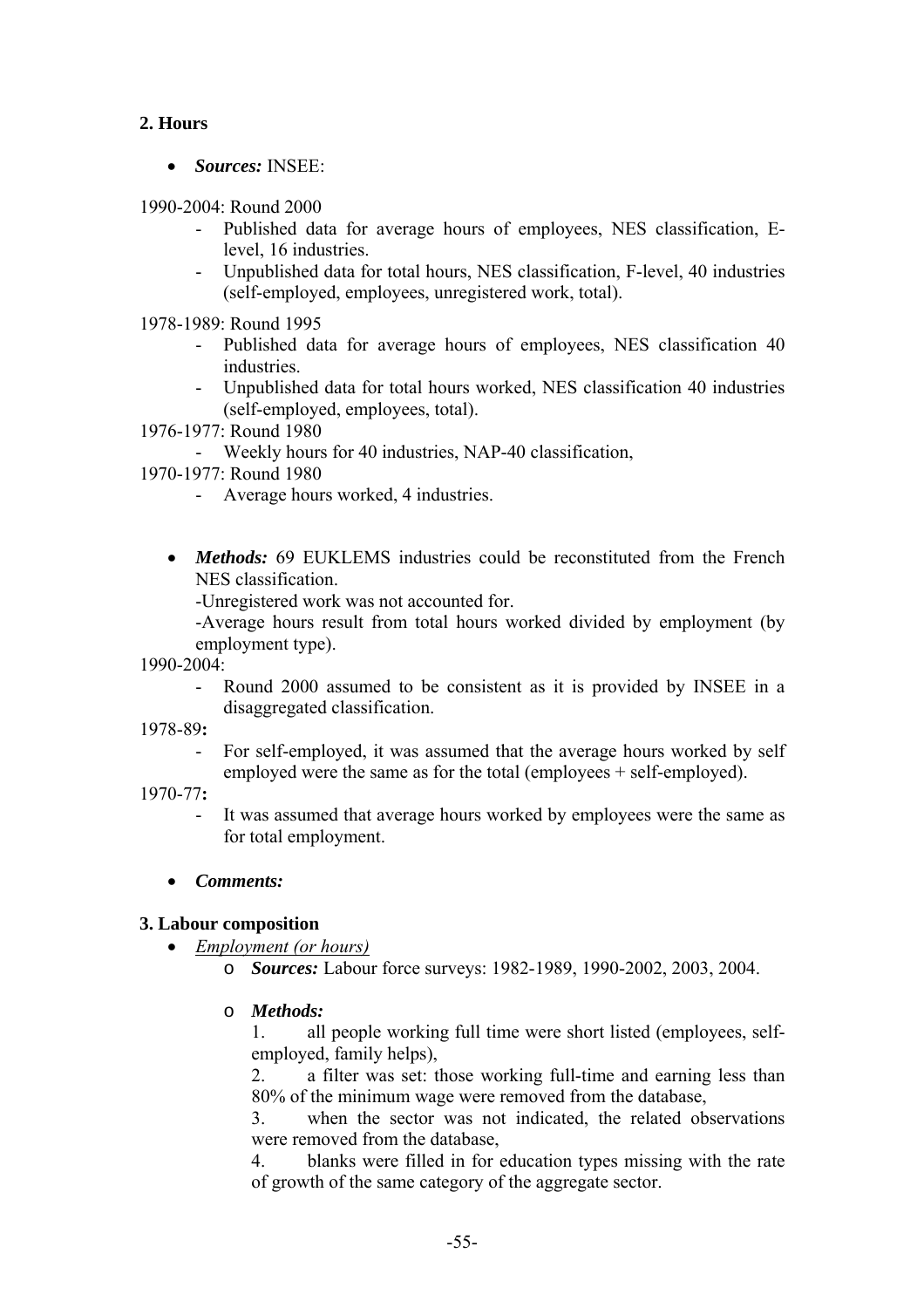**2. Hours**

- ***Sources:*** INSEE:

1990-2004: Round 2000

- Published data for average hours of employees, NES classification, E-level, 16 industries.
- Unpublished data for total hours, NES classification, F-level, 40 industries (self-employed, employees, unregistered work, total).

1978-1989: Round 1995

- Published data for average hours of employees, NES classification 40 industries.
- Unpublished data for total hours worked, NES classification 40 industries (self-employed, employees, total).

1976-1977: Round 1980

- Weekly hours for 40 industries, NAP-40 classification,

1970-1977: Round 1980

- Average hours worked, 4 industries.

- ***Methods:*** 69 EUKLEMS industries could be reconstituted from the French NES classification.
  -Unregistered work was not accounted for.
  -Average hours result from total hours worked divided by employment (by employment type).

1990-2004:

- Round 2000 assumed to be consistent as it is provided by INSEE in a disaggregated classification.

1978-89**:**

- For self-employed, it was assumed that the average hours worked by self employed were the same as for the total (employees + self-employed).

1970-77**:**

- It was assumed that average hours worked by employees were the same as for total employment.

- ***Comments:***

**3. Labour composition**

- *Employment (or hours)*
  - ***Sources:*** Labour force surveys: 1982-1989, 1990-2002, 2003, 2004.
  - ***Methods:***
    1. all people working full time were short listed (employees, self-employed, family helps),
    2. a filter was set: those working full-time and earning less than 80% of the minimum wage were removed from the database,
    3. when the sector was not indicated, the related observations were removed from the database,
    4. blanks were filled in for education types missing with the rate of growth of the same category of the aggregate sector.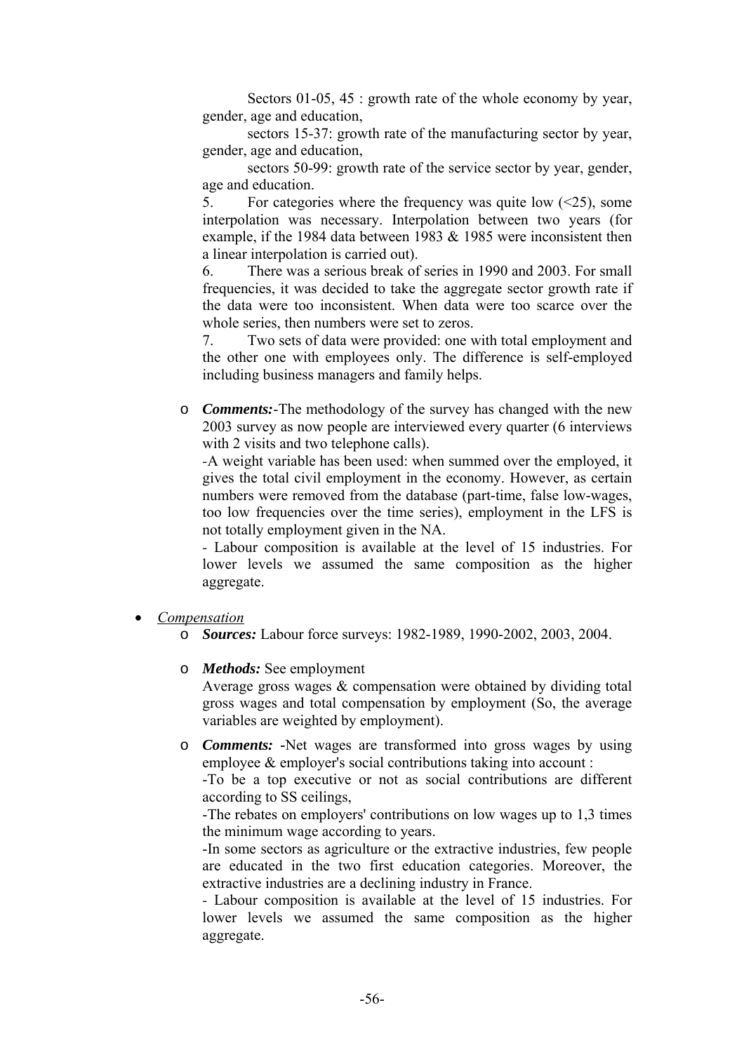Sectors 01-05, 45 : growth rate of the whole economy by year, gender, age and education,

sectors 15-37: growth rate of the manufacturing sector by year, gender, age and education,

sectors 50-99: growth rate of the service sector by year, gender, age and education.

5. For categories where the frequency was quite low (<25), some interpolation was necessary. Interpolation between two years (for example, if the 1984 data between 1983 & 1985 were inconsistent then a linear interpolation is carried out).

6. There was a serious break of series in 1990 and 2003. For small frequencies, it was decided to take the aggregate sector growth rate if the data were too inconsistent. When data were too scarce over the whole series, then numbers were set to zeros.

7. Two sets of data were provided: one with total employment and the other one with employees only. The difference is self-employed including business managers and family helps.

- ***Comments:***-The methodology of the survey has changed with the new 2003 survey as now people are interviewed every quarter (6 interviews with 2 visits and two telephone calls).

  -A weight variable has been used: when summed over the employed, it gives the total civil employment in the economy. However, as certain numbers were removed from the database (part-time, false low-wages, too low frequencies over the time series), employment in the LFS is not totally employment given in the NA.

  - Labour composition is available at the level of 15 industries. For lower levels we assumed the same composition as the higher aggregate.

- *Compensation*
  - ***Sources:*** Labour force surveys: 1982-1989, 1990-2002, 2003, 2004.
  - ***Methods:*** See employment

    Average gross wages & compensation were obtained by dividing total gross wages and total compensation by employment (So, the average variables are weighted by employment).

  - ***Comments:*** -Net wages are transformed into gross wages by using employee & employer's social contributions taking into account :

    -To be a top executive or not as social contributions are different according to SS ceilings,

    -The rebates on employers' contributions on low wages up to 1,3 times the minimum wage according to years.

    -In some sectors as agriculture or the extractive industries, few people are educated in the two first education categories. Moreover, the extractive industries are a declining industry in France.

    - Labour composition is available at the level of 15 industries. For lower levels we assumed the same composition as the higher aggregate.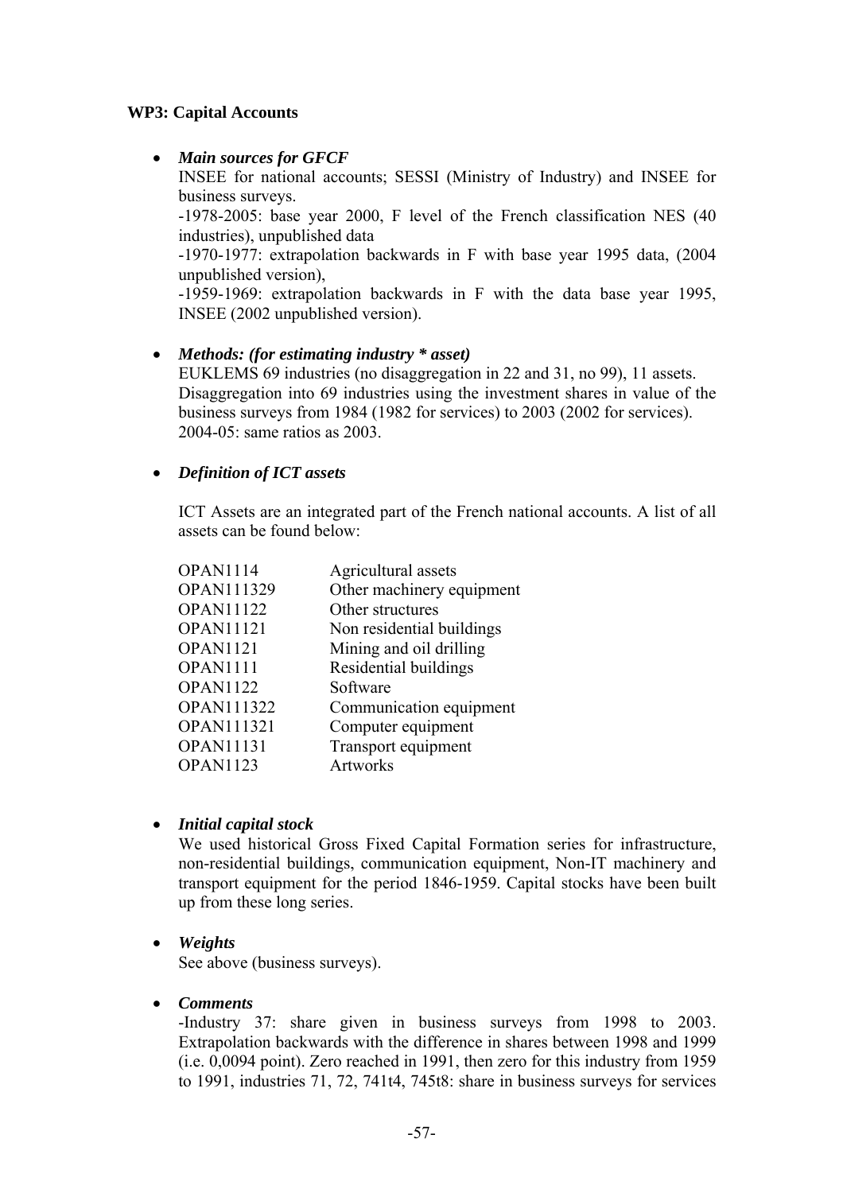**WP3: Capital Accounts**

- ***Main sources for GFCF***

  INSEE for national accounts; SESSI (Ministry of Industry) and INSEE for business surveys.

  -1978-2005: base year 2000, F level of the French classification NES (40 industries), unpublished data

  -1970-1977: extrapolation backwards in F with base year 1995 data, (2004 unpublished version),

  -1959-1969: extrapolation backwards in F with the data base year 1995, INSEE (2002 unpublished version).

- ***Methods: (for estimating industry * asset)***

  EUKLEMS 69 industries (no disaggregation in 22 and 31, no 99), 11 assets.
  Disaggregation into 69 industries using the investment shares in value of the business surveys from 1984 (1982 for services) to 2003 (2002 for services).
  2004-05: same ratios as 2003.

- ***Definition of ICT assets***

  ICT Assets are an integrated part of the French national accounts. A list of all assets can be found below:

  | | |
  |---|---|
  | OPAN1114 | Agricultural assets |
  | OPAN111329 | Other machinery equipment |
  | OPAN11122 | Other structures |
  | OPAN11121 | Non residential buildings |
  | OPAN1121 | Mining and oil drilling |
  | OPAN1111 | Residential buildings |
  | OPAN1122 | Software |
  | OPAN111322 | Communication equipment |
  | OPAN111321 | Computer equipment |
  | OPAN11131 | Transport equipment |
  | OPAN1123 | Artworks |

- ***Initial capital stock***

  We used historical Gross Fixed Capital Formation series for infrastructure, non-residential buildings, communication equipment, Non-IT machinery and transport equipment for the period 1846-1959. Capital stocks have been built up from these long series.

- ***Weights***

  See above (business surveys).

- ***Comments***

  -Industry 37: share given in business surveys from 1998 to 2003. Extrapolation backwards with the difference in shares between 1998 and 1999 (i.e. 0,0094 point). Zero reached in 1991, then zero for this industry from 1959 to 1991, industries 71, 72, 741t4, 745t8: share in business surveys for services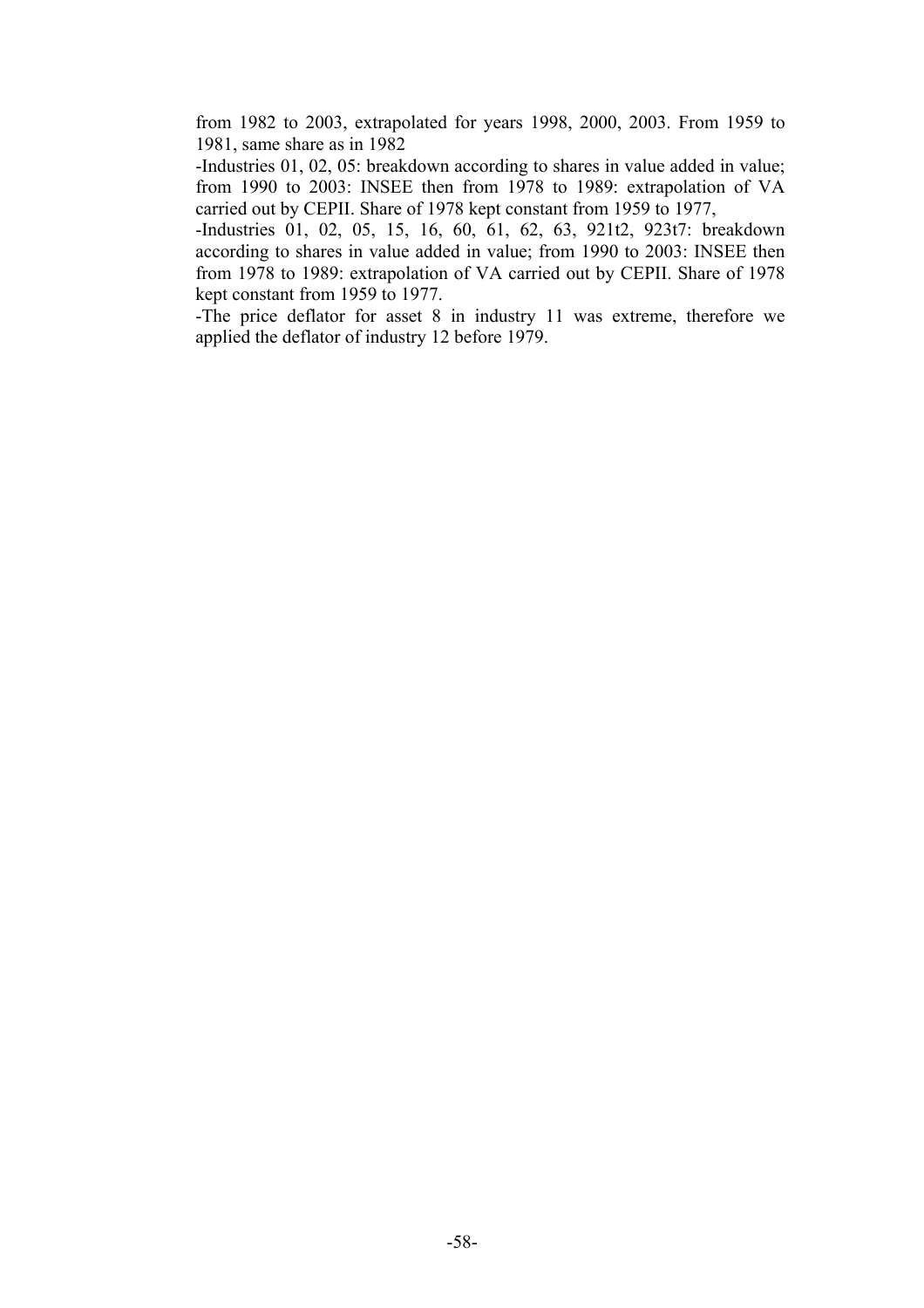from 1982 to 2003, extrapolated for years 1998, 2000, 2003. From 1959 to 1981, same share as in 1982

-Industries 01, 02, 05: breakdown according to shares in value added in value; from 1990 to 2003: INSEE then from 1978 to 1989: extrapolation of VA carried out by CEPII. Share of 1978 kept constant from 1959 to 1977,

-Industries 01, 02, 05, 15, 16, 60, 61, 62, 63, 921t2, 923t7: breakdown according to shares in value added in value; from 1990 to 2003: INSEE then from 1978 to 1989: extrapolation of VA carried out by CEPII. Share of 1978 kept constant from 1959 to 1977.

-The price deflator for asset 8 in industry 11 was extreme, therefore we applied the deflator of industry 12 before 1979.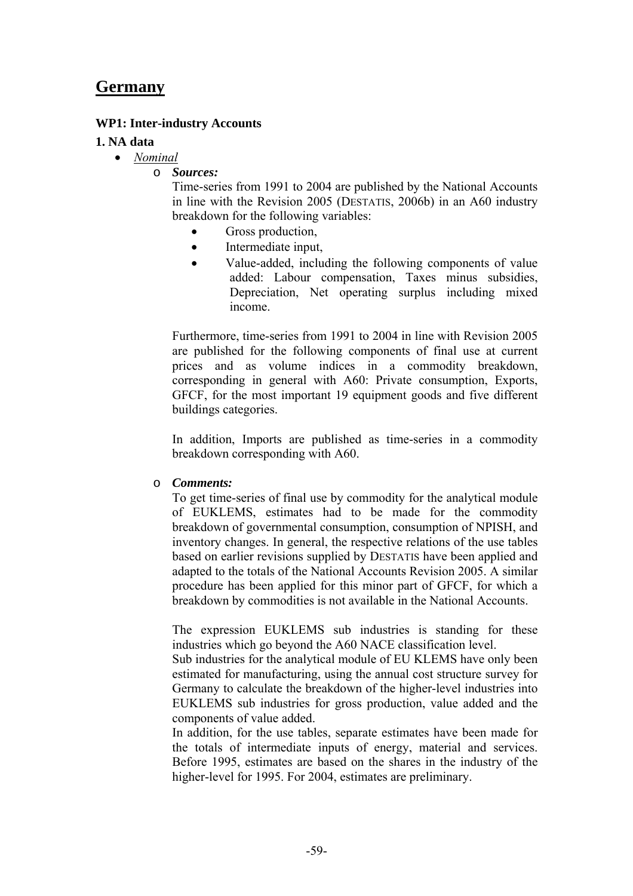# Germany

### WP1: Inter-industry Accounts

### 1. NA data

- *Nominal*
  - ***Sources:***

    Time-series from 1991 to 2004 are published by the National Accounts in line with the Revision 2005 (DESTATIS, 2006b) in an A60 industry breakdown for the following variables:

    - Gross production,
    - Intermediate input,
    - Value-added, including the following components of value added: Labour compensation, Taxes minus subsidies, Depreciation, Net operating surplus including mixed income.

    Furthermore, time-series from 1991 to 2004 in line with Revision 2005 are published for the following components of final use at current prices and as volume indices in a commodity breakdown, corresponding in general with A60: Private consumption, Exports, GFCF, for the most important 19 equipment goods and five different buildings categories.

    In addition, Imports are published as time-series in a commodity breakdown corresponding with A60.

  - ***Comments:***

    To get time-series of final use by commodity for the analytical module of EUKLEMS, estimates had to be made for the commodity breakdown of governmental consumption, consumption of NPISH, and inventory changes. In general, the respective relations of the use tables based on earlier revisions supplied by DESTATIS have been applied and adapted to the totals of the National Accounts Revision 2005. A similar procedure has been applied for this minor part of GFCF, for which a breakdown by commodities is not available in the National Accounts.

    The expression EUKLEMS sub industries is standing for these industries which go beyond the A60 NACE classification level.
    Sub industries for the analytical module of EU KLEMS have only been estimated for manufacturing, using the annual cost structure survey for Germany to calculate the breakdown of the higher-level industries into EUKLEMS sub industries for gross production, value added and the components of value added.
    In addition, for the use tables, separate estimates have been made for the totals of intermediate inputs of energy, material and services. Before 1995, estimates are based on the shares in the industry of the higher-level for 1995. For 2004, estimates are preliminary.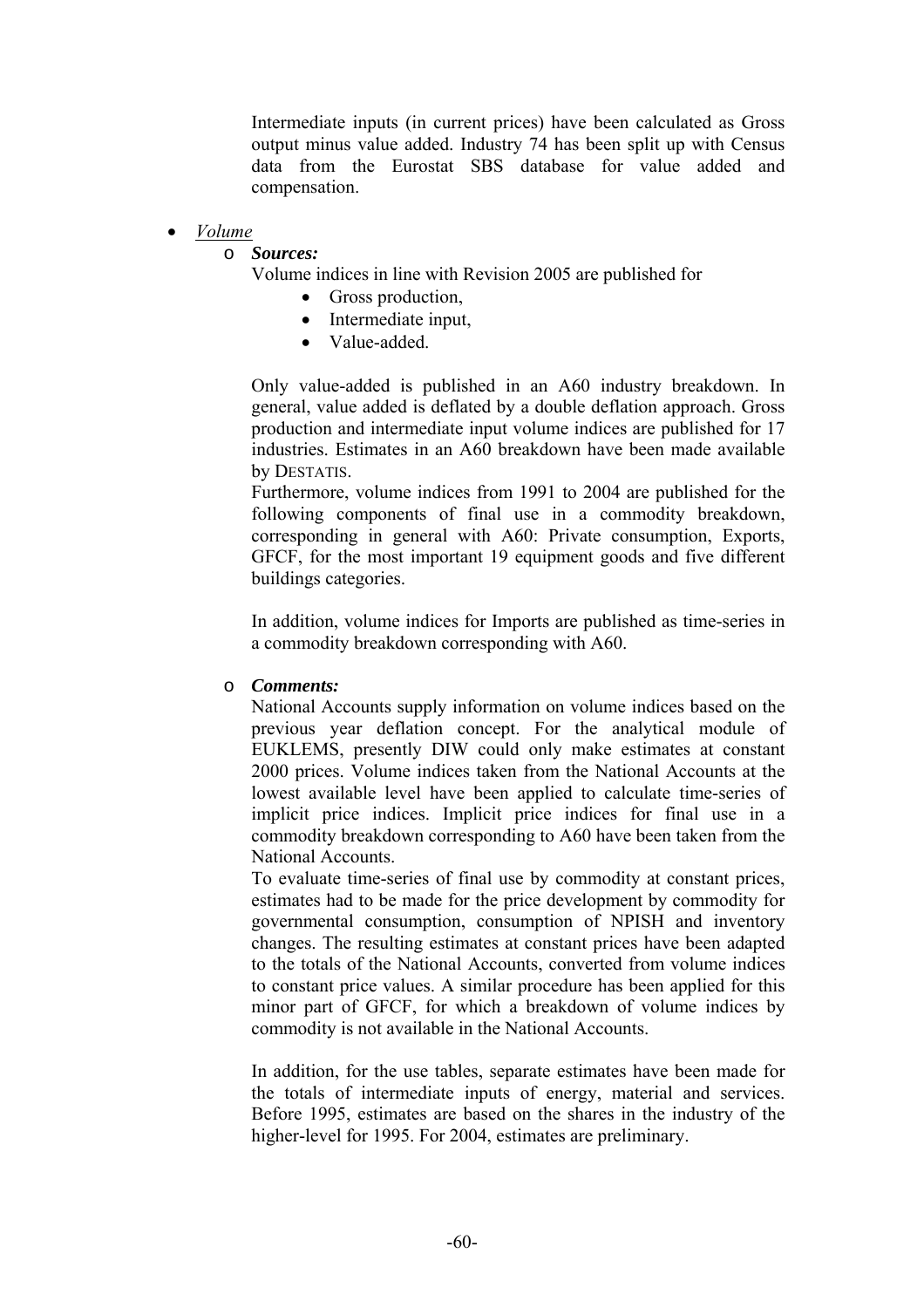Intermediate inputs (in current prices) have been calculated as Gross output minus value added. Industry 74 has been split up with Census data from the Eurostat SBS database for value added and compensation.

- *Volume*
  - ***Sources:***

    Volume indices in line with Revision 2005 are published for

    - Gross production,
    - Intermediate input,
    - Value-added.

    Only value-added is published in an A60 industry breakdown. In general, value added is deflated by a double deflation approach. Gross production and intermediate input volume indices are published for 17 industries. Estimates in an A60 breakdown have been made available by DESTATIS.

    Furthermore, volume indices from 1991 to 2004 are published for the following components of final use in a commodity breakdown, corresponding in general with A60: Private consumption, Exports, GFCF, for the most important 19 equipment goods and five different buildings categories.

    In addition, volume indices for Imports are published as time-series in a commodity breakdown corresponding with A60.

  - ***Comments:***

    National Accounts supply information on volume indices based on the previous year deflation concept. For the analytical module of EUKLEMS, presently DIW could only make estimates at constant 2000 prices. Volume indices taken from the National Accounts at the lowest available level have been applied to calculate time-series of implicit price indices. Implicit price indices for final use in a commodity breakdown corresponding to A60 have been taken from the National Accounts.

    To evaluate time-series of final use by commodity at constant prices, estimates had to be made for the price development by commodity for governmental consumption, consumption of NPISH and inventory changes. The resulting estimates at constant prices have been adapted to the totals of the National Accounts, converted from volume indices to constant price values. A similar procedure has been applied for this minor part of GFCF, for which a breakdown of volume indices by commodity is not available in the National Accounts.

    In addition, for the use tables, separate estimates have been made for the totals of intermediate inputs of energy, material and services. Before 1995, estimates are based on the shares in the industry of the higher-level for 1995. For 2004, estimates are preliminary.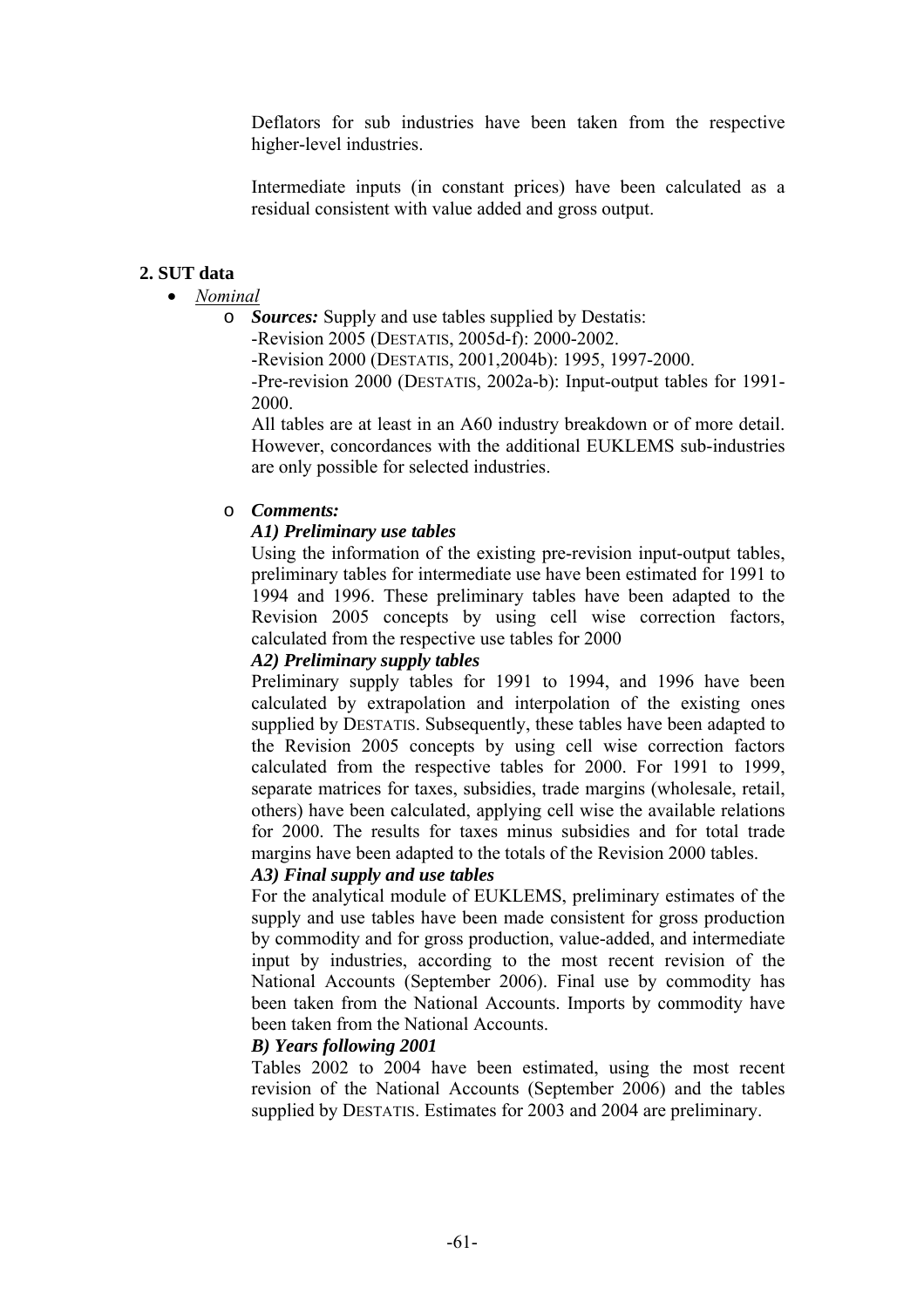Deflators for sub industries have been taken from the respective higher-level industries.

Intermediate inputs (in constant prices) have been calculated as a residual consistent with value added and gross output.

## 2. SUT data

- *Nominal*
  - ***Sources:*** Supply and use tables supplied by Destatis:
    -Revision 2005 (DESTATIS, 2005d-f): 2000-2002.
    -Revision 2000 (DESTATIS, 2001,2004b): 1995, 1997-2000.
    -Pre-revision 2000 (DESTATIS, 2002a-b): Input-output tables for 1991-2000.
    All tables are at least in an A60 industry breakdown or of more detail. However, concordances with the additional EUKLEMS sub-industries are only possible for selected industries.

  - ***Comments:***

    ***A1) Preliminary use tables***

    Using the information of the existing pre-revision input-output tables, preliminary tables for intermediate use have been estimated for 1991 to 1994 and 1996. These preliminary tables have been adapted to the Revision 2005 concepts by using cell wise correction factors, calculated from the respective use tables for 2000

    ***A2) Preliminary supply tables***

    Preliminary supply tables for 1991 to 1994, and 1996 have been calculated by extrapolation and interpolation of the existing ones supplied by DESTATIS. Subsequently, these tables have been adapted to the Revision 2005 concepts by using cell wise correction factors calculated from the respective tables for 2000. For 1991 to 1999, separate matrices for taxes, subsidies, trade margins (wholesale, retail, others) have been calculated, applying cell wise the available relations for 2000. The results for taxes minus subsidies and for total trade margins have been adapted to the totals of the Revision 2000 tables.

    ***A3) Final supply and use tables***

    For the analytical module of EUKLEMS, preliminary estimates of the supply and use tables have been made consistent for gross production by commodity and for gross production, value-added, and intermediate input by industries, according to the most recent revision of the National Accounts (September 2006). Final use by commodity has been taken from the National Accounts. Imports by commodity have been taken from the National Accounts.

    ***B) Years following 2001***

    Tables 2002 to 2004 have been estimated, using the most recent revision of the National Accounts (September 2006) and the tables supplied by DESTATIS. Estimates for 2003 and 2004 are preliminary.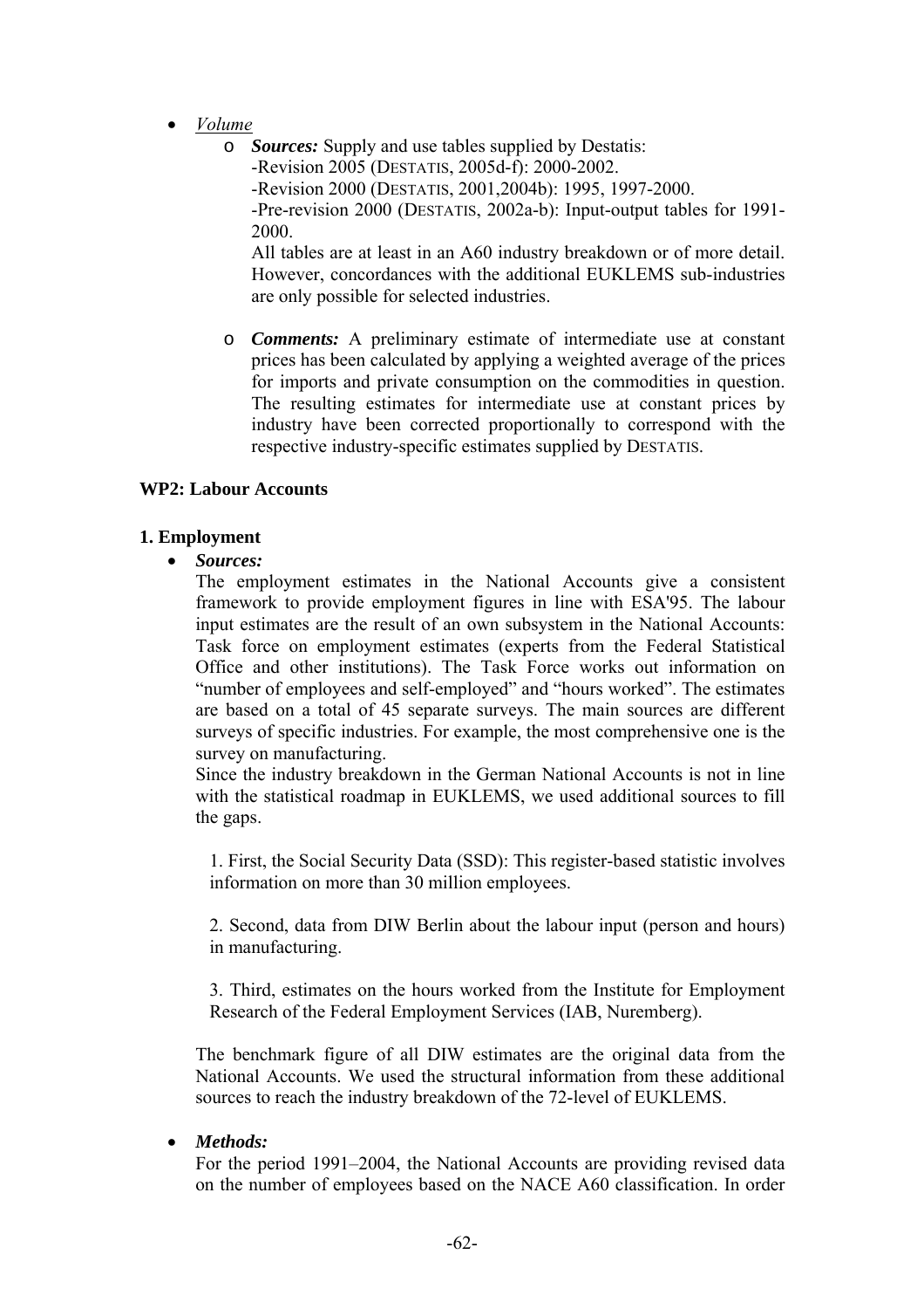- *Volume*
  - ***Sources:*** Supply and use tables supplied by Destatis:
    -Revision 2005 (DESTATIS, 2005d-f): 2000-2002.
    -Revision 2000 (DESTATIS, 2001,2004b): 1995, 1997-2000.
    -Pre-revision 2000 (DESTATIS, 2002a-b): Input-output tables for 1991-2000.
    All tables are at least in an A60 industry breakdown or of more detail. However, concordances with the additional EUKLEMS sub-industries are only possible for selected industries.

  - ***Comments:*** A preliminary estimate of intermediate use at constant prices has been calculated by applying a weighted average of the prices for imports and private consumption on the commodities in question. The resulting estimates for intermediate use at constant prices by industry have been corrected proportionally to correspond with the respective industry-specific estimates supplied by DESTATIS.

**WP2: Labour Accounts**

**1. Employment**

- ***Sources:***
  The employment estimates in the National Accounts give a consistent framework to provide employment figures in line with ESA'95. The labour input estimates are the result of an own subsystem in the National Accounts: Task force on employment estimates (experts from the Federal Statistical Office and other institutions). The Task Force works out information on "number of employees and self-employed" and "hours worked". The estimates are based on a total of 45 separate surveys. The main sources are different surveys of specific industries. For example, the most comprehensive one is the survey on manufacturing.
  Since the industry breakdown in the German National Accounts is not in line with the statistical roadmap in EUKLEMS, we used additional sources to fill the gaps.

  1. First, the Social Security Data (SSD): This register-based statistic involves information on more than 30 million employees.

  2. Second, data from DIW Berlin about the labour input (person and hours) in manufacturing.

  3. Third, estimates on the hours worked from the Institute for Employment Research of the Federal Employment Services (IAB, Nuremberg).

  The benchmark figure of all DIW estimates are the original data from the National Accounts. We used the structural information from these additional sources to reach the industry breakdown of the 72-level of EUKLEMS.

- ***Methods:***
  For the period 1991–2004, the National Accounts are providing revised data on the number of employees based on the NACE A60 classification. In order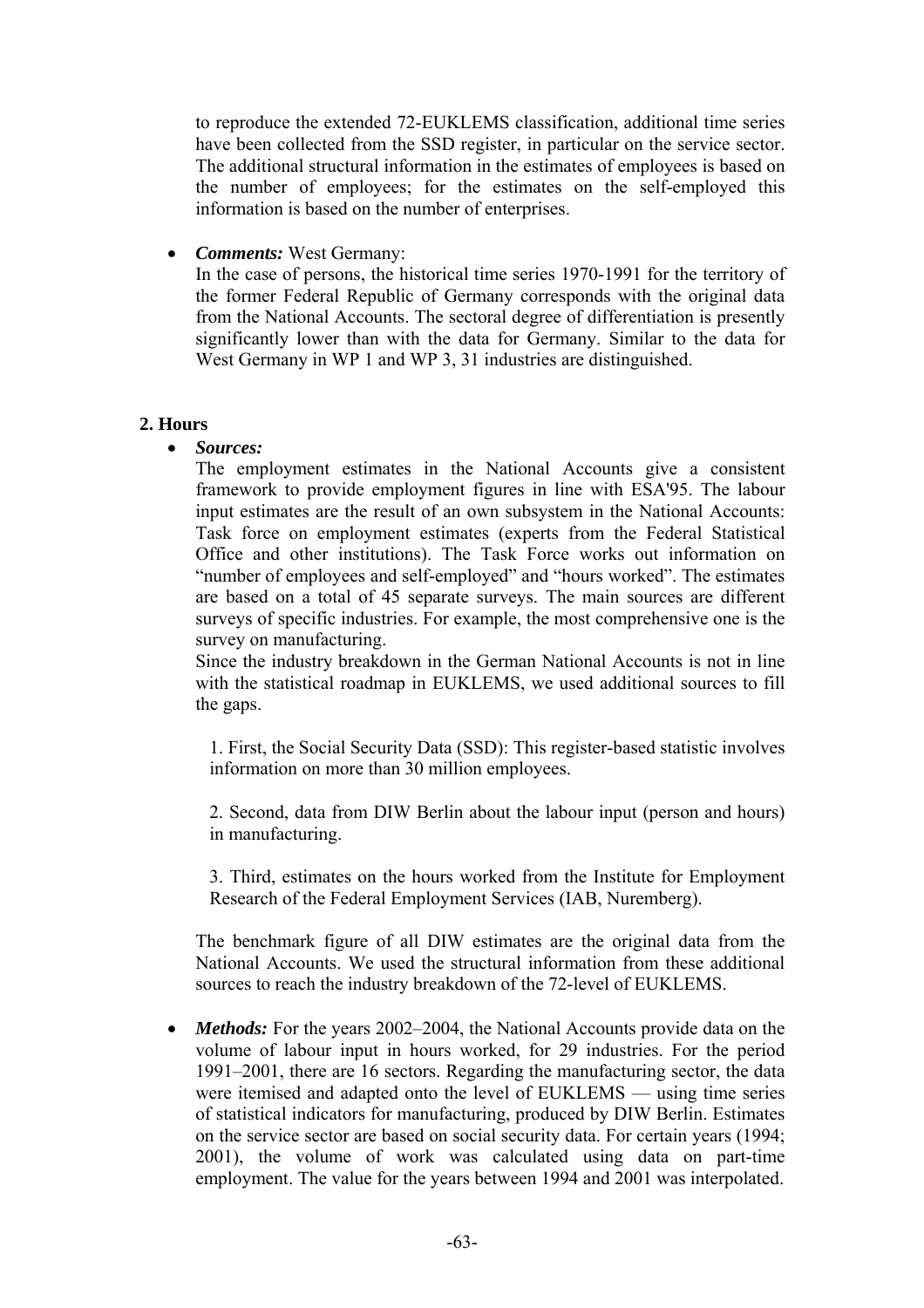to reproduce the extended 72-EUKLEMS classification, additional time series have been collected from the SSD register, in particular on the service sector. The additional structural information in the estimates of employees is based on the number of employees; for the estimates on the self-employed this information is based on the number of enterprises.

- ***Comments:*** West Germany:
  In the case of persons, the historical time series 1970-1991 for the territory of the former Federal Republic of Germany corresponds with the original data from the National Accounts. The sectoral degree of differentiation is presently significantly lower than with the data for Germany. Similar to the data for West Germany in WP 1 and WP 3, 31 industries are distinguished.

## 2. Hours

- ***Sources:***
  The employment estimates in the National Accounts give a consistent framework to provide employment figures in line with ESA'95. The labour input estimates are the result of an own subsystem in the National Accounts: Task force on employment estimates (experts from the Federal Statistical Office and other institutions). The Task Force works out information on "number of employees and self-employed" and "hours worked". The estimates are based on a total of 45 separate surveys. The main sources are different surveys of specific industries. For example, the most comprehensive one is the survey on manufacturing.
  Since the industry breakdown in the German National Accounts is not in line with the statistical roadmap in EUKLEMS, we used additional sources to fill the gaps.

  1. First, the Social Security Data (SSD): This register-based statistic involves information on more than 30 million employees.

  2. Second, data from DIW Berlin about the labour input (person and hours) in manufacturing.

  3. Third, estimates on the hours worked from the Institute for Employment Research of the Federal Employment Services (IAB, Nuremberg).

  The benchmark figure of all DIW estimates are the original data from the National Accounts. We used the structural information from these additional sources to reach the industry breakdown of the 72-level of EUKLEMS.

- ***Methods:*** For the years 2002–2004, the National Accounts provide data on the volume of labour input in hours worked, for 29 industries. For the period 1991–2001, there are 16 sectors. Regarding the manufacturing sector, the data were itemised and adapted onto the level of EUKLEMS — using time series of statistical indicators for manufacturing, produced by DIW Berlin. Estimates on the service sector are based on social security data. For certain years (1994; 2001), the volume of work was calculated using data on part-time employment. The value for the years between 1994 and 2001 was interpolated.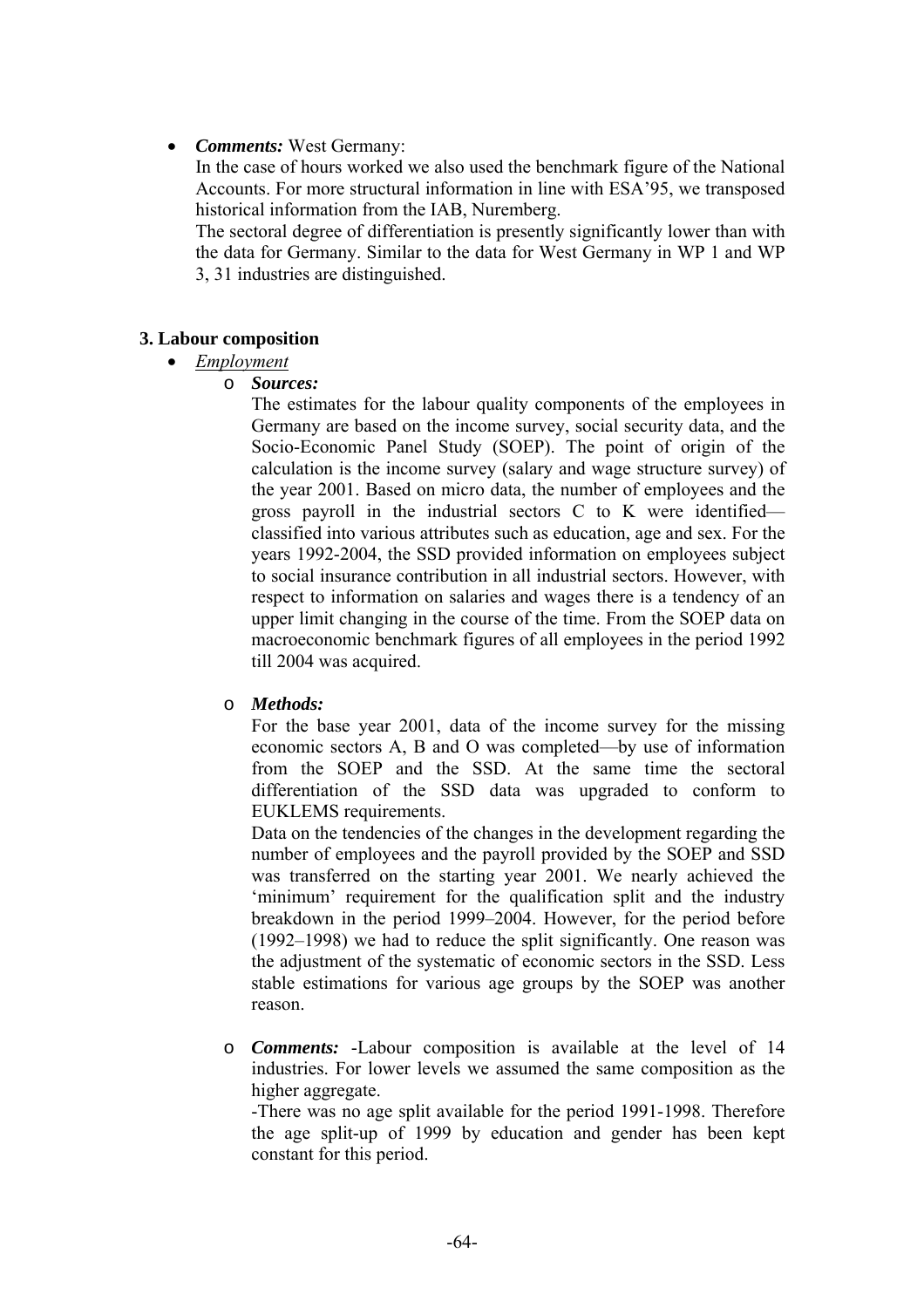- ***Comments:*** West Germany:
  In the case of hours worked we also used the benchmark figure of the National Accounts. For more structural information in line with ESA'95, we transposed historical information from the IAB, Nuremberg.
  The sectoral degree of differentiation is presently significantly lower than with the data for Germany. Similar to the data for West Germany in WP 1 and WP 3, 31 industries are distinguished.

### 3. Labour composition

- *Employment*
  - ***Sources:***
    The estimates for the labour quality components of the employees in Germany are based on the income survey, social security data, and the Socio-Economic Panel Study (SOEP). The point of origin of the calculation is the income survey (salary and wage structure survey) of the year 2001. Based on micro data, the number of employees and the gross payroll in the industrial sectors C to K were identified—classified into various attributes such as education, age and sex. For the years 1992-2004, the SSD provided information on employees subject to social insurance contribution in all industrial sectors. However, with respect to information on salaries and wages there is a tendency of an upper limit changing in the course of the time. From the SOEP data on macroeconomic benchmark figures of all employees in the period 1992 till 2004 was acquired.

  - ***Methods:***
    For the base year 2001, data of the income survey for the missing economic sectors A, B and O was completed—by use of information from the SOEP and the SSD. At the same time the sectoral differentiation of the SSD data was upgraded to conform to EUKLEMS requirements.
    Data on the tendencies of the changes in the development regarding the number of employees and the payroll provided by the SOEP and SSD was transferred on the starting year 2001. We nearly achieved the 'minimum' requirement for the qualification split and the industry breakdown in the period 1999–2004. However, for the period before (1992–1998) we had to reduce the split significantly. One reason was the adjustment of the systematic of economic sectors in the SSD. Less stable estimations for various age groups by the SOEP was another reason.

  - ***Comments:*** -Labour composition is available at the level of 14 industries. For lower levels we assumed the same composition as the higher aggregate.
    -There was no age split available for the period 1991-1998. Therefore the age split-up of 1999 by education and gender has been kept constant for this period.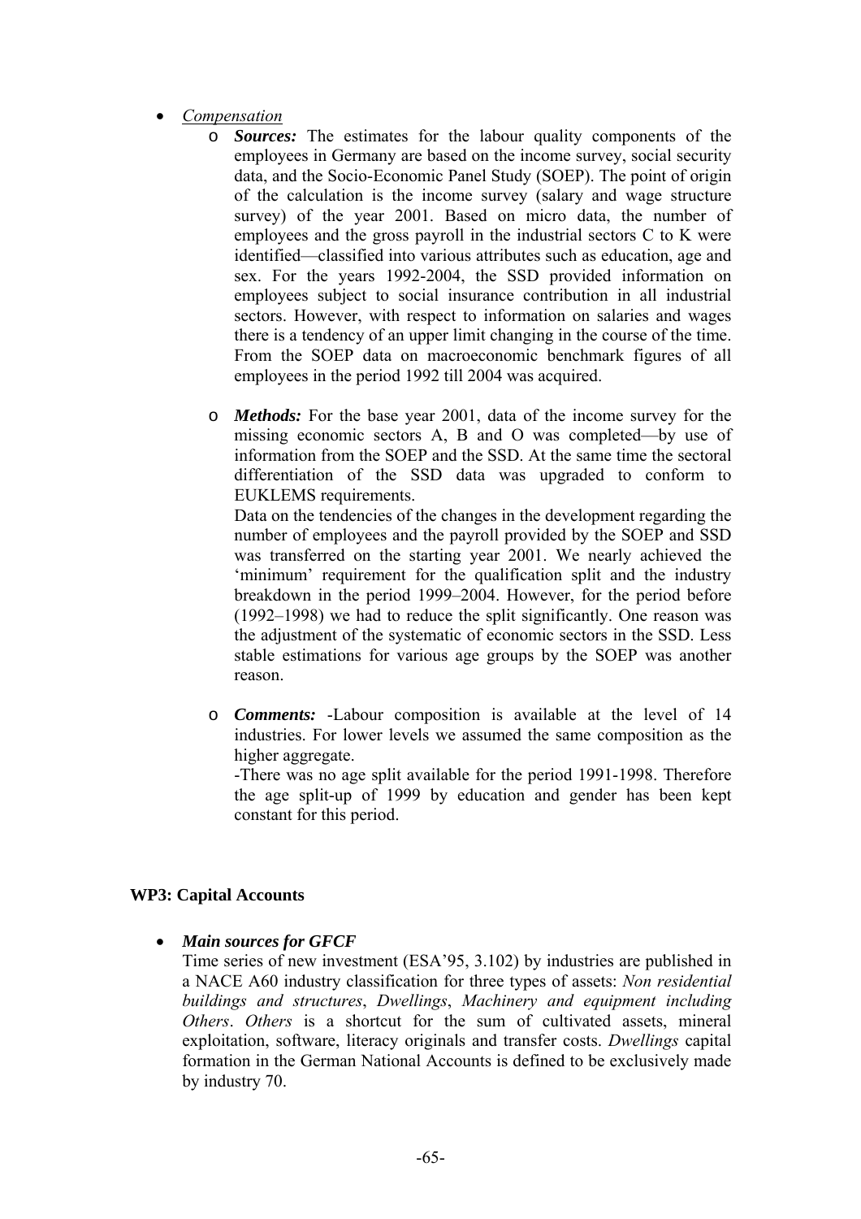- *Compensation*
    - ***Sources:*** The estimates for the labour quality components of the employees in Germany are based on the income survey, social security data, and the Socio-Economic Panel Study (SOEP). The point of origin of the calculation is the income survey (salary and wage structure survey) of the year 2001. Based on micro data, the number of employees and the gross payroll in the industrial sectors C to K were identified—classified into various attributes such as education, age and sex. For the years 1992-2004, the SSD provided information on employees subject to social insurance contribution in all industrial sectors. However, with respect to information on salaries and wages there is a tendency of an upper limit changing in the course of the time. From the SOEP data on macroeconomic benchmark figures of all employees in the period 1992 till 2004 was acquired.
    - ***Methods:*** For the base year 2001, data of the income survey for the missing economic sectors A, B and O was completed—by use of information from the SOEP and the SSD. At the same time the sectoral differentiation of the SSD data was upgraded to conform to EUKLEMS requirements.
    
      Data on the tendencies of the changes in the development regarding the number of employees and the payroll provided by the SOEP and SSD was transferred on the starting year 2001. We nearly achieved the 'minimum' requirement for the qualification split and the industry breakdown in the period 1999–2004. However, for the period before (1992–1998) we had to reduce the split significantly. One reason was the adjustment of the systematic of economic sectors in the SSD. Less stable estimations for various age groups by the SOEP was another reason.
    - ***Comments:*** -Labour composition is available at the level of 14 industries. For lower levels we assumed the same composition as the higher aggregate.
    
      -There was no age split available for the period 1991-1998. Therefore the age split-up of 1999 by education and gender has been kept constant for this period.

**WP3: Capital Accounts**

- ***Main sources for GFCF***

  Time series of new investment (ESA'95, 3.102) by industries are published in a NACE A60 industry classification for three types of assets: *Non residential buildings and structures*, *Dwellings*, *Machinery and equipment including Others*. *Others* is a shortcut for the sum of cultivated assets, mineral exploitation, software, literacy originals and transfer costs. *Dwellings* capital formation in the German National Accounts is defined to be exclusively made by industry 70.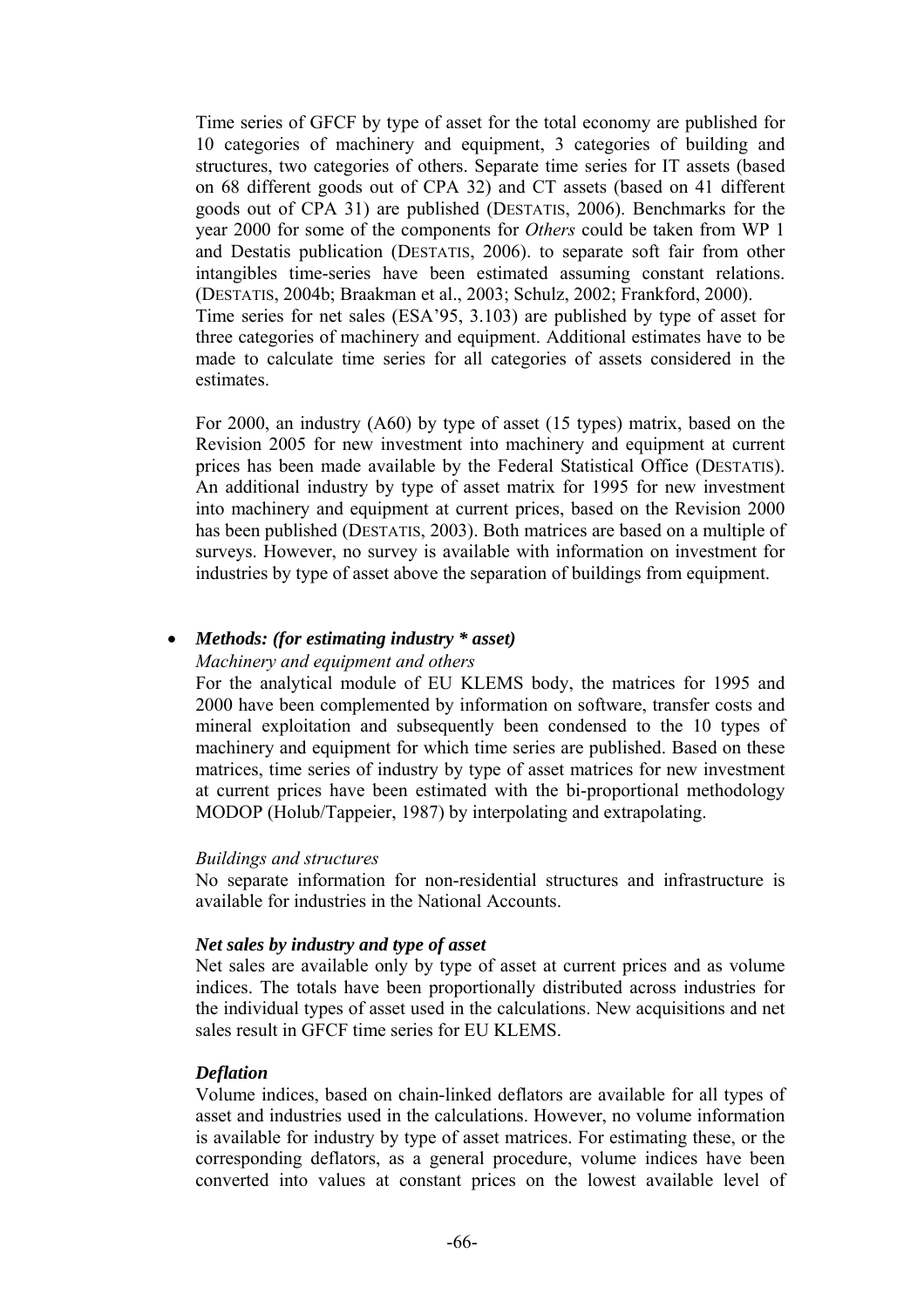Time series of GFCF by type of asset for the total economy are published for 10 categories of machinery and equipment, 3 categories of building and structures, two categories of others. Separate time series for IT assets (based on 68 different goods out of CPA 32) and CT assets (based on 41 different goods out of CPA 31) are published (DESTATIS, 2006). Benchmarks for the year 2000 for some of the components for *Others* could be taken from WP 1 and Destatis publication (DESTATIS, 2006). to separate soft fair from other intangibles time-series have been estimated assuming constant relations. (DESTATIS, 2004b; Braakman et al., 2003; Schulz, 2002; Frankford, 2000).
Time series for net sales (ESA'95, 3.103) are published by type of asset for three categories of machinery and equipment. Additional estimates have to be made to calculate time series for all categories of assets considered in the estimates.

For 2000, an industry (A60) by type of asset (15 types) matrix, based on the Revision 2005 for new investment into machinery and equipment at current prices has been made available by the Federal Statistical Office (DESTATIS). An additional industry by type of asset matrix for 1995 for new investment into machinery and equipment at current prices, based on the Revision 2000 has been published (DESTATIS, 2003). Both matrices are based on a multiple of surveys. However, no survey is available with information on investment for industries by type of asset above the separation of buildings from equipment.

- ***Methods: (for estimating industry * asset)***

  *Machinery and equipment and others*

  For the analytical module of EU KLEMS body, the matrices for 1995 and 2000 have been complemented by information on software, transfer costs and mineral exploitation and subsequently been condensed to the 10 types of machinery and equipment for which time series are published. Based on these matrices, time series of industry by type of asset matrices for new investment at current prices have been estimated with the bi-proportional methodology MODOP (Holub/Tappeier, 1987) by interpolating and extrapolating.

  *Buildings and structures*

  No separate information for non-residential structures and infrastructure is available for industries in the National Accounts.

  ***Net sales by industry and type of asset***

  Net sales are available only by type of asset at current prices and as volume indices. The totals have been proportionally distributed across industries for the individual types of asset used in the calculations. New acquisitions and net sales result in GFCF time series for EU KLEMS.

  ***Deflation***

  Volume indices, based on chain-linked deflators are available for all types of asset and industries used in the calculations. However, no volume information is available for industry by type of asset matrices. For estimating these, or the corresponding deflators, as a general procedure, volume indices have been converted into values at constant prices on the lowest available level of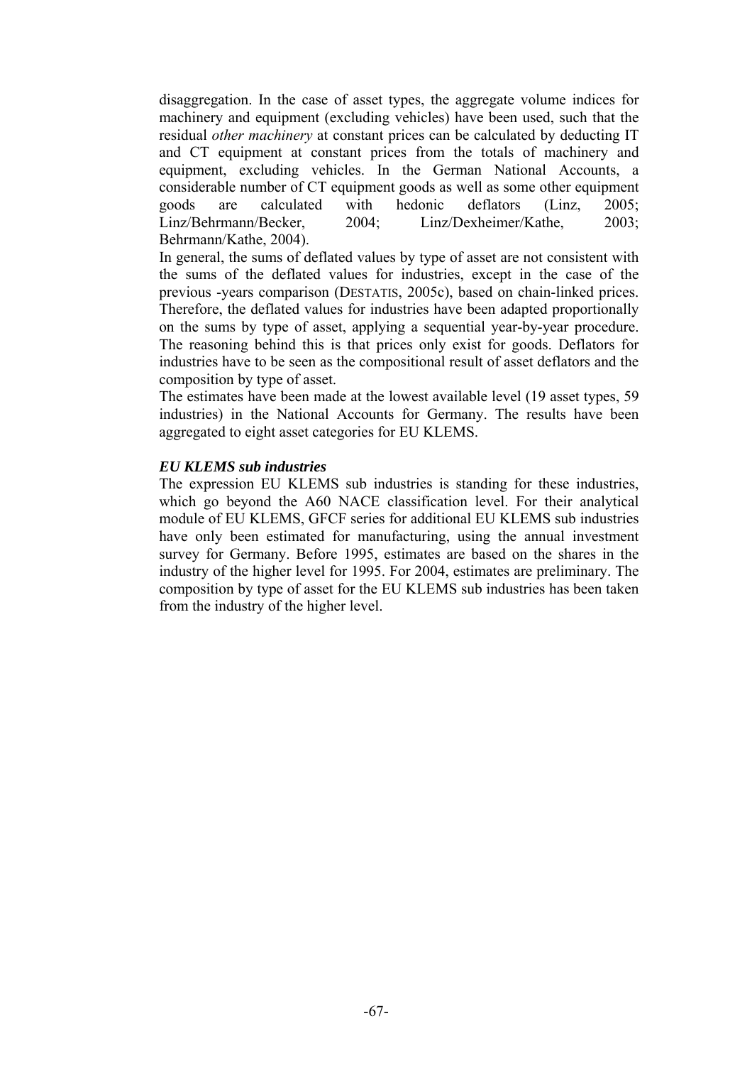disaggregation. In the case of asset types, the aggregate volume indices for machinery and equipment (excluding vehicles) have been used, such that the residual *other machinery* at constant prices can be calculated by deducting IT and CT equipment at constant prices from the totals of machinery and equipment, excluding vehicles. In the German National Accounts, a considerable number of CT equipment goods as well as some other equipment goods are calculated with hedonic deflators (Linz, 2005; Linz/Behrmann/Becker, 2004; Linz/Dexheimer/Kathe, 2003; Behrmann/Kathe, 2004).

In general, the sums of deflated values by type of asset are not consistent with the sums of the deflated values for industries, except in the case of the previous -years comparison (DESTATIS, 2005c), based on chain-linked prices. Therefore, the deflated values for industries have been adapted proportionally on the sums by type of asset, applying a sequential year-by-year procedure. The reasoning behind this is that prices only exist for goods. Deflators for industries have to be seen as the compositional result of asset deflators and the composition by type of asset.

The estimates have been made at the lowest available level (19 asset types, 59 industries) in the National Accounts for Germany. The results have been aggregated to eight asset categories for EU KLEMS.

***EU KLEMS sub industries***

The expression EU KLEMS sub industries is standing for these industries, which go beyond the A60 NACE classification level. For their analytical module of EU KLEMS, GFCF series for additional EU KLEMS sub industries have only been estimated for manufacturing, using the annual investment survey for Germany. Before 1995, estimates are based on the shares in the industry of the higher level for 1995. For 2004, estimates are preliminary. The composition by type of asset for the EU KLEMS sub industries has been taken from the industry of the higher level.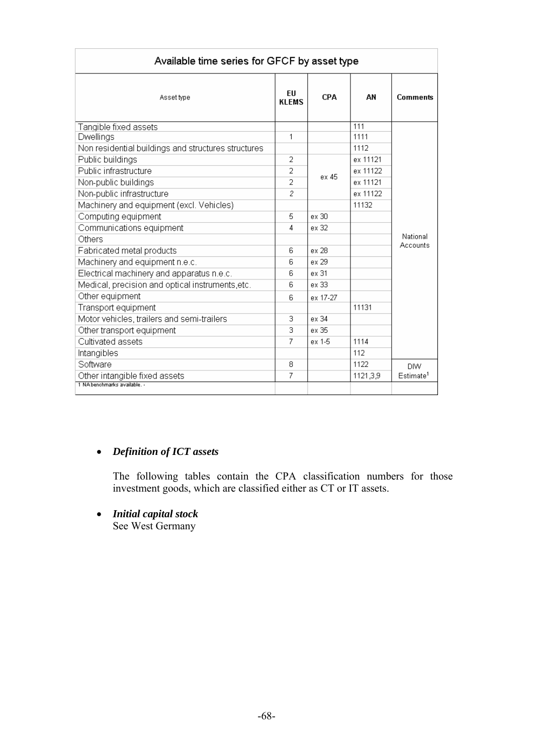| Available time series for GFCF by asset type | | | | |
|---|---|---|---|---|
| Asset type | EU KLEMS | CPA | AN | Comments |
| Tangible fixed assets | | | 111 | National Accounts |
| Dwellings | 1 | | 1111 | |
| Non residential buildings and structures structures | | | 1112 | |
| Public buildings | 2 | ex 45 | ex 11121 | |
| Public infrastructure | 2 | | ex 11122 | |
| Non-public buildings | 2 | | ex 11121 | |
| Non-public infrastructure | 2 | | ex 11122 | |
| Machinery and equipment (excl. Vehicles) | | | 11132 | |
| Computing equipment | 5 | ex 30 | | |
| Communications equipment | 4 | ex 32 | | |
| Others | | | | |
| Fabricated metal products | 6 | ex 28 | | |
| Machinery and equipment n.e.c. | 6 | ex 29 | | |
| Electrical machinery and apparatus n.e.c. | 6 | ex 31 | | |
| Medical, precision and optical instruments,etc. | 6 | ex 33 | | |
| Other equipment | 6 | ex 17-27 | | |
| Transport equipment | | | 11131 | |
| Motor vehicles, trailers and semi-trailers | 3 | ex 34 | | |
| Other transport equipment | 3 | ex 35 | | |
| Cultivated assets | 7 | ex 1-5 | 1114 | |
| Intangibles | | | 112 | |
| Software | 8 | | 1122 | DIW Estimate[1] |
| Other intangible fixed assets | 7 | | 1121,3,9 | |

1 NA benchmarks available. -

- ***Definition of ICT assets***

  The following tables contain the CPA classification numbers for those investment goods, which are classified either as CT or IT assets.

- ***Initial capital stock***
  See West Germany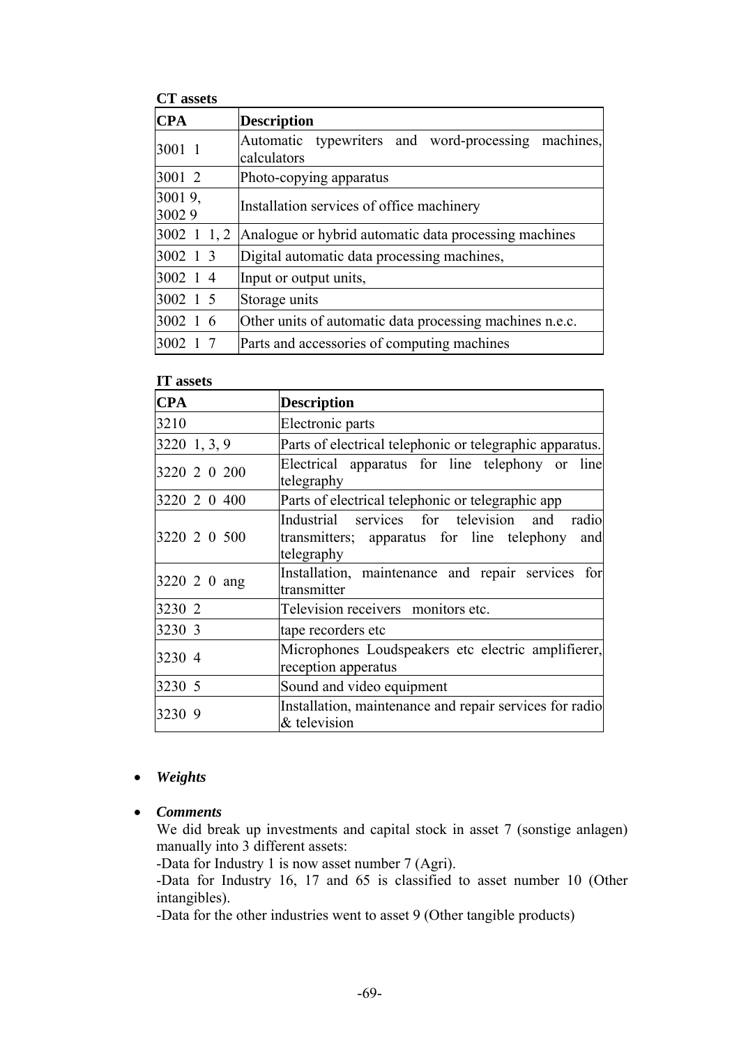**CT assets**

| CPA | Description |
|---|---|
| 3001 1 | Automatic typewriters and word-processing machines, calculators |
| 3001 2 | Photo-copying apparatus |
| 3001 9, 3002 9 | Installation services of office machinery |
| 3002 1 1, 2 | Analogue or hybrid automatic data processing machines |
| 3002 1 3 | Digital automatic data processing machines, |
| 3002 1 4 | Input or output units, |
| 3002 1 5 | Storage units |
| 3002 1 6 | Other units of automatic data processing machines n.e.c. |
| 3002 1 7 | Parts and accessories of computing machines |

**IT assets**

| CPA | Description |
|---|---|
| 3210 | Electronic parts |
| 3220 1, 3, 9 | Parts of electrical telephonic or telegraphic apparatus. |
| 3220 2 0 200 | Electrical apparatus for line telephony or line telegraphy |
| 3220 2 0 400 | Parts of electrical telephonic or telegraphic app |
| 3220 2 0 500 | Industrial services for television and radio transmitters; apparatus for line telephony and telegraphy |
| 3220 2 0 ang | Installation, maintenance and repair services for transmitter |
| 3230 2 | Television receivers monitors etc. |
| 3230 3 | tape recorders etc |
| 3230 4 | Microphones Loudspeakers etc electric amplifierer, reception apperatus |
| 3230 5 | Sound and video equipment |
| 3230 9 | Installation, maintenance and repair services for radio & television |

- ***Weights***

- ***Comments***

  We did break up investments and capital stock in asset 7 (sonstige anlagen) manually into 3 different assets:

  -Data for Industry 1 is now asset number 7 (Agri).

  -Data for Industry 16, 17 and 65 is classified to asset number 10 (Other intangibles).

  -Data for the other industries went to asset 9 (Other tangible products)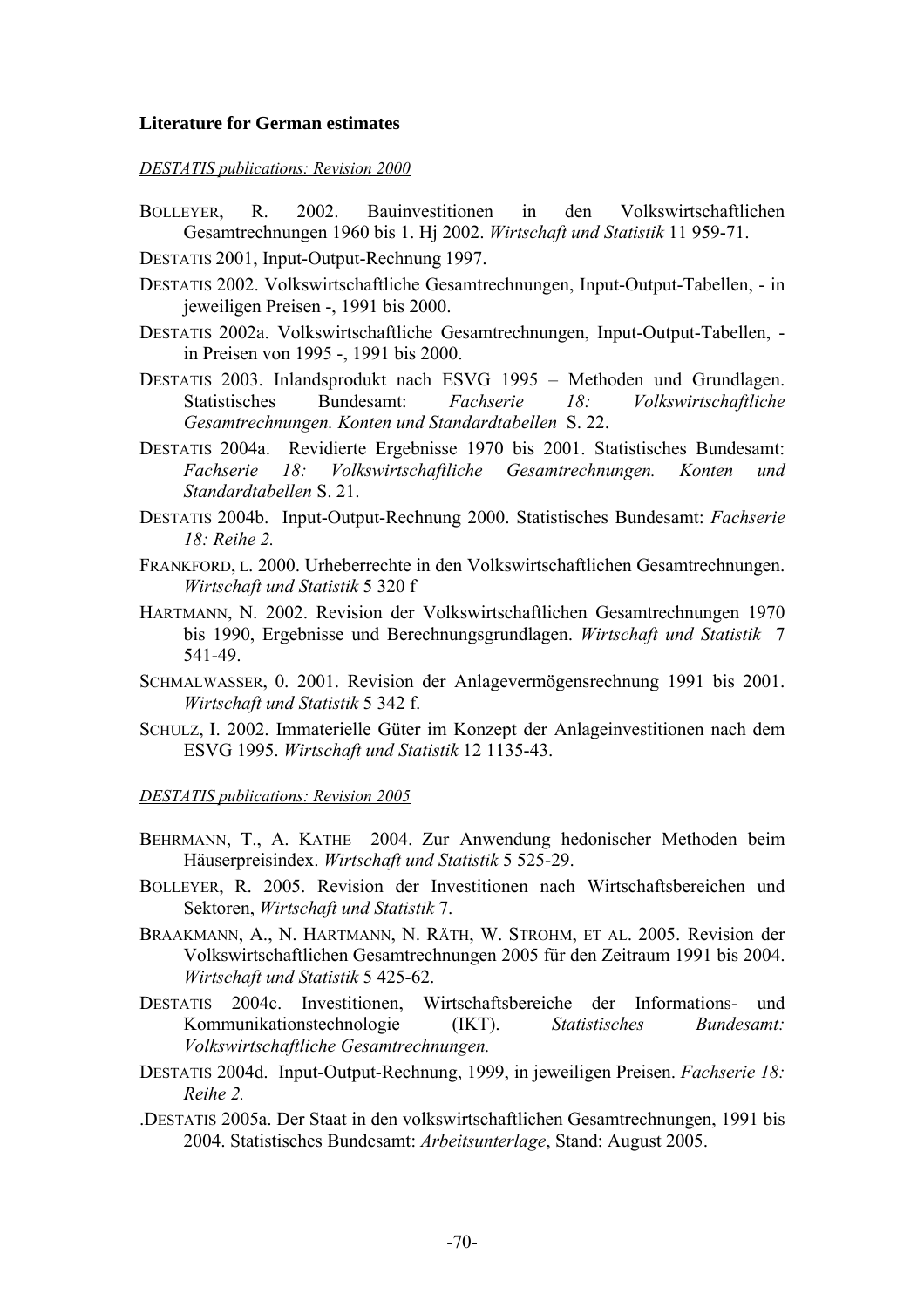**Literature for German estimates**

*DESTATIS publications: Revision 2000*

BOLLEYER, R. 2002. Bauinvestitionen in den Volkswirtschaftlichen Gesamtrechnungen 1960 bis 1. Hj 2002. *Wirtschaft und Statistik* 11 959-71.

DESTATIS 2001, Input-Output-Rechnung 1997.

DESTATIS 2002. Volkswirtschaftliche Gesamtrechnungen, Input-Output-Tabellen, - in jeweiligen Preisen -, 1991 bis 2000.

DESTATIS 2002a. Volkswirtschaftliche Gesamtrechnungen, Input-Output-Tabellen, - in Preisen von 1995 -, 1991 bis 2000.

DESTATIS 2003. Inlandsprodukt nach ESVG 1995 – Methoden und Grundlagen. Statistisches Bundesamt: *Fachserie 18: Volkswirtschaftliche Gesamtrechnungen. Konten und Standardtabellen* S. 22.

DESTATIS 2004a. Revidierte Ergebnisse 1970 bis 2001. Statistisches Bundesamt: *Fachserie 18: Volkswirtschaftliche Gesamtrechnungen. Konten und Standardtabellen* S. 21.

DESTATIS 2004b. Input-Output-Rechnung 2000. Statistisches Bundesamt: *Fachserie 18: Reihe 2.*

FRANKFORD, L. 2000. Urheberrechte in den Volkswirtschaftlichen Gesamtrechnungen. *Wirtschaft und Statistik* 5 320 f

HARTMANN, N. 2002. Revision der Volkswirtschaftlichen Gesamtrechnungen 1970 bis 1990, Ergebnisse und Berechnungsgrundlagen. *Wirtschaft und Statistik* 7 541-49.

SCHMALWASSER, 0. 2001. Revision der Anlagevermögensrechnung 1991 bis 2001. *Wirtschaft und Statistik* 5 342 f.

SCHULZ, I. 2002. Immaterielle Güter im Konzept der Anlageinvestitionen nach dem ESVG 1995. *Wirtschaft und Statistik* 12 1135-43.

*DESTATIS publications: Revision 2005*

BEHRMANN, T., A. KATHE 2004. Zur Anwendung hedonischer Methoden beim Häuserpreisindex. *Wirtschaft und Statistik* 5 525-29.

BOLLEYER, R. 2005. Revision der Investitionen nach Wirtschaftsbereichen und Sektoren, *Wirtschaft und Statistik* 7.

BRAAKMANN, A., N. HARTMANN, N. RÄTH, W. STROHM, ET AL. 2005. Revision der Volkswirtschaftlichen Gesamtrechnungen 2005 für den Zeitraum 1991 bis 2004. *Wirtschaft und Statistik* 5 425-62.

DESTATIS 2004c. Investitionen, Wirtschaftsbereiche der Informations- und Kommunikationstechnologie (IKT). *Statistisches Bundesamt: Volkswirtschaftliche Gesamtrechnungen.*

DESTATIS 2004d. Input-Output-Rechnung, 1999, in jeweiligen Preisen. *Fachserie 18: Reihe 2.*

.DESTATIS 2005a. Der Staat in den volkswirtschaftlichen Gesamtrechnungen, 1991 bis 2004. Statistisches Bundesamt: *Arbeitsunterlage*, Stand: August 2005.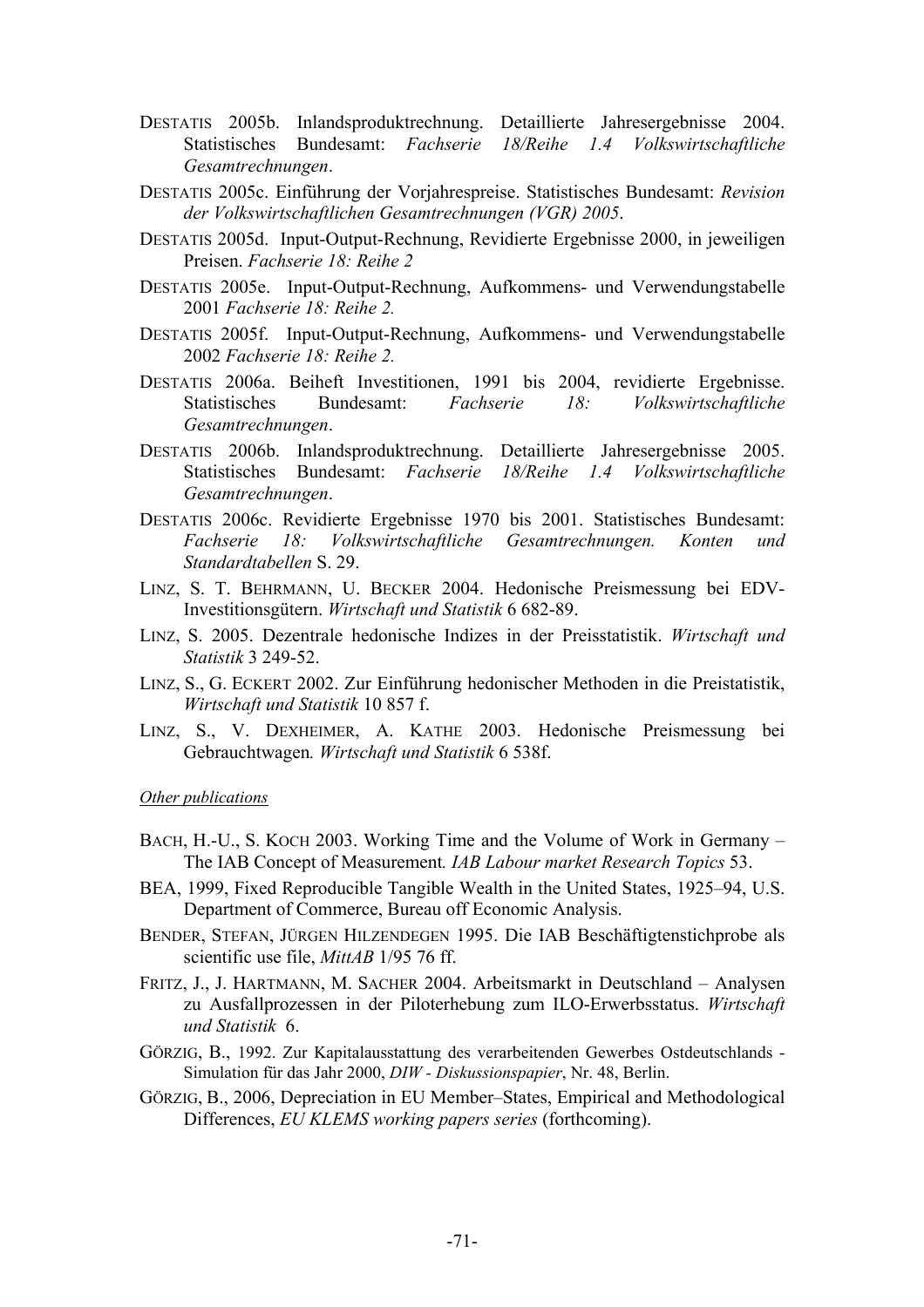DESTATIS 2005b. Inlandsproduktrechnung. Detaillierte Jahresergebnisse 2004. Statistisches Bundesamt: *Fachserie 18/Reihe 1.4 Volkswirtschaftliche Gesamtrechnungen*.

DESTATIS 2005c. Einführung der Vorjahrespreise. Statistisches Bundesamt: *Revision der Volkswirtschaftlichen Gesamtrechnungen (VGR) 2005*.

DESTATIS 2005d. Input-Output-Rechnung, Revidierte Ergebnisse 2000, in jeweiligen Preisen. *Fachserie 18: Reihe 2*

DESTATIS 2005e. Input-Output-Rechnung, Aufkommens- und Verwendungstabelle 2001 *Fachserie 18: Reihe 2.*

DESTATIS 2005f. Input-Output-Rechnung, Aufkommens- und Verwendungstabelle 2002 *Fachserie 18: Reihe 2.*

DESTATIS 2006a. Beiheft Investitionen, 1991 bis 2004, revidierte Ergebnisse. Statistisches Bundesamt: *Fachserie 18: Volkswirtschaftliche Gesamtrechnungen*.

DESTATIS 2006b. Inlandsproduktrechnung. Detaillierte Jahresergebnisse 2005. Statistisches Bundesamt: *Fachserie 18/Reihe 1.4 Volkswirtschaftliche Gesamtrechnungen*.

DESTATIS 2006c. Revidierte Ergebnisse 1970 bis 2001. Statistisches Bundesamt: *Fachserie 18: Volkswirtschaftliche Gesamtrechnungen. Konten und Standardtabellen* S. 29.

LINZ, S. T. BEHRMANN, U. BECKER 2004. Hedonische Preismessung bei EDV-Investitionsgütern. *Wirtschaft und Statistik* 6 682-89.

LINZ, S. 2005. Dezentrale hedonische Indizes in der Preisstatistik. *Wirtschaft und Statistik* 3 249-52.

LINZ, S., G. ECKERT 2002. Zur Einführung hedonischer Methoden in die Preistatistik, *Wirtschaft und Statistik* 10 857 f.

LINZ, S., V. DEXHEIMER, A. KATHE 2003. Hedonische Preismessung bei Gebrauchtwagen*. Wirtschaft und Statistik* 6 538f.

*Other publications*

BACH, H.-U., S. KOCH 2003. Working Time and the Volume of Work in Germany – The IAB Concept of Measurement*. IAB Labour market Research Topics* 53.

BEA, 1999, Fixed Reproducible Tangible Wealth in the United States, 1925–94, U.S. Department of Commerce, Bureau off Economic Analysis.

BENDER, STEFAN, JÜRGEN HILZENDEGEN 1995. Die IAB Beschäftigtenstichprobe als scientific use file, *MittAB* 1/95 76 ff.

FRITZ, J., J. HARTMANN, M. SACHER 2004. Arbeitsmarkt in Deutschland – Analysen zu Ausfallprozessen in der Piloterhebung zum ILO-Erwerbsstatus. *Wirtschaft und Statistik* 6.

GÖRZIG, B., 1992. Zur Kapitalausstattung des verarbeitenden Gewerbes Ostdeutschlands - Simulation für das Jahr 2000, *DIW - Diskussionspapier*, Nr. 48, Berlin.

GÖRZIG, B., 2006, Depreciation in EU Member–States, Empirical and Methodological Differences, *EU KLEMS working papers series* (forthcoming).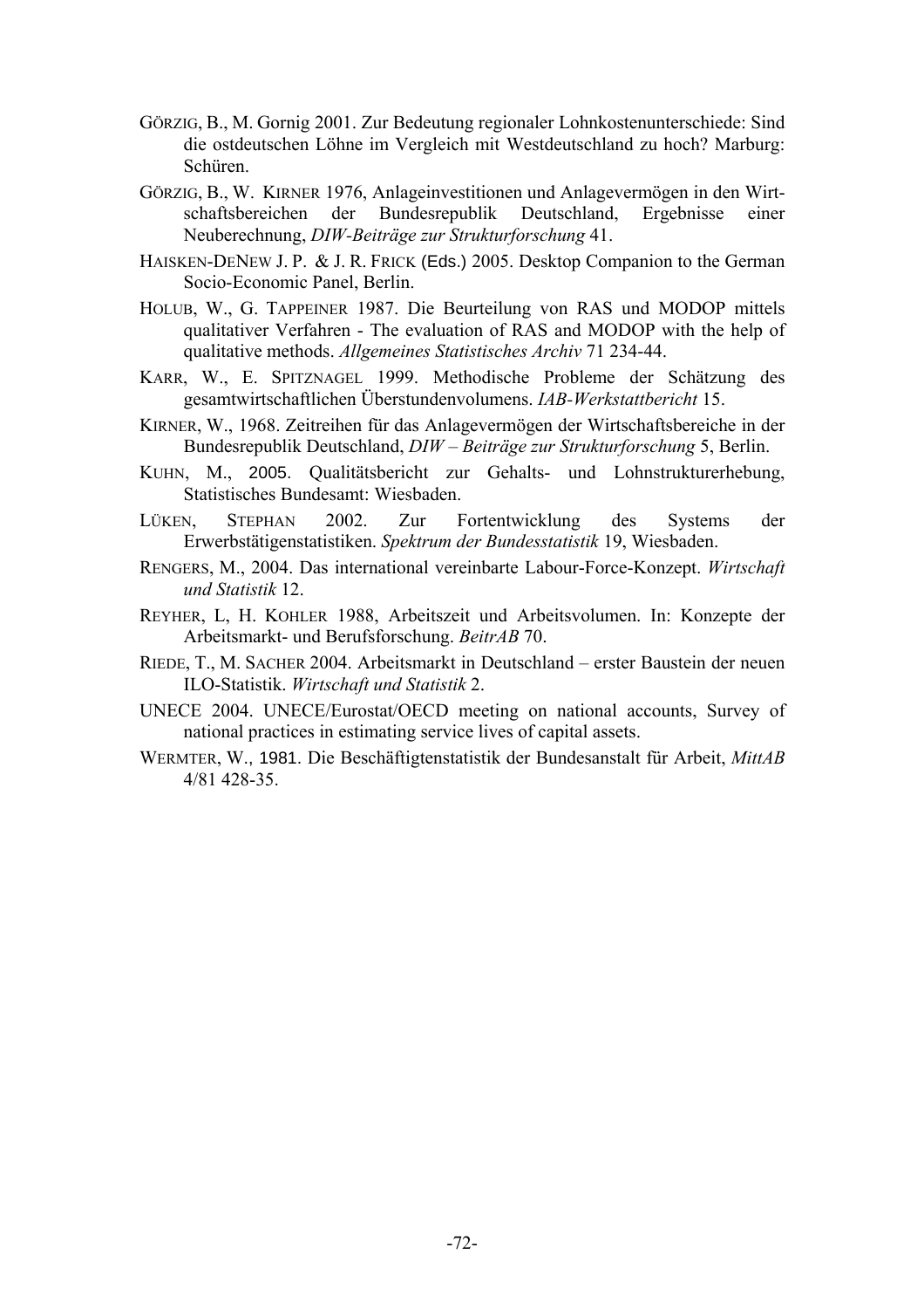GÖRZIG, B., M. Gornig 2001. Zur Bedeutung regionaler Lohnkostenunterschiede: Sind die ostdeutschen Löhne im Vergleich mit Westdeutschland zu hoch? Marburg: Schüren.

GÖRZIG, B., W. KIRNER 1976, Anlageinvestitionen und Anlagevermögen in den Wirtschaftsbereichen der Bundesrepublik Deutschland, Ergebnisse einer Neuberechnung, *DIW-Beiträge zur Strukturforschung* 41.

HAISKEN-DENEW J. P. & J. R. FRICK (Eds.) 2005. Desktop Companion to the German Socio-Economic Panel, Berlin.

HOLUB, W., G. TAPPEINER 1987. Die Beurteilung von RAS und MODOP mittels qualitativer Verfahren - The evaluation of RAS and MODOP with the help of qualitative methods. *Allgemeines Statistisches Archiv* 71 234-44.

KARR, W., E. SPITZNAGEL 1999. Methodische Probleme der Schätzung des gesamtwirtschaftlichen Überstundenvolumens. *IAB-Werkstattbericht* 15.

KIRNER, W., 1968. Zeitreihen für das Anlagevermögen der Wirtschaftsbereiche in der Bundesrepublik Deutschland, *DIW – Beiträge zur Strukturforschung* 5, Berlin.

KUHN, M., 2005. Qualitätsbericht zur Gehalts- und Lohnstrukturerhebung, Statistisches Bundesamt: Wiesbaden.

LÜKEN, STEPHAN 2002. Zur Fortentwicklung des Systems der Erwerbstätigenstatistiken. *Spektrum der Bundesstatistik* 19, Wiesbaden.

RENGERS, M., 2004. Das international vereinbarte Labour-Force-Konzept. *Wirtschaft und Statistik* 12.

REYHER, L, H. KOHLER 1988, Arbeitszeit und Arbeitsvolumen. In: Konzepte der Arbeitsmarkt- und Berufsforschung. *BeitrAB* 70.

RIEDE, T., M. SACHER 2004. Arbeitsmarkt in Deutschland – erster Baustein der neuen ILO-Statistik. *Wirtschaft und Statistik* 2.

UNECE 2004. UNECE/Eurostat/OECD meeting on national accounts, Survey of national practices in estimating service lives of capital assets.

WERMTER, W., 1981. Die Beschäftigtenstatistik der Bundesanstalt für Arbeit, *MittAB* 4/81 428-35.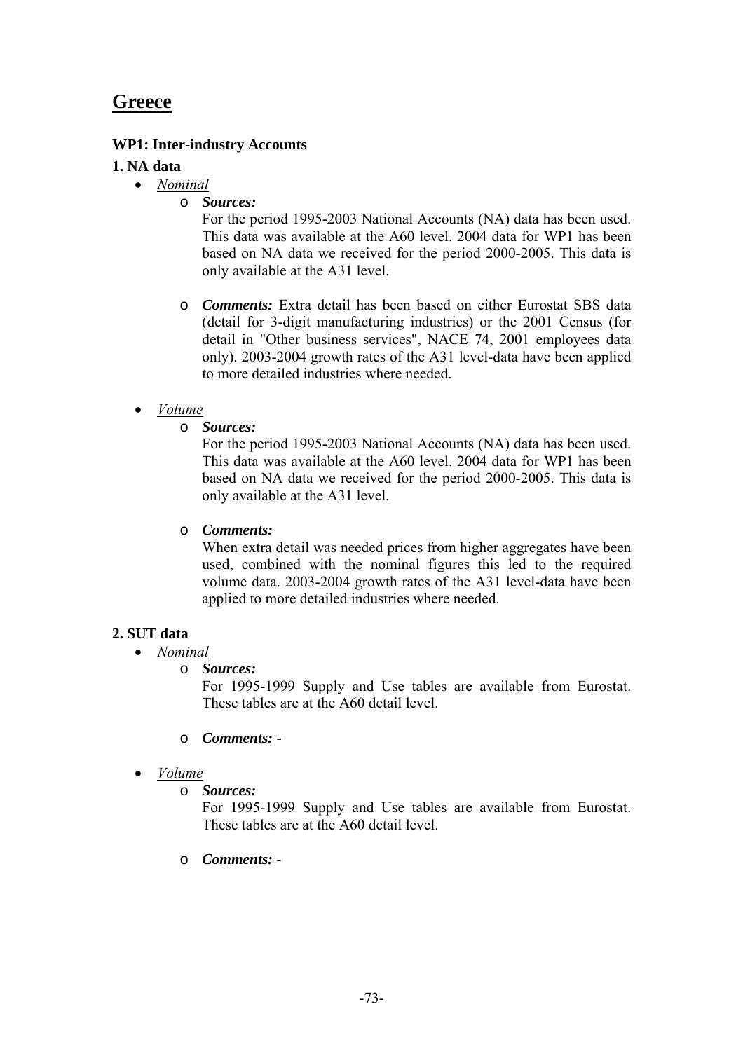# Greece

**WP1: Inter-industry Accounts**

**1. NA data**

- *Nominal*
  - ***Sources:***
    For the period 1995-2003 National Accounts (NA) data has been used. This data was available at the A60 level. 2004 data for WP1 has been based on NA data we received for the period 2000-2005. This data is only available at the A31 level.

  - ***Comments:*** Extra detail has been based on either Eurostat SBS data (detail for 3-digit manufacturing industries) or the 2001 Census (for detail in "Other business services", NACE 74, 2001 employees data only). 2003-2004 growth rates of the A31 level-data have been applied to more detailed industries where needed.

- *Volume*
  - ***Sources:***
    For the period 1995-2003 National Accounts (NA) data has been used. This data was available at the A60 level. 2004 data for WP1 has been based on NA data we received for the period 2000-2005. This data is only available at the A31 level.

  - ***Comments:***
    When extra detail was needed prices from higher aggregates have been used, combined with the nominal figures this led to the required volume data. 2003-2004 growth rates of the A31 level-data have been applied to more detailed industries where needed.

**2. SUT data**

- *Nominal*
  - ***Sources:***
    For 1995-1999 Supply and Use tables are available from Eurostat. These tables are at the A60 detail level.

  - ***Comments: -***

- *Volume*
  - ***Sources:***
    For 1995-1999 Supply and Use tables are available from Eurostat. These tables are at the A60 detail level.

  - ***Comments:*** -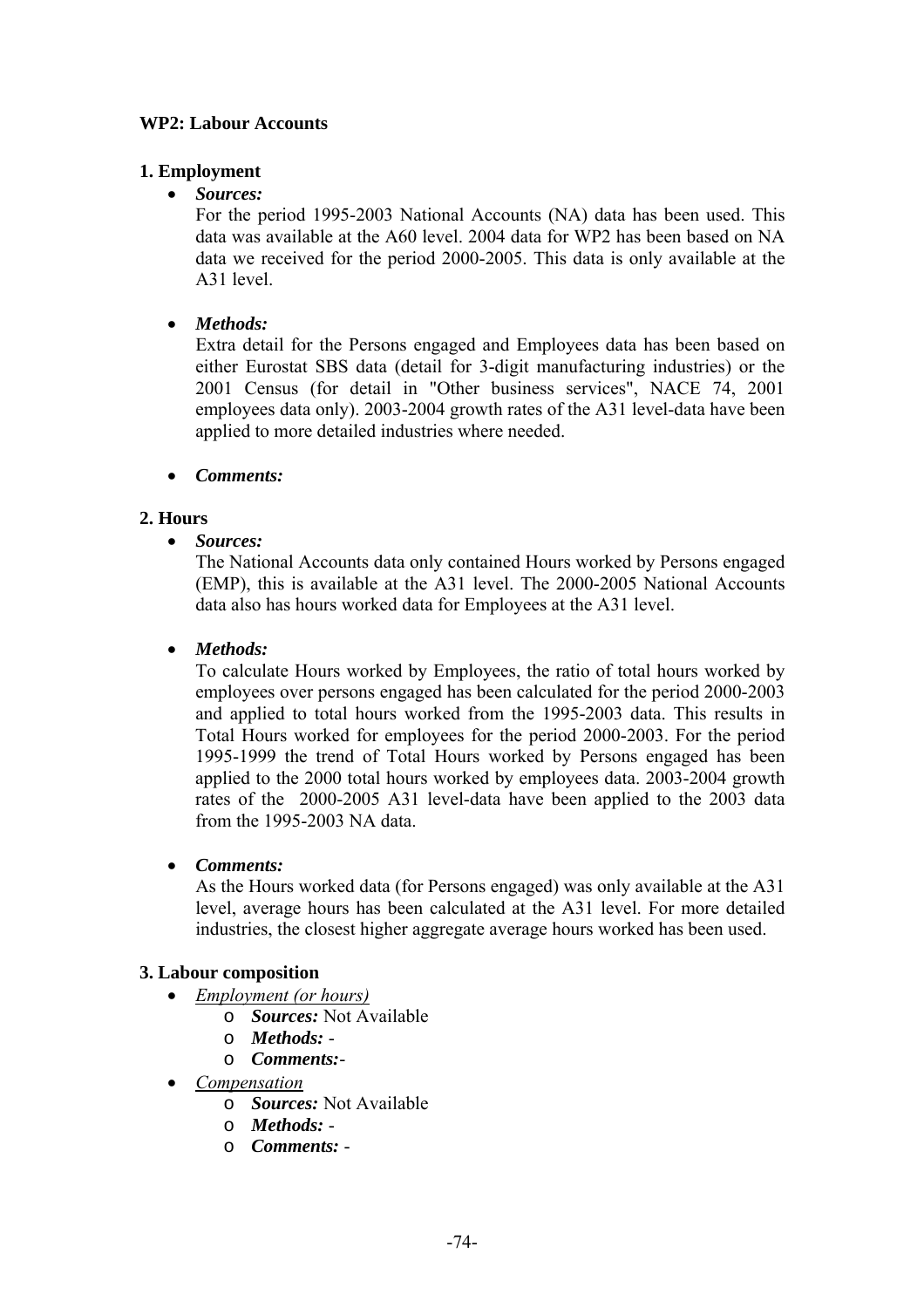**WP2: Labour Accounts**

**1. Employment**

- ***Sources:***
  For the period 1995-2003 National Accounts (NA) data has been used. This data was available at the A60 level. 2004 data for WP2 has been based on NA data we received for the period 2000-2005. This data is only available at the A31 level.

- ***Methods:***
  Extra detail for the Persons engaged and Employees data has been based on either Eurostat SBS data (detail for 3-digit manufacturing industries) or the 2001 Census (for detail in "Other business services", NACE 74, 2001 employees data only). 2003-2004 growth rates of the A31 level-data have been applied to more detailed industries where needed.

- ***Comments:***

**2. Hours**

- ***Sources:***
  The National Accounts data only contained Hours worked by Persons engaged (EMP), this is available at the A31 level. The 2000-2005 National Accounts data also has hours worked data for Employees at the A31 level.

- ***Methods:***
  To calculate Hours worked by Employees, the ratio of total hours worked by employees over persons engaged has been calculated for the period 2000-2003 and applied to total hours worked from the 1995-2003 data. This results in Total Hours worked for employees for the period 2000-2003. For the period 1995-1999 the trend of Total Hours worked by Persons engaged has been applied to the 2000 total hours worked by employees data. 2003-2004 growth rates of the 2000-2005 A31 level-data have been applied to the 2003 data from the 1995-2003 NA data.

- ***Comments:***
  As the Hours worked data (for Persons engaged) was only available at the A31 level, average hours has been calculated at the A31 level. For more detailed industries, the closest higher aggregate average hours worked has been used.

**3. Labour composition**

- Employment (or hours)
  - ***Sources:*** Not Available
  - ***Methods:*** -
  - ***Comments:***-
- Compensation
  - ***Sources:*** Not Available
  - ***Methods:*** -
  - ***Comments:*** -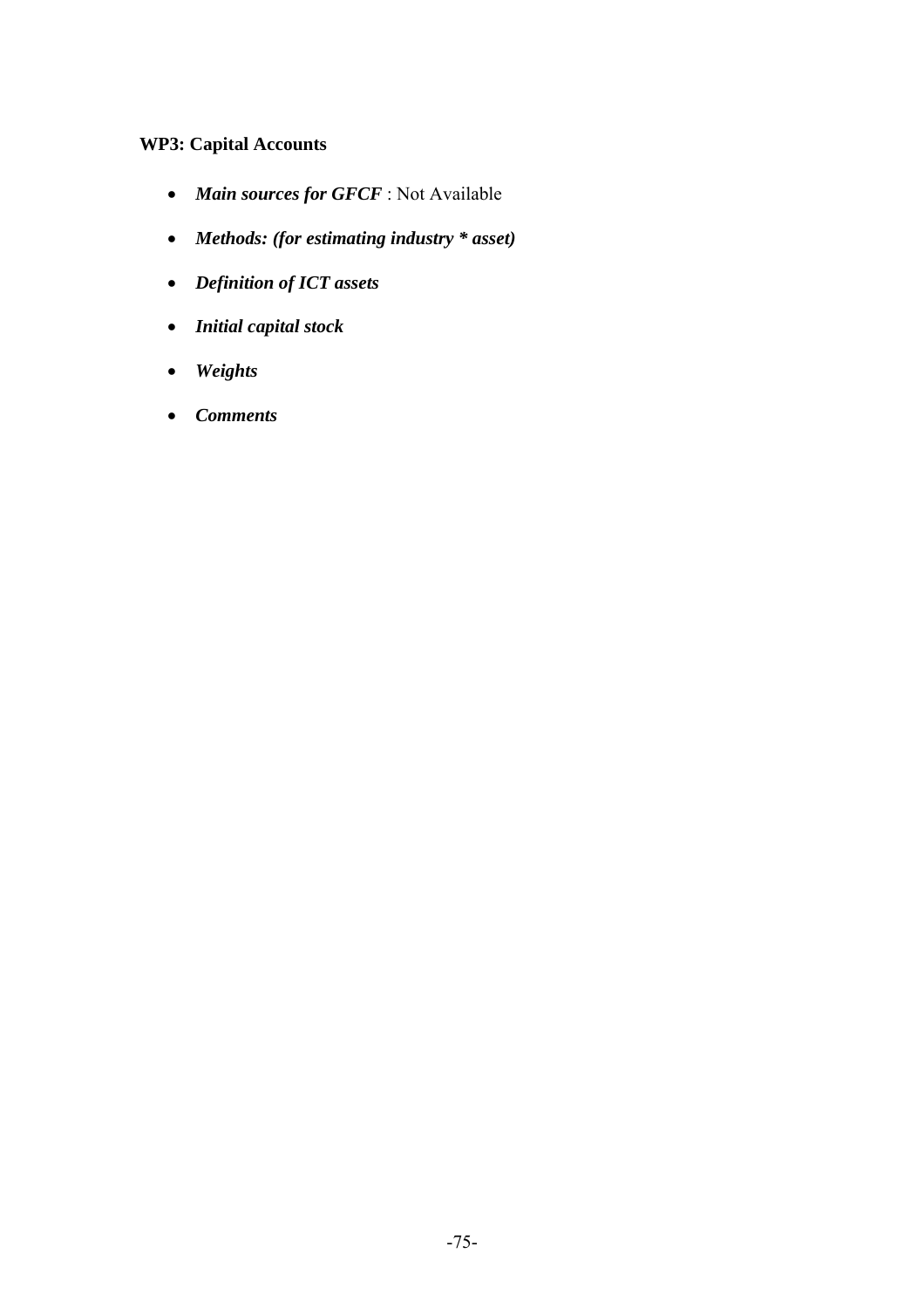**WP3: Capital Accounts**

- ***Main sources for GFCF*** : Not Available
- ***Methods: (for estimating industry * asset)***
- ***Definition of ICT assets***
- ***Initial capital stock***
- ***Weights***
- ***Comments***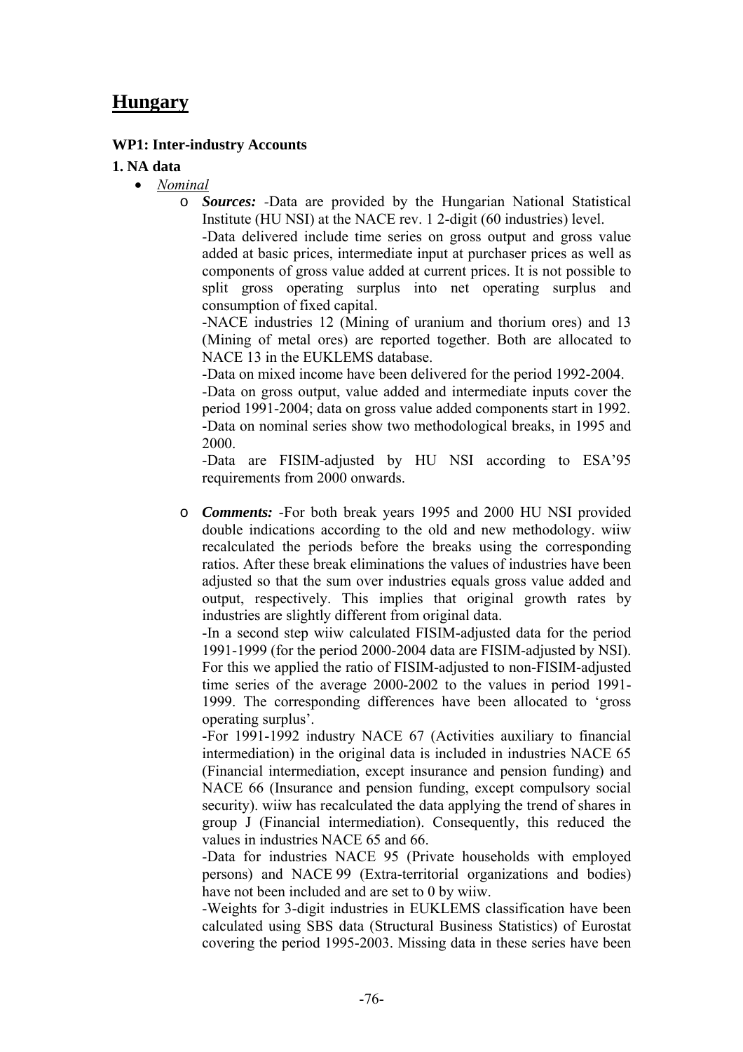# Hungary

### WP1: Inter-industry Accounts

### 1. NA data

- *Nominal*
  - ***Sources:*** -Data are provided by the Hungarian National Statistical Institute (HU NSI) at the NACE rev. 1 2-digit (60 industries) level.
    -Data delivered include time series on gross output and gross value added at basic prices, intermediate input at purchaser prices as well as components of gross value added at current prices. It is not possible to split gross operating surplus into net operating surplus and consumption of fixed capital.
    -NACE industries 12 (Mining of uranium and thorium ores) and 13 (Mining of metal ores) are reported together. Both are allocated to NACE 13 in the EUKLEMS database.
    -Data on mixed income have been delivered for the period 1992-2004.
    -Data on gross output, value added and intermediate inputs cover the period 1991-2004; data on gross value added components start in 1992.
    -Data on nominal series show two methodological breaks, in 1995 and 2000.
    -Data are FISIM-adjusted by HU NSI according to ESA'95 requirements from 2000 onwards.

  - ***Comments:*** -For both break years 1995 and 2000 HU NSI provided double indications according to the old and new methodology. wiiw recalculated the periods before the breaks using the corresponding ratios. After these break eliminations the values of industries have been adjusted so that the sum over industries equals gross value added and output, respectively. This implies that original growth rates by industries are slightly different from original data.
    -In a second step wiiw calculated FISIM-adjusted data for the period 1991-1999 (for the period 2000-2004 data are FISIM-adjusted by NSI). For this we applied the ratio of FISIM-adjusted to non-FISIM-adjusted time series of the average 2000-2002 to the values in period 1991-1999. The corresponding differences have been allocated to 'gross operating surplus'.
    -For 1991-1992 industry NACE 67 (Activities auxiliary to financial intermediation) in the original data is included in industries NACE 65 (Financial intermediation, except insurance and pension funding) and NACE 66 (Insurance and pension funding, except compulsory social security). wiiw has recalculated the data applying the trend of shares in group J (Financial intermediation). Consequently, this reduced the values in industries NACE 65 and 66.
    -Data for industries NACE 95 (Private households with employed persons) and NACE 99 (Extra-territorial organizations and bodies) have not been included and are set to 0 by wiiw.
    -Weights for 3-digit industries in EUKLEMS classification have been calculated using SBS data (Structural Business Statistics) of Eurostat covering the period 1995-2003. Missing data in these series have been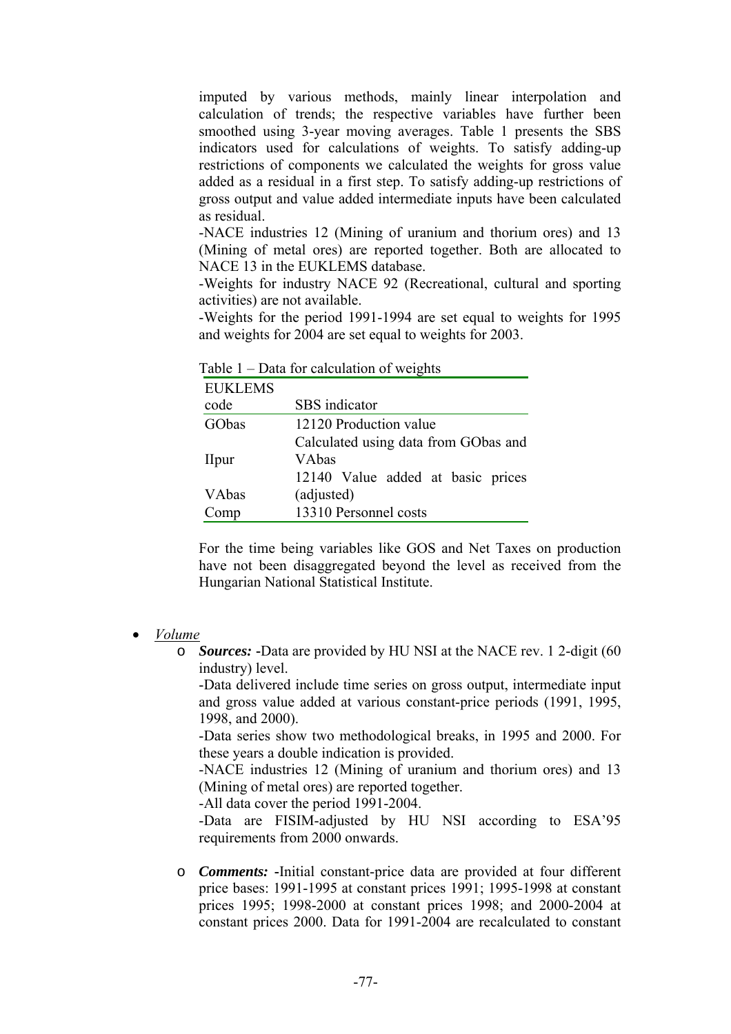imputed by various methods, mainly linear interpolation and calculation of trends; the respective variables have further been smoothed using 3-year moving averages. Table 1 presents the SBS indicators used for calculations of weights. To satisfy adding-up restrictions of components we calculated the weights for gross value added as a residual in a first step. To satisfy adding-up restrictions of gross output and value added intermediate inputs have been calculated as residual.

-NACE industries 12 (Mining of uranium and thorium ores) and 13 (Mining of metal ores) are reported together. Both are allocated to NACE 13 in the EUKLEMS database.

-Weights for industry NACE 92 (Recreational, cultural and sporting activities) are not available.

-Weights for the period 1991-1994 are set equal to weights for 1995 and weights for 2004 are set equal to weights for 2003.

Table 1 – Data for calculation of weights

| EUKLEMS code | SBS indicator |
|---|---|
| GObas | 12120 Production value |
| IIpur | Calculated using data from GObas and VAbas |
| VAbas | 12140 Value added at basic prices (adjusted) |
| Comp | 13310 Personnel costs |

For the time being variables like GOS and Net Taxes on production have not been disaggregated beyond the level as received from the Hungarian National Statistical Institute.

- *Volume*
  - ***Sources:*** -Data are provided by HU NSI at the NACE rev. 1 2-digit (60 industry) level.

    -Data delivered include time series on gross output, intermediate input and gross value added at various constant-price periods (1991, 1995, 1998, and 2000).

    -Data series show two methodological breaks, in 1995 and 2000. For these years a double indication is provided.

    -NACE industries 12 (Mining of uranium and thorium ores) and 13 (Mining of metal ores) are reported together.

    -All data cover the period 1991-2004.

    -Data are FISIM-adjusted by HU NSI according to ESA'95 requirements from 2000 onwards.

  - ***Comments:*** -Initial constant-price data are provided at four different price bases: 1991-1995 at constant prices 1991; 1995-1998 at constant prices 1995; 1998-2000 at constant prices 1998; and 2000-2004 at constant prices 2000. Data for 1991-2004 are recalculated to constant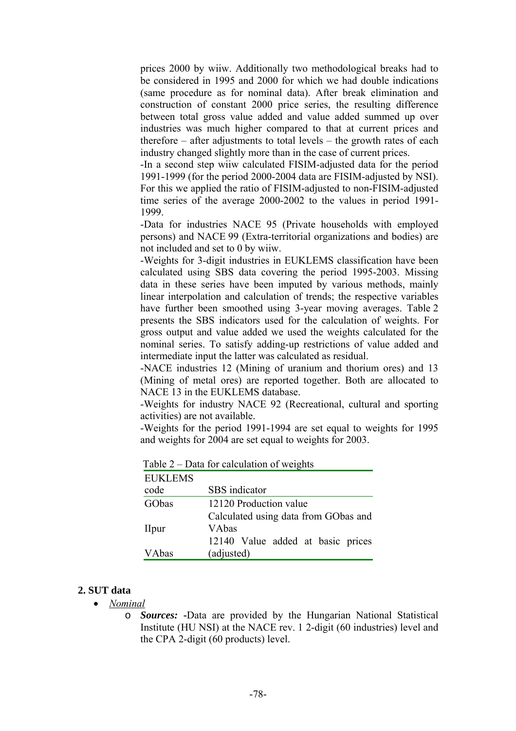prices 2000 by wiiw. Additionally two methodological breaks had to be considered in 1995 and 2000 for which we had double indications (same procedure as for nominal data). After break elimination and construction of constant 2000 price series, the resulting difference between total gross value added and value added summed up over industries was much higher compared to that at current prices and therefore – after adjustments to total levels – the growth rates of each industry changed slightly more than in the case of current prices.

-In a second step wiiw calculated FISIM-adjusted data for the period 1991-1999 (for the period 2000-2004 data are FISIM-adjusted by NSI). For this we applied the ratio of FISIM-adjusted to non-FISIM-adjusted time series of the average 2000-2002 to the values in period 1991-1999.

-Data for industries NACE 95 (Private households with employed persons) and NACE 99 (Extra-territorial organizations and bodies) are not included and set to 0 by wiiw.

-Weights for 3-digit industries in EUKLEMS classification have been calculated using SBS data covering the period 1995-2003. Missing data in these series have been imputed by various methods, mainly linear interpolation and calculation of trends; the respective variables have further been smoothed using 3-year moving averages. Table 2 presents the SBS indicators used for the calculation of weights. For gross output and value added we used the weights calculated for the nominal series. To satisfy adding-up restrictions of value added and intermediate input the latter was calculated as residual.

-NACE industries 12 (Mining of uranium and thorium ores) and 13 (Mining of metal ores) are reported together. Both are allocated to NACE 13 in the EUKLEMS database.

-Weights for industry NACE 92 (Recreational, cultural and sporting activities) are not available.

-Weights for the period 1991-1994 are set equal to weights for 1995 and weights for 2004 are set equal to weights for 2003.

Table 2 – Data for calculation of weights

| EUKLEMS code | SBS indicator |
|---|---|
| GObas | 12120 Production value |
| IIpur | Calculated using data from GObas and VAbas |
| VAbas | 12140 Value added at basic prices (adjusted) |

### 2. SUT data

- *Nominal*
  - ***Sources:*** -Data are provided by the Hungarian National Statistical Institute (HU NSI) at the NACE rev. 1 2-digit (60 industries) level and the CPA 2-digit (60 products) level.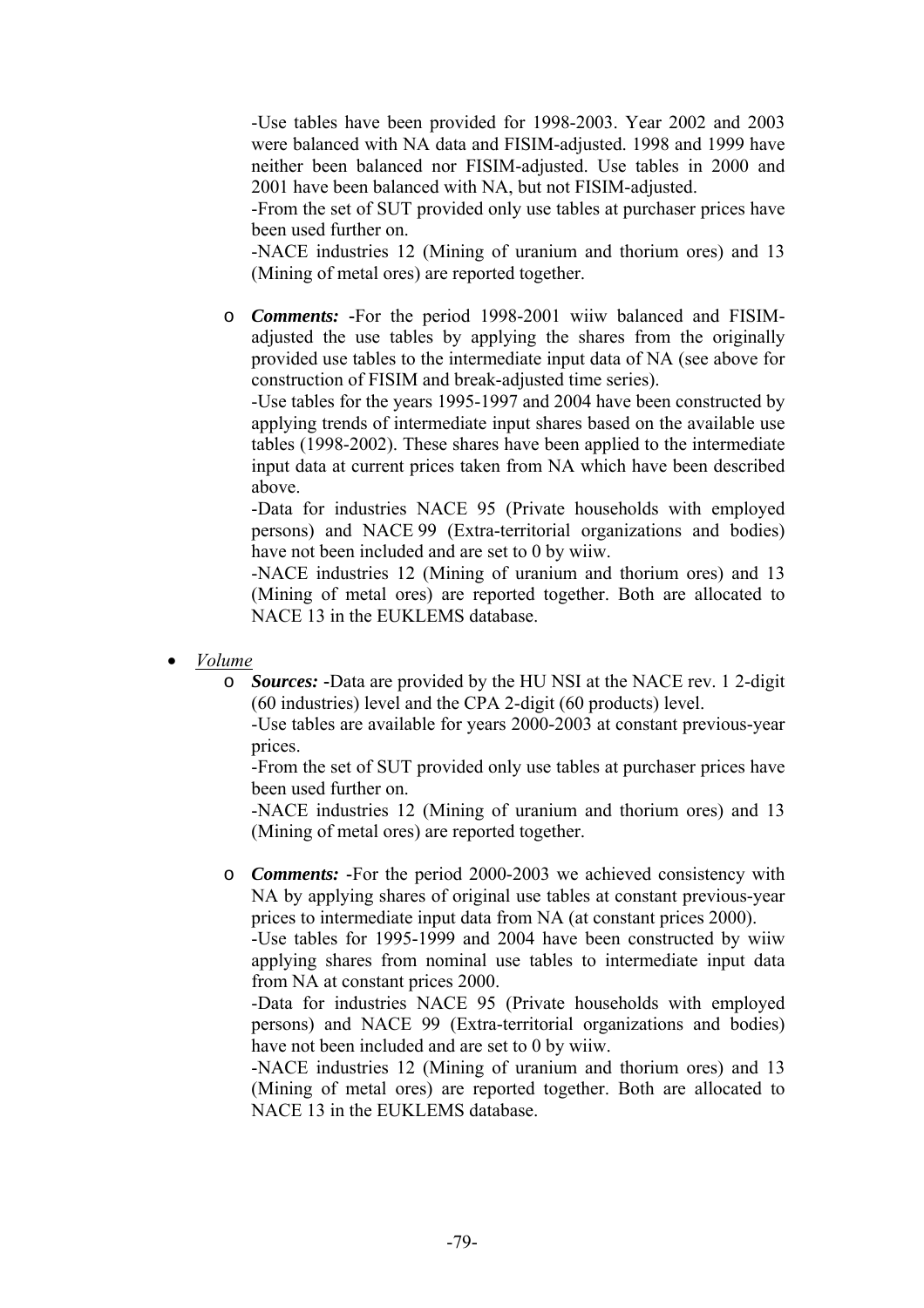-Use tables have been provided for 1998-2003. Year 2002 and 2003 were balanced with NA data and FISIM-adjusted. 1998 and 1999 have neither been balanced nor FISIM-adjusted. Use tables in 2000 and 2001 have been balanced with NA, but not FISIM-adjusted.

-From the set of SUT provided only use tables at purchaser prices have been used further on.

-NACE industries 12 (Mining of uranium and thorium ores) and 13 (Mining of metal ores) are reported together.

- ***Comments:*** -For the period 1998-2001 wiiw balanced and FISIM-adjusted the use tables by applying the shares from the originally provided use tables to the intermediate input data of NA (see above for construction of FISIM and break-adjusted time series).

  -Use tables for the years 1995-1997 and 2004 have been constructed by applying trends of intermediate input shares based on the available use tables (1998-2002). These shares have been applied to the intermediate input data at current prices taken from NA which have been described above.

  -Data for industries NACE 95 (Private households with employed persons) and NACE 99 (Extra-territorial organizations and bodies) have not been included and are set to 0 by wiiw.

  -NACE industries 12 (Mining of uranium and thorium ores) and 13 (Mining of metal ores) are reported together. Both are allocated to NACE 13 in the EUKLEMS database.

- *Volume*
  - ***Sources:*** -Data are provided by the HU NSI at the NACE rev. 1 2-digit (60 industries) level and the CPA 2-digit (60 products) level.

    -Use tables are available for years 2000-2003 at constant previous-year prices.

    -From the set of SUT provided only use tables at purchaser prices have been used further on.

    -NACE industries 12 (Mining of uranium and thorium ores) and 13 (Mining of metal ores) are reported together.

  - ***Comments:*** -For the period 2000-2003 we achieved consistency with NA by applying shares of original use tables at constant previous-year prices to intermediate input data from NA (at constant prices 2000).

    -Use tables for 1995-1999 and 2004 have been constructed by wiiw applying shares from nominal use tables to intermediate input data from NA at constant prices 2000.

    -Data for industries NACE 95 (Private households with employed persons) and NACE 99 (Extra-territorial organizations and bodies) have not been included and are set to 0 by wiiw.

    -NACE industries 12 (Mining of uranium and thorium ores) and 13 (Mining of metal ores) are reported together. Both are allocated to NACE 13 in the EUKLEMS database.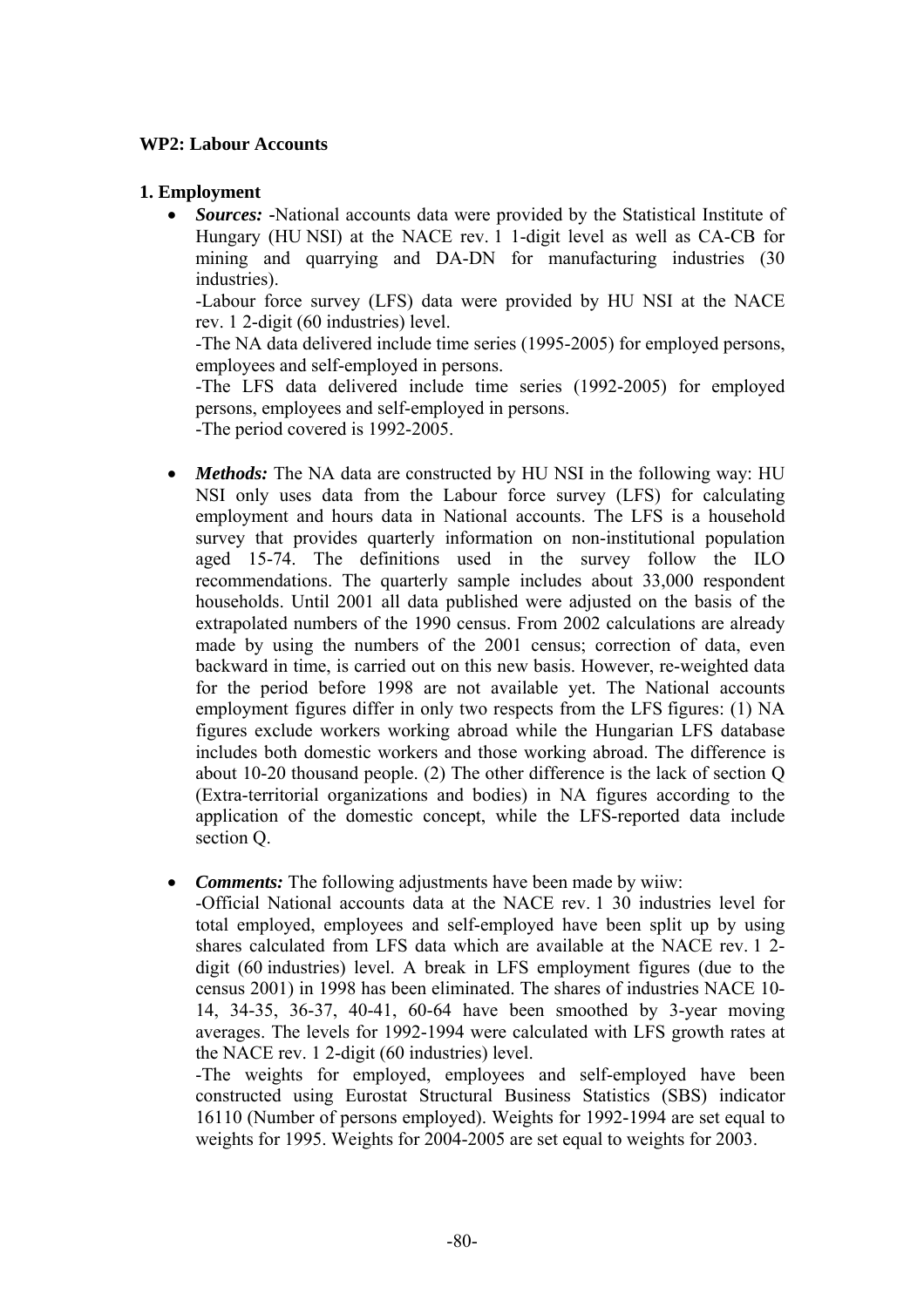**WP2: Labour Accounts**

**1. Employment**

- ***Sources:*** -National accounts data were provided by the Statistical Institute of Hungary (HU NSI) at the NACE rev. 1 1-digit level as well as CA-CB for mining and quarrying and DA-DN for manufacturing industries (30 industries).

  -Labour force survey (LFS) data were provided by HU NSI at the NACE rev. 1 2-digit (60 industries) level.

  -The NA data delivered include time series (1995-2005) for employed persons, employees and self-employed in persons.

  -The LFS data delivered include time series (1992-2005) for employed persons, employees and self-employed in persons.

  -The period covered is 1992-2005.

- ***Methods:*** The NA data are constructed by HU NSI in the following way: HU NSI only uses data from the Labour force survey (LFS) for calculating employment and hours data in National accounts. The LFS is a household survey that provides quarterly information on non-institutional population aged 15-74. The definitions used in the survey follow the ILO recommendations. The quarterly sample includes about 33,000 respondent households. Until 2001 all data published were adjusted on the basis of the extrapolated numbers of the 1990 census. From 2002 calculations are already made by using the numbers of the 2001 census; correction of data, even backward in time, is carried out on this new basis. However, re-weighted data for the period before 1998 are not available yet. The National accounts employment figures differ in only two respects from the LFS figures: (1) NA figures exclude workers working abroad while the Hungarian LFS database includes both domestic workers and those working abroad. The difference is about 10-20 thousand people. (2) The other difference is the lack of section Q (Extra-territorial organizations and bodies) in NA figures according to the application of the domestic concept, while the LFS-reported data include section Q.

- ***Comments:*** The following adjustments have been made by wiiw:

  -Official National accounts data at the NACE rev. 1 30 industries level for total employed, employees and self-employed have been split up by using shares calculated from LFS data which are available at the NACE rev. 1 2-digit (60 industries) level. A break in LFS employment figures (due to the census 2001) in 1998 has been eliminated. The shares of industries NACE 10-14, 34-35, 36-37, 40-41, 60-64 have been smoothed by 3-year moving averages. The levels for 1992-1994 were calculated with LFS growth rates at the NACE rev. 1 2-digit (60 industries) level.

  -The weights for employed, employees and self-employed have been constructed using Eurostat Structural Business Statistics (SBS) indicator 16110 (Number of persons employed). Weights for 1992-1994 are set equal to weights for 1995. Weights for 2004-2005 are set equal to weights for 2003.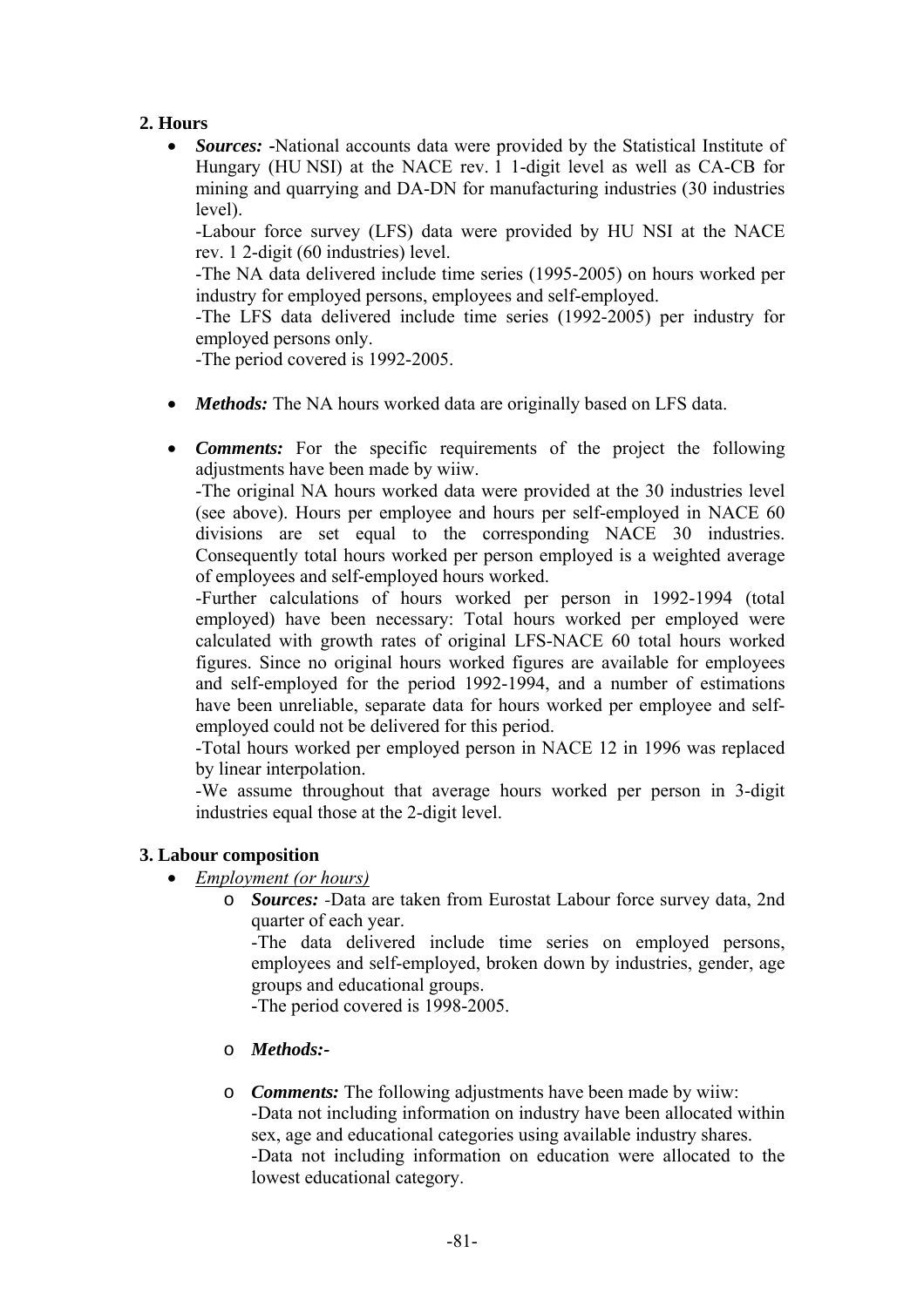## 2. Hours

- ***Sources:*** -National accounts data were provided by the Statistical Institute of Hungary (HU NSI) at the NACE rev. 1 1-digit level as well as CA-CB for mining and quarrying and DA-DN for manufacturing industries (30 industries level).

  -Labour force survey (LFS) data were provided by HU NSI at the NACE rev. 1 2-digit (60 industries) level.

  -The NA data delivered include time series (1995-2005) on hours worked per industry for employed persons, employees and self-employed.

  -The LFS data delivered include time series (1992-2005) per industry for employed persons only.

  -The period covered is 1992-2005.

- ***Methods:*** The NA hours worked data are originally based on LFS data.

- ***Comments:*** For the specific requirements of the project the following adjustments have been made by wiiw.

  -The original NA hours worked data were provided at the 30 industries level (see above). Hours per employee and hours per self-employed in NACE 60 divisions are set equal to the corresponding NACE 30 industries. Consequently total hours worked per person employed is a weighted average of employees and self-employed hours worked.

  -Further calculations of hours worked per person in 1992-1994 (total employed) have been necessary: Total hours worked per employed were calculated with growth rates of original LFS-NACE 60 total hours worked figures. Since no original hours worked figures are available for employees and self-employed for the period 1992-1994, and a number of estimations have been unreliable, separate data for hours worked per employee and self-employed could not be delivered for this period.

  -Total hours worked per employed person in NACE 12 in 1996 was replaced by linear interpolation.

  -We assume throughout that average hours worked per person in 3-digit industries equal those at the 2-digit level.

## 3. Labour composition

- *Employment (or hours)*
  - ***Sources:*** -Data are taken from Eurostat Labour force survey data, 2nd quarter of each year.

    -The data delivered include time series on employed persons, employees and self-employed, broken down by industries, gender, age groups and educational groups.

    -The period covered is 1998-2005.

  - ***Methods:-***

  - ***Comments:*** The following adjustments have been made by wiiw:

    -Data not including information on industry have been allocated within sex, age and educational categories using available industry shares.

    -Data not including information on education were allocated to the lowest educational category.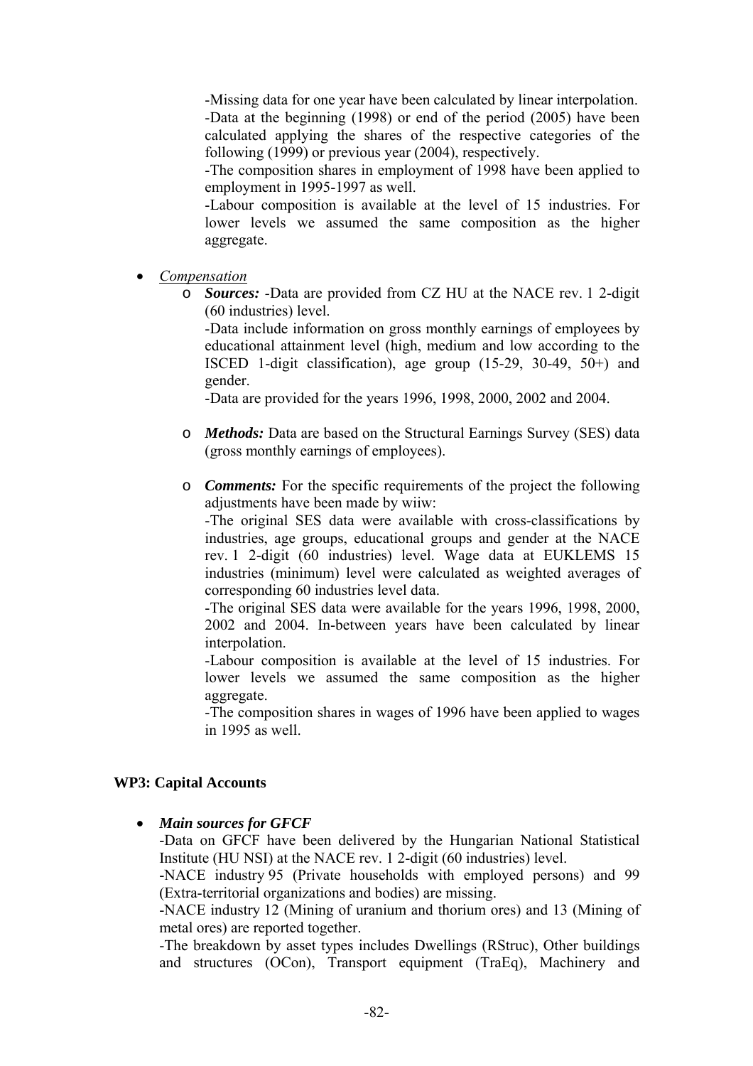-Missing data for one year have been calculated by linear interpolation.
-Data at the beginning (1998) or end of the period (2005) have been calculated applying the shares of the respective categories of the following (1999) or previous year (2004), respectively.
-The composition shares in employment of 1998 have been applied to employment in 1995-1997 as well.
-Labour composition is available at the level of 15 industries. For lower levels we assumed the same composition as the higher aggregate.

- *Compensation*
    - ***Sources:*** -Data are provided from CZ HU at the NACE rev. 1 2-digit (60 industries) level.
      -Data include information on gross monthly earnings of employees by educational attainment level (high, medium and low according to the ISCED 1-digit classification), age group (15-29, 30-49, 50+) and gender.
      -Data are provided for the years 1996, 1998, 2000, 2002 and 2004.
    - ***Methods:*** Data are based on the Structural Earnings Survey (SES) data (gross monthly earnings of employees).
    - ***Comments:*** For the specific requirements of the project the following adjustments have been made by wiiw:
      -The original SES data were available with cross-classifications by industries, age groups, educational groups and gender at the NACE rev. 1 2-digit (60 industries) level. Wage data at EUKLEMS 15 industries (minimum) level were calculated as weighted averages of corresponding 60 industries level data.
      -The original SES data were available for the years 1996, 1998, 2000, 2002 and 2004. In-between years have been calculated by linear interpolation.
      -Labour composition is available at the level of 15 industries. For lower levels we assumed the same composition as the higher aggregate.
      -The composition shares in wages of 1996 have been applied to wages in 1995 as well.

**WP3: Capital Accounts**

- ***Main sources for GFCF***
  -Data on GFCF have been delivered by the Hungarian National Statistical Institute (HU NSI) at the NACE rev. 1 2-digit (60 industries) level.
  -NACE industry 95 (Private households with employed persons) and 99 (Extra-territorial organizations and bodies) are missing.
  -NACE industry 12 (Mining of uranium and thorium ores) and 13 (Mining of metal ores) are reported together.
  -The breakdown by asset types includes Dwellings (RStruc), Other buildings and structures (OCon), Transport equipment (TraEq), Machinery and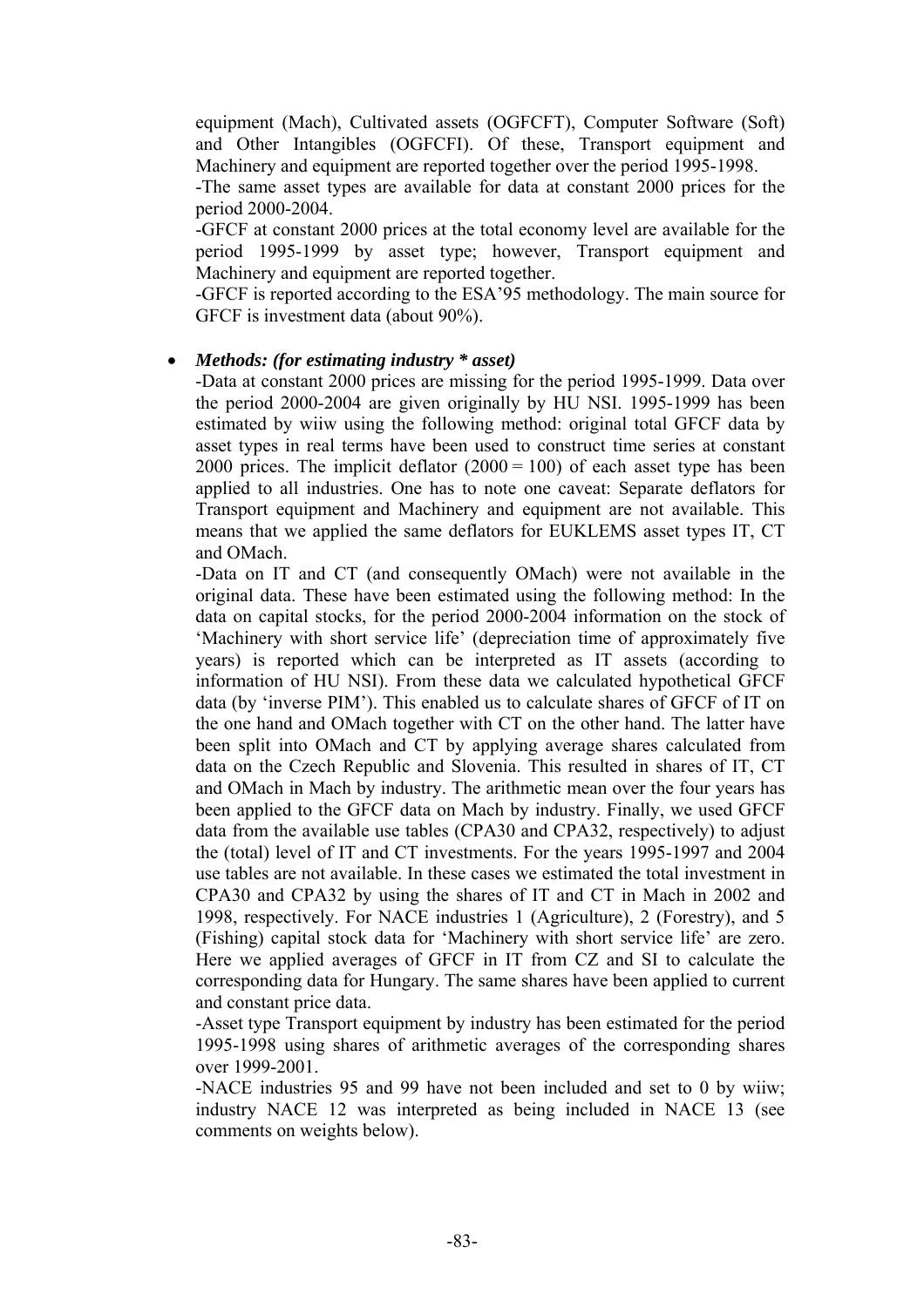equipment (Mach), Cultivated assets (OGFCFT), Computer Software (Soft) and Other Intangibles (OGFCFI). Of these, Transport equipment and Machinery and equipment are reported together over the period 1995-1998.

-The same asset types are available for data at constant 2000 prices for the period 2000-2004.

-GFCF at constant 2000 prices at the total economy level are available for the period 1995-1999 by asset type; however, Transport equipment and Machinery and equipment are reported together.

-GFCF is reported according to the ESA'95 methodology. The main source for GFCF is investment data (about 90%).

- ***Methods: (for estimating industry * asset)***

  -Data at constant 2000 prices are missing for the period 1995-1999. Data over the period 2000-2004 are given originally by HU NSI. 1995-1999 has been estimated by wiiw using the following method: original total GFCF data by asset types in real terms have been used to construct time series at constant 2000 prices. The implicit deflator (2000 = 100) of each asset type has been applied to all industries. One has to note one caveat: Separate deflators for Transport equipment and Machinery and equipment are not available. This means that we applied the same deflators for EUKLEMS asset types IT, CT and OMach.

  -Data on IT and CT (and consequently OMach) were not available in the original data. These have been estimated using the following method: In the data on capital stocks, for the period 2000-2004 information on the stock of 'Machinery with short service life' (depreciation time of approximately five years) is reported which can be interpreted as IT assets (according to information of HU NSI). From these data we calculated hypothetical GFCF data (by 'inverse PIM'). This enabled us to calculate shares of GFCF of IT on the one hand and OMach together with CT on the other hand. The latter have been split into OMach and CT by applying average shares calculated from data on the Czech Republic and Slovenia. This resulted in shares of IT, CT and OMach in Mach by industry. The arithmetic mean over the four years has been applied to the GFCF data on Mach by industry. Finally, we used GFCF data from the available use tables (CPA30 and CPA32, respectively) to adjust the (total) level of IT and CT investments. For the years 1995-1997 and 2004 use tables are not available. In these cases we estimated the total investment in CPA30 and CPA32 by using the shares of IT and CT in Mach in 2002 and 1998, respectively. For NACE industries 1 (Agriculture), 2 (Forestry), and 5 (Fishing) capital stock data for 'Machinery with short service life' are zero. Here we applied averages of GFCF in IT from CZ and SI to calculate the corresponding data for Hungary. The same shares have been applied to current and constant price data.

  -Asset type Transport equipment by industry has been estimated for the period 1995-1998 using shares of arithmetic averages of the corresponding shares over 1999-2001.

  -NACE industries 95 and 99 have not been included and set to 0 by wiiw; industry NACE 12 was interpreted as being included in NACE 13 (see comments on weights below).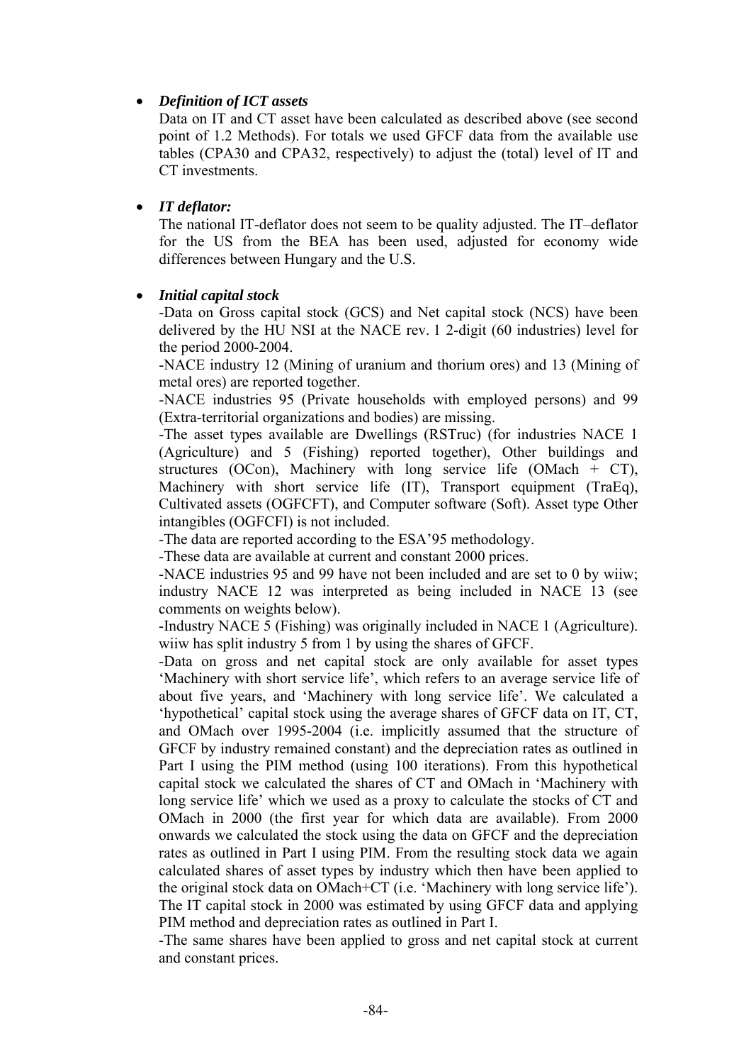- ***Definition of ICT assets***

  Data on IT and CT asset have been calculated as described above (see second point of 1.2 Methods). For totals we used GFCF data from the available use tables (CPA30 and CPA32, respectively) to adjust the (total) level of IT and CT investments.

- ***IT deflator:***

  The national IT-deflator does not seem to be quality adjusted. The IT–deflator for the US from the BEA has been used, adjusted for economy wide differences between Hungary and the U.S.

- ***Initial capital stock***

  -Data on Gross capital stock (GCS) and Net capital stock (NCS) have been delivered by the HU NSI at the NACE rev. 1 2-digit (60 industries) level for the period 2000-2004.

  -NACE industry 12 (Mining of uranium and thorium ores) and 13 (Mining of metal ores) are reported together.

  -NACE industries 95 (Private households with employed persons) and 99 (Extra-territorial organizations and bodies) are missing.

  -The asset types available are Dwellings (RSTruc) (for industries NACE 1 (Agriculture) and 5 (Fishing) reported together), Other buildings and structures (OCon), Machinery with long service life (OMach + CT), Machinery with short service life (IT), Transport equipment (TraEq), Cultivated assets (OGFCFT), and Computer software (Soft). Asset type Other intangibles (OGFCFI) is not included.

  -The data are reported according to the ESA'95 methodology.

  -These data are available at current and constant 2000 prices.

  -NACE industries 95 and 99 have not been included and are set to 0 by wiiw; industry NACE 12 was interpreted as being included in NACE 13 (see comments on weights below).

  -Industry NACE 5 (Fishing) was originally included in NACE 1 (Agriculture). wiiw has split industry 5 from 1 by using the shares of GFCF.

  -Data on gross and net capital stock are only available for asset types 'Machinery with short service life', which refers to an average service life of about five years, and 'Machinery with long service life'. We calculated a 'hypothetical' capital stock using the average shares of GFCF data on IT, CT, and OMach over 1995-2004 (i.e. implicitly assumed that the structure of GFCF by industry remained constant) and the depreciation rates as outlined in Part I using the PIM method (using 100 iterations). From this hypothetical capital stock we calculated the shares of CT and OMach in 'Machinery with long service life' which we used as a proxy to calculate the stocks of CT and OMach in 2000 (the first year for which data are available). From 2000 onwards we calculated the stock using the data on GFCF and the depreciation rates as outlined in Part I using PIM. From the resulting stock data we again calculated shares of asset types by industry which then have been applied to the original stock data on OMach+CT (i.e. 'Machinery with long service life'). The IT capital stock in 2000 was estimated by using GFCF data and applying PIM method and depreciation rates as outlined in Part I.

  -The same shares have been applied to gross and net capital stock at current and constant prices.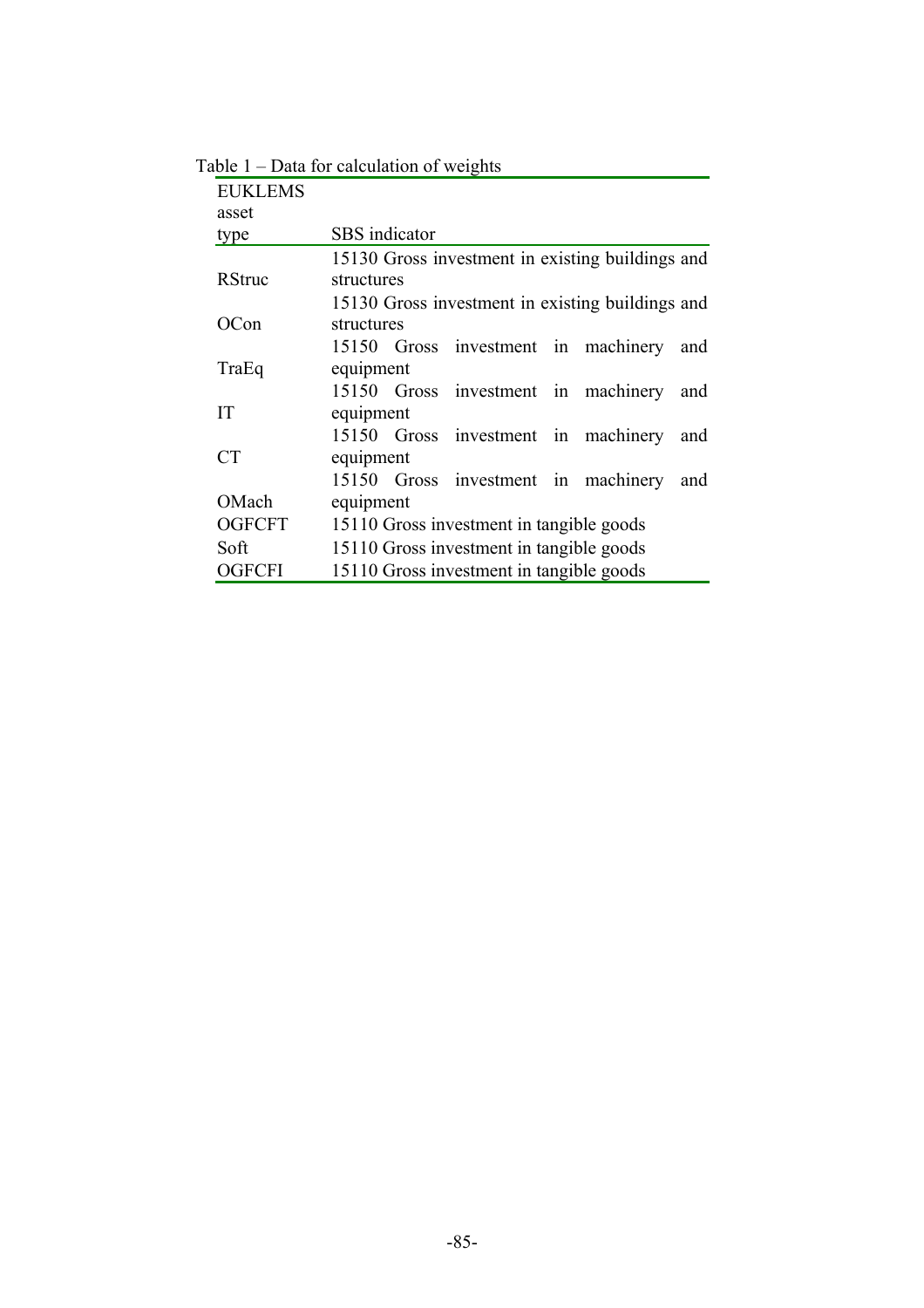Table 1 – Data for calculation of weights

| EUKLEMS asset type | SBS indicator |
|---|---|
| RStruc | 15130 Gross investment in existing buildings and structures |
| OCon | 15130 Gross investment in existing buildings and structures |
| TraEq | 15150 Gross investment in machinery and equipment |
| IT | 15150 Gross investment in machinery and equipment |
| CT | 15150 Gross investment in machinery and equipment |
| OMach | 15150 Gross investment in machinery and equipment |
| OGFCFT | 15110 Gross investment in tangible goods |
| Soft | 15110 Gross investment in tangible goods |
| OGFCFI | 15110 Gross investment in tangible goods |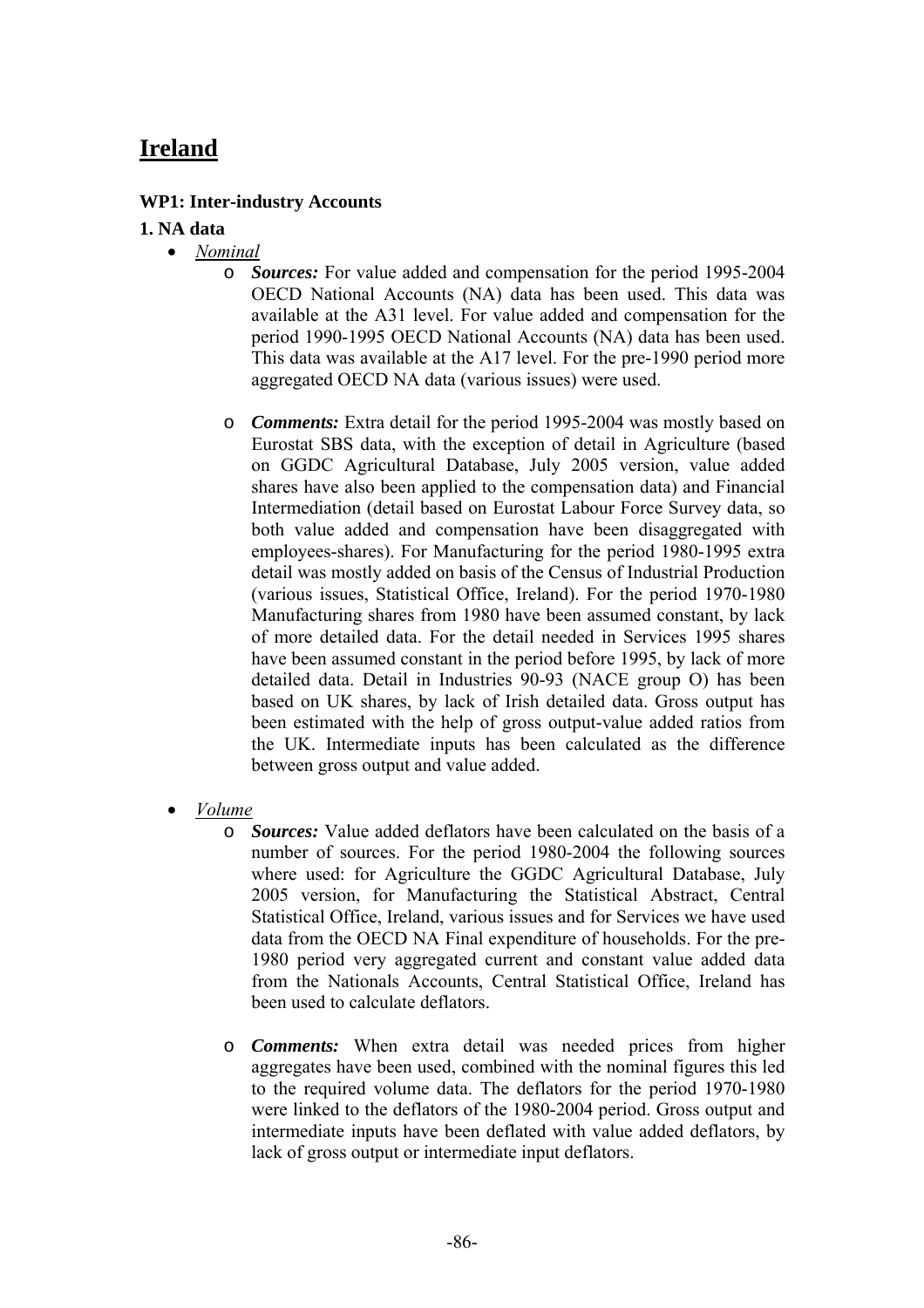# Ireland

### WP1: Inter-industry Accounts

### 1. NA data

- *Nominal*
    - ***Sources:*** For value added and compensation for the period 1995-2004 OECD National Accounts (NA) data has been used. This data was available at the A31 level. For value added and compensation for the period 1990-1995 OECD National Accounts (NA) data has been used. This data was available at the A17 level. For the pre-1990 period more aggregated OECD NA data (various issues) were used.
    - ***Comments:*** Extra detail for the period 1995-2004 was mostly based on Eurostat SBS data, with the exception of detail in Agriculture (based on GGDC Agricultural Database, July 2005 version, value added shares have also been applied to the compensation data) and Financial Intermediation (detail based on Eurostat Labour Force Survey data, so both value added and compensation have been disaggregated with employees-shares). For Manufacturing for the period 1980-1995 extra detail was mostly added on basis of the Census of Industrial Production (various issues, Statistical Office, Ireland). For the period 1970-1980 Manufacturing shares from 1980 have been assumed constant, by lack of more detailed data. For the detail needed in Services 1995 shares have been assumed constant in the period before 1995, by lack of more detailed data. Detail in Industries 90-93 (NACE group O) has been based on UK shares, by lack of Irish detailed data. Gross output has been estimated with the help of gross output-value added ratios from the UK. Intermediate inputs has been calculated as the difference between gross output and value added.

- *Volume*
    - ***Sources:*** Value added deflators have been calculated on the basis of a number of sources. For the period 1980-2004 the following sources where used: for Agriculture the GGDC Agricultural Database, July 2005 version, for Manufacturing the Statistical Abstract, Central Statistical Office, Ireland, various issues and for Services we have used data from the OECD NA Final expenditure of households. For the pre-1980 period very aggregated current and constant value added data from the Nationals Accounts, Central Statistical Office, Ireland has been used to calculate deflators.
    - ***Comments:*** When extra detail was needed prices from higher aggregates have been used, combined with the nominal figures this led to the required volume data. The deflators for the period 1970-1980 were linked to the deflators of the 1980-2004 period. Gross output and intermediate inputs have been deflated with value added deflators, by lack of gross output or intermediate input deflators.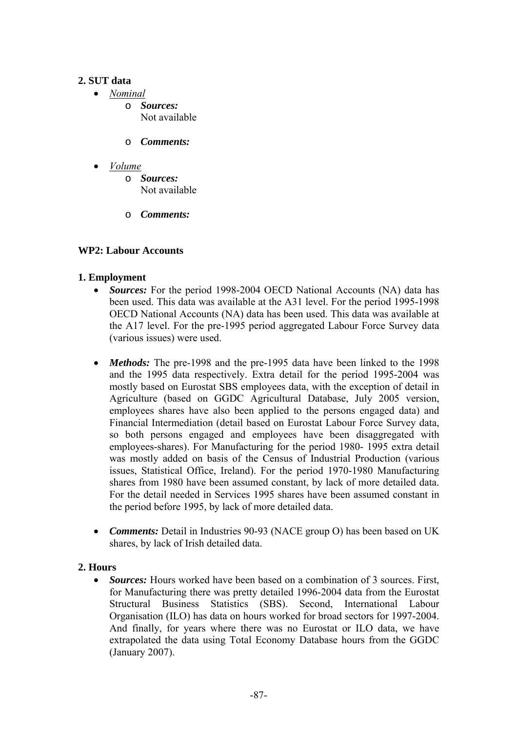**2. SUT data**

- *Nominal*
    - ***Sources:***
      Not available
    - ***Comments:***
- *Volume*
    - ***Sources:***
      Not available
    - ***Comments:***

**WP2: Labour Accounts**

**1. Employment**

- ***Sources:*** For the period 1998-2004 OECD National Accounts (NA) data has been used. This data was available at the A31 level. For the period 1995-1998 OECD National Accounts (NA) data has been used. This data was available at the A17 level. For the pre-1995 period aggregated Labour Force Survey data (various issues) were used.
- ***Methods:*** The pre-1998 and the pre-1995 data have been linked to the 1998 and the 1995 data respectively. Extra detail for the period 1995-2004 was mostly based on Eurostat SBS employees data, with the exception of detail in Agriculture (based on GGDC Agricultural Database, July 2005 version, employees shares have also been applied to the persons engaged data) and Financial Intermediation (detail based on Eurostat Labour Force Survey data, so both persons engaged and employees have been disaggregated with employees-shares). For Manufacturing for the period 1980- 1995 extra detail was mostly added on basis of the Census of Industrial Production (various issues, Statistical Office, Ireland). For the period 1970-1980 Manufacturing shares from 1980 have been assumed constant, by lack of more detailed data. For the detail needed in Services 1995 shares have been assumed constant in the period before 1995, by lack of more detailed data.
- ***Comments:*** Detail in Industries 90-93 (NACE group O) has been based on UK shares, by lack of Irish detailed data.

**2. Hours**

- ***Sources:*** Hours worked have been based on a combination of 3 sources. First, for Manufacturing there was pretty detailed 1996-2004 data from the Eurostat Structural Business Statistics (SBS). Second, International Labour Organisation (ILO) has data on hours worked for broad sectors for 1997-2004. And finally, for years where there was no Eurostat or ILO data, we have extrapolated the data using Total Economy Database hours from the GGDC (January 2007).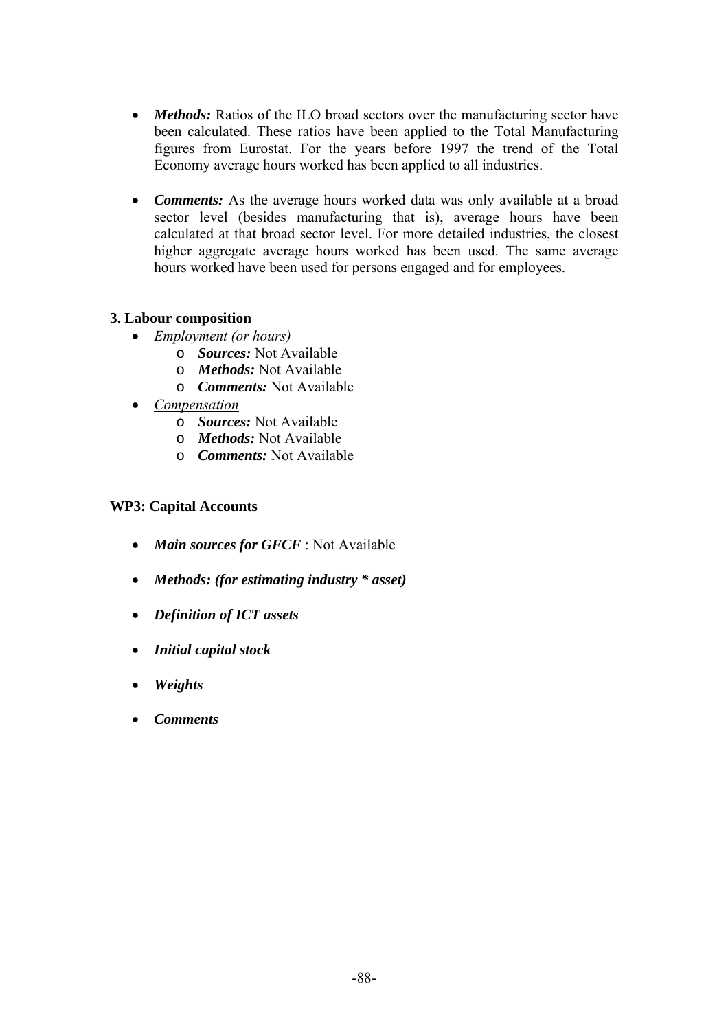- ***Methods:*** Ratios of the ILO broad sectors over the manufacturing sector have been calculated. These ratios have been applied to the Total Manufacturing figures from Eurostat. For the years before 1997 the trend of the Total Economy average hours worked has been applied to all industries.

- ***Comments:*** As the average hours worked data was only available at a broad sector level (besides manufacturing that is), average hours have been calculated at that broad sector level. For more detailed industries, the closest higher aggregate average hours worked has been used. The same average hours worked have been used for persons engaged and for employees.

**3. Labour composition**

- <u>*Employment (or hours)*</u>
  - ***Sources:*** Not Available
  - ***Methods:*** Not Available
  - ***Comments:*** Not Available
- <u>*Compensation*</u>
  - ***Sources:*** Not Available
  - ***Methods:*** Not Available
  - ***Comments:*** Not Available

**WP3: Capital Accounts**

- ***Main sources for GFCF*** : Not Available

- ***Methods: (for estimating industry * asset)***

- ***Definition of ICT assets***

- ***Initial capital stock***

- ***Weights***

- ***Comments***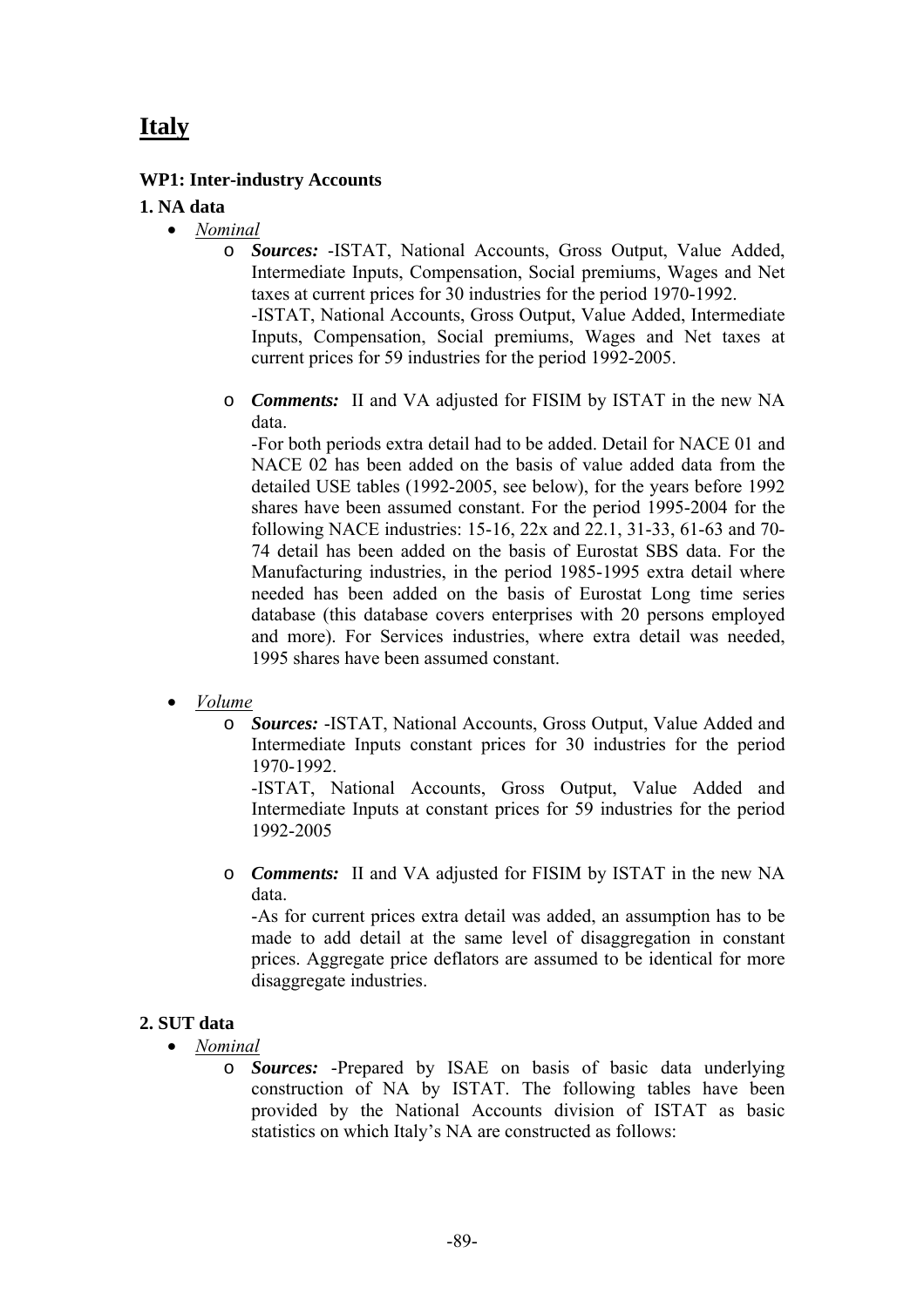# Italy

### WP1: Inter-industry Accounts

### 1. NA data

- *Nominal*
  - ***Sources:*** -ISTAT, National Accounts, Gross Output, Value Added, Intermediate Inputs, Compensation, Social premiums, Wages and Net taxes at current prices for 30 industries for the period 1970-1992.
    -ISTAT, National Accounts, Gross Output, Value Added, Intermediate Inputs, Compensation, Social premiums, Wages and Net taxes at current prices for 59 industries for the period 1992-2005.
  - ***Comments:*** II and VA adjusted for FISIM by ISTAT in the new NA data.
    -For both periods extra detail had to be added. Detail for NACE 01 and NACE 02 has been added on the basis of value added data from the detailed USE tables (1992-2005, see below), for the years before 1992 shares have been assumed constant. For the period 1995-2004 for the following NACE industries: 15-16, 22x and 22.1, 31-33, 61-63 and 70-74 detail has been added on the basis of Eurostat SBS data. For the Manufacturing industries, in the period 1985-1995 extra detail where needed has been added on the basis of Eurostat Long time series database (this database covers enterprises with 20 persons employed and more). For Services industries, where extra detail was needed, 1995 shares have been assumed constant.
- *Volume*
  - ***Sources:*** -ISTAT, National Accounts, Gross Output, Value Added and Intermediate Inputs constant prices for 30 industries for the period 1970-1992.
    -ISTAT, National Accounts, Gross Output, Value Added and Intermediate Inputs at constant prices for 59 industries for the period 1992-2005
  - ***Comments:*** II and VA adjusted for FISIM by ISTAT in the new NA data.
    -As for current prices extra detail was added, an assumption has to be made to add detail at the same level of disaggregation in constant prices. Aggregate price deflators are assumed to be identical for more disaggregate industries.

### 2. SUT data

- *Nominal*
  - ***Sources:*** -Prepared by ISAE on basis of basic data underlying construction of NA by ISTAT. The following tables have been provided by the National Accounts division of ISTAT as basic statistics on which Italy's NA are constructed as follows: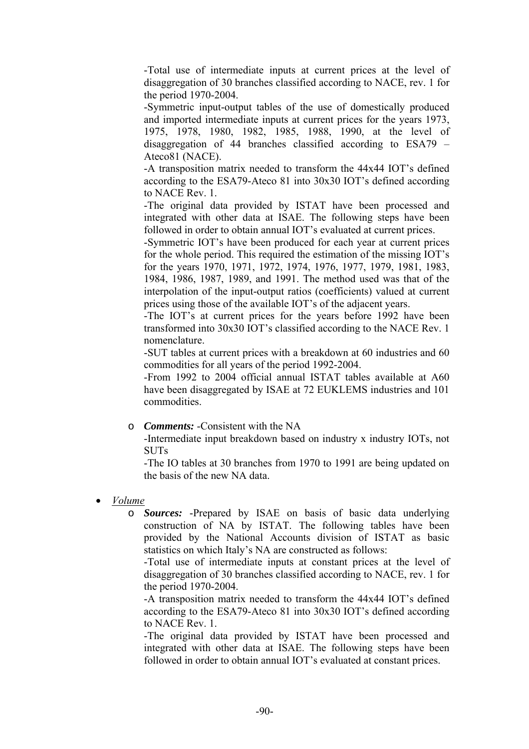-Total use of intermediate inputs at current prices at the level of disaggregation of 30 branches classified according to NACE, rev. 1 for the period 1970-2004.

-Symmetric input-output tables of the use of domestically produced and imported intermediate inputs at current prices for the years 1973, 1975, 1978, 1980, 1982, 1985, 1988, 1990, at the level of disaggregation of 44 branches classified according to ESA79 – Ateco81 (NACE).

-A transposition matrix needed to transform the 44x44 IOT's defined according to the ESA79-Ateco 81 into 30x30 IOT's defined according to NACE Rev. 1.

-The original data provided by ISTAT have been processed and integrated with other data at ISAE. The following steps have been followed in order to obtain annual IOT's evaluated at current prices.

-Symmetric IOT's have been produced for each year at current prices for the whole period. This required the estimation of the missing IOT's for the years 1970, 1971, 1972, 1974, 1976, 1977, 1979, 1981, 1983, 1984, 1986, 1987, 1989, and 1991. The method used was that of the interpolation of the input-output ratios (coefficients) valued at current prices using those of the available IOT's of the adjacent years.

-The IOT's at current prices for the years before 1992 have been transformed into 30x30 IOT's classified according to the NACE Rev. 1 nomenclature.

-SUT tables at current prices with a breakdown at 60 industries and 60 commodities for all years of the period 1992-2004.

-From 1992 to 2004 official annual ISTAT tables available at A60 have been disaggregated by ISAE at 72 EUKLEMS industries and 101 commodities.

- ***Comments:*** -Consistent with the NA

  -Intermediate input breakdown based on industry x industry IOTs, not SUTs

  -The IO tables at 30 branches from 1970 to 1991 are being updated on the basis of the new NA data.

- *Volume*
  - ***Sources:*** -Prepared by ISAE on basis of basic data underlying construction of NA by ISTAT. The following tables have been provided by the National Accounts division of ISTAT as basic statistics on which Italy's NA are constructed as follows:

    -Total use of intermediate inputs at constant prices at the level of disaggregation of 30 branches classified according to NACE, rev. 1 for the period 1970-2004.

    -A transposition matrix needed to transform the 44x44 IOT's defined according to the ESA79-Ateco 81 into 30x30 IOT's defined according to NACE Rev. 1.

    -The original data provided by ISTAT have been processed and integrated with other data at ISAE. The following steps have been followed in order to obtain annual IOT's evaluated at constant prices.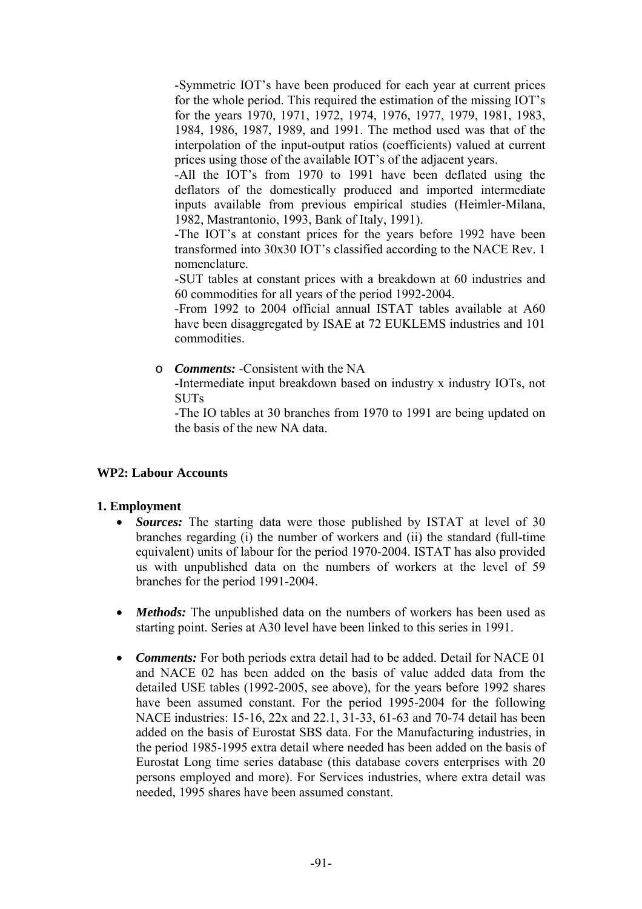-Symmetric IOT's have been produced for each year at current prices for the whole period. This required the estimation of the missing IOT's for the years 1970, 1971, 1972, 1974, 1976, 1977, 1979, 1981, 1983, 1984, 1986, 1987, 1989, and 1991. The method used was that of the interpolation of the input-output ratios (coefficients) valued at current prices using those of the available IOT's of the adjacent years.

-All the IOT's from 1970 to 1991 have been deflated using the deflators of the domestically produced and imported intermediate inputs available from previous empirical studies (Heimler-Milana, 1982, Mastrantonio, 1993, Bank of Italy, 1991).

-The IOT's at constant prices for the years before 1992 have been transformed into 30x30 IOT's classified according to the NACE Rev. 1 nomenclature.

-SUT tables at constant prices with a breakdown at 60 industries and 60 commodities for all years of the period 1992-2004.

-From 1992 to 2004 official annual ISTAT tables available at A60 have been disaggregated by ISAE at 72 EUKLEMS industries and 101 commodities.

- ***Comments:*** -Consistent with the NA

  -Intermediate input breakdown based on industry x industry IOTs, not SUTs

  -The IO tables at 30 branches from 1970 to 1991 are being updated on the basis of the new NA data.

**WP2: Labour Accounts**

**1. Employment**

- ***Sources:*** The starting data were those published by ISTAT at level of 30 branches regarding (i) the number of workers and (ii) the standard (full-time equivalent) units of labour for the period 1970-2004. ISTAT has also provided us with unpublished data on the numbers of workers at the level of 59 branches for the period 1991-2004.

- ***Methods:*** The unpublished data on the numbers of workers has been used as starting point. Series at A30 level have been linked to this series in 1991.

- ***Comments:*** For both periods extra detail had to be added. Detail for NACE 01 and NACE 02 has been added on the basis of value added data from the detailed USE tables (1992-2005, see above), for the years before 1992 shares have been assumed constant. For the period 1995-2004 for the following NACE industries: 15-16, 22x and 22.1, 31-33, 61-63 and 70-74 detail has been added on the basis of Eurostat SBS data. For the Manufacturing industries, in the period 1985-1995 extra detail where needed has been added on the basis of Eurostat Long time series database (this database covers enterprises with 20 persons employed and more). For Services industries, where extra detail was needed, 1995 shares have been assumed constant.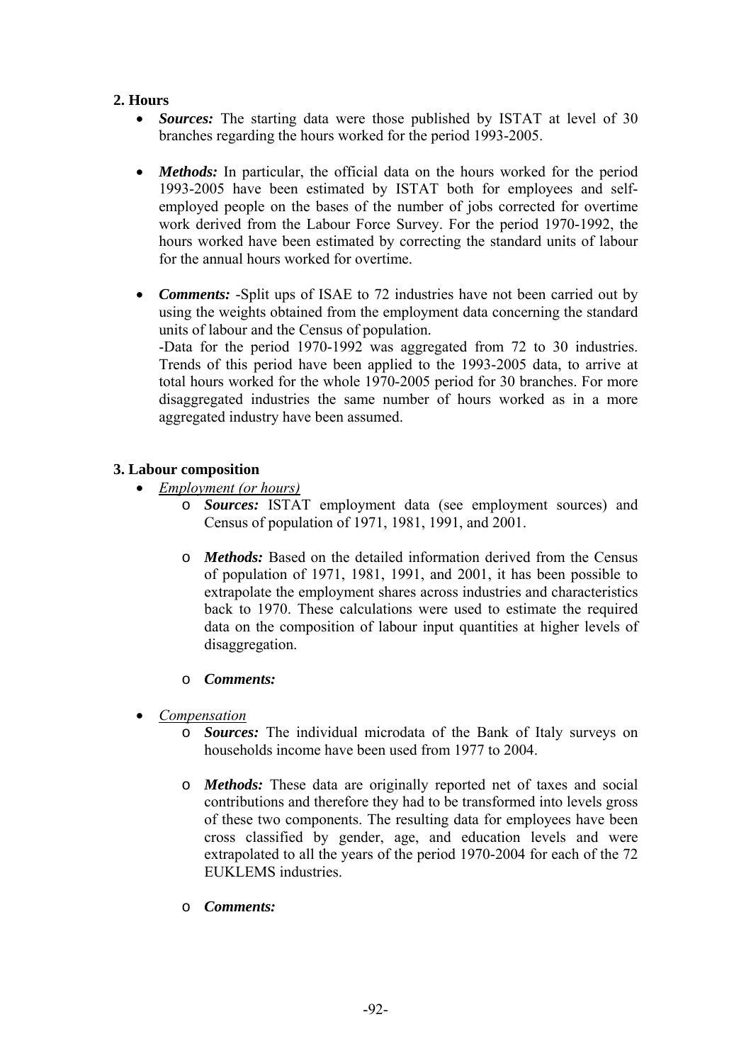## 2. Hours

- ***Sources:*** The starting data were those published by ISTAT at level of 30 branches regarding the hours worked for the period 1993-2005.

- ***Methods:*** In particular, the official data on the hours worked for the period 1993-2005 have been estimated by ISTAT both for employees and self-employed people on the bases of the number of jobs corrected for overtime work derived from the Labour Force Survey. For the period 1970-1992, the hours worked have been estimated by correcting the standard units of labour for the annual hours worked for overtime.

- ***Comments:*** -Split ups of ISAE to 72 industries have not been carried out by using the weights obtained from the employment data concerning the standard units of labour and the Census of population.
  -Data for the period 1970-1992 was aggregated from 72 to 30 industries. Trends of this period have been applied to the 1993-2005 data, to arrive at total hours worked for the whole 1970-2005 period for 30 branches. For more disaggregated industries the same number of hours worked as in a more aggregated industry have been assumed.

## 3. Labour composition

- *Employment (or hours)*
  - ***Sources:*** ISTAT employment data (see employment sources) and Census of population of 1971, 1981, 1991, and 2001.

  - ***Methods:*** Based on the detailed information derived from the Census of population of 1971, 1981, 1991, and 2001, it has been possible to extrapolate the employment shares across industries and characteristics back to 1970. These calculations were used to estimate the required data on the composition of labour input quantities at higher levels of disaggregation.

  - ***Comments:***

- *Compensation*
  - ***Sources:*** The individual microdata of the Bank of Italy surveys on households income have been used from 1977 to 2004.

  - ***Methods:*** These data are originally reported net of taxes and social contributions and therefore they had to be transformed into levels gross of these two components. The resulting data for employees have been cross classified by gender, age, and education levels and were extrapolated to all the years of the period 1970-2004 for each of the 72 EUKLEMS industries.

  - ***Comments:***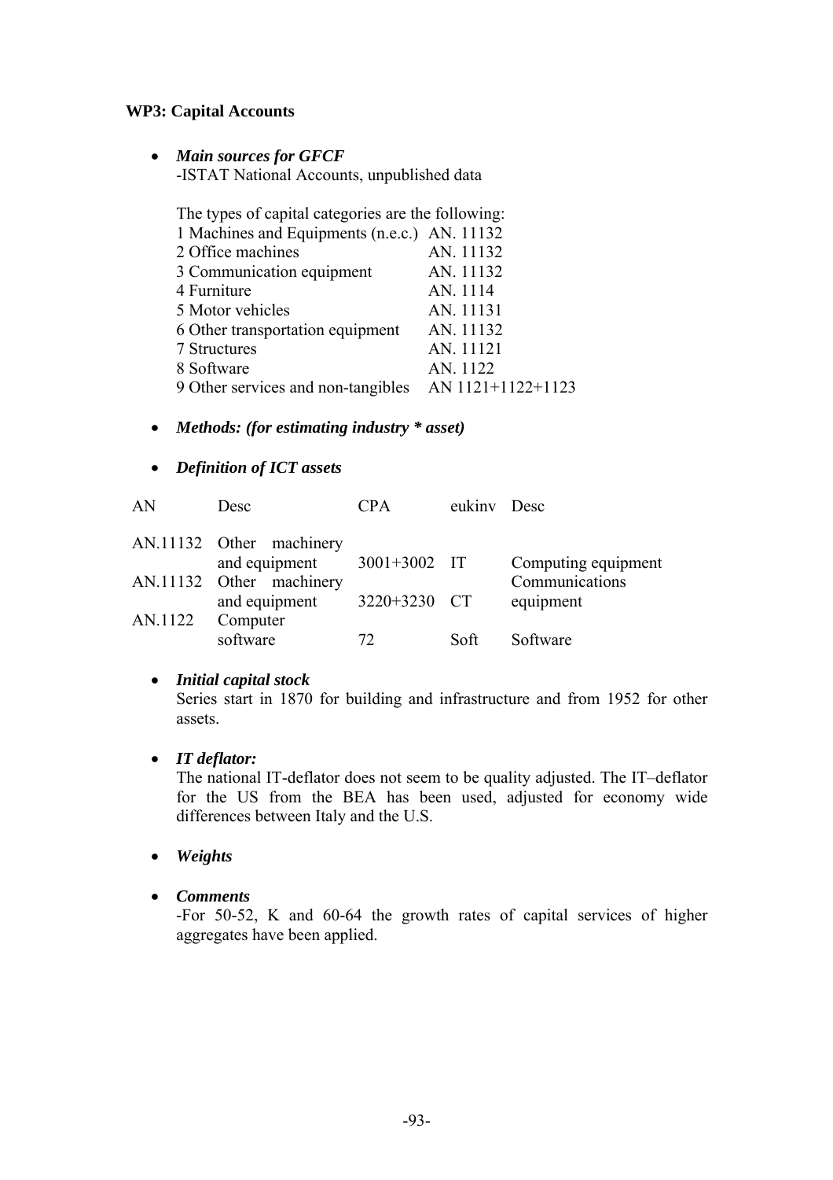**WP3: Capital Accounts**

- ***Main sources for GFCF***
  -ISTAT National Accounts, unpublished data

  The types of capital categories are the following:

  | | |
  |---|---|
  | 1 Machines and Equipments (n.e.c.) | AN. 11132 |
  | 2 Office machines | AN. 11132 |
  | 3 Communication equipment | AN. 11132 |
  | 4 Furniture | AN. 1114 |
  | 5 Motor vehicles | AN. 11131 |
  | 6 Other transportation equipment | AN. 11132 |
  | 7 Structures | AN. 11121 |
  | 8 Software | AN. 1122 |
  | 9 Other services and non-tangibles | AN 1121+1122+1123 |

- ***Methods: (for estimating industry * asset)***

- ***Definition of ICT assets***

| AN | Desc | CPA | eukinv | Desc |
|---|---|---|---|---|
| AN.11132 | Other machinery and equipment | 3001+3002 | IT | Computing equipment |
| AN.11132 | Other machinery and equipment | 3220+3230 | CT | Communications equipment |
| AN.1122 | Computer software | 72 | Soft | Software |

- ***Initial capital stock***
  Series start in 1870 for building and infrastructure and from 1952 for other assets.

- ***IT deflator:***
  The national IT-deflator does not seem to be quality adjusted. The IT–deflator for the US from the BEA has been used, adjusted for economy wide differences between Italy and the U.S.

- ***Weights***

- ***Comments***
  -For 50-52, K and 60-64 the growth rates of capital services of higher aggregates have been applied.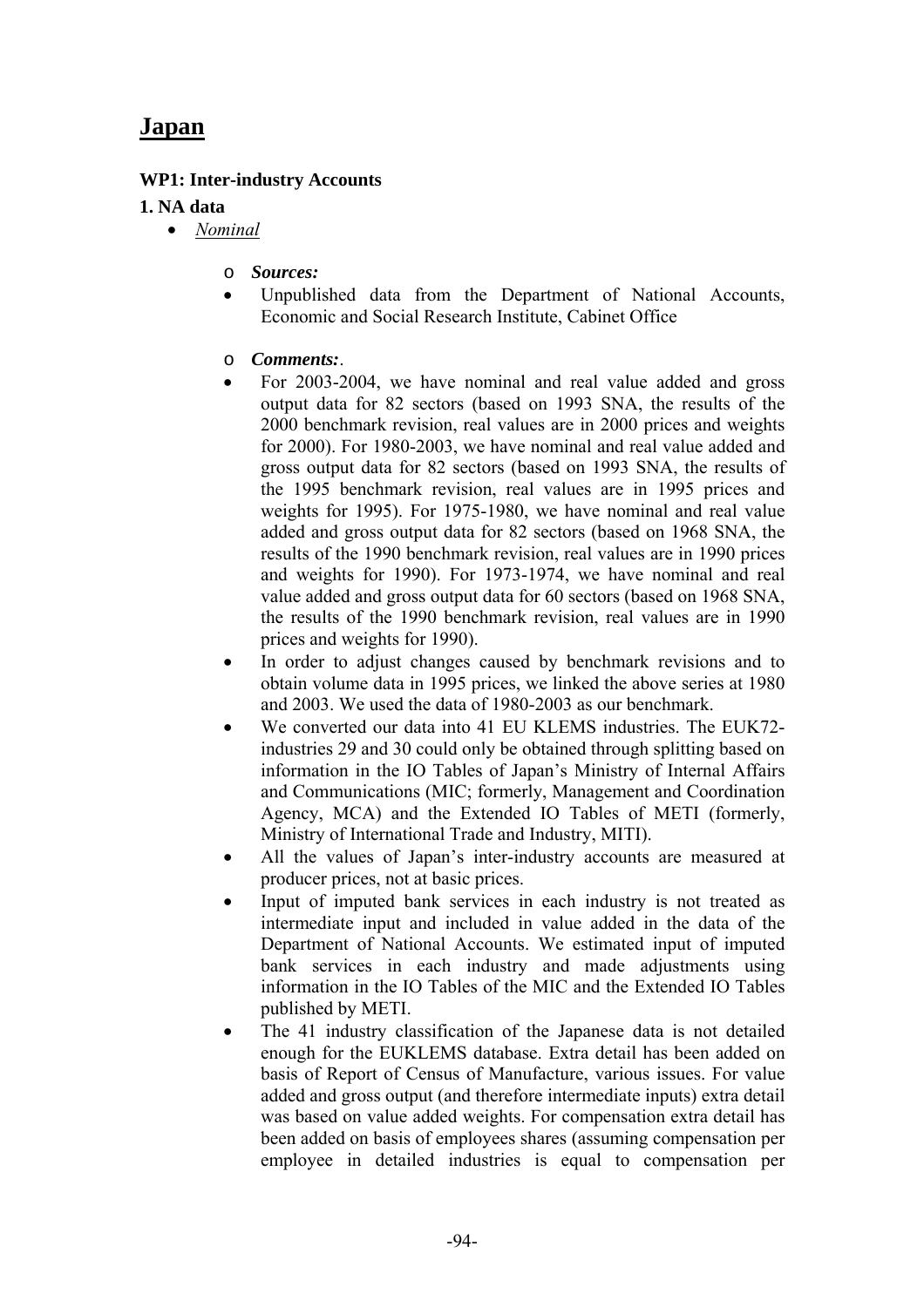# Japan

### WP1: Inter-industry Accounts

### 1. NA data

- *Nominal*

  - ***Sources:***
  - Unpublished data from the Department of National Accounts, Economic and Social Research Institute, Cabinet Office

  - ***Comments:***.
  - For 2003-2004, we have nominal and real value added and gross output data for 82 sectors (based on 1993 SNA, the results of the 2000 benchmark revision, real values are in 2000 prices and weights for 2000). For 1980-2003, we have nominal and real value added and gross output data for 82 sectors (based on 1993 SNA, the results of the 1995 benchmark revision, real values are in 1995 prices and weights for 1995). For 1975-1980, we have nominal and real value added and gross output data for 82 sectors (based on 1968 SNA, the results of the 1990 benchmark revision, real values are in 1990 prices and weights for 1990). For 1973-1974, we have nominal and real value added and gross output data for 60 sectors (based on 1968 SNA, the results of the 1990 benchmark revision, real values are in 1990 prices and weights for 1990).
  - In order to adjust changes caused by benchmark revisions and to obtain volume data in 1995 prices, we linked the above series at 1980 and 2003. We used the data of 1980-2003 as our benchmark.
  - We converted our data into 41 EU KLEMS industries. The EUK72-industries 29 and 30 could only be obtained through splitting based on information in the IO Tables of Japan's Ministry of Internal Affairs and Communications (MIC; formerly, Management and Coordination Agency, MCA) and the Extended IO Tables of METI (formerly, Ministry of International Trade and Industry, MITI).
  - All the values of Japan's inter-industry accounts are measured at producer prices, not at basic prices.
  - Input of imputed bank services in each industry is not treated as intermediate input and included in value added in the data of the Department of National Accounts. We estimated input of imputed bank services in each industry and made adjustments using information in the IO Tables of the MIC and the Extended IO Tables published by METI.
  - The 41 industry classification of the Japanese data is not detailed enough for the EUKLEMS database. Extra detail has been added on basis of Report of Census of Manufacture, various issues. For value added and gross output (and therefore intermediate inputs) extra detail was based on value added weights. For compensation extra detail has been added on basis of employees shares (assuming compensation per employee in detailed industries is equal to compensation per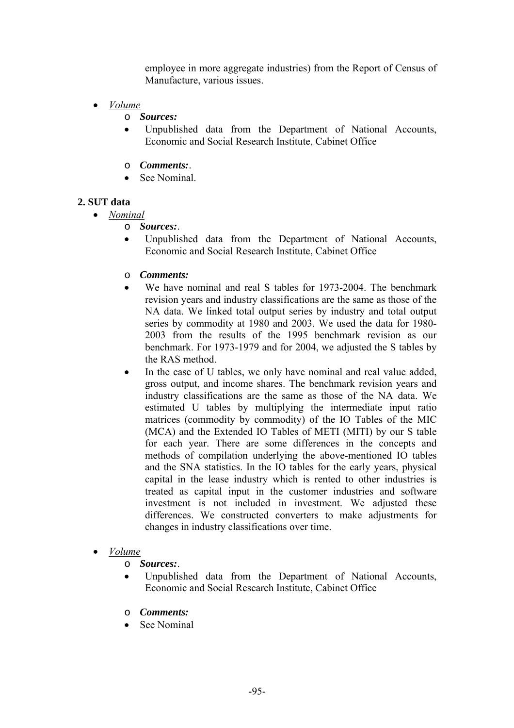employee in more aggregate industries) from the Report of Census of Manufacture, various issues.

- *Volume*
  - ***Sources:***
    - Unpublished data from the Department of National Accounts, Economic and Social Research Institute, Cabinet Office
  - ***Comments:***.
    - See Nominal.

**2. SUT data**

- *Nominal*
  - ***Sources:***.
    - Unpublished data from the Department of National Accounts, Economic and Social Research Institute, Cabinet Office
  - ***Comments:***
    - We have nominal and real S tables for 1973-2004. The benchmark revision years and industry classifications are the same as those of the NA data. We linked total output series by industry and total output series by commodity at 1980 and 2003. We used the data for 1980-2003 from the results of the 1995 benchmark revision as our benchmark. For 1973-1979 and for 2004, we adjusted the S tables by the RAS method.
    - In the case of U tables, we only have nominal and real value added, gross output, and income shares. The benchmark revision years and industry classifications are the same as those of the NA data. We estimated U tables by multiplying the intermediate input ratio matrices (commodity by commodity) of the IO Tables of the MIC (MCA) and the Extended IO Tables of METI (MITI) by our S table for each year. There are some differences in the concepts and methods of compilation underlying the above-mentioned IO tables and the SNA statistics. In the IO tables for the early years, physical capital in the lease industry which is rented to other industries is treated as capital input in the customer industries and software investment is not included in investment. We adjusted these differences. We constructed converters to make adjustments for changes in industry classifications over time.
- *Volume*
  - ***Sources:***.
    - Unpublished data from the Department of National Accounts, Economic and Social Research Institute, Cabinet Office
  - ***Comments:***
    - See Nominal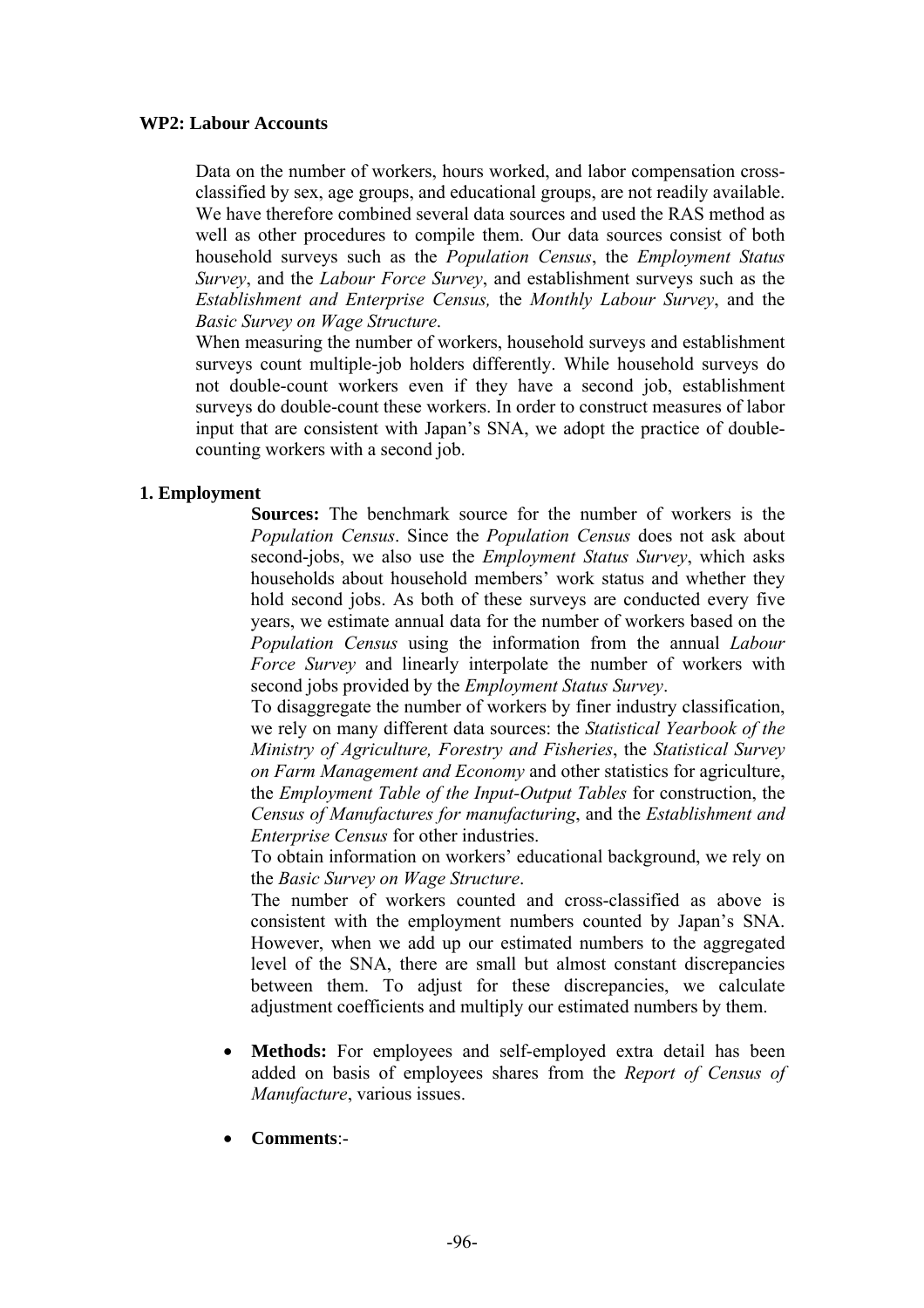## WP2: Labour Accounts

Data on the number of workers, hours worked, and labor compensation cross-classified by sex, age groups, and educational groups, are not readily available. We have therefore combined several data sources and used the RAS method as well as other procedures to compile them. Our data sources consist of both household surveys such as the *Population Census*, the *Employment Status Survey*, and the *Labour Force Survey*, and establishment surveys such as the *Establishment and Enterprise Census,* the *Monthly Labour Survey*, and the *Basic Survey on Wage Structure*.

When measuring the number of workers, household surveys and establishment surveys count multiple-job holders differently. While household surveys do not double-count workers even if they have a second job, establishment surveys do double-count these workers. In order to construct measures of labor input that are consistent with Japan's SNA, we adopt the practice of double-counting workers with a second job.

### 1. Employment

**Sources:** The benchmark source for the number of workers is the *Population Census*. Since the *Population Census* does not ask about second-jobs, we also use the *Employment Status Survey*, which asks households about household members' work status and whether they hold second jobs. As both of these surveys are conducted every five years, we estimate annual data for the number of workers based on the *Population Census* using the information from the annual *Labour Force Survey* and linearly interpolate the number of workers with second jobs provided by the *Employment Status Survey*.

To disaggregate the number of workers by finer industry classification, we rely on many different data sources: the *Statistical Yearbook of the Ministry of Agriculture, Forestry and Fisheries*, the *Statistical Survey on Farm Management and Economy* and other statistics for agriculture, the *Employment Table of the Input-Output Tables* for construction, the *Census of Manufactures for manufacturing*, and the *Establishment and Enterprise Census* for other industries.

To obtain information on workers' educational background, we rely on the *Basic Survey on Wage Structure*.

The number of workers counted and cross-classified as above is consistent with the employment numbers counted by Japan's SNA. However, when we add up our estimated numbers to the aggregated level of the SNA, there are small but almost constant discrepancies between them. To adjust for these discrepancies, we calculate adjustment coefficients and multiply our estimated numbers by them.

- **Methods:** For employees and self-employed extra detail has been added on basis of employees shares from the *Report of Census of Manufacture*, various issues.

- **Comments**:-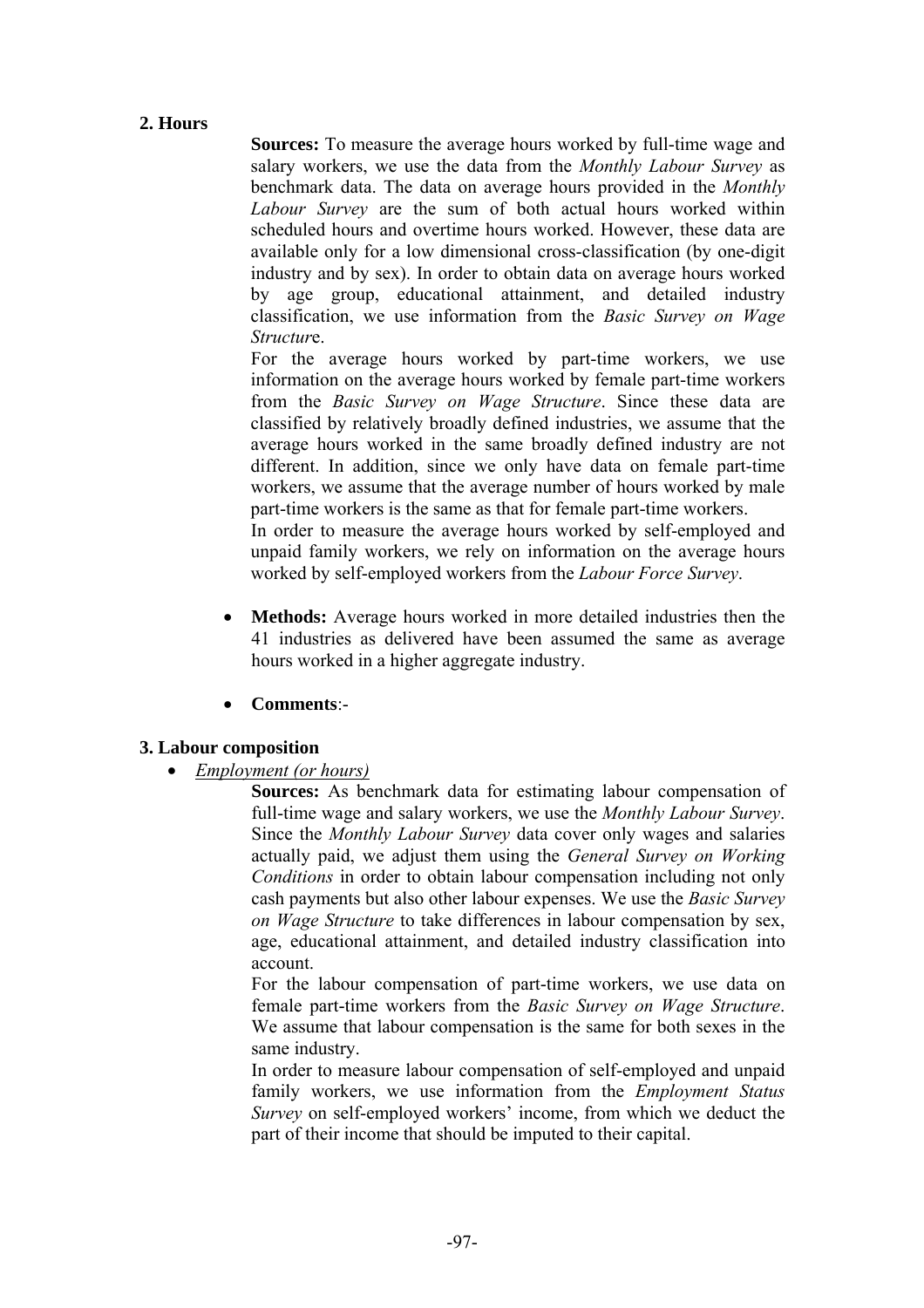## 2. Hours

**Sources:** To measure the average hours worked by full-time wage and salary workers, we use the data from the *Monthly Labour Survey* as benchmark data. The data on average hours provided in the *Monthly Labour Survey* are the sum of both actual hours worked within scheduled hours and overtime hours worked. However, these data are available only for a low dimensional cross-classification (by one-digit industry and by sex). In order to obtain data on average hours worked by age group, educational attainment, and detailed industry classification, we use information from the *Basic Survey on Wage Structur*e.

For the average hours worked by part-time workers, we use information on the average hours worked by female part-time workers from the *Basic Survey on Wage Structure*. Since these data are classified by relatively broadly defined industries, we assume that the average hours worked in the same broadly defined industry are not different. In addition, since we only have data on female part-time workers, we assume that the average number of hours worked by male part-time workers is the same as that for female part-time workers.

In order to measure the average hours worked by self-employed and unpaid family workers, we rely on information on the average hours worked by self-employed workers from the *Labour Force Survey*.

- **Methods:** Average hours worked in more detailed industries then the 41 industries as delivered have been assumed the same as average hours worked in a higher aggregate industry.
- **Comments**:-

## 3. Labour composition

- *Employment (or hours)*

**Sources:** As benchmark data for estimating labour compensation of full-time wage and salary workers, we use the *Monthly Labour Survey*. Since the *Monthly Labour Survey* data cover only wages and salaries actually paid, we adjust them using the *General Survey on Working Conditions* in order to obtain labour compensation including not only cash payments but also other labour expenses. We use the *Basic Survey on Wage Structure* to take differences in labour compensation by sex, age, educational attainment, and detailed industry classification into account.

For the labour compensation of part-time workers, we use data on female part-time workers from the *Basic Survey on Wage Structure*. We assume that labour compensation is the same for both sexes in the same industry.

In order to measure labour compensation of self-employed and unpaid family workers, we use information from the *Employment Status Survey* on self-employed workers' income, from which we deduct the part of their income that should be imputed to their capital.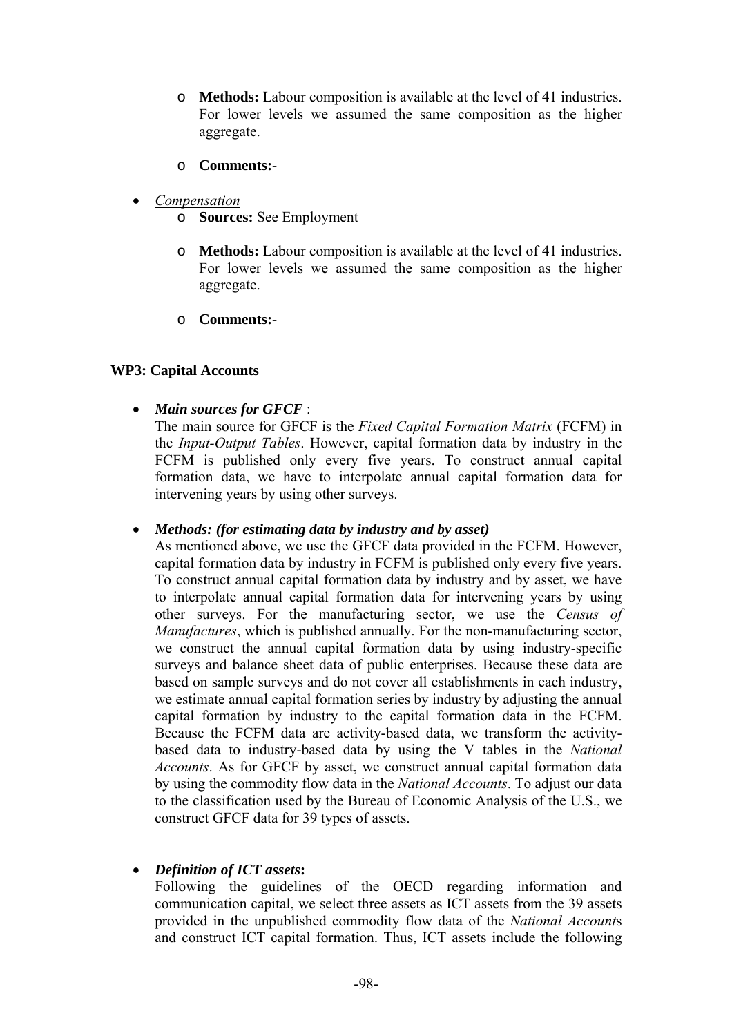- **Methods:** Labour composition is available at the level of 41 industries. For lower levels we assumed the same composition as the higher aggregate.
- **Comments:-**

- *Compensation*
  - **Sources:** See Employment
  - **Methods:** Labour composition is available at the level of 41 industries. For lower levels we assumed the same composition as the higher aggregate.
  - **Comments:-**

**WP3: Capital Accounts**

- ***Main sources for GFCF*** :
  The main source for GFCF is the *Fixed Capital Formation Matrix* (FCFM) in the *Input-Output Tables*. However, capital formation data by industry in the FCFM is published only every five years. To construct annual capital formation data, we have to interpolate annual capital formation data for intervening years by using other surveys.

- ***Methods: (for estimating data by industry and by asset)***
  As mentioned above, we use the GFCF data provided in the FCFM. However, capital formation data by industry in FCFM is published only every five years. To construct annual capital formation data by industry and by asset, we have to interpolate annual capital formation data for intervening years by using other surveys. For the manufacturing sector, we use the *Census of Manufactures*, which is published annually. For the non-manufacturing sector, we construct the annual capital formation data by using industry-specific surveys and balance sheet data of public enterprises. Because these data are based on sample surveys and do not cover all establishments in each industry, we estimate annual capital formation series by industry by adjusting the annual capital formation by industry to the capital formation data in the FCFM. Because the FCFM data are activity-based data, we transform the activity-based data to industry-based data by using the V tables in the *National Accounts*. As for GFCF by asset, we construct annual capital formation data by using the commodity flow data in the *National Accounts*. To adjust our data to the classification used by the Bureau of Economic Analysis of the U.S., we construct GFCF data for 39 types of assets.

- ***Definition of ICT assets*****:**
  Following the guidelines of the OECD regarding information and communication capital, we select three assets as ICT assets from the 39 assets provided in the unpublished commodity flow data of the *National Accounts* and construct ICT capital formation. Thus, ICT assets include the following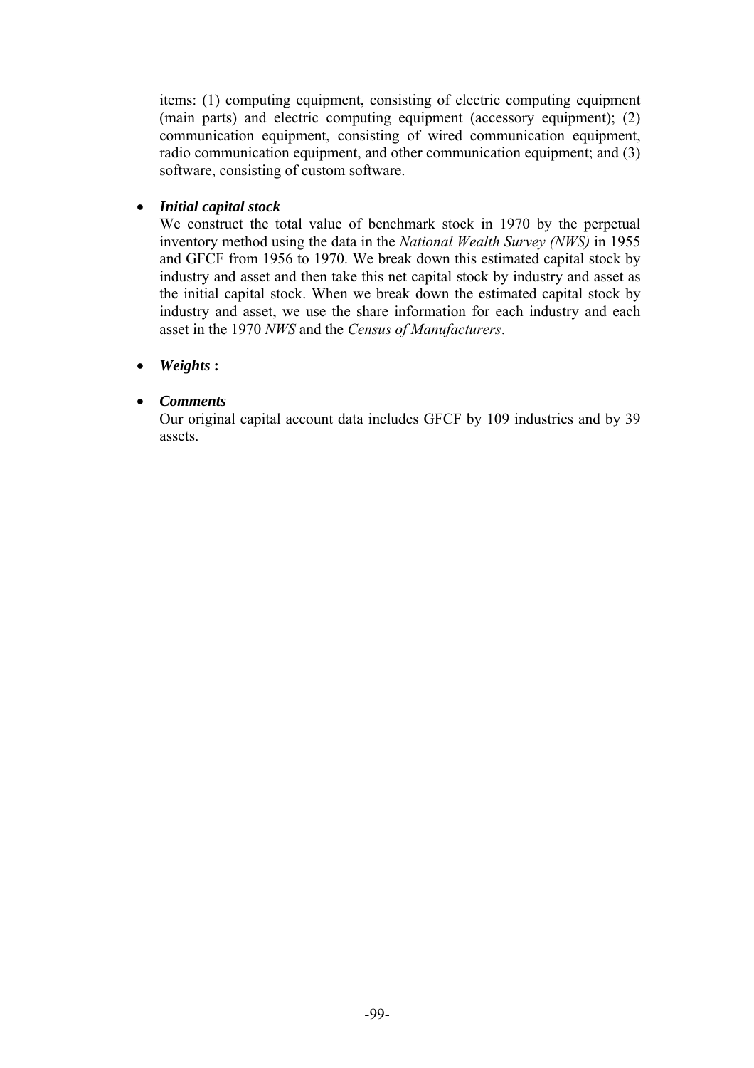items: (1) computing equipment, consisting of electric computing equipment (main parts) and electric computing equipment (accessory equipment); (2) communication equipment, consisting of wired communication equipment, radio communication equipment, and other communication equipment; and (3) software, consisting of custom software.

- ***Initial capital stock***
  We construct the total value of benchmark stock in 1970 by the perpetual inventory method using the data in the *National Wealth Survey (NWS)* in 1955 and GFCF from 1956 to 1970. We break down this estimated capital stock by industry and asset and then take this net capital stock by industry and asset as the initial capital stock. When we break down the estimated capital stock by industry and asset, we use the share information for each industry and each asset in the 1970 *NWS* and the *Census of Manufacturers*.

- ***Weights*** **:**

- ***Comments***
  Our original capital account data includes GFCF by 109 industries and by 39 assets.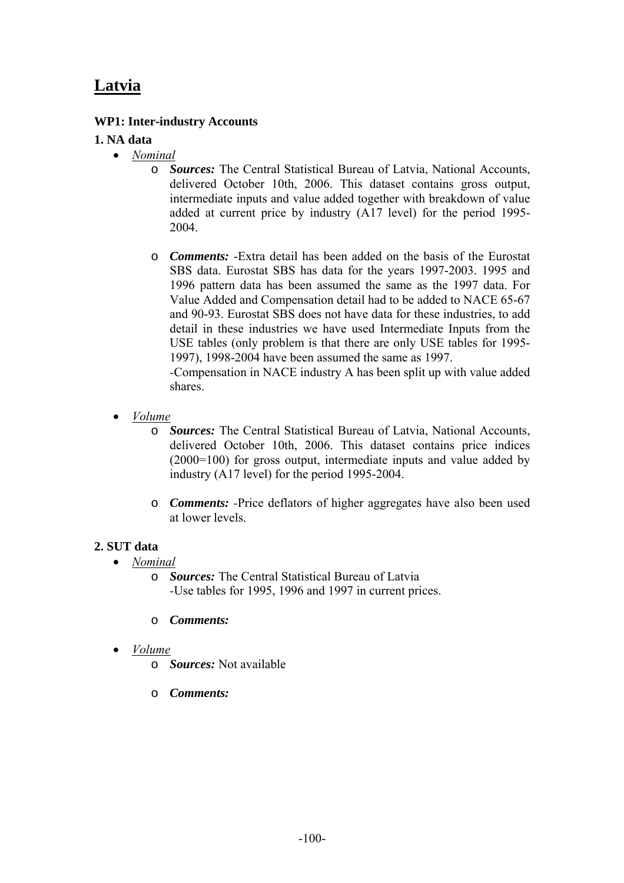# Latvia

**WP1: Inter-industry Accounts**

**1. NA data**

- *Nominal*
    - ***Sources:*** The Central Statistical Bureau of Latvia, National Accounts, delivered October 10th, 2006. This dataset contains gross output, intermediate inputs and value added together with breakdown of value added at current price by industry (A17 level) for the period 1995-2004.

    - ***Comments:*** -Extra detail has been added on the basis of the Eurostat SBS data. Eurostat SBS has data for the years 1997-2003. 1995 and 1996 pattern data has been assumed the same as the 1997 data. For Value Added and Compensation detail had to be added to NACE 65-67 and 90-93. Eurostat SBS does not have data for these industries, to add detail in these industries we have used Intermediate Inputs from the USE tables (only problem is that there are only USE tables for 1995-1997), 1998-2004 have been assumed the same as 1997.
      -Compensation in NACE industry A has been split up with value added shares.

- *Volume*
    - ***Sources:*** The Central Statistical Bureau of Latvia, National Accounts, delivered October 10th, 2006. This dataset contains price indices (2000=100) for gross output, intermediate inputs and value added by industry (A17 level) for the period 1995-2004.

    - ***Comments:*** -Price deflators of higher aggregates have also been used at lower levels.

**2. SUT data**

- *Nominal*
    - ***Sources:*** The Central Statistical Bureau of Latvia
      -Use tables for 1995, 1996 and 1997 in current prices.

    - ***Comments:***

- *Volume*
    - ***Sources:*** Not available

    - ***Comments:***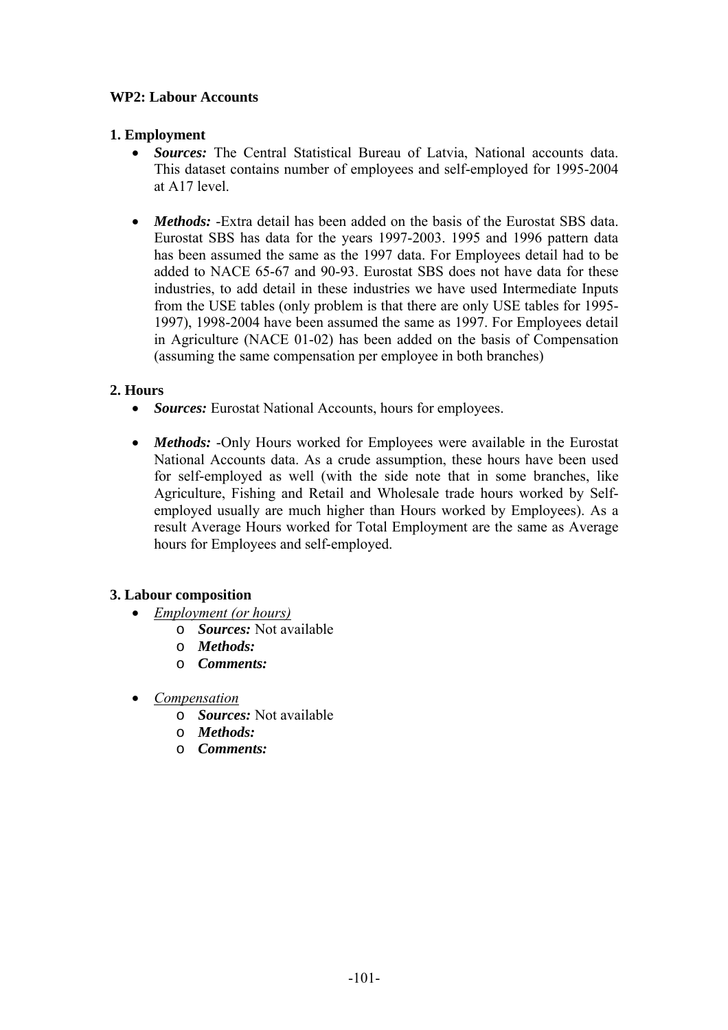**WP2: Labour Accounts**

**1. Employment**

- ***Sources:*** The Central Statistical Bureau of Latvia, National accounts data. This dataset contains number of employees and self-employed for 1995-2004 at A17 level.

- ***Methods:*** -Extra detail has been added on the basis of the Eurostat SBS data. Eurostat SBS has data for the years 1997-2003. 1995 and 1996 pattern data has been assumed the same as the 1997 data. For Employees detail had to be added to NACE 65-67 and 90-93. Eurostat SBS does not have data for these industries, to add detail in these industries we have used Intermediate Inputs from the USE tables (only problem is that there are only USE tables for 1995-1997), 1998-2004 have been assumed the same as 1997. For Employees detail in Agriculture (NACE 01-02) has been added on the basis of Compensation (assuming the same compensation per employee in both branches)

**2. Hours**

- ***Sources:*** Eurostat National Accounts, hours for employees.

- ***Methods:*** -Only Hours worked for Employees were available in the Eurostat National Accounts data. As a crude assumption, these hours have been used for self-employed as well (with the side note that in some branches, like Agriculture, Fishing and Retail and Wholesale trade hours worked by Self-employed usually are much higher than Hours worked by Employees). As a result Average Hours worked for Total Employment are the same as Average hours for Employees and self-employed.

**3. Labour composition**

- <u>*Employment (or hours)*</u>
  - ***Sources:*** Not available
  - ***Methods:***
  - ***Comments:***

- <u>*Compensation*</u>
  - ***Sources:*** Not available
  - ***Methods:***
  - ***Comments:***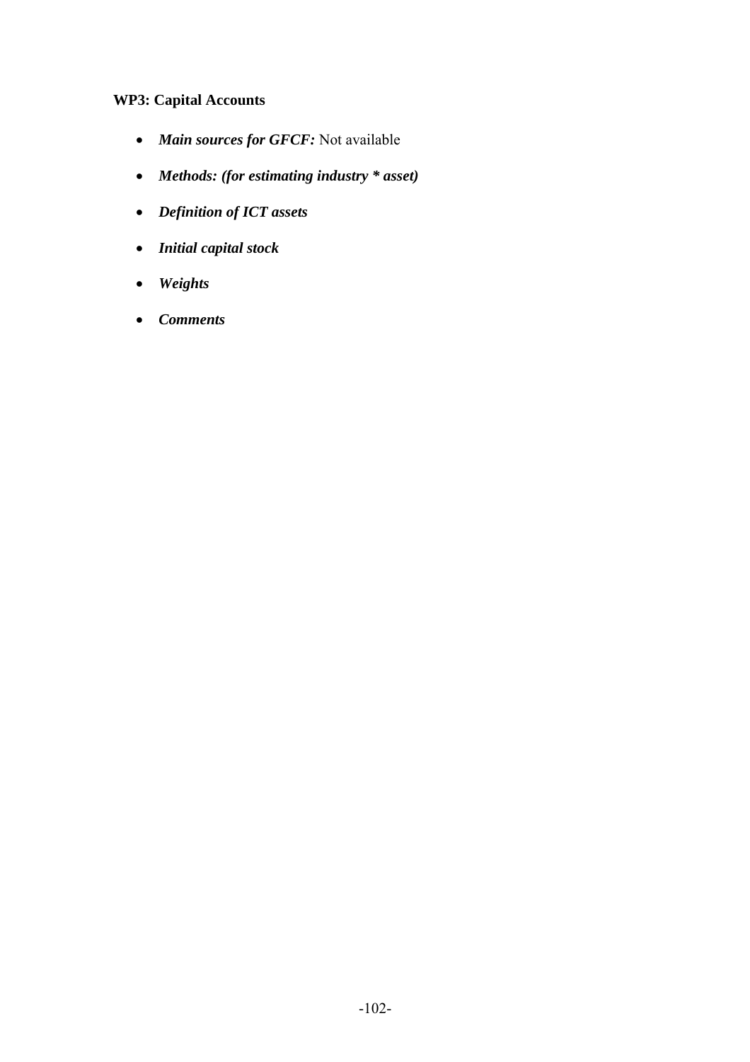**WP3: Capital Accounts**

- ***Main sources for GFCF:*** Not available
- ***Methods: (for estimating industry * asset)***
- ***Definition of ICT assets***
- ***Initial capital stock***
- ***Weights***
- ***Comments***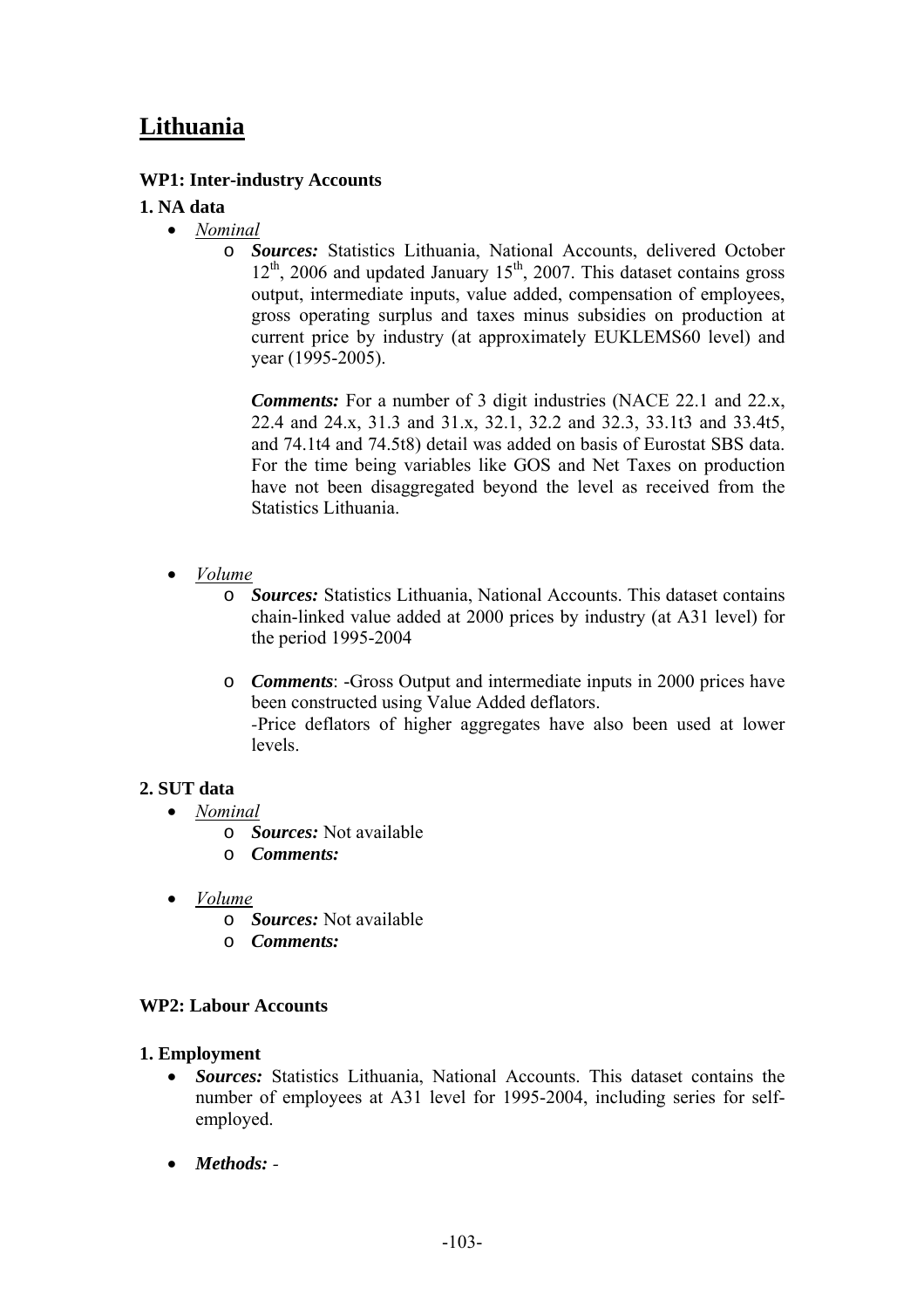# Lithuania

**WP1: Inter-industry Accounts**

**1. NA data**

- *Nominal*
  - ***Sources:*** Statistics Lithuania, National Accounts, delivered October 12th, 2006 and updated January 15th, 2007. This dataset contains gross output, intermediate inputs, value added, compensation of employees, gross operating surplus and taxes minus subsidies on production at current price by industry (at approximately EUKLEMS60 level) and year (1995-2005).

    ***Comments:*** For a number of 3 digit industries (NACE 22.1 and 22.x, 22.4 and 24.x, 31.3 and 31.x, 32.1, 32.2 and 32.3, 33.1t3 and 33.4t5, and 74.1t4 and 74.5t8) detail was added on basis of Eurostat SBS data. For the time being variables like GOS and Net Taxes on production have not been disaggregated beyond the level as received from the Statistics Lithuania.

- *Volume*
  - ***Sources:*** Statistics Lithuania, National Accounts. This dataset contains chain-linked value added at 2000 prices by industry (at A31 level) for the period 1995-2004
  - ***Comments***: -Gross Output and intermediate inputs in 2000 prices have been constructed using Value Added deflators.
    -Price deflators of higher aggregates have also been used at lower levels.

**2. SUT data**

- *Nominal*
  - ***Sources:*** Not available
  - ***Comments:***
- *Volume*
  - ***Sources:*** Not available
  - ***Comments:***

**WP2: Labour Accounts**

**1. Employment**

- ***Sources:*** Statistics Lithuania, National Accounts. This dataset contains the number of employees at A31 level for 1995-2004, including series for self-employed.
- ***Methods:*** -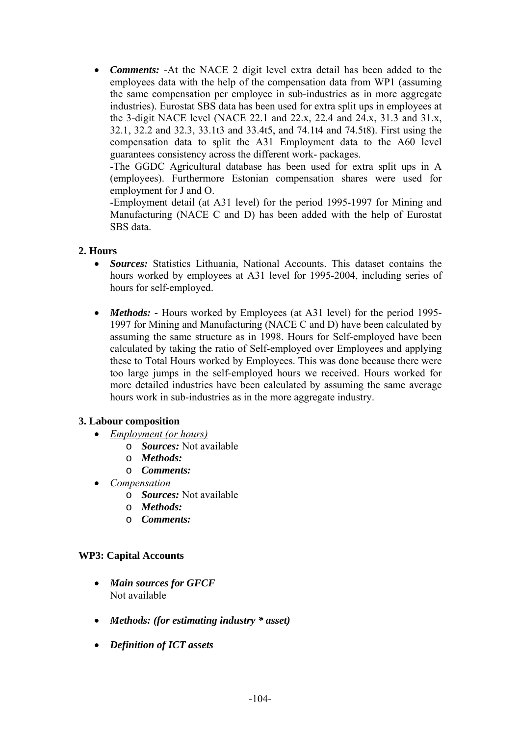- ***Comments:*** -At the NACE 2 digit level extra detail has been added to the employees data with the help of the compensation data from WP1 (assuming the same compensation per employee in sub-industries as in more aggregate industries). Eurostat SBS data has been used for extra split ups in employees at the 3-digit NACE level (NACE 22.1 and 22.x, 22.4 and 24.x, 31.3 and 31.x, 32.1, 32.2 and 32.3, 33.1t3 and 33.4t5, and 74.1t4 and 74.5t8). First using the compensation data to split the A31 Employment data to the A60 level guarantees consistency across the different work- packages.
  -The GGDC Agricultural database has been used for extra split ups in A (employees). Furthermore Estonian compensation shares were used for employment for J and O.
  -Employment detail (at A31 level) for the period 1995-1997 for Mining and Manufacturing (NACE C and D) has been added with the help of Eurostat SBS data.

**2. Hours**

- ***Sources:*** Statistics Lithuania, National Accounts. This dataset contains the hours worked by employees at A31 level for 1995-2004, including series of hours for self-employed.

- ***Methods:*** - Hours worked by Employees (at A31 level) for the period 1995-1997 for Mining and Manufacturing (NACE C and D) have been calculated by assuming the same structure as in 1998. Hours for Self-employed have been calculated by taking the ratio of Self-employed over Employees and applying these to Total Hours worked by Employees. This was done because there were too large jumps in the self-employed hours we received. Hours worked for more detailed industries have been calculated by assuming the same average hours work in sub-industries as in the more aggregate industry.

**3. Labour composition**

- <u>*Employment (or hours)*</u>
  - ***Sources:*** Not available
  - ***Methods:***
  - ***Comments:***
- <u>*Compensation*</u>
  - ***Sources:*** Not available
  - ***Methods:***
  - ***Comments:***

**WP3: Capital Accounts**

- ***Main sources for GFCF***
  Not available

- ***Methods: (for estimating industry * asset)***

- ***Definition of ICT assets***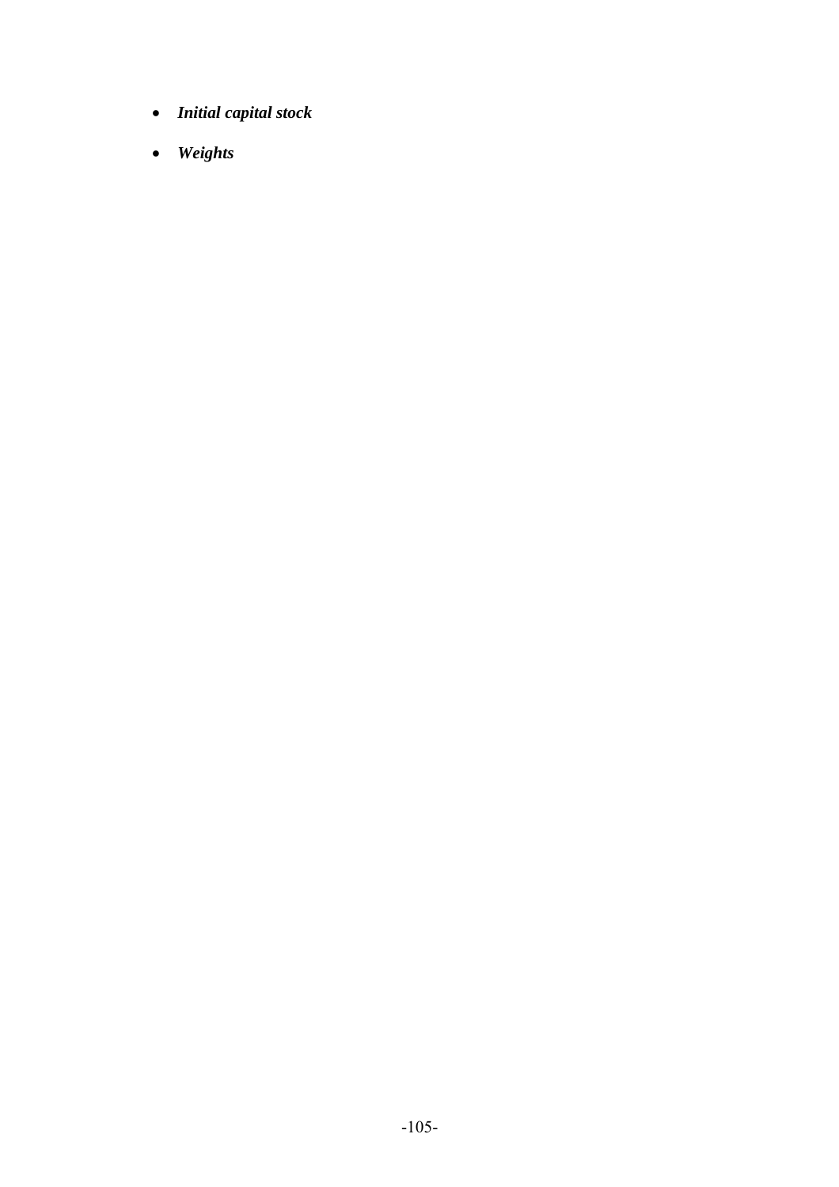- ***Initial capital stock***
- ***Weights***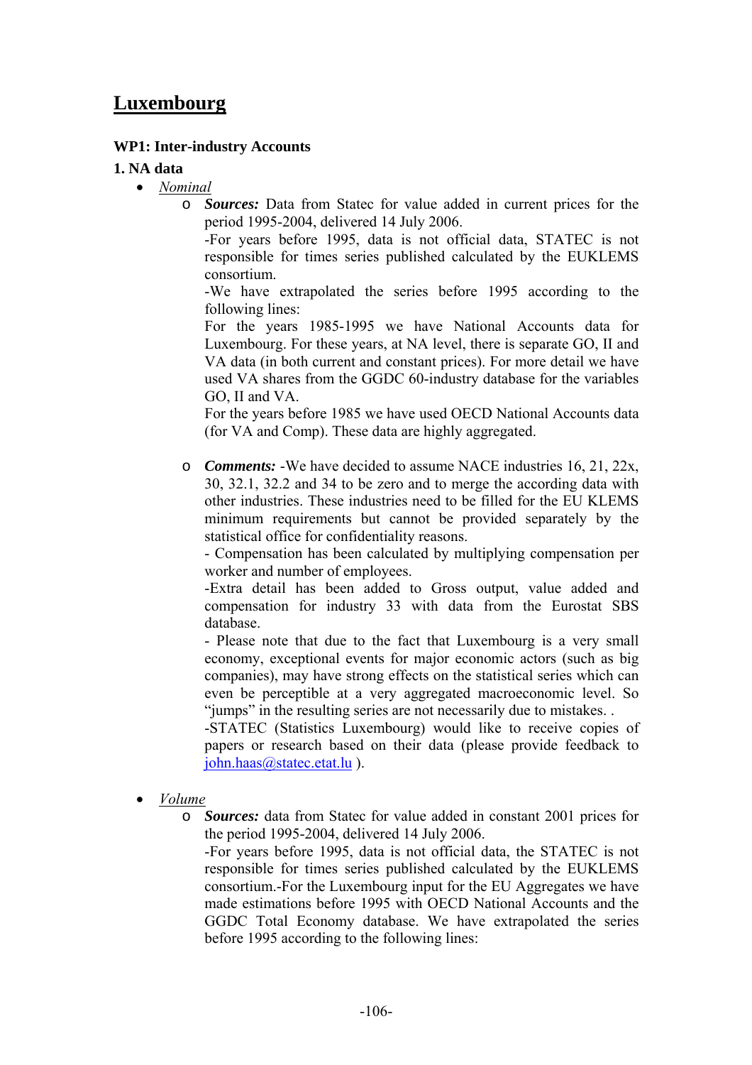# Luxembourg

**WP1: Inter-industry Accounts**

**1. NA data**

- *Nominal*
  - ***Sources:*** Data from Statec for value added in current prices for the period 1995-2004, delivered 14 July 2006.
    -For years before 1995, data is not official data, STATEC is not responsible for times series published calculated by the EUKLEMS consortium.
    -We have extrapolated the series before 1995 according to the following lines:
    For the years 1985-1995 we have National Accounts data for Luxembourg. For these years, at NA level, there is separate GO, II and VA data (in both current and constant prices). For more detail we have used VA shares from the GGDC 60-industry database for the variables GO, II and VA.
    For the years before 1985 we have used OECD National Accounts data (for VA and Comp). These data are highly aggregated.

  - ***Comments:*** -We have decided to assume NACE industries 16, 21, 22x, 30, 32.1, 32.2 and 34 to be zero and to merge the according data with other industries. These industries need to be filled for the EU KLEMS minimum requirements but cannot be provided separately by the statistical office for confidentiality reasons.
    - Compensation has been calculated by multiplying compensation per worker and number of employees.
    -Extra detail has been added to Gross output, value added and compensation for industry 33 with data from the Eurostat SBS database.
    - Please note that due to the fact that Luxembourg is a very small economy, exceptional events for major economic actors (such as big companies), may have strong effects on the statistical series which can even be perceptible at a very aggregated macroeconomic level. So "jumps" in the resulting series are not necessarily due to mistakes. .
    -STATEC (Statistics Luxembourg) would like to receive copies of papers or research based on their data (please provide feedback to john.haas@statec.etat.lu ).

- *Volume*
  - ***Sources:*** data from Statec for value added in constant 2001 prices for the period 1995-2004, delivered 14 July 2006.
    -For years before 1995, data is not official data, the STATEC is not responsible for times series published calculated by the EUKLEMS consortium.-For the Luxembourg input for the EU Aggregates we have made estimations before 1995 with OECD National Accounts and the GGDC Total Economy database. We have extrapolated the series before 1995 according to the following lines: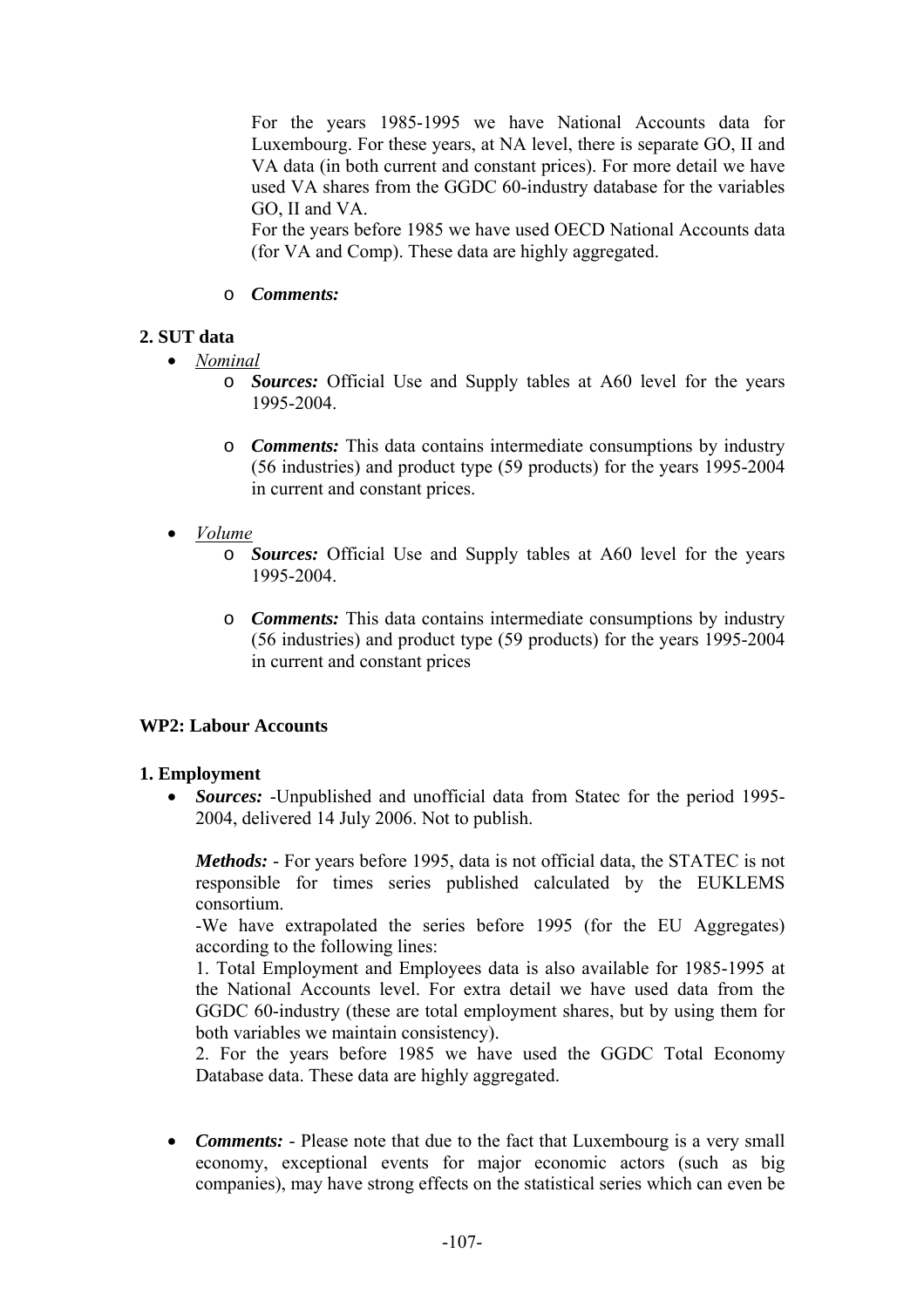For the years 1985-1995 we have National Accounts data for Luxembourg. For these years, at NA level, there is separate GO, II and VA data (in both current and constant prices). For more detail we have used VA shares from the GGDC 60-industry database for the variables GO, II and VA.

For the years before 1985 we have used OECD National Accounts data (for VA and Comp). These data are highly aggregated.

- ***Comments:***

**2. SUT data**

- *Nominal*
  - ***Sources:*** Official Use and Supply tables at A60 level for the years 1995-2004.
  - ***Comments:*** This data contains intermediate consumptions by industry (56 industries) and product type (59 products) for the years 1995-2004 in current and constant prices.

- *Volume*
  - ***Sources:*** Official Use and Supply tables at A60 level for the years 1995-2004.
  - ***Comments:*** This data contains intermediate consumptions by industry (56 industries) and product type (59 products) for the years 1995-2004 in current and constant prices

**WP2: Labour Accounts**

**1. Employment**

- ***Sources:*** -Unpublished and unofficial data from Statec for the period 1995-2004, delivered 14 July 2006. Not to publish.

  ***Methods:*** - For years before 1995, data is not official data, the STATEC is not responsible for times series published calculated by the EUKLEMS consortium.

  -We have extrapolated the series before 1995 (for the EU Aggregates) according to the following lines:

  1. Total Employment and Employees data is also available for 1985-1995 at the National Accounts level. For extra detail we have used data from the GGDC 60-industry (these are total employment shares, but by using them for both variables we maintain consistency).

  2. For the years before 1985 we have used the GGDC Total Economy Database data. These data are highly aggregated.

- ***Comments:*** - Please note that due to the fact that Luxembourg is a very small economy, exceptional events for major economic actors (such as big companies), may have strong effects on the statistical series which can even be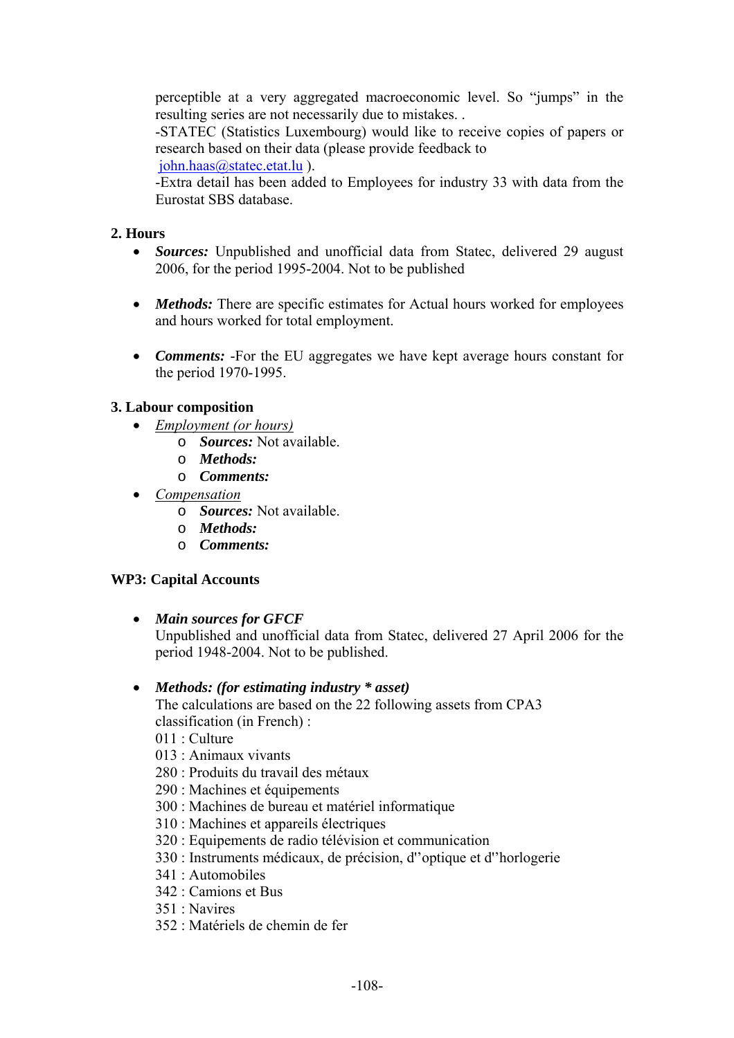perceptible at a very aggregated macroeconomic level. So “jumps” in the resulting series are not necessarily due to mistakes. .

-STATEC (Statistics Luxembourg) would like to receive copies of papers or research based on their data (please provide feedback to john.haas@statec.etat.lu ).

-Extra detail has been added to Employees for industry 33 with data from the Eurostat SBS database.

### 2. Hours

- ***Sources:*** Unpublished and unofficial data from Statec, delivered 29 august 2006, for the period 1995-2004. Not to be published

- ***Methods:*** There are specific estimates for Actual hours worked for employees and hours worked for total employment.

- ***Comments:*** -For the EU aggregates we have kept average hours constant for the period 1970-1995.

### 3. Labour composition

- <u>Employment (or hours)</u>
    - ***Sources:*** Not available.
    - ***Methods:***
    - ***Comments:***
- <u>Compensation</u>
    - ***Sources:*** Not available.
    - ***Methods:***
    - ***Comments:***

## WP3: Capital Accounts

- ***Main sources for GFCF***
  Unpublished and unofficial data from Statec, delivered 27 April 2006 for the period 1948-2004. Not to be published.

- ***Methods: (for estimating industry * asset)***
  The calculations are based on the 22 following assets from CPA3 classification (in French) :
  011 : Culture
  013 : Animaux vivants
  280 : Produits du travail des métaux
  290 : Machines et équipements
  300 : Machines de bureau et matériel informatique
  310 : Machines et appareils électriques
  320 : Equipements de radio télévision et communication
  330 : Instruments médicaux, de précision, d’’optique et d’’horlogerie
  341 : Automobiles
  342 : Camions et Bus
  351 : Navires
  352 : Matériels de chemin de fer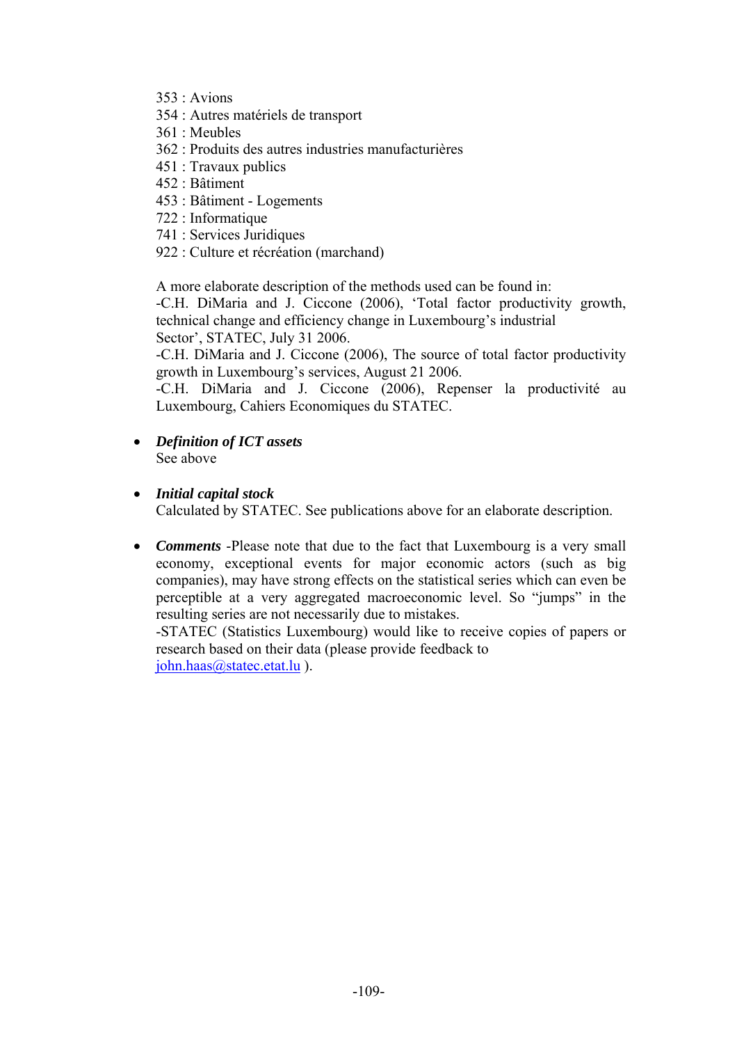353 : Avions
354 : Autres matériels de transport
361 : Meubles
362 : Produits des autres industries manufacturières
451 : Travaux publics
452 : Bâtiment
453 : Bâtiment - Logements
722 : Informatique
741 : Services Juridiques
922 : Culture et récréation (marchand)

A more elaborate description of the methods used can be found in:
-C.H. DiMaria and J. Ciccone (2006), 'Total factor productivity growth, technical change and efficiency change in Luxembourg's industrial Sector', STATEC, July 31 2006.
-C.H. DiMaria and J. Ciccone (2006), The source of total factor productivity growth in Luxembourg's services, August 21 2006.
-C.H. DiMaria and J. Ciccone (2006), Repenser la productivité au Luxembourg, Cahiers Economiques du STATEC.

- ***Definition of ICT assets***
  See above

- ***Initial capital stock***
  Calculated by STATEC. See publications above for an elaborate description.

- ***Comments*** -Please note that due to the fact that Luxembourg is a very small economy, exceptional events for major economic actors (such as big companies), may have strong effects on the statistical series which can even be perceptible at a very aggregated macroeconomic level. So "jumps" in the resulting series are not necessarily due to mistakes.
  -STATEC (Statistics Luxembourg) would like to receive copies of papers or research based on their data (please provide feedback to john.haas@statec.etat.lu ).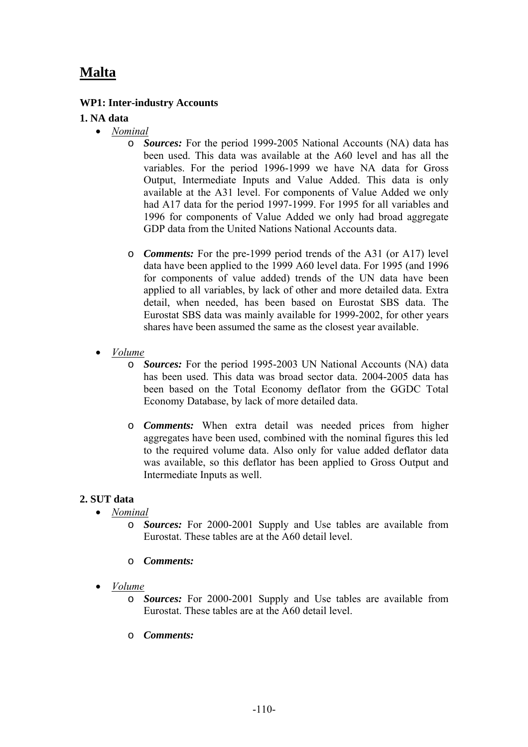# Malta

**WP1: Inter-industry Accounts**

**1. NA data**

- *Nominal*
  - ***Sources:*** For the period 1999-2005 National Accounts (NA) data has been used. This data was available at the A60 level and has all the variables. For the period 1996-1999 we have NA data for Gross Output, Intermediate Inputs and Value Added. This data is only available at the A31 level. For components of Value Added we only had A17 data for the period 1997-1999. For 1995 for all variables and 1996 for components of Value Added we only had broad aggregate GDP data from the United Nations National Accounts data.
  - ***Comments:*** For the pre-1999 period trends of the A31 (or A17) level data have been applied to the 1999 A60 level data. For 1995 (and 1996 for components of value added) trends of the UN data have been applied to all variables, by lack of other and more detailed data. Extra detail, when needed, has been based on Eurostat SBS data. The Eurostat SBS data was mainly available for 1999-2002, for other years shares have been assumed the same as the closest year available.
- *Volume*
  - ***Sources:*** For the period 1995-2003 UN National Accounts (NA) data has been used. This data was broad sector data. 2004-2005 data has been based on the Total Economy deflator from the GGDC Total Economy Database, by lack of more detailed data.
  - ***Comments:*** When extra detail was needed prices from higher aggregates have been used, combined with the nominal figures this led to the required volume data. Also only for value added deflator data was available, so this deflator has been applied to Gross Output and Intermediate Inputs as well.

**2. SUT data**

- *Nominal*
  - ***Sources:*** For 2000-2001 Supply and Use tables are available from Eurostat. These tables are at the A60 detail level.
  - ***Comments:***
- *Volume*
  - ***Sources:*** For 2000-2001 Supply and Use tables are available from Eurostat. These tables are at the A60 detail level.
  - ***Comments:***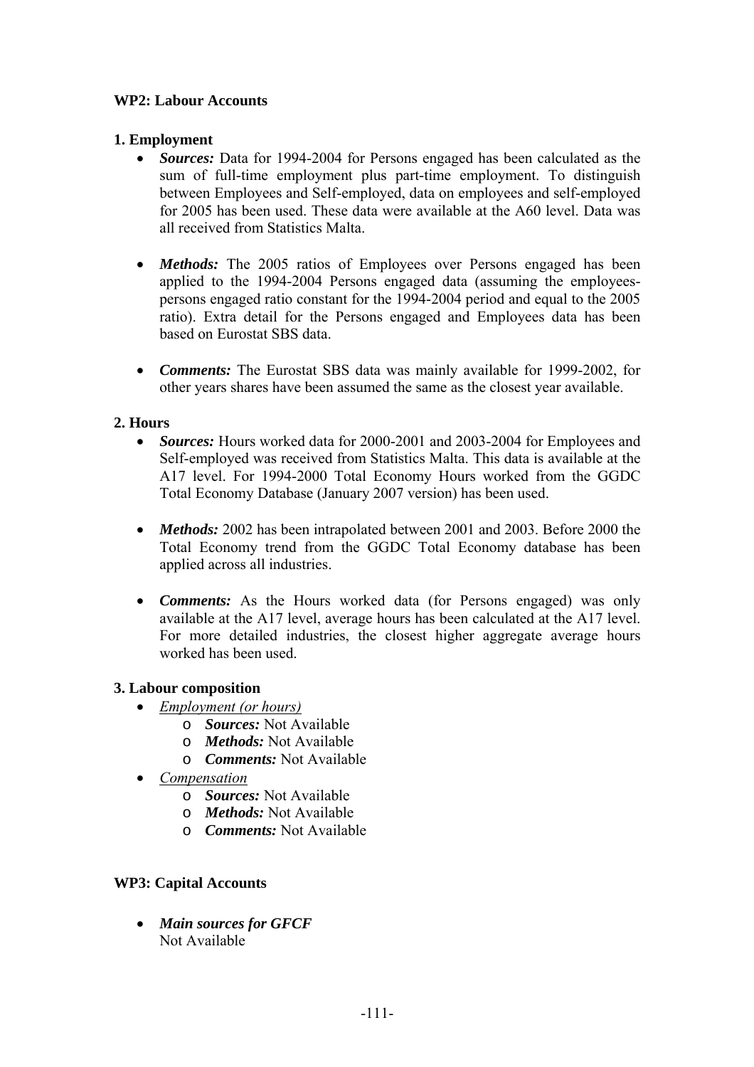**WP2: Labour Accounts**

**1. Employment**

- ***Sources:*** Data for 1994-2004 for Persons engaged has been calculated as the sum of full-time employment plus part-time employment. To distinguish between Employees and Self-employed, data on employees and self-employed for 2005 has been used. These data were available at the A60 level. Data was all received from Statistics Malta.

- ***Methods:*** The 2005 ratios of Employees over Persons engaged has been applied to the 1994-2004 Persons engaged data (assuming the employees-persons engaged ratio constant for the 1994-2004 period and equal to the 2005 ratio). Extra detail for the Persons engaged and Employees data has been based on Eurostat SBS data.

- ***Comments:*** The Eurostat SBS data was mainly available for 1999-2002, for other years shares have been assumed the same as the closest year available.

**2. Hours**

- ***Sources:*** Hours worked data for 2000-2001 and 2003-2004 for Employees and Self-employed was received from Statistics Malta. This data is available at the A17 level. For 1994-2000 Total Economy Hours worked from the GGDC Total Economy Database (January 2007 version) has been used.

- ***Methods:*** 2002 has been intrapolated between 2001 and 2003. Before 2000 the Total Economy trend from the GGDC Total Economy database has been applied across all industries.

- ***Comments:*** As the Hours worked data (for Persons engaged) was only available at the A17 level, average hours has been calculated at the A17 level. For more detailed industries, the closest higher aggregate average hours worked has been used.

**3. Labour composition**

- <u>*Employment (or hours)*</u>
  - ***Sources:*** Not Available
  - ***Methods:*** Not Available
  - ***Comments:*** Not Available
- <u>*Compensation*</u>
  - ***Sources:*** Not Available
  - ***Methods:*** Not Available
  - ***Comments:*** Not Available

**WP3: Capital Accounts**

- ***Main sources for GFCF***
  Not Available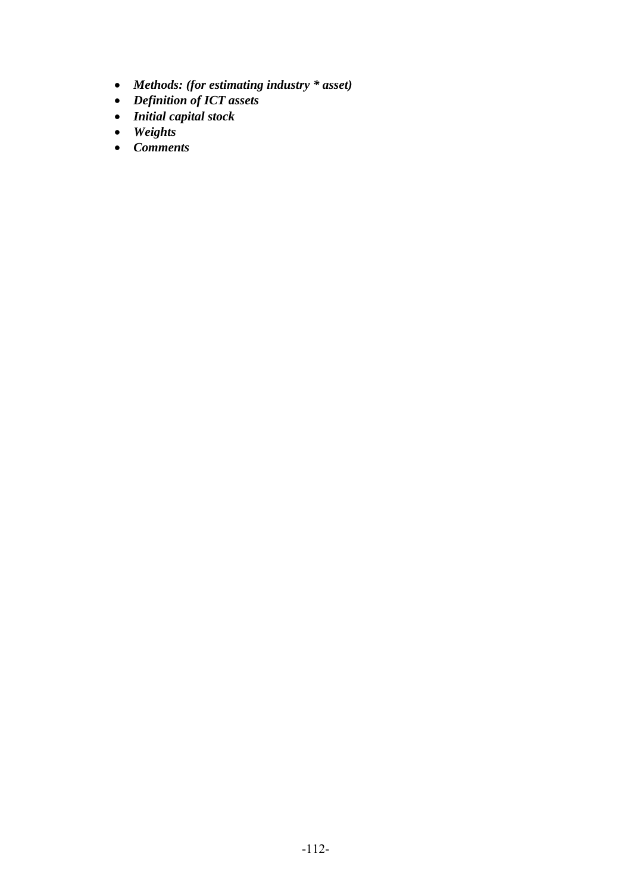- ***Methods: (for estimating industry * asset)***
- ***Definition of ICT assets***
- ***Initial capital stock***
- ***Weights***
- ***Comments***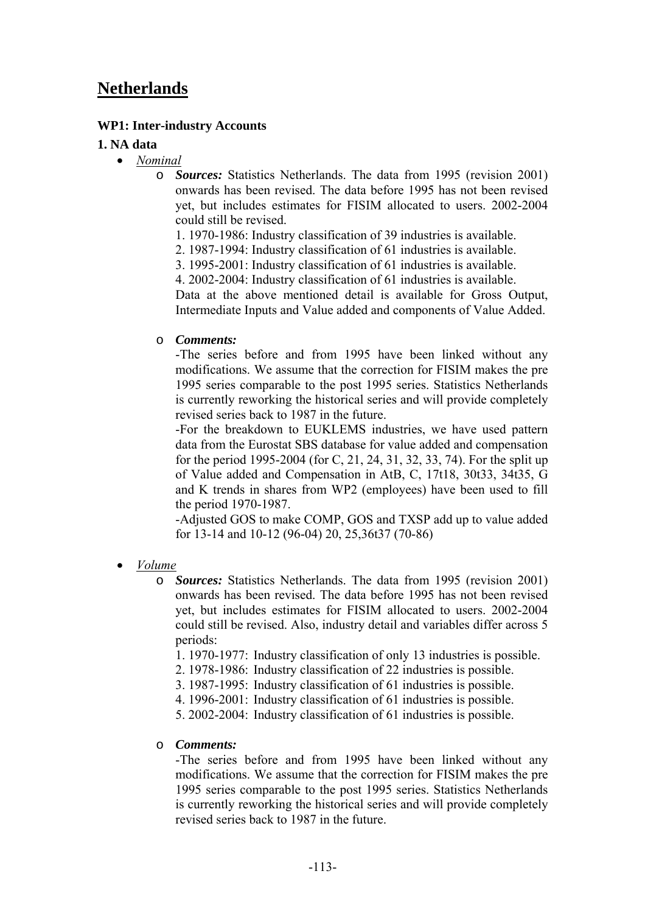# Netherlands

### WP1: Inter-industry Accounts

### 1. NA data

- *Nominal*
  - ***Sources:*** Statistics Netherlands. The data from 1995 (revision 2001) onwards has been revised. The data before 1995 has not been revised yet, but includes estimates for FISIM allocated to users. 2002-2004 could still be revised.

    1. 1970-1986: Industry classification of 39 industries is available.
    2. 1987-1994: Industry classification of 61 industries is available.
    3. 1995-2001: Industry classification of 61 industries is available.
    4. 2002-2004: Industry classification of 61 industries is available.

    Data at the above mentioned detail is available for Gross Output, Intermediate Inputs and Value added and components of Value Added.

  - ***Comments:***

    -The series before and from 1995 have been linked without any modifications. We assume that the correction for FISIM makes the pre 1995 series comparable to the post 1995 series. Statistics Netherlands is currently reworking the historical series and will provide completely revised series back to 1987 in the future.

    -For the breakdown to EUKLEMS industries, we have used pattern data from the Eurostat SBS database for value added and compensation for the period 1995-2004 (for C, 21, 24, 31, 32, 33, 74). For the split up of Value added and Compensation in AtB, C, 17t18, 30t33, 34t35, G and K trends in shares from WP2 (employees) have been used to fill the period 1970-1987.

    -Adjusted GOS to make COMP, GOS and TXSP add up to value added for 13-14 and 10-12 (96-04) 20, 25,36t37 (70-86)

- *Volume*
  - ***Sources:*** Statistics Netherlands. The data from 1995 (revision 2001) onwards has been revised. The data before 1995 has not been revised yet, but includes estimates for FISIM allocated to users. 2002-2004 could still be revised. Also, industry detail and variables differ across 5 periods:

    1. 1970-1977: Industry classification of only 13 industries is possible.
    2. 1978-1986: Industry classification of 22 industries is possible.
    3. 1987-1995: Industry classification of 61 industries is possible.
    4. 1996-2001: Industry classification of 61 industries is possible.
    5. 2002-2004: Industry classification of 61 industries is possible.

  - ***Comments:***

    -The series before and from 1995 have been linked without any modifications. We assume that the correction for FISIM makes the pre 1995 series comparable to the post 1995 series. Statistics Netherlands is currently reworking the historical series and will provide completely revised series back to 1987 in the future.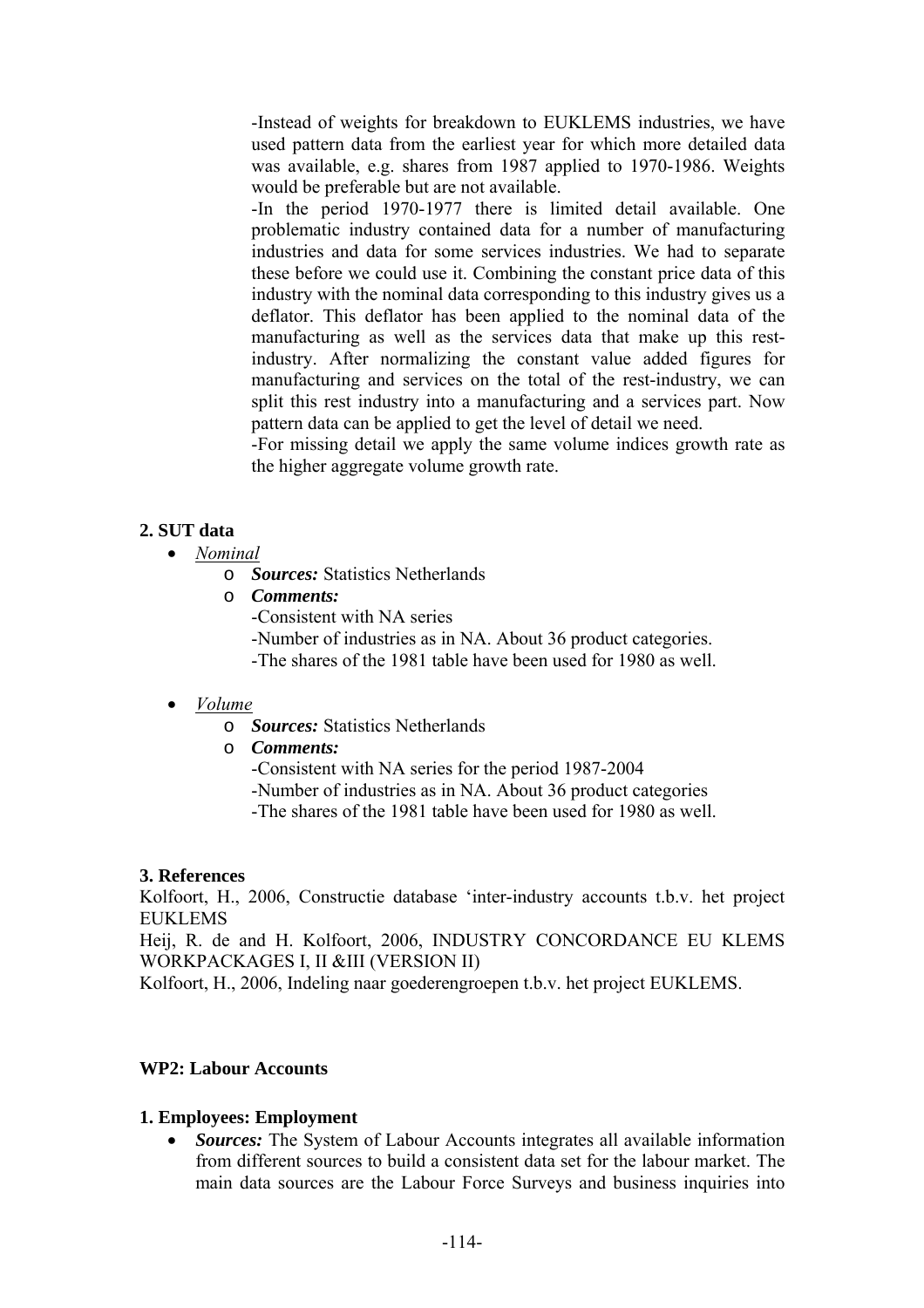-Instead of weights for breakdown to EUKLEMS industries, we have used pattern data from the earliest year for which more detailed data was available, e.g. shares from 1987 applied to 1970-1986. Weights would be preferable but are not available.

-In the period 1970-1977 there is limited detail available. One problematic industry contained data for a number of manufacturing industries and data for some services industries. We had to separate these before we could use it. Combining the constant price data of this industry with the nominal data corresponding to this industry gives us a deflator. This deflator has been applied to the nominal data of the manufacturing as well as the services data that make up this rest-industry. After normalizing the constant value added figures for manufacturing and services on the total of the rest-industry, we can split this rest industry into a manufacturing and a services part. Now pattern data can be applied to get the level of detail we need.

-For missing detail we apply the same volume indices growth rate as the higher aggregate volume growth rate.

### 2. SUT data

- *Nominal*
  - ***Sources:*** Statistics Netherlands
  - ***Comments:***

    -Consistent with NA series

    -Number of industries as in NA. About 36 product categories.

    -The shares of the 1981 table have been used for 1980 as well.

- *Volume*
  - ***Sources:*** Statistics Netherlands
  - ***Comments:***

    -Consistent with NA series for the period 1987-2004

    -Number of industries as in NA. About 36 product categories

    -The shares of the 1981 table have been used for 1980 as well.

### 3. References

Kolfoort, H., 2006, Constructie database 'inter-industry accounts t.b.v. het project EUKLEMS

Heij, R. de and H. Kolfoort, 2006, INDUSTRY CONCORDANCE EU KLEMS WORKPACKAGES I, II &III (VERSION II)

Kolfoort, H., 2006, Indeling naar goederengroepen t.b.v. het project EUKLEMS.

## WP2: Labour Accounts

### 1. Employees: Employment

- ***Sources:*** The System of Labour Accounts integrates all available information from different sources to build a consistent data set for the labour market. The main data sources are the Labour Force Surveys and business inquiries into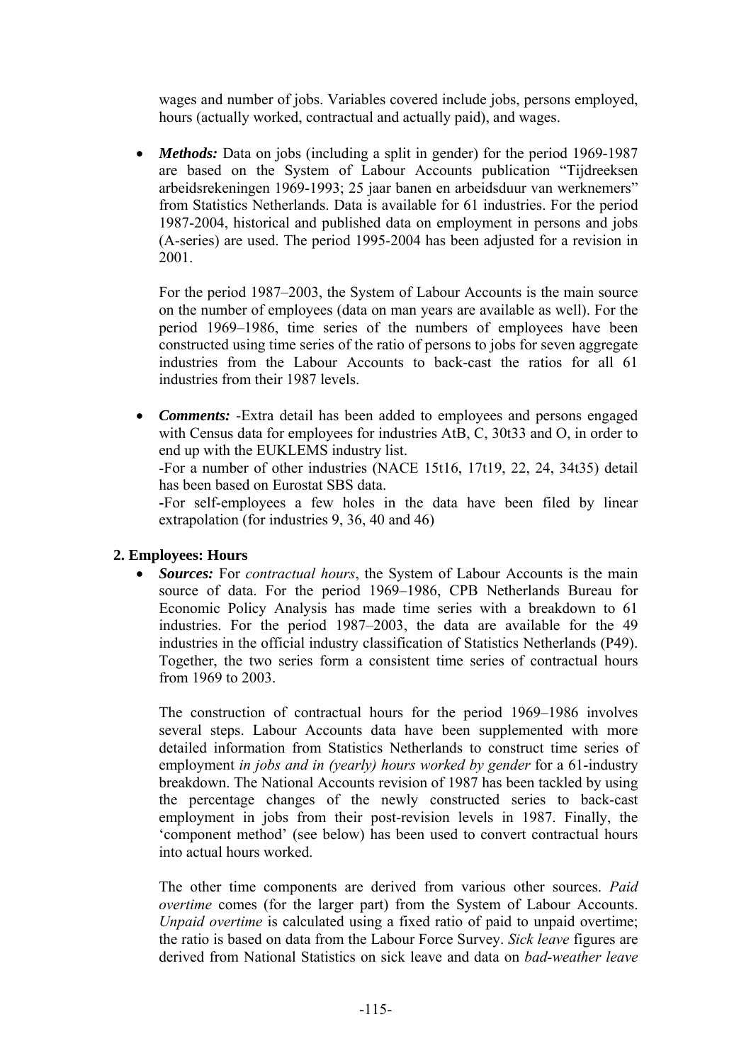wages and number of jobs. Variables covered include jobs, persons employed, hours (actually worked, contractual and actually paid), and wages.

- ***Methods:*** Data on jobs (including a split in gender) for the period 1969-1987 are based on the System of Labour Accounts publication "Tijdreeksen arbeidsrekeningen 1969-1993; 25 jaar banen en arbeidsduur van werknemers" from Statistics Netherlands. Data is available for 61 industries. For the period 1987-2004, historical and published data on employment in persons and jobs (A-series) are used. The period 1995-2004 has been adjusted for a revision in 2001.

  For the period 1987–2003, the System of Labour Accounts is the main source on the number of employees (data on man years are available as well). For the period 1969–1986, time series of the numbers of employees have been constructed using time series of the ratio of persons to jobs for seven aggregate industries from the Labour Accounts to back-cast the ratios for all 61 industries from their 1987 levels.

- ***Comments:*** -Extra detail has been added to employees and persons engaged with Census data for employees for industries AtB, C, 30t33 and O, in order to end up with the EUKLEMS industry list.
  -For a number of other industries (NACE 15t16, 17t19, 22, 24, 34t35) detail has been based on Eurostat SBS data.
  -For self-employees a few holes in the data have been filed by linear extrapolation (for industries 9, 36, 40 and 46)

**2. Employees: Hours**

- ***Sources:*** For *contractual hours*, the System of Labour Accounts is the main source of data. For the period 1969–1986, CPB Netherlands Bureau for Economic Policy Analysis has made time series with a breakdown to 61 industries. For the period 1987–2003, the data are available for the 49 industries in the official industry classification of Statistics Netherlands (P49). Together, the two series form a consistent time series of contractual hours from 1969 to 2003.

  The construction of contractual hours for the period 1969–1986 involves several steps. Labour Accounts data have been supplemented with more detailed information from Statistics Netherlands to construct time series of employment *in jobs and in (yearly) hours worked by gender* for a 61-industry breakdown. The National Accounts revision of 1987 has been tackled by using the percentage changes of the newly constructed series to back-cast employment in jobs from their post-revision levels in 1987. Finally, the 'component method' (see below) has been used to convert contractual hours into actual hours worked.

  The other time components are derived from various other sources. *Paid overtime* comes (for the larger part) from the System of Labour Accounts. *Unpaid overtime* is calculated using a fixed ratio of paid to unpaid overtime; the ratio is based on data from the Labour Force Survey. *Sick leave* figures are derived from National Statistics on sick leave and data on *bad-weather leave*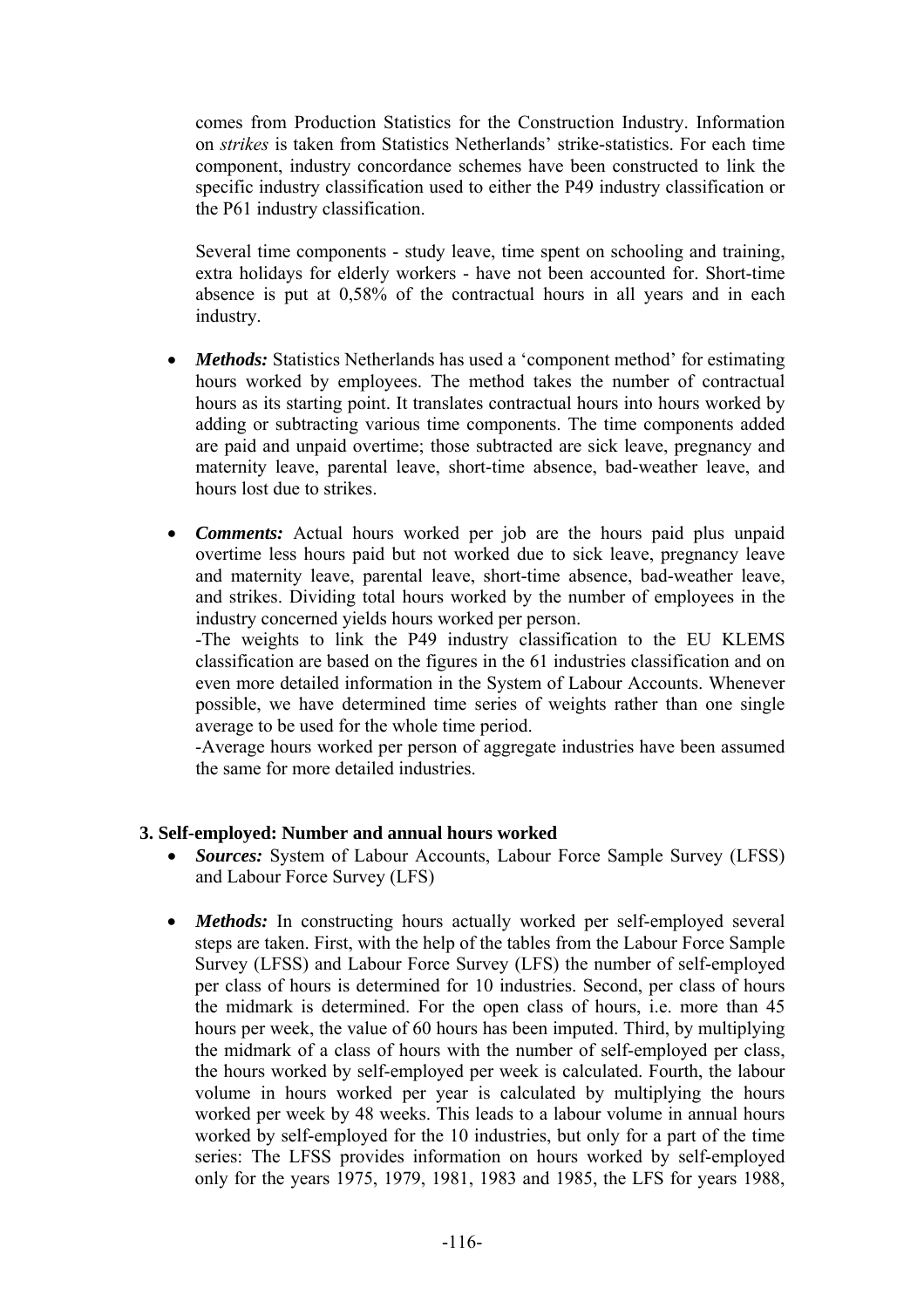comes from Production Statistics for the Construction Industry. Information on *strikes* is taken from Statistics Netherlands' strike-statistics. For each time component, industry concordance schemes have been constructed to link the specific industry classification used to either the P49 industry classification or the P61 industry classification.

Several time components - study leave, time spent on schooling and training, extra holidays for elderly workers - have not been accounted for. Short-time absence is put at 0,58% of the contractual hours in all years and in each industry.

- ***Methods:*** Statistics Netherlands has used a 'component method' for estimating hours worked by employees. The method takes the number of contractual hours as its starting point. It translates contractual hours into hours worked by adding or subtracting various time components. The time components added are paid and unpaid overtime; those subtracted are sick leave, pregnancy and maternity leave, parental leave, short-time absence, bad-weather leave, and hours lost due to strikes.

- ***Comments:*** Actual hours worked per job are the hours paid plus unpaid overtime less hours paid but not worked due to sick leave, pregnancy leave and maternity leave, parental leave, short-time absence, bad-weather leave, and strikes. Dividing total hours worked by the number of employees in the industry concerned yields hours worked per person.
  -The weights to link the P49 industry classification to the EU KLEMS classification are based on the figures in the 61 industries classification and on even more detailed information in the System of Labour Accounts. Whenever possible, we have determined time series of weights rather than one single average to be used for the whole time period.
  -Average hours worked per person of aggregate industries have been assumed the same for more detailed industries.

### 3. Self-employed: Number and annual hours worked

- ***Sources:*** System of Labour Accounts, Labour Force Sample Survey (LFSS) and Labour Force Survey (LFS)

- ***Methods:*** In constructing hours actually worked per self-employed several steps are taken. First, with the help of the tables from the Labour Force Sample Survey (LFSS) and Labour Force Survey (LFS) the number of self-employed per class of hours is determined for 10 industries. Second, per class of hours the midmark is determined. For the open class of hours, i.e. more than 45 hours per week, the value of 60 hours has been imputed. Third, by multiplying the midmark of a class of hours with the number of self-employed per class, the hours worked by self-employed per week is calculated. Fourth, the labour volume in hours worked per year is calculated by multiplying the hours worked per week by 48 weeks. This leads to a labour volume in annual hours worked by self-employed for the 10 industries, but only for a part of the time series: The LFSS provides information on hours worked by self-employed only for the years 1975, 1979, 1981, 1983 and 1985, the LFS for years 1988,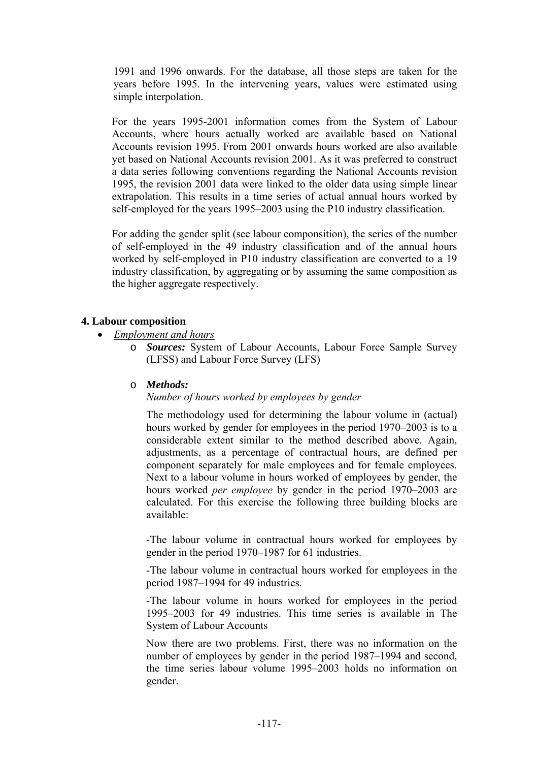1991 and 1996 onwards. For the database, all those steps are taken for the years before 1995. In the intervening years, values were estimated using simple interpolation.

For the years 1995-2001 information comes from the System of Labour Accounts, where hours actually worked are available based on National Accounts revision 1995. From 2001 onwards hours worked are also available yet based on National Accounts revision 2001. As it was preferred to construct a data series following conventions regarding the National Accounts revision 1995, the revision 2001 data were linked to the older data using simple linear extrapolation. This results in a time series of actual annual hours worked by self-employed for the years 1995–2003 using the P10 industry classification.

For adding the gender split (see labour componsition), the series of the number of self-employed in the 49 industry classification and of the annual hours worked by self-employed in P10 industry classification are converted to a 19 industry classification, by aggregating or by assuming the same composition as the higher aggregate respectively.

#### 4. Labour composition

- *Employment and hours*
  - ***Sources:*** System of Labour Accounts, Labour Force Sample Survey (LFSS) and Labour Force Survey (LFS)
  - ***Methods:***

    *Number of hours worked by employees by gender*

    The methodology used for determining the labour volume in (actual) hours worked by gender for employees in the period 1970–2003 is to a considerable extent similar to the method described above. Again, adjustments, as a percentage of contractual hours, are defined per component separately for male employees and for female employees. Next to a labour volume in hours worked of employees by gender, the hours worked *per employee* by gender in the period 1970–2003 are calculated. For this exercise the following three building blocks are available:

    -The labour volume in contractual hours worked for employees by gender in the period 1970–1987 for 61 industries.

    -The labour volume in contractual hours worked for employees in the period 1987–1994 for 49 industries.

    -The labour volume in hours worked for employees in the period 1995–2003 for 49 industries. This time series is available in The System of Labour Accounts

    Now there are two problems. First, there was no information on the number of employees by gender in the period 1987–1994 and second, the time series labour volume 1995–2003 holds no information on gender.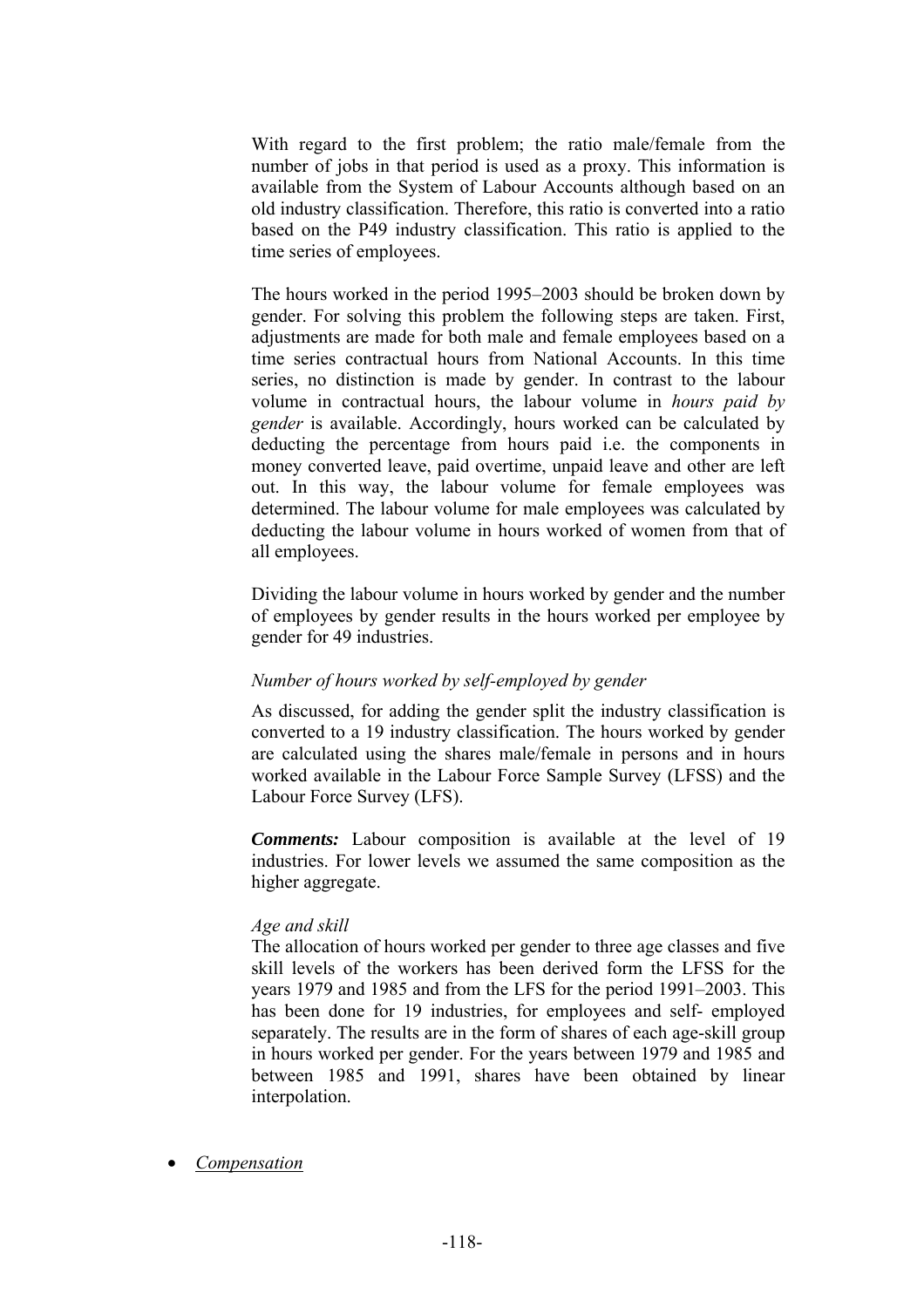With regard to the first problem; the ratio male/female from the number of jobs in that period is used as a proxy. This information is available from the System of Labour Accounts although based on an old industry classification. Therefore, this ratio is converted into a ratio based on the P49 industry classification. This ratio is applied to the time series of employees.

The hours worked in the period 1995–2003 should be broken down by gender. For solving this problem the following steps are taken. First, adjustments are made for both male and female employees based on a time series contractual hours from National Accounts. In this time series, no distinction is made by gender. In contrast to the labour volume in contractual hours, the labour volume in *hours paid by gender* is available. Accordingly, hours worked can be calculated by deducting the percentage from hours paid i.e. the components in money converted leave, paid overtime, unpaid leave and other are left out. In this way, the labour volume for female employees was determined. The labour volume for male employees was calculated by deducting the labour volume in hours worked of women from that of all employees.

Dividing the labour volume in hours worked by gender and the number of employees by gender results in the hours worked per employee by gender for 49 industries.

*Number of hours worked by self-employed by gender*

As discussed, for adding the gender split the industry classification is converted to a 19 industry classification. The hours worked by gender are calculated using the shares male/female in persons and in hours worked available in the Labour Force Sample Survey (LFSS) and the Labour Force Survey (LFS).

***Comments:*** Labour composition is available at the level of 19 industries. For lower levels we assumed the same composition as the higher aggregate.

*Age and skill*

The allocation of hours worked per gender to three age classes and five skill levels of the workers has been derived form the LFSS for the years 1979 and 1985 and from the LFS for the period 1991–2003. This has been done for 19 industries, for employees and self- employed separately. The results are in the form of shares of each age-skill group in hours worked per gender. For the years between 1979 and 1985 and between 1985 and 1991, shares have been obtained by linear interpolation.

- *Compensation*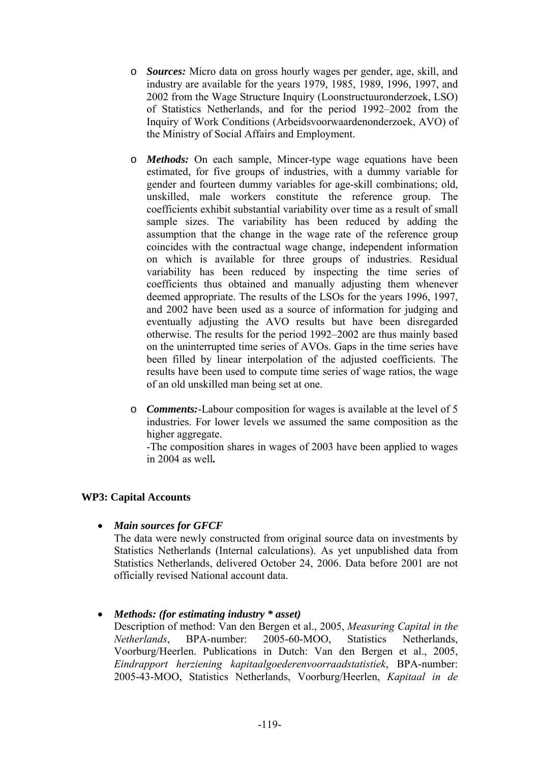- ***Sources:*** Micro data on gross hourly wages per gender, age, skill, and industry are available for the years 1979, 1985, 1989, 1996, 1997, and 2002 from the Wage Structure Inquiry (Loonstructuuronderzoek, LSO) of Statistics Netherlands, and for the period 1992–2002 from the Inquiry of Work Conditions (Arbeidsvoorwaardenonderzoek, AVO) of the Ministry of Social Affairs and Employment.

- ***Methods:*** On each sample, Mincer-type wage equations have been estimated, for five groups of industries, with a dummy variable for gender and fourteen dummy variables for age-skill combinations; old, unskilled, male workers constitute the reference group. The coefficients exhibit substantial variability over time as a result of small sample sizes. The variability has been reduced by adding the assumption that the change in the wage rate of the reference group coincides with the contractual wage change, independent information on which is available for three groups of industries. Residual variability has been reduced by inspecting the time series of coefficients thus obtained and manually adjusting them whenever deemed appropriate. The results of the LSOs for the years 1996, 1997, and 2002 have been used as a source of information for judging and eventually adjusting the AVO results but have been disregarded otherwise. The results for the period 1992–2002 are thus mainly based on the uninterrupted time series of AVOs. Gaps in the time series have been filled by linear interpolation of the adjusted coefficients. The results have been used to compute time series of wage ratios, the wage of an old unskilled man being set at one.

- ***Comments:***-Labour composition for wages is available at the level of 5 industries. For lower levels we assumed the same composition as the higher aggregate.
  -The composition shares in wages of 2003 have been applied to wages in 2004 as well**.**

**WP3: Capital Accounts**

- ***Main sources for GFCF***
  The data were newly constructed from original source data on investments by Statistics Netherlands (Internal calculations). As yet unpublished data from Statistics Netherlands, delivered October 24, 2006. Data before 2001 are not officially revised National account data.

- ***Methods: (for estimating industry * asset)***
  Description of method: Van den Bergen et al., 2005, *Measuring Capital in the Netherlands*, BPA-number: 2005-60-MOO, Statistics Netherlands, Voorburg/Heerlen. Publications in Dutch: Van den Bergen et al., 2005, *Eindrapport herziening kapitaalgoederenvoorraadstatistiek*, BPA-number: 2005-43-MOO, Statistics Netherlands, Voorburg/Heerlen, *Kapitaal in de*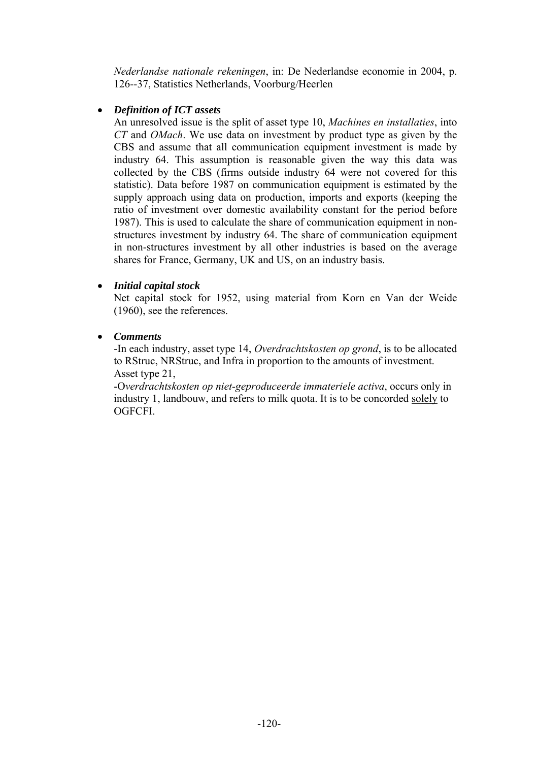*Nederlandse nationale rekeningen*, in: De Nederlandse economie in 2004, p. 126--37, Statistics Netherlands, Voorburg/Heerlen

- ***Definition of ICT assets***

  An unresolved issue is the split of asset type 10, *Machines en installaties*, into *CT* and *OMach*. We use data on investment by product type as given by the CBS and assume that all communication equipment investment is made by industry 64. This assumption is reasonable given the way this data was collected by the CBS (firms outside industry 64 were not covered for this statistic). Data before 1987 on communication equipment is estimated by the supply approach using data on production, imports and exports (keeping the ratio of investment over domestic availability constant for the period before 1987). This is used to calculate the share of communication equipment in non-structures investment by industry 64. The share of communication equipment in non-structures investment by all other industries is based on the average shares for France, Germany, UK and US, on an industry basis.

- ***Initial capital stock***

  Net capital stock for 1952, using material from Korn en Van der Weide (1960), see the references.

- ***Comments***

  -In each industry, asset type 14, *Overdrachtskosten op grond*, is to be allocated to RStruc, NRStruc, and Infra in proportion to the amounts of investment. Asset type 21,

  -O*verdrachtskosten op niet-geproduceerde immateriele activa*, occurs only in industry 1, landbouw, and refers to milk quota. It is to be concorded <u>solely</u> to OGFCFI.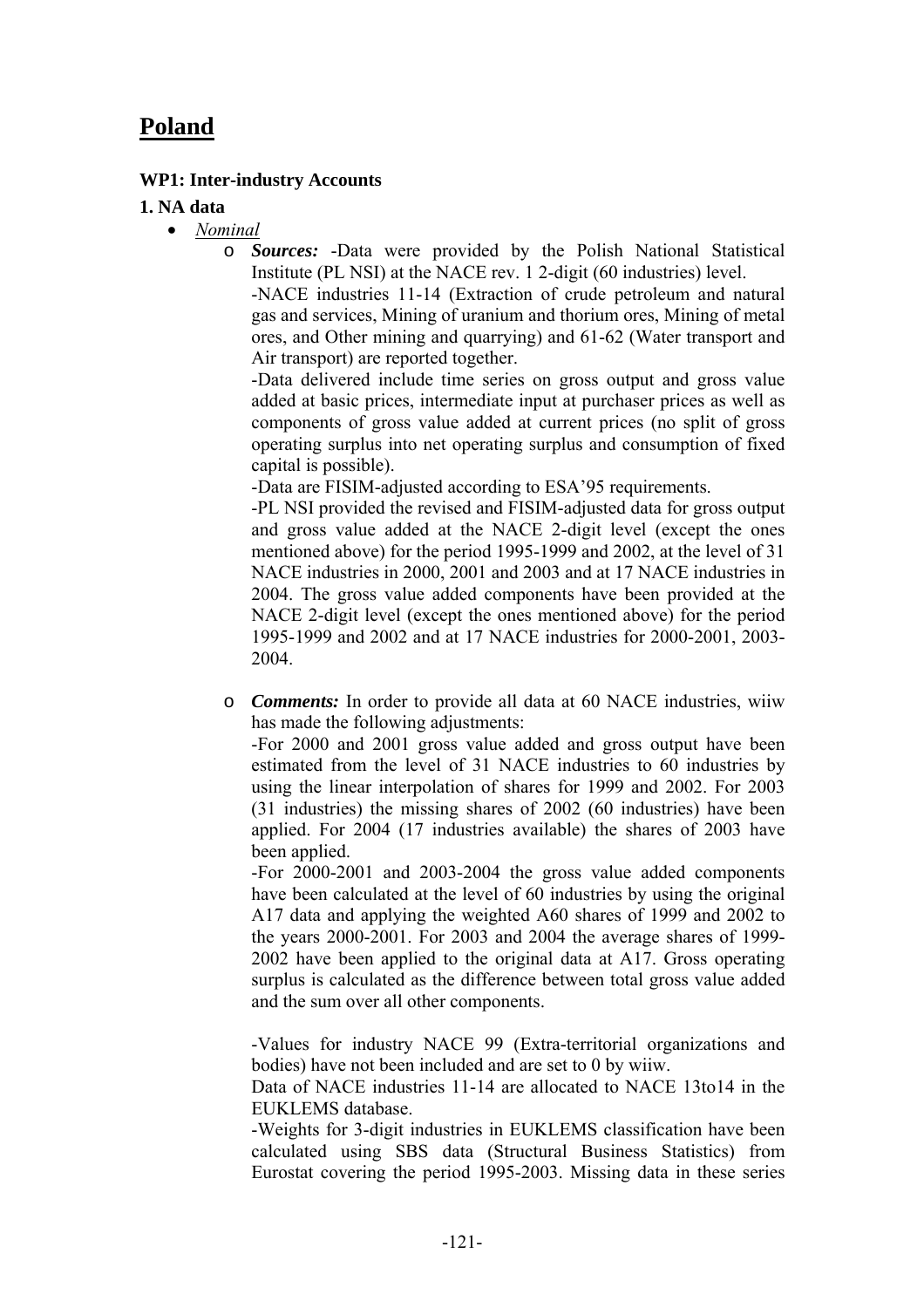# Poland

### WP1: Inter-industry Accounts

### 1. NA data

- *Nominal*
  - ***Sources:*** -Data were provided by the Polish National Statistical Institute (PL NSI) at the NACE rev. 1 2-digit (60 industries) level.
    -NACE industries 11-14 (Extraction of crude petroleum and natural gas and services, Mining of uranium and thorium ores, Mining of metal ores, and Other mining and quarrying) and 61-62 (Water transport and Air transport) are reported together.
    -Data delivered include time series on gross output and gross value added at basic prices, intermediate input at purchaser prices as well as components of gross value added at current prices (no split of gross operating surplus into net operating surplus and consumption of fixed capital is possible).
    -Data are FISIM-adjusted according to ESA'95 requirements.
    -PL NSI provided the revised and FISIM-adjusted data for gross output and gross value added at the NACE 2-digit level (except the ones mentioned above) for the period 1995-1999 and 2002, at the level of 31 NACE industries in 2000, 2001 and 2003 and at 17 NACE industries in 2004. The gross value added components have been provided at the NACE 2-digit level (except the ones mentioned above) for the period 1995-1999 and 2002 and at 17 NACE industries for 2000-2001, 2003-2004.

  - ***Comments:*** In order to provide all data at 60 NACE industries, wiiw has made the following adjustments:
    -For 2000 and 2001 gross value added and gross output have been estimated from the level of 31 NACE industries to 60 industries by using the linear interpolation of shares for 1999 and 2002. For 2003 (31 industries) the missing shares of 2002 (60 industries) have been applied. For 2004 (17 industries available) the shares of 2003 have been applied.
    -For 2000-2001 and 2003-2004 the gross value added components have been calculated at the level of 60 industries by using the original A17 data and applying the weighted A60 shares of 1999 and 2002 to the years 2000-2001. For 2003 and 2004 the average shares of 1999-2002 have been applied to the original data at A17. Gross operating surplus is calculated as the difference between total gross value added and the sum over all other components.

    -Values for industry NACE 99 (Extra-territorial organizations and bodies) have not been included and are set to 0 by wiiw.
    Data of NACE industries 11-14 are allocated to NACE 13to14 in the EUKLEMS database.
    -Weights for 3-digit industries in EUKLEMS classification have been calculated using SBS data (Structural Business Statistics) from Eurostat covering the period 1995-2003. Missing data in these series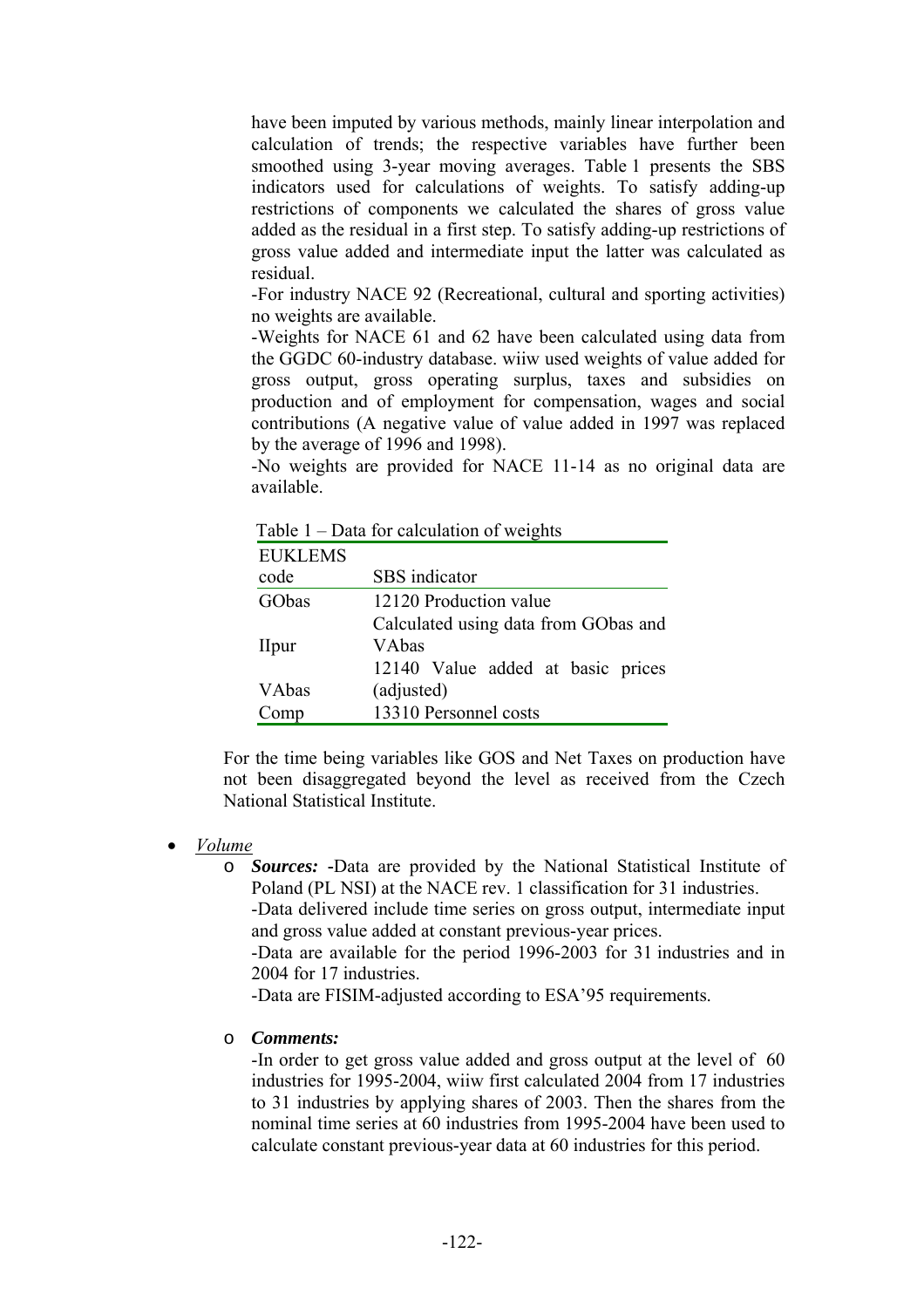have been imputed by various methods, mainly linear interpolation and calculation of trends; the respective variables have further been smoothed using 3-year moving averages. Table 1 presents the SBS indicators used for calculations of weights. To satisfy adding-up restrictions of components we calculated the shares of gross value added as the residual in a first step. To satisfy adding-up restrictions of gross value added and intermediate input the latter was calculated as residual.

-For industry NACE 92 (Recreational, cultural and sporting activities) no weights are available.

-Weights for NACE 61 and 62 have been calculated using data from the GGDC 60-industry database. wiiw used weights of value added for gross output, gross operating surplus, taxes and subsidies on production and of employment for compensation, wages and social contributions (A negative value of value added in 1997 was replaced by the average of 1996 and 1998).

-No weights are provided for NACE 11-14 as no original data are available.

Table 1 – Data for calculation of weights

| EUKLEMS code | SBS indicator |
|---|---|
| GObas | 12120 Production value |
| IIpur | Calculated using data from GObas and VAbas |
| VAbas | 12140 Value added at basic prices (adjusted) |
| Comp | 13310 Personnel costs |

For the time being variables like GOS and Net Taxes on production have not been disaggregated beyond the level as received from the Czech National Statistical Institute.

- *Volume*
  - ***Sources:*** -Data are provided by the National Statistical Institute of Poland (PL NSI) at the NACE rev. 1 classification for 31 industries.
    -Data delivered include time series on gross output, intermediate input and gross value added at constant previous-year prices.
    -Data are available for the period 1996-2003 for 31 industries and in 2004 for 17 industries.
    -Data are FISIM-adjusted according to ESA'95 requirements.

  - ***Comments:***
    -In order to get gross value added and gross output at the level of 60 industries for 1995-2004, wiiw first calculated 2004 from 17 industries to 31 industries by applying shares of 2003. Then the shares from the nominal time series at 60 industries from 1995-2004 have been used to calculate constant previous-year data at 60 industries for this period.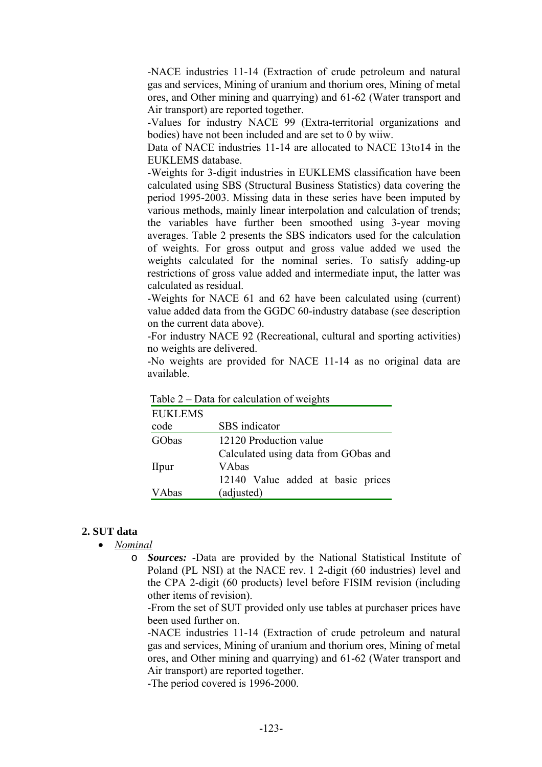-NACE industries 11-14 (Extraction of crude petroleum and natural gas and services, Mining of uranium and thorium ores, Mining of metal ores, and Other mining and quarrying) and 61-62 (Water transport and Air transport) are reported together.

-Values for industry NACE 99 (Extra-territorial organizations and bodies) have not been included and are set to 0 by wiiw.

Data of NACE industries 11-14 are allocated to NACE 13to14 in the EUKLEMS database.

-Weights for 3-digit industries in EUKLEMS classification have been calculated using SBS (Structural Business Statistics) data covering the period 1995-2003. Missing data in these series have been imputed by various methods, mainly linear interpolation and calculation of trends; the variables have further been smoothed using 3-year moving averages. Table 2 presents the SBS indicators used for the calculation of weights. For gross output and gross value added we used the weights calculated for the nominal series. To satisfy adding-up restrictions of gross value added and intermediate input, the latter was calculated as residual.

-Weights for NACE 61 and 62 have been calculated using (current) value added data from the GGDC 60-industry database (see description on the current data above).

-For industry NACE 92 (Recreational, cultural and sporting activities) no weights are delivered.

-No weights are provided for NACE 11-14 as no original data are available.

Table 2 – Data for calculation of weights

| EUKLEMS code | SBS indicator |
|---|---|
| GObas | 12120 Production value |
| IIpur | Calculated using data from GObas and VAbas |
| VAbas | 12140 Value added at basic prices (adjusted) |

## 2. SUT data

- *Nominal*
  - ***Sources:*** -Data are provided by the National Statistical Institute of Poland (PL NSI) at the NACE rev. 1 2-digit (60 industries) level and the CPA 2-digit (60 products) level before FISIM revision (including other items of revision).

    -From the set of SUT provided only use tables at purchaser prices have been used further on.

    -NACE industries 11-14 (Extraction of crude petroleum and natural gas and services, Mining of uranium and thorium ores, Mining of metal ores, and Other mining and quarrying) and 61-62 (Water transport and Air transport) are reported together.

    -The period covered is 1996-2000.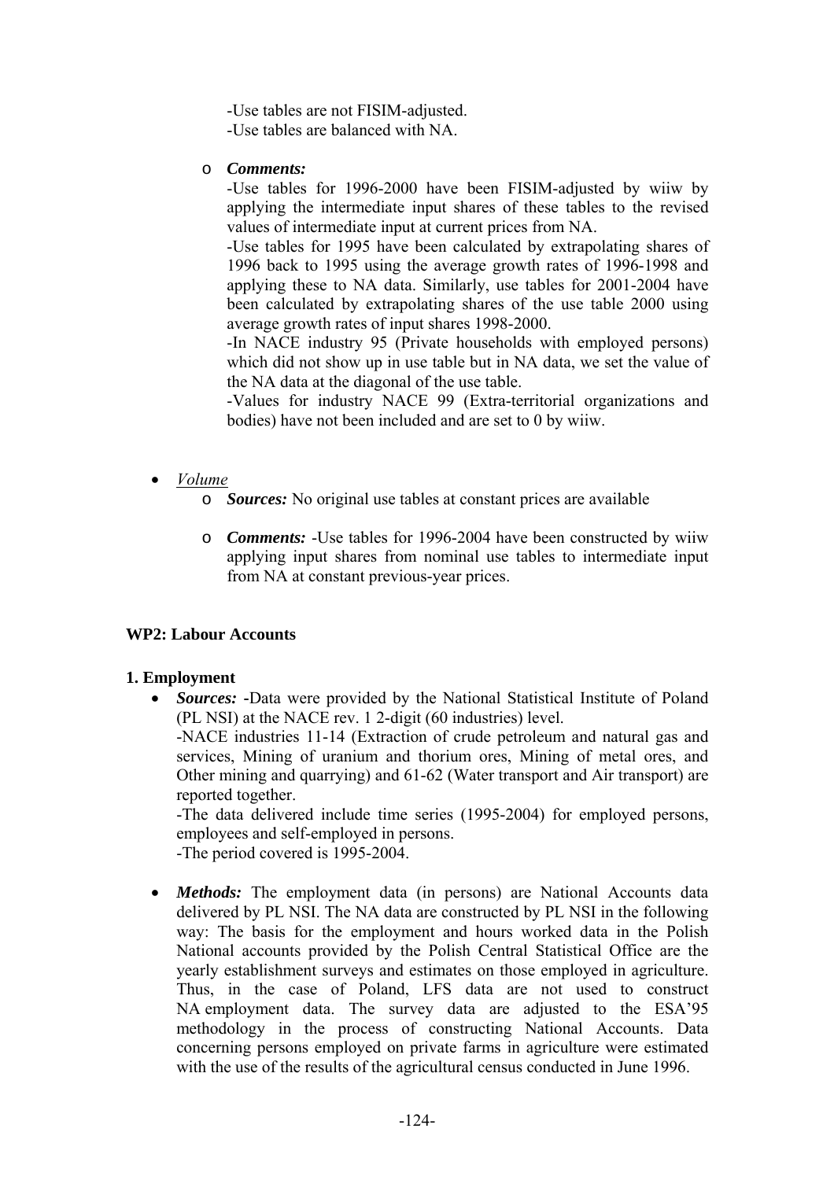-Use tables are not FISIM-adjusted.
-Use tables are balanced with NA.

- ***Comments:***
  -Use tables for 1996-2000 have been FISIM-adjusted by wiiw by applying the intermediate input shares of these tables to the revised values of intermediate input at current prices from NA.
  -Use tables for 1995 have been calculated by extrapolating shares of 1996 back to 1995 using the average growth rates of 1996-1998 and applying these to NA data. Similarly, use tables for 2001-2004 have been calculated by extrapolating shares of the use table 2000 using average growth rates of input shares 1998-2000.
  -In NACE industry 95 (Private households with employed persons) which did not show up in use table but in NA data, we set the value of the NA data at the diagonal of the use table.
  -Values for industry NACE 99 (Extra-territorial organizations and bodies) have not been included and are set to 0 by wiiw.

- *Volume*
  - ***Sources:*** No original use tables at constant prices are available
  - ***Comments:*** -Use tables for 1996-2004 have been constructed by wiiw applying input shares from nominal use tables to intermediate input from NA at constant previous-year prices.

**WP2: Labour Accounts**

**1. Employment**

- ***Sources:*** -Data were provided by the National Statistical Institute of Poland (PL NSI) at the NACE rev. 1 2-digit (60 industries) level.
  -NACE industries 11-14 (Extraction of crude petroleum and natural gas and services, Mining of uranium and thorium ores, Mining of metal ores, and Other mining and quarrying) and 61-62 (Water transport and Air transport) are reported together.
  -The data delivered include time series (1995-2004) for employed persons, employees and self-employed in persons.
  -The period covered is 1995-2004.

- ***Methods:*** The employment data (in persons) are National Accounts data delivered by PL NSI. The NA data are constructed by PL NSI in the following way: The basis for the employment and hours worked data in the Polish National accounts provided by the Polish Central Statistical Office are the yearly establishment surveys and estimates on those employed in agriculture. Thus, in the case of Poland, LFS data are not used to construct NA employment data. The survey data are adjusted to the ESA'95 methodology in the process of constructing National Accounts. Data concerning persons employed on private farms in agriculture were estimated with the use of the results of the agricultural census conducted in June 1996.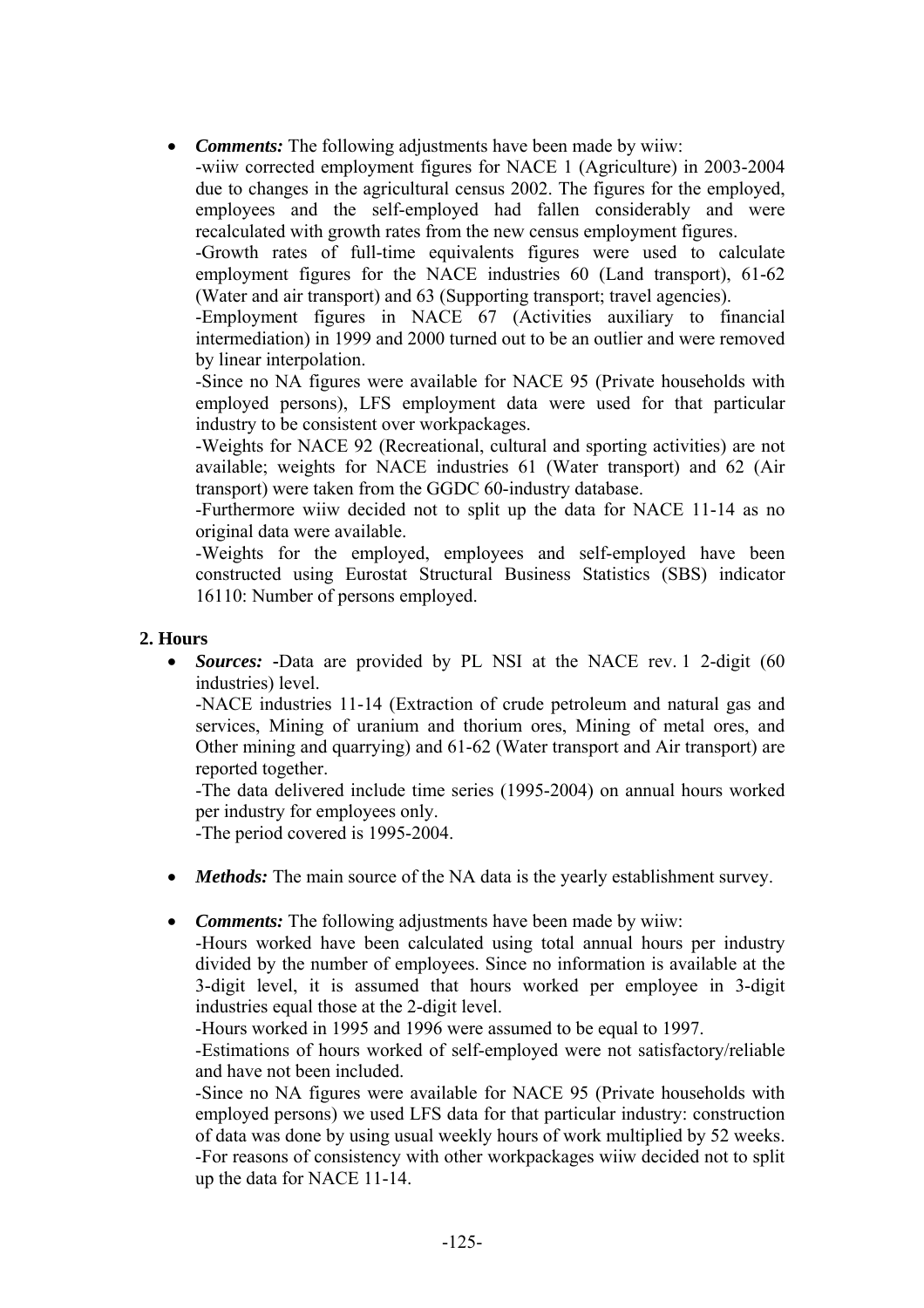- ***Comments:*** The following adjustments have been made by wiiw:
  -wiiw corrected employment figures for NACE 1 (Agriculture) in 2003-2004 due to changes in the agricultural census 2002. The figures for the employed, employees and the self-employed had fallen considerably and were recalculated with growth rates from the new census employment figures.
  -Growth rates of full-time equivalents figures were used to calculate employment figures for the NACE industries 60 (Land transport), 61-62 (Water and air transport) and 63 (Supporting transport; travel agencies).
  -Employment figures in NACE 67 (Activities auxiliary to financial intermediation) in 1999 and 2000 turned out to be an outlier and were removed by linear interpolation.
  -Since no NA figures were available for NACE 95 (Private households with employed persons), LFS employment data were used for that particular industry to be consistent over workpackages.
  -Weights for NACE 92 (Recreational, cultural and sporting activities) are not available; weights for NACE industries 61 (Water transport) and 62 (Air transport) were taken from the GGDC 60-industry database.
  -Furthermore wiiw decided not to split up the data for NACE 11-14 as no original data were available.
  -Weights for the employed, employees and self-employed have been constructed using Eurostat Structural Business Statistics (SBS) indicator 16110: Number of persons employed.

**2. Hours**

- ***Sources:*** -Data are provided by PL NSI at the NACE rev. 1 2-digit (60 industries) level.
  -NACE industries 11-14 (Extraction of crude petroleum and natural gas and services, Mining of uranium and thorium ores, Mining of metal ores, and Other mining and quarrying) and 61-62 (Water transport and Air transport) are reported together.
  -The data delivered include time series (1995-2004) on annual hours worked per industry for employees only.
  -The period covered is 1995-2004.

- ***Methods:*** The main source of the NA data is the yearly establishment survey.

- ***Comments:*** The following adjustments have been made by wiiw:
  -Hours worked have been calculated using total annual hours per industry divided by the number of employees. Since no information is available at the 3-digit level, it is assumed that hours worked per employee in 3-digit industries equal those at the 2-digit level.
  -Hours worked in 1995 and 1996 were assumed to be equal to 1997.
  -Estimations of hours worked of self-employed were not satisfactory/reliable and have not been included.
  -Since no NA figures were available for NACE 95 (Private households with employed persons) we used LFS data for that particular industry: construction of data was done by using usual weekly hours of work multiplied by 52 weeks.
  -For reasons of consistency with other workpackages wiiw decided not to split up the data for NACE 11-14.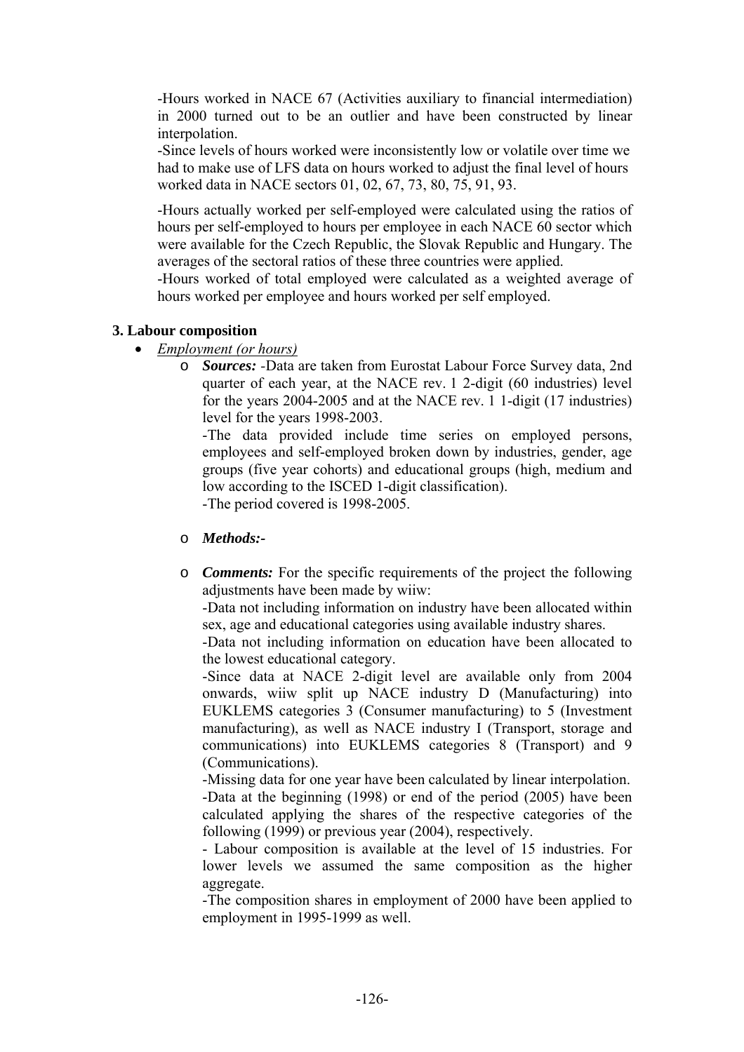-Hours worked in NACE 67 (Activities auxiliary to financial intermediation) in 2000 turned out to be an outlier and have been constructed by linear interpolation.
-Since levels of hours worked were inconsistently low or volatile over time we had to make use of LFS data on hours worked to adjust the final level of hours worked data in NACE sectors 01, 02, 67, 73, 80, 75, 91, 93.

-Hours actually worked per self-employed were calculated using the ratios of hours per self-employed to hours per employee in each NACE 60 sector which were available for the Czech Republic, the Slovak Republic and Hungary. The averages of the sectoral ratios of these three countries were applied.
-Hours worked of total employed were calculated as a weighted average of hours worked per employee and hours worked per self employed.

**3. Labour composition**

- *Employment (or hours)*
  - ***Sources:*** -Data are taken from Eurostat Labour Force Survey data, 2nd quarter of each year, at the NACE rev. 1 2-digit (60 industries) level for the years 2004-2005 and at the NACE rev. 1 1-digit (17 industries) level for the years 1998-2003.
    -The data provided include time series on employed persons, employees and self-employed broken down by industries, gender, age groups (five year cohorts) and educational groups (high, medium and low according to the ISCED 1-digit classification).
    -The period covered is 1998-2005.

  - ***Methods:***-

  - ***Comments:*** For the specific requirements of the project the following adjustments have been made by wiiw:
    -Data not including information on industry have been allocated within sex, age and educational categories using available industry shares.
    -Data not including information on education have been allocated to the lowest educational category.
    -Since data at NACE 2-digit level are available only from 2004 onwards, wiiw split up NACE industry D (Manufacturing) into EUKLEMS categories 3 (Consumer manufacturing) to 5 (Investment manufacturing), as well as NACE industry I (Transport, storage and communications) into EUKLEMS categories 8 (Transport) and 9 (Communications).
    -Missing data for one year have been calculated by linear interpolation.
    -Data at the beginning (1998) or end of the period (2005) have been calculated applying the shares of the respective categories of the following (1999) or previous year (2004), respectively.
    - Labour composition is available at the level of 15 industries. For lower levels we assumed the same composition as the higher aggregate.
    -The composition shares in employment of 2000 have been applied to employment in 1995-1999 as well.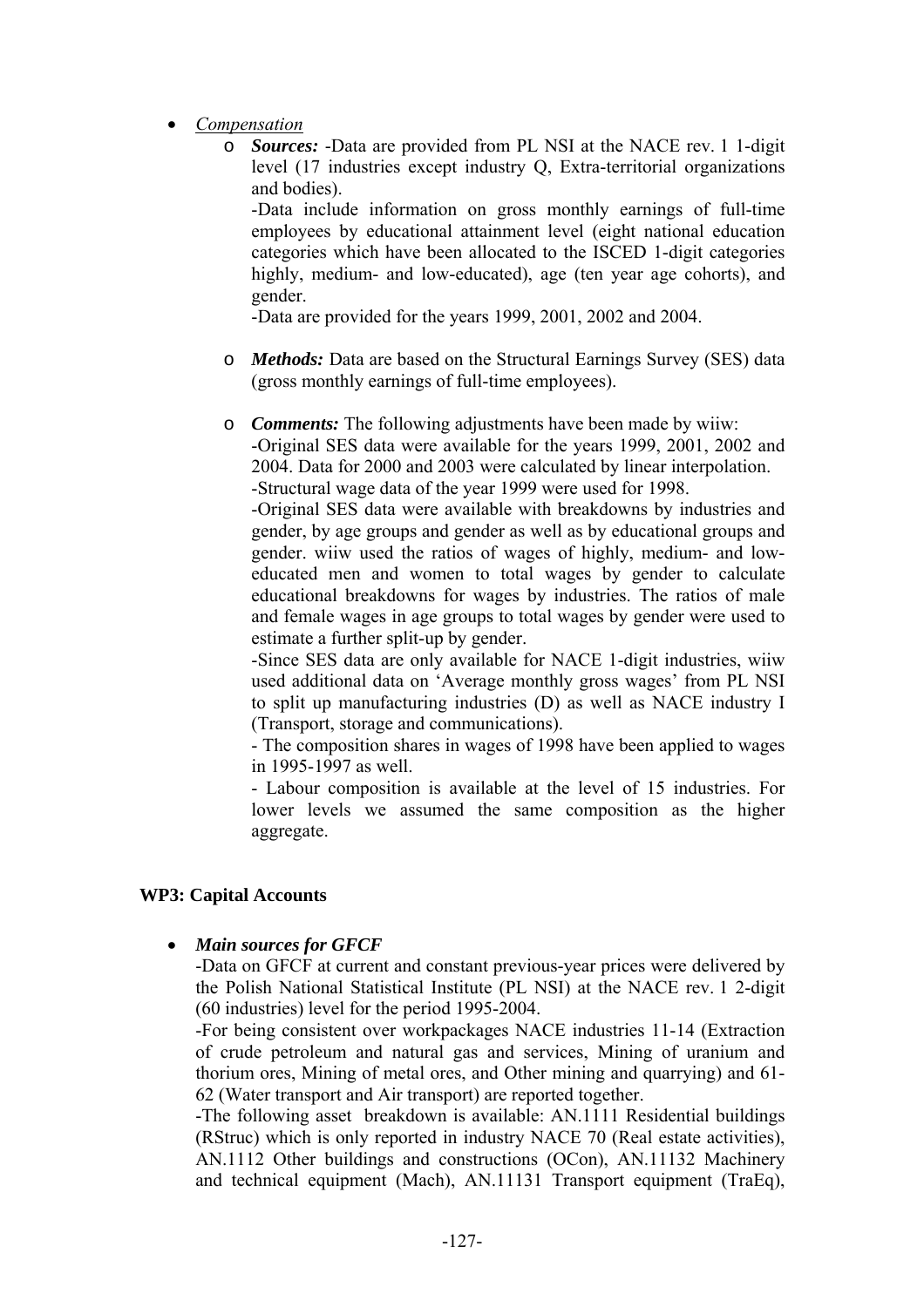- *Compensation*
    - ***Sources:*** -Data are provided from PL NSI at the NACE rev. 1 1-digit level (17 industries except industry Q, Extra-territorial organizations and bodies).

      -Data include information on gross monthly earnings of full-time employees by educational attainment level (eight national education categories which have been allocated to the ISCED 1-digit categories highly, medium- and low-educated), age (ten year age cohorts), and gender.

      -Data are provided for the years 1999, 2001, 2002 and 2004.

    - ***Methods:*** Data are based on the Structural Earnings Survey (SES) data (gross monthly earnings of full-time employees).

    - ***Comments:*** The following adjustments have been made by wiiw:

      -Original SES data were available for the years 1999, 2001, 2002 and 2004. Data for 2000 and 2003 were calculated by linear interpolation.

      -Structural wage data of the year 1999 were used for 1998.

      -Original SES data were available with breakdowns by industries and gender, by age groups and gender as well as by educational groups and gender. wiiw used the ratios of wages of highly, medium- and low-educated men and women to total wages by gender to calculate educational breakdowns for wages by industries. The ratios of male and female wages in age groups to total wages by gender were used to estimate a further split-up by gender.

      -Since SES data are only available for NACE 1-digit industries, wiiw used additional data on 'Average monthly gross wages' from PL NSI to split up manufacturing industries (D) as well as NACE industry I (Transport, storage and communications).

      - The composition shares in wages of 1998 have been applied to wages in 1995-1997 as well.

      - Labour composition is available at the level of 15 industries. For lower levels we assumed the same composition as the higher aggregate.

**WP3: Capital Accounts**

- ***Main sources for GFCF***

  -Data on GFCF at current and constant previous-year prices were delivered by the Polish National Statistical Institute (PL NSI) at the NACE rev. 1 2-digit (60 industries) level for the period 1995-2004.

  -For being consistent over workpackages NACE industries 11-14 (Extraction of crude petroleum and natural gas and services, Mining of uranium and thorium ores, Mining of metal ores, and Other mining and quarrying) and 61-62 (Water transport and Air transport) are reported together.

  -The following asset breakdown is available: AN.1111 Residential buildings (RStruc) which is only reported in industry NACE 70 (Real estate activities), AN.1112 Other buildings and constructions (OCon), AN.11132 Machinery and technical equipment (Mach), AN.11131 Transport equipment (TraEq),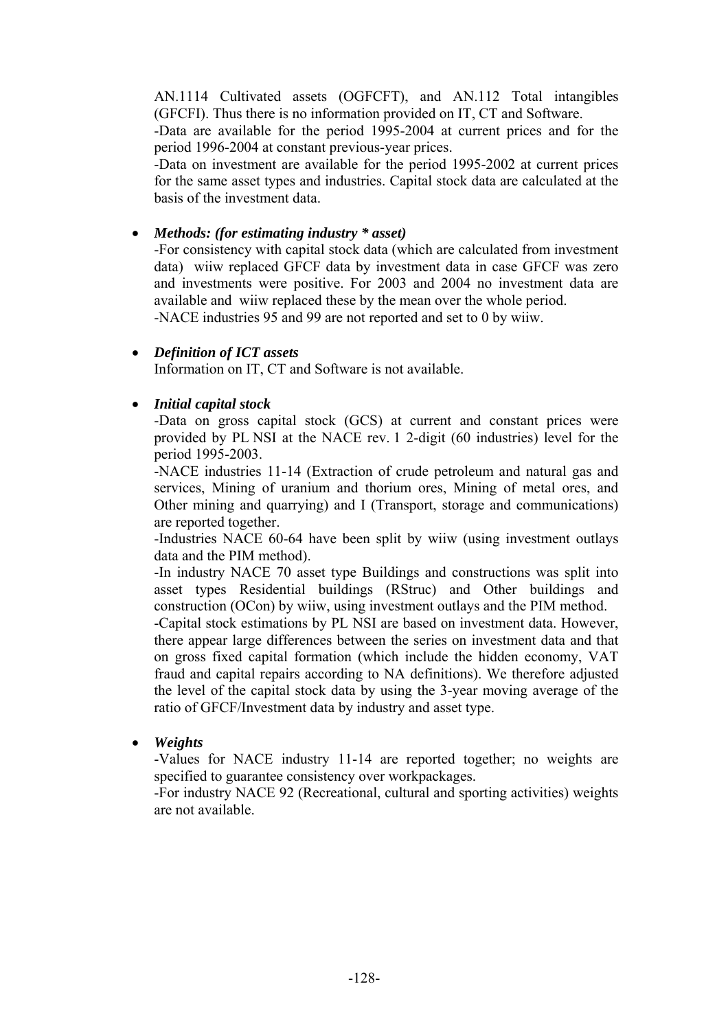AN.1114 Cultivated assets (OGFCFT), and AN.112 Total intangibles (GFCFI). Thus there is no information provided on IT, CT and Software.

-Data are available for the period 1995-2004 at current prices and for the period 1996-2004 at constant previous-year prices.

-Data on investment are available for the period 1995-2002 at current prices for the same asset types and industries. Capital stock data are calculated at the basis of the investment data.

- ***Methods: (for estimating industry * asset)***

  -For consistency with capital stock data (which are calculated from investment data) wiiw replaced GFCF data by investment data in case GFCF was zero and investments were positive. For 2003 and 2004 no investment data are available and wiiw replaced these by the mean over the whole period.

  -NACE industries 95 and 99 are not reported and set to 0 by wiiw.

- ***Definition of ICT assets***

  Information on IT, CT and Software is not available.

- ***Initial capital stock***

  -Data on gross capital stock (GCS) at current and constant prices were provided by PL NSI at the NACE rev. 1 2-digit (60 industries) level for the period 1995-2003.

  -NACE industries 11-14 (Extraction of crude petroleum and natural gas and services, Mining of uranium and thorium ores, Mining of metal ores, and Other mining and quarrying) and I (Transport, storage and communications) are reported together.

  -Industries NACE 60-64 have been split by wiiw (using investment outlays data and the PIM method).

  -In industry NACE 70 asset type Buildings and constructions was split into asset types Residential buildings (RStruc) and Other buildings and construction (OCon) by wiiw, using investment outlays and the PIM method.

  -Capital stock estimations by PL NSI are based on investment data. However, there appear large differences between the series on investment data and that on gross fixed capital formation (which include the hidden economy, VAT fraud and capital repairs according to NA definitions). We therefore adjusted the level of the capital stock data by using the 3-year moving average of the ratio of GFCF/Investment data by industry and asset type.

- ***Weights***

  -Values for NACE industry 11-14 are reported together; no weights are specified to guarantee consistency over workpackages.

  -For industry NACE 92 (Recreational, cultural and sporting activities) weights are not available.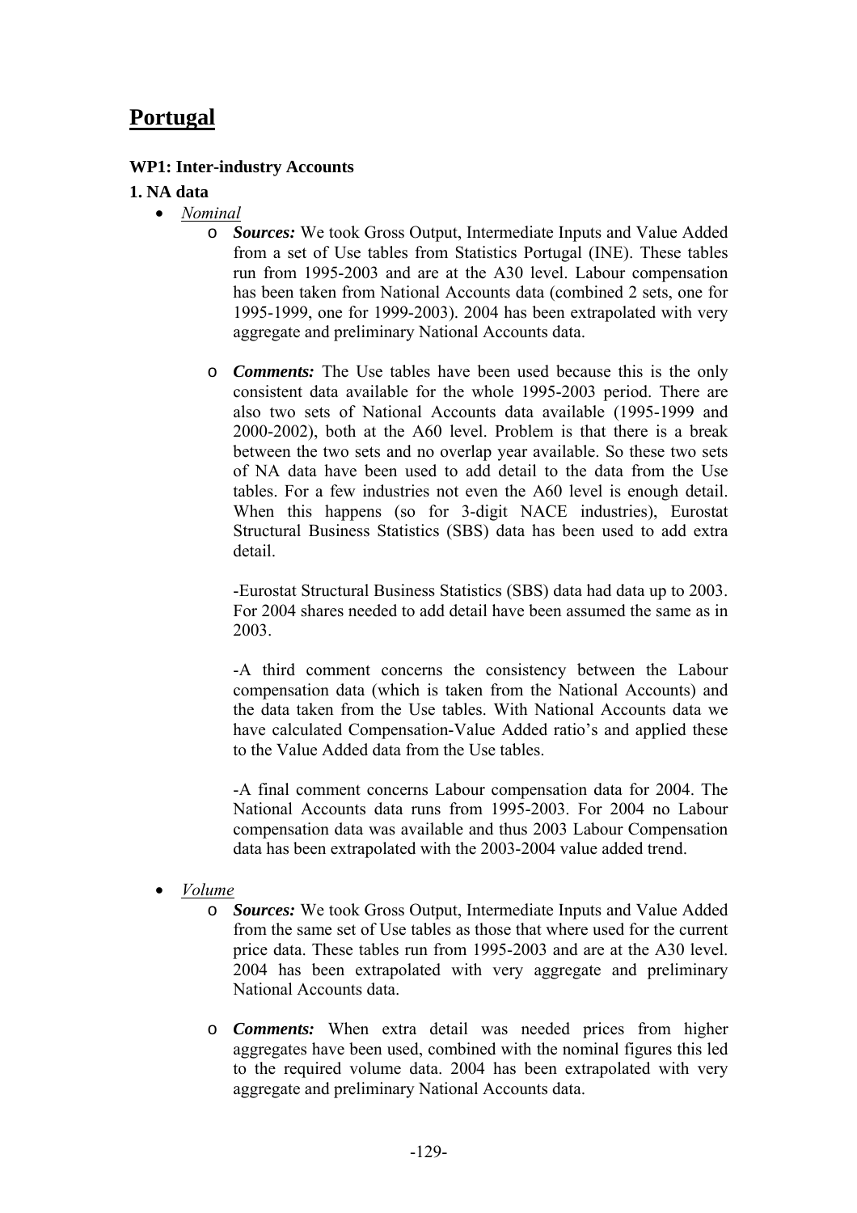# Portugal

**WP1: Inter-industry Accounts**

**1. NA data**

- *Nominal*
  - ***Sources:*** We took Gross Output, Intermediate Inputs and Value Added from a set of Use tables from Statistics Portugal (INE). These tables run from 1995-2003 and are at the A30 level. Labour compensation has been taken from National Accounts data (combined 2 sets, one for 1995-1999, one for 1999-2003). 2004 has been extrapolated with very aggregate and preliminary National Accounts data.
  - ***Comments:*** The Use tables have been used because this is the only consistent data available for the whole 1995-2003 period. There are also two sets of National Accounts data available (1995-1999 and 2000-2002), both at the A60 level. Problem is that there is a break between the two sets and no overlap year available. So these two sets of NA data have been used to add detail to the data from the Use tables. For a few industries not even the A60 level is enough detail. When this happens (so for 3-digit NACE industries), Eurostat Structural Business Statistics (SBS) data has been used to add extra detail.

    -Eurostat Structural Business Statistics (SBS) data had data up to 2003. For 2004 shares needed to add detail have been assumed the same as in 2003.

    -A third comment concerns the consistency between the Labour compensation data (which is taken from the National Accounts) and the data taken from the Use tables. With National Accounts data we have calculated Compensation-Value Added ratio's and applied these to the Value Added data from the Use tables.

    -A final comment concerns Labour compensation data for 2004. The National Accounts data runs from 1995-2003. For 2004 no Labour compensation data was available and thus 2003 Labour Compensation data has been extrapolated with the 2003-2004 value added trend.

- *Volume*
  - ***Sources:*** We took Gross Output, Intermediate Inputs and Value Added from the same set of Use tables as those that where used for the current price data. These tables run from 1995-2003 and are at the A30 level. 2004 has been extrapolated with very aggregate and preliminary National Accounts data.
  - ***Comments:*** When extra detail was needed prices from higher aggregates have been used, combined with the nominal figures this led to the required volume data. 2004 has been extrapolated with very aggregate and preliminary National Accounts data.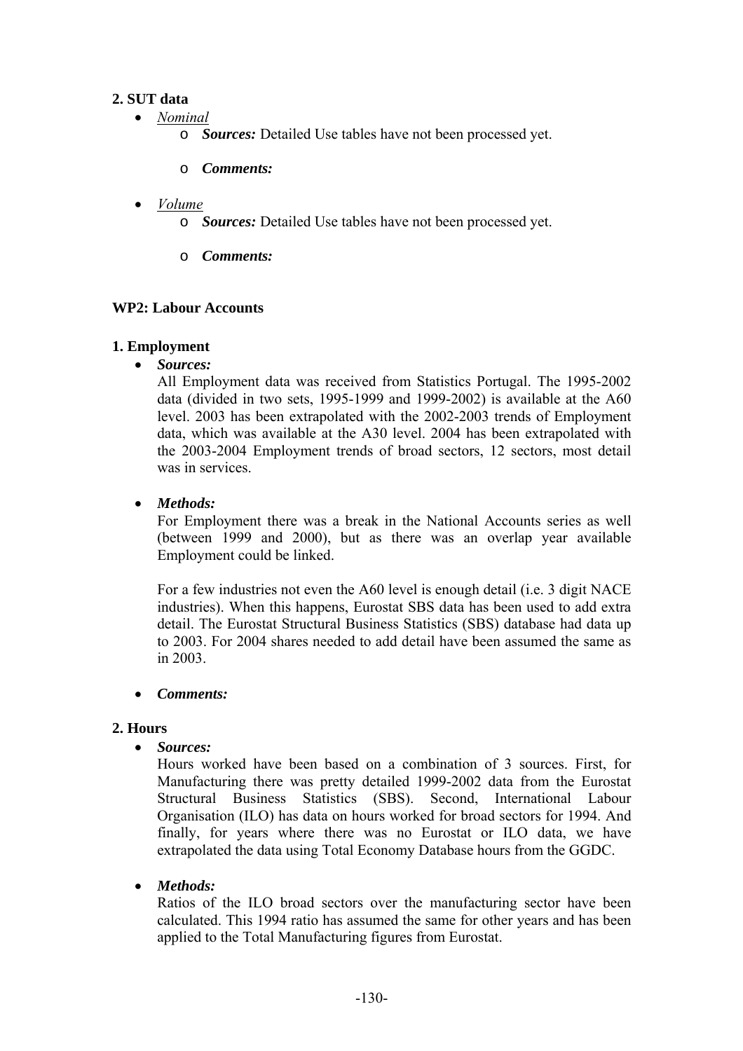**2. SUT data**

- *Nominal*
  - ***Sources:*** Detailed Use tables have not been processed yet.
  - ***Comments:***

- *Volume*
  - ***Sources:*** Detailed Use tables have not been processed yet.
  - ***Comments:***

**WP2: Labour Accounts**

**1. Employment**

- ***Sources:***

  All Employment data was received from Statistics Portugal. The 1995-2002 data (divided in two sets, 1995-1999 and 1999-2002) is available at the A60 level. 2003 has been extrapolated with the 2002-2003 trends of Employment data, which was available at the A30 level. 2004 has been extrapolated with the 2003-2004 Employment trends of broad sectors, 12 sectors, most detail was in services.

- ***Methods:***

  For Employment there was a break in the National Accounts series as well (between 1999 and 2000), but as there was an overlap year available Employment could be linked.

  For a few industries not even the A60 level is enough detail (i.e. 3 digit NACE industries). When this happens, Eurostat SBS data has been used to add extra detail. The Eurostat Structural Business Statistics (SBS) database had data up to 2003. For 2004 shares needed to add detail have been assumed the same as in 2003.

- ***Comments:***

**2. Hours**

- ***Sources:***

  Hours worked have been based on a combination of 3 sources. First, for Manufacturing there was pretty detailed 1999-2002 data from the Eurostat Structural Business Statistics (SBS). Second, International Labour Organisation (ILO) has data on hours worked for broad sectors for 1994. And finally, for years where there was no Eurostat or ILO data, we have extrapolated the data using Total Economy Database hours from the GGDC.

- ***Methods:***

  Ratios of the ILO broad sectors over the manufacturing sector have been calculated. This 1994 ratio has assumed the same for other years and has been applied to the Total Manufacturing figures from Eurostat.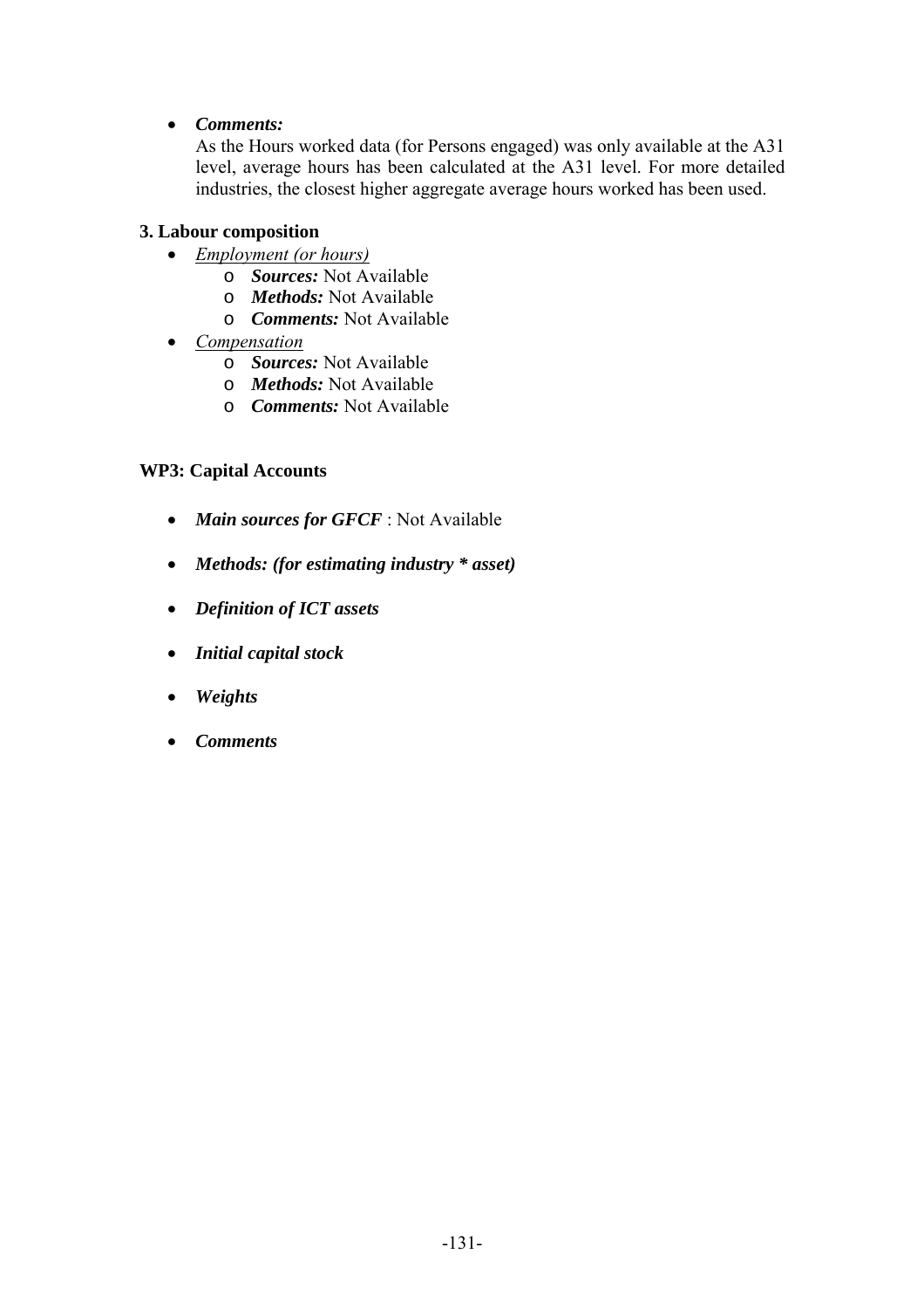- ***Comments:***
  As the Hours worked data (for Persons engaged) was only available at the A31 level, average hours has been calculated at the A31 level. For more detailed industries, the closest higher aggregate average hours worked has been used.

### 3. Labour composition

- <u>*Employment (or hours)*</u>
  - ***Sources:*** Not Available
  - ***Methods:*** Not Available
  - ***Comments:*** Not Available
- <u>*Compensation*</u>
  - ***Sources:*** Not Available
  - ***Methods:*** Not Available
  - ***Comments:*** Not Available

## WP3: Capital Accounts

- ***Main sources for GFCF*** : Not Available
- ***Methods: (for estimating industry * asset)***
- ***Definition of ICT assets***
- ***Initial capital stock***
- ***Weights***
- ***Comments***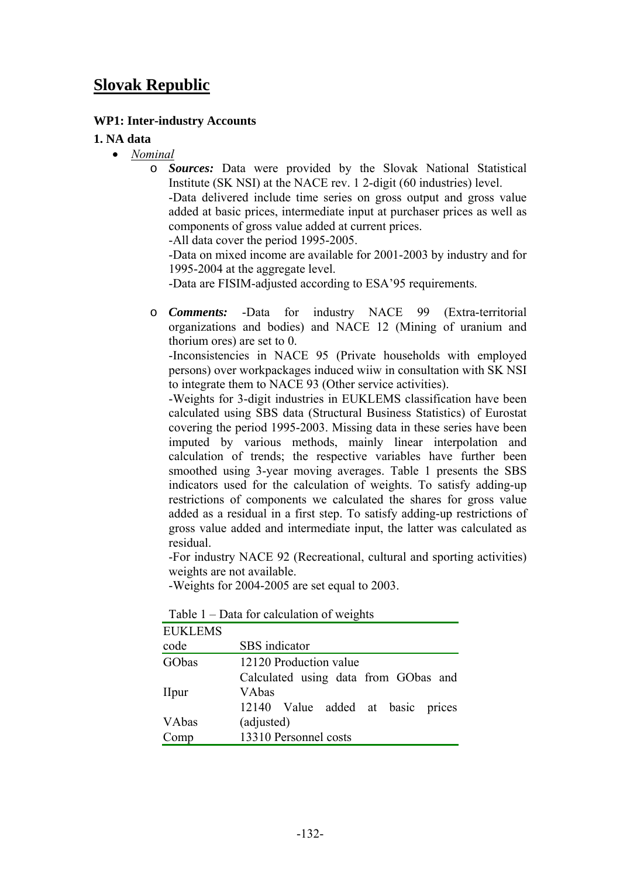# Slovak Republic

### WP1: Inter-industry Accounts

### 1. NA data

- *Nominal*
  - ***Sources:*** Data were provided by the Slovak National Statistical Institute (SK NSI) at the NACE rev. 1 2-digit (60 industries) level.
    -Data delivered include time series on gross output and gross value added at basic prices, intermediate input at purchaser prices as well as components of gross value added at current prices.
    -All data cover the period 1995-2005.
    -Data on mixed income are available for 2001-2003 by industry and for 1995-2004 at the aggregate level.
    -Data are FISIM-adjusted according to ESA'95 requirements.

  - ***Comments:*** -Data for industry NACE 99 (Extra-territorial organizations and bodies) and NACE 12 (Mining of uranium and thorium ores) are set to 0.
    -Inconsistencies in NACE 95 (Private households with employed persons) over workpackages induced wiiw in consultation with SK NSI to integrate them to NACE 93 (Other service activities).
    -Weights for 3-digit industries in EUKLEMS classification have been calculated using SBS data (Structural Business Statistics) of Eurostat covering the period 1995-2003. Missing data in these series have been imputed by various methods, mainly linear interpolation and calculation of trends; the respective variables have further been smoothed using 3-year moving averages. Table 1 presents the SBS indicators used for the calculation of weights. To satisfy adding-up restrictions of components we calculated the shares for gross value added as a residual in a first step. To satisfy adding-up restrictions of gross value added and intermediate input, the latter was calculated as residual.
    -For industry NACE 92 (Recreational, cultural and sporting activities) weights are not available.
    -Weights for 2004-2005 are set equal to 2003.

Table 1 – Data for calculation of weights

| EUKLEMS code | SBS indicator |
|---|---|
| GObas | 12120 Production value |
| IIpur | Calculated using data from GObas and VAbas |
| VAbas | 12140 Value added at basic prices (adjusted) |
| Comp | 13310 Personnel costs |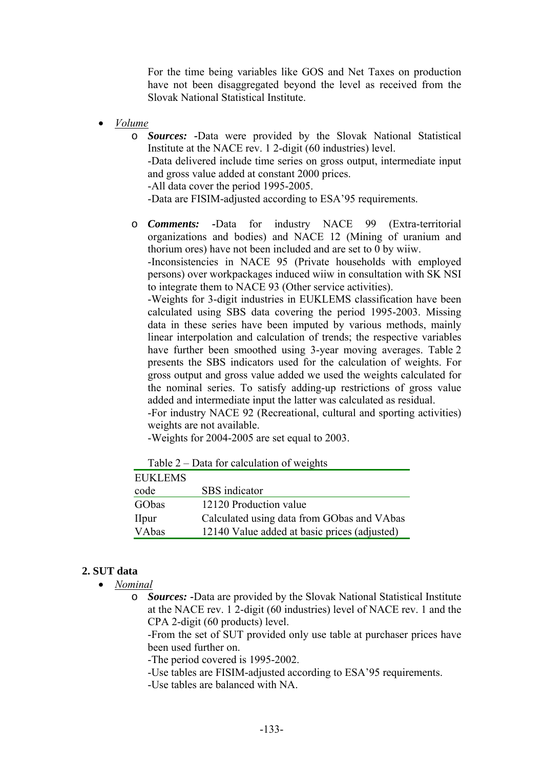For the time being variables like GOS and Net Taxes on production have not been disaggregated beyond the level as received from the Slovak National Statistical Institute.

- *Volume*
  - ***Sources:*** -Data were provided by the Slovak National Statistical Institute at the NACE rev. 1 2-digit (60 industries) level.
    -Data delivered include time series on gross output, intermediate input and gross value added at constant 2000 prices.
    -All data cover the period 1995-2005.
    -Data are FISIM-adjusted according to ESA'95 requirements.

  - ***Comments:*** -Data for industry NACE 99 (Extra-territorial organizations and bodies) and NACE 12 (Mining of uranium and thorium ores) have not been included and are set to 0 by wiiw.
    -Inconsistencies in NACE 95 (Private households with employed persons) over workpackages induced wiiw in consultation with SK NSI to integrate them to NACE 93 (Other service activities).
    -Weights for 3-digit industries in EUKLEMS classification have been calculated using SBS data covering the period 1995-2003. Missing data in these series have been imputed by various methods, mainly linear interpolation and calculation of trends; the respective variables have further been smoothed using 3-year moving averages. Table 2 presents the SBS indicators used for the calculation of weights. For gross output and gross value added we used the weights calculated for the nominal series. To satisfy adding-up restrictions of gross value added and intermediate input the latter was calculated as residual.
    -For industry NACE 92 (Recreational, cultural and sporting activities) weights are not available.
    -Weights for 2004-2005 are set equal to 2003.

Table 2 – Data for calculation of weights

| EUKLEMS code | SBS indicator |
|---|---|
| GObas | 12120 Production value |
| IIpur | Calculated using data from GObas and VAbas |
| VAbas | 12140 Value added at basic prices (adjusted) |

## 2. SUT data

- *Nominal*
  - ***Sources:*** -Data are provided by the Slovak National Statistical Institute at the NACE rev. 1 2-digit (60 industries) level of NACE rev. 1 and the CPA 2-digit (60 products) level.
    -From the set of SUT provided only use table at purchaser prices have been used further on.
    -The period covered is 1995-2002.
    -Use tables are FISIM-adjusted according to ESA'95 requirements.
    -Use tables are balanced with NA.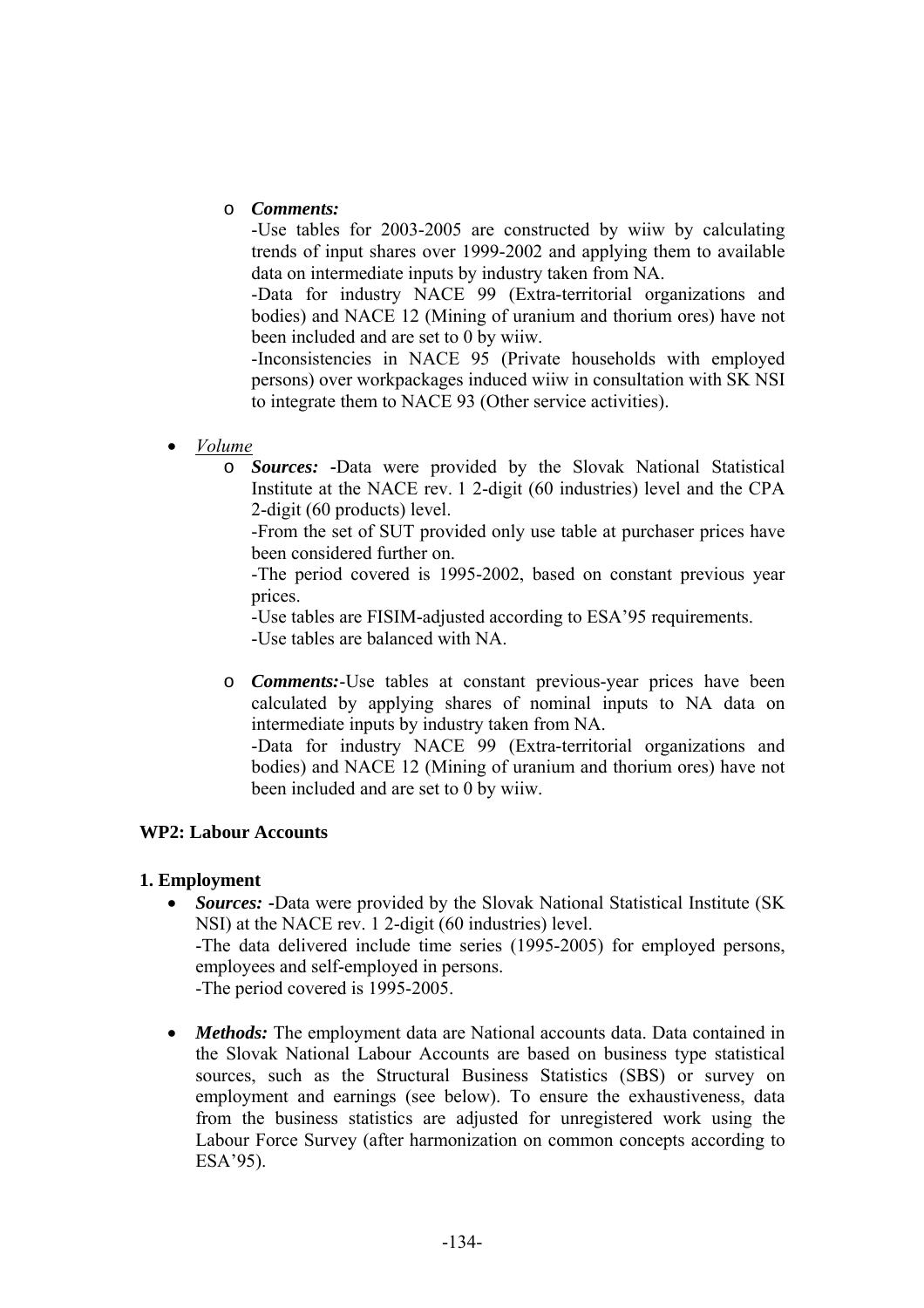- *Comments:*
  -Use tables for 2003-2005 are constructed by wiiw by calculating trends of input shares over 1999-2002 and applying them to available data on intermediate inputs by industry taken from NA.
  -Data for industry NACE 99 (Extra-territorial organizations and bodies) and NACE 12 (Mining of uranium and thorium ores) have not been included and are set to 0 by wiiw.
  -Inconsistencies in NACE 95 (Private households with employed persons) over workpackages induced wiiw in consultation with SK NSI to integrate them to NACE 93 (Other service activities).

- *Volume*
  - ***Sources:*** -Data were provided by the Slovak National Statistical Institute at the NACE rev. 1 2-digit (60 industries) level and the CPA 2-digit (60 products) level.
    -From the set of SUT provided only use table at purchaser prices have been considered further on.
    -The period covered is 1995-2002, based on constant previous year prices.
    -Use tables are FISIM-adjusted according to ESA'95 requirements.
    -Use tables are balanced with NA.

  - ***Comments:***-Use tables at constant previous-year prices have been calculated by applying shares of nominal inputs to NA data on intermediate inputs by industry taken from NA.
    -Data for industry NACE 99 (Extra-territorial organizations and bodies) and NACE 12 (Mining of uranium and thorium ores) have not been included and are set to 0 by wiiw.

**WP2: Labour Accounts**

**1. Employment**

- ***Sources:*** -Data were provided by the Slovak National Statistical Institute (SK NSI) at the NACE rev. 1 2-digit (60 industries) level.
  -The data delivered include time series (1995-2005) for employed persons, employees and self-employed in persons.
  -The period covered is 1995-2005.

- ***Methods:*** The employment data are National accounts data. Data contained in the Slovak National Labour Accounts are based on business type statistical sources, such as the Structural Business Statistics (SBS) or survey on employment and earnings (see below). To ensure the exhaustiveness, data from the business statistics are adjusted for unregistered work using the Labour Force Survey (after harmonization on common concepts according to ESA'95).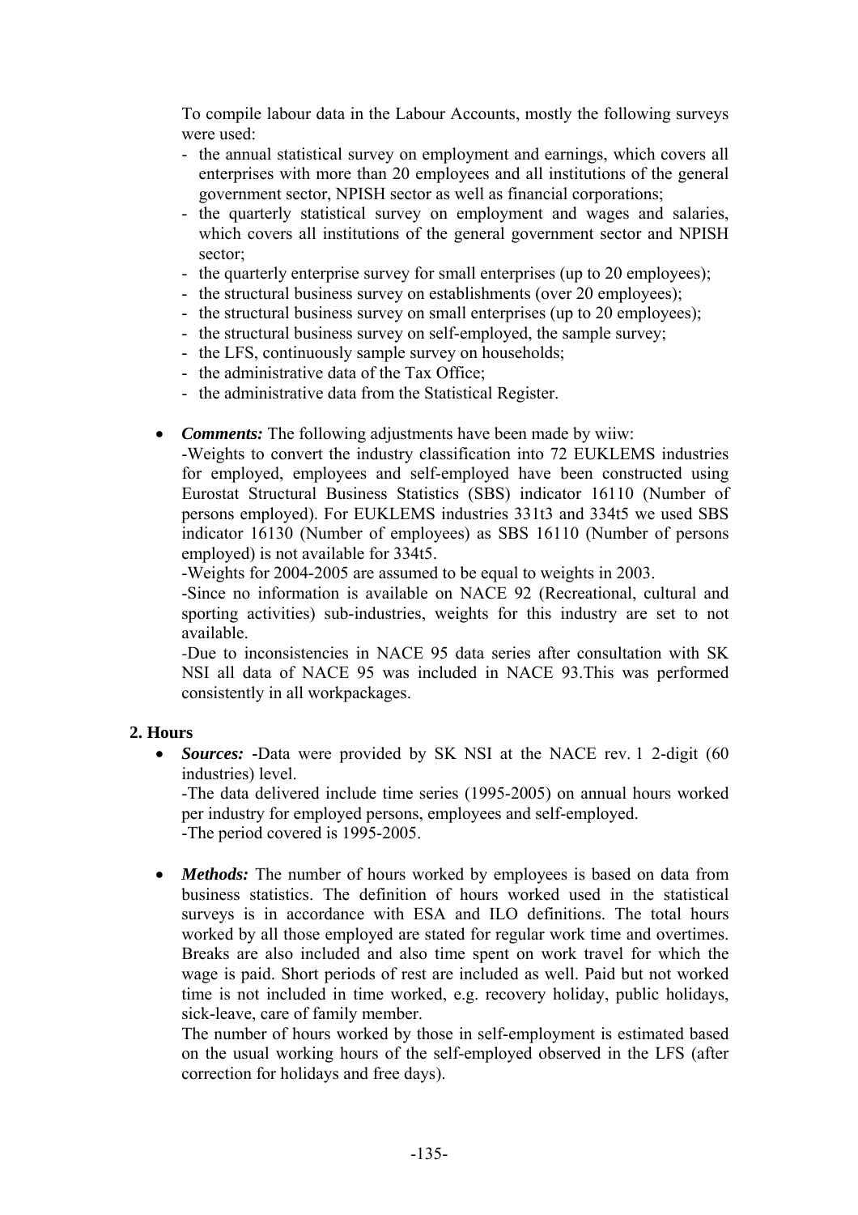To compile labour data in the Labour Accounts, mostly the following surveys were used:

- the annual statistical survey on employment and earnings, which covers all enterprises with more than 20 employees and all institutions of the general government sector, NPISH sector as well as financial corporations;
- the quarterly statistical survey on employment and wages and salaries, which covers all institutions of the general government sector and NPISH sector;
- the quarterly enterprise survey for small enterprises (up to 20 employees);
- the structural business survey on establishments (over 20 employees);
- the structural business survey on small enterprises (up to 20 employees);
- the structural business survey on self-employed, the sample survey;
- the LFS, continuously sample survey on households;
- the administrative data of the Tax Office;
- the administrative data from the Statistical Register.

- ***Comments:*** The following adjustments have been made by wiiw:
  -Weights to convert the industry classification into 72 EUKLEMS industries for employed, employees and self-employed have been constructed using Eurostat Structural Business Statistics (SBS) indicator 16110 (Number of persons employed). For EUKLEMS industries 331t3 and 334t5 we used SBS indicator 16130 (Number of employees) as SBS 16110 (Number of persons employed) is not available for 334t5.
  -Weights for 2004-2005 are assumed to be equal to weights in 2003.
  -Since no information is available on NACE 92 (Recreational, cultural and sporting activities) sub-industries, weights for this industry are set to not available.
  -Due to inconsistencies in NACE 95 data series after consultation with SK NSI all data of NACE 95 was included in NACE 93.This was performed consistently in all workpackages.

## 2. Hours

- ***Sources:*** -Data were provided by SK NSI at the NACE rev. 1 2-digit (60 industries) level.
  -The data delivered include time series (1995-2005) on annual hours worked per industry for employed persons, employees and self-employed.
  -The period covered is 1995-2005.

- ***Methods:*** The number of hours worked by employees is based on data from business statistics. The definition of hours worked used in the statistical surveys is in accordance with ESA and ILO definitions. The total hours worked by all those employed are stated for regular work time and overtimes. Breaks are also included and also time spent on work travel for which the wage is paid. Short periods of rest are included as well. Paid but not worked time is not included in time worked, e.g. recovery holiday, public holidays, sick-leave, care of family member.
  The number of hours worked by those in self-employment is estimated based on the usual working hours of the self-employed observed in the LFS (after correction for holidays and free days).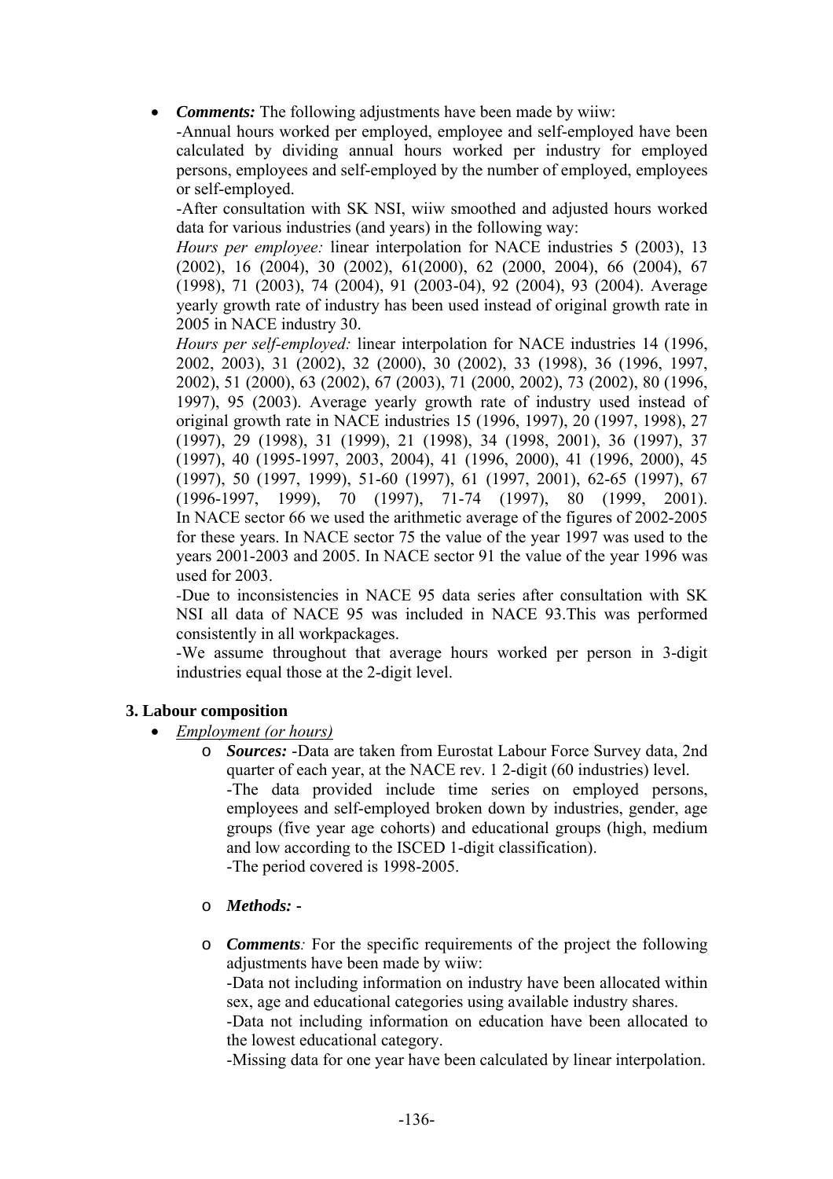- ***Comments:*** The following adjustments have been made by wiiw:

  -Annual hours worked per employed, employee and self-employed have been calculated by dividing annual hours worked per industry for employed persons, employees and self-employed by the number of employed, employees or self-employed.

  -After consultation with SK NSI, wiiw smoothed and adjusted hours worked data for various industries (and years) in the following way:

  *Hours per employee:* linear interpolation for NACE industries 5 (2003), 13 (2002), 16 (2004), 30 (2002), 61(2000), 62 (2000, 2004), 66 (2004), 67 (1998), 71 (2003), 74 (2004), 91 (2003-04), 92 (2004), 93 (2004). Average yearly growth rate of industry has been used instead of original growth rate in 2005 in NACE industry 30.

  *Hours per self-employed:* linear interpolation for NACE industries 14 (1996, 2002, 2003), 31 (2002), 32 (2000), 30 (2002), 33 (1998), 36 (1996, 1997, 2002), 51 (2000), 63 (2002), 67 (2003), 71 (2000, 2002), 73 (2002), 80 (1996, 1997), 95 (2003). Average yearly growth rate of industry used instead of original growth rate in NACE industries 15 (1996, 1997), 20 (1997, 1998), 27 (1997), 29 (1998), 31 (1999), 21 (1998), 34 (1998, 2001), 36 (1997), 37 (1997), 40 (1995-1997, 2003, 2004), 41 (1996, 2000), 41 (1996, 2000), 45 (1997), 50 (1997, 1999), 51-60 (1997), 61 (1997, 2001), 62-65 (1997), 67 (1996-1997, 1999), 70 (1997), 71-74 (1997), 80 (1999, 2001). In NACE sector 66 we used the arithmetic average of the figures of 2002-2005 for these years. In NACE sector 75 the value of the year 1997 was used to the years 2001-2003 and 2005. In NACE sector 91 the value of the year 1996 was used for 2003.

  -Due to inconsistencies in NACE 95 data series after consultation with SK NSI all data of NACE 95 was included in NACE 93.This was performed consistently in all workpackages.

  -We assume throughout that average hours worked per person in 3-digit industries equal those at the 2-digit level.

### 3. Labour composition

- *Employment (or hours)*
  - ***Sources:*** -Data are taken from Eurostat Labour Force Survey data, 2nd quarter of each year, at the NACE rev. 1 2-digit (60 industries) level.

    -The data provided include time series on employed persons, employees and self-employed broken down by industries, gender, age groups (five year age cohorts) and educational groups (high, medium and low according to the ISCED 1-digit classification).

    -The period covered is 1998-2005.

  - ***Methods:*** -

  - ***Comments****:* For the specific requirements of the project the following adjustments have been made by wiiw:

    -Data not including information on industry have been allocated within sex, age and educational categories using available industry shares.

    -Data not including information on education have been allocated to the lowest educational category.

    -Missing data for one year have been calculated by linear interpolation.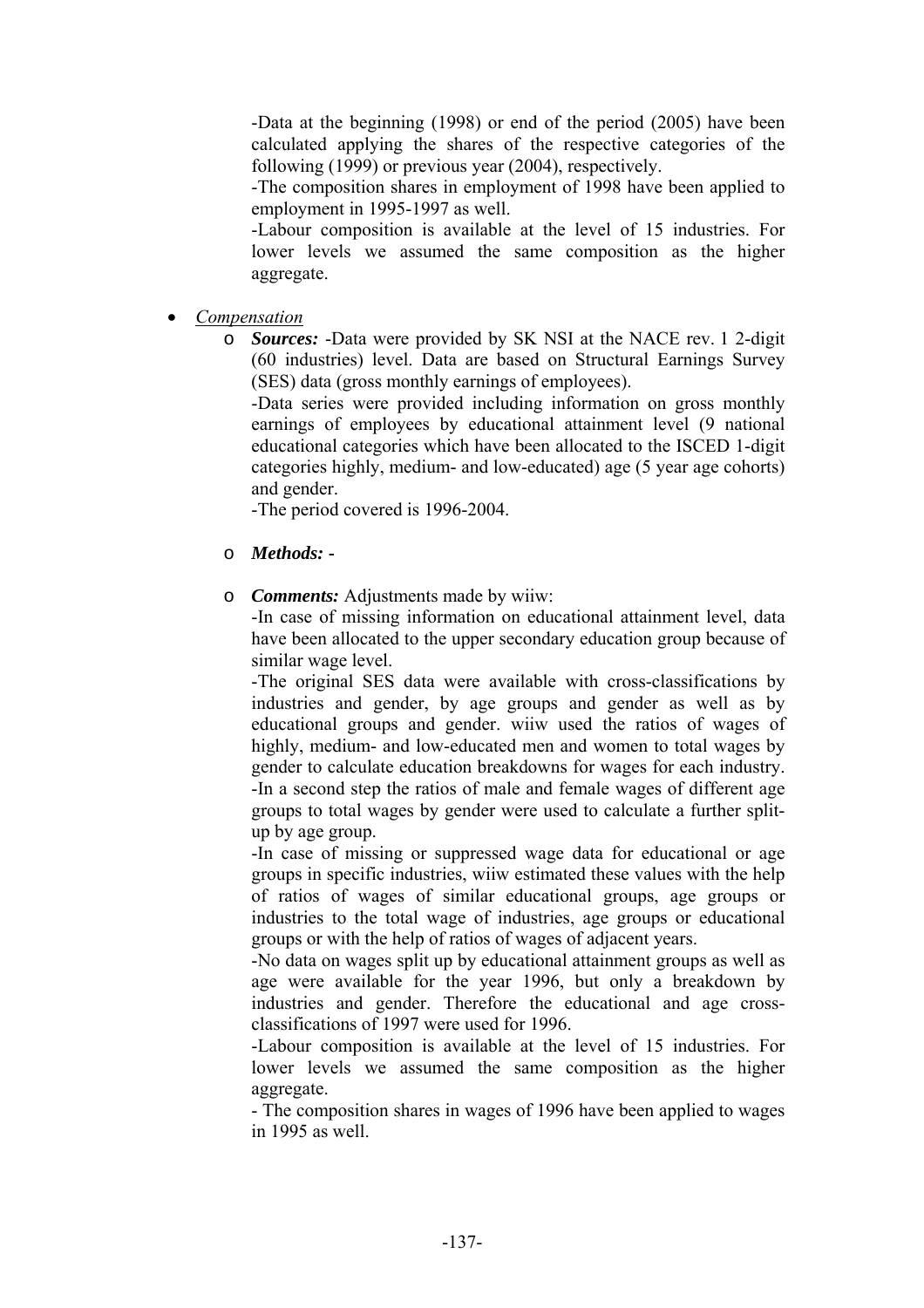-Data at the beginning (1998) or end of the period (2005) have been calculated applying the shares of the respective categories of the following (1999) or previous year (2004), respectively.

-The composition shares in employment of 1998 have been applied to employment in 1995-1997 as well.

-Labour composition is available at the level of 15 industries. For lower levels we assumed the same composition as the higher aggregate.

- *Compensation*
  - ***Sources:*** -Data were provided by SK NSI at the NACE rev. 1 2-digit (60 industries) level. Data are based on Structural Earnings Survey (SES) data (gross monthly earnings of employees).

    -Data series were provided including information on gross monthly earnings of employees by educational attainment level (9 national educational categories which have been allocated to the ISCED 1-digit categories highly, medium- and low-educated) age (5 year age cohorts) and gender.

    -The period covered is 1996-2004.

  - ***Methods:*** -

  - ***Comments:*** Adjustments made by wiiw:

    -In case of missing information on educational attainment level, data have been allocated to the upper secondary education group because of similar wage level.

    -The original SES data were available with cross-classifications by industries and gender, by age groups and gender as well as by educational groups and gender. wiiw used the ratios of wages of highly, medium- and low-educated men and women to total wages by gender to calculate education breakdowns for wages for each industry.

    -In a second step the ratios of male and female wages of different age groups to total wages by gender were used to calculate a further split-up by age group.

    -In case of missing or suppressed wage data for educational or age groups in specific industries, wiiw estimated these values with the help of ratios of wages of similar educational groups, age groups or industries to the total wage of industries, age groups or educational groups or with the help of ratios of wages of adjacent years.

    -No data on wages split up by educational attainment groups as well as age were available for the year 1996, but only a breakdown by industries and gender. Therefore the educational and age cross-classifications of 1997 were used for 1996.

    -Labour composition is available at the level of 15 industries. For lower levels we assumed the same composition as the higher aggregate.

    - The composition shares in wages of 1996 have been applied to wages in 1995 as well.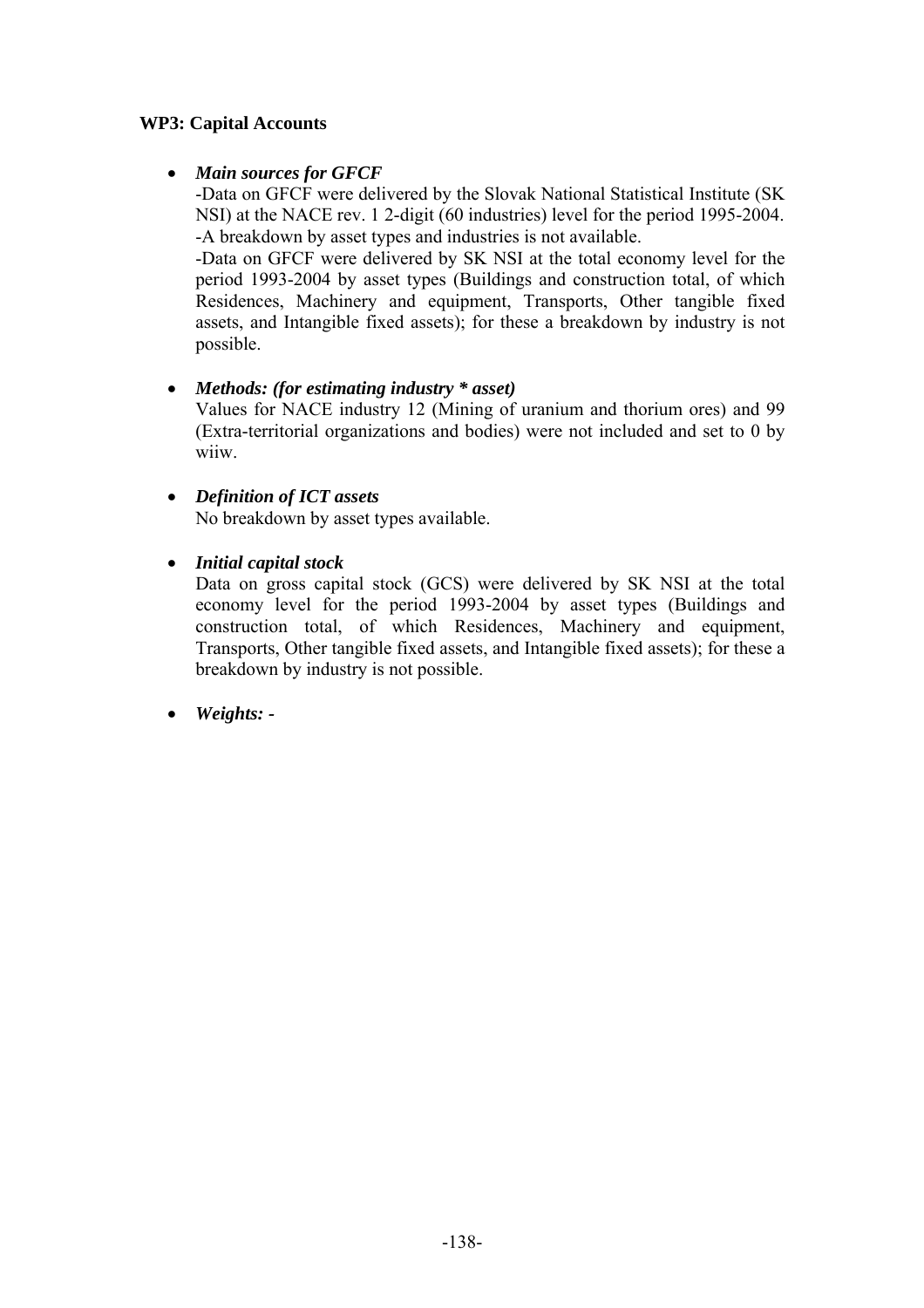**WP3: Capital Accounts**

- ***Main sources for GFCF***
  -Data on GFCF were delivered by the Slovak National Statistical Institute (SK NSI) at the NACE rev. 1 2-digit (60 industries) level for the period 1995-2004.
  -A breakdown by asset types and industries is not available.
  -Data on GFCF were delivered by SK NSI at the total economy level for the period 1993-2004 by asset types (Buildings and construction total, of which Residences, Machinery and equipment, Transports, Other tangible fixed assets, and Intangible fixed assets); for these a breakdown by industry is not possible.

- ***Methods: (for estimating industry * asset)***
  Values for NACE industry 12 (Mining of uranium and thorium ores) and 99 (Extra-territorial organizations and bodies) were not included and set to 0 by wiiw.

- ***Definition of ICT assets***
  No breakdown by asset types available.

- ***Initial capital stock***
  Data on gross capital stock (GCS) were delivered by SK NSI at the total economy level for the period 1993-2004 by asset types (Buildings and construction total, of which Residences, Machinery and equipment, Transports, Other tangible fixed assets, and Intangible fixed assets); for these a breakdown by industry is not possible.

- ***Weights: -***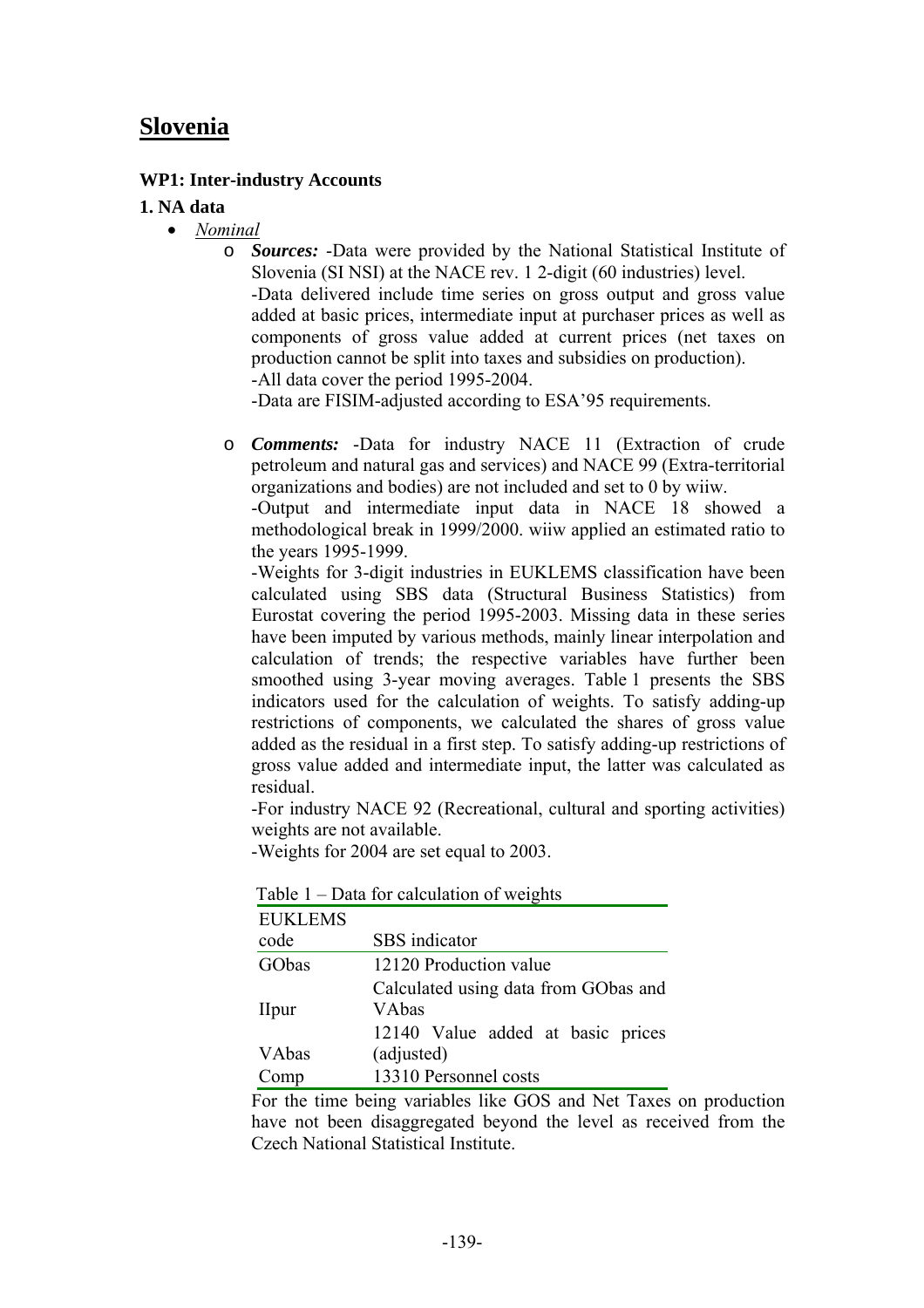# Slovenia

### WP1: Inter-industry Accounts

### 1. NA data

- *Nominal*
  - ***Sources:*** -Data were provided by the National Statistical Institute of Slovenia (SI NSI) at the NACE rev. 1 2-digit (60 industries) level.
    -Data delivered include time series on gross output and gross value added at basic prices, intermediate input at purchaser prices as well as components of gross value added at current prices (net taxes on production cannot be split into taxes and subsidies on production).
    -All data cover the period 1995-2004.
    -Data are FISIM-adjusted according to ESA'95 requirements.

  - ***Comments:*** -Data for industry NACE 11 (Extraction of crude petroleum and natural gas and services) and NACE 99 (Extra-territorial organizations and bodies) are not included and set to 0 by wiiw.
    -Output and intermediate input data in NACE 18 showed a methodological break in 1999/2000. wiiw applied an estimated ratio to the years 1995-1999.
    -Weights for 3-digit industries in EUKLEMS classification have been calculated using SBS data (Structural Business Statistics) from Eurostat covering the period 1995-2003. Missing data in these series have been imputed by various methods, mainly linear interpolation and calculation of trends; the respective variables have further been smoothed using 3-year moving averages. Table 1 presents the SBS indicators used for the calculation of weights. To satisfy adding-up restrictions of components, we calculated the shares of gross value added as the residual in a first step. To satisfy adding-up restrictions of gross value added and intermediate input, the latter was calculated as residual.
    -For industry NACE 92 (Recreational, cultural and sporting activities) weights are not available.
    -Weights for 2004 are set equal to 2003.

    Table 1 – Data for calculation of weights

    | EUKLEMS code | SBS indicator |
    |---|---|
    | GObas | 12120 Production value |
    | IIpur | Calculated using data from GObas and VAbas |
    | VAbas | 12140 Value added at basic prices (adjusted) |
    | Comp | 13310 Personnel costs |

    For the time being variables like GOS and Net Taxes on production have not been disaggregated beyond the level as received from the Czech National Statistical Institute.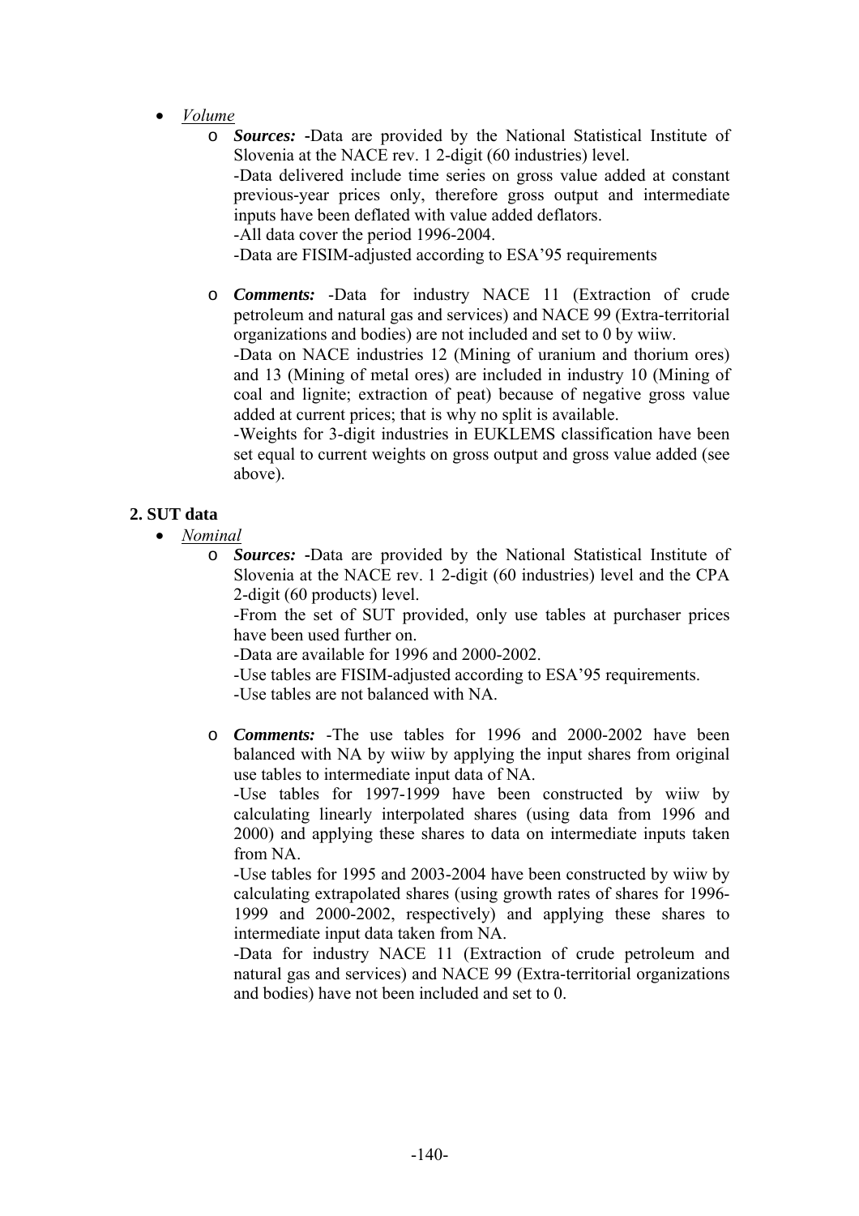- *Volume*
  - ***Sources:*** -Data are provided by the National Statistical Institute of Slovenia at the NACE rev. 1 2-digit (60 industries) level.
    -Data delivered include time series on gross value added at constant previous-year prices only, therefore gross output and intermediate inputs have been deflated with value added deflators.
    -All data cover the period 1996-2004.
    -Data are FISIM-adjusted according to ESA'95 requirements

  - ***Comments:*** -Data for industry NACE 11 (Extraction of crude petroleum and natural gas and services) and NACE 99 (Extra-territorial organizations and bodies) are not included and set to 0 by wiiw.
    -Data on NACE industries 12 (Mining of uranium and thorium ores) and 13 (Mining of metal ores) are included in industry 10 (Mining of coal and lignite; extraction of peat) because of negative gross value added at current prices; that is why no split is available.
    -Weights for 3-digit industries in EUKLEMS classification have been set equal to current weights on gross output and gross value added (see above).

**2. SUT data**

- *Nominal*
  - ***Sources:*** -Data are provided by the National Statistical Institute of Slovenia at the NACE rev. 1 2-digit (60 industries) level and the CPA 2-digit (60 products) level.
    -From the set of SUT provided, only use tables at purchaser prices have been used further on.
    -Data are available for 1996 and 2000-2002.
    -Use tables are FISIM-adjusted according to ESA'95 requirements.
    -Use tables are not balanced with NA.

  - ***Comments:*** -The use tables for 1996 and 2000-2002 have been balanced with NA by wiiw by applying the input shares from original use tables to intermediate input data of NA.
    -Use tables for 1997-1999 have been constructed by wiiw by calculating linearly interpolated shares (using data from 1996 and 2000) and applying these shares to data on intermediate inputs taken from NA.
    -Use tables for 1995 and 2003-2004 have been constructed by wiiw by calculating extrapolated shares (using growth rates of shares for 1996-1999 and 2000-2002, respectively) and applying these shares to intermediate input data taken from NA.
    -Data for industry NACE 11 (Extraction of crude petroleum and natural gas and services) and NACE 99 (Extra-territorial organizations and bodies) have not been included and set to 0.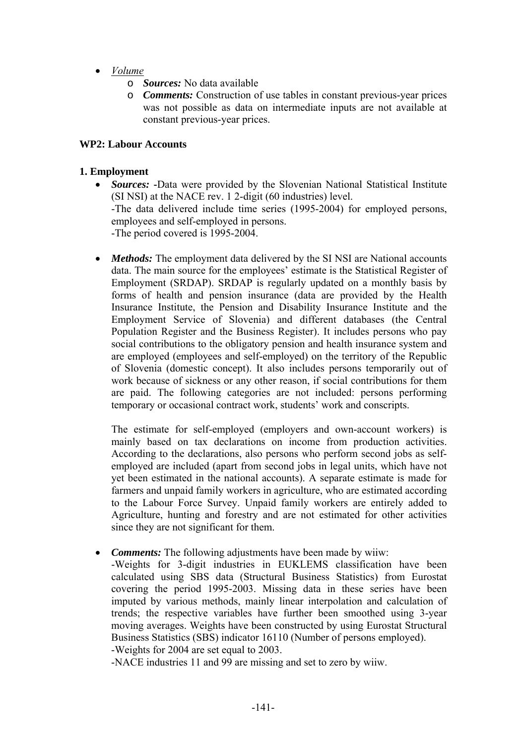- *Volume*
    - ***Sources:*** No data available
    - ***Comments:*** Construction of use tables in constant previous-year prices was not possible as data on intermediate inputs are not available at constant previous-year prices.

**WP2: Labour Accounts**

**1. Employment**

- ***Sources:*** -Data were provided by the Slovenian National Statistical Institute (SI NSI) at the NACE rev. 1 2-digit (60 industries) level.
  -The data delivered include time series (1995-2004) for employed persons, employees and self-employed in persons.
  -The period covered is 1995-2004.

- ***Methods:*** The employment data delivered by the SI NSI are National accounts data. The main source for the employees' estimate is the Statistical Register of Employment (SRDAP). SRDAP is regularly updated on a monthly basis by forms of health and pension insurance (data are provided by the Health Insurance Institute, the Pension and Disability Insurance Institute and the Employment Service of Slovenia) and different databases (the Central Population Register and the Business Register). It includes persons who pay social contributions to the obligatory pension and health insurance system and are employed (employees and self-employed) on the territory of the Republic of Slovenia (domestic concept). It also includes persons temporarily out of work because of sickness or any other reason, if social contributions for them are paid. The following categories are not included: persons performing temporary or occasional contract work, students' work and conscripts.

  The estimate for self-employed (employers and own-account workers) is mainly based on tax declarations on income from production activities. According to the declarations, also persons who perform second jobs as self-employed are included (apart from second jobs in legal units, which have not yet been estimated in the national accounts). A separate estimate is made for farmers and unpaid family workers in agriculture, who are estimated according to the Labour Force Survey. Unpaid family workers are entirely added to Agriculture, hunting and forestry and are not estimated for other activities since they are not significant for them.

- ***Comments:*** The following adjustments have been made by wiiw:
  -Weights for 3-digit industries in EUKLEMS classification have been calculated using SBS data (Structural Business Statistics) from Eurostat covering the period 1995-2003. Missing data in these series have been imputed by various methods, mainly linear interpolation and calculation of trends; the respective variables have further been smoothed using 3-year moving averages. Weights have been constructed by using Eurostat Structural Business Statistics (SBS) indicator 16110 (Number of persons employed).
  -Weights for 2004 are set equal to 2003.
  -NACE industries 11 and 99 are missing and set to zero by wiiw.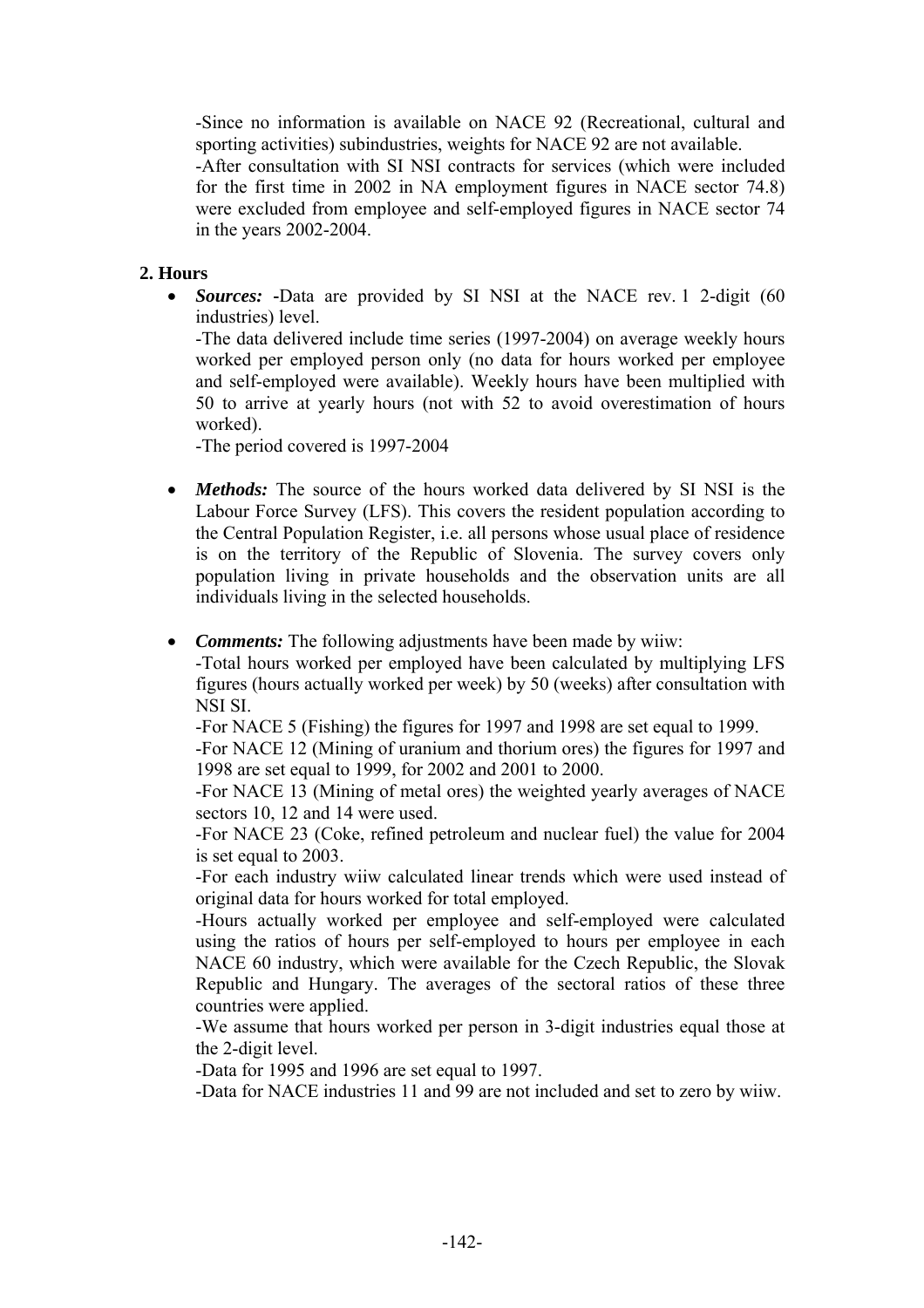-Since no information is available on NACE 92 (Recreational, cultural and sporting activities) subindustries, weights for NACE 92 are not available.
-After consultation with SI NSI contracts for services (which were included for the first time in 2002 in NA employment figures in NACE sector 74.8) were excluded from employee and self-employed figures in NACE sector 74 in the years 2002-2004.

## 2. Hours

- ***Sources:*** -Data are provided by SI NSI at the NACE rev. 1 2-digit (60 industries) level.
  -The data delivered include time series (1997-2004) on average weekly hours worked per employed person only (no data for hours worked per employee and self-employed were available). Weekly hours have been multiplied with 50 to arrive at yearly hours (not with 52 to avoid overestimation of hours worked).
  -The period covered is 1997-2004

- ***Methods:*** The source of the hours worked data delivered by SI NSI is the Labour Force Survey (LFS). This covers the resident population according to the Central Population Register, i.e. all persons whose usual place of residence is on the territory of the Republic of Slovenia. The survey covers only population living in private households and the observation units are all individuals living in the selected households.

- ***Comments:*** The following adjustments have been made by wiiw:
  -Total hours worked per employed have been calculated by multiplying LFS figures (hours actually worked per week) by 50 (weeks) after consultation with NSI SI.
  -For NACE 5 (Fishing) the figures for 1997 and 1998 are set equal to 1999.
  -For NACE 12 (Mining of uranium and thorium ores) the figures for 1997 and 1998 are set equal to 1999, for 2002 and 2001 to 2000.
  -For NACE 13 (Mining of metal ores) the weighted yearly averages of NACE sectors 10, 12 and 14 were used.
  -For NACE 23 (Coke, refined petroleum and nuclear fuel) the value for 2004 is set equal to 2003.
  -For each industry wiiw calculated linear trends which were used instead of original data for hours worked for total employed.
  -Hours actually worked per employee and self-employed were calculated using the ratios of hours per self-employed to hours per employee in each NACE 60 industry, which were available for the Czech Republic, the Slovak Republic and Hungary. The averages of the sectoral ratios of these three countries were applied.
  -We assume that hours worked per person in 3-digit industries equal those at the 2-digit level.
  -Data for 1995 and 1996 are set equal to 1997.
  -Data for NACE industries 11 and 99 are not included and set to zero by wiiw.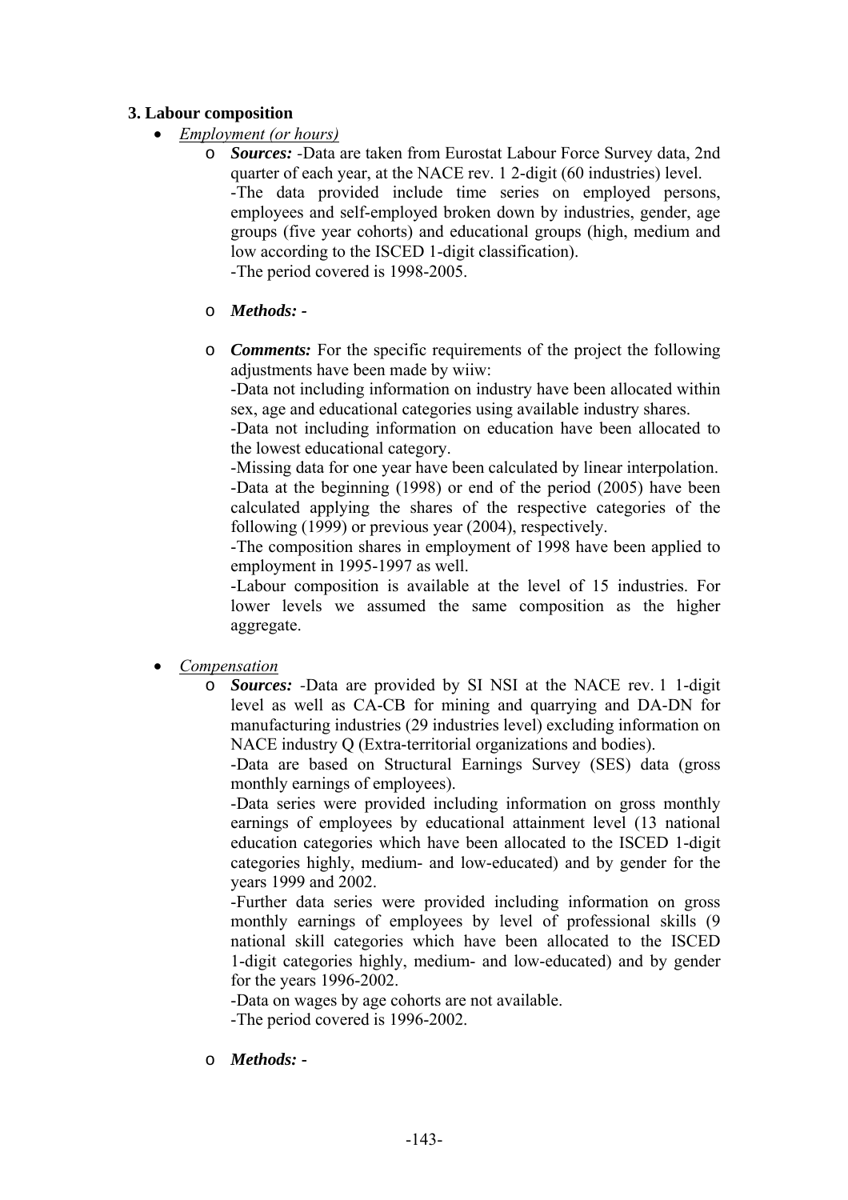### 3. Labour composition

- *Employment (or hours)*
  - ***Sources:*** -Data are taken from Eurostat Labour Force Survey data, 2nd quarter of each year, at the NACE rev. 1 2-digit (60 industries) level.
    -The data provided include time series on employed persons, employees and self-employed broken down by industries, gender, age groups (five year cohorts) and educational groups (high, medium and low according to the ISCED 1-digit classification).
    -The period covered is 1998-2005.
  - ***Methods:*** -
  - ***Comments:*** For the specific requirements of the project the following adjustments have been made by wiiw:
    -Data not including information on industry have been allocated within sex, age and educational categories using available industry shares.
    -Data not including information on education have been allocated to the lowest educational category.
    -Missing data for one year have been calculated by linear interpolation.
    -Data at the beginning (1998) or end of the period (2005) have been calculated applying the shares of the respective categories of the following (1999) or previous year (2004), respectively.
    -The composition shares in employment of 1998 have been applied to employment in 1995-1997 as well.
    -Labour composition is available at the level of 15 industries. For lower levels we assumed the same composition as the higher aggregate.

- *Compensation*
  - ***Sources:*** -Data are provided by SI NSI at the NACE rev. 1 1-digit level as well as CA-CB for mining and quarrying and DA-DN for manufacturing industries (29 industries level) excluding information on NACE industry Q (Extra-territorial organizations and bodies).
    -Data are based on Structural Earnings Survey (SES) data (gross monthly earnings of employees).
    -Data series were provided including information on gross monthly earnings of employees by educational attainment level (13 national education categories which have been allocated to the ISCED 1-digit categories highly, medium- and low-educated) and by gender for the years 1999 and 2002.
    -Further data series were provided including information on gross monthly earnings of employees by level of professional skills (9 national skill categories which have been allocated to the ISCED 1-digit categories highly, medium- and low-educated) and by gender for the years 1996-2002.
    -Data on wages by age cohorts are not available.
    -The period covered is 1996-2002.
  - ***Methods:*** -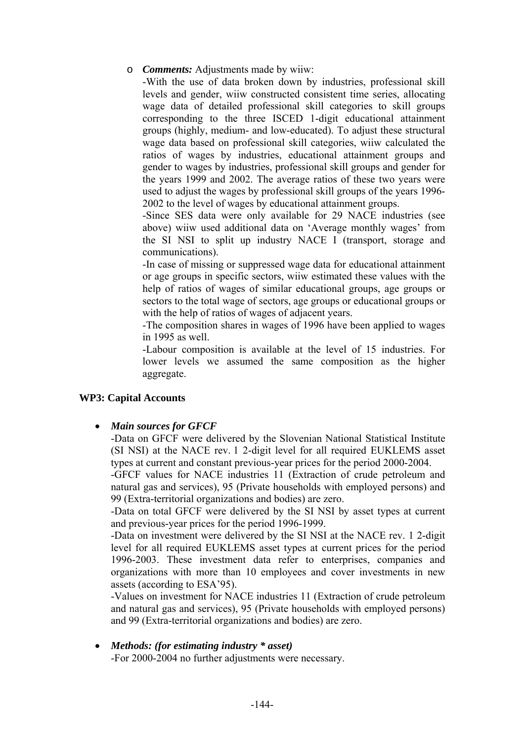- ***Comments:*** Adjustments made by wiiw:

  -With the use of data broken down by industries, professional skill levels and gender, wiiw constructed consistent time series, allocating wage data of detailed professional skill categories to skill groups corresponding to the three ISCED 1-digit educational attainment groups (highly, medium- and low-educated). To adjust these structural wage data based on professional skill categories, wiiw calculated the ratios of wages by industries, educational attainment groups and gender to wages by industries, professional skill groups and gender for the years 1999 and 2002. The average ratios of these two years were used to adjust the wages by professional skill groups of the years 1996-2002 to the level of wages by educational attainment groups.

  -Since SES data were only available for 29 NACE industries (see above) wiiw used additional data on 'Average monthly wages' from the SI NSI to split up industry NACE I (transport, storage and communications).

  -In case of missing or suppressed wage data for educational attainment or age groups in specific sectors, wiiw estimated these values with the help of ratios of wages of similar educational groups, age groups or sectors to the total wage of sectors, age groups or educational groups or with the help of ratios of wages of adjacent years.

  -The composition shares in wages of 1996 have been applied to wages in 1995 as well.

  -Labour composition is available at the level of 15 industries. For lower levels we assumed the same composition as the higher aggregate.

**WP3: Capital Accounts**

- ***Main sources for GFCF***

  -Data on GFCF were delivered by the Slovenian National Statistical Institute (SI NSI) at the NACE rev. 1 2-digit level for all required EUKLEMS asset types at current and constant previous-year prices for the period 2000-2004.

  -GFCF values for NACE industries 11 (Extraction of crude petroleum and natural gas and services), 95 (Private households with employed persons) and 99 (Extra-territorial organizations and bodies) are zero.

  -Data on total GFCF were delivered by the SI NSI by asset types at current and previous-year prices for the period 1996-1999.

  -Data on investment were delivered by the SI NSI at the NACE rev. 1 2-digit level for all required EUKLEMS asset types at current prices for the period 1996-2003. These investment data refer to enterprises, companies and organizations with more than 10 employees and cover investments in new assets (according to ESA'95).

  -Values on investment for NACE industries 11 (Extraction of crude petroleum and natural gas and services), 95 (Private households with employed persons) and 99 (Extra-territorial organizations and bodies) are zero.

- ***Methods: (for estimating industry * asset)***

  -For 2000-2004 no further adjustments were necessary.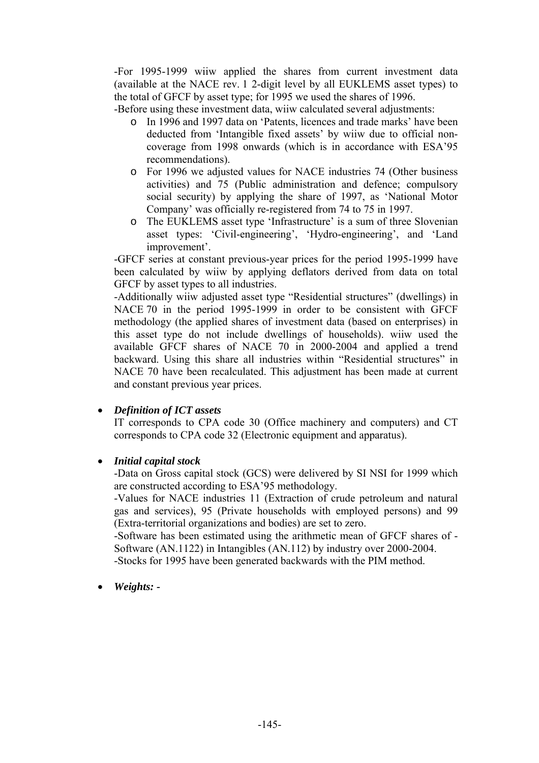-For 1995-1999 wiiw applied the shares from current investment data (available at the NACE rev. 1 2-digit level by all EUKLEMS asset types) to the total of GFCF by asset type; for 1995 we used the shares of 1996.

-Before using these investment data, wiiw calculated several adjustments:

- In 1996 and 1997 data on 'Patents, licences and trade marks' have been deducted from 'Intangible fixed assets' by wiiw due to official non-coverage from 1998 onwards (which is in accordance with ESA'95 recommendations).
- For 1996 we adjusted values for NACE industries 74 (Other business activities) and 75 (Public administration and defence; compulsory social security) by applying the share of 1997, as 'National Motor Company' was officially re-registered from 74 to 75 in 1997.
- The EUKLEMS asset type 'Infrastructure' is a sum of three Slovenian asset types: 'Civil-engineering', 'Hydro-engineering', and 'Land improvement'.

-GFCF series at constant previous-year prices for the period 1995-1999 have been calculated by wiiw by applying deflators derived from data on total GFCF by asset types to all industries.

-Additionally wiiw adjusted asset type "Residential structures" (dwellings) in NACE 70 in the period 1995-1999 in order to be consistent with GFCF methodology (the applied shares of investment data (based on enterprises) in this asset type do not include dwellings of households). wiiw used the available GFCF shares of NACE 70 in 2000-2004 and applied a trend backward. Using this share all industries within "Residential structures" in NACE 70 have been recalculated. This adjustment has been made at current and constant previous year prices.

- ***Definition of ICT assets***

  IT corresponds to CPA code 30 (Office machinery and computers) and CT corresponds to CPA code 32 (Electronic equipment and apparatus).

- ***Initial capital stock***

  -Data on Gross capital stock (GCS) were delivered by SI NSI for 1999 which are constructed according to ESA'95 methodology.

  -Values for NACE industries 11 (Extraction of crude petroleum and natural gas and services), 95 (Private households with employed persons) and 99 (Extra-territorial organizations and bodies) are set to zero.

  -Software has been estimated using the arithmetic mean of GFCF shares of - Software (AN.1122) in Intangibles (AN.112) by industry over 2000-2004.

  -Stocks for 1995 have been generated backwards with the PIM method.

- ***Weights: -***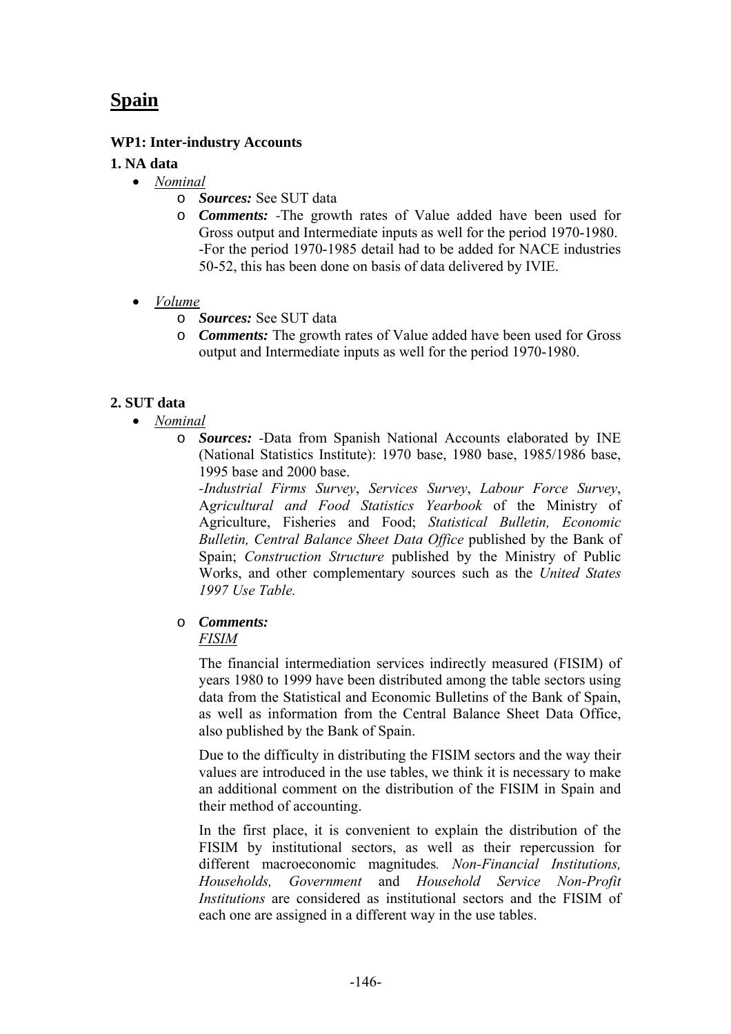# Spain

**WP1: Inter-industry Accounts**

**1. NA data**

- *Nominal*
  - ***Sources:*** See SUT data
  - ***Comments:*** -The growth rates of Value added have been used for Gross output and Intermediate inputs as well for the period 1970-1980. -For the period 1970-1985 detail had to be added for NACE industries 50-52, this has been done on basis of data delivered by IVIE.

- *Volume*
  - ***Sources:*** See SUT data
  - ***Comments:*** The growth rates of Value added have been used for Gross output and Intermediate inputs as well for the period 1970-1980.

**2. SUT data**

- *Nominal*
  - ***Sources:*** -Data from Spanish National Accounts elaborated by INE (National Statistics Institute): 1970 base, 1980 base, 1985/1986 base, 1995 base and 2000 base.
  
    -*Industrial Firms Survey*, *Services Survey*, *Labour Force Survey*, *Agricultural and Food Statistics Yearbook* of the Ministry of Agriculture, Fisheries and Food; *Statistical Bulletin, Economic Bulletin, Central Balance Sheet Data Office* published by the Bank of Spain; *Construction Structure* published by the Ministry of Public Works, and other complementary sources such as the *United States 1997 Use Table.*

  - ***Comments:***
  
    *FISIM*

    The financial intermediation services indirectly measured (FISIM) of years 1980 to 1999 have been distributed among the table sectors using data from the Statistical and Economic Bulletins of the Bank of Spain, as well as information from the Central Balance Sheet Data Office, also published by the Bank of Spain.

    Due to the difficulty in distributing the FISIM sectors and the way their values are introduced in the use tables, we think it is necessary to make an additional comment on the distribution of the FISIM in Spain and their method of accounting.

    In the first place, it is convenient to explain the distribution of the FISIM by institutional sectors, as well as their repercussion for different macroeconomic magnitudes*.* *Non-Financial Institutions, Households, Government* and *Household Service Non-Profit Institutions* are considered as institutional sectors and the FISIM of each one are assigned in a different way in the use tables.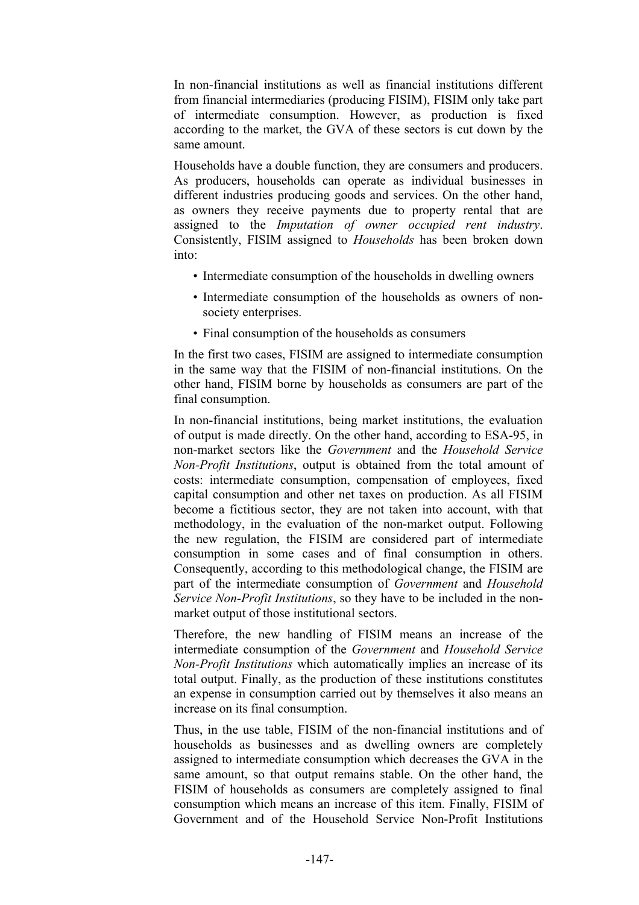In non-financial institutions as well as financial institutions different from financial intermediaries (producing FISIM), FISIM only take part of intermediate consumption. However, as production is fixed according to the market, the GVA of these sectors is cut down by the same amount.

Households have a double function, they are consumers and producers. As producers, households can operate as individual businesses in different industries producing goods and services. On the other hand, as owners they receive payments due to property rental that are assigned to the *Imputation of owner occupied rent industry*. Consistently, FISIM assigned to *Households* has been broken down into:

- Intermediate consumption of the households in dwelling owners
- Intermediate consumption of the households as owners of non-society enterprises.
- Final consumption of the households as consumers

In the first two cases, FISIM are assigned to intermediate consumption in the same way that the FISIM of non-financial institutions. On the other hand, FISIM borne by households as consumers are part of the final consumption.

In non-financial institutions, being market institutions, the evaluation of output is made directly. On the other hand, according to ESA-95, in non-market sectors like the *Government* and the *Household Service Non-Profit Institutions*, output is obtained from the total amount of costs: intermediate consumption, compensation of employees, fixed capital consumption and other net taxes on production. As all FISIM become a fictitious sector, they are not taken into account, with that methodology, in the evaluation of the non-market output. Following the new regulation, the FISIM are considered part of intermediate consumption in some cases and of final consumption in others. Consequently, according to this methodological change, the FISIM are part of the intermediate consumption of *Government* and *Household Service Non-Profit Institutions*, so they have to be included in the non-market output of those institutional sectors.

Therefore, the new handling of FISIM means an increase of the intermediate consumption of the *Government* and *Household Service Non-Profit Institutions* which automatically implies an increase of its total output. Finally, as the production of these institutions constitutes an expense in consumption carried out by themselves it also means an increase on its final consumption.

Thus, in the use table, FISIM of the non-financial institutions and of households as businesses and as dwelling owners are completely assigned to intermediate consumption which decreases the GVA in the same amount, so that output remains stable. On the other hand, the FISIM of households as consumers are completely assigned to final consumption which means an increase of this item. Finally, FISIM of Government and of the Household Service Non-Profit Institutions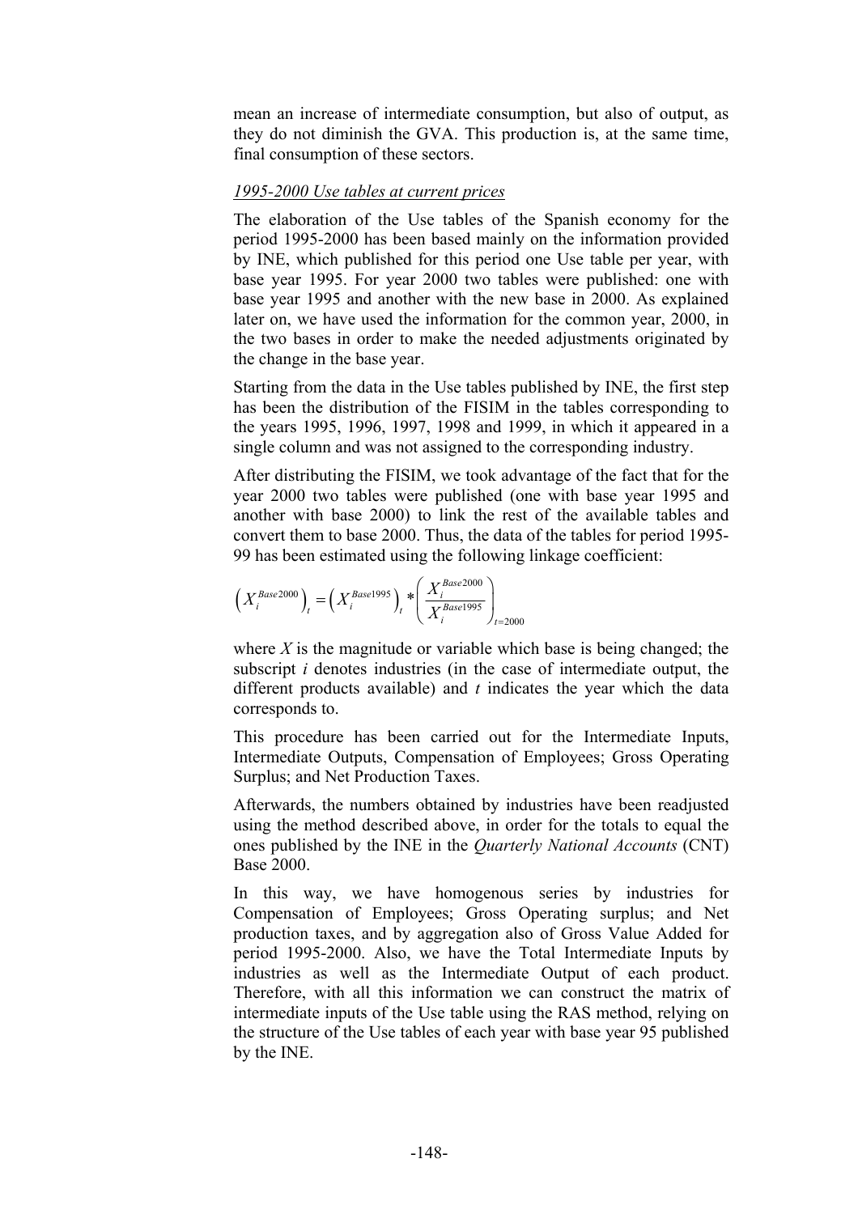mean an increase of intermediate consumption, but also of output, as they do not diminish the GVA. This production is, at the same time, final consumption of these sectors.

*1995-2000 Use tables at current prices*

The elaboration of the Use tables of the Spanish economy for the period 1995-2000 has been based mainly on the information provided by INE, which published for this period one Use table per year, with base year 1995. For year 2000 two tables were published: one with base year 1995 and another with the new base in 2000. As explained later on, we have used the information for the common year, 2000, in the two bases in order to make the needed adjustments originated by the change in the base year.

Starting from the data in the Use tables published by INE, the first step has been the distribution of the FISIM in the tables corresponding to the years 1995, 1996, 1997, 1998 and 1999, in which it appeared in a single column and was not assigned to the corresponding industry.

After distributing the FISIM, we took advantage of the fact that for the year 2000 two tables were published (one with base year 1995 and another with base 2000) to link the rest of the available tables and convert them to base 2000. Thus, the data of the tables for period 1995-99 has been estimated using the following linkage coefficient:

$$\left(X_i^{Base2000}\right)_t = \left(X_i^{Base1995}\right)_t * \left(\frac{X_i^{Base2000}}{X_i^{Base1995}}\right)_{t=2000}$$

where $X$ is the magnitude or variable which base is being changed; the subscript $i$ denotes industries (in the case of intermediate output, the different products available) and $t$ indicates the year which the data corresponds to.

This procedure has been carried out for the Intermediate Inputs, Intermediate Outputs, Compensation of Employees; Gross Operating Surplus; and Net Production Taxes.

Afterwards, the numbers obtained by industries have been readjusted using the method described above, in order for the totals to equal the ones published by the INE in the *Quarterly National Accounts* (CNT) Base 2000.

In this way, we have homogenous series by industries for Compensation of Employees; Gross Operating surplus; and Net production taxes, and by aggregation also of Gross Value Added for period 1995-2000. Also, we have the Total Intermediate Inputs by industries as well as the Intermediate Output of each product. Therefore, with all this information we can construct the matrix of intermediate inputs of the Use table using the RAS method, relying on the structure of the Use tables of each year with base year 95 published by the INE.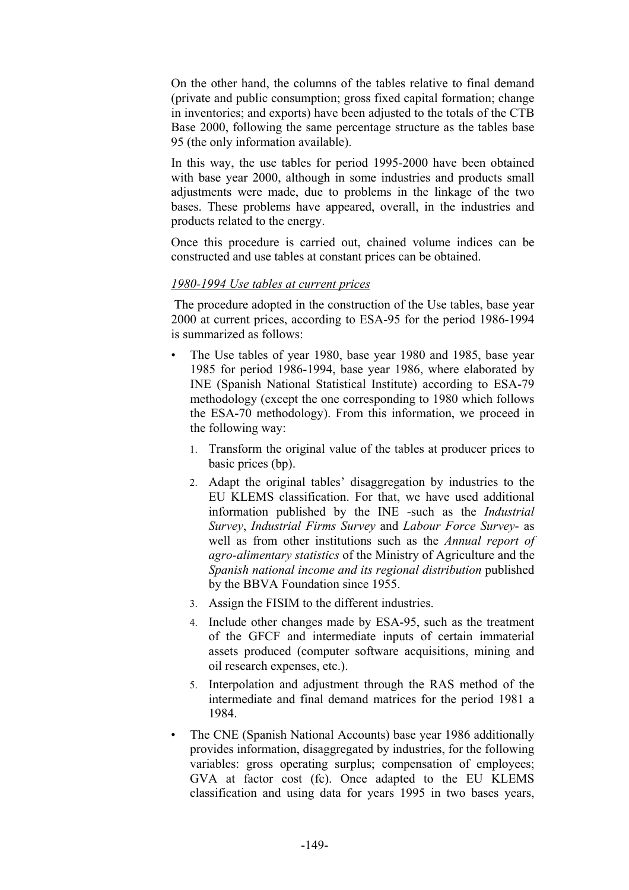On the other hand, the columns of the tables relative to final demand (private and public consumption; gross fixed capital formation; change in inventories; and exports) have been adjusted to the totals of the CTB Base 2000, following the same percentage structure as the tables base 95 (the only information available).

In this way, the use tables for period 1995-2000 have been obtained with base year 2000, although in some industries and products small adjustments were made, due to problems in the linkage of the two bases. These problems have appeared, overall, in the industries and products related to the energy.

Once this procedure is carried out, chained volume indices can be constructed and use tables at constant prices can be obtained.

*1980-1994 Use tables at current prices*

The procedure adopted in the construction of the Use tables, base year 2000 at current prices, according to ESA-95 for the period 1986-1994 is summarized as follows:

- The Use tables of year 1980, base year 1980 and 1985, base year 1985 for period 1986-1994, base year 1986, where elaborated by INE (Spanish National Statistical Institute) according to ESA-79 methodology (except the one corresponding to 1980 which follows the ESA-70 methodology). From this information, we proceed in the following way:
  1. Transform the original value of the tables at producer prices to basic prices (bp).
  2. Adapt the original tables' disaggregation by industries to the EU KLEMS classification. For that, we have used additional information published by the INE -such as the *Industrial Survey*, *Industrial Firms Survey* and *Labour Force Survey*- as well as from other institutions such as the *Annual report of agro-alimentary statistics* of the Ministry of Agriculture and the *Spanish national income and its regional distribution* published by the BBVA Foundation since 1955.
  3. Assign the FISIM to the different industries.
  4. Include other changes made by ESA-95, such as the treatment of the GFCF and intermediate inputs of certain immaterial assets produced (computer software acquisitions, mining and oil research expenses, etc.).
  5. Interpolation and adjustment through the RAS method of the intermediate and final demand matrices for the period 1981 a 1984.
- The CNE (Spanish National Accounts) base year 1986 additionally provides information, disaggregated by industries, for the following variables: gross operating surplus; compensation of employees; GVA at factor cost (fc). Once adapted to the EU KLEMS classification and using data for years 1995 in two bases years,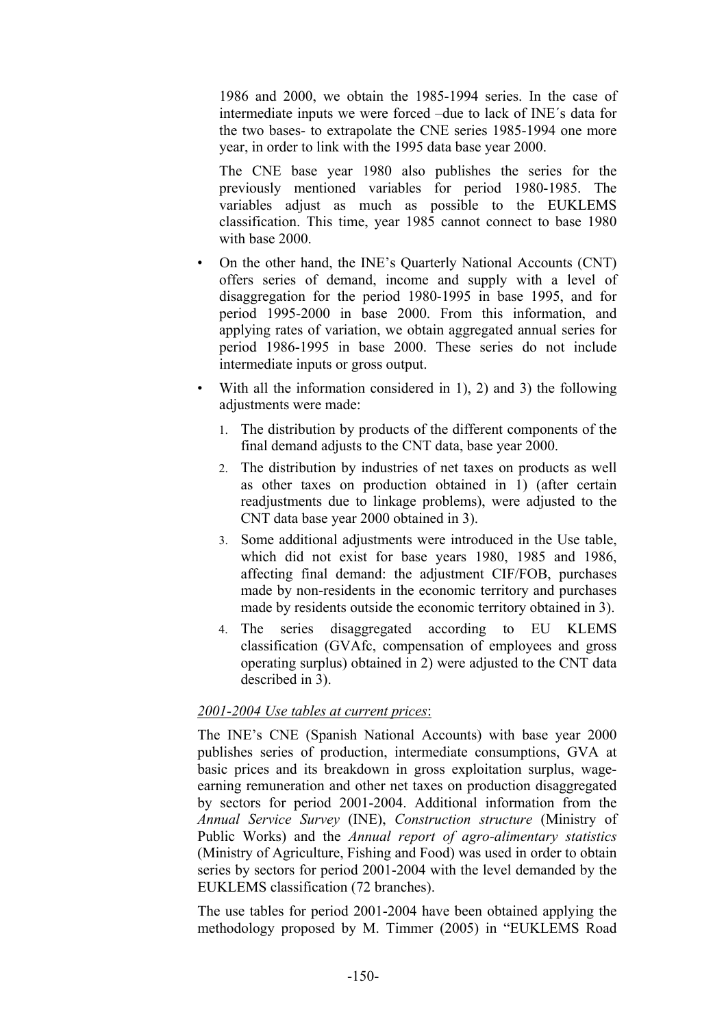1986 and 2000, we obtain the 1985-1994 series. In the case of intermediate inputs we were forced –due to lack of INE´s data for the two bases- to extrapolate the CNE series 1985-1994 one more year, in order to link with the 1995 data base year 2000.

The CNE base year 1980 also publishes the series for the previously mentioned variables for period 1980-1985. The variables adjust as much as possible to the EUKLEMS classification. This time, year 1985 cannot connect to base 1980 with base 2000.

- On the other hand, the INE's Quarterly National Accounts (CNT) offers series of demand, income and supply with a level of disaggregation for the period 1980-1995 in base 1995, and for period 1995-2000 in base 2000. From this information, and applying rates of variation, we obtain aggregated annual series for period 1986-1995 in base 2000. These series do not include intermediate inputs or gross output.
- With all the information considered in 1), 2) and 3) the following adjustments were made:
  1. The distribution by products of the different components of the final demand adjusts to the CNT data, base year 2000.
  2. The distribution by industries of net taxes on products as well as other taxes on production obtained in 1) (after certain readjustments due to linkage problems), were adjusted to the CNT data base year 2000 obtained in 3).
  3. Some additional adjustments were introduced in the Use table, which did not exist for base years 1980, 1985 and 1986, affecting final demand: the adjustment CIF/FOB, purchases made by non-residents in the economic territory and purchases made by residents outside the economic territory obtained in 3).
  4. The series disaggregated according to EU KLEMS classification (GVAfc, compensation of employees and gross operating surplus) obtained in 2) were adjusted to the CNT data described in 3).

*2001-2004 Use tables at current prices*:

The INE's CNE (Spanish National Accounts) with base year 2000 publishes series of production, intermediate consumptions, GVA at basic prices and its breakdown in gross exploitation surplus, wage-earning remuneration and other net taxes on production disaggregated by sectors for period 2001-2004. Additional information from the *Annual Service Survey* (INE), *Construction structure* (Ministry of Public Works) and the *Annual report of agro-alimentary statistics* (Ministry of Agriculture, Fishing and Food) was used in order to obtain series by sectors for period 2001-2004 with the level demanded by the EUKLEMS classification (72 branches).

The use tables for period 2001-2004 have been obtained applying the methodology proposed by M. Timmer (2005) in "EUKLEMS Road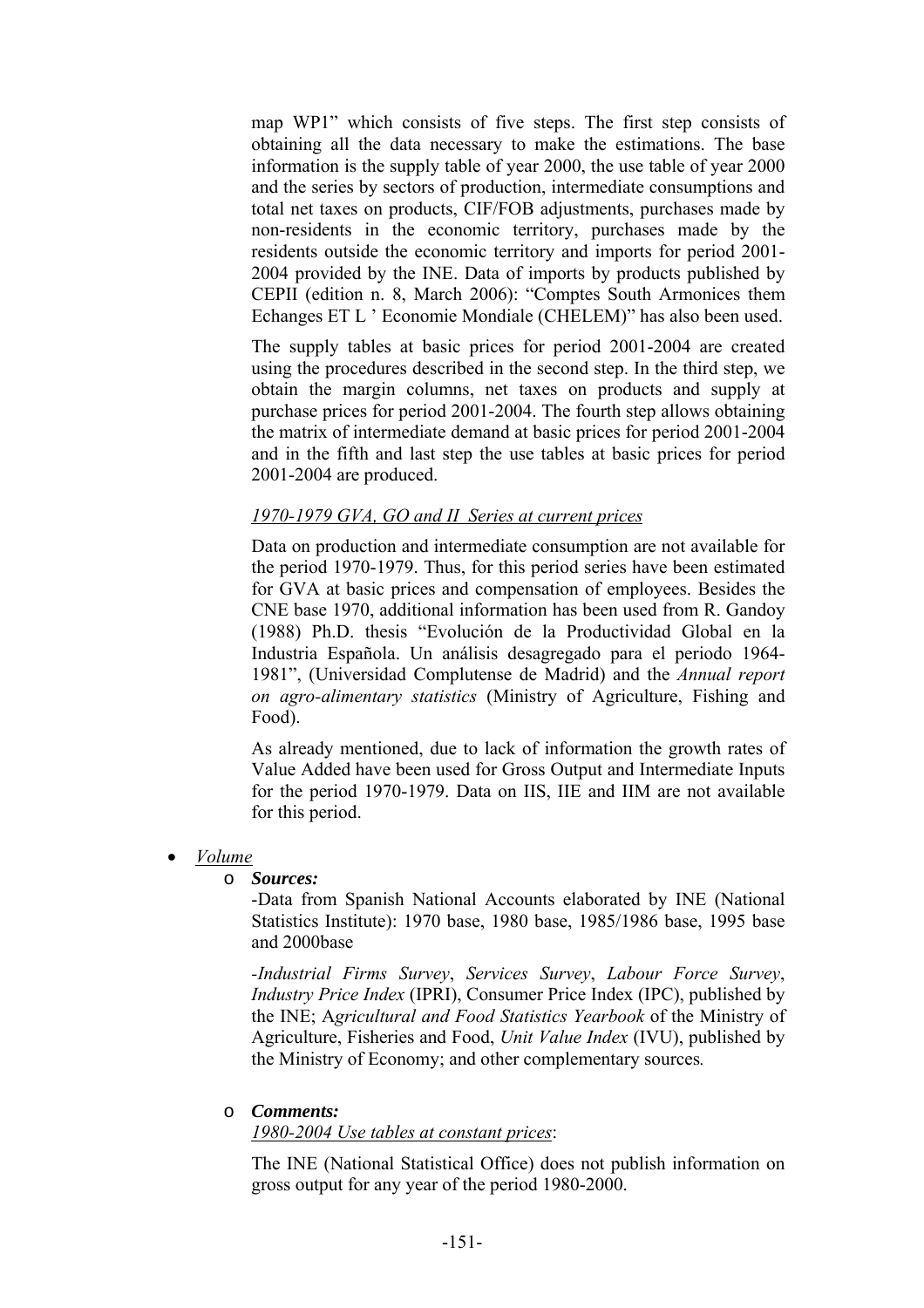map WP1" which consists of five steps. The first step consists of obtaining all the data necessary to make the estimations. The base information is the supply table of year 2000, the use table of year 2000 and the series by sectors of production, intermediate consumptions and total net taxes on products, CIF/FOB adjustments, purchases made by non-residents in the economic territory, purchases made by the residents outside the economic territory and imports for period 2001-2004 provided by the INE. Data of imports by products published by CEPII (edition n. 8, March 2006): "Comptes South Armonices them Echanges ET L ' Economie Mondiale (CHELEM)" has also been used.

The supply tables at basic prices for period 2001-2004 are created using the procedures described in the second step. In the third step, we obtain the margin columns, net taxes on products and supply at purchase prices for period 2001-2004. The fourth step allows obtaining the matrix of intermediate demand at basic prices for period 2001-2004 and in the fifth and last step the use tables at basic prices for period 2001-2004 are produced.

<u>*1970-1979 GVA, GO and II Series at current prices*</u>

Data on production and intermediate consumption are not available for the period 1970-1979. Thus, for this period series have been estimated for GVA at basic prices and compensation of employees. Besides the CNE base 1970, additional information has been used from R. Gandoy (1988) Ph.D. thesis "Evolución de la Productividad Global en la Industria Española. Un análisis desagregado para el periodo 1964-1981", (Universidad Complutense de Madrid) and the *Annual report on agro-alimentary statistics* (Ministry of Agriculture, Fishing and Food).

As already mentioned, due to lack of information the growth rates of Value Added have been used for Gross Output and Intermediate Inputs for the period 1970-1979. Data on IIS, IIE and IIM are not available for this period.

- <u>*Volume*</u>
  - ***Sources:***

    -Data from Spanish National Accounts elaborated by INE (National Statistics Institute): 1970 base, 1980 base, 1985/1986 base, 1995 base and 2000base

    -*Industrial Firms Survey*, *Services Survey*, *Labour Force Survey*, *Industry Price Index* (IPRI), Consumer Price Index (IPC), published by the INE; A*gricultural and Food Statistics Yearbook* of the Ministry of Agriculture, Fisheries and Food, *Unit Value Index* (IVU), published by the Ministry of Economy; and other complementary sources*.*

  - ***Comments:***

    <u>*1980-2004 Use tables at constant prices*</u>:

    The INE (National Statistical Office) does not publish information on gross output for any year of the period 1980-2000.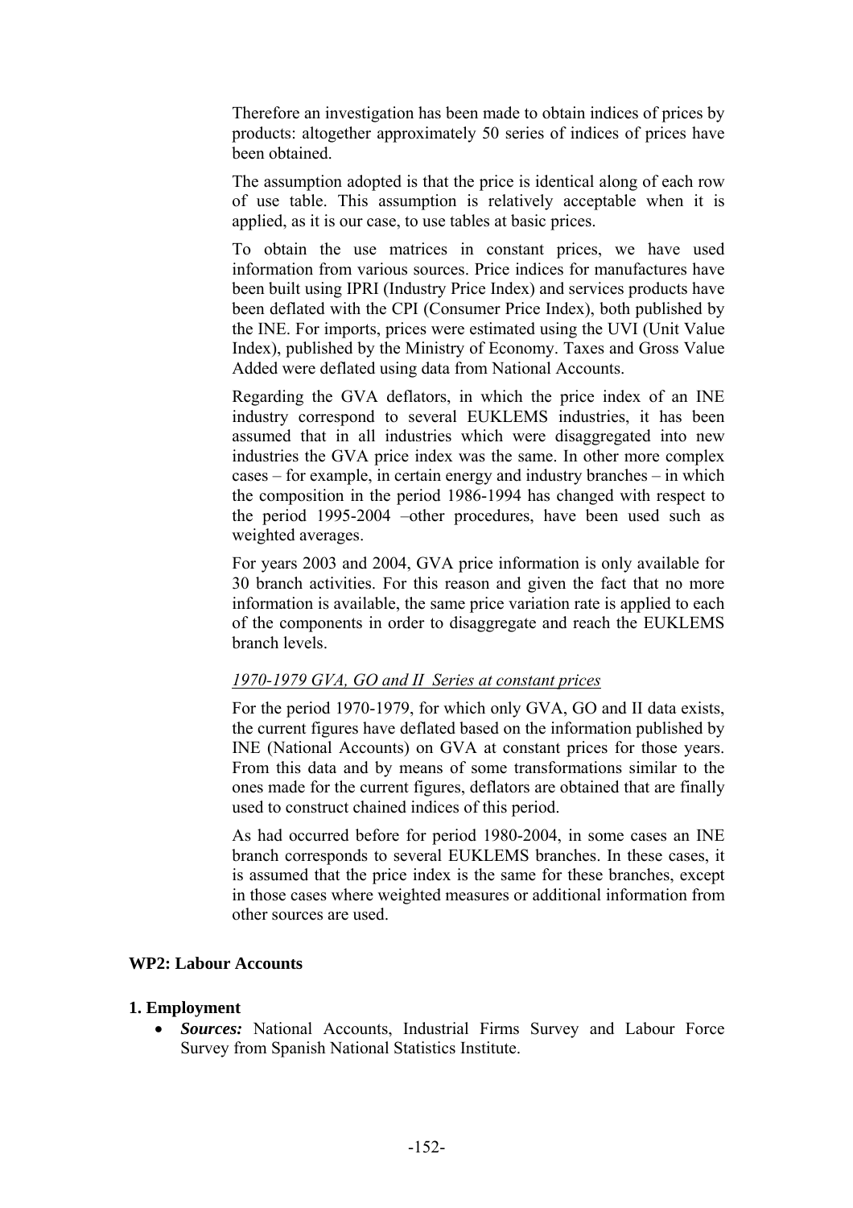Therefore an investigation has been made to obtain indices of prices by products: altogether approximately 50 series of indices of prices have been obtained.

The assumption adopted is that the price is identical along of each row of use table. This assumption is relatively acceptable when it is applied, as it is our case, to use tables at basic prices.

To obtain the use matrices in constant prices, we have used information from various sources. Price indices for manufactures have been built using IPRI (Industry Price Index) and services products have been deflated with the CPI (Consumer Price Index), both published by the INE. For imports, prices were estimated using the UVI (Unit Value Index), published by the Ministry of Economy. Taxes and Gross Value Added were deflated using data from National Accounts.

Regarding the GVA deflators, in which the price index of an INE industry correspond to several EUKLEMS industries, it has been assumed that in all industries which were disaggregated into new industries the GVA price index was the same. In other more complex cases – for example, in certain energy and industry branches – in which the composition in the period 1986-1994 has changed with respect to the period 1995-2004 –other procedures, have been used such as weighted averages.

For years 2003 and 2004, GVA price information is only available for 30 branch activities. For this reason and given the fact that no more information is available, the same price variation rate is applied to each of the components in order to disaggregate and reach the EUKLEMS branch levels.

*1970-1979 GVA, GO and II Series at constant prices*

For the period 1970-1979, for which only GVA, GO and II data exists, the current figures have deflated based on the information published by INE (National Accounts) on GVA at constant prices for those years. From this data and by means of some transformations similar to the ones made for the current figures, deflators are obtained that are finally used to construct chained indices of this period.

As had occurred before for period 1980-2004, in some cases an INE branch corresponds to several EUKLEMS branches. In these cases, it is assumed that the price index is the same for these branches, except in those cases where weighted measures or additional information from other sources are used.

## WP2: Labour Accounts

### 1. Employment

- ***Sources:*** National Accounts, Industrial Firms Survey and Labour Force Survey from Spanish National Statistics Institute.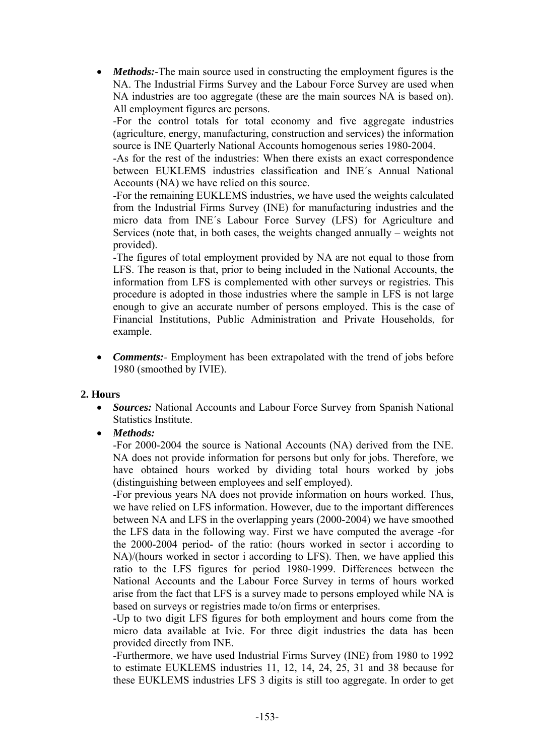- ***Methods:***-The main source used in constructing the employment figures is the NA. The Industrial Firms Survey and the Labour Force Survey are used when NA industries are too aggregate (these are the main sources NA is based on). All employment figures are persons.

  -For the control totals for total economy and five aggregate industries (agriculture, energy, manufacturing, construction and services) the information source is INE Quarterly National Accounts homogenous series 1980-2004.

  -As for the rest of the industries: When there exists an exact correspondence between EUKLEMS industries classification and INE´s Annual National Accounts (NA) we have relied on this source.

  -For the remaining EUKLEMS industries, we have used the weights calculated from the Industrial Firms Survey (INE) for manufacturing industries and the micro data from INE´s Labour Force Survey (LFS) for Agriculture and Services (note that, in both cases, the weights changed annually – weights not provided).

  -The figures of total employment provided by NA are not equal to those from LFS. The reason is that, prior to being included in the National Accounts, the information from LFS is complemented with other surveys or registries. This procedure is adopted in those industries where the sample in LFS is not large enough to give an accurate number of persons employed. This is the case of Financial Institutions, Public Administration and Private Households, for example.

- ***Comments:***- Employment has been extrapolated with the trend of jobs before 1980 (smoothed by IVIE).

**2. Hours**

- ***Sources:*** National Accounts and Labour Force Survey from Spanish National Statistics Institute.
- ***Methods:***

  -For 2000-2004 the source is National Accounts (NA) derived from the INE. NA does not provide information for persons but only for jobs. Therefore, we have obtained hours worked by dividing total hours worked by jobs (distinguishing between employees and self employed).

  -For previous years NA does not provide information on hours worked. Thus, we have relied on LFS information. However, due to the important differences between NA and LFS in the overlapping years (2000-2004) we have smoothed the LFS data in the following way. First we have computed the average -for the 2000-2004 period- of the ratio: (hours worked in sector i according to NA)/(hours worked in sector i according to LFS). Then, we have applied this ratio to the LFS figures for period 1980-1999. Differences between the National Accounts and the Labour Force Survey in terms of hours worked arise from the fact that LFS is a survey made to persons employed while NA is based on surveys or registries made to/on firms or enterprises.

  -Up to two digit LFS figures for both employment and hours come from the micro data available at Ivie. For three digit industries the data has been provided directly from INE.

  -Furthermore, we have used Industrial Firms Survey (INE) from 1980 to 1992 to estimate EUKLEMS industries 11, 12, 14, 24, 25, 31 and 38 because for these EUKLEMS industries LFS 3 digits is still too aggregate. In order to get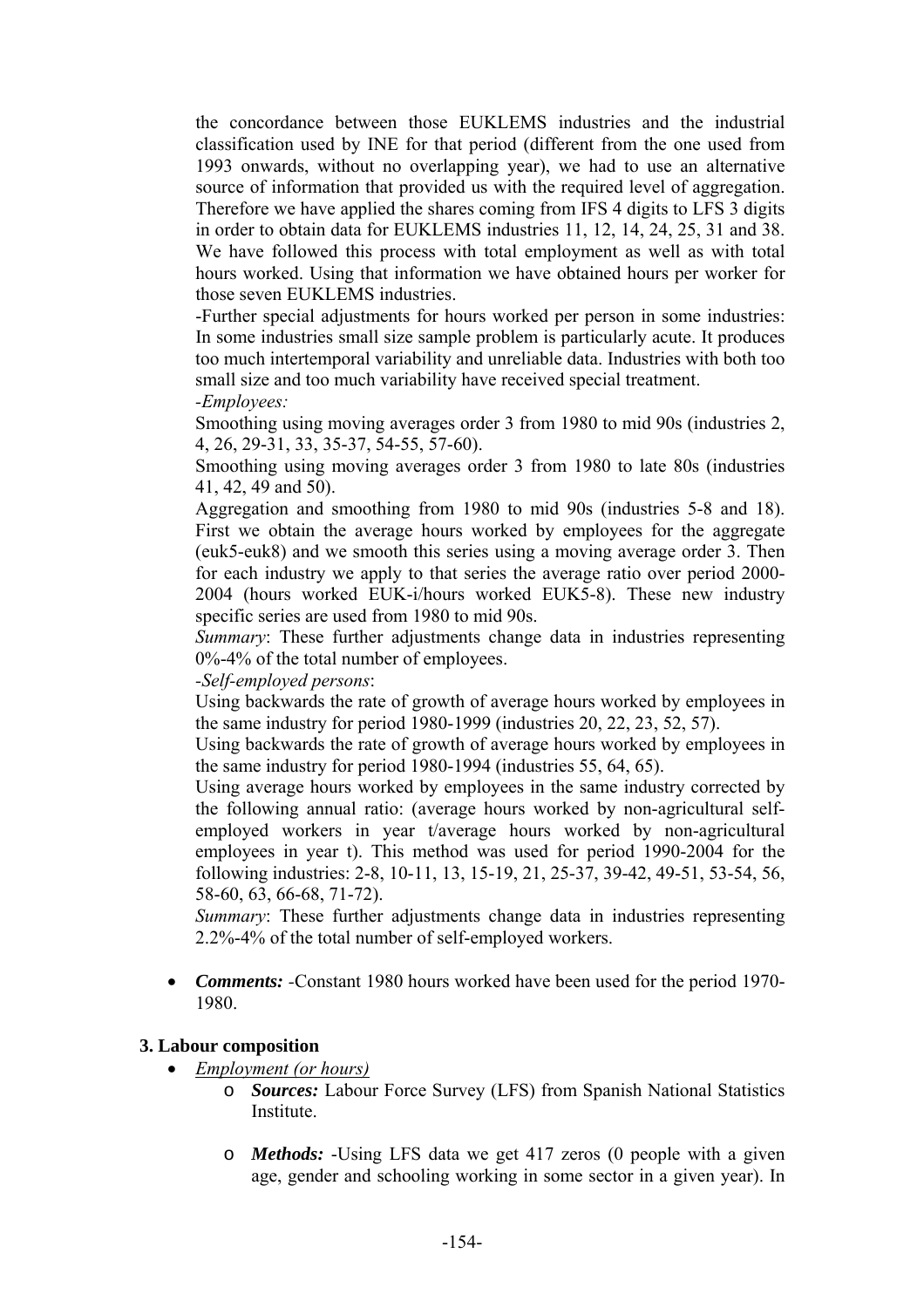the concordance between those EUKLEMS industries and the industrial classification used by INE for that period (different from the one used from 1993 onwards, without no overlapping year), we had to use an alternative source of information that provided us with the required level of aggregation. Therefore we have applied the shares coming from IFS 4 digits to LFS 3 digits in order to obtain data for EUKLEMS industries 11, 12, 14, 24, 25, 31 and 38. We have followed this process with total employment as well as with total hours worked. Using that information we have obtained hours per worker for those seven EUKLEMS industries.

-Further special adjustments for hours worked per person in some industries: In some industries small size sample problem is particularly acute. It produces too much intertemporal variability and unreliable data. Industries with both too small size and too much variability have received special treatment.

*-Employees:*

Smoothing using moving averages order 3 from 1980 to mid 90s (industries 2, 4, 26, 29-31, 33, 35-37, 54-55, 57-60).

Smoothing using moving averages order 3 from 1980 to late 80s (industries 41, 42, 49 and 50).

Aggregation and smoothing from 1980 to mid 90s (industries 5-8 and 18). First we obtain the average hours worked by employees for the aggregate (euk5-euk8) and we smooth this series using a moving average order 3. Then for each industry we apply to that series the average ratio over period 2000-2004 (hours worked EUK-i/hours worked EUK5-8). These new industry specific series are used from 1980 to mid 90s.

*Summary*: These further adjustments change data in industries representing 0%-4% of the total number of employees.

*-Self-employed persons*:

Using backwards the rate of growth of average hours worked by employees in the same industry for period 1980-1999 (industries 20, 22, 23, 52, 57).

Using backwards the rate of growth of average hours worked by employees in the same industry for period 1980-1994 (industries 55, 64, 65).

Using average hours worked by employees in the same industry corrected by the following annual ratio: (average hours worked by non-agricultural self-employed workers in year t/average hours worked by non-agricultural employees in year t). This method was used for period 1990-2004 for the following industries: 2-8, 10-11, 13, 15-19, 21, 25-37, 39-42, 49-51, 53-54, 56, 58-60, 63, 66-68, 71-72).

*Summary*: These further adjustments change data in industries representing 2.2%-4% of the total number of self-employed workers.

- ***Comments:*** -Constant 1980 hours worked have been used for the period 1970-1980.

### 3. Labour composition

- *Employment (or hours)*
  - ***Sources:*** Labour Force Survey (LFS) from Spanish National Statistics Institute.
  - ***Methods:*** -Using LFS data we get 417 zeros (0 people with a given age, gender and schooling working in some sector in a given year). In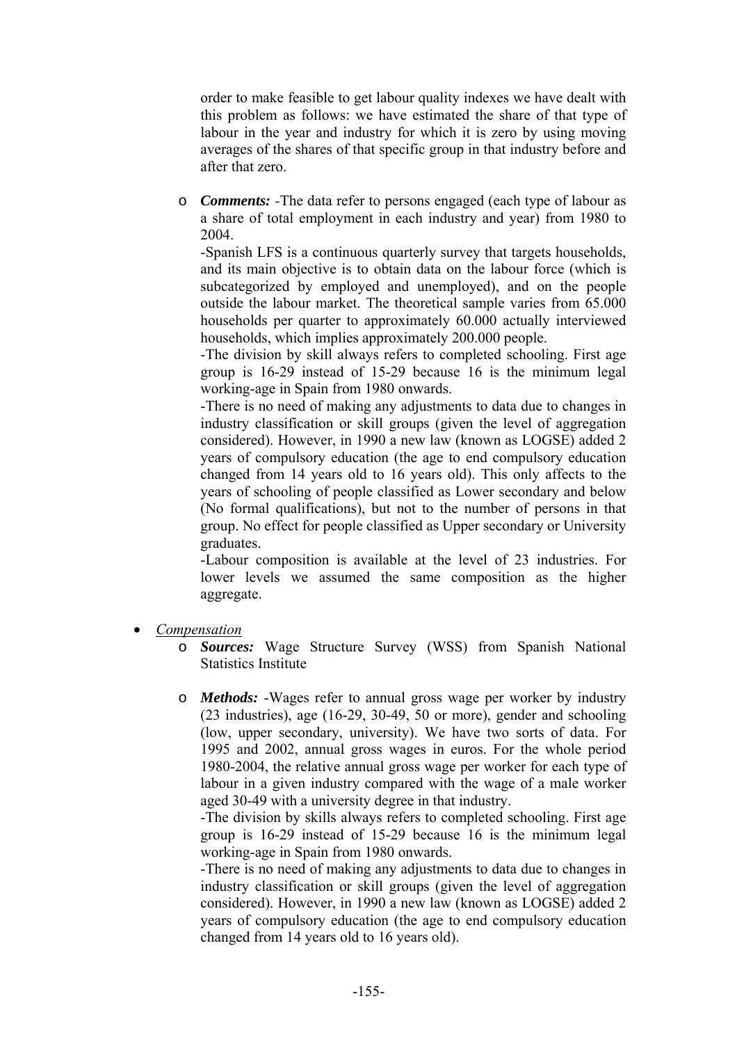order to make feasible to get labour quality indexes we have dealt with this problem as follows: we have estimated the share of that type of labour in the year and industry for which it is zero by using moving averages of the shares of that specific group in that industry before and after that zero.

- ***Comments:*** -The data refer to persons engaged (each type of labour as a share of total employment in each industry and year) from 1980 to 2004.
  -Spanish LFS is a continuous quarterly survey that targets households, and its main objective is to obtain data on the labour force (which is subcategorized by employed and unemployed), and on the people outside the labour market. The theoretical sample varies from 65.000 households per quarter to approximately 60.000 actually interviewed households, which implies approximately 200.000 people.
  -The division by skill always refers to completed schooling. First age group is 16-29 instead of 15-29 because 16 is the minimum legal working-age in Spain from 1980 onwards.
  -There is no need of making any adjustments to data due to changes in industry classification or skill groups (given the level of aggregation considered). However, in 1990 a new law (known as LOGSE) added 2 years of compulsory education (the age to end compulsory education changed from 14 years old to 16 years old). This only affects to the years of schooling of people classified as Lower secondary and below (No formal qualifications), but not to the number of persons in that group. No effect for people classified as Upper secondary or University graduates.
  -Labour composition is available at the level of 23 industries. For lower levels we assumed the same composition as the higher aggregate.

- *Compensation*
  - ***Sources:*** Wage Structure Survey (WSS) from Spanish National Statistics Institute
  - ***Methods:*** -Wages refer to annual gross wage per worker by industry (23 industries), age (16-29, 30-49, 50 or more), gender and schooling (low, upper secondary, university). We have two sorts of data. For 1995 and 2002, annual gross wages in euros. For the whole period 1980-2004, the relative annual gross wage per worker for each type of labour in a given industry compared with the wage of a male worker aged 30-49 with a university degree in that industry.
    -The division by skills always refers to completed schooling. First age group is 16-29 instead of 15-29 because 16 is the minimum legal working-age in Spain from 1980 onwards.
    -There is no need of making any adjustments to data due to changes in industry classification or skill groups (given the level of aggregation considered). However, in 1990 a new law (known as LOGSE) added 2 years of compulsory education (the age to end compulsory education changed from 14 years old to 16 years old).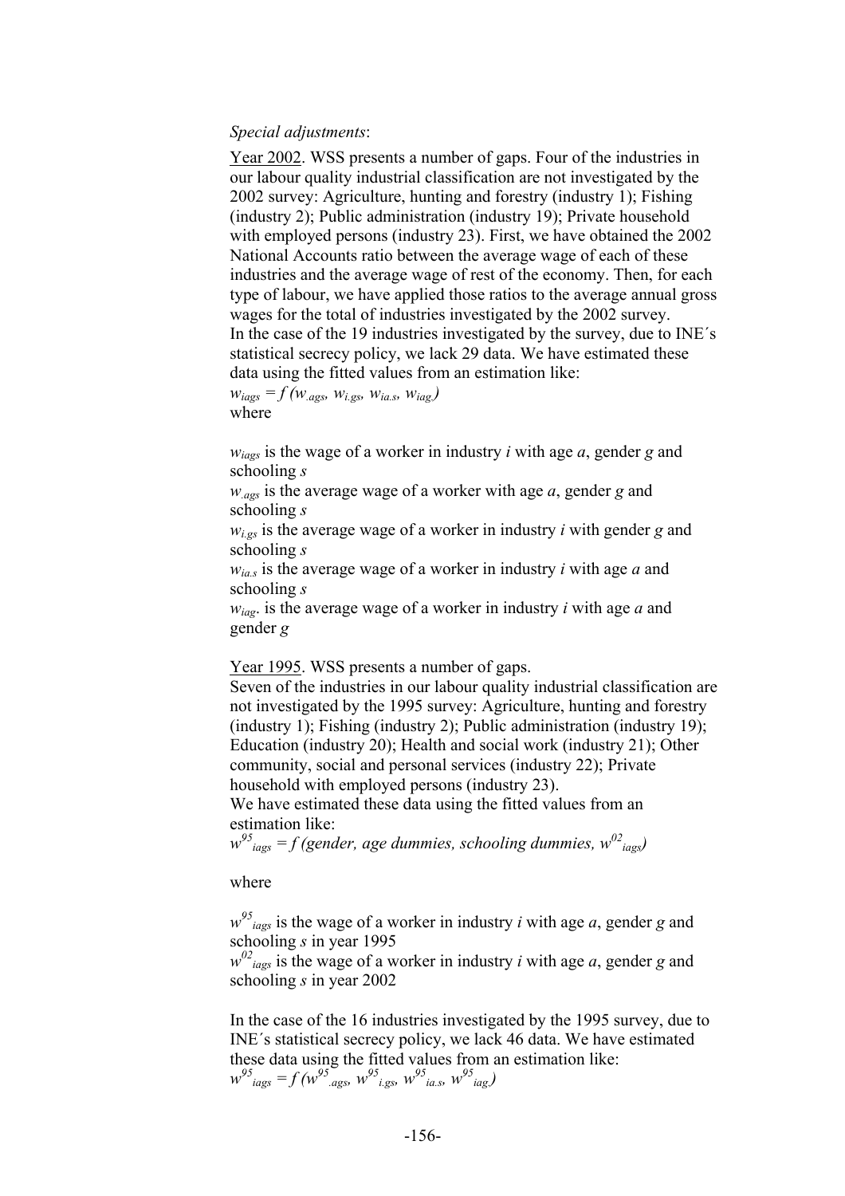*Special adjustments*:

Year 2002. WSS presents a number of gaps. Four of the industries in our labour quality industrial classification are not investigated by the 2002 survey: Agriculture, hunting and forestry (industry 1); Fishing (industry 2); Public administration (industry 19); Private household with employed persons (industry 23). First, we have obtained the 2002 National Accounts ratio between the average wage of each of these industries and the average wage of rest of the economy. Then, for each type of labour, we have applied those ratios to the average annual gross wages for the total of industries investigated by the 2002 survey.
In the case of the 19 industries investigated by the survey, due to INE´s statistical secrecy policy, we lack 29 data. We have estimated these data using the fitted values from an estimation like:

$w_{iags} = f\,(w_{.ags}, w_{i.gs}, w_{ia.s}, w_{iag.})$

where

$w_{iags}$ is the wage of a worker in industry *i* with age *a*, gender *g* and schooling *s*

$w_{.ags}$ is the average wage of a worker with age *a*, gender *g* and schooling *s*

$w_{i.gs}$ is the average wage of a worker in industry *i* with gender *g* and schooling *s*

$w_{ia.s}$ is the average wage of a worker in industry *i* with age *a* and schooling *s*

$w_{iag.}$ is the average wage of a worker in industry *i* with age *a* and gender *g*

Year 1995. WSS presents a number of gaps.
Seven of the industries in our labour quality industrial classification are not investigated by the 1995 survey: Agriculture, hunting and forestry (industry 1); Fishing (industry 2); Public administration (industry 19); Education (industry 20); Health and social work (industry 21); Other community, social and personal services (industry 22); Private household with employed persons (industry 23).
We have estimated these data using the fitted values from an estimation like:

$w^{95}_{iags} = f\,(\text{gender, age dummies, schooling dummies, } w^{02}_{iags})$

where

$w^{95}_{iags}$ is the wage of a worker in industry *i* with age *a*, gender *g* and schooling *s* in year 1995

$w^{02}_{iags}$ is the wage of a worker in industry *i* with age *a*, gender *g* and schooling *s* in year 2002

In the case of the 16 industries investigated by the 1995 survey, due to INE´s statistical secrecy policy, we lack 46 data. We have estimated these data using the fitted values from an estimation like:

$w^{95}_{iags} = f\,(w^{95}_{.ags}, w^{95}_{i.gs}, w^{95}_{ia.s}, w^{95}_{iag.})$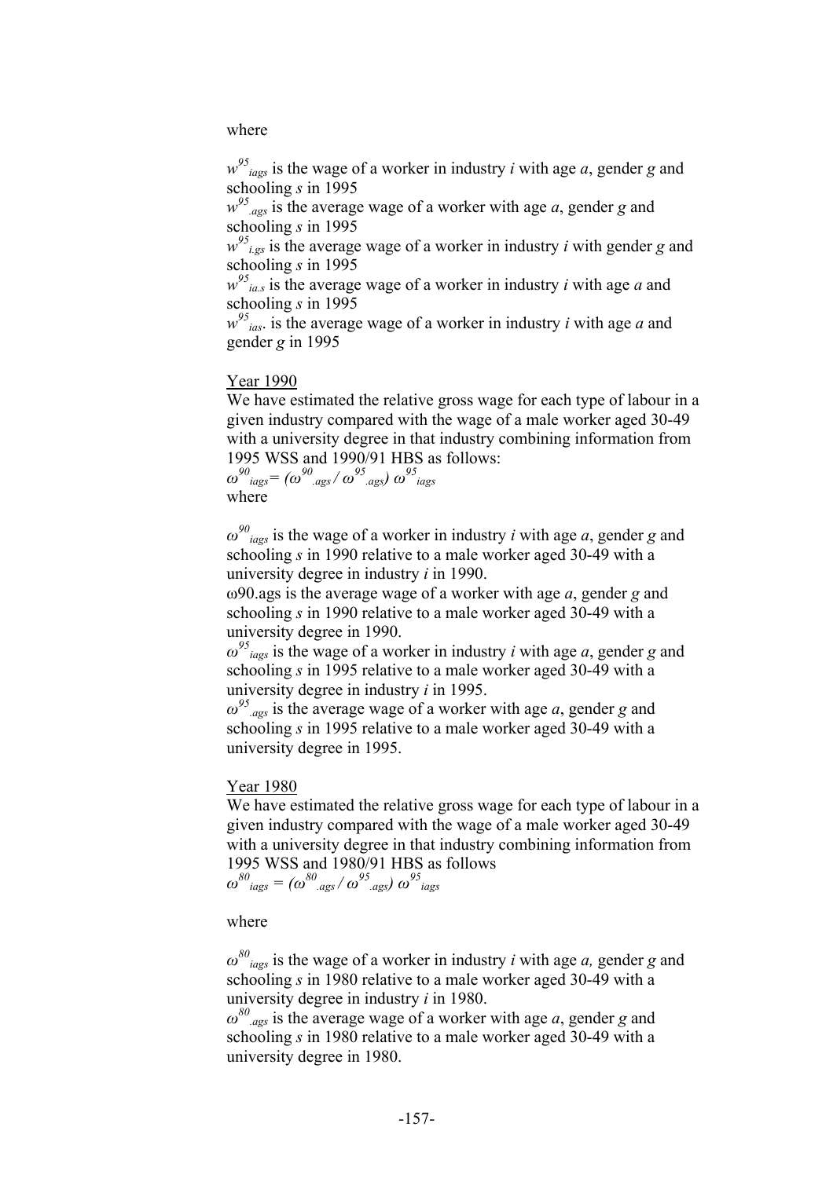where

$w^{95}_{iags}$ is the wage of a worker in industry *i* with age *a*, gender *g* and schooling *s* in 1995
$w^{95}_{.ags}$ is the average wage of a worker with age *a*, gender *g* and schooling *s* in 1995
$w^{95}_{i.gs}$ is the average wage of a worker in industry *i* with gender *g* and schooling *s* in 1995
$w^{95}_{ia.s}$ is the average wage of a worker in industry *i* with age *a* and schooling *s* in 1995
$w^{95}_{ias.}$ is the average wage of a worker in industry *i* with age *a* and gender *g* in 1995

Year 1990

We have estimated the relative gross wage for each type of labour in a given industry compared with the wage of a male worker aged 30-49 with a university degree in that industry combining information from 1995 WSS and 1990/91 HBS as follows:

$\omega^{90}_{iags} = (\omega^{90}_{.ags} / \omega^{95}_{.ags})\ \omega^{95}_{iags}$

where

$\omega^{90}_{iags}$ is the wage of a worker in industry *i* with age *a*, gender *g* and schooling *s* in 1990 relative to a male worker aged 30-49 with a university degree in industry *i* in 1990.
$\omega^{90}_{.ags}$ is the average wage of a worker with age *a*, gender *g* and schooling *s* in 1990 relative to a male worker aged 30-49 with a university degree in 1990.
$\omega^{95}_{iags}$ is the wage of a worker in industry *i* with age *a*, gender *g* and schooling *s* in 1995 relative to a male worker aged 30-49 with a university degree in industry *i* in 1995.
$\omega^{95}_{.ags}$ is the average wage of a worker with age *a*, gender *g* and schooling *s* in 1995 relative to a male worker aged 30-49 with a university degree in 1995.

Year 1980

We have estimated the relative gross wage for each type of labour in a given industry compared with the wage of a male worker aged 30-49 with a university degree in that industry combining information from 1995 WSS and 1980/91 HBS as follows

$\omega^{80}_{iags} = (\omega^{80}_{.ags} / \omega^{95}_{.ags})\ \omega^{95}_{iags}$

where

$\omega^{80}_{iags}$ is the wage of a worker in industry *i* with age *a,* gender *g* and schooling *s* in 1980 relative to a male worker aged 30-49 with a university degree in industry *i* in 1980.
$\omega^{80}_{.ags}$ is the average wage of a worker with age *a*, gender *g* and schooling *s* in 1980 relative to a male worker aged 30-49 with a university degree in 1980.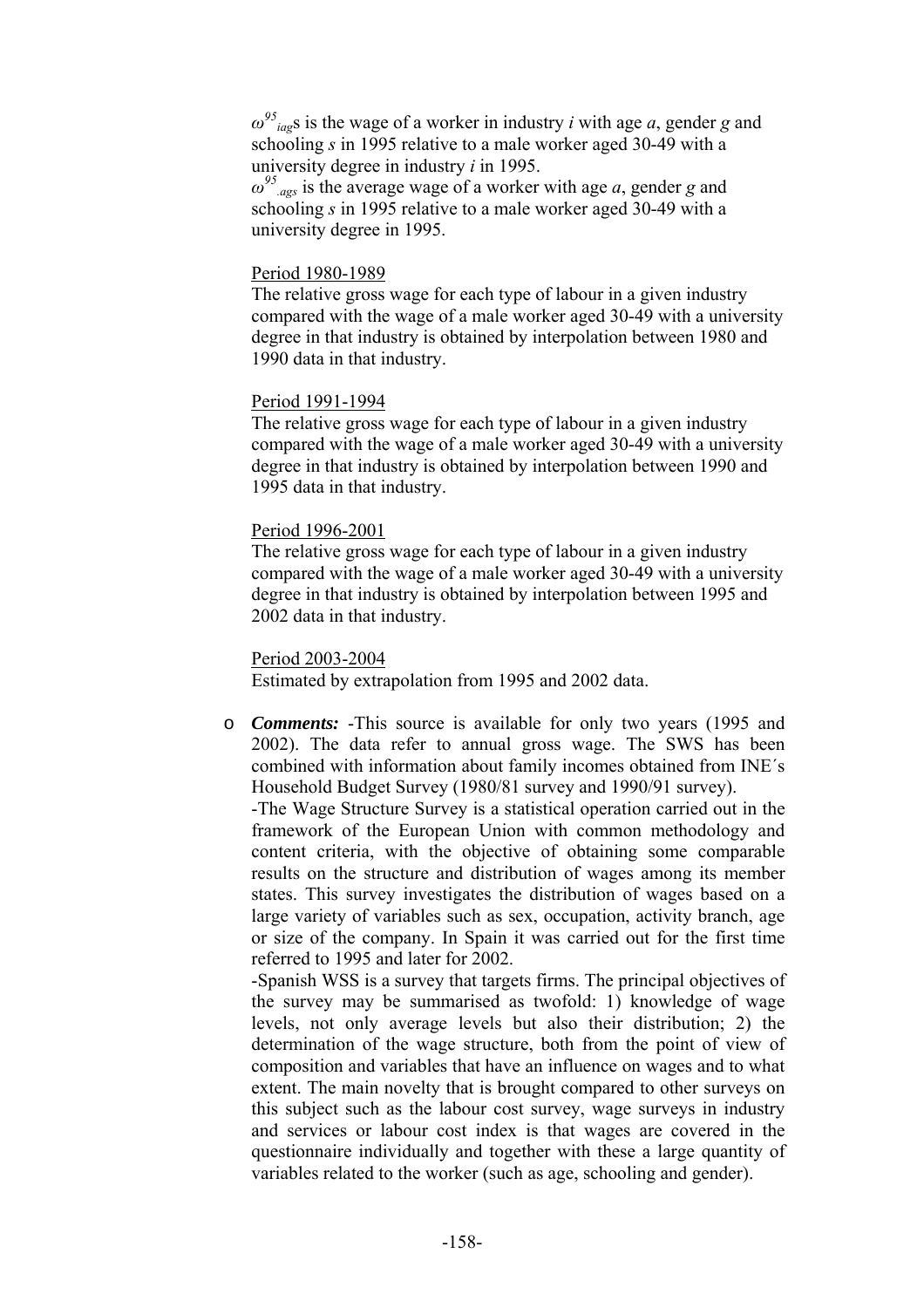$\omega^{95}_{iag}$s is the wage of a worker in industry *i* with age *a*, gender *g* and schooling *s* in 1995 relative to a male worker aged 30-49 with a university degree in industry *i* in 1995.

$\omega^{95}_{.ags}$ is the average wage of a worker with age *a*, gender *g* and schooling *s* in 1995 relative to a male worker aged 30-49 with a university degree in 1995.

Period 1980-1989

The relative gross wage for each type of labour in a given industry compared with the wage of a male worker aged 30-49 with a university degree in that industry is obtained by interpolation between 1980 and 1990 data in that industry.

Period 1991-1994

The relative gross wage for each type of labour in a given industry compared with the wage of a male worker aged 30-49 with a university degree in that industry is obtained by interpolation between 1990 and 1995 data in that industry.

Period 1996-2001

The relative gross wage for each type of labour in a given industry compared with the wage of a male worker aged 30-49 with a university degree in that industry is obtained by interpolation between 1995 and 2002 data in that industry.

Period 2003-2004

Estimated by extrapolation from 1995 and 2002 data.

- ***Comments:*** -This source is available for only two years (1995 and 2002). The data refer to annual gross wage. The SWS has been combined with information about family incomes obtained from INE´s Household Budget Survey (1980/81 survey and 1990/91 survey).

  -The Wage Structure Survey is a statistical operation carried out in the framework of the European Union with common methodology and content criteria, with the objective of obtaining some comparable results on the structure and distribution of wages among its member states. This survey investigates the distribution of wages based on a large variety of variables such as sex, occupation, activity branch, age or size of the company. In Spain it was carried out for the first time referred to 1995 and later for 2002.

  -Spanish WSS is a survey that targets firms. The principal objectives of the survey may be summarised as twofold: 1) knowledge of wage levels, not only average levels but also their distribution; 2) the determination of the wage structure, both from the point of view of composition and variables that have an influence on wages and to what extent. The main novelty that is brought compared to other surveys on this subject such as the labour cost survey, wage surveys in industry and services or labour cost index is that wages are covered in the questionnaire individually and together with these a large quantity of variables related to the worker (such as age, schooling and gender).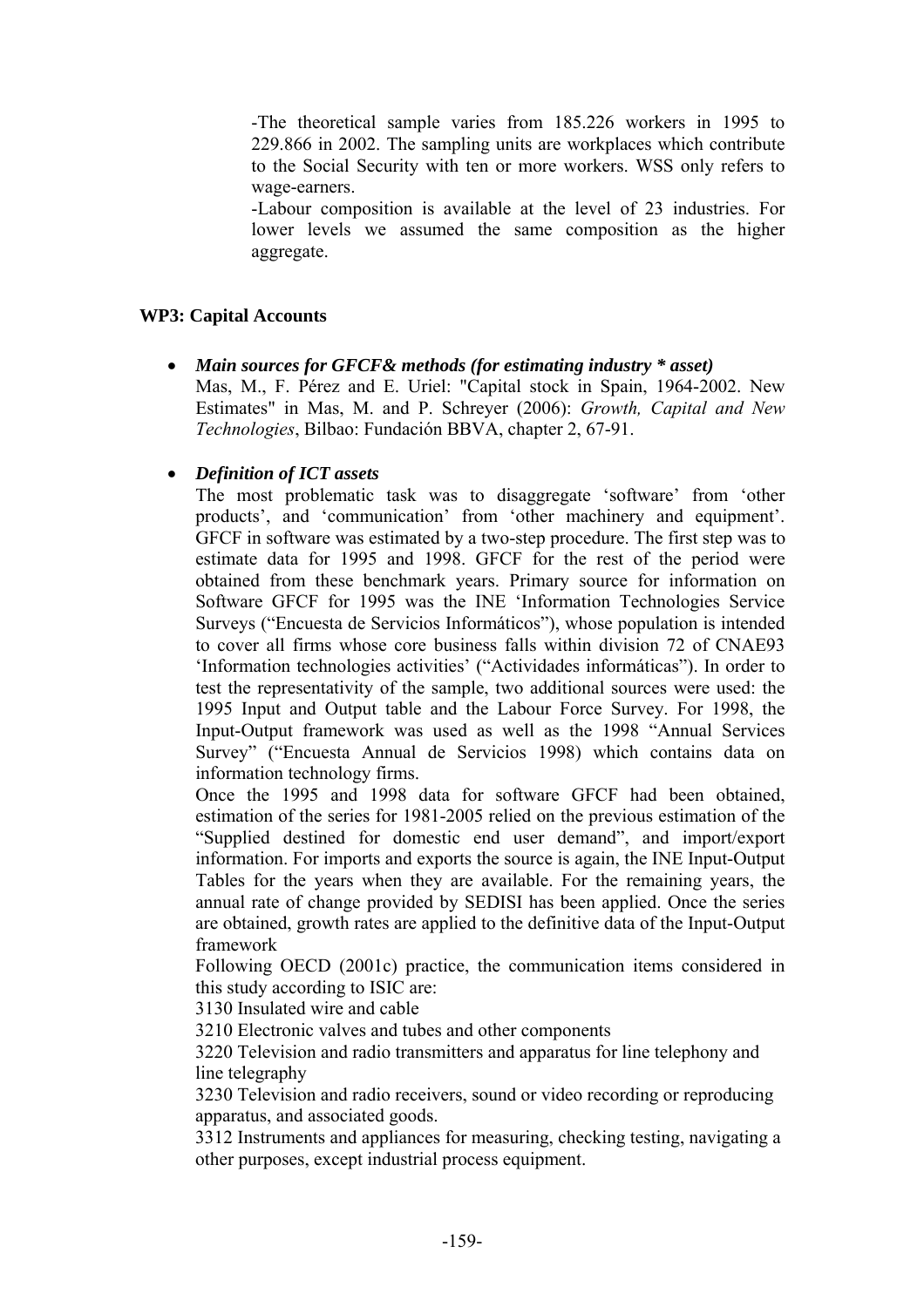-The theoretical sample varies from 185.226 workers in 1995 to 229.866 in 2002. The sampling units are workplaces which contribute to the Social Security with ten or more workers. WSS only refers to wage-earners.

-Labour composition is available at the level of 23 industries. For lower levels we assumed the same composition as the higher aggregate.

**WP3: Capital Accounts**

- ***Main sources for GFCF& methods (for estimating industry * asset)***
  Mas, M., F. Pérez and E. Uriel: "Capital stock in Spain, 1964-2002. New Estimates" in Mas, M. and P. Schreyer (2006): *Growth, Capital and New Technologies*, Bilbao: Fundación BBVA, chapter 2, 67-91.

- ***Definition of ICT assets***
  The most problematic task was to disaggregate 'software' from 'other products', and 'communication' from 'other machinery and equipment'. GFCF in software was estimated by a two-step procedure. The first step was to estimate data for 1995 and 1998. GFCF for the rest of the period were obtained from these benchmark years. Primary source for information on Software GFCF for 1995 was the INE 'Information Technologies Service Surveys ("Encuesta de Servicios Informáticos"), whose population is intended to cover all firms whose core business falls within division 72 of CNAE93 'Information technologies activities' ("Actividades informáticas"). In order to test the representativity of the sample, two additional sources were used: the 1995 Input and Output table and the Labour Force Survey. For 1998, the Input-Output framework was used as well as the 1998 "Annual Services Survey" ("Encuesta Annual de Servicios 1998) which contains data on information technology firms.

  Once the 1995 and 1998 data for software GFCF had been obtained, estimation of the series for 1981-2005 relied on the previous estimation of the "Supplied destined for domestic end user demand", and import/export information. For imports and exports the source is again, the INE Input-Output Tables for the years when they are available. For the remaining years, the annual rate of change provided by SEDISI has been applied. Once the series are obtained, growth rates are applied to the definitive data of the Input-Output framework

  Following OECD (2001c) practice, the communication items considered in this study according to ISIC are:

  3130 Insulated wire and cable

  3210 Electronic valves and tubes and other components

  3220 Television and radio transmitters and apparatus for line telephony and line telegraphy

  3230 Television and radio receivers, sound or video recording or reproducing apparatus, and associated goods.

  3312 Instruments and appliances for measuring, checking testing, navigating a other purposes, except industrial process equipment.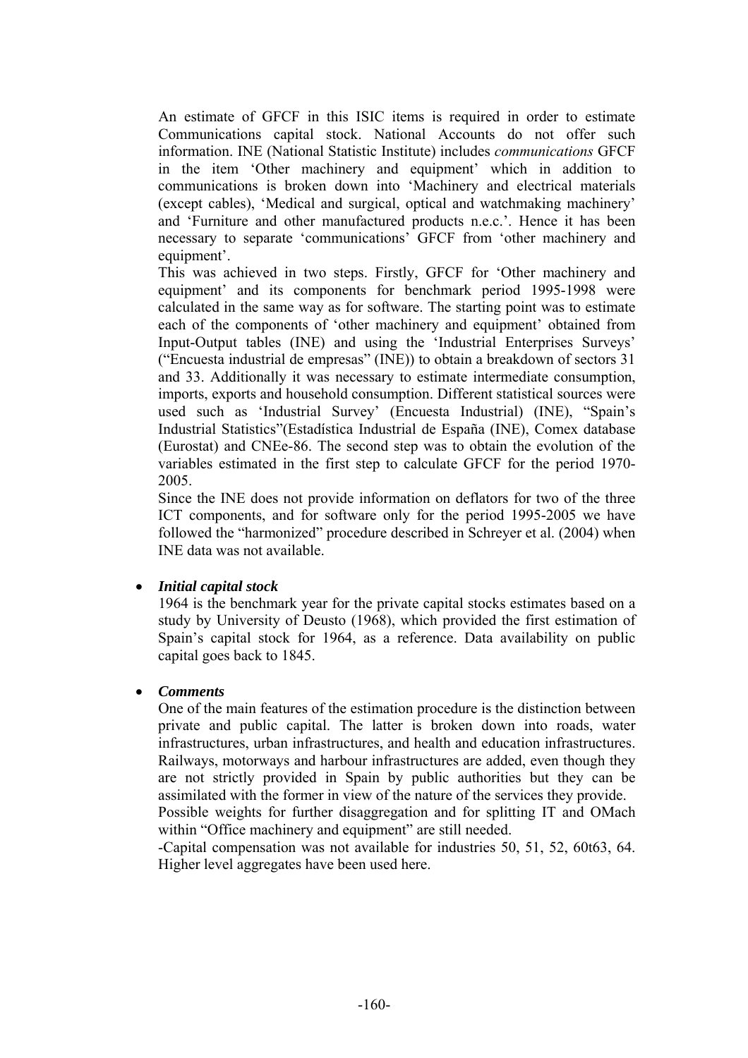An estimate of GFCF in this ISIC items is required in order to estimate Communications capital stock. National Accounts do not offer such information. INE (National Statistic Institute) includes *communications* GFCF in the item 'Other machinery and equipment' which in addition to communications is broken down into 'Machinery and electrical materials (except cables), 'Medical and surgical, optical and watchmaking machinery' and 'Furniture and other manufactured products n.e.c.'. Hence it has been necessary to separate 'communications' GFCF from 'other machinery and equipment'.

This was achieved in two steps. Firstly, GFCF for 'Other machinery and equipment' and its components for benchmark period 1995-1998 were calculated in the same way as for software. The starting point was to estimate each of the components of 'other machinery and equipment' obtained from Input-Output tables (INE) and using the 'Industrial Enterprises Surveys' ("Encuesta industrial de empresas" (INE)) to obtain a breakdown of sectors 31 and 33. Additionally it was necessary to estimate intermediate consumption, imports, exports and household consumption. Different statistical sources were used such as 'Industrial Survey' (Encuesta Industrial) (INE), "Spain's Industrial Statistics"(Estadística Industrial de España (INE), Comex database (Eurostat) and CNEe-86. The second step was to obtain the evolution of the variables estimated in the first step to calculate GFCF for the period 1970-2005.

Since the INE does not provide information on deflators for two of the three ICT components, and for software only for the period 1995-2005 we have followed the "harmonized" procedure described in Schreyer et al. (2004) when INE data was not available.

- ***Initial capital stock***

  1964 is the benchmark year for the private capital stocks estimates based on a study by University of Deusto (1968), which provided the first estimation of Spain's capital stock for 1964, as a reference. Data availability on public capital goes back to 1845.

- ***Comments***

  One of the main features of the estimation procedure is the distinction between private and public capital. The latter is broken down into roads, water infrastructures, urban infrastructures, and health and education infrastructures. Railways, motorways and harbour infrastructures are added, even though they are not strictly provided in Spain by public authorities but they can be assimilated with the former in view of the nature of the services they provide.

  Possible weights for further disaggregation and for splitting IT and OMach within "Office machinery and equipment" are still needed.

  -Capital compensation was not available for industries 50, 51, 52, 60t63, 64. Higher level aggregates have been used here.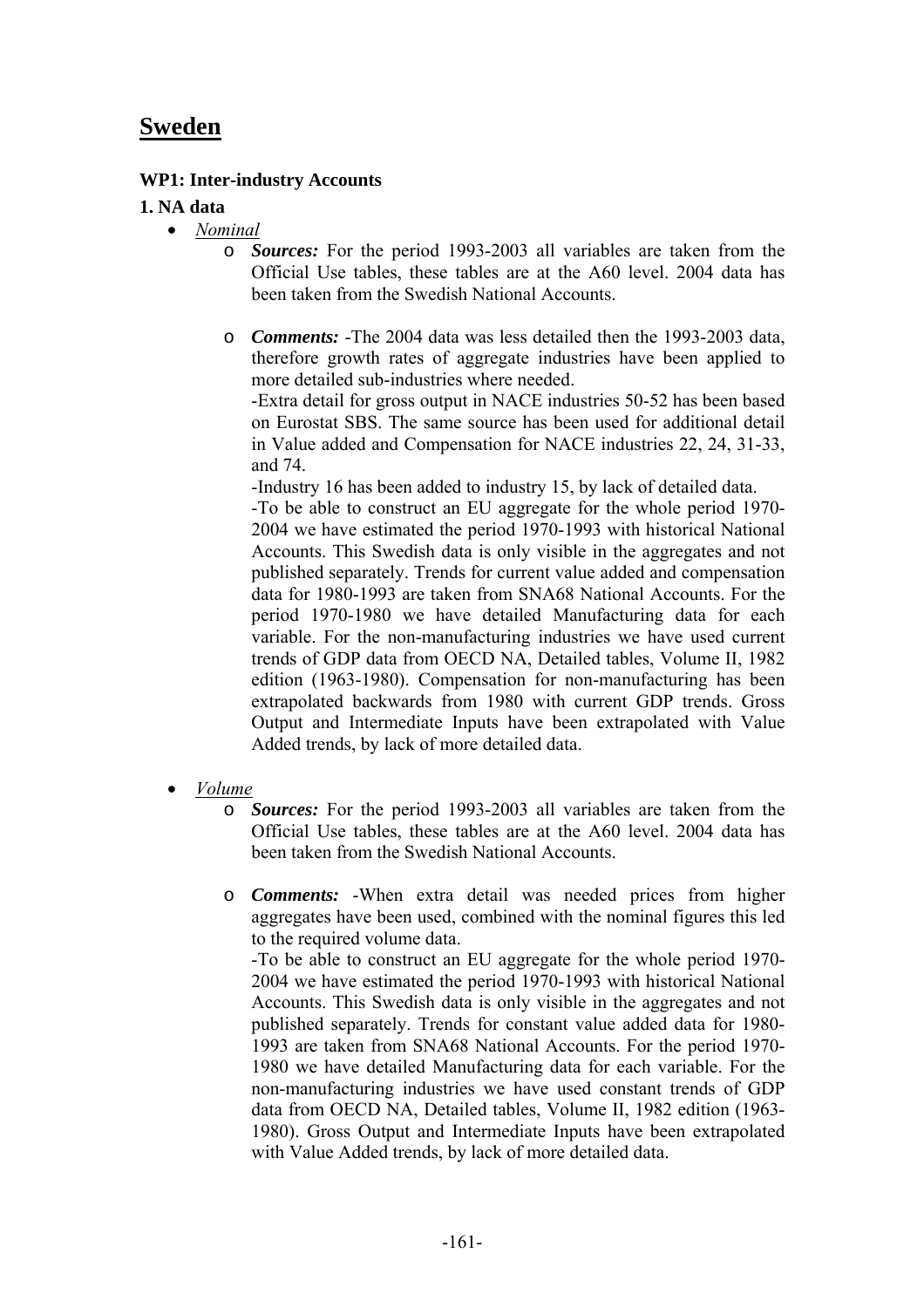# Sweden

**WP1: Inter-industry Accounts**

**1. NA data**

- *Nominal*
    - ***Sources:*** For the period 1993-2003 all variables are taken from the Official Use tables, these tables are at the A60 level. 2004 data has been taken from the Swedish National Accounts.

    - ***Comments:*** -The 2004 data was less detailed then the 1993-2003 data, therefore growth rates of aggregate industries have been applied to more detailed sub-industries where needed.
      -Extra detail for gross output in NACE industries 50-52 has been based on Eurostat SBS. The same source has been used for additional detail in Value added and Compensation for NACE industries 22, 24, 31-33, and 74.
      -Industry 16 has been added to industry 15, by lack of detailed data.
      -To be able to construct an EU aggregate for the whole period 1970-2004 we have estimated the period 1970-1993 with historical National Accounts. This Swedish data is only visible in the aggregates and not published separately. Trends for current value added and compensation data for 1980-1993 are taken from SNA68 National Accounts. For the period 1970-1980 we have detailed Manufacturing data for each variable. For the non-manufacturing industries we have used current trends of GDP data from OECD NA, Detailed tables, Volume II, 1982 edition (1963-1980). Compensation for non-manufacturing has been extrapolated backwards from 1980 with current GDP trends. Gross Output and Intermediate Inputs have been extrapolated with Value Added trends, by lack of more detailed data.

- *Volume*
    - ***Sources:*** For the period 1993-2003 all variables are taken from the Official Use tables, these tables are at the A60 level. 2004 data has been taken from the Swedish National Accounts.

    - ***Comments:*** -When extra detail was needed prices from higher aggregates have been used, combined with the nominal figures this led to the required volume data.
      -To be able to construct an EU aggregate for the whole period 1970-2004 we have estimated the period 1970-1993 with historical National Accounts. This Swedish data is only visible in the aggregates and not published separately. Trends for constant value added data for 1980-1993 are taken from SNA68 National Accounts. For the period 1970-1980 we have detailed Manufacturing data for each variable. For the non-manufacturing industries we have used constant trends of GDP data from OECD NA, Detailed tables, Volume II, 1982 edition (1963-1980). Gross Output and Intermediate Inputs have been extrapolated with Value Added trends, by lack of more detailed data.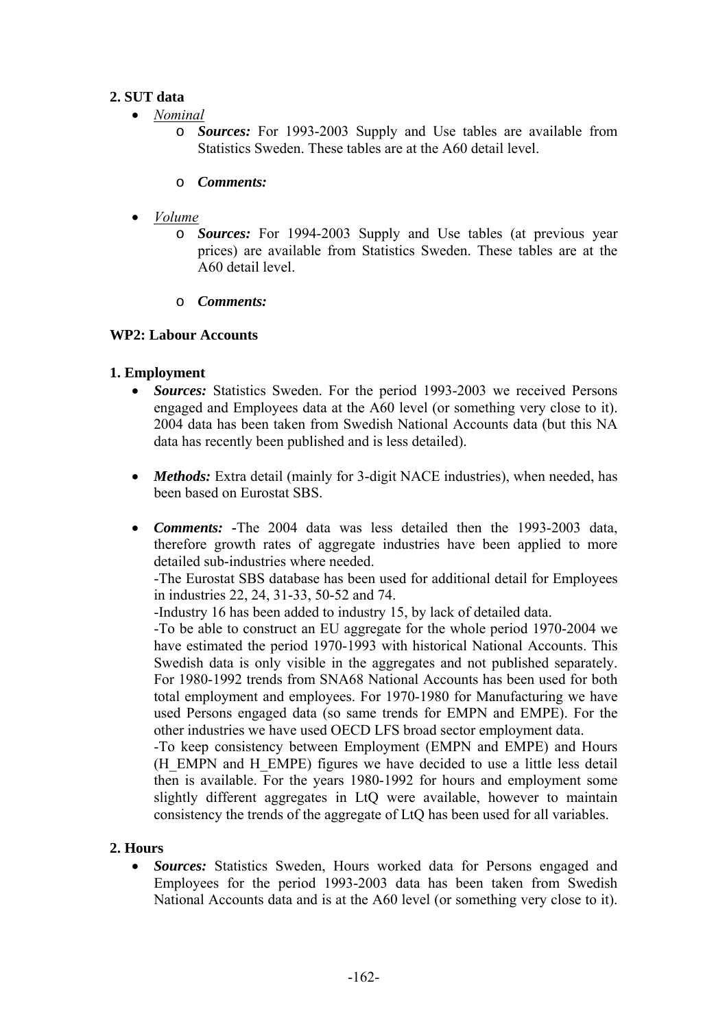**2. SUT data**

- *Nominal*
  - ***Sources:*** For 1993-2003 Supply and Use tables are available from Statistics Sweden. These tables are at the A60 detail level.
  - ***Comments:***
- *Volume*
  - ***Sources:*** For 1994-2003 Supply and Use tables (at previous year prices) are available from Statistics Sweden. These tables are at the A60 detail level.
  - ***Comments:***

**WP2: Labour Accounts**

**1. Employment**

- ***Sources:*** Statistics Sweden. For the period 1993-2003 we received Persons engaged and Employees data at the A60 level (or something very close to it). 2004 data has been taken from Swedish National Accounts data (but this NA data has recently been published and is less detailed).
- ***Methods:*** Extra detail (mainly for 3-digit NACE industries), when needed, has been based on Eurostat SBS.
- ***Comments:*** -The 2004 data was less detailed then the 1993-2003 data, therefore growth rates of aggregate industries have been applied to more detailed sub-industries where needed.
  -The Eurostat SBS database has been used for additional detail for Employees in industries 22, 24, 31-33, 50-52 and 74.
  -Industry 16 has been added to industry 15, by lack of detailed data.
  -To be able to construct an EU aggregate for the whole period 1970-2004 we have estimated the period 1970-1993 with historical National Accounts. This Swedish data is only visible in the aggregates and not published separately. For 1980-1992 trends from SNA68 National Accounts has been used for both total employment and employees. For 1970-1980 for Manufacturing we have used Persons engaged data (so same trends for EMPN and EMPE). For the other industries we have used OECD LFS broad sector employment data.
  -To keep consistency between Employment (EMPN and EMPE) and Hours (H_EMPN and H_EMPE) figures we have decided to use a little less detail then is available. For the years 1980-1992 for hours and employment some slightly different aggregates in LtQ were available, however to maintain consistency the trends of the aggregate of LtQ has been used for all variables.

**2. Hours**

- ***Sources:*** Statistics Sweden, Hours worked data for Persons engaged and Employees for the period 1993-2003 data has been taken from Swedish National Accounts data and is at the A60 level (or something very close to it).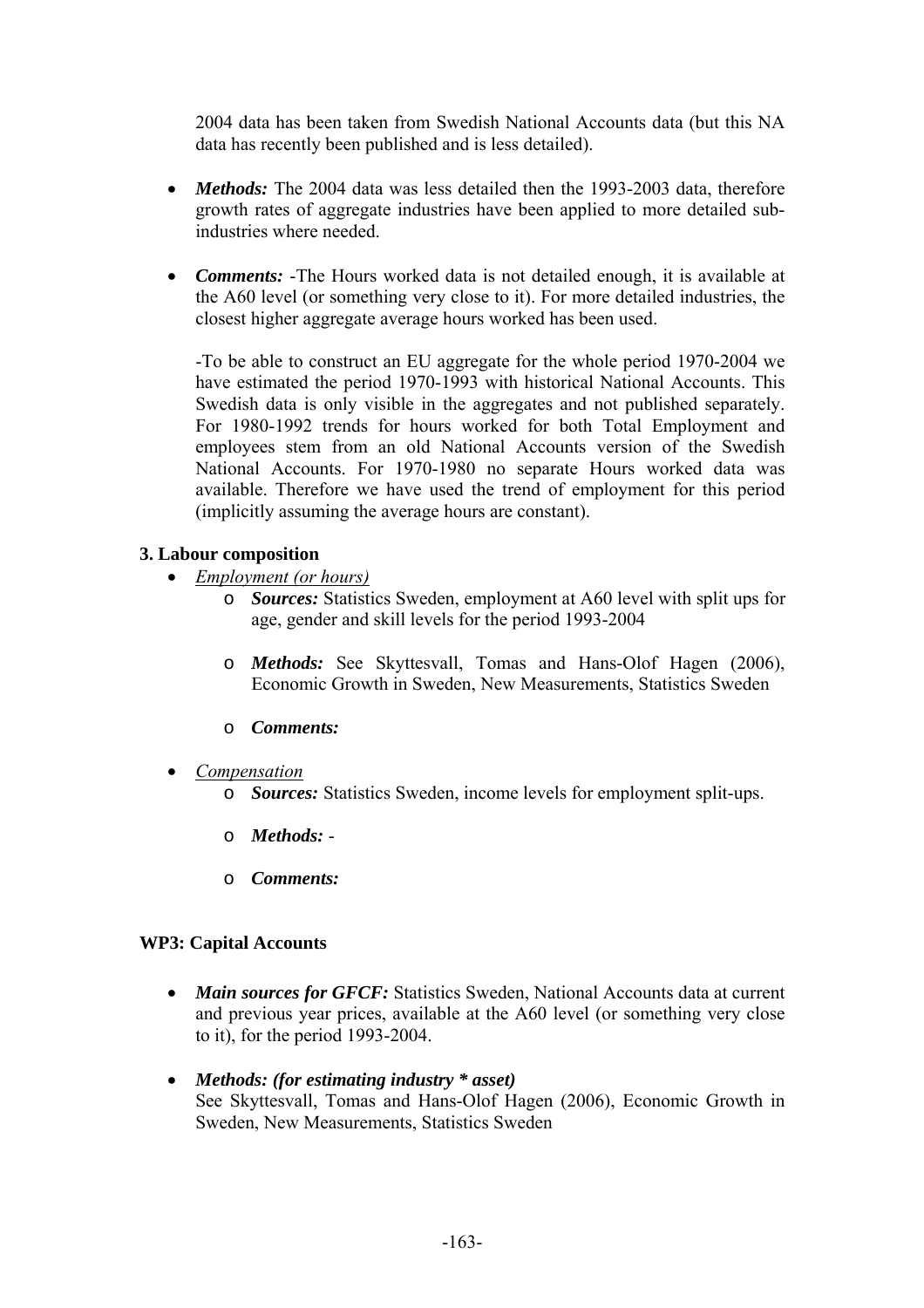2004 data has been taken from Swedish National Accounts data (but this NA data has recently been published and is less detailed).

- ***Methods:*** The 2004 data was less detailed then the 1993-2003 data, therefore growth rates of aggregate industries have been applied to more detailed sub-industries where needed.

- ***Comments:*** -The Hours worked data is not detailed enough, it is available at the A60 level (or something very close to it). For more detailed industries, the closest higher aggregate average hours worked has been used.

  -To be able to construct an EU aggregate for the whole period 1970-2004 we have estimated the period 1970-1993 with historical National Accounts. This Swedish data is only visible in the aggregates and not published separately. For 1980-1992 trends for hours worked for both Total Employment and employees stem from an old National Accounts version of the Swedish National Accounts. For 1970-1980 no separate Hours worked data was available. Therefore we have used the trend of employment for this period (implicitly assuming the average hours are constant).

**3. Labour composition**

- *Employment (or hours)*
  - ***Sources:*** Statistics Sweden, employment at A60 level with split ups for age, gender and skill levels for the period 1993-2004
  - ***Methods:*** See Skyttesvall, Tomas and Hans-Olof Hagen (2006), Economic Growth in Sweden, New Measurements, Statistics Sweden
  - ***Comments:***
- *Compensation*
  - ***Sources:*** Statistics Sweden, income levels for employment split-ups.
  - ***Methods:*** -
  - ***Comments:***

**WP3: Capital Accounts**

- ***Main sources for GFCF:*** Statistics Sweden, National Accounts data at current and previous year prices, available at the A60 level (or something very close to it), for the period 1993-2004.

- ***Methods: (for estimating industry * asset)***
  See Skyttesvall, Tomas and Hans-Olof Hagen (2006), Economic Growth in Sweden, New Measurements, Statistics Sweden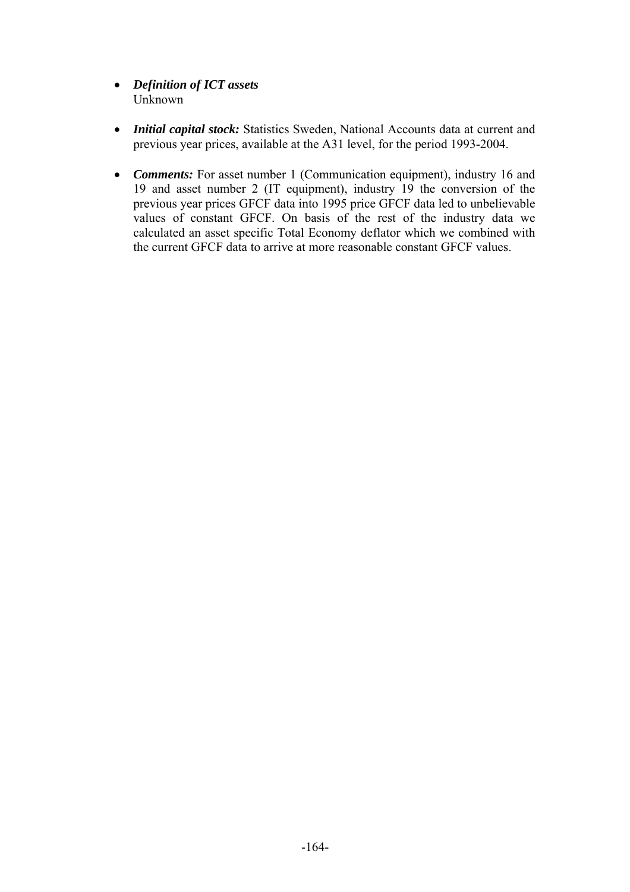- ***Definition of ICT assets***
  Unknown

- ***Initial capital stock:*** Statistics Sweden, National Accounts data at current and previous year prices, available at the A31 level, for the period 1993-2004.

- ***Comments:*** For asset number 1 (Communication equipment), industry 16 and 19 and asset number 2 (IT equipment), industry 19 the conversion of the previous year prices GFCF data into 1995 price GFCF data led to unbelievable values of constant GFCF. On basis of the rest of the industry data we calculated an asset specific Total Economy deflator which we combined with the current GFCF data to arrive at more reasonable constant GFCF values.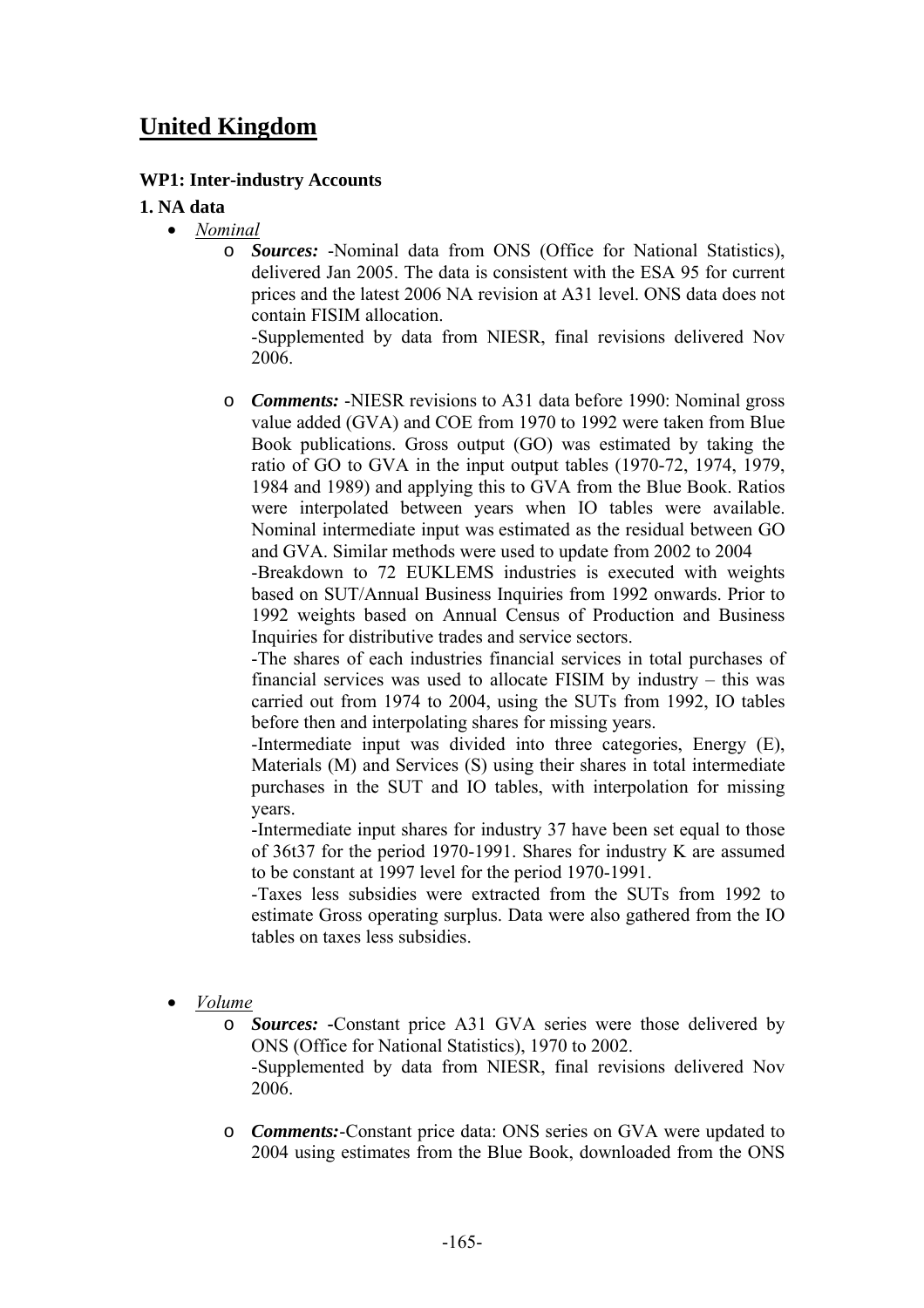# United Kingdom

**WP1: Inter-industry Accounts**

**1. NA data**

- *Nominal*
  - ***Sources:*** -Nominal data from ONS (Office for National Statistics), delivered Jan 2005. The data is consistent with the ESA 95 for current prices and the latest 2006 NA revision at A31 level. ONS data does not contain FISIM allocation.
    -Supplemented by data from NIESR, final revisions delivered Nov 2006.
  - ***Comments:*** -NIESR revisions to A31 data before 1990: Nominal gross value added (GVA) and COE from 1970 to 1992 were taken from Blue Book publications. Gross output (GO) was estimated by taking the ratio of GO to GVA in the input output tables (1970-72, 1974, 1979, 1984 and 1989) and applying this to GVA from the Blue Book. Ratios were interpolated between years when IO tables were available. Nominal intermediate input was estimated as the residual between GO and GVA. Similar methods were used to update from 2002 to 2004
    -Breakdown to 72 EUKLEMS industries is executed with weights based on SUT/Annual Business Inquiries from 1992 onwards. Prior to 1992 weights based on Annual Census of Production and Business Inquiries for distributive trades and service sectors.
    -The shares of each industries financial services in total purchases of financial services was used to allocate FISIM by industry – this was carried out from 1974 to 2004, using the SUTs from 1992, IO tables before then and interpolating shares for missing years.
    -Intermediate input was divided into three categories, Energy (E), Materials (M) and Services (S) using their shares in total intermediate purchases in the SUT and IO tables, with interpolation for missing years.
    -Intermediate input shares for industry 37 have been set equal to those of 36t37 for the period 1970-1991. Shares for industry K are assumed to be constant at 1997 level for the period 1970-1991.
    -Taxes less subsidies were extracted from the SUTs from 1992 to estimate Gross operating surplus. Data were also gathered from the IO tables on taxes less subsidies.

- *Volume*
  - ***Sources:*** -Constant price A31 GVA series were those delivered by ONS (Office for National Statistics), 1970 to 2002.
    -Supplemented by data from NIESR, final revisions delivered Nov 2006.
  - ***Comments:***-Constant price data: ONS series on GVA were updated to 2004 using estimates from the Blue Book, downloaded from the ONS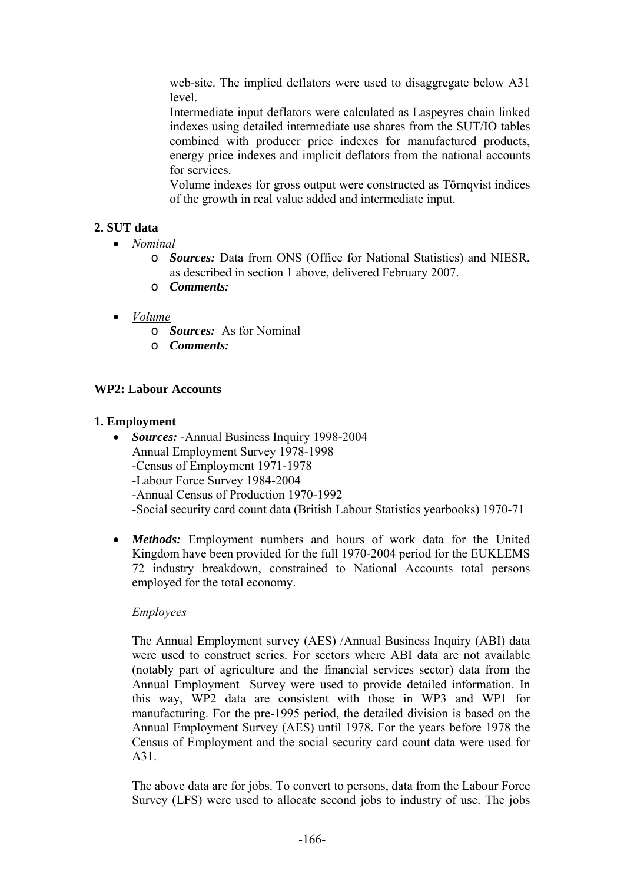web-site. The implied deflators were used to disaggregate below A31 level.

Intermediate input deflators were calculated as Laspeyres chain linked indexes using detailed intermediate use shares from the SUT/IO tables combined with producer price indexes for manufactured products, energy price indexes and implicit deflators from the national accounts for services.

Volume indexes for gross output were constructed as Törnqvist indices of the growth in real value added and intermediate input.

**2. SUT data**

- *Nominal*
  - ***Sources:*** Data from ONS (Office for National Statistics) and NIESR, as described in section 1 above, delivered February 2007.
  - ***Comments:***
- *Volume*
  - ***Sources:*** As for Nominal
  - ***Comments:***

**WP2: Labour Accounts**

**1. Employment**

- ***Sources:*** -Annual Business Inquiry 1998-2004
  Annual Employment Survey 1978-1998
  -Census of Employment 1971-1978
  -Labour Force Survey 1984-2004
  -Annual Census of Production 1970-1992
  -Social security card count data (British Labour Statistics yearbooks) 1970-71

- ***Methods:*** Employment numbers and hours of work data for the United Kingdom have been provided for the full 1970-2004 period for the EUKLEMS 72 industry breakdown, constrained to National Accounts total persons employed for the total economy.

  *Employees*

  The Annual Employment survey (AES) /Annual Business Inquiry (ABI) data were used to construct series. For sectors where ABI data are not available (notably part of agriculture and the financial services sector) data from the Annual Employment Survey were used to provide detailed information. In this way, WP2 data are consistent with those in WP3 and WP1 for manufacturing. For the pre-1995 period, the detailed division is based on the Annual Employment Survey (AES) until 1978. For the years before 1978 the Census of Employment and the social security card count data were used for A31.

  The above data are for jobs. To convert to persons, data from the Labour Force Survey (LFS) were used to allocate second jobs to industry of use. The jobs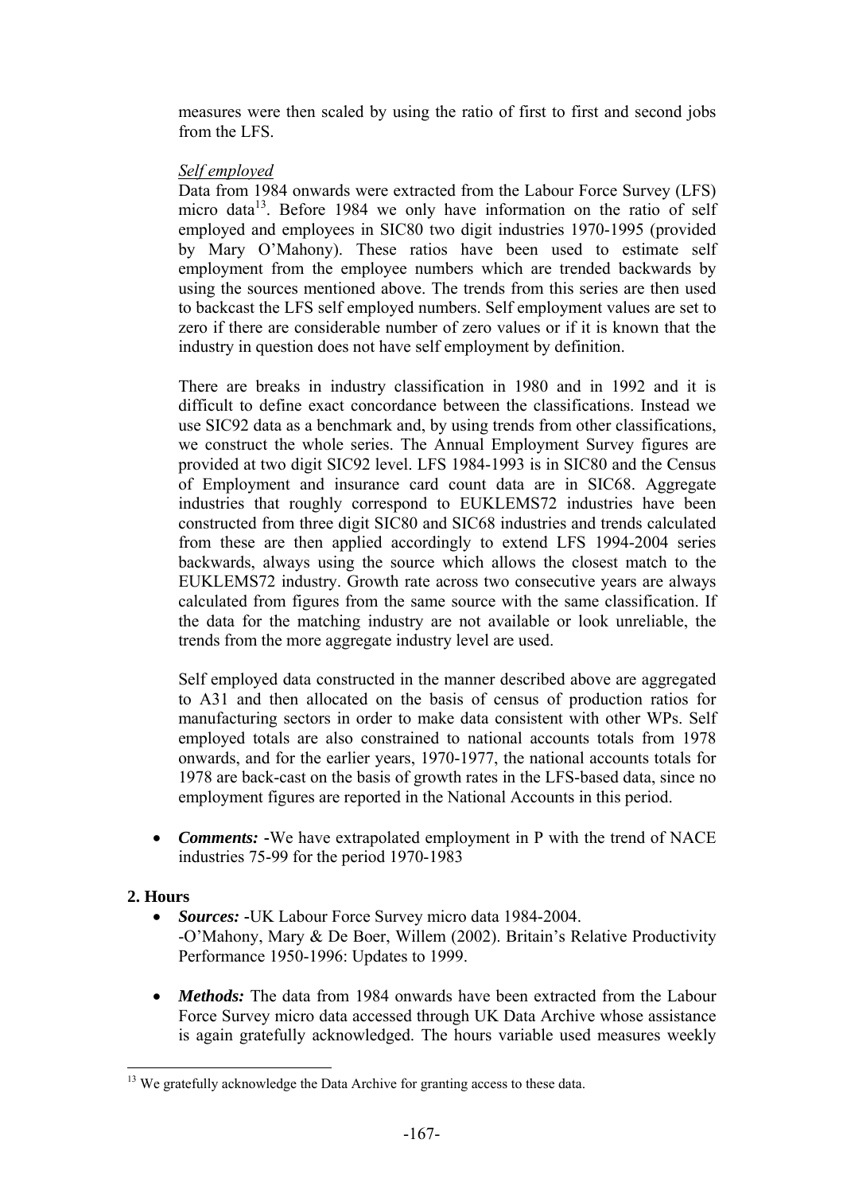measures were then scaled by using the ratio of first to first and second jobs from the LFS.

*Self employed*

Data from 1984 onwards were extracted from the Labour Force Survey (LFS) micro data[13]. Before 1984 we only have information on the ratio of self employed and employees in SIC80 two digit industries 1970-1995 (provided by Mary O'Mahony). These ratios have been used to estimate self employment from the employee numbers which are trended backwards by using the sources mentioned above. The trends from this series are then used to backcast the LFS self employed numbers. Self employment values are set to zero if there are considerable number of zero values or if it is known that the industry in question does not have self employment by definition.

There are breaks in industry classification in 1980 and in 1992 and it is difficult to define exact concordance between the classifications. Instead we use SIC92 data as a benchmark and, by using trends from other classifications, we construct the whole series. The Annual Employment Survey figures are provided at two digit SIC92 level. LFS 1984-1993 is in SIC80 and the Census of Employment and insurance card count data are in SIC68. Aggregate industries that roughly correspond to EUKLEMS72 industries have been constructed from three digit SIC80 and SIC68 industries and trends calculated from these are then applied accordingly to extend LFS 1994-2004 series backwards, always using the source which allows the closest match to the EUKLEMS72 industry. Growth rate across two consecutive years are always calculated from figures from the same source with the same classification. If the data for the matching industry are not available or look unreliable, the trends from the more aggregate industry level are used.

Self employed data constructed in the manner described above are aggregated to A31 and then allocated on the basis of census of production ratios for manufacturing sectors in order to make data consistent with other WPs. Self employed totals are also constrained to national accounts totals from 1978 onwards, and for the earlier years, 1970-1977, the national accounts totals for 1978 are back-cast on the basis of growth rates in the LFS-based data, since no employment figures are reported in the National Accounts in this period.

- ***Comments:*** -We have extrapolated employment in P with the trend of NACE industries 75-99 for the period 1970-1983

**2. Hours**

- ***Sources:*** -UK Labour Force Survey micro data 1984-2004.
  -O'Mahony, Mary & De Boer, Willem (2002). Britain's Relative Productivity Performance 1950-1996: Updates to 1999.

- ***Methods:*** The data from 1984 onwards have been extracted from the Labour Force Survey micro data accessed through UK Data Archive whose assistance is again gratefully acknowledged. The hours variable used measures weekly

[13] We gratefully acknowledge the Data Archive for granting access to these data.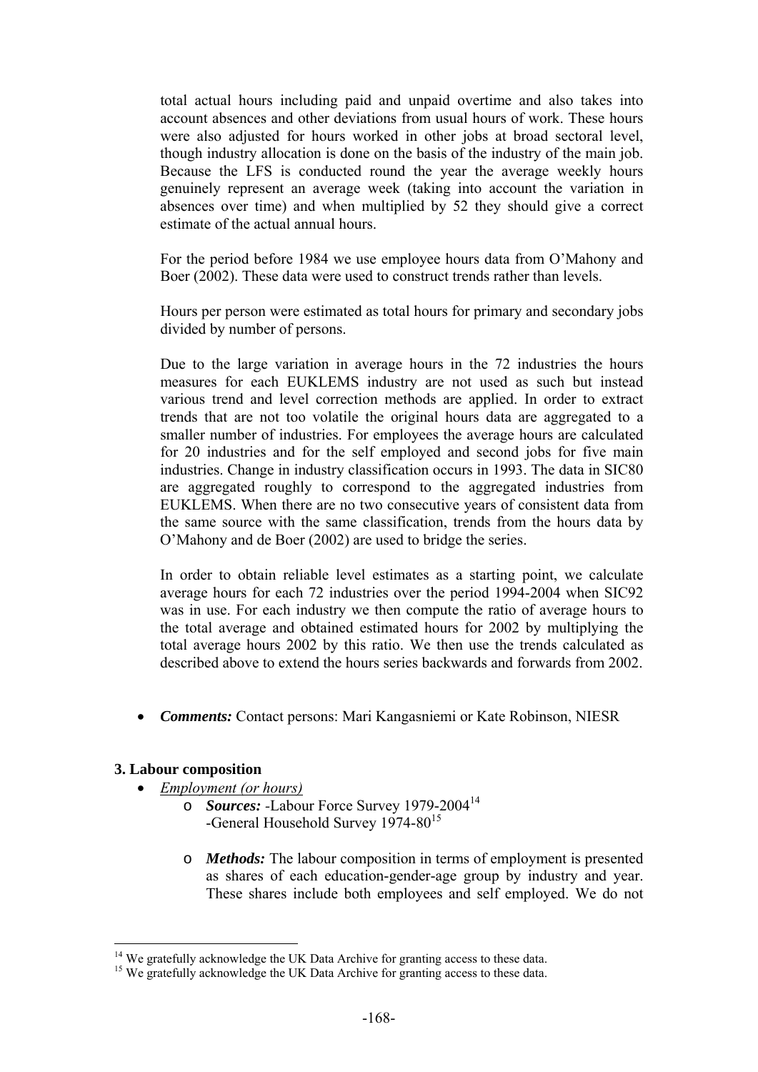total actual hours including paid and unpaid overtime and also takes into account absences and other deviations from usual hours of work. These hours were also adjusted for hours worked in other jobs at broad sectoral level, though industry allocation is done on the basis of the industry of the main job. Because the LFS is conducted round the year the average weekly hours genuinely represent an average week (taking into account the variation in absences over time) and when multiplied by 52 they should give a correct estimate of the actual annual hours.

For the period before 1984 we use employee hours data from O'Mahony and Boer (2002). These data were used to construct trends rather than levels.

Hours per person were estimated as total hours for primary and secondary jobs divided by number of persons.

Due to the large variation in average hours in the 72 industries the hours measures for each EUKLEMS industry are not used as such but instead various trend and level correction methods are applied. In order to extract trends that are not too volatile the original hours data are aggregated to a smaller number of industries. For employees the average hours are calculated for 20 industries and for the self employed and second jobs for five main industries. Change in industry classification occurs in 1993. The data in SIC80 are aggregated roughly to correspond to the aggregated industries from EUKLEMS. When there are no two consecutive years of consistent data from the same source with the same classification, trends from the hours data by O'Mahony and de Boer (2002) are used to bridge the series.

In order to obtain reliable level estimates as a starting point, we calculate average hours for each 72 industries over the period 1994-2004 when SIC92 was in use. For each industry we then compute the ratio of average hours to the total average and obtained estimated hours for 2002 by multiplying the total average hours 2002 by this ratio. We then use the trends calculated as described above to extend the hours series backwards and forwards from 2002.

- ***Comments:*** Contact persons: Mari Kangasniemi or Kate Robinson, NIESR

**3. Labour composition**

- *Employment (or hours)*
  - ***Sources:*** -Labour Force Survey 1979-2004[14]
    -General Household Survey 1974-80[15]
  - ***Methods:*** The labour composition in terms of employment is presented as shares of each education-gender-age group by industry and year. These shares include both employees and self employed. We do not

[14] We gratefully acknowledge the UK Data Archive for granting access to these data.
[15] We gratefully acknowledge the UK Data Archive for granting access to these data.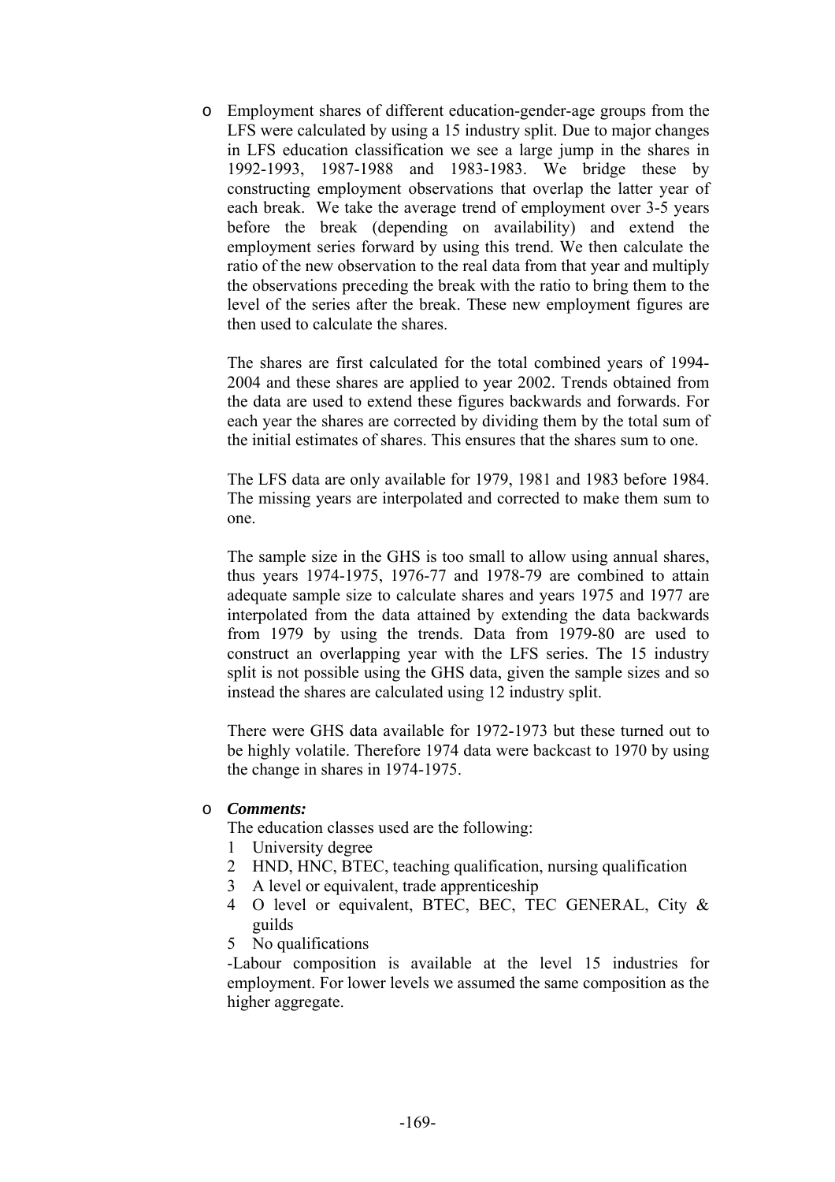- Employment shares of different education-gender-age groups from the LFS were calculated by using a 15 industry split. Due to major changes in LFS education classification we see a large jump in the shares in 1992-1993, 1987-1988 and 1983-1983. We bridge these by constructing employment observations that overlap the latter year of each break. We take the average trend of employment over 3-5 years before the break (depending on availability) and extend the employment series forward by using this trend. We then calculate the ratio of the new observation to the real data from that year and multiply the observations preceding the break with the ratio to bring them to the level of the series after the break. These new employment figures are then used to calculate the shares.

  The shares are first calculated for the total combined years of 1994-2004 and these shares are applied to year 2002. Trends obtained from the data are used to extend these figures backwards and forwards. For each year the shares are corrected by dividing them by the total sum of the initial estimates of shares. This ensures that the shares sum to one.

  The LFS data are only available for 1979, 1981 and 1983 before 1984. The missing years are interpolated and corrected to make them sum to one.

  The sample size in the GHS is too small to allow using annual shares, thus years 1974-1975, 1976-77 and 1978-79 are combined to attain adequate sample size to calculate shares and years 1975 and 1977 are interpolated from the data attained by extending the data backwards from 1979 by using the trends. Data from 1979-80 are used to construct an overlapping year with the LFS series. The 15 industry split is not possible using the GHS data, given the sample sizes and so instead the shares are calculated using 12 industry split.

  There were GHS data available for 1972-1973 but these turned out to be highly volatile. Therefore 1974 data were backcast to 1970 by using the change in shares in 1974-1975.

- ***Comments:***

  The education classes used are the following:

  1. University degree
  2. HND, HNC, BTEC, teaching qualification, nursing qualification
  3. A level or equivalent, trade apprenticeship
  4. O level or equivalent, BTEC, BEC, TEC GENERAL, City & guilds
  5. No qualifications

  -Labour composition is available at the level 15 industries for employment. For lower levels we assumed the same composition as the higher aggregate.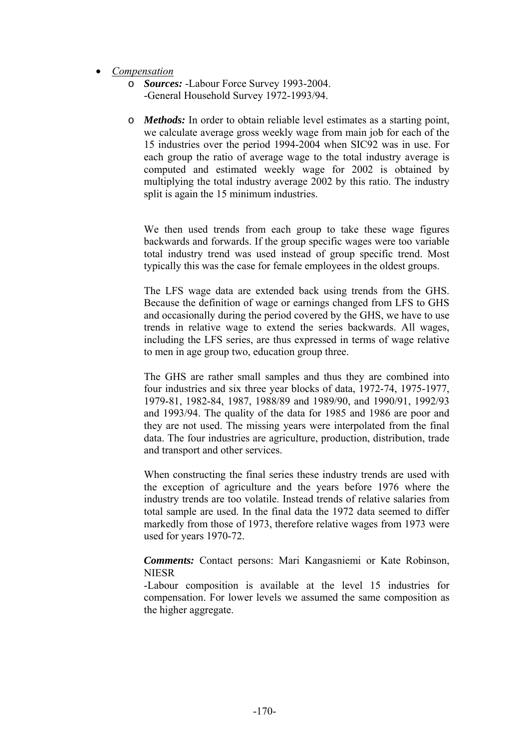- *Compensation*
  - ***Sources:*** -Labour Force Survey 1993-2004.
    -General Household Survey 1972-1993/94.

  - ***Methods:*** In order to obtain reliable level estimates as a starting point, we calculate average gross weekly wage from main job for each of the 15 industries over the period 1994-2004 when SIC92 was in use. For each group the ratio of average wage to the total industry average is computed and estimated weekly wage for 2002 is obtained by multiplying the total industry average 2002 by this ratio. The industry split is again the 15 minimum industries.

    We then used trends from each group to take these wage figures backwards and forwards. If the group specific wages were too variable total industry trend was used instead of group specific trend. Most typically this was the case for female employees in the oldest groups.

    The LFS wage data are extended back using trends from the GHS. Because the definition of wage or earnings changed from LFS to GHS and occasionally during the period covered by the GHS, we have to use trends in relative wage to extend the series backwards. All wages, including the LFS series, are thus expressed in terms of wage relative to men in age group two, education group three.

    The GHS are rather small samples and thus they are combined into four industries and six three year blocks of data, 1972-74, 1975-1977, 1979-81, 1982-84, 1987, 1988/89 and 1989/90, and 1990/91, 1992/93 and 1993/94. The quality of the data for 1985 and 1986 are poor and they are not used. The missing years were interpolated from the final data. The four industries are agriculture, production, distribution, trade and transport and other services.

    When constructing the final series these industry trends are used with the exception of agriculture and the years before 1976 where the industry trends are too volatile. Instead trends of relative salaries from total sample are used. In the final data the 1972 data seemed to differ markedly from those of 1973, therefore relative wages from 1973 were used for years 1970-72.

    ***Comments:*** Contact persons: Mari Kangasniemi or Kate Robinson, NIESR
    -Labour composition is available at the level 15 industries for compensation. For lower levels we assumed the same composition as the higher aggregate.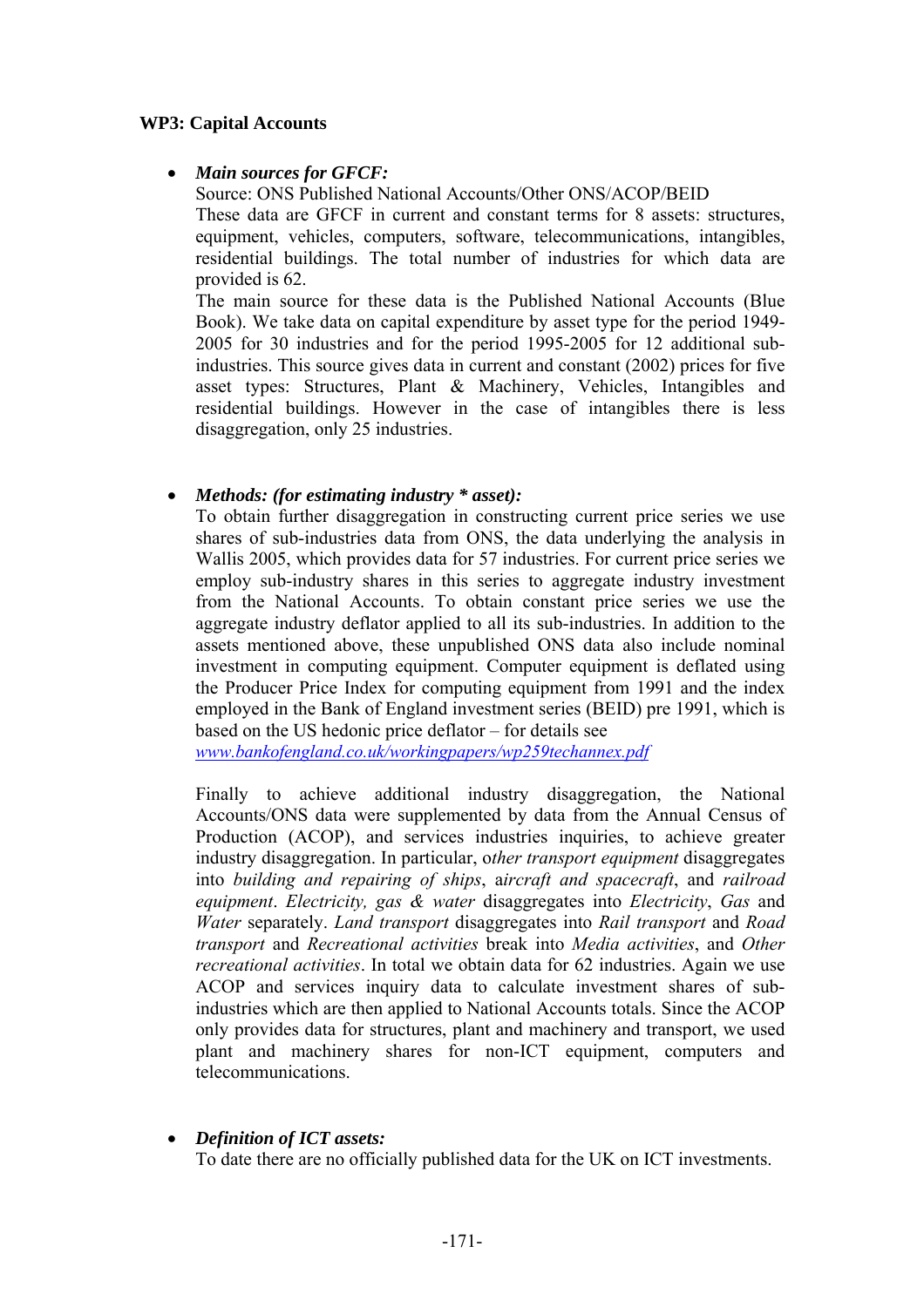**WP3: Capital Accounts**

- ***Main sources for GFCF:***

  Source: ONS Published National Accounts/Other ONS/ACOP/BEID

  These data are GFCF in current and constant terms for 8 assets: structures, equipment, vehicles, computers, software, telecommunications, intangibles, residential buildings. The total number of industries for which data are provided is 62.

  The main source for these data is the Published National Accounts (Blue Book). We take data on capital expenditure by asset type for the period 1949-2005 for 30 industries and for the period 1995-2005 for 12 additional sub-industries. This source gives data in current and constant (2002) prices for five asset types: Structures, Plant & Machinery, Vehicles, Intangibles and residential buildings. However in the case of intangibles there is less disaggregation, only 25 industries.

- ***Methods: (for estimating industry * asset):***

  To obtain further disaggregation in constructing current price series we use shares of sub-industries data from ONS, the data underlying the analysis in Wallis 2005, which provides data for 57 industries. For current price series we employ sub-industry shares in this series to aggregate industry investment from the National Accounts. To obtain constant price series we use the aggregate industry deflator applied to all its sub-industries. In addition to the assets mentioned above, these unpublished ONS data also include nominal investment in computing equipment. Computer equipment is deflated using the Producer Price Index for computing equipment from 1991 and the index employed in the Bank of England investment series (BEID) pre 1991, which is based on the US hedonic price deflator – for details see www.bankofengland.co.uk/workingpapers/wp259techannex.pdf

  Finally to achieve additional industry disaggregation, the National Accounts/ONS data were supplemented by data from the Annual Census of Production (ACOP), and services industries inquiries, to achieve greater industry disaggregation. In particular, o*ther transport equipment* disaggregates into *building and repairing of ships*, a*ircraft and spacecraft*, and *railroad equipment*. *Electricity, gas & water* disaggregates into *Electricity*, *Gas* and *Water* separately. *Land transport* disaggregates into *Rail transport* and *Road transport* and *Recreational activities* break into *Media activities*, and *Other recreational activities*. In total we obtain data for 62 industries. Again we use ACOP and services inquiry data to calculate investment shares of sub-industries which are then applied to National Accounts totals. Since the ACOP only provides data for structures, plant and machinery and transport, we used plant and machinery shares for non-ICT equipment, computers and telecommunications.

- ***Definition of ICT assets:***

  To date there are no officially published data for the UK on ICT investments.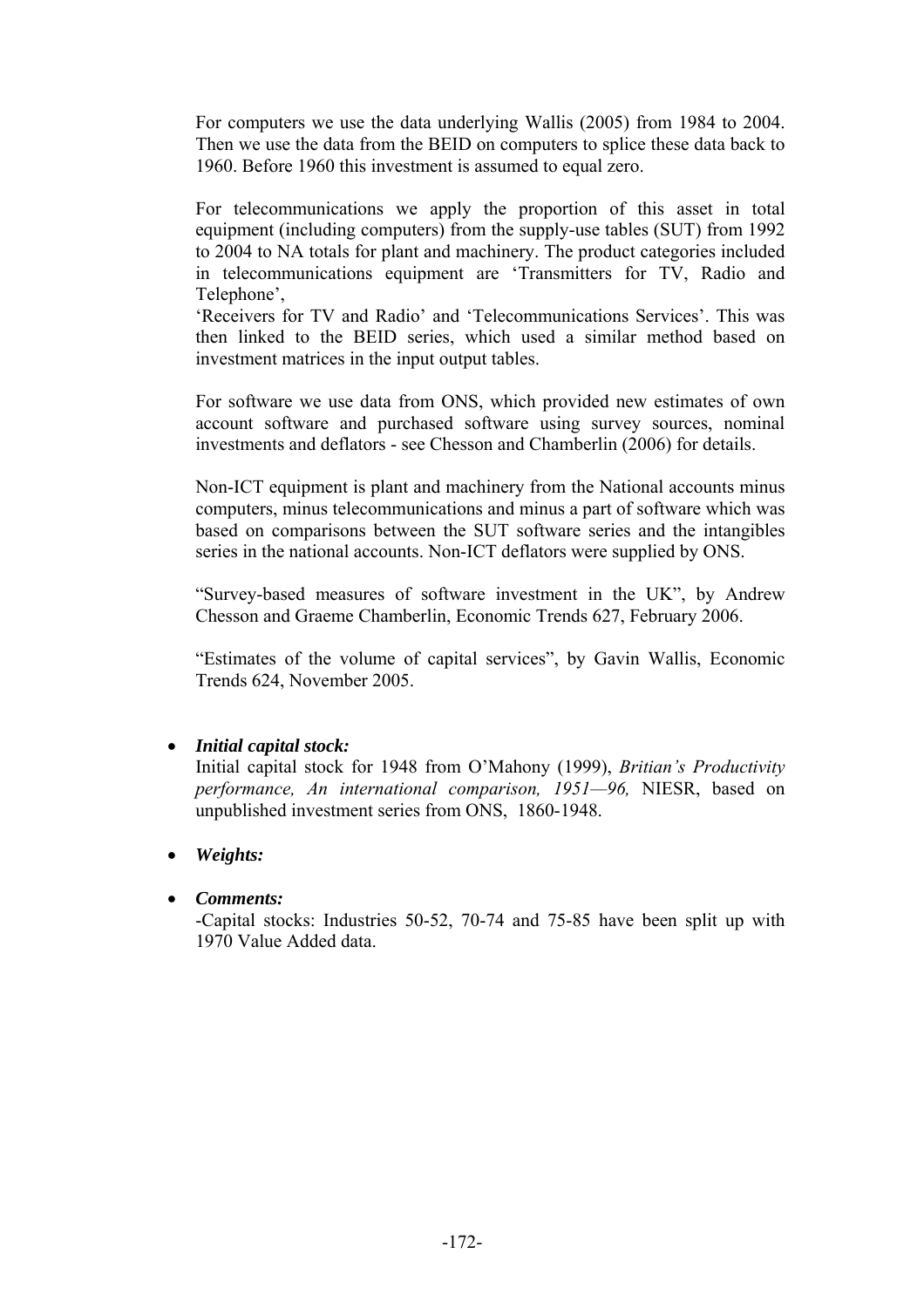For computers we use the data underlying Wallis (2005) from 1984 to 2004. Then we use the data from the BEID on computers to splice these data back to 1960. Before 1960 this investment is assumed to equal zero.

For telecommunications we apply the proportion of this asset in total equipment (including computers) from the supply-use tables (SUT) from 1992 to 2004 to NA totals for plant and machinery. The product categories included in telecommunications equipment are 'Transmitters for TV, Radio and Telephone',
'Receivers for TV and Radio' and 'Telecommunications Services'. This was then linked to the BEID series, which used a similar method based on investment matrices in the input output tables.

For software we use data from ONS, which provided new estimates of own account software and purchased software using survey sources, nominal investments and deflators - see Chesson and Chamberlin (2006) for details.

Non-ICT equipment is plant and machinery from the National accounts minus computers, minus telecommunications and minus a part of software which was based on comparisons between the SUT software series and the intangibles series in the national accounts. Non-ICT deflators were supplied by ONS.

"Survey-based measures of software investment in the UK", by Andrew Chesson and Graeme Chamberlin, Economic Trends 627, February 2006.

"Estimates of the volume of capital services", by Gavin Wallis, Economic Trends 624, November 2005.

- ***Initial capital stock:***
  Initial capital stock for 1948 from O'Mahony (1999), *Britian's Productivity performance, An international comparison, 1951—96,* NIESR, based on unpublished investment series from ONS, 1860-1948.

- ***Weights:***

- ***Comments:***
  -Capital stocks: Industries 50-52, 70-74 and 75-85 have been split up with 1970 Value Added data.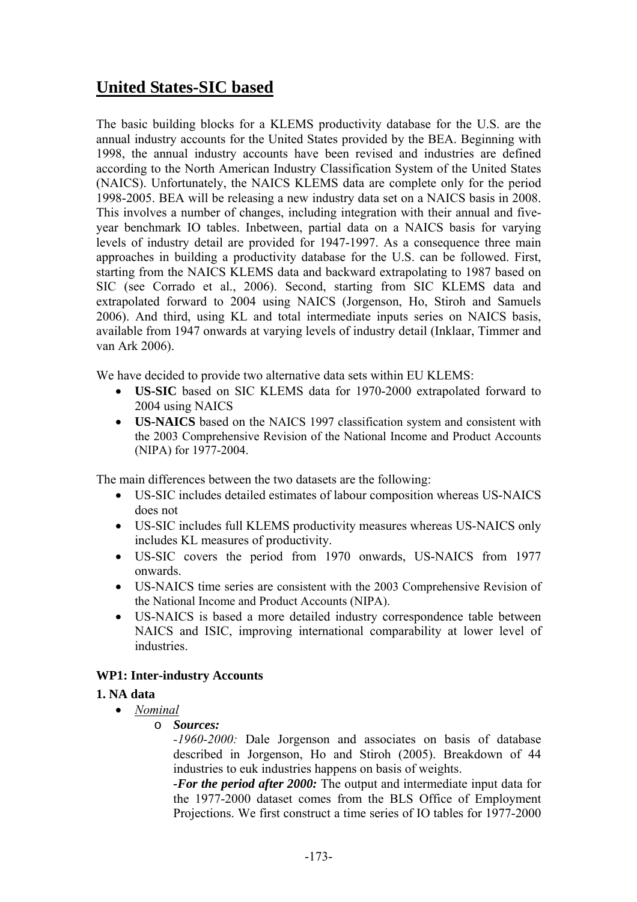# United States-SIC based

The basic building blocks for a KLEMS productivity database for the U.S. are the annual industry accounts for the United States provided by the BEA. Beginning with 1998, the annual industry accounts have been revised and industries are defined according to the North American Industry Classification System of the United States (NAICS). Unfortunately, the NAICS KLEMS data are complete only for the period 1998-2005. BEA will be releasing a new industry data set on a NAICS basis in 2008. This involves a number of changes, including integration with their annual and five-year benchmark IO tables. Inbetween, partial data on a NAICS basis for varying levels of industry detail are provided for 1947-1997. As a consequence three main approaches in building a productivity database for the U.S. can be followed. First, starting from the NAICS KLEMS data and backward extrapolating to 1987 based on SIC (see Corrado et al., 2006). Second, starting from SIC KLEMS data and extrapolated forward to 2004 using NAICS (Jorgenson, Ho, Stiroh and Samuels 2006). And third, using KL and total intermediate inputs series on NAICS basis, available from 1947 onwards at varying levels of industry detail (Inklaar, Timmer and van Ark 2006).

We have decided to provide two alternative data sets within EU KLEMS:

- **US-SIC** based on SIC KLEMS data for 1970-2000 extrapolated forward to 2004 using NAICS
- **US-NAICS** based on the NAICS 1997 classification system and consistent with the 2003 Comprehensive Revision of the National Income and Product Accounts (NIPA) for 1977-2004.

The main differences between the two datasets are the following:

- US-SIC includes detailed estimates of labour composition whereas US-NAICS does not
- US-SIC includes full KLEMS productivity measures whereas US-NAICS only includes KL measures of productivity.
- US-SIC covers the period from 1970 onwards, US-NAICS from 1977 onwards.
- US-NAICS time series are consistent with the 2003 Comprehensive Revision of the National Income and Product Accounts (NIPA).
- US-NAICS is based a more detailed industry correspondence table between NAICS and ISIC, improving international comparability at lower level of industries.

**WP1: Inter-industry Accounts**

**1. NA data**

- *Nominal*
  - ***Sources:***

    *-1960-2000:* Dale Jorgenson and associates on basis of database described in Jorgenson, Ho and Stiroh (2005). Breakdown of 44 industries to euk industries happens on basis of weights.

    ***-For the period after 2000:*** The output and intermediate input data for the 1977-2000 dataset comes from the BLS Office of Employment Projections. We first construct a time series of IO tables for 1977-2000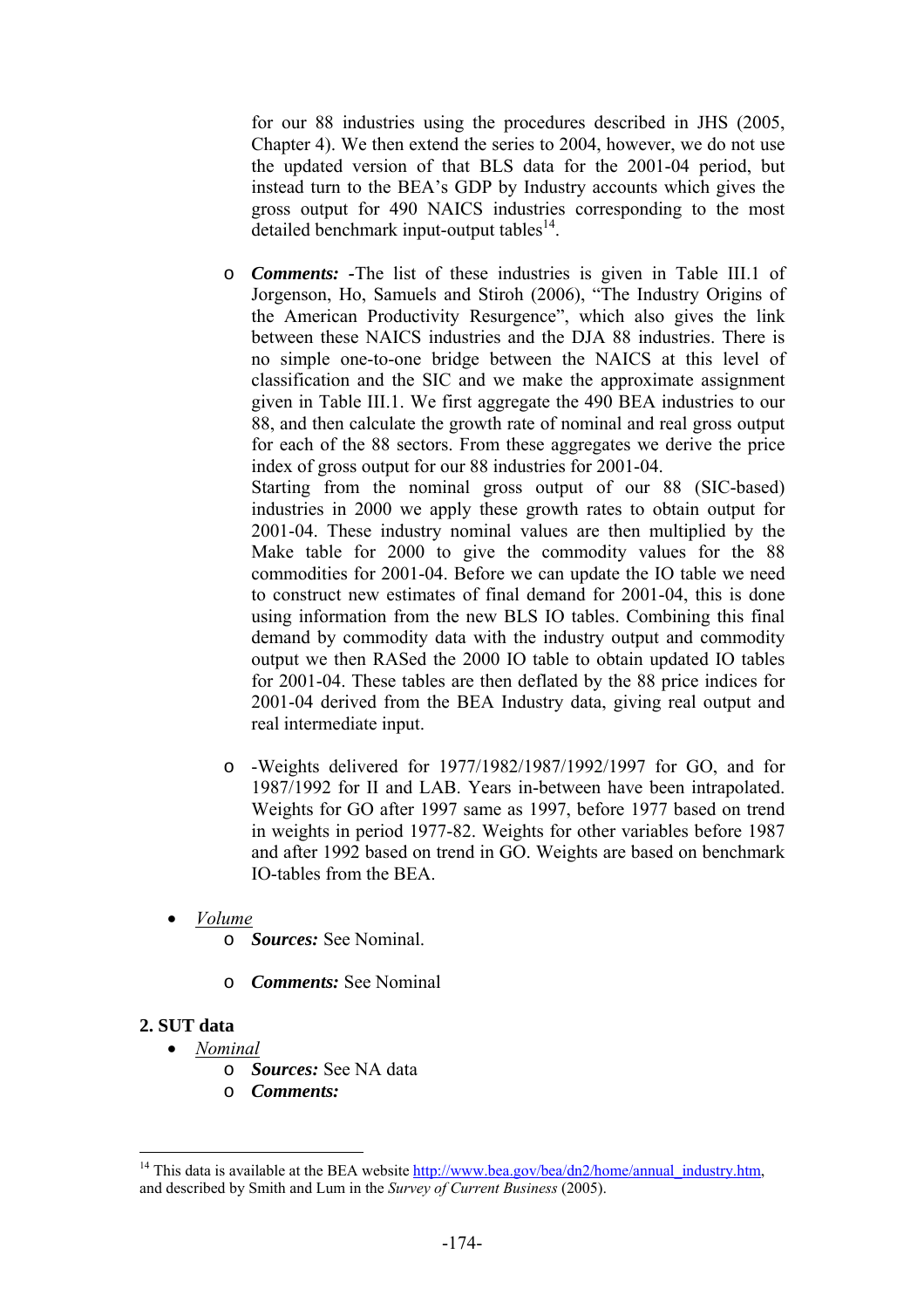for our 88 industries using the procedures described in JHS (2005, Chapter 4). We then extend the series to 2004, however, we do not use the updated version of that BLS data for the 2001-04 period, but instead turn to the BEA's GDP by Industry accounts which gives the gross output for 490 NAICS industries corresponding to the most detailed benchmark input-output tables[14].

- ***Comments:*** -The list of these industries is given in Table III.1 of Jorgenson, Ho, Samuels and Stiroh (2006), "The Industry Origins of the American Productivity Resurgence", which also gives the link between these NAICS industries and the DJA 88 industries. There is no simple one-to-one bridge between the NAICS at this level of classification and the SIC and we make the approximate assignment given in Table III.1. We first aggregate the 490 BEA industries to our 88, and then calculate the growth rate of nominal and real gross output for each of the 88 sectors. From these aggregates we derive the price index of gross output for our 88 industries for 2001-04.
  Starting from the nominal gross output of our 88 (SIC-based) industries in 2000 we apply these growth rates to obtain output for 2001-04. These industry nominal values are then multiplied by the Make table for 2000 to give the commodity values for the 88 commodities for 2001-04. Before we can update the IO table we need to construct new estimates of final demand for 2001-04, this is done using information from the new BLS IO tables. Combining this final demand by commodity data with the industry output and commodity output we then RASed the 2000 IO table to obtain updated IO tables for 2001-04. These tables are then deflated by the 88 price indices for 2001-04 derived from the BEA Industry data, giving real output and real intermediate input.

- -Weights delivered for 1977/1982/1987/1992/1997 for GO, and for 1987/1992 for II and LAB. Years in-between have been intrapolated. Weights for GO after 1997 same as 1997, before 1977 based on trend in weights in period 1977-82. Weights for other variables before 1987 and after 1992 based on trend in GO. Weights are based on benchmark IO-tables from the BEA.

- *Volume*
  - ***Sources:*** See Nominal.
  - ***Comments:*** See Nominal

## 2. SUT data

- *Nominal*
  - ***Sources:*** See NA data
  - ***Comments:***

[14] This data is available at the BEA website http://www.bea.gov/bea/dn2/home/annual_industry.htm, and described by Smith and Lum in the *Survey of Current Business* (2005).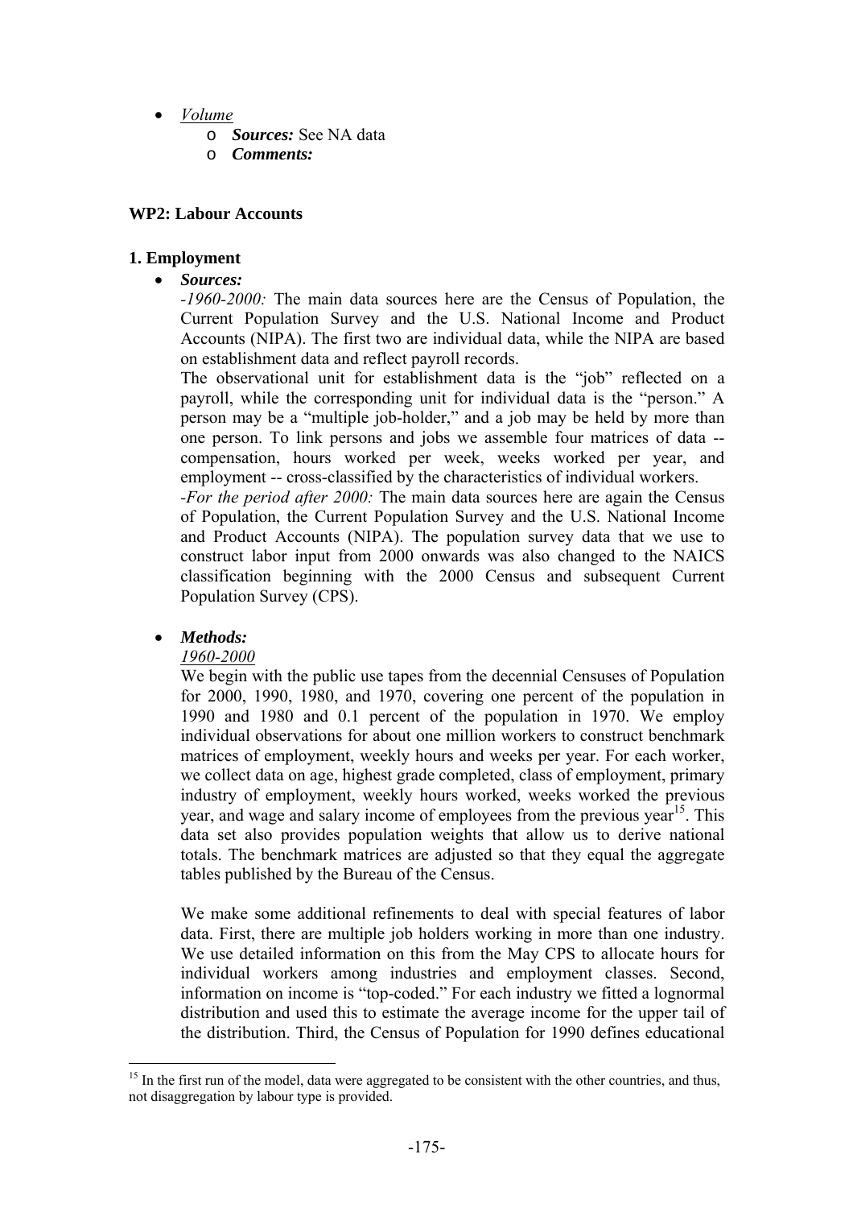- *Volume*
    - ***Sources:*** See NA data
    - ***Comments:***

**WP2: Labour Accounts**

**1. Employment**

- ***Sources:***

  *-1960-2000:* The main data sources here are the Census of Population, the Current Population Survey and the U.S. National Income and Product Accounts (NIPA). The first two are individual data, while the NIPA are based on establishment data and reflect payroll records.

  The observational unit for establishment data is the "job" reflected on a payroll, while the corresponding unit for individual data is the "person." A person may be a "multiple job-holder," and a job may be held by more than one person. To link persons and jobs we assemble four matrices of data -- compensation, hours worked per week, weeks worked per year, and employment -- cross-classified by the characteristics of individual workers.

  *-For the period after 2000:* The main data sources here are again the Census of Population, the Current Population Survey and the U.S. National Income and Product Accounts (NIPA). The population survey data that we use to construct labor input from 2000 onwards was also changed to the NAICS classification beginning with the 2000 Census and subsequent Current Population Survey (CPS).

- ***Methods:***

  *1960-2000*

  We begin with the public use tapes from the decennial Censuses of Population for 2000, 1990, 1980, and 1970, covering one percent of the population in 1990 and 1980 and 0.1 percent of the population in 1970. We employ individual observations for about one million workers to construct benchmark matrices of employment, weekly hours and weeks per year. For each worker, we collect data on age, highest grade completed, class of employment, primary industry of employment, weekly hours worked, weeks worked the previous year, and wage and salary income of employees from the previous year[15]. This data set also provides population weights that allow us to derive national totals. The benchmark matrices are adjusted so that they equal the aggregate tables published by the Bureau of the Census.

  We make some additional refinements to deal with special features of labor data. First, there are multiple job holders working in more than one industry. We use detailed information on this from the May CPS to allocate hours for individual workers among industries and employment classes. Second, information on income is "top-coded." For each industry we fitted a lognormal distribution and used this to estimate the average income for the upper tail of the distribution. Third, the Census of Population for 1990 defines educational

[15] In the first run of the model, data were aggregated to be consistent with the other countries, and thus, not disaggregation by labour type is provided.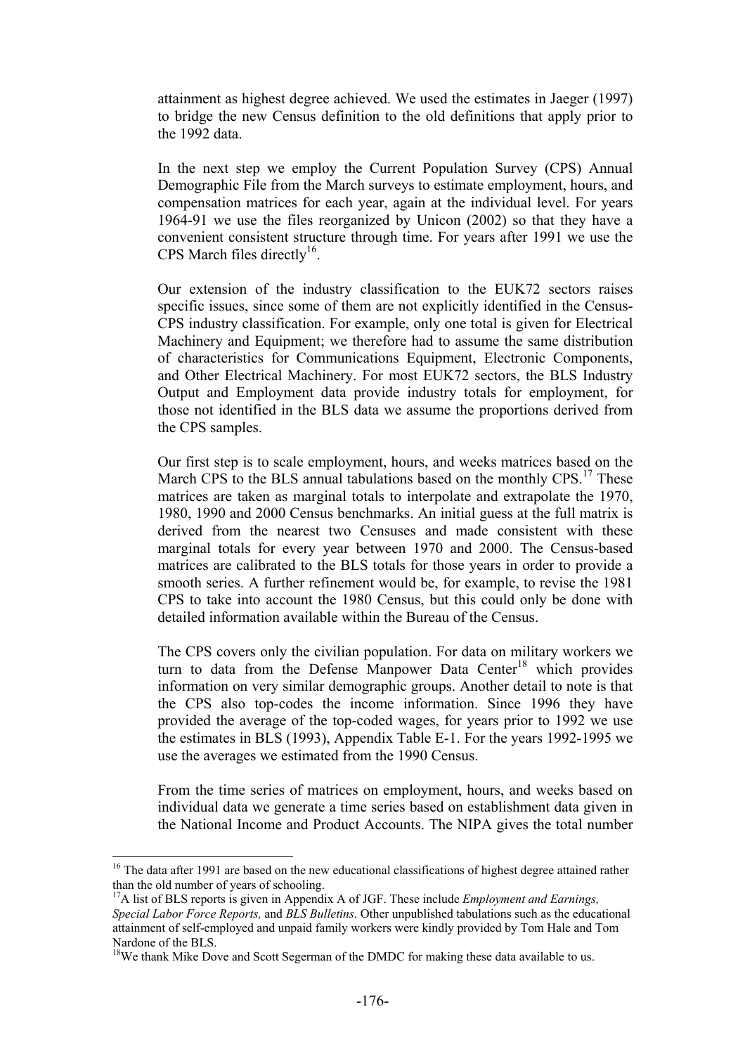attainment as highest degree achieved. We used the estimates in Jaeger (1997) to bridge the new Census definition to the old definitions that apply prior to the 1992 data.

In the next step we employ the Current Population Survey (CPS) Annual Demographic File from the March surveys to estimate employment, hours, and compensation matrices for each year, again at the individual level. For years 1964-91 we use the files reorganized by Unicon (2002) so that they have a convenient consistent structure through time. For years after 1991 we use the CPS March files directly[16].

Our extension of the industry classification to the EUK72 sectors raises specific issues, since some of them are not explicitly identified in the Census-CPS industry classification. For example, only one total is given for Electrical Machinery and Equipment; we therefore had to assume the same distribution of characteristics for Communications Equipment, Electronic Components, and Other Electrical Machinery. For most EUK72 sectors, the BLS Industry Output and Employment data provide industry totals for employment, for those not identified in the BLS data we assume the proportions derived from the CPS samples.

Our first step is to scale employment, hours, and weeks matrices based on the March CPS to the BLS annual tabulations based on the monthly CPS.[17] These matrices are taken as marginal totals to interpolate and extrapolate the 1970, 1980, 1990 and 2000 Census benchmarks. An initial guess at the full matrix is derived from the nearest two Censuses and made consistent with these marginal totals for every year between 1970 and 2000. The Census-based matrices are calibrated to the BLS totals for those years in order to provide a smooth series. A further refinement would be, for example, to revise the 1981 CPS to take into account the 1980 Census, but this could only be done with detailed information available within the Bureau of the Census.

The CPS covers only the civilian population. For data on military workers we turn to data from the Defense Manpower Data Center[18] which provides information on very similar demographic groups. Another detail to note is that the CPS also top-codes the income information. Since 1996 they have provided the average of the top-coded wages, for years prior to 1992 we use the estimates in BLS (1993), Appendix Table E-1. For the years 1992-1995 we use the averages we estimated from the 1990 Census.

From the time series of matrices on employment, hours, and weeks based on individual data we generate a time series based on establishment data given in the National Income and Product Accounts. The NIPA gives the total number

---

[16] The data after 1991 are based on the new educational classifications of highest degree attained rather than the old number of years of schooling.

[17] A list of BLS reports is given in Appendix A of JGF. These include *Employment and Earnings, Special Labor Force Reports,* and *BLS Bulletins*. Other unpublished tabulations such as the educational attainment of self-employed and unpaid family workers were kindly provided by Tom Hale and Tom Nardone of the BLS.

[18] We thank Mike Dove and Scott Segerman of the DMDC for making these data available to us.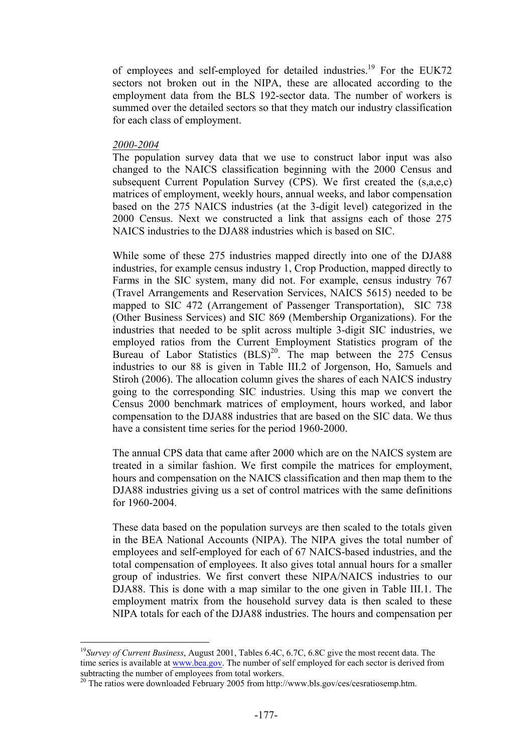of employees and self-employed for detailed industries.[19] For the EUK72 sectors not broken out in the NIPA, these are allocated according to the employment data from the BLS 192-sector data. The number of workers is summed over the detailed sectors so that they match our industry classification for each class of employment.

*2000-2004*

The population survey data that we use to construct labor input was also changed to the NAICS classification beginning with the 2000 Census and subsequent Current Population Survey (CPS). We first created the (s,a,e,c) matrices of employment, weekly hours, annual weeks, and labor compensation based on the 275 NAICS industries (at the 3-digit level) categorized in the 2000 Census. Next we constructed a link that assigns each of those 275 NAICS industries to the DJA88 industries which is based on SIC.

While some of these 275 industries mapped directly into one of the DJA88 industries, for example census industry 1, Crop Production, mapped directly to Farms in the SIC system, many did not. For example, census industry 767 (Travel Arrangements and Reservation Services, NAICS 5615) needed to be mapped to SIC 472 (Arrangement of Passenger Transportation), SIC 738 (Other Business Services) and SIC 869 (Membership Organizations). For the industries that needed to be split across multiple 3-digit SIC industries, we employed ratios from the Current Employment Statistics program of the Bureau of Labor Statistics (BLS)[20]. The map between the 275 Census industries to our 88 is given in Table III.2 of Jorgenson, Ho, Samuels and Stiroh (2006). The allocation column gives the shares of each NAICS industry going to the corresponding SIC industries. Using this map we convert the Census 2000 benchmark matrices of employment, hours worked, and labor compensation to the DJA88 industries that are based on the SIC data. We thus have a consistent time series for the period 1960-2000.

The annual CPS data that came after 2000 which are on the NAICS system are treated in a similar fashion. We first compile the matrices for employment, hours and compensation on the NAICS classification and then map them to the DJA88 industries giving us a set of control matrices with the same definitions for 1960-2004.

These data based on the population surveys are then scaled to the totals given in the BEA National Accounts (NIPA). The NIPA gives the total number of employees and self-employed for each of 67 NAICS-based industries, and the total compensation of employees. It also gives total annual hours for a smaller group of industries. We first convert these NIPA/NAICS industries to our DJA88. This is done with a map similar to the one given in Table III.1. The employment matrix from the household survey data is then scaled to these NIPA totals for each of the DJA88 industries. The hours and compensation per

---

[19] *Survey of Current Business*, August 2001, Tables 6.4C, 6.7C, 6.8C give the most recent data. The time series is available at www.bea.gov. The number of self employed for each sector is derived from subtracting the number of employees from total workers.

[20] The ratios were downloaded February 2005 from http://www.bls.gov/ces/cesratiosemp.htm.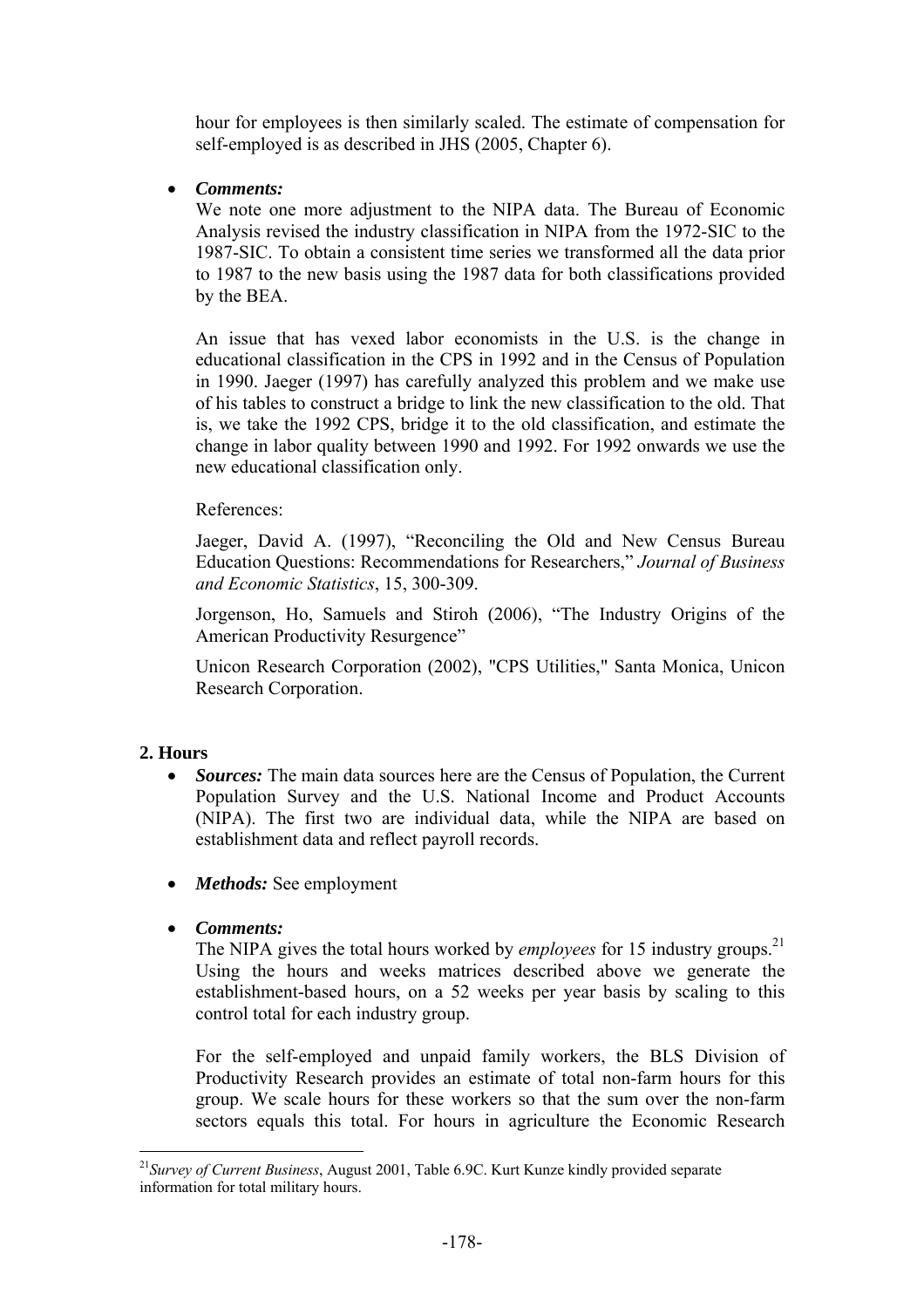hour for employees is then similarly scaled. The estimate of compensation for self-employed is as described in JHS (2005, Chapter 6).

- ***Comments:***

  We note one more adjustment to the NIPA data. The Bureau of Economic Analysis revised the industry classification in NIPA from the 1972-SIC to the 1987-SIC. To obtain a consistent time series we transformed all the data prior to 1987 to the new basis using the 1987 data for both classifications provided by the BEA.

  An issue that has vexed labor economists in the U.S. is the change in educational classification in the CPS in 1992 and in the Census of Population in 1990. Jaeger (1997) has carefully analyzed this problem and we make use of his tables to construct a bridge to link the new classification to the old. That is, we take the 1992 CPS, bridge it to the old classification, and estimate the change in labor quality between 1990 and 1992. For 1992 onwards we use the new educational classification only.

  References:

  Jaeger, David A. (1997), "Reconciling the Old and New Census Bureau Education Questions: Recommendations for Researchers," *Journal of Business and Economic Statistics*, 15, 300-309.

  Jorgenson, Ho, Samuels and Stiroh (2006), "The Industry Origins of the American Productivity Resurgence"

  Unicon Research Corporation (2002), "CPS Utilities," Santa Monica, Unicon Research Corporation.

## 2. Hours

- ***Sources:*** The main data sources here are the Census of Population, the Current Population Survey and the U.S. National Income and Product Accounts (NIPA). The first two are individual data, while the NIPA are based on establishment data and reflect payroll records.

- ***Methods:*** See employment

- ***Comments:***

  The NIPA gives the total hours worked by *employees* for 15 industry groups.[21] Using the hours and weeks matrices described above we generate the establishment-based hours, on a 52 weeks per year basis by scaling to this control total for each industry group.

  For the self-employed and unpaid family workers, the BLS Division of Productivity Research provides an estimate of total non-farm hours for this group. We scale hours for these workers so that the sum over the non-farm sectors equals this total. For hours in agriculture the Economic Research

---

[21] *Survey of Current Business*, August 2001, Table 6.9C. Kurt Kunze kindly provided separate information for total military hours.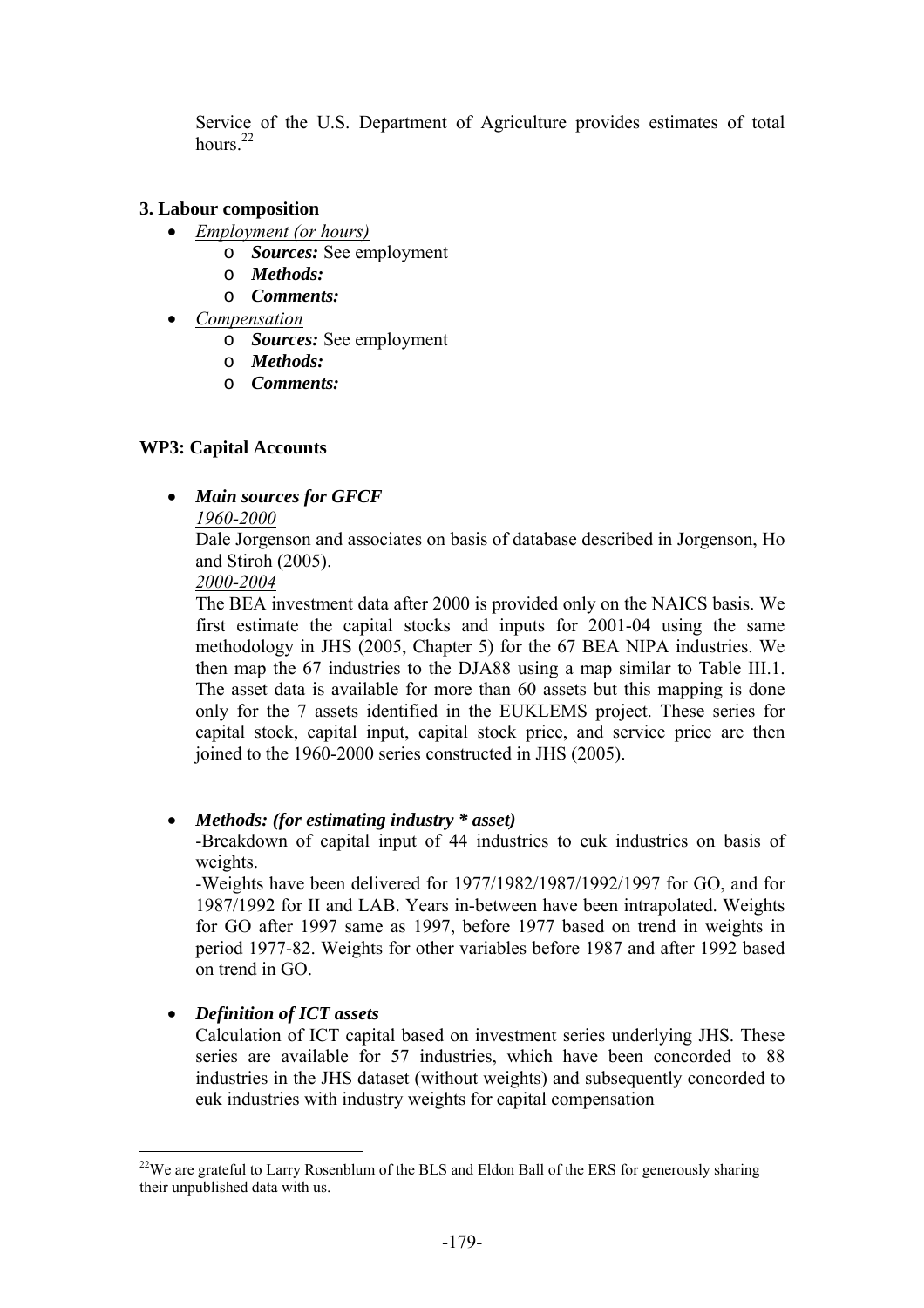Service of the U.S. Department of Agriculture provides estimates of total hours.[22]

### 3. Labour composition

- *Employment (or hours)*
  - ***Sources:*** See employment
  - ***Methods:***
  - ***Comments:***
- *Compensation*
  - ***Sources:*** See employment
  - ***Methods:***
  - ***Comments:***

## WP3: Capital Accounts

- ***Main sources for GFCF***

  *1960-2000*

  Dale Jorgenson and associates on basis of database described in Jorgenson, Ho and Stiroh (2005).

  *2000-2004*

  The BEA investment data after 2000 is provided only on the NAICS basis. We first estimate the capital stocks and inputs for 2001-04 using the same methodology in JHS (2005, Chapter 5) for the 67 BEA NIPA industries. We then map the 67 industries to the DJA88 using a map similar to Table III.1. The asset data is available for more than 60 assets but this mapping is done only for the 7 assets identified in the EUKLEMS project. These series for capital stock, capital input, capital stock price, and service price are then joined to the 1960-2000 series constructed in JHS (2005).

- ***Methods: (for estimating industry * asset)***

  -Breakdown of capital input of 44 industries to euk industries on basis of weights.

  -Weights have been delivered for 1977/1982/1987/1992/1997 for GO, and for 1987/1992 for II and LAB. Years in-between have been intrapolated. Weights for GO after 1997 same as 1997, before 1977 based on trend in weights in period 1977-82. Weights for other variables before 1987 and after 1992 based on trend in GO.

- ***Definition of ICT assets***

  Calculation of ICT capital based on investment series underlying JHS. These series are available for 57 industries, which have been concorded to 88 industries in the JHS dataset (without weights) and subsequently concorded to euk industries with industry weights for capital compensation

[22] We are grateful to Larry Rosenblum of the BLS and Eldon Ball of the ERS for generously sharing their unpublished data with us.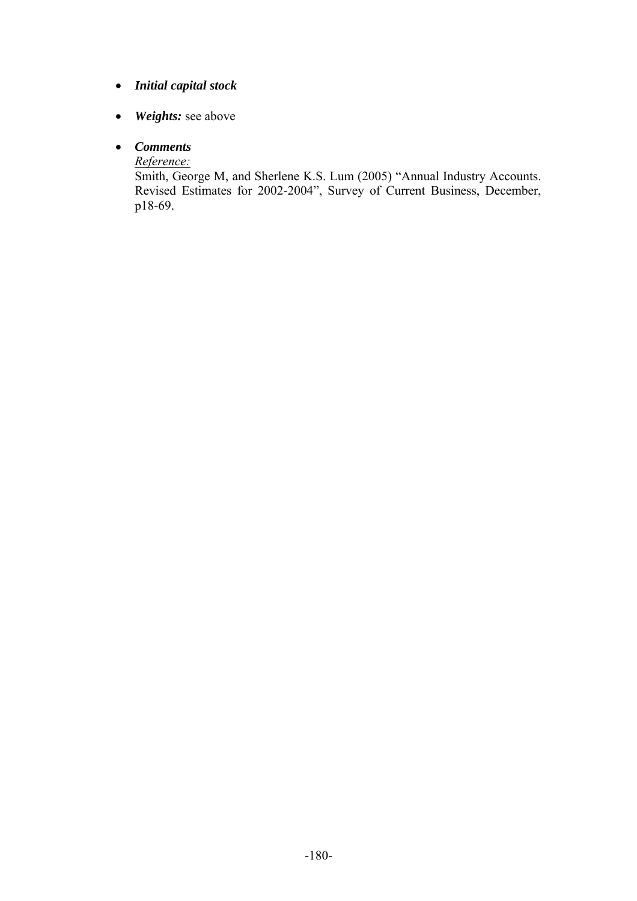- ***Initial capital stock***

- ***Weights:*** see above

- ***Comments***
  
  <u>*Reference:*</u>
  
  Smith, George M, and Sherlene K.S. Lum (2005) "Annual Industry Accounts. Revised Estimates for 2002-2004", Survey of Current Business, December, p18-69.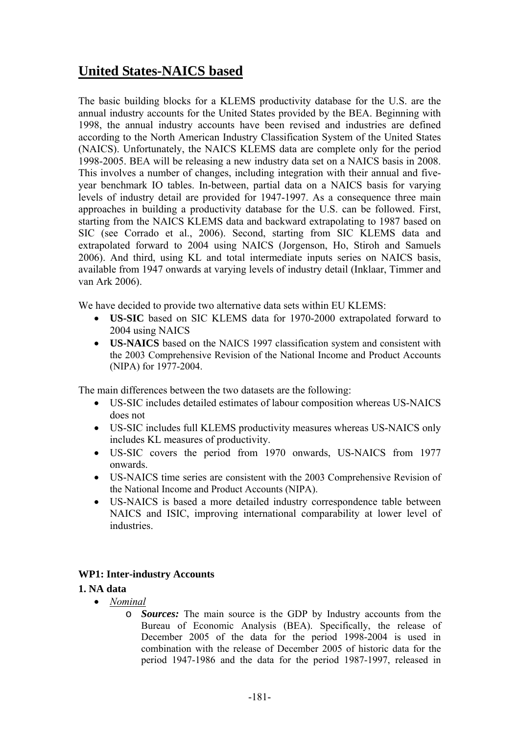# United States-NAICS based

The basic building blocks for a KLEMS productivity database for the U.S. are the annual industry accounts for the United States provided by the BEA. Beginning with 1998, the annual industry accounts have been revised and industries are defined according to the North American Industry Classification System of the United States (NAICS). Unfortunately, the NAICS KLEMS data are complete only for the period 1998-2005. BEA will be releasing a new industry data set on a NAICS basis in 2008. This involves a number of changes, including integration with their annual and five-year benchmark IO tables. In-between, partial data on a NAICS basis for varying levels of industry detail are provided for 1947-1997. As a consequence three main approaches in building a productivity database for the U.S. can be followed. First, starting from the NAICS KLEMS data and backward extrapolating to 1987 based on SIC (see Corrado et al., 2006). Second, starting from SIC KLEMS data and extrapolated forward to 2004 using NAICS (Jorgenson, Ho, Stiroh and Samuels 2006). And third, using KL and total intermediate inputs series on NAICS basis, available from 1947 onwards at varying levels of industry detail (Inklaar, Timmer and van Ark 2006).

We have decided to provide two alternative data sets within EU KLEMS:

- **US-SIC** based on SIC KLEMS data for 1970-2000 extrapolated forward to 2004 using NAICS
- **US-NAICS** based on the NAICS 1997 classification system and consistent with the 2003 Comprehensive Revision of the National Income and Product Accounts (NIPA) for 1977-2004.

The main differences between the two datasets are the following:

- US-SIC includes detailed estimates of labour composition whereas US-NAICS does not
- US-SIC includes full KLEMS productivity measures whereas US-NAICS only includes KL measures of productivity.
- US-SIC covers the period from 1970 onwards, US-NAICS from 1977 onwards.
- US-NAICS time series are consistent with the 2003 Comprehensive Revision of the National Income and Product Accounts (NIPA).
- US-NAICS is based a more detailed industry correspondence table between NAICS and ISIC, improving international comparability at lower level of industries.

**WP1: Inter-industry Accounts**

**1. NA data**

- *Nominal*
  - ***Sources:*** The main source is the GDP by Industry accounts from the Bureau of Economic Analysis (BEA). Specifically, the release of December 2005 of the data for the period 1998-2004 is used in combination with the release of December 2005 of historic data for the period 1947-1986 and the data for the period 1987-1997, released in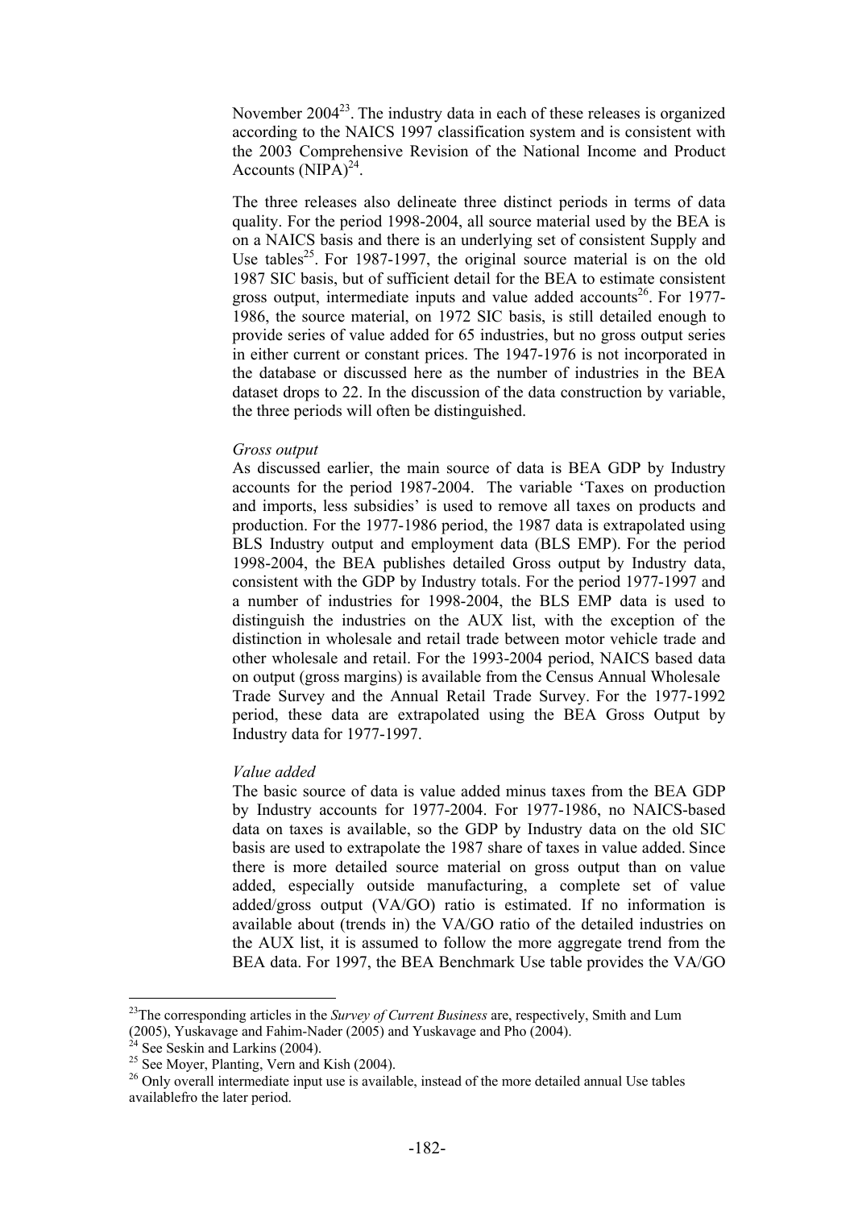November 2004[23]. The industry data in each of these releases is organized according to the NAICS 1997 classification system and is consistent with the 2003 Comprehensive Revision of the National Income and Product Accounts (NIPA)[24].

The three releases also delineate three distinct periods in terms of data quality. For the period 1998-2004, all source material used by the BEA is on a NAICS basis and there is an underlying set of consistent Supply and Use tables[25]. For 1987-1997, the original source material is on the old 1987 SIC basis, but of sufficient detail for the BEA to estimate consistent gross output, intermediate inputs and value added accounts[26]. For 1977-1986, the source material, on 1972 SIC basis, is still detailed enough to provide series of value added for 65 industries, but no gross output series in either current or constant prices. The 1947-1976 is not incorporated in the database or discussed here as the number of industries in the BEA dataset drops to 22. In the discussion of the data construction by variable, the three periods will often be distinguished.

*Gross output*

As discussed earlier, the main source of data is BEA GDP by Industry accounts for the period 1987-2004. The variable 'Taxes on production and imports, less subsidies' is used to remove all taxes on products and production. For the 1977-1986 period, the 1987 data is extrapolated using BLS Industry output and employment data (BLS EMP). For the period 1998-2004, the BEA publishes detailed Gross output by Industry data, consistent with the GDP by Industry totals. For the period 1977-1997 and a number of industries for 1998-2004, the BLS EMP data is used to distinguish the industries on the AUX list, with the exception of the distinction in wholesale and retail trade between motor vehicle trade and other wholesale and retail. For the 1993-2004 period, NAICS based data on output (gross margins) is available from the Census Annual Wholesale Trade Survey and the Annual Retail Trade Survey. For the 1977-1992 period, these data are extrapolated using the BEA Gross Output by Industry data for 1977-1997.

*Value added*

The basic source of data is value added minus taxes from the BEA GDP by Industry accounts for 1977-2004. For 1977-1986, no NAICS-based data on taxes is available, so the GDP by Industry data on the old SIC basis are used to extrapolate the 1987 share of taxes in value added. Since there is more detailed source material on gross output than on value added, especially outside manufacturing, a complete set of value added/gross output (VA/GO) ratio is estimated. If no information is available about (trends in) the VA/GO ratio of the detailed industries on the AUX list, it is assumed to follow the more aggregate trend from the BEA data. For 1997, the BEA Benchmark Use table provides the VA/GO

---

[23] The corresponding articles in the *Survey of Current Business* are, respectively, Smith and Lum (2005), Yuskavage and Fahim-Nader (2005) and Yuskavage and Pho (2004).

[24] See Seskin and Larkins (2004).

[25] See Moyer, Planting, Vern and Kish (2004).

[26] Only overall intermediate input use is available, instead of the more detailed annual Use tables availablefro the later period.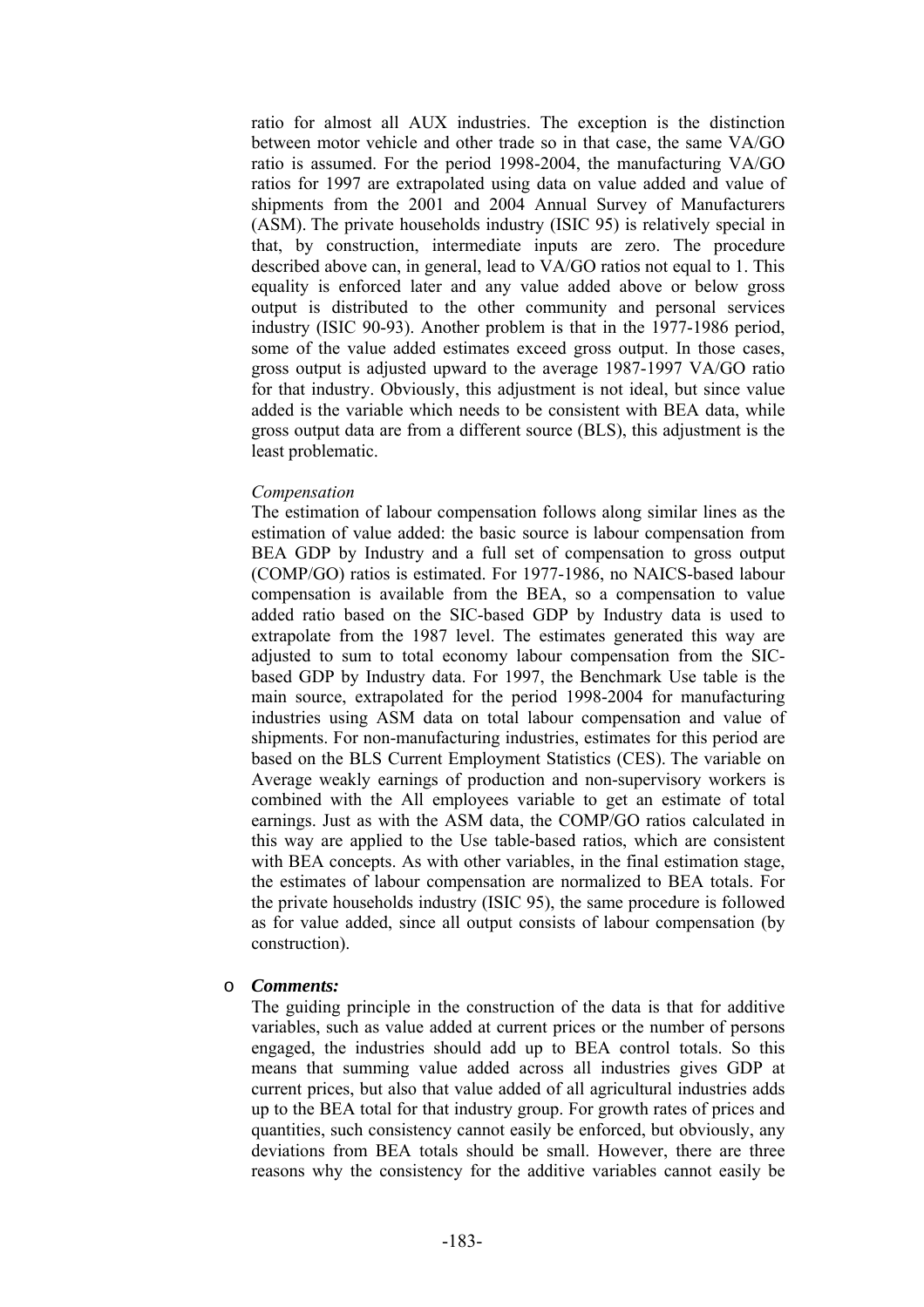ratio for almost all AUX industries. The exception is the distinction between motor vehicle and other trade so in that case, the same VA/GO ratio is assumed. For the period 1998-2004, the manufacturing VA/GO ratios for 1997 are extrapolated using data on value added and value of shipments from the 2001 and 2004 Annual Survey of Manufacturers (ASM). The private households industry (ISIC 95) is relatively special in that, by construction, intermediate inputs are zero. The procedure described above can, in general, lead to VA/GO ratios not equal to 1. This equality is enforced later and any value added above or below gross output is distributed to the other community and personal services industry (ISIC 90-93). Another problem is that in the 1977-1986 period, some of the value added estimates exceed gross output. In those cases, gross output is adjusted upward to the average 1987-1997 VA/GO ratio for that industry. Obviously, this adjustment is not ideal, but since value added is the variable which needs to be consistent with BEA data, while gross output data are from a different source (BLS), this adjustment is the least problematic.

*Compensation*

The estimation of labour compensation follows along similar lines as the estimation of value added: the basic source is labour compensation from BEA GDP by Industry and a full set of compensation to gross output (COMP/GO) ratios is estimated. For 1977-1986, no NAICS-based labour compensation is available from the BEA, so a compensation to value added ratio based on the SIC-based GDP by Industry data is used to extrapolate from the 1987 level. The estimates generated this way are adjusted to sum to total economy labour compensation from the SIC-based GDP by Industry data. For 1997, the Benchmark Use table is the main source, extrapolated for the period 1998-2004 for manufacturing industries using ASM data on total labour compensation and value of shipments. For non-manufacturing industries, estimates for this period are based on the BLS Current Employment Statistics (CES). The variable on Average weakly earnings of production and non-supervisory workers is combined with the All employees variable to get an estimate of total earnings. Just as with the ASM data, the COMP/GO ratios calculated in this way are applied to the Use table-based ratios, which are consistent with BEA concepts. As with other variables, in the final estimation stage, the estimates of labour compensation are normalized to BEA totals. For the private households industry (ISIC 95), the same procedure is followed as for value added, since all output consists of labour compensation (by construction).

- ***Comments:***

  The guiding principle in the construction of the data is that for additive variables, such as value added at current prices or the number of persons engaged, the industries should add up to BEA control totals. So this means that summing value added across all industries gives GDP at current prices, but also that value added of all agricultural industries adds up to the BEA total for that industry group. For growth rates of prices and quantities, such consistency cannot easily be enforced, but obviously, any deviations from BEA totals should be small. However, there are three reasons why the consistency for the additive variables cannot easily be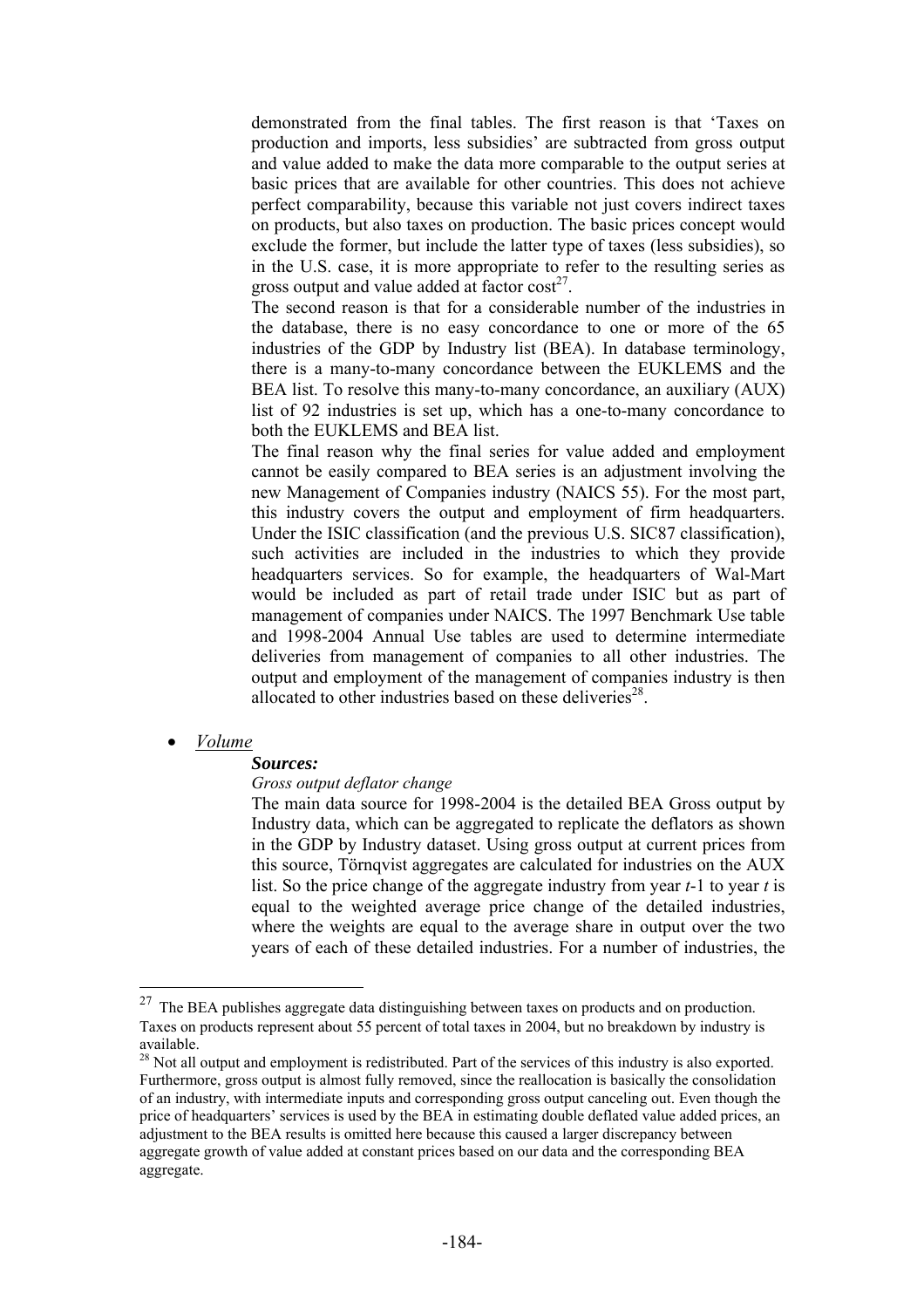demonstrated from the final tables. The first reason is that 'Taxes on production and imports, less subsidies' are subtracted from gross output and value added to make the data more comparable to the output series at basic prices that are available for other countries. This does not achieve perfect comparability, because this variable not just covers indirect taxes on products, but also taxes on production. The basic prices concept would exclude the former, but include the latter type of taxes (less subsidies), so in the U.S. case, it is more appropriate to refer to the resulting series as gross output and value added at factor cost[27].

The second reason is that for a considerable number of the industries in the database, there is no easy concordance to one or more of the 65 industries of the GDP by Industry list (BEA). In database terminology, there is a many-to-many concordance between the EUKLEMS and the BEA list. To resolve this many-to-many concordance, an auxiliary (AUX) list of 92 industries is set up, which has a one-to-many concordance to both the EUKLEMS and BEA list.

The final reason why the final series for value added and employment cannot be easily compared to BEA series is an adjustment involving the new Management of Companies industry (NAICS 55). For the most part, this industry covers the output and employment of firm headquarters. Under the ISIC classification (and the previous U.S. SIC87 classification), such activities are included in the industries to which they provide headquarters services. So for example, the headquarters of Wal-Mart would be included as part of retail trade under ISIC but as part of management of companies under NAICS. The 1997 Benchmark Use table and 1998-2004 Annual Use tables are used to determine intermediate deliveries from management of companies to all other industries. The output and employment of the management of companies industry is then allocated to other industries based on these deliveries[28].

- *Volume*

  ***Sources:***

  *Gross output deflator change*

  The main data source for 1998-2004 is the detailed BEA Gross output by Industry data, which can be aggregated to replicate the deflators as shown in the GDP by Industry dataset. Using gross output at current prices from this source, Törnqvist aggregates are calculated for industries on the AUX list. So the price change of the aggregate industry from year $t$-1 to year $t$ is equal to the weighted average price change of the detailed industries, where the weights are equal to the average share in output over the two years of each of these detailed industries. For a number of industries, the

[27] The BEA publishes aggregate data distinguishing between taxes on products and on production. Taxes on products represent about 55 percent of total taxes in 2004, but no breakdown by industry is available.

[28] Not all output and employment is redistributed. Part of the services of this industry is also exported. Furthermore, gross output is almost fully removed, since the reallocation is basically the consolidation of an industry, with intermediate inputs and corresponding gross output canceling out. Even though the price of headquarters' services is used by the BEA in estimating double deflated value added prices, an adjustment to the BEA results is omitted here because this caused a larger discrepancy between aggregate growth of value added at constant prices based on our data and the corresponding BEA aggregate.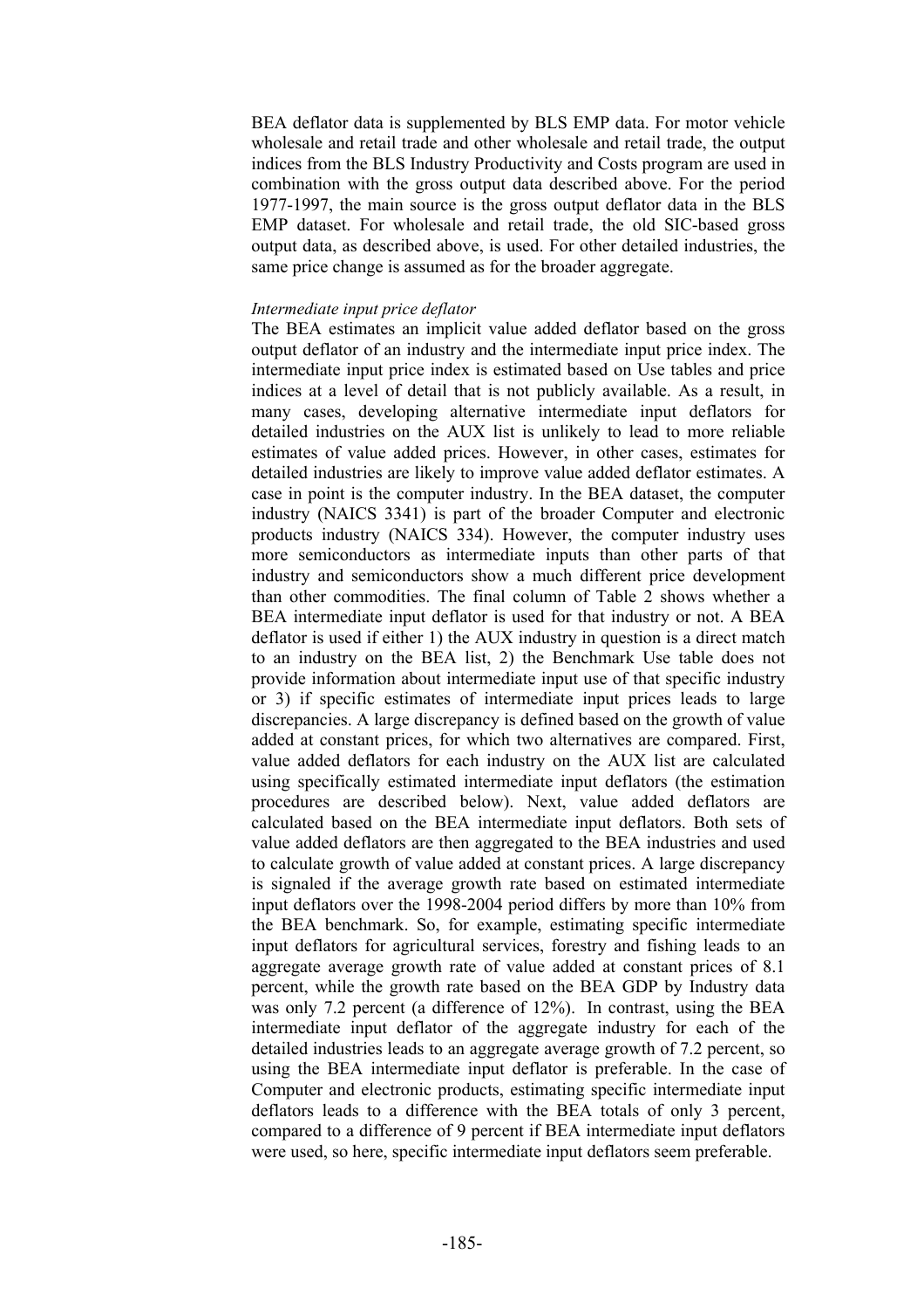BEA deflator data is supplemented by BLS EMP data. For motor vehicle wholesale and retail trade and other wholesale and retail trade, the output indices from the BLS Industry Productivity and Costs program are used in combination with the gross output data described above. For the period 1977-1997, the main source is the gross output deflator data in the BLS EMP dataset. For wholesale and retail trade, the old SIC-based gross output data, as described above, is used. For other detailed industries, the same price change is assumed as for the broader aggregate.

*Intermediate input price deflator*

The BEA estimates an implicit value added deflator based on the gross output deflator of an industry and the intermediate input price index. The intermediate input price index is estimated based on Use tables and price indices at a level of detail that is not publicly available. As a result, in many cases, developing alternative intermediate input deflators for detailed industries on the AUX list is unlikely to lead to more reliable estimates of value added prices. However, in other cases, estimates for detailed industries are likely to improve value added deflator estimates. A case in point is the computer industry. In the BEA dataset, the computer industry (NAICS 3341) is part of the broader Computer and electronic products industry (NAICS 334). However, the computer industry uses more semiconductors as intermediate inputs than other parts of that industry and semiconductors show a much different price development than other commodities. The final column of Table 2 shows whether a BEA intermediate input deflator is used for that industry or not. A BEA deflator is used if either 1) the AUX industry in question is a direct match to an industry on the BEA list, 2) the Benchmark Use table does not provide information about intermediate input use of that specific industry or 3) if specific estimates of intermediate input prices leads to large discrepancies. A large discrepancy is defined based on the growth of value added at constant prices, for which two alternatives are compared. First, value added deflators for each industry on the AUX list are calculated using specifically estimated intermediate input deflators (the estimation procedures are described below). Next, value added deflators are calculated based on the BEA intermediate input deflators. Both sets of value added deflators are then aggregated to the BEA industries and used to calculate growth of value added at constant prices. A large discrepancy is signaled if the average growth rate based on estimated intermediate input deflators over the 1998-2004 period differs by more than 10% from the BEA benchmark. So, for example, estimating specific intermediate input deflators for agricultural services, forestry and fishing leads to an aggregate average growth rate of value added at constant prices of 8.1 percent, while the growth rate based on the BEA GDP by Industry data was only 7.2 percent (a difference of 12%). In contrast, using the BEA intermediate input deflator of the aggregate industry for each of the detailed industries leads to an aggregate average growth of 7.2 percent, so using the BEA intermediate input deflator is preferable. In the case of Computer and electronic products, estimating specific intermediate input deflators leads to a difference with the BEA totals of only 3 percent, compared to a difference of 9 percent if BEA intermediate input deflators were used, so here, specific intermediate input deflators seem preferable.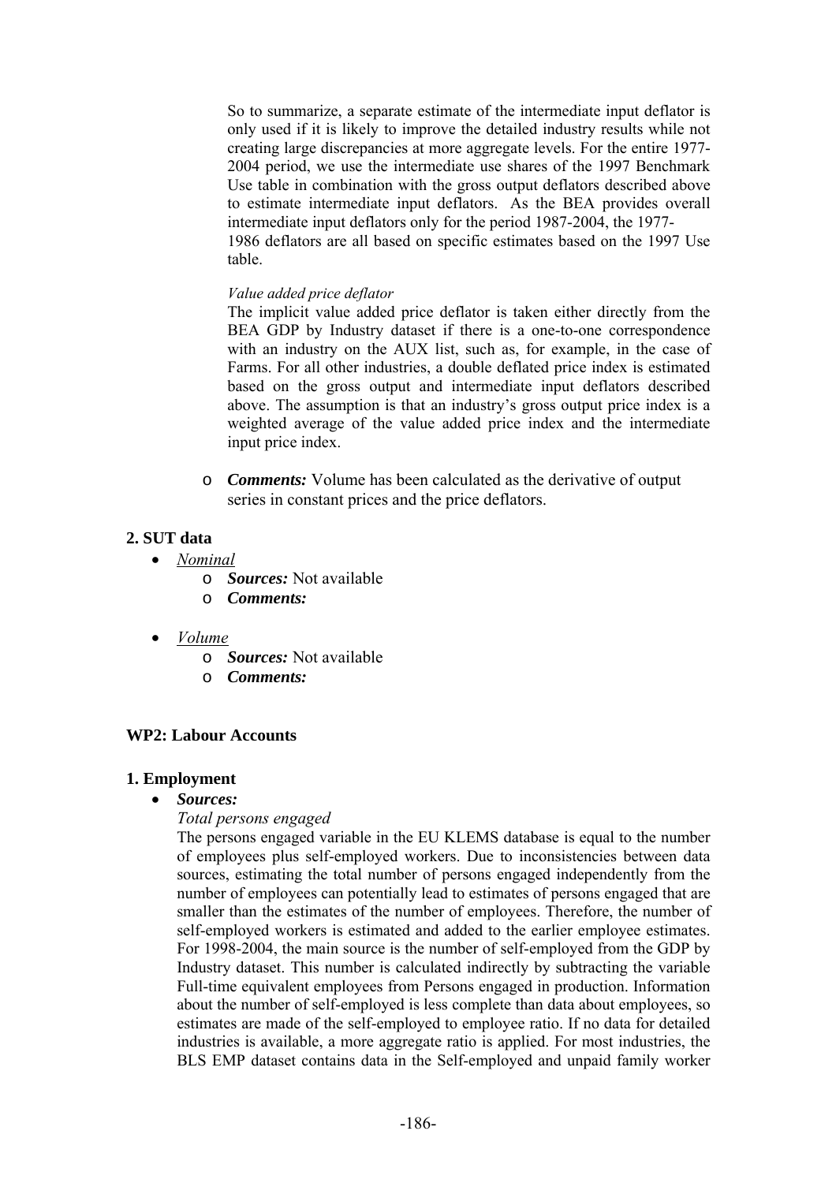So to summarize, a separate estimate of the intermediate input deflator is only used if it is likely to improve the detailed industry results while not creating large discrepancies at more aggregate levels. For the entire 1977-2004 period, we use the intermediate use shares of the 1997 Benchmark Use table in combination with the gross output deflators described above to estimate intermediate input deflators. As the BEA provides overall intermediate input deflators only for the period 1987-2004, the 1977-1986 deflators are all based on specific estimates based on the 1997 Use table.

*Value added price deflator*

The implicit value added price deflator is taken either directly from the BEA GDP by Industry dataset if there is a one-to-one correspondence with an industry on the AUX list, such as, for example, in the case of Farms. For all other industries, a double deflated price index is estimated based on the gross output and intermediate input deflators described above. The assumption is that an industry's gross output price index is a weighted average of the value added price index and the intermediate input price index.

- ***Comments:*** Volume has been calculated as the derivative of output series in constant prices and the price deflators.

### 2. SUT data

- *Nominal*
  - ***Sources:*** Not available
  - ***Comments:***
- *Volume*
  - ***Sources:*** Not available
  - ***Comments:***

## WP2: Labour Accounts

### 1. Employment

- ***Sources:***

*Total persons engaged*

The persons engaged variable in the EU KLEMS database is equal to the number of employees plus self-employed workers. Due to inconsistencies between data sources, estimating the total number of persons engaged independently from the number of employees can potentially lead to estimates of persons engaged that are smaller than the estimates of the number of employees. Therefore, the number of self-employed workers is estimated and added to the earlier employee estimates. For 1998-2004, the main source is the number of self-employed from the GDP by Industry dataset. This number is calculated indirectly by subtracting the variable Full-time equivalent employees from Persons engaged in production. Information about the number of self-employed is less complete than data about employees, so estimates are made of the self-employed to employee ratio. If no data for detailed industries is available, a more aggregate ratio is applied. For most industries, the BLS EMP dataset contains data in the Self-employed and unpaid family worker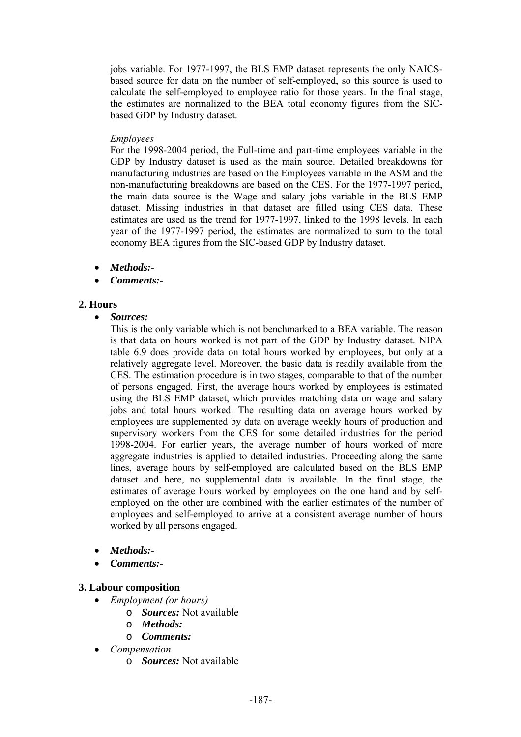jobs variable. For 1977-1997, the BLS EMP dataset represents the only NAICS-based source for data on the number of self-employed, so this source is used to calculate the self-employed to employee ratio for those years. In the final stage, the estimates are normalized to the BEA total economy figures from the SIC-based GDP by Industry dataset.

*Employees*

For the 1998-2004 period, the Full-time and part-time employees variable in the GDP by Industry dataset is used as the main source. Detailed breakdowns for manufacturing industries are based on the Employees variable in the ASM and the non-manufacturing breakdowns are based on the CES. For the 1977-1997 period, the main data source is the Wage and salary jobs variable in the BLS EMP dataset. Missing industries in that dataset are filled using CES data. These estimates are used as the trend for 1977-1997, linked to the 1998 levels. In each year of the 1977-1997 period, the estimates are normalized to sum to the total economy BEA figures from the SIC-based GDP by Industry dataset.

- ***Methods:-***
- ***Comments:-***

## 2. Hours

- ***Sources:***

  This is the only variable which is not benchmarked to a BEA variable. The reason is that data on hours worked is not part of the GDP by Industry dataset. NIPA table 6.9 does provide data on total hours worked by employees, but only at a relatively aggregate level. Moreover, the basic data is readily available from the CES. The estimation procedure is in two stages, comparable to that of the number of persons engaged. First, the average hours worked by employees is estimated using the BLS EMP dataset, which provides matching data on wage and salary jobs and total hours worked. The resulting data on average hours worked by employees are supplemented by data on average weekly hours of production and supervisory workers from the CES for some detailed industries for the period 1998-2004. For earlier years, the average number of hours worked of more aggregate industries is applied to detailed industries. Proceeding along the same lines, average hours by self-employed are calculated based on the BLS EMP dataset and here, no supplemental data is available. In the final stage, the estimates of average hours worked by employees on the one hand and by self-employed on the other are combined with the earlier estimates of the number of employees and self-employed to arrive at a consistent average number of hours worked by all persons engaged.

- ***Methods:-***
- ***Comments:-***

## 3. Labour composition

- <u>*Employment (or hours)*</u>
  - ***Sources:*** Not available
  - ***Methods:***
  - ***Comments:***
- <u>*Compensation*</u>
  - ***Sources:*** Not available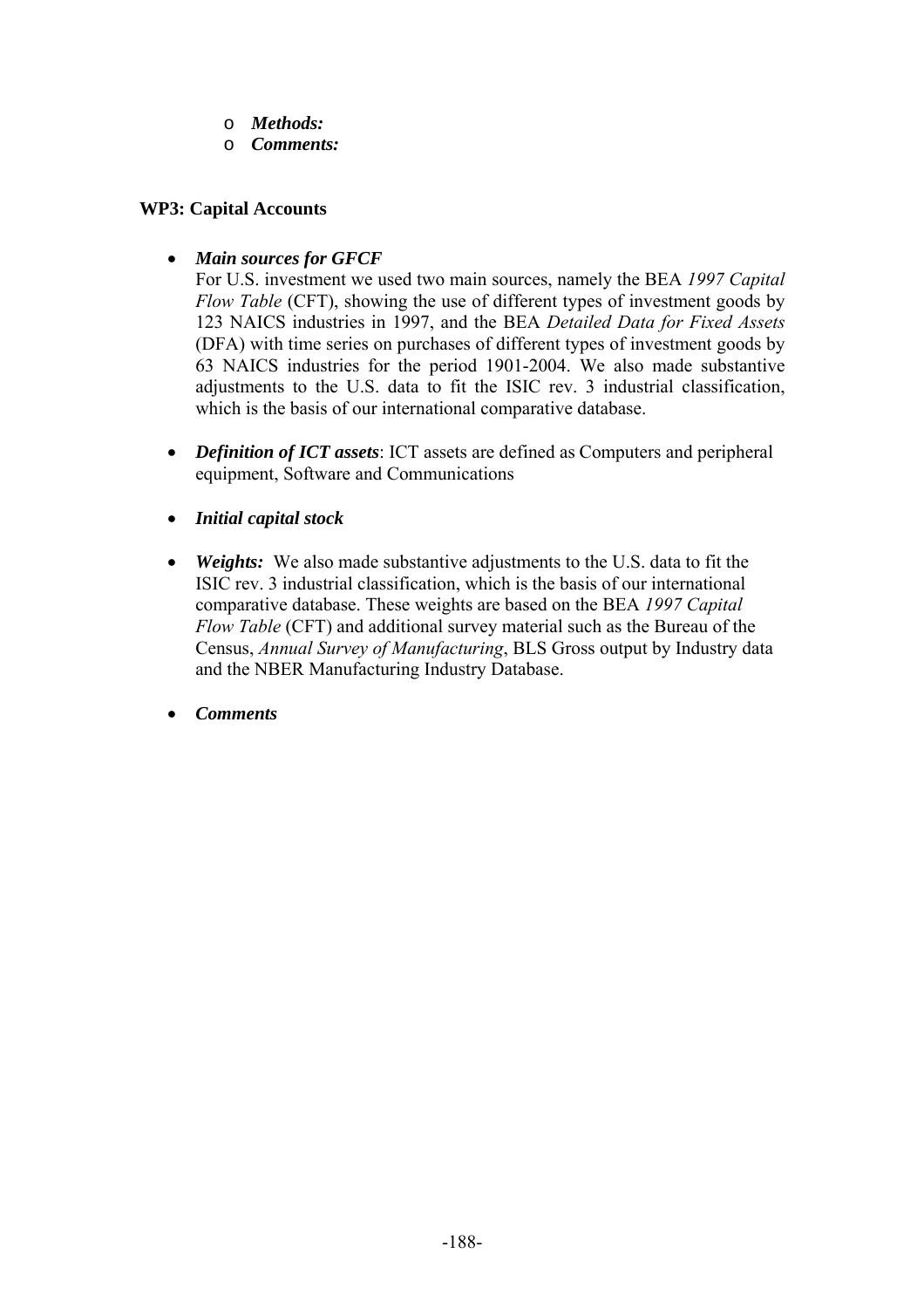- ***Methods:***
- ***Comments:***

**WP3: Capital Accounts**

- ***Main sources for GFCF***
  For U.S. investment we used two main sources, namely the BEA *1997 Capital Flow Table* (CFT), showing the use of different types of investment goods by 123 NAICS industries in 1997, and the BEA *Detailed Data for Fixed Assets* (DFA) with time series on purchases of different types of investment goods by 63 NAICS industries for the period 1901-2004. We also made substantive adjustments to the U.S. data to fit the ISIC rev. 3 industrial classification, which is the basis of our international comparative database.

- ***Definition of ICT assets***: ICT assets are defined as Computers and peripheral equipment, Software and Communications

- ***Initial capital stock***

- ***Weights:*** We also made substantive adjustments to the U.S. data to fit the ISIC rev. 3 industrial classification, which is the basis of our international comparative database. These weights are based on the BEA *1997 Capital Flow Table* (CFT) and additional survey material such as the Bureau of the Census, *Annual Survey of Manufacturing*, BLS Gross output by Industry data and the NBER Manufacturing Industry Database.

- ***Comments***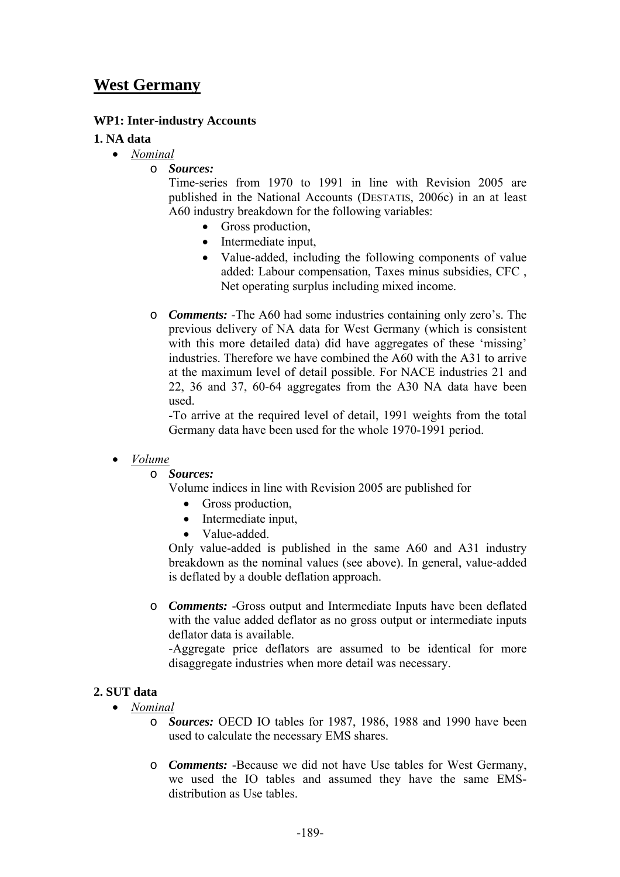# West Germany

**WP1: Inter-industry Accounts**

**1. NA data**

- *Nominal*
  - ***Sources:***
    Time-series from 1970 to 1991 in line with Revision 2005 are published in the National Accounts (DESTATIS, 2006c) in an at least A60 industry breakdown for the following variables:
    - Gross production,
    - Intermediate input,
    - Value-added, including the following components of value added: Labour compensation, Taxes minus subsidies, CFC , Net operating surplus including mixed income.
  - ***Comments:*** -The A60 had some industries containing only zero's. The previous delivery of NA data for West Germany (which is consistent with this more detailed data) did have aggregates of these 'missing' industries. Therefore we have combined the A60 with the A31 to arrive at the maximum level of detail possible. For NACE industries 21 and 22, 36 and 37, 60-64 aggregates from the A30 NA data have been used.
    -To arrive at the required level of detail, 1991 weights from the total Germany data have been used for the whole 1970-1991 period.

- *Volume*
  - ***Sources:***
    Volume indices in line with Revision 2005 are published for
    - Gross production,
    - Intermediate input,
    - Value-added.

    Only value-added is published in the same A60 and A31 industry breakdown as the nominal values (see above). In general, value-added is deflated by a double deflation approach.
  - ***Comments:*** -Gross output and Intermediate Inputs have been deflated with the value added deflator as no gross output or intermediate inputs deflator data is available.
    -Aggregate price deflators are assumed to be identical for more disaggregate industries when more detail was necessary.

**2. SUT data**

- *Nominal*
  - ***Sources:*** OECD IO tables for 1987, 1986, 1988 and 1990 have been used to calculate the necessary EMS shares.
  - ***Comments:*** -Because we did not have Use tables for West Germany, we used the IO tables and assumed they have the same EMS-distribution as Use tables.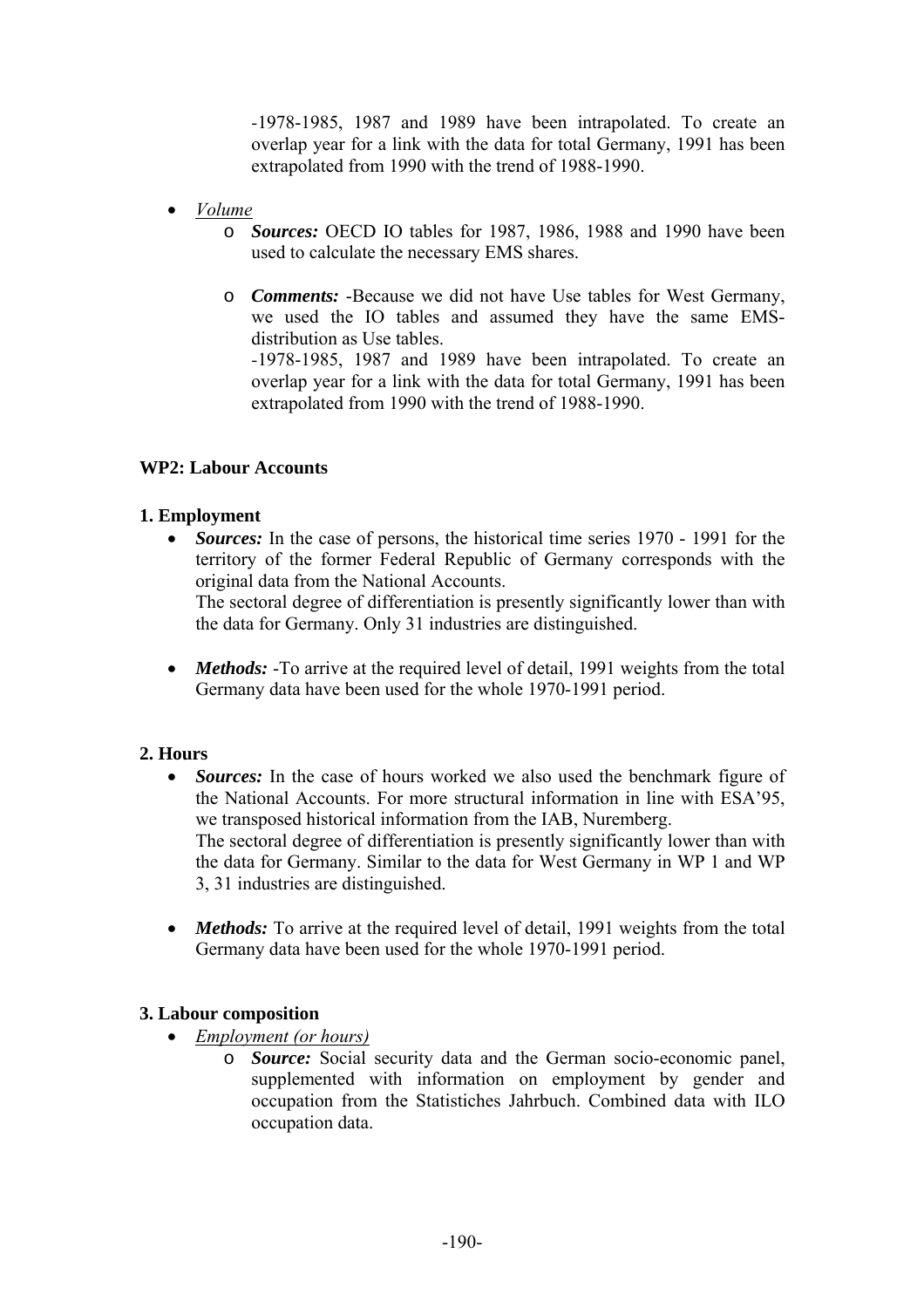-1978-1985, 1987 and 1989 have been intrapolated. To create an overlap year for a link with the data for total Germany, 1991 has been extrapolated from 1990 with the trend of 1988-1990.

- *Volume*
    - ***Sources:*** OECD IO tables for 1987, 1986, 1988 and 1990 have been used to calculate the necessary EMS shares.
    - ***Comments:*** -Because we did not have Use tables for West Germany, we used the IO tables and assumed they have the same EMS-distribution as Use tables.
      -1978-1985, 1987 and 1989 have been intrapolated. To create an overlap year for a link with the data for total Germany, 1991 has been extrapolated from 1990 with the trend of 1988-1990.

**WP2: Labour Accounts**

**1. Employment**

- ***Sources:*** In the case of persons, the historical time series 1970 - 1991 for the territory of the former Federal Republic of Germany corresponds with the original data from the National Accounts.
  The sectoral degree of differentiation is presently significantly lower than with the data for Germany. Only 31 industries are distinguished.
- ***Methods:*** -To arrive at the required level of detail, 1991 weights from the total Germany data have been used for the whole 1970-1991 period.

**2. Hours**

- ***Sources:*** In the case of hours worked we also used the benchmark figure of the National Accounts. For more structural information in line with ESA'95, we transposed historical information from the IAB, Nuremberg.
  The sectoral degree of differentiation is presently significantly lower than with the data for Germany. Similar to the data for West Germany in WP 1 and WP 3, 31 industries are distinguished.
- ***Methods:*** To arrive at the required level of detail, 1991 weights from the total Germany data have been used for the whole 1970-1991 period.

**3. Labour composition**

- *Employment (or hours)*
    - ***Source:*** Social security data and the German socio-economic panel, supplemented with information on employment by gender and occupation from the Statistiches Jahrbuch. Combined data with ILO occupation data.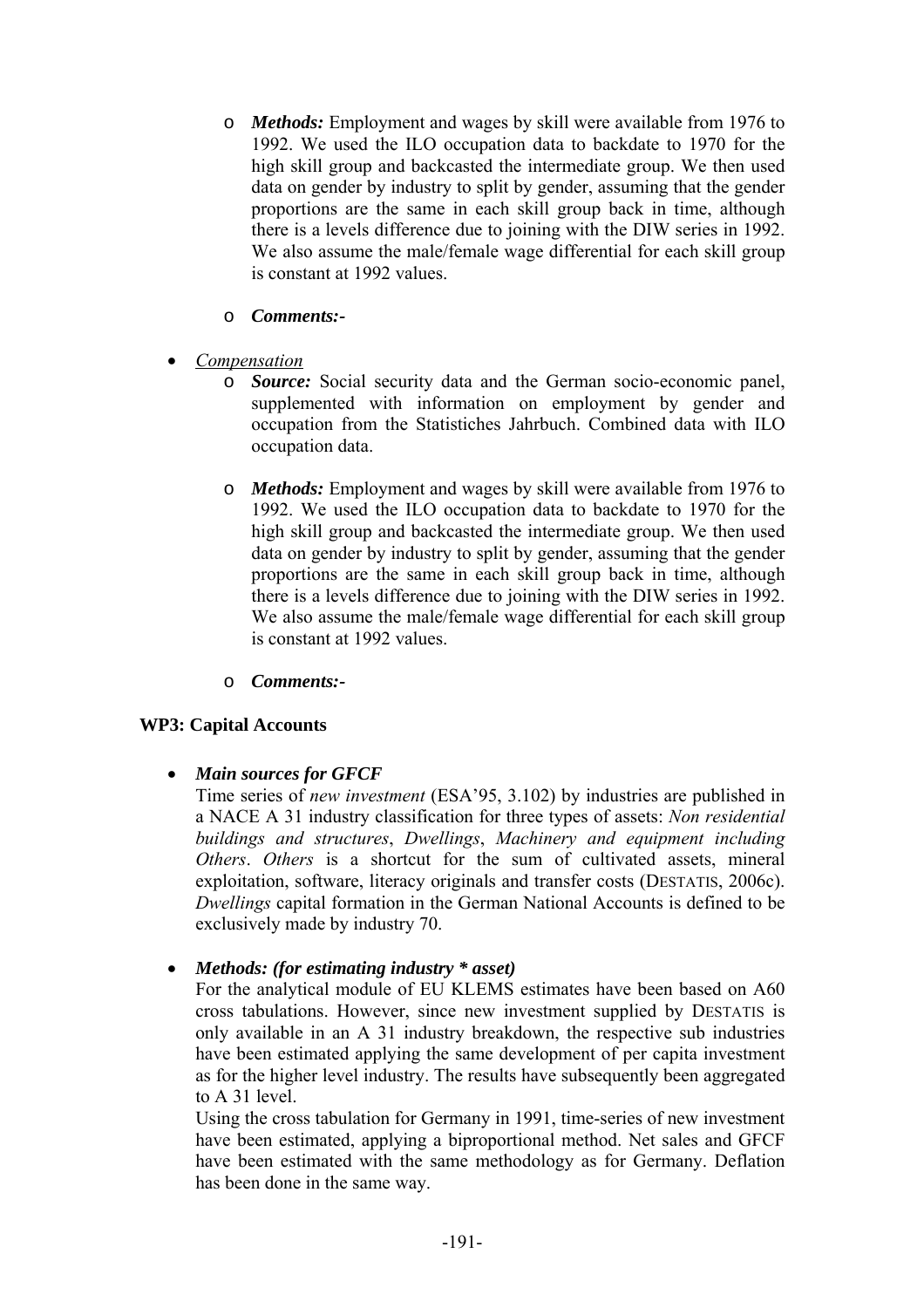- ***Methods:*** Employment and wages by skill were available from 1976 to 1992. We used the ILO occupation data to backdate to 1970 for the high skill group and backcasted the intermediate group. We then used data on gender by industry to split by gender, assuming that the gender proportions are the same in each skill group back in time, although there is a levels difference due to joining with the DIW series in 1992. We also assume the male/female wage differential for each skill group is constant at 1992 values.

- ***Comments:-***

- *Compensation*
  - ***Source:*** Social security data and the German socio-economic panel, supplemented with information on employment by gender and occupation from the Statistiches Jahrbuch. Combined data with ILO occupation data.

  - ***Methods:*** Employment and wages by skill were available from 1976 to 1992. We used the ILO occupation data to backdate to 1970 for the high skill group and backcasted the intermediate group. We then used data on gender by industry to split by gender, assuming that the gender proportions are the same in each skill group back in time, although there is a levels difference due to joining with the DIW series in 1992. We also assume the male/female wage differential for each skill group is constant at 1992 values.

  - ***Comments:-***

**WP3: Capital Accounts**

- ***Main sources for GFCF***

  Time series of *new investment* (ESA'95, 3.102) by industries are published in a NACE A 31 industry classification for three types of assets: *Non residential buildings and structures*, *Dwellings*, *Machinery and equipment including Others*. *Others* is a shortcut for the sum of cultivated assets, mineral exploitation, software, literacy originals and transfer costs (DESTATIS, 2006c). *Dwellings* capital formation in the German National Accounts is defined to be exclusively made by industry 70.

- ***Methods: (for estimating industry * asset)***

  For the analytical module of EU KLEMS estimates have been based on A60 cross tabulations. However, since new investment supplied by DESTATIS is only available in an A 31 industry breakdown, the respective sub industries have been estimated applying the same development of per capita investment as for the higher level industry. The results have subsequently been aggregated to A 31 level.

  Using the cross tabulation for Germany in 1991, time-series of new investment have been estimated, applying a biproportional method. Net sales and GFCF have been estimated with the same methodology as for Germany. Deflation has been done in the same way.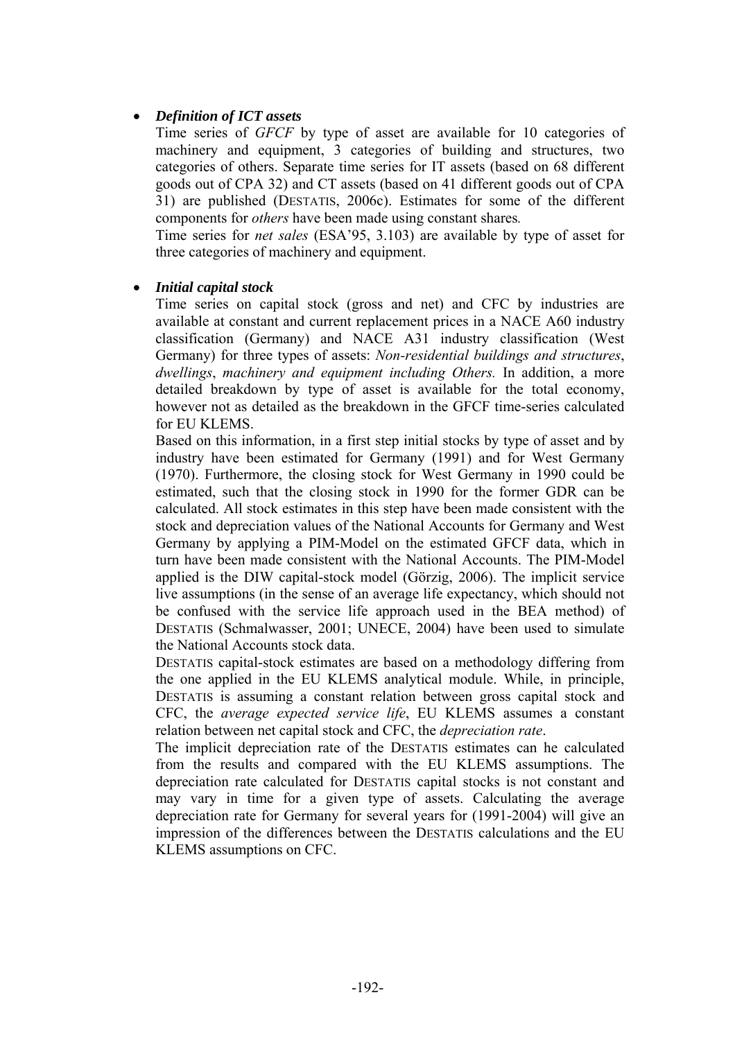- ***Definition of ICT assets***

  Time series of *GFCF* by type of asset are available for 10 categories of machinery and equipment, 3 categories of building and structures, two categories of others. Separate time series for IT assets (based on 68 different goods out of CPA 32) and CT assets (based on 41 different goods out of CPA 31) are published (DESTATIS, 2006c). Estimates for some of the different components for *others* have been made using constant shares*.*

  Time series for *net sales* (ESA'95, 3.103) are available by type of asset for three categories of machinery and equipment.

- ***Initial capital stock***

  Time series on capital stock (gross and net) and CFC by industries are available at constant and current replacement prices in a NACE A60 industry classification (Germany) and NACE A31 industry classification (West Germany) for three types of assets: *Non-residential buildings and structures*, *dwellings*, *machinery and equipment including Others.* In addition, a more detailed breakdown by type of asset is available for the total economy, however not as detailed as the breakdown in the GFCF time-series calculated for EU KLEMS.

  Based on this information, in a first step initial stocks by type of asset and by industry have been estimated for Germany (1991) and for West Germany (1970). Furthermore, the closing stock for West Germany in 1990 could be estimated, such that the closing stock in 1990 for the former GDR can be calculated. All stock estimates in this step have been made consistent with the stock and depreciation values of the National Accounts for Germany and West Germany by applying a PIM-Model on the estimated GFCF data, which in turn have been made consistent with the National Accounts. The PIM-Model applied is the DIW capital-stock model (Görzig, 2006). The implicit service live assumptions (in the sense of an average life expectancy, which should not be confused with the service life approach used in the BEA method) of DESTATIS (Schmalwasser, 2001; UNECE, 2004) have been used to simulate the National Accounts stock data.

  DESTATIS capital-stock estimates are based on a methodology differing from the one applied in the EU KLEMS analytical module. While, in principle, DESTATIS is assuming a constant relation between gross capital stock and CFC, the *average expected service life*, EU KLEMS assumes a constant relation between net capital stock and CFC, the *depreciation rate*.

  The implicit depreciation rate of the DESTATIS estimates can he calculated from the results and compared with the EU KLEMS assumptions. The depreciation rate calculated for DESTATIS capital stocks is not constant and may vary in time for a given type of assets. Calculating the average depreciation rate for Germany for several years for (1991-2004) will give an impression of the differences between the DESTATIS calculations and the EU KLEMS assumptions on CFC.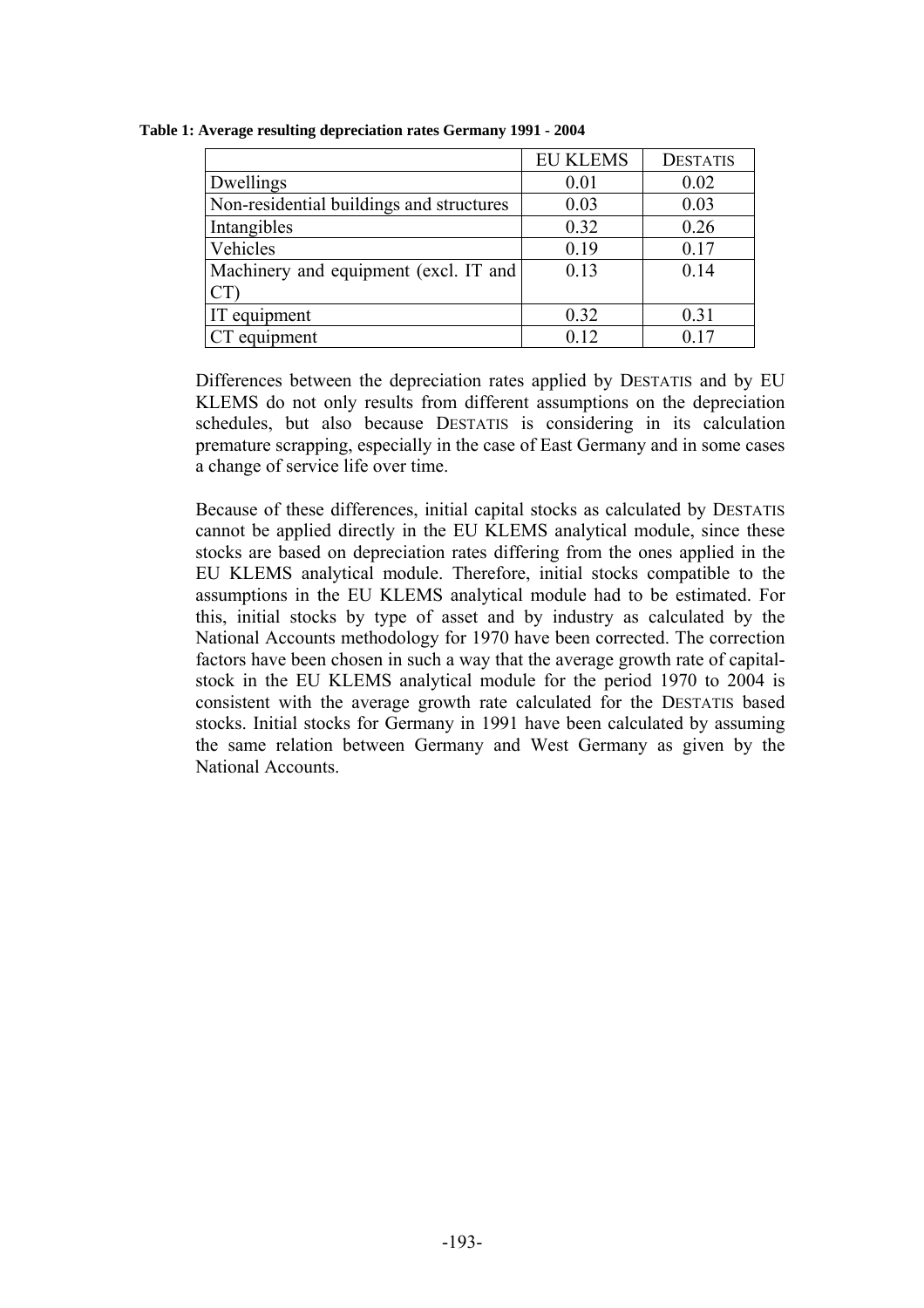**Table 1: Average resulting depreciation rates Germany 1991 - 2004**

| | EU KLEMS | DESTATIS |
|---|---|---|
| Dwellings | 0.01 | 0.02 |
| Non-residential buildings and structures | 0.03 | 0.03 |
| Intangibles | 0.32 | 0.26 |
| Vehicles | 0.19 | 0.17 |
| Machinery and equipment (excl. IT and CT) | 0.13 | 0.14 |
| IT equipment | 0.32 | 0.31 |
| CT equipment | 0.12 | 0.17 |

Differences between the depreciation rates applied by DESTATIS and by EU KLEMS do not only results from different assumptions on the depreciation schedules, but also because DESTATIS is considering in its calculation premature scrapping, especially in the case of East Germany and in some cases a change of service life over time.

Because of these differences, initial capital stocks as calculated by DESTATIS cannot be applied directly in the EU KLEMS analytical module, since these stocks are based on depreciation rates differing from the ones applied in the EU KLEMS analytical module. Therefore, initial stocks compatible to the assumptions in the EU KLEMS analytical module had to be estimated. For this, initial stocks by type of asset and by industry as calculated by the National Accounts methodology for 1970 have been corrected. The correction factors have been chosen in such a way that the average growth rate of capital-stock in the EU KLEMS analytical module for the period 1970 to 2004 is consistent with the average growth rate calculated for the DESTATIS based stocks. Initial stocks for Germany in 1991 have been calculated by assuming the same relation between Germany and West Germany as given by the National Accounts.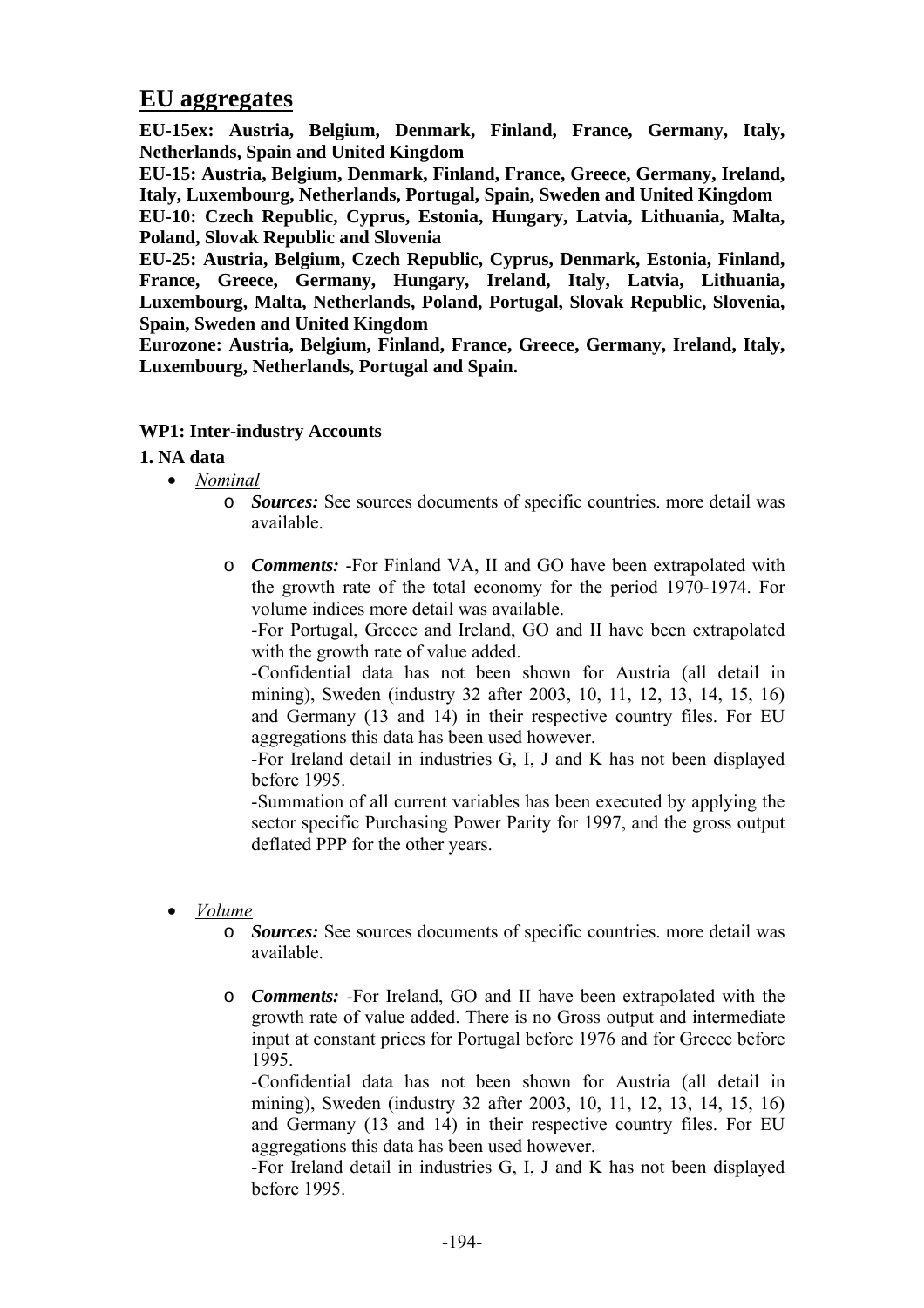## EU aggregates

**EU-15ex: Austria, Belgium, Denmark, Finland, France, Germany, Italy, Netherlands, Spain and United Kingdom**
**EU-15: Austria, Belgium, Denmark, Finland, France, Greece, Germany, Ireland, Italy, Luxembourg, Netherlands, Portugal, Spain, Sweden and United Kingdom**
**EU-10: Czech Republic, Cyprus, Estonia, Hungary, Latvia, Lithuania, Malta, Poland, Slovak Republic and Slovenia**
**EU-25: Austria, Belgium, Czech Republic, Cyprus, Denmark, Estonia, Finland, France, Greece, Germany, Hungary, Ireland, Italy, Latvia, Lithuania, Luxembourg, Malta, Netherlands, Poland, Portugal, Slovak Republic, Slovenia, Spain, Sweden and United Kingdom**
**Eurozone: Austria, Belgium, Finland, France, Greece, Germany, Ireland, Italy, Luxembourg, Netherlands, Portugal and Spain.**

**WP1: Inter-industry Accounts**

**1. NA data**

- *Nominal*
  - ***Sources:*** See sources documents of specific countries. more detail was available.
  - ***Comments:*** -For Finland VA, II and GO have been extrapolated with the growth rate of the total economy for the period 1970-1974. For volume indices more detail was available.
    -For Portugal, Greece and Ireland, GO and II have been extrapolated with the growth rate of value added.
    -Confidential data has not been shown for Austria (all detail in mining), Sweden (industry 32 after 2003, 10, 11, 12, 13, 14, 15, 16) and Germany (13 and 14) in their respective country files. For EU aggregations this data has been used however.
    -For Ireland detail in industries G, I, J and K has not been displayed before 1995.
    -Summation of all current variables has been executed by applying the sector specific Purchasing Power Parity for 1997, and the gross output deflated PPP for the other years.

- *Volume*
  - ***Sources:*** See sources documents of specific countries. more detail was available.
  - ***Comments:*** -For Ireland, GO and II have been extrapolated with the growth rate of value added. There is no Gross output and intermediate input at constant prices for Portugal before 1976 and for Greece before 1995.
    -Confidential data has not been shown for Austria (all detail in mining), Sweden (industry 32 after 2003, 10, 11, 12, 13, 14, 15, 16) and Germany (13 and 14) in their respective country files. For EU aggregations this data has been used however.
    -For Ireland detail in industries G, I, J and K has not been displayed before 1995.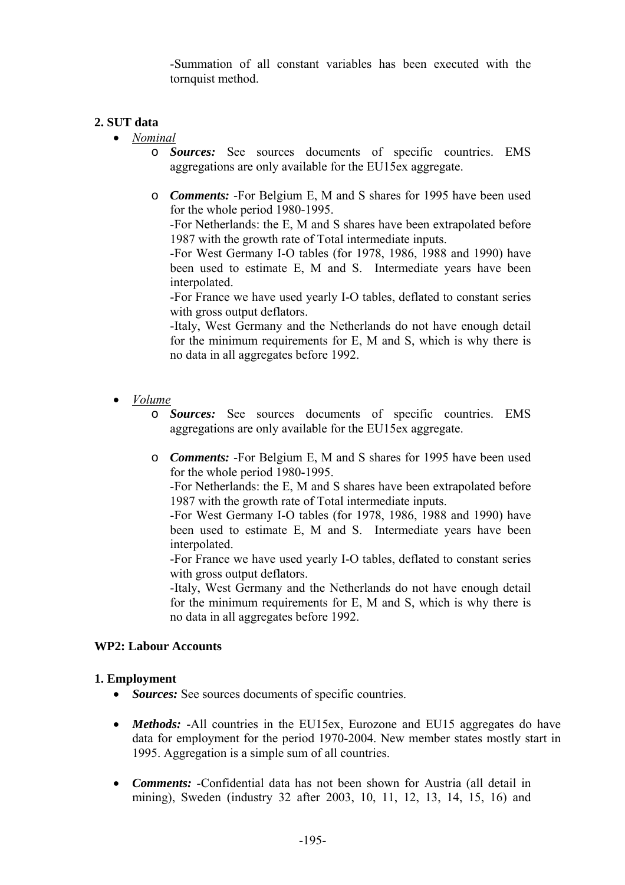-Summation of all constant variables has been executed with the tornquist method.

### 2. SUT data

- *Nominal*
  - ***Sources:*** See sources documents of specific countries. EMS aggregations are only available for the EU15ex aggregate.
  - ***Comments:*** -For Belgium E, M and S shares for 1995 have been used for the whole period 1980-1995.
    -For Netherlands: the E, M and S shares have been extrapolated before 1987 with the growth rate of Total intermediate inputs.
    -For West Germany I-O tables (for 1978, 1986, 1988 and 1990) have been used to estimate E, M and S. Intermediate years have been interpolated.
    -For France we have used yearly I-O tables, deflated to constant series with gross output deflators.
    -Italy, West Germany and the Netherlands do not have enough detail for the minimum requirements for E, M and S, which is why there is no data in all aggregates before 1992.

- *Volume*
  - ***Sources:*** See sources documents of specific countries. EMS aggregations are only available for the EU15ex aggregate.
  - ***Comments:*** -For Belgium E, M and S shares for 1995 have been used for the whole period 1980-1995.
    -For Netherlands: the E, M and S shares have been extrapolated before 1987 with the growth rate of Total intermediate inputs.
    -For West Germany I-O tables (for 1978, 1986, 1988 and 1990) have been used to estimate E, M and S. Intermediate years have been interpolated.
    -For France we have used yearly I-O tables, deflated to constant series with gross output deflators.
    -Italy, West Germany and the Netherlands do not have enough detail for the minimum requirements for E, M and S, which is why there is no data in all aggregates before 1992.

## WP2: Labour Accounts

### 1. Employment

- ***Sources:*** See sources documents of specific countries.
- ***Methods:*** -All countries in the EU15ex, Eurozone and EU15 aggregates do have data for employment for the period 1970-2004. New member states mostly start in 1995. Aggregation is a simple sum of all countries.
- ***Comments:*** -Confidential data has not been shown for Austria (all detail in mining), Sweden (industry 32 after 2003, 10, 11, 12, 13, 14, 15, 16) and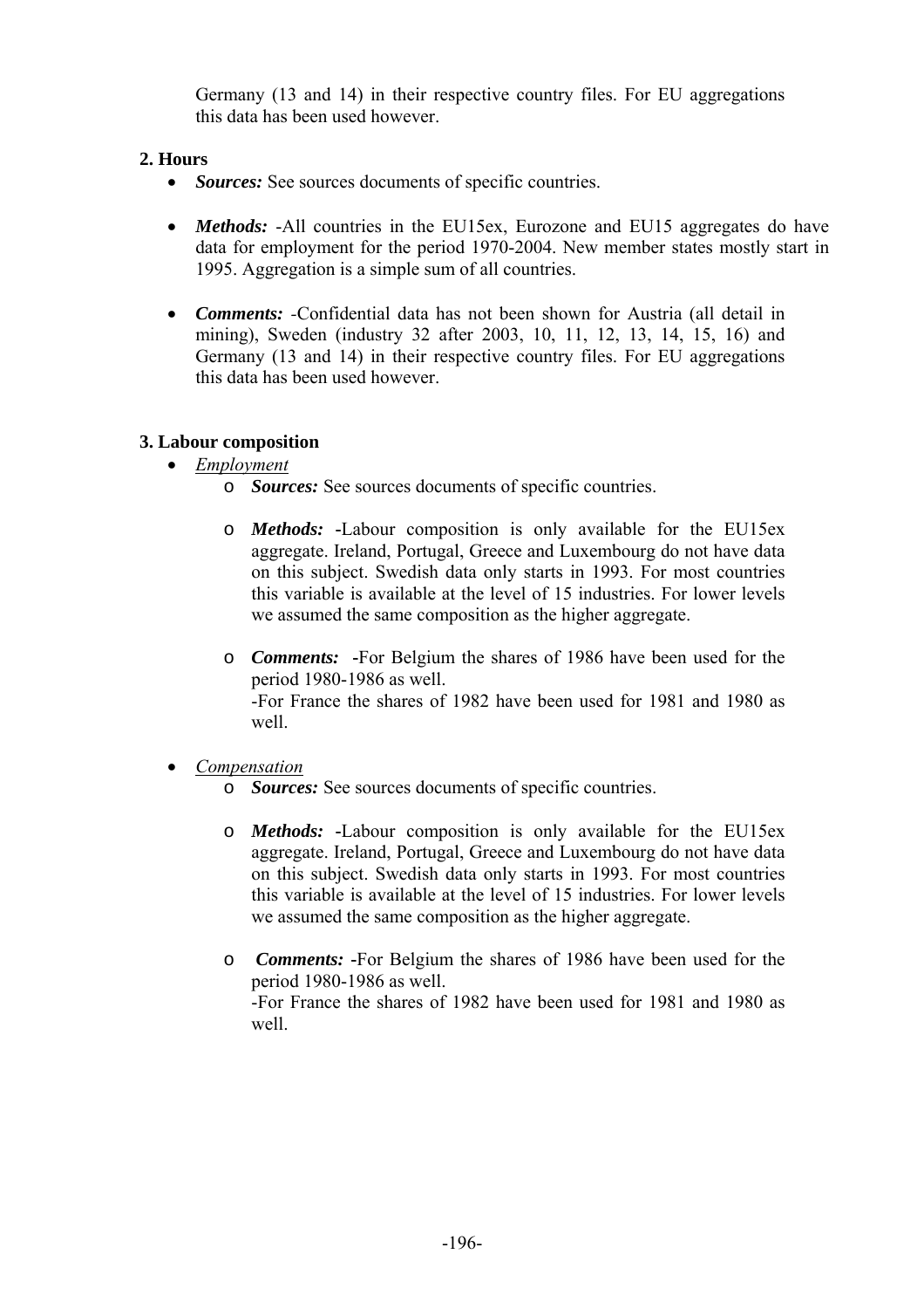Germany (13 and 14) in their respective country files. For EU aggregations this data has been used however.

### 2. Hours

- ***Sources:*** See sources documents of specific countries.

- ***Methods:*** -All countries in the EU15ex, Eurozone and EU15 aggregates do have data for employment for the period 1970-2004. New member states mostly start in 1995. Aggregation is a simple sum of all countries.

- ***Comments:*** -Confidential data has not been shown for Austria (all detail in mining), Sweden (industry 32 after 2003, 10, 11, 12, 13, 14, 15, 16) and Germany (13 and 14) in their respective country files. For EU aggregations this data has been used however.

### 3. Labour composition

- *Employment*
  - ***Sources:*** See sources documents of specific countries.

  - ***Methods:*** -Labour composition is only available for the EU15ex aggregate. Ireland, Portugal, Greece and Luxembourg do not have data on this subject. Swedish data only starts in 1993. For most countries this variable is available at the level of 15 industries. For lower levels we assumed the same composition as the higher aggregate.

  - ***Comments:*** -For Belgium the shares of 1986 have been used for the period 1980-1986 as well.
    -For France the shares of 1982 have been used for 1981 and 1980 as well.

- *Compensation*
  - ***Sources:*** See sources documents of specific countries.

  - ***Methods:*** -Labour composition is only available for the EU15ex aggregate. Ireland, Portugal, Greece and Luxembourg do not have data on this subject. Swedish data only starts in 1993. For most countries this variable is available at the level of 15 industries. For lower levels we assumed the same composition as the higher aggregate.

  - ***Comments:*** -For Belgium the shares of 1986 have been used for the period 1980-1986 as well.
    -For France the shares of 1982 have been used for 1981 and 1980 as well.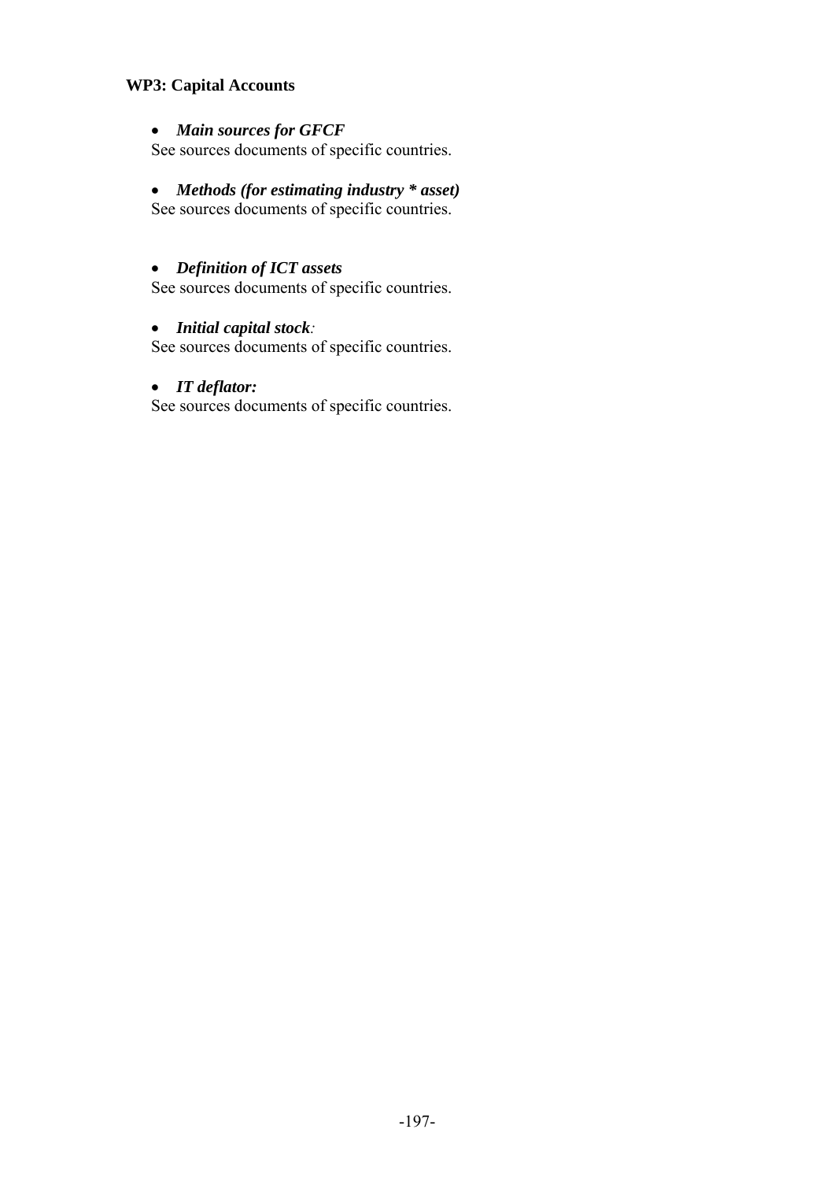**WP3: Capital Accounts**

- ***Main sources for GFCF***

See sources documents of specific countries.

- ***Methods (for estimating industry * asset)***

See sources documents of specific countries.

- ***Definition of ICT assets***

See sources documents of specific countries.

- ***Initial capital stock**:*

See sources documents of specific countries.

- ***IT deflator:***

See sources documents of specific countries.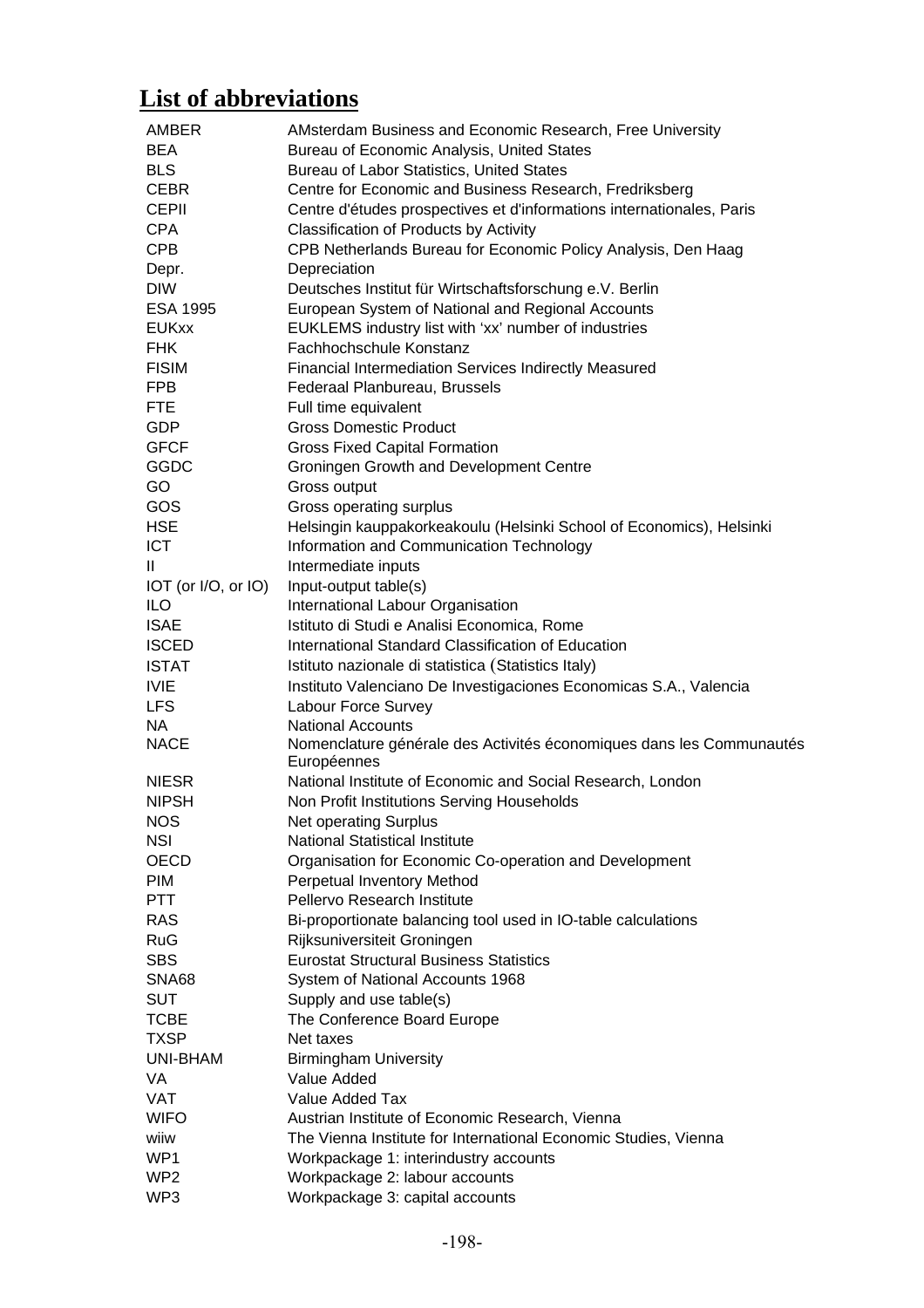# List of abbreviations

| | |
|---|---|
| AMBER | AMsterdam Business and Economic Research, Free University |
| BEA | Bureau of Economic Analysis, United States |
| BLS | Bureau of Labor Statistics, United States |
| CEBR | Centre for Economic and Business Research, Fredriksberg |
| CEPII | Centre d'études prospectives et d'informations internationales, Paris |
| CPA | Classification of Products by Activity |
| CPB | CPB Netherlands Bureau for Economic Policy Analysis, Den Haag |
| Depr. | Depreciation |
| DIW | Deutsches Institut für Wirtschaftsforschung e.V. Berlin |
| ESA 1995 | European System of National and Regional Accounts |
| EUKxx | EUKLEMS industry list with 'xx' number of industries |
| FHK | Fachhochschule Konstanz |
| FISIM | Financial Intermediation Services Indirectly Measured |
| FPB | Federaal Planbureau, Brussels |
| FTE | Full time equivalent |
| GDP | Gross Domestic Product |
| GFCF | Gross Fixed Capital Formation |
| GGDC | Groningen Growth and Development Centre |
| GO | Gross output |
| GOS | Gross operating surplus |
| HSE | Helsingin kauppakorkeakoulu (Helsinki School of Economics), Helsinki |
| ICT | Information and Communication Technology |
| II | Intermediate inputs |
| IOT (or I/O, or IO) | Input-output table(s) |
| ILO | International Labour Organisation |
| ISAE | Istituto di Studi e Analisi Economica, Rome |
| ISCED | International Standard Classification of Education |
| ISTAT | Istituto nazionale di statistica (Statistics Italy) |
| IVIE | Instituto Valenciano De Investigaciones Economicas S.A., Valencia |
| LFS | Labour Force Survey |
| NA | National Accounts |
| NACE | Nomenclature générale des Activités économiques dans les Communautés Européennes |
| NIESR | National Institute of Economic and Social Research, London |
| NIPSH | Non Profit Institutions Serving Households |
| NOS | Net operating Surplus |
| NSI | National Statistical Institute |
| OECD | Organisation for Economic Co-operation and Development |
| PIM | Perpetual Inventory Method |
| PTT | Pellervo Research Institute |
| RAS | Bi-proportionate balancing tool used in IO-table calculations |
| RuG | Rijksuniversiteit Groningen |
| SBS | Eurostat Structural Business Statistics |
| SNA68 | System of National Accounts 1968 |
| SUT | Supply and use table(s) |
| TCBE | The Conference Board Europe |
| TXSP | Net taxes |
| UNI-BHAM | Birmingham University |
| VA | Value Added |
| VAT | Value Added Tax |
| WIFO | Austrian Institute of Economic Research, Vienna |
| wiiw | The Vienna Institute for International Economic Studies, Vienna |
| WP1 | Workpackage 1: interindustry accounts |
| WP2 | Workpackage 2: labour accounts |
| WP3 | Workpackage 3: capital accounts |